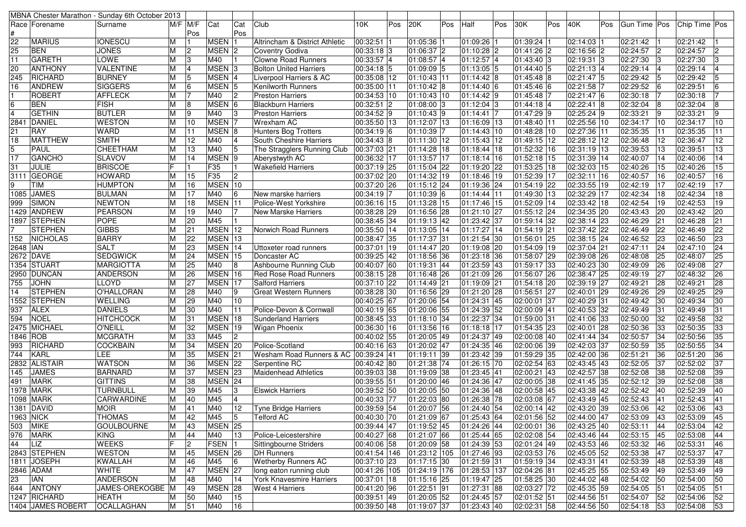| MBNA Chester Marathon - Sunday 6th October 2013 | | | | | | | | | | | | | | | | | | | | | | |
|---|---|---|---|---|---|---|---|---|---|---|---|---|---|---|---|---|---|---|---|---|---|---|
| Race # | Forename | Surname | M/F | M/F Pos | Cat | Cat Pos | Club | 10K | Pos | 20K | Pos | Half | Pos | 30K | Pos | 40K | Pos | Gun Time | Pos | Chip Time | Pos |
| 22 | MARIUS | IONESCU | M | 1 | MSEN | 1 | Altrincham & District Athletic | 00:32:51 | 1 | 01:05:36 | 1 | 01:09:26 | 1 | 01:39:24 | 1 | 02:14:03 | 1 | 02:21:42 | 1 | 02:21:42 | 1 |
| 25 | BEN | JONES | M | 2 | MSEN | 2 | Coventry Godiva | 00:33:18 | 3 | 01:06:37 | 2 | 01:10:28 | 2 | 01:41:26 | 2 | 02:16:56 | 2 | 02:24:57 | 2 | 02:24:57 | 2 |
| 11 | GARETH | LOWE | M | 3 | M40 | 1 | Clowne Road Runners | 00:33:57 | 4 | 01:08:57 | 4 | 01:12:57 | 4 | 01:43:40 | 3 | 02:19:31 | 3 | 02:27:30 | 3 | 02:27:30 | 3 |
| 20 | ANTHONY | VALENTINE | M | 4 | MSEN | 3 | Bolton United Harriers | 00:34:18 | 5 | 01:09:09 | 5 | 01:13:05 | 5 | 01:44:40 | 5 | 02:21:13 | 4 | 02:29:14 | 4 | 02:29:14 | 4 |
| 245 | RICHARD | BURNEY | M | 5 | MSEN | 4 | Liverpool Harriers & AC | 00:35:08 | 12 | 01:10:43 | 11 | 01:14:42 | 8 | 01:45:48 | 8 | 02:21:47 | 5 | 02:29:42 | 5 | 02:29:42 | 5 |
| 16 | ANDREW | SIGGERS | M | 6 | MSEN | 5 | Kenilworth Runners | 00:35:00 | 11 | 01:10:42 | 8 | 01:14:40 | 6 | 01:45:46 | 6 | 02:21:58 | 7 | 02:29:52 | 6 | 02:29:51 | 6 |
| 1 | ROBERT | AFFLECK | M | 7 | M40 | 2 | Preston Harriers | 00:34:53 | 10 | 01:10:43 | 10 | 01:14:42 | 9 | 01:45:48 | 7 | 02:21:47 | 6 | 02:30:18 | 7 | 02:30:18 | 7 |
| 6 | BEN | FISH | M | 8 | MSEN | 6 | Blackburn Harriers | 00:32:51 | 2 | 01:08:00 | 3 | 01:12:04 | 3 | 01:44:18 | 4 | 02:22:41 | 8 | 02:32:04 | 8 | 02:32:04 | 8 |
| 4 | GETHIN | BUTLER | M | 9 | M40 | 3 | Preston Harriers | 00:34:52 | 9 | 01:10:43 | 9 | 01:14:41 | 7 | 01:47:29 | 9 | 02:25:24 | 9 | 02:33:21 | 9 | 02:33:21 | 9 |
| 2841 | DANIEL | WESTON | M | 10 | MSEN | 7 | Wrexham AC | 00:35:50 | 13 | 01:12:07 | 13 | 01:16:09 | 13 | 01:48:40 | 11 | 02:25:56 | 10 | 02:34:17 | 10 | 02:34:17 | 10 |
| 21 | RAY | WARD | M | 11 | MSEN | 8 | Hunters Bog Trotters | 00:34:19 | 6 | 01:10:39 | 7 | 01:14:43 | 10 | 01:48:28 | 10 | 02:27:36 | 11 | 02:35:35 | 11 | 02:35:35 | 11 |
| 18 | MATTHEW | SMITH | M | 12 | M40 | 4 | South Cheshire Harriers | 00:34:43 | 8 | 01:11:30 | 12 | 01:15:43 | 12 | 01:49:15 | 12 | 02:28:12 | 12 | 02:36:48 | 12 | 02:36:47 | 12 |
| 5 | PAUL | CHEETHAM | M | 13 | M40 | 5 | The Stragglers Running Club | 00:37:03 | 21 | 01:14:28 | 18 | 01:18:44 | 18 | 01:52:32 | 16 | 02:31:19 | 13 | 02:39:53 | 13 | 02:39:51 | 13 |
| 17 | GANCHO | SLAVOV | M | 14 | MSEN | 9 | Aberystwyth AC | 00:36:32 | 17 | 01:13:57 | 17 | 01:18:14 | 16 | 01:52:18 | 15 | 02:31:39 | 14 | 02:40:07 | 14 | 02:40:06 | 14 |
| 31 | JULIE | BRISCOE | F | 1 | F35 | 1 | Wakefield Harriers | 00:37:19 | 25 | 01:15:04 | 22 | 01:19:20 | 22 | 01:53:25 | 18 | 02:32:03 | 15 | 02:40:26 | 15 | 02:40:26 | 15 |
| 3111 | GEORGE | HOWARD | M | 15 | F35 | 2 | | 00:37:02 | 20 | 01:14:32 | 19 | 01:18:46 | 19 | 01:52:39 | 17 | 02:32:11 | 16 | 02:40:57 | 16 | 02:40:57 | 16 |
| 9 | TIM | HUMPTON | M | 16 | MSEN | 10 | | 00:37:20 | 26 | 01:15:12 | 24 | 01:19:36 | 24 | 01:54:19 | 22 | 02:33:55 | 19 | 02:42:19 | 17 | 02:42:19 | 17 |
| 1085 | JAMES | BULMAN | M | 17 | M40 | 6 | New marske harriers | 00:34:19 | 7 | 01:10:39 | 6 | 01:14:44 | 11 | 01:49:30 | 13 | 02:32:29 | 17 | 02:42:34 | 18 | 02:42:34 | 18 |
| 999 | SIMON | NEWTON | M | 18 | MSEN | 11 | Police-West Yorkshire | 00:36:16 | 15 | 01:13:28 | 15 | 01:17:46 | 15 | 01:52:09 | 14 | 02:33:42 | 18 | 02:42:54 | 19 | 02:42:53 | 19 |
| 1429 | ANDREW | PEARSON | M | 19 | M40 | 7 | New Marske Harriers | 00:38:28 | 29 | 01:16:56 | 28 | 01:21:10 | 27 | 01:55:12 | 24 | 02:34:35 | 20 | 02:43:43 | 20 | 02:43:42 | 20 |
| 1897 | STEPHEN | POPE | M | 20 | M45 | 1 | | 00:38:45 | 34 | 01:19:13 | 42 | 01:23:42 | 37 | 01:59:14 | 32 | 02:38:14 | 23 | 02:46:29 | 21 | 02:46:28 | 21 |
| 7 | STEPHEN | GIBBS | M | 21 | MSEN | 12 | Norwich Road Runners | 00:35:50 | 14 | 01:13:05 | 14 | 01:17:27 | 14 | 01:54:19 | 21 | 02:37:42 | 22 | 02:46:49 | 22 | 02:46:49 | 22 |
| 152 | NICHOLAS | BARRY | M | 22 | MSEN | 13 | | 00:38:47 | 35 | 01:17:37 | 31 | 01:21:54 | 30 | 01:56:01 | 25 | 02:38:15 | 24 | 02:46:52 | 23 | 02:46:50 | 23 |
| 2648 | IAN | SALT | M | 23 | MSEN | 14 | Uttoxeter road runners | 00:37:01 | 19 | 01:14:47 | 20 | 01:19:08 | 20 | 01:54:09 | 19 | 02:37:04 | 21 | 02:47:11 | 24 | 02:47:10 | 24 |
| 2672 | DAVE | SEDGWICK | M | 24 | MSEN | 15 | Doncaster AC | 00:39:25 | 42 | 01:18:56 | 36 | 01:23:18 | 36 | 01:58:07 | 29 | 02:39:08 | 26 | 02:48:08 | 25 | 02:48:07 | 25 |
| 1354 | STUART | MARGIOTTA | M | 25 | M40 | 8 | Ashbourne Running Club | 00:40:07 | 60 | 01:19:31 | 44 | 01:23:59 | 43 | 01:59:17 | 33 | 02:40:23 | 30 | 02:49:09 | 26 | 02:49:08 | 27 |
| 2950 | DUNCAN | ANDERSON | M | 26 | MSEN | 16 | Red Rose Road Runners | 00:38:15 | 28 | 01:16:48 | 26 | 01:21:09 | 26 | 01:56:07 | 26 | 02:38:47 | 25 | 02:49:19 | 27 | 02:48:32 | 26 |
| 755 | JOHN | LLOYD | M | 27 | MSEN | 17 | Salford Harriers | 00:37:10 | 22 | 01:14:49 | 21 | 01:19:09 | 21 | 01:54:18 | 20 | 02:39:19 | 27 | 02:49:21 | 28 | 02:49:21 | 28 |
| 14 | STEPHEN | O'HALLORAN | M | 28 | M40 | 9 | Great Western Runners | 00:38:28 | 30 | 01:16:56 | 29 | 01:21:20 | 28 | 01:56:51 | 27 | 02:40:01 | 29 | 02:49:26 | 29 | 02:49:25 | 29 |
| 1552 | STEPHEN | WELLING | M | 29 | M40 | 10 | | 00:40:25 | 67 | 01:20:06 | 54 | 01:24:31 | 45 | 02:00:01 | 37 | 02:40:29 | 31 | 02:49:42 | 30 | 02:49:34 | 30 |
| 937 | ALEX | DANIELS | M | 30 | M40 | 11 | Police-Devon & Cornwall | 00:40:19 | 65 | 01:20:06 | 55 | 01:24:39 | 52 | 02:00:09 | 41 | 02:40:53 | 32 | 02:49:49 | 31 | 02:49:49 | 31 |
| 594 | NOEL | HITCHCOCK | M | 31 | MSEN | 18 | Sunderland Harriers | 00:38:45 | 33 | 01:18:10 | 34 | 01:22:37 | 34 | 01:59:00 | 31 | 02:41:06 | 33 | 02:50:00 | 32 | 02:49:58 | 32 |
| 2475 | MICHAEL | O'NEILL | M | 32 | MSEN | 19 | Wigan Phoenix | 00:36:30 | 16 | 01:13:56 | 16 | 01:18:18 | 17 | 01:54:35 | 23 | 02:40:01 | 28 | 02:50:36 | 33 | 02:50:35 | 33 |
| 1846 | ROB | MCGRATH | M | 33 | M45 | 2 | | 00:40:02 | 55 | 01:20:05 | 49 | 01:24:37 | 49 | 02:00:08 | 40 | 02:41:44 | 34 | 02:50:57 | 34 | 02:50:56 | 35 |
| 993 | RICHARD | COCKBAIN | M | 34 | MSEN | 20 | Police-Scotland | 00:40:16 | 63 | 01:20:02 | 47 | 01:24:35 | 46 | 02:00:06 | 39 | 02:42:03 | 37 | 02:50:59 | 35 | 02:50:55 | 34 |
| 744 | KARL | LEE | M | 35 | MSEN | 21 | Wesham Road Runners & AC | 00:39:24 | 41 | 01:19:11 | 39 | 01:23:42 | 39 | 01:59:29 | 35 | 02:42:00 | 36 | 02:51:21 | 36 | 02:51:20 | 36 |
| 2832 | ALISTAIR | WATSON | M | 36 | MSEN | 22 | Serpentine RC | 00:40:42 | 80 | 01:21:38 | 74 | 01:26:15 | 70 | 02:02:54 | 63 | 02:43:45 | 43 | 02:52:05 | 37 | 02:52:02 | 37 |
| 145 | JAMES | BARNARD | M | 37 | MSEN | 23 | Maidenhead Athletics | 00:39:03 | 38 | 01:19:09 | 38 | 01:23:45 | 41 | 02:00:21 | 43 | 02:42:57 | 38 | 02:52:08 | 38 | 02:52:08 | 39 |
| 491 | MARK | GITTINS | M | 38 | MSEN | 24 | | 00:39:55 | 51 | 01:20:00 | 46 | 01:24:36 | 47 | 02:00:05 | 38 | 02:41:45 | 35 | 02:52:12 | 39 | 02:52:08 | 38 |
| 1978 | MARK | TURNBULL | M | 39 | M45 | 3 | Elswick Harriers | 00:39:52 | 50 | 01:20:05 | 50 | 01:24:36 | 48 | 02:00:58 | 45 | 02:43:38 | 42 | 02:52:42 | 40 | 02:52:39 | 40 |
| 1098 | MARK | CARWARDINE | M | 40 | M45 | 4 | | 00:40:33 | 77 | 01:22:03 | 80 | 01:26:38 | 78 | 02:03:08 | 67 | 02:43:49 | 45 | 02:52:43 | 41 | 02:52:43 | 41 |
| 1381 | DAVID | MOIR | M | 41 | M40 | 12 | Tyne Bridge Harriers | 00:39:59 | 54 | 01:20:07 | 56 | 01:24:40 | 54 | 02:00:14 | 42 | 02:43:20 | 39 | 02:53:06 | 42 | 02:53:06 | 43 |
| 1963 | NICK | THOMAS | M | 42 | M45 | 5 | Telford AC | 00:40:30 | 70 | 01:21:09 | 67 | 01:25:43 | 64 | 02:01:56 | 52 | 02:44:00 | 47 | 02:53:09 | 43 | 02:53:09 | 45 |
| 503 | MIKE | GOULBOURNE | M | 43 | MSEN | 25 | | 00:39:44 | 47 | 01:19:52 | 45 | 01:24:26 | 44 | 02:00:01 | 36 | 02:43:25 | 40 | 02:53:11 | 44 | 02:53:04 | 42 |
| 976 | MARK | KING | M | 44 | M40 | 13 | Police-Leicestershire | 00:40:27 | 68 | 01:21:07 | 66 | 01:25:44 | 65 | 02:02:08 | 54 | 02:43:46 | 44 | 02:53:15 | 45 | 02:53:08 | 44 |
| 44 | LIZ | WEEKS | F | 2 | FSEN | 1 | Sittingbourne Striders | 00:40:06 | 58 | 01:20:09 | 58 | 01:24:39 | 53 | 02:01:24 | 49 | 02:43:53 | 46 | 02:53:32 | 46 | 02:53:31 | 46 |
| 2843 | STEPHEN | WESTON | M | 45 | MSEN | 26 | DH Runners | 00:41:54 | 146 | 01:23:12 | 105 | 01:27:46 | 93 | 02:03:53 | 76 | 02:45:05 | 52 | 02:53:38 | 47 | 02:53:37 | 47 |
| 1811 | JOSEPH | KWALLAH | M | 46 | M45 | 6 | Wetherby Runners AC | 00:37:10 | 23 | 01:17:15 | 30 | 01:21:59 | 31 | 01:59:19 | 34 | 02:43:31 | 41 | 02:53:39 | 48 | 02:53:39 | 48 |
| 2846 | ADAM | WHITE | M | 47 | MSEN | 27 | long eaton running club | 00:41:26 | 105 | 01:24:19 | 176 | 01:28:53 | 137 | 02:04:26 | 81 | 02:45:25 | 55 | 02:53:49 | 49 | 02:53:49 | 49 |
| 23 | IAN | ANDERSON | M | 48 | M40 | 14 | York Knavesmire Harriers | 00:37:01 | 18 | 01:15:16 | 25 | 01:19:47 | 25 | 01:58:25 | 30 | 02:44:02 | 48 | 02:54:02 | 50 | 02:54:00 | 50 |
| 644 | ANTONY | JAMES-OREKOGBE | M | 49 | MSEN | 28 | West 4 Harriers | 00:41:20 | 96 | 01:22:51 | 91 | 01:27:31 | 88 | 02:03:27 | 72 | 02:45:35 | 59 | 02:54:05 | 51 | 02:54:05 | 51 |
| 1247 | RICHARD | HEATH | M | 50 | M40 | 15 | | 00:39:51 | 49 | 01:20:05 | 52 | 01:24:45 | 57 | 02:01:52 | 51 | 02:44:56 | 51 | 02:54:07 | 52 | 02:54:06 | 52 |
| 1404 | JAMES ROBERT | OCALLAGHAN | M | 51 | M40 | 16 | | 00:39:50 | 48 | 01:19:07 | 37 | 01:23:43 | 40 | 02:02:31 | 58 | 02:44:56 | 50 | 02:54:18 | 53 | 02:54:08 | 53 |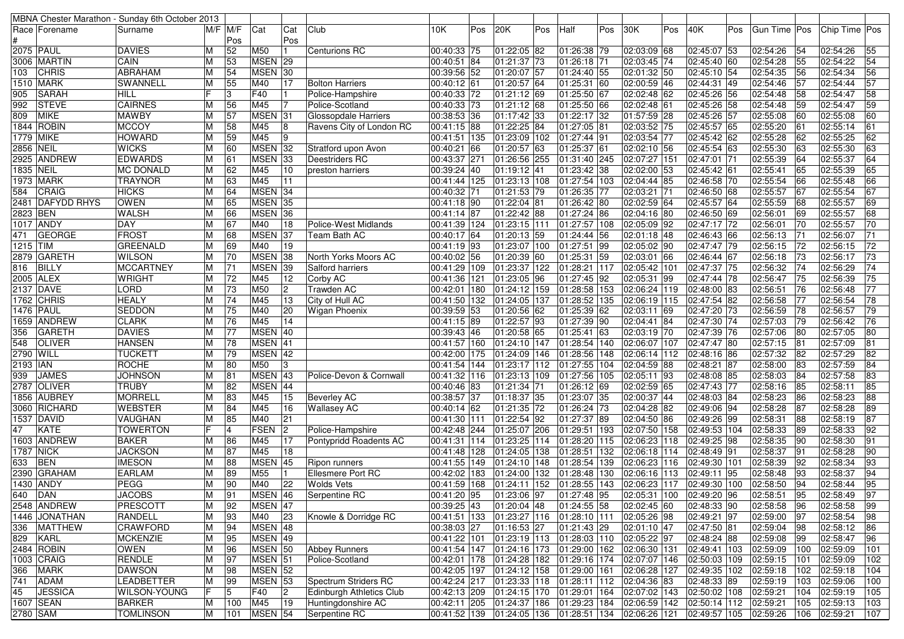| MBNA Chester Marathon - Sunday 6th October 2013 | | | | | | | | | | | | | | | | | | | | | | |
|---|---|---|---|---|---|---|---|---|---|---|---|---|---|---|---|---|---|---|---|---|---|---|
| Race # | Forename | Surname | M/F | M/F Pos | Cat | Cat Pos | Club | 10K | Pos | 20K | Pos | Half | Pos | 30K | Pos | 40K | Pos | Gun Time | Pos | Chip Time | Pos |
| 2075 | PAUL | DAVIES | M | 52 | M50 | 1 | Centurions RC | 00:40:33 | 75 | 01:22:05 | 82 | 01:26:38 | 79 | 02:03:09 | 68 | 02:45:07 | 53 | 02:54:26 | 54 | 02:54:26 | 55 |
| 3006 | MARTIN | CAIN | M | 53 | MSEN | 29 | | 00:40:51 | 84 | 01:21:37 | 73 | 01:26:18 | 71 | 02:03:45 | 74 | 02:45:40 | 60 | 02:54:28 | 55 | 02:54:22 | 54 |
| 103 | CHRIS | ABRAHAM | M | 54 | MSEN | 30 | | 00:39:56 | 52 | 01:20:07 | 57 | 01:24:40 | 55 | 02:01:32 | 50 | 02:45:10 | 54 | 02:54:35 | 56 | 02:54:34 | 56 |
| 1510 | MARK | SWANNELL | M | 55 | M40 | 17 | Bolton Harriers | 00:40:12 | 61 | 01:20:57 | 64 | 01:25:31 | 60 | 02:00:59 | 46 | 02:44:31 | 49 | 02:54:46 | 57 | 02:54:44 | 57 |
| 905 | SARAH | HILL | F | 3 | F40 | 1 | Police-Hampshire | 00:40:33 | 72 | 01:21:12 | 69 | 01:25:50 | 67 | 02:02:48 | 62 | 02:45:26 | 56 | 02:54:48 | 58 | 02:54:47 | 58 |
| 992 | STEVE | CAIRNES | M | 56 | M45 | 7 | Police-Scotland | 00:40:33 | 73 | 01:21:12 | 68 | 01:25:50 | 66 | 02:02:48 | 61 | 02:45:26 | 58 | 02:54:48 | 59 | 02:54:47 | 59 |
| 809 | MIKE | MAWBY | M | 57 | MSEN | 31 | Glossopdale Harriers | 00:38:53 | 36 | 01:17:42 | 33 | 01:22:17 | 32 | 01:57:59 | 28 | 02:45:26 | 57 | 02:55:08 | 60 | 02:55:08 | 60 |
| 1844 | ROBIN | MCCOY | M | 58 | M45 | 8 | Ravens City of London RC | 00:41:15 | 88 | 01:22:25 | 84 | 01:27:05 | 81 | 02:03:52 | 75 | 02:45:57 | 65 | 02:55:20 | 61 | 02:55:14 | 61 |
| 1779 | MIKE | HOWARD | M | 59 | M45 | 9 | | 00:41:51 | 135 | 01:23:09 | 102 | 01:27:44 | 91 | 02:03:54 | 77 | 02:45:42 | 62 | 02:55:28 | 62 | 02:55:25 | 62 |
| 2856 | NEIL | WICKS | M | 60 | MSEN | 32 | Stratford upon Avon | 00:40:21 | 66 | 01:20:57 | 63 | 01:25:37 | 61 | 02:02:10 | 56 | 02:45:54 | 63 | 02:55:30 | 63 | 02:55:30 | 63 |
| 2925 | ANDREW | EDWARDS | M | 61 | MSEN | 33 | Deestriders RC | 00:43:37 | 271 | 01:26:56 | 255 | 01:31:40 | 245 | 02:07:27 | 151 | 02:47:01 | 71 | 02:55:39 | 64 | 02:55:37 | 64 |
| 1835 | NEIL | MC DONALD | M | 62 | M45 | 10 | preston harriers | 00:39:24 | 40 | 01:19:12 | 41 | 01:23:42 | 38 | 02:02:00 | 53 | 02:45:42 | 61 | 02:55:41 | 65 | 02:55:39 | 65 |
| 1973 | MARK | TRAYNOR | M | 63 | M45 | 11 | | 00:41:44 | 125 | 01:23:13 | 108 | 01:27:54 | 103 | 02:04:44 | 85 | 02:46:58 | 70 | 02:55:54 | 66 | 02:55:48 | 66 |
| 584 | CRAIG | HICKS | M | 64 | MSEN | 34 | | 00:40:32 | 71 | 01:21:53 | 79 | 01:26:35 | 77 | 02:03:21 | 71 | 02:46:50 | 68 | 02:55:57 | 67 | 02:55:54 | 67 |
| 2481 | DAFYDD RHYS | OWEN | M | 65 | MSEN | 35 | | 00:41:18 | 90 | 01:22:04 | 81 | 01:26:42 | 80 | 02:02:59 | 64 | 02:45:57 | 64 | 02:55:59 | 68 | 02:55:57 | 69 |
| 2823 | BEN | WALSH | M | 66 | MSEN | 36 | | 00:41:14 | 87 | 01:22:42 | 88 | 01:27:24 | 86 | 02:04:16 | 80 | 02:46:50 | 69 | 02:56:01 | 69 | 02:55:57 | 68 |
| 1017 | ANDY | DAY | M | 67 | M40 | 18 | Police-West Midlands | 00:41:39 | 124 | 01:23:15 | 111 | 01:27:57 | 108 | 02:05:09 | 92 | 02:47:17 | 72 | 02:56:01 | 70 | 02:55:57 | 70 |
| 471 | GEORGE | FROST | M | 68 | MSEN | 37 | Team Bath AC | 00:40:17 | 64 | 01:20:13 | 59 | 01:24:44 | 56 | 02:01:18 | 48 | 02:46:43 | 66 | 02:56:13 | 71 | 02:56:07 | 71 |
| 1215 | TIM | GREENALD | M | 69 | M40 | 19 | | 00:41:19 | 93 | 01:23:07 | 100 | 01:27:51 | 99 | 02:05:02 | 90 | 02:47:47 | 79 | 02:56:15 | 72 | 02:56:15 | 72 |
| 2879 | GARETH | WILSON | M | 70 | MSEN | 38 | North Yorks Moors AC | 00:40:02 | 56 | 01:20:39 | 60 | 01:25:31 | 59 | 02:03:01 | 66 | 02:46:44 | 67 | 02:56:18 | 73 | 02:56:17 | 73 |
| 816 | BILLY | MCCARTNEY | M | 71 | MSEN | 39 | Salford harriers | 00:41:29 | 109 | 01:23:37 | 122 | 01:28:21 | 117 | 02:05:42 | 101 | 02:47:37 | 75 | 02:56:32 | 74 | 02:56:29 | 74 |
| 2005 | ALEX | WRIGHT | M | 72 | M45 | 12 | Corby AC | 00:41:36 | 121 | 01:23:05 | 96 | 01:27:45 | 92 | 02:05:31 | 99 | 02:47:44 | 78 | 02:56:47 | 75 | 02:56:39 | 75 |
| 2137 | DAVE | LORD | M | 73 | M50 | 2 | Trawden AC | 00:42:01 | 180 | 01:24:12 | 159 | 01:28:58 | 153 | 02:06:24 | 119 | 02:48:00 | 83 | 02:56:51 | 76 | 02:56:48 | 77 |
| 1762 | CHRIS | HEALY | M | 74 | M45 | 13 | City of Hull AC | 00:41:50 | 132 | 01:24:05 | 137 | 01:28:52 | 135 | 02:06:19 | 115 | 02:47:54 | 82 | 02:56:58 | 77 | 02:56:54 | 78 |
| 1476 | PAUL | SEDDON | M | 75 | M40 | 20 | Wigan Phoenix | 00:39:59 | 53 | 01:20:56 | 62 | 01:25:39 | 62 | 02:03:11 | 69 | 02:47:20 | 73 | 02:56:59 | 78 | 02:56:57 | 79 |
| 1659 | ANDREW | CLARK | M | 76 | M45 | 14 | | 00:41:15 | 89 | 01:22:57 | 93 | 01:27:39 | 90 | 02:04:41 | 84 | 02:47:30 | 74 | 02:57:03 | 79 | 02:56:42 | 76 |
| 356 | GARETH | DAVIES | M | 77 | MSEN | 40 | | 00:39:43 | 46 | 01:20:58 | 65 | 01:25:41 | 63 | 02:03:19 | 70 | 02:47:39 | 76 | 02:57:06 | 80 | 02:57:05 | 80 |
| 548 | OLIVER | HANSEN | M | 78 | MSEN | 41 | | 00:41:57 | 160 | 01:24:10 | 147 | 01:28:54 | 140 | 02:06:07 | 107 | 02:47:47 | 80 | 02:57:15 | 81 | 02:57:09 | 81 |
| 2790 | WILL | TUCKETT | M | 79 | MSEN | 42 | | 00:42:00 | 175 | 01:24:09 | 146 | 01:28:56 | 148 | 02:06:14 | 112 | 02:48:16 | 86 | 02:57:32 | 82 | 02:57:29 | 82 |
| 2193 | IAN | ROCHE | M | 80 | M50 | 3 | | 00:41:54 | 144 | 01:23:17 | 112 | 01:27:55 | 104 | 02:04:59 | 88 | 02:48:21 | 87 | 02:58:00 | 83 | 02:57:59 | 84 |
| 939 | JAMES | JOHNSON | M | 81 | MSEN | 43 | Police-Devon & Cornwall | 00:41:32 | 116 | 01:23:13 | 109 | 01:27:56 | 105 | 02:05:11 | 93 | 02:48:08 | 85 | 02:58:03 | 84 | 02:57:58 | 83 |
| 2787 | OLIVER | TRUBY | M | 82 | MSEN | 44 | | 00:40:46 | 83 | 01:21:34 | 71 | 01:26:12 | 69 | 02:02:59 | 65 | 02:47:43 | 77 | 02:58:16 | 85 | 02:58:11 | 85 |
| 1856 | AUBREY | MORRELL | M | 83 | M45 | 15 | Beverley AC | 00:38:57 | 37 | 01:18:37 | 35 | 01:23:07 | 35 | 02:00:37 | 44 | 02:48:03 | 84 | 02:58:23 | 86 | 02:58:23 | 88 |
| 3060 | RICHARD | WEBSTER | M | 84 | M45 | 16 | Wallasey AC | 00:40:14 | 62 | 01:21:35 | 72 | 01:26:24 | 73 | 02:04:28 | 82 | 02:49:06 | 94 | 02:58:28 | 87 | 02:58:28 | 89 |
| 1537 | DAVID | VAUGHAN | M | 85 | M40 | 21 | | 00:41:30 | 111 | 01:22:54 | 92 | 01:27:37 | 89 | 02:04:50 | 86 | 02:49:26 | 99 | 02:58:31 | 88 | 02:58:19 | 87 |
| 47 | KATE | TOWERTON | F | 4 | FSEN | 2 | Police-Hampshire | 00:42:48 | 244 | 01:25:07 | 206 | 01:29:51 | 193 | 02:07:50 | 158 | 02:49:53 | 104 | 02:58:33 | 89 | 02:58:33 | 92 |
| 1603 | ANDREW | BAKER | M | 86 | M45 | 17 | Pontypridd Roadents AC | 00:41:31 | 114 | 01:23:25 | 114 | 01:28:20 | 115 | 02:06:23 | 118 | 02:49:25 | 98 | 02:58:35 | 90 | 02:58:30 | 91 |
| 1787 | NICK | JACKSON | M | 87 | M45 | 18 | | 00:41:48 | 128 | 01:24:05 | 138 | 01:28:51 | 132 | 02:06:18 | 114 | 02:48:49 | 91 | 02:58:37 | 91 | 02:58:28 | 90 |
| 633 | BEN | IMESON | M | 88 | MSEN | 45 | Ripon runners | 00:41:55 | 149 | 01:24:10 | 148 | 01:28:54 | 139 | 02:06:23 | 116 | 02:49:30 | 101 | 02:58:39 | 92 | 02:58:34 | 93 |
| 2390 | GRAHAM | EARLAM | M | 89 | M55 | 1 | Ellesmere Port RC | 00:42:02 | 183 | 01:24:00 | 132 | 01:28:48 | 130 | 02:06:16 | 113 | 02:49:11 | 95 | 02:58:48 | 93 | 02:58:37 | 94 |
| 1430 | ANDY | PEGG | M | 90 | M40 | 22 | Wolds Vets | 00:41:59 | 168 | 01:24:11 | 152 | 01:28:55 | 143 | 02:06:23 | 117 | 02:49:30 | 100 | 02:58:50 | 94 | 02:58:44 | 95 |
| 640 | DAN | JACOBS | M | 91 | MSEN | 46 | Serpentine RC | 00:41:20 | 95 | 01:23:06 | 97 | 01:27:48 | 95 | 02:05:31 | 100 | 02:49:20 | 96 | 02:58:51 | 95 | 02:58:49 | 97 |
| 2548 | ANDREW | PRESCOTT | M | 92 | MSEN | 47 | | 00:39:25 | 43 | 01:20:04 | 48 | 01:24:55 | 58 | 02:02:45 | 60 | 02:48:33 | 90 | 02:58:58 | 96 | 02:58:58 | 99 |
| 1446 | JONATHAN | RANDELL | M | 93 | M40 | 23 | Knowle & Dorridge RC | 00:41:51 | 133 | 01:23:27 | 116 | 01:28:10 | 111 | 02:05:26 | 98 | 02:49:21 | 97 | 02:59:00 | 97 | 02:58:54 | 98 |
| 336 | MATTHEW | CRAWFORD | M | 94 | MSEN | 48 | | 00:38:03 | 27 | 01:16:53 | 27 | 01:21:43 | 29 | 02:01:10 | 47 | 02:47:50 | 81 | 02:59:04 | 98 | 02:58:12 | 86 |
| 829 | KARL | MCKENZIE | M | 95 | MSEN | 49 | | 00:41:22 | 101 | 01:23:19 | 113 | 01:28:03 | 110 | 02:05:22 | 97 | 02:48:24 | 88 | 02:59:08 | 99 | 02:58:47 | 96 |
| 2484 | ROBIN | OWEN | M | 96 | MSEN | 50 | Abbey Runners | 00:41:54 | 147 | 01:24:16 | 173 | 01:29:00 | 162 | 02:06:30 | 131 | 02:49:41 | 103 | 02:59:09 | 100 | 02:59:09 | 101 |
| 1003 | CRAIG | RENDLE | M | 97 | MSEN | 51 | Police-Scotland | 00:42:01 | 178 | 01:24:28 | 182 | 01:29:16 | 174 | 02:07:07 | 146 | 02:50:03 | 109 | 02:59:15 | 101 | 02:59:09 | 102 |
| 366 | MARK | DAWSON | M | 98 | MSEN | 52 | | 00:42:05 | 197 | 01:24:12 | 158 | 01:29:00 | 161 | 02:06:28 | 127 | 02:49:35 | 102 | 02:59:18 | 102 | 02:59:18 | 104 |
| 741 | ADAM | LEADBETTER | M | 99 | MSEN | 53 | Spectrum Striders RC | 00:42:24 | 217 | 01:23:33 | 118 | 01:28:11 | 112 | 02:04:36 | 83 | 02:48:33 | 89 | 02:59:19 | 103 | 02:59:06 | 100 |
| 45 | JESSICA | WILSON-YOUNG | F | 5 | F40 | 2 | Edinburgh Athletics Club | 00:42:13 | 209 | 01:24:15 | 170 | 01:29:01 | 164 | 02:07:02 | 143 | 02:50:02 | 108 | 02:59:21 | 104 | 02:59:19 | 105 |
| 1607 | SEAN | BARKER | M | 100 | M45 | 19 | Huntingdonshire AC | 00:42:11 | 205 | 01:24:37 | 186 | 01:29:23 | 184 | 02:06:59 | 142 | 02:50:14 | 112 | 02:59:21 | 105 | 02:59:13 | 103 |
| 2780 | SAM | TOMLINSON | M | 101 | MSEN | 54 | Serpentine RC | 00:41:52 | 139 | 01:24:05 | 136 | 01:28:51 | 134 | 02:06:26 | 121 | 02:49:57 | 105 | 02:59:26 | 106 | 02:59:21 | 107 |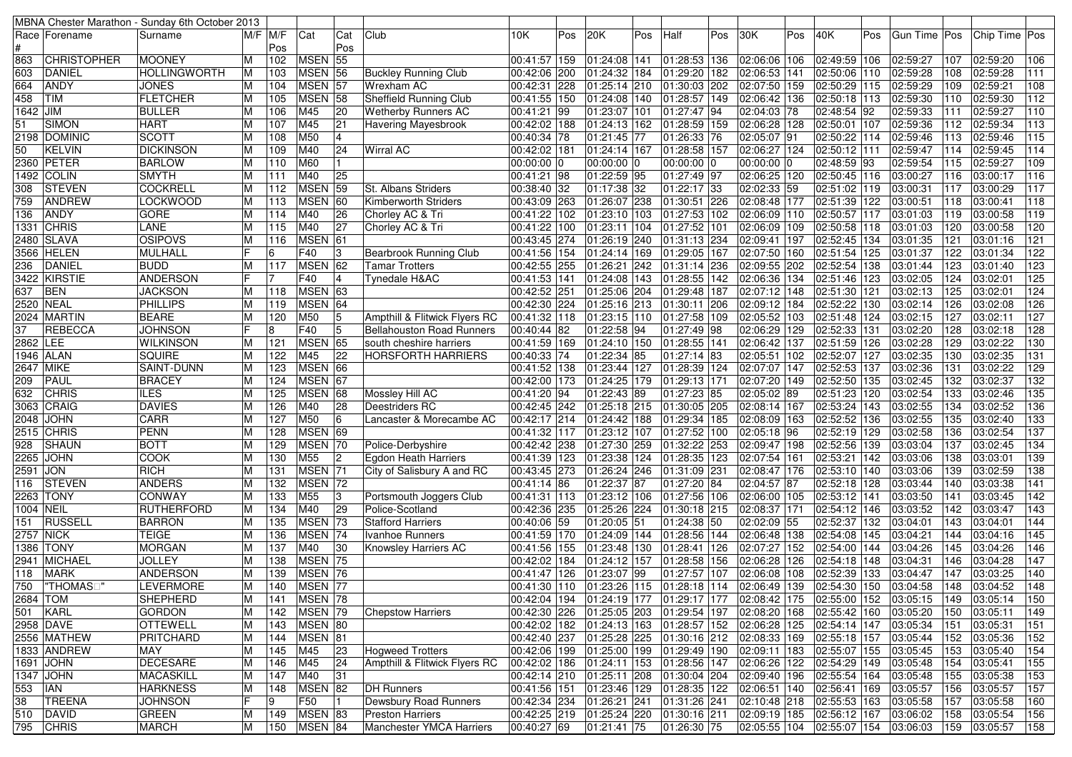| MBNA Chester Marathon - Sunday 6th October 2013 | | | | | | | | | | | | | | | | | | | | | | |
|---|---|---|---|---|---|---|---|---|---|---|---|---|---|---|---|---|---|---|---|---|---|---|
| Race # | Forename | Surname | M/F | M/F Pos | Cat | Cat Pos | Club | 10K | Pos | 20K | Pos | Half | Pos | 30K | Pos | 40K | Pos | Gun Time | Pos | Chip Time | Pos |
| 863 | CHRISTOPHER | MOONEY | M | 102 | MSEN | 55 | | 00:41:57 | 159 | 01:24:08 | 141 | 01:28:53 | 136 | 02:06:06 | 106 | 02:49:59 | 106 | 02:59:27 | 107 | 02:59:20 | 106 |
| 603 | DANIEL | HOLLINGWORTH | M | 103 | MSEN | 56 | Buckley Running Club | 00:42:06 | 200 | 01:24:32 | 184 | 01:29:20 | 182 | 02:06:53 | 141 | 02:50:06 | 110 | 02:59:28 | 108 | 02:59:28 | 111 |
| 664 | ANDY | JONES | M | 104 | MSEN | 57 | Wrexham AC | 00:42:31 | 228 | 01:25:14 | 210 | 01:30:03 | 202 | 02:07:50 | 159 | 02:50:29 | 115 | 02:59:29 | 109 | 02:59:21 | 108 |
| 458 | TIM | FLETCHER | M | 105 | MSEN | 58 | Sheffield Running Club | 00:41:55 | 150 | 01:24:08 | 140 | 01:28:57 | 149 | 02:06:42 | 136 | 02:50:18 | 113 | 02:59:30 | 110 | 02:59:30 | 112 |
| 1642 | JIM | BULLER | M | 106 | M45 | 20 | Wetherby Runners AC | 00:41:21 | 99 | 01:23:07 | 101 | 01:27:47 | 94 | 02:04:03 | 78 | 02:48:54 | 92 | 02:59:33 | 111 | 02:59:27 | 110 |
| 51 | SIMON | HART | M | 107 | M45 | 21 | Havering Mayesbrook | 00:42:02 | 188 | 01:24:13 | 162 | 01:28:59 | 159 | 02:06:28 | 128 | 02:50:01 | 107 | 02:59:36 | 112 | 02:59:34 | 113 |
| 2198 | DOMINIC | SCOTT | M | 108 | M50 | 4 | | 00:40:34 | 78 | 01:21:45 | 77 | 01:26:33 | 76 | 02:05:07 | 91 | 02:50:22 | 114 | 02:59:46 | 113 | 02:59:46 | 115 |
| 50 | KELVIN | DICKINSON | M | 109 | M40 | 24 | Wirral AC | 00:42:02 | 181 | 01:24:14 | 167 | 01:28:58 | 157 | 02:06:27 | 124 | 02:50:12 | 111 | 02:59:47 | 114 | 02:59:45 | 114 |
| 2360 | PETER | BARLOW | M | 110 | M60 | 1 | | 00:00:00 | 0 | 00:00:00 | 0 | 00:00:00 | 0 | 00:00:00 | 0 | 02:48:59 | 93 | 02:59:54 | 115 | 02:59:27 | 109 |
| 1492 | COLIN | SMYTH | M | 111 | M40 | 25 | | 00:41:21 | 98 | 01:22:59 | 95 | 01:27:49 | 97 | 02:06:25 | 120 | 02:50:45 | 116 | 03:00:27 | 116 | 03:00:17 | 116 |
| 308 | STEVEN | COCKRELL | M | 112 | MSEN | 59 | St. Albans Striders | 00:38:40 | 32 | 01:17:38 | 32 | 01:22:17 | 33 | 02:02:33 | 59 | 02:51:02 | 119 | 03:00:31 | 117 | 03:00:29 | 117 |
| 759 | ANDREW | LOCKWOOD | M | 113 | MSEN | 60 | Kimberworth Striders | 00:43:09 | 263 | 01:26:07 | 238 | 01:30:51 | 226 | 02:08:48 | 177 | 02:51:39 | 122 | 03:00:51 | 118 | 03:00:41 | 118 |
| 136 | ANDY | GORE | M | 114 | M40 | 26 | Chorley AC & Tri | 00:41:22 | 102 | 01:23:10 | 103 | 01:27:53 | 102 | 02:06:09 | 110 | 02:50:57 | 117 | 03:01:03 | 119 | 03:00:58 | 119 |
| 1331 | CHRIS | LANE | M | 115 | M40 | 27 | Chorley AC & Tri | 00:41:22 | 100 | 01:23:11 | 104 | 01:27:52 | 101 | 02:06:09 | 109 | 02:50:58 | 118 | 03:01:03 | 120 | 03:00:58 | 120 |
| 2480 | SLAVA | OSIPOVS | M | 116 | MSEN | 61 | | 00:43:45 | 274 | 01:26:19 | 240 | 01:31:13 | 234 | 02:09:41 | 197 | 02:52:45 | 134 | 03:01:35 | 121 | 03:01:16 | 121 |
| 3566 | HELEN | MULHALL | F | 6 | F40 | 3 | Bearbrook Running Club | 00:41:56 | 154 | 01:24:14 | 169 | 01:29:05 | 167 | 02:07:50 | 160 | 02:51:54 | 125 | 03:01:37 | 122 | 03:01:34 | 122 |
| 236 | DANIEL | BUDD | M | 117 | MSEN | 62 | Tamar Trotters | 00:42:55 | 255 | 01:26:21 | 242 | 01:31:14 | 236 | 02:09:55 | 202 | 02:52:54 | 138 | 03:01:44 | 123 | 03:01:40 | 123 |
| 3422 | KIRSTIE | ANDERSON | F | 7 | F40 | 4 | Tynedale H&AC | 00:41:53 | 141 | 01:24:08 | 143 | 01:28:55 | 142 | 02:06:36 | 134 | 02:51:46 | 123 | 03:02:05 | 124 | 03:02:01 | 125 |
| 637 | BEN | JACKSON | M | 118 | MSEN | 63 | | 00:42:52 | 251 | 01:25:06 | 204 | 01:29:48 | 187 | 02:07:12 | 148 | 02:51:30 | 121 | 03:02:13 | 125 | 03:02:01 | 124 |
| 2520 | NEAL | PHILLIPS | M | 119 | MSEN | 64 | | 00:42:30 | 224 | 01:25:16 | 213 | 01:30:11 | 206 | 02:09:12 | 184 | 02:52:22 | 130 | 03:02:14 | 126 | 03:02:08 | 126 |
| 2024 | MARTIN | BEARE | M | 120 | M50 | 5 | Ampthill & Flitwick Flyers RC | 00:41:32 | 118 | 01:23:15 | 110 | 01:27:58 | 109 | 02:05:52 | 103 | 02:51:48 | 124 | 03:02:15 | 127 | 03:02:11 | 127 |
| 37 | REBECCA | JOHNSON | F | 8 | F40 | 5 | Bellahouston Road Runners | 00:40:44 | 82 | 01:22:58 | 94 | 01:27:49 | 98 | 02:06:29 | 129 | 02:52:33 | 131 | 03:02:20 | 128 | 03:02:18 | 128 |
| 2862 | LEE | WILKINSON | M | 121 | MSEN | 65 | south cheshire harriers | 00:41:59 | 169 | 01:24:10 | 150 | 01:28:55 | 141 | 02:06:42 | 137 | 02:51:59 | 126 | 03:02:28 | 129 | 03:02:22 | 130 |
| 1946 | ALAN | SQUIRE | M | 122 | M45 | 22 | HORSFORTH HARRIERS | 00:40:33 | 74 | 01:22:34 | 85 | 01:27:14 | 83 | 02:05:51 | 102 | 02:52:07 | 127 | 03:02:35 | 130 | 03:02:35 | 131 |
| 2647 | MIKE | SAINT-DUNN | M | 123 | MSEN | 66 | | 00:41:52 | 138 | 01:23:44 | 127 | 01:28:39 | 124 | 02:07:07 | 147 | 02:52:53 | 137 | 03:02:36 | 131 | 03:02:22 | 129 |
| 209 | PAUL | BRACEY | M | 124 | MSEN | 67 | | 00:42:00 | 173 | 01:24:25 | 179 | 01:29:13 | 171 | 02:07:20 | 149 | 02:52:50 | 135 | 03:02:45 | 132 | 03:02:37 | 132 |
| 632 | CHRIS | ILES | M | 125 | MSEN | 68 | Mossley Hill AC | 00:41:20 | 94 | 01:22:43 | 89 | 01:27:23 | 85 | 02:05:02 | 89 | 02:51:23 | 120 | 03:02:54 | 133 | 03:02:46 | 135 |
| 3063 | CRAIG | DAVIES | M | 126 | M40 | 28 | Deestriders RC | 00:42:45 | 242 | 01:25:18 | 215 | 01:30:05 | 205 | 02:08:14 | 167 | 02:53:24 | 143 | 03:02:55 | 134 | 03:02:52 | 136 |
| 2048 | JOHN | CARR | M | 127 | M50 | 6 | Lancaster & Morecambe AC | 00:42:17 | 214 | 01:24:42 | 188 | 01:29:34 | 185 | 02:08:09 | 163 | 02:52:52 | 136 | 03:02:55 | 135 | 03:02:40 | 133 |
| 2515 | CHRIS | PENN | M | 128 | MSEN | 69 | | 00:41:32 | 117 | 01:23:12 | 107 | 01:27:52 | 100 | 02:05:18 | 96 | 02:52:19 | 129 | 03:02:58 | 136 | 03:02:54 | 137 |
| 928 | SHAUN | BOTT | M | 129 | MSEN | 70 | Police-Derbyshire | 00:42:42 | 238 | 01:27:30 | 259 | 01:32:22 | 253 | 02:09:47 | 198 | 02:52:56 | 139 | 03:03:04 | 137 | 03:02:45 | 134 |
| 2265 | JOHN | COOK | M | 130 | M55 | 2 | Egdon Heath Harriers | 00:41:39 | 123 | 01:23:38 | 124 | 01:28:35 | 123 | 02:07:54 | 161 | 02:53:21 | 142 | 03:03:06 | 138 | 03:03:01 | 139 |
| 2591 | JON | RICH | M | 131 | MSEN | 71 | City of Salisbury A and RC | 00:43:45 | 273 | 01:26:24 | 246 | 01:31:09 | 231 | 02:08:47 | 176 | 02:53:10 | 140 | 03:03:06 | 139 | 03:02:59 | 138 |
| 116 | STEVEN | ANDERS | M | 132 | MSEN | 72 | | 00:41:14 | 86 | 01:22:37 | 87 | 01:27:20 | 84 | 02:04:57 | 87 | 02:52:18 | 128 | 03:03:44 | 140 | 03:03:38 | 141 |
| 2263 | TONY | CONWAY | M | 133 | M55 | 3 | Portsmouth Joggers Club | 00:41:31 | 113 | 01:23:12 | 106 | 01:27:56 | 106 | 02:06:00 | 105 | 02:53:12 | 141 | 03:03:50 | 141 | 03:03:45 | 142 |
| 1004 | NEIL | RUTHERFORD | M | 134 | M40 | 29 | Police-Scotland | 00:42:36 | 235 | 01:25:26 | 224 | 01:30:18 | 215 | 02:08:37 | 171 | 02:54:12 | 146 | 03:03:52 | 142 | 03:03:47 | 143 |
| 151 | RUSSELL | BARRON | M | 135 | MSEN | 73 | Stafford Harriers | 00:40:06 | 59 | 01:20:05 | 51 | 01:24:38 | 50 | 02:02:09 | 55 | 02:52:37 | 132 | 03:04:01 | 143 | 03:04:01 | 144 |
| 2757 | NICK | TEIGE | M | 136 | MSEN | 74 | Ivanhoe Runners | 00:41:59 | 170 | 01:24:09 | 144 | 01:28:56 | 144 | 02:06:48 | 138 | 02:54:08 | 145 | 03:04:21 | 144 | 03:04:16 | 145 |
| 1386 | TONY | MORGAN | M | 137 | M40 | 30 | Knowsley Harriers AC | 00:41:56 | 155 | 01:23:48 | 130 | 01:28:41 | 126 | 02:07:27 | 152 | 02:54:00 | 144 | 03:04:26 | 145 | 03:04:26 | 146 |
| 2941 | MICHAEL | JOLLEY | M | 138 | MSEN | 75 | | 00:42:02 | 184 | 01:24:12 | 157 | 01:28:58 | 156 | 02:06:28 | 126 | 02:54:18 | 148 | 03:04:31 | 146 | 03:04:28 | 147 |
| 118 | MARK | ANDERSON | M | 139 | MSEN | 76 | | 00:41:47 | 126 | 01:23:07 | 99 | 01:27:57 | 107 | 02:06:08 | 108 | 02:52:39 | 133 | 03:04:47 | 147 | 03:03:25 | 140 |
| 750 | "THOMAS□" | LEVERMORE | M | 140 | MSEN | 77 | | 00:41:30 | 110 | 01:23:26 | 115 | 01:28:18 | 114 | 02:06:49 | 139 | 02:54:30 | 150 | 03:04:58 | 148 | 03:04:52 | 148 |
| 2684 | TOM | SHEPHERD | M | 141 | MSEN | 78 | | 00:42:04 | 194 | 01:24:19 | 177 | 01:29:17 | 177 | 02:08:42 | 175 | 02:55:00 | 152 | 03:05:15 | 149 | 03:05:14 | 150 |
| 501 | KARL | GORDON | M | 142 | MSEN | 79 | Chepstow Harriers | 00:42:30 | 226 | 01:25:05 | 203 | 01:29:54 | 197 | 02:08:20 | 168 | 02:55:42 | 160 | 03:05:20 | 150 | 03:05:11 | 149 |
| 2958 | DAVE | OTTEWELL | M | 143 | MSEN | 80 | | 00:42:02 | 182 | 01:24:13 | 163 | 01:28:57 | 152 | 02:06:28 | 125 | 02:54:14 | 147 | 03:05:34 | 151 | 03:05:31 | 151 |
| 2556 | MATHEW | PRITCHARD | M | 144 | MSEN | 81 | | 00:42:40 | 237 | 01:25:28 | 225 | 01:30:16 | 212 | 02:08:33 | 169 | 02:55:18 | 157 | 03:05:44 | 152 | 03:05:36 | 152 |
| 1833 | ANDREW | MAY | M | 145 | M45 | 23 | Hogweed Trotters | 00:42:06 | 199 | 01:25:00 | 199 | 01:29:49 | 190 | 02:09:11 | 183 | 02:55:07 | 155 | 03:05:45 | 153 | 03:05:40 | 154 |
| 1691 | JOHN | DECESARE | M | 146 | M45 | 24 | Ampthill & Flitwick Flyers RC | 00:42:02 | 186 | 01:24:11 | 153 | 01:28:56 | 147 | 02:06:26 | 122 | 02:54:29 | 149 | 03:05:48 | 154 | 03:05:41 | 155 |
| 1347 | JOHN | MACASKILL | M | 147 | M40 | 31 | | 00:42:14 | 210 | 01:25:11 | 208 | 01:30:04 | 204 | 02:09:40 | 196 | 02:55:54 | 164 | 03:05:48 | 155 | 03:05:38 | 153 |
| 553 | IAN | HARKNESS | M | 148 | MSEN | 82 | DH Runners | 00:41:56 | 151 | 01:23:46 | 129 | 01:28:35 | 122 | 02:06:51 | 140 | 02:56:41 | 169 | 03:05:57 | 156 | 03:05:57 | 157 |
| 38 | TREENA | JOHNSON | F | 9 | F50 | 1 | Dewsbury Road Runners | 00:42:34 | 234 | 01:26:21 | 241 | 01:31:26 | 241 | 02:10:48 | 218 | 02:55:53 | 163 | 03:05:58 | 157 | 03:05:58 | 160 |
| 510 | DAVID | GREEN | M | 149 | MSEN | 83 | Preston Harriers | 00:42:25 | 219 | 01:25:24 | 220 | 01:30:16 | 211 | 02:09:19 | 185 | 02:56:12 | 167 | 03:06:02 | 158 | 03:05:54 | 156 |
| 795 | CHRIS | MARCH | M | 150 | MSEN | 84 | Manchester YMCA Harriers | 00:40:27 | 69 | 01:21:41 | 75 | 01:26:30 | 75 | 02:05:55 | 104 | 02:55:07 | 154 | 03:06:03 | 159 | 03:05:57 | 158 |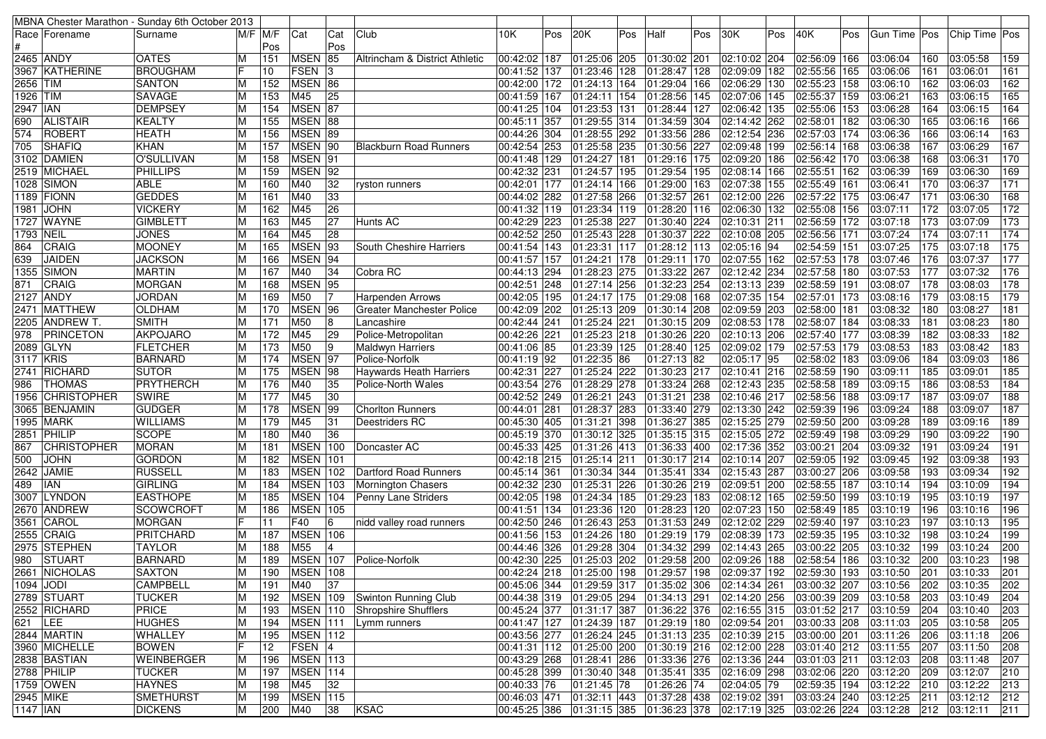| MBNA Chester Marathon - Sunday 6th October 2013 | | | | | | | | | | | | | | | | | | | | | | | |
|---|---|---|---|---|---|---|---|---|---|---|---|---|---|---|---|---|---|---|---|---|---|---|---|
| Race # | Forename | Surname | M/F | M/F Pos | Cat | Cat Pos | Club | 10K | Pos | 20K | Pos | Half | Pos | 30K | Pos | 40K | Pos | Gun Time | Pos | Chip Time | Pos |
| 2465 | ANDY | OATES | M | 151 | MSEN | 85 | Altrincham & District Athletic | 00:42:02 | 187 | 01:25:06 | 205 | 01:30:02 | 201 | 02:10:02 | 204 | 02:56:09 | 166 | 03:06:04 | 160 | 03:05:58 | 159 |
| 3967 | KATHERINE | BROUGHAM | F | 10 | FSEN | 3 | | 00:41:52 | 137 | 01:23:46 | 128 | 01:28:47 | 128 | 02:09:09 | 182 | 02:55:56 | 165 | 03:06:06 | 161 | 03:06:01 | 161 |
| 2656 | TIM | SANTON | M | 152 | MSEN | 86 | | 00:42:00 | 172 | 01:24:13 | 164 | 01:29:04 | 166 | 02:06:29 | 130 | 02:55:23 | 158 | 03:06:10 | 162 | 03:06:03 | 162 |
| 1926 | TIM | SAVAGE | M | 153 | M45 | 25 | | 00:41:59 | 167 | 01:24:11 | 154 | 01:28:56 | 145 | 02:07:06 | 145 | 02:55:37 | 159 | 03:06:21 | 163 | 03:06:15 | 165 |
| 2947 | IAN | DEMPSEY | M | 154 | MSEN | 87 | | 00:41:25 | 104 | 01:23:53 | 131 | 01:28:44 | 127 | 02:06:42 | 135 | 02:55:06 | 153 | 03:06:28 | 164 | 03:06:15 | 164 |
| 690 | ALISTAIR | KEALTY | M | 155 | MSEN | 88 | | 00:45:11 | 357 | 01:29:55 | 314 | 01:34:59 | 304 | 02:14:42 | 262 | 02:58:01 | 182 | 03:06:30 | 165 | 03:06:16 | 166 |
| 574 | ROBERT | HEATH | M | 156 | MSEN | 89 | | 00:44:26 | 304 | 01:28:55 | 292 | 01:33:56 | 286 | 02:12:54 | 236 | 02:57:03 | 174 | 03:06:36 | 166 | 03:06:14 | 163 |
| 705 | SHAFIQ | KHAN | M | 157 | MSEN | 90 | Blackburn Road Runners | 00:42:54 | 253 | 01:25:58 | 235 | 01:30:56 | 227 | 02:09:48 | 199 | 02:56:14 | 168 | 03:06:38 | 167 | 03:06:29 | 167 |
| 3102 | DAMIEN | O'SULLIVAN | M | 158 | MSEN | 91 | | 00:41:48 | 129 | 01:24:27 | 181 | 01:29:16 | 175 | 02:09:20 | 186 | 02:56:42 | 170 | 03:06:38 | 168 | 03:06:31 | 170 |
| 2519 | MICHAEL | PHILLIPS | M | 159 | MSEN | 92 | | 00:42:32 | 231 | 01:24:57 | 195 | 01:29:54 | 195 | 02:08:14 | 166 | 02:55:51 | 162 | 03:06:39 | 169 | 03:06:30 | 169 |
| 1028 | SIMON | ABLE | M | 160 | M40 | 32 | ryston runners | 00:42:01 | 177 | 01:24:14 | 166 | 01:29:00 | 163 | 02:07:38 | 155 | 02:55:49 | 161 | 03:06:41 | 170 | 03:06:37 | 171 |
| 1189 | FIONN | GEDDES | M | 161 | M40 | 33 | | 00:44:02 | 282 | 01:27:58 | 266 | 01:32:57 | 261 | 02:12:00 | 226 | 02:57:22 | 175 | 03:06:47 | 171 | 03:06:30 | 168 |
| 1981 | JOHN | VICKERY | M | 162 | M45 | 26 | | 00:41:32 | 119 | 01:23:34 | 119 | 01:28:20 | 116 | 02:06:30 | 132 | 02:55:08 | 156 | 03:07:11 | 172 | 03:07:05 | 172 |
| 1727 | WAYNE | GIMBLETT | M | 163 | M45 | 27 | Hunts AC | 00:42:29 | 223 | 01:25:38 | 227 | 01:30:40 | 224 | 02:10:31 | 211 | 02:56:59 | 172 | 03:07:18 | 173 | 03:07:09 | 173 |
| 1793 | NEIL | JONES | M | 164 | M45 | 28 | | 00:42:52 | 250 | 01:25:43 | 228 | 01:30:37 | 222 | 02:10:08 | 205 | 02:56:56 | 171 | 03:07:24 | 174 | 03:07:11 | 174 |
| 864 | CRAIG | MOONEY | M | 165 | MSEN | 93 | South Cheshire Harriers | 00:41:54 | 143 | 01:23:31 | 117 | 01:28:12 | 113 | 02:05:16 | 94 | 02:54:59 | 151 | 03:07:25 | 175 | 03:07:18 | 175 |
| 639 | JAIDEN | JACKSON | M | 166 | MSEN | 94 | | 00:41:57 | 157 | 01:24:21 | 178 | 01:29:11 | 170 | 02:07:55 | 162 | 02:57:53 | 178 | 03:07:46 | 176 | 03:07:37 | 177 |
| 1355 | SIMON | MARTIN | M | 167 | M40 | 34 | Cobra RC | 00:44:13 | 294 | 01:28:23 | 275 | 01:33:22 | 267 | 02:12:42 | 234 | 02:57:58 | 180 | 03:07:53 | 177 | 03:07:32 | 176 |
| 871 | CRAIG | MORGAN | M | 168 | MSEN | 95 | | 00:42:51 | 248 | 01:27:14 | 256 | 01:32:23 | 254 | 02:13:13 | 239 | 02:58:59 | 191 | 03:08:07 | 178 | 03:08:03 | 178 |
| 2127 | ANDY | JORDAN | M | 169 | M50 | 7 | Harpenden Arrows | 00:42:05 | 195 | 01:24:17 | 175 | 01:29:08 | 168 | 02:07:35 | 154 | 02:57:01 | 173 | 03:08:16 | 179 | 03:08:15 | 179 |
| 2471 | MATTHEW | OLDHAM | M | 170 | MSEN | 96 | Greater Manchester Police | 00:42:09 | 202 | 01:25:13 | 209 | 01:30:14 | 208 | 02:09:59 | 203 | 02:58:00 | 181 | 03:08:32 | 180 | 03:08:27 | 181 |
| 2205 | ANDREW T. | SMITH | M | 171 | M50 | 8 | Lancashire | 00:42:44 | 241 | 01:25:24 | 221 | 01:30:15 | 209 | 02:08:53 | 178 | 02:58:07 | 184 | 03:08:33 | 181 | 03:08:23 | 180 |
| 978 | PRINCETON | AKPOJARO | M | 172 | M45 | 29 | Police-Metropolitan | 00:42:26 | 221 | 01:25:23 | 218 | 01:30:26 | 220 | 02:10:13 | 206 | 02:57:40 | 177 | 03:08:39 | 182 | 03:08:33 | 182 |
| 2089 | GLYN | FLETCHER | M | 173 | M50 | 9 | Maldwyn Harriers | 00:41:06 | 85 | 01:23:39 | 125 | 01:28:40 | 125 | 02:09:02 | 179 | 02:57:53 | 179 | 03:08:53 | 183 | 03:08:42 | 183 |
| 3117 | KRIS | BARNARD | M | 174 | MSEN | 97 | Police-Norfolk | 00:41:19 | 92 | 01:22:35 | 86 | 01:27:13 | 82 | 02:05:17 | 95 | 02:58:02 | 183 | 03:09:06 | 184 | 03:09:03 | 186 |
| 2741 | RICHARD | SUTOR | M | 175 | MSEN | 98 | Haywards Heath Harriers | 00:42:31 | 227 | 01:25:24 | 222 | 01:30:23 | 217 | 02:10:41 | 216 | 02:58:59 | 190 | 03:09:11 | 185 | 03:09:01 | 185 |
| 986 | THOMAS | PRYTHERCH | M | 176 | M40 | 35 | Police-North Wales | 00:43:54 | 276 | 01:28:29 | 278 | 01:33:24 | 268 | 02:12:43 | 235 | 02:58:58 | 189 | 03:09:15 | 186 | 03:08:53 | 184 |
| 1956 | CHRISTOPHER | SWIRE | M | 177 | M45 | 30 | | 00:42:52 | 249 | 01:26:21 | 243 | 01:31:21 | 238 | 02:10:46 | 217 | 02:58:56 | 188 | 03:09:17 | 187 | 03:09:07 | 188 |
| 3065 | BENJAMIN | GUDGER | M | 178 | MSEN | 99 | Chorlton Runners | 00:44:01 | 281 | 01:28:37 | 283 | 01:33:40 | 279 | 02:13:30 | 242 | 02:59:39 | 196 | 03:09:24 | 188 | 03:09:07 | 187 |
| 1995 | MARK | WILLIAMS | M | 179 | M45 | 31 | Deestriders RC | 00:45:30 | 405 | 01:31:21 | 398 | 01:36:27 | 385 | 02:15:25 | 279 | 02:59:50 | 200 | 03:09:28 | 189 | 03:09:16 | 189 |
| 2851 | PHILIP | SCOPE | M | 180 | M40 | 36 | | 00:45:19 | 370 | 01:30:12 | 325 | 01:35:15 | 315 | 02:15:05 | 272 | 02:59:49 | 198 | 03:09:29 | 190 | 03:09:22 | 190 |
| 867 | CHRISTOPHER | MORAN | M | 181 | MSEN | 100 | Doncaster AC | 00:45:33 | 425 | 01:31:26 | 413 | 01:36:33 | 400 | 02:17:36 | 352 | 03:00:21 | 204 | 03:09:32 | 191 | 03:09:24 | 191 |
| 500 | JOHN | GORDON | M | 182 | MSEN | 101 | | 00:42:18 | 215 | 01:25:14 | 211 | 01:30:17 | 214 | 02:10:14 | 207 | 02:59:05 | 192 | 03:09:45 | 192 | 03:09:38 | 193 |
| 2642 | JAMIE | RUSSELL | M | 183 | MSEN | 102 | Dartford Road Runners | 00:45:14 | 361 | 01:30:34 | 344 | 01:35:41 | 334 | 02:15:43 | 287 | 03:00:27 | 206 | 03:09:58 | 193 | 03:09:34 | 192 |
| 489 | IAN | GIRLING | M | 184 | MSEN | 103 | Mornington Chasers | 00:42:32 | 230 | 01:25:31 | 226 | 01:30:26 | 219 | 02:09:51 | 200 | 02:58:55 | 187 | 03:10:14 | 194 | 03:10:09 | 194 |
| 3007 | LYNDON | EASTHOPE | M | 185 | MSEN | 104 | Penny Lane Striders | 00:42:05 | 198 | 01:24:34 | 185 | 01:29:23 | 183 | 02:08:12 | 165 | 02:59:50 | 199 | 03:10:19 | 195 | 03:10:19 | 197 |
| 2670 | ANDREW | SCOWCROFT | M | 186 | MSEN | 105 | | 00:41:51 | 134 | 01:23:36 | 120 | 01:28:23 | 120 | 02:07:23 | 150 | 02:58:49 | 185 | 03:10:19 | 196 | 03:10:16 | 196 |
| 3561 | CAROL | MORGAN | F | 11 | F40 | 6 | nidd valley road runners | 00:42:50 | 246 | 01:26:43 | 253 | 01:31:53 | 249 | 02:12:02 | 229 | 02:59:40 | 197 | 03:10:23 | 197 | 03:10:13 | 195 |
| 2555 | CRAIG | PRITCHARD | M | 187 | MSEN | 106 | | 00:41:56 | 153 | 01:24:26 | 180 | 01:29:19 | 179 | 02:08:39 | 173 | 02:59:35 | 195 | 03:10:32 | 198 | 03:10:24 | 199 |
| 2975 | STEPHEN | TAYLOR | M | 188 | M55 | 4 | | 00:44:46 | 326 | 01:29:28 | 304 | 01:34:32 | 299 | 02:14:43 | 265 | 03:00:22 | 205 | 03:10:32 | 199 | 03:10:24 | 200 |
| 980 | STUART | BARNARD | M | 189 | MSEN | 107 | Police-Norfolk | 00:42:30 | 225 | 01:25:03 | 202 | 01:29:58 | 200 | 02:09:26 | 188 | 02:58:54 | 186 | 03:10:32 | 200 | 03:10:23 | 198 |
| 2661 | NICHOLAS | SAXTON | M | 190 | MSEN | 108 | | 00:42:24 | 218 | 01:25:00 | 198 | 01:29:57 | 198 | 02:09:37 | 192 | 02:59:30 | 193 | 03:10:50 | 201 | 03:10:33 | 201 |
| 1094 | JODI | CAMPBELL | M | 191 | M40 | 37 | | 00:45:06 | 344 | 01:29:59 | 317 | 01:35:02 | 306 | 02:14:34 | 261 | 03:00:32 | 207 | 03:10:56 | 202 | 03:10:35 | 202 |
| 2789 | STUART | TUCKER | M | 192 | MSEN | 109 | Swinton Running Club | 00:44:38 | 319 | 01:29:05 | 294 | 01:34:13 | 291 | 02:14:20 | 256 | 03:00:39 | 209 | 03:10:58 | 203 | 03:10:49 | 204 |
| 2552 | RICHARD | PRICE | M | 193 | MSEN | 110 | Shropshire Shufflers | 00:45:24 | 377 | 01:31:17 | 387 | 01:36:22 | 376 | 02:16:55 | 315 | 03:01:52 | 217 | 03:10:59 | 204 | 03:10:40 | 203 |
| 621 | LEE | HUGHES | M | 194 | MSEN | 111 | Lymm runners | 00:41:47 | 127 | 01:24:39 | 187 | 01:29:19 | 180 | 02:09:54 | 201 | 03:00:33 | 208 | 03:11:03 | 205 | 03:10:58 | 205 |
| 2844 | MARTIN | WHALLEY | M | 195 | MSEN | 112 | | 00:43:56 | 277 | 01:26:24 | 245 | 01:31:13 | 235 | 02:10:39 | 215 | 03:00:00 | 201 | 03:11:26 | 206 | 03:11:18 | 206 |
| 3960 | MICHELLE | BOWEN | F | 12 | FSEN | 4 | | 00:41:31 | 112 | 01:25:00 | 200 | 01:30:19 | 216 | 02:12:00 | 228 | 03:01:40 | 212 | 03:11:55 | 207 | 03:11:50 | 208 |
| 2838 | BASTIAN | WEINBERGER | M | 196 | MSEN | 113 | | 00:43:29 | 268 | 01:28:41 | 286 | 01:33:36 | 276 | 02:13:36 | 244 | 03:01:03 | 211 | 03:12:03 | 208 | 03:11:48 | 207 |
| 2788 | PHILIP | TUCKER | M | 197 | MSEN | 114 | | 00:45:28 | 399 | 01:30:40 | 348 | 01:35:41 | 335 | 02:16:09 | 298 | 03:02:06 | 220 | 03:12:20 | 209 | 03:12:07 | 210 |
| 1759 | OWEN | HAYNES | M | 198 | M45 | 32 | | 00:40:33 | 76 | 01:21:45 | 78 | 01:26:26 | 74 | 02:04:05 | 79 | 02:59:35 | 194 | 03:12:22 | 210 | 03:12:22 | 213 |
| 2945 | MIKE | SMETHURST | M | 199 | MSEN | 115 | | 00:46:03 | 471 | 01:32:11 | 443 | 01:37:28 | 438 | 02:19:02 | 391 | 03:03:24 | 240 | 03:12:25 | 211 | 03:12:12 | 212 |
| 1147 | IAN | DICKENS | M | 200 | M40 | 38 | KSAC | 00:45:25 | 386 | 01:31:15 | 385 | 01:36:23 | 378 | 02:17:19 | 325 | 03:02:26 | 224 | 03:12:28 | 212 | 03:12:11 | 211 |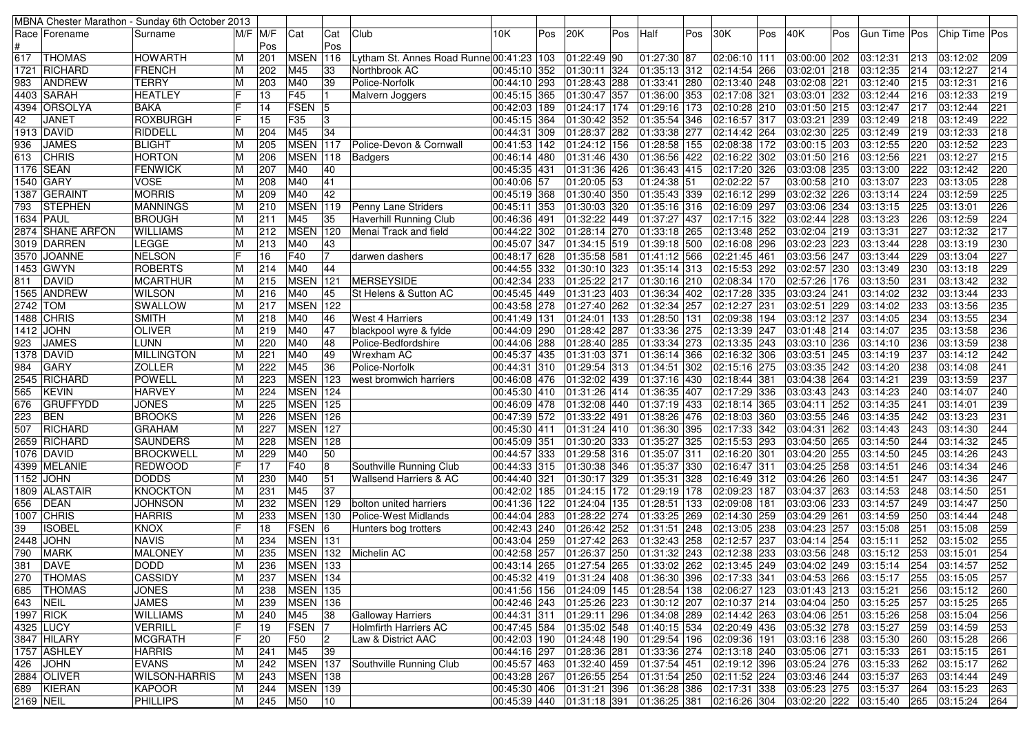| MBNA Chester Marathon - Sunday 6th October 2013 | | | | | | | | | | | | | | | | | | | | | | | |
|---|---|---|---|---|---|---|---|---|---|---|---|---|---|---|---|---|---|---|---|---|---|---|---|
| Race # | Forename | Surname | M/F | M/F Pos | Cat | Cat Pos | Club | 10K | Pos | 20K | Pos | Half | Pos | 30K | Pos | 40K | Pos | Gun Time | Pos | Chip Time | Pos |
| 617 | THOMAS | HOWARTH | M | 201 | MSEN | 116 | Lytham St. Annes Road Runne | 00:41:23 | 103 | 01:22:49 | 90 | 01:27:30 | 87 | 02:06:10 | 111 | 03:00:00 | 202 | 03:12:31 | 213 | 03:12:02 | 209 |
| 1721 | RICHARD | FRENCH | M | 202 | M45 | 33 | Northbrook AC | 00:45:10 | 352 | 01:30:11 | 324 | 01:35:13 | 312 | 02:14:54 | 266 | 03:02:01 | 218 | 03:12:35 | 214 | 03:12:27 | 214 |
| 983 | ANDREW | TERRY | M | 203 | M40 | 39 | Police-Norfolk | 00:44:10 | 293 | 01:28:43 | 288 | 01:33:41 | 280 | 02:13:40 | 248 | 03:02:08 | 221 | 03:12:40 | 215 | 03:12:31 | 216 |
| 4403 | SARAH | HEATLEY | F | 13 | F45 | 1 | Malvern Joggers | 00:45:15 | 365 | 01:30:47 | 357 | 01:36:00 | 353 | 02:17:08 | 321 | 03:03:01 | 232 | 03:12:44 | 216 | 03:12:33 | 219 |
| 4394 | ORSOLYA | BAKA | F | 14 | FSEN | 5 | | 00:42:03 | 189 | 01:24:17 | 174 | 01:29:16 | 173 | 02:10:28 | 210 | 03:01:50 | 215 | 03:12:47 | 217 | 03:12:44 | 221 |
| 42 | JANET | ROXBURGH | F | 15 | F35 | 3 | | 00:45:15 | 364 | 01:30:42 | 352 | 01:35:54 | 346 | 02:16:57 | 317 | 03:03:21 | 239 | 03:12:49 | 218 | 03:12:49 | 222 |
| 1913 | DAVID | RIDDELL | M | 204 | M45 | 34 | | 00:44:31 | 309 | 01:28:37 | 282 | 01:33:38 | 277 | 02:14:42 | 264 | 03:02:30 | 225 | 03:12:49 | 219 | 03:12:33 | 218 |
| 936 | JAMES | BLIGHT | M | 205 | MSEN | 117 | Police-Devon & Cornwall | 00:41:53 | 142 | 01:24:12 | 156 | 01:28:58 | 155 | 02:08:38 | 172 | 03:00:15 | 203 | 03:12:55 | 220 | 03:12:52 | 223 |
| 613 | CHRIS | HORTON | M | 206 | MSEN | 118 | Badgers | 00:46:14 | 480 | 01:31:46 | 430 | 01:36:56 | 422 | 02:16:22 | 302 | 03:01:50 | 216 | 03:12:56 | 221 | 03:12:27 | 215 |
| 1176 | SEAN | FENWICK | M | 207 | M40 | 40 | | 00:45:35 | 431 | 01:31:36 | 426 | 01:36:43 | 415 | 02:17:20 | 326 | 03:03:08 | 235 | 03:13:00 | 222 | 03:12:42 | 220 |
| 1540 | GARY | VOSE | M | 208 | M40 | 41 | | 00:40:06 | 57 | 01:20:05 | 53 | 01:24:38 | 51 | 02:02:22 | 57 | 03:00:58 | 210 | 03:13:07 | 223 | 03:13:05 | 228 |
| 1387 | GERAINT | MORRIS | M | 209 | M40 | 42 | | 00:45:19 | 368 | 01:30:40 | 350 | 01:35:43 | 339 | 02:16:12 | 299 | 03:02:32 | 226 | 03:13:14 | 224 | 03:12:59 | 225 |
| 793 | STEPHEN | MANNINGS | M | 210 | MSEN | 119 | Penny Lane Striders | 00:45:11 | 353 | 01:30:03 | 320 | 01:35:16 | 316 | 02:16:09 | 297 | 03:03:06 | 234 | 03:13:15 | 225 | 03:13:01 | 226 |
| 1634 | PAUL | BROUGH | M | 211 | M45 | 35 | Haverhill Running Club | 00:46:36 | 491 | 01:32:22 | 449 | 01:37:27 | 437 | 02:17:15 | 322 | 03:02:44 | 228 | 03:13:23 | 226 | 03:12:59 | 224 |
| 2874 | SHANE ARFON | WILLIAMS | M | 212 | MSEN | 120 | Menai Track and field | 00:44:22 | 302 | 01:28:14 | 270 | 01:33:18 | 265 | 02:13:48 | 252 | 03:02:04 | 219 | 03:13:31 | 227 | 03:12:32 | 217 |
| 3019 | DARREN | LEGGE | M | 213 | M40 | 43 | | 00:45:07 | 347 | 01:34:15 | 519 | 01:39:18 | 500 | 02:16:08 | 296 | 03:02:23 | 223 | 03:13:44 | 228 | 03:13:19 | 230 |
| 3570 | JOANNE | NELSON | F | 16 | F40 | 7 | darwen dashers | 00:48:17 | 628 | 01:35:58 | 581 | 01:41:12 | 566 | 02:21:45 | 461 | 03:03:56 | 247 | 03:13:44 | 229 | 03:13:04 | 227 |
| 1453 | GWYN | ROBERTS | M | 214 | M40 | 44 | | 00:44:55 | 332 | 01:30:10 | 323 | 01:35:14 | 313 | 02:15:53 | 292 | 03:02:57 | 230 | 03:13:49 | 230 | 03:13:18 | 229 |
| 811 | DAVID | MCARTHUR | M | 215 | MSEN | 121 | MERSEYSIDE | 00:42:34 | 233 | 01:25:22 | 217 | 01:30:16 | 210 | 02:08:34 | 170 | 02:57:26 | 176 | 03:13:50 | 231 | 03:13:42 | 232 |
| 1565 | ANDREW | WILSON | M | 216 | M40 | 45 | St Helens & Sutton AC | 00:45:45 | 449 | 01:31:23 | 403 | 01:36:34 | 402 | 02:17:28 | 335 | 03:03:24 | 241 | 03:14:02 | 232 | 03:13:44 | 233 |
| 2742 | TOM | SWALLOW | M | 217 | MSEN | 122 | | 00:43:58 | 278 | 01:27:40 | 262 | 01:32:34 | 257 | 02:12:27 | 231 | 03:02:51 | 229 | 03:14:02 | 233 | 03:13:56 | 235 |
| 1488 | CHRIS | SMITH | M | 218 | M40 | 46 | West 4 Harriers | 00:41:49 | 131 | 01:24:01 | 133 | 01:28:50 | 131 | 02:09:38 | 194 | 03:03:12 | 237 | 03:14:05 | 234 | 03:13:55 | 234 |
| 1412 | JOHN | OLIVER | M | 219 | M40 | 47 | blackpool wyre & fylde | 00:44:09 | 290 | 01:28:42 | 287 | 01:33:36 | 275 | 02:13:39 | 247 | 03:01:48 | 214 | 03:14:07 | 235 | 03:13:58 | 236 |
| 923 | JAMES | LUNN | M | 220 | M40 | 48 | Police-Bedfordshire | 00:44:06 | 288 | 01:28:40 | 285 | 01:33:34 | 273 | 02:13:35 | 243 | 03:03:10 | 236 | 03:14:10 | 236 | 03:13:59 | 238 |
| 1378 | DAVID | MILLINGTON | M | 221 | M40 | 49 | Wrexham AC | 00:45:37 | 435 | 01:31:03 | 371 | 01:36:14 | 366 | 02:16:32 | 306 | 03:03:51 | 245 | 03:14:19 | 237 | 03:14:12 | 242 |
| 984 | GARY | ZOLLER | M | 222 | M45 | 36 | Police-Norfolk | 00:44:31 | 310 | 01:29:54 | 313 | 01:34:51 | 302 | 02:15:16 | 275 | 03:03:35 | 242 | 03:14:20 | 238 | 03:14:08 | 241 |
| 2545 | RICHARD | POWELL | M | 223 | MSEN | 123 | west bromwich harriers | 00:46:08 | 476 | 01:32:02 | 439 | 01:37:16 | 430 | 02:18:44 | 381 | 03:04:38 | 264 | 03:14:21 | 239 | 03:13:59 | 237 |
| 565 | KEVIN | HARVEY | M | 224 | MSEN | 124 | | 00:45:30 | 410 | 01:31:26 | 414 | 01:36:35 | 407 | 02:17:29 | 336 | 03:03:43 | 243 | 03:14:23 | 240 | 03:14:07 | 240 |
| 676 | GRUFFYDD | JONES | M | 225 | MSEN | 125 | | 00:46:09 | 478 | 01:32:08 | 440 | 01:37:19 | 433 | 02:18:14 | 365 | 03:04:11 | 252 | 03:14:35 | 241 | 03:14:01 | 239 |
| 223 | BEN | BROOKS | M | 226 | MSEN | 126 | | 00:47:39 | 572 | 01:33:22 | 491 | 01:38:26 | 476 | 02:18:03 | 360 | 03:03:55 | 246 | 03:14:35 | 242 | 03:13:23 | 231 |
| 507 | RICHARD | GRAHAM | M | 227 | MSEN | 127 | | 00:45:30 | 411 | 01:31:24 | 410 | 01:36:30 | 395 | 02:17:33 | 342 | 03:04:31 | 262 | 03:14:43 | 243 | 03:14:30 | 244 |
| 2659 | RICHARD | SAUNDERS | M | 228 | MSEN | 128 | | 00:45:09 | 351 | 01:30:20 | 333 | 01:35:27 | 325 | 02:15:53 | 293 | 03:04:50 | 265 | 03:14:50 | 244 | 03:14:32 | 245 |
| 1076 | DAVID | BROCKWELL | M | 229 | M40 | 50 | | 00:44:57 | 333 | 01:29:58 | 316 | 01:35:07 | 311 | 02:16:20 | 301 | 03:04:20 | 255 | 03:14:50 | 245 | 03:14:26 | 243 |
| 4399 | MELANIE | REDWOOD | F | 17 | F40 | 8 | Southville Running Club | 00:44:33 | 315 | 01:30:38 | 346 | 01:35:37 | 330 | 02:16:47 | 311 | 03:04:25 | 258 | 03:14:51 | 246 | 03:14:34 | 246 |
| 1152 | JOHN | DODDS | M | 230 | M40 | 51 | Wallsend Harriers & AC | 00:44:40 | 321 | 01:30:17 | 329 | 01:35:31 | 328 | 02:16:49 | 312 | 03:04:26 | 260 | 03:14:51 | 247 | 03:14:36 | 247 |
| 1809 | ALASTAIR | KNOCKTON | M | 231 | M45 | 37 | | 00:42:02 | 185 | 01:24:15 | 172 | 01:29:19 | 178 | 02:09:23 | 187 | 03:04:37 | 263 | 03:14:53 | 248 | 03:14:50 | 251 |
| 656 | DEAN | JOHNSON | M | 232 | MSEN | 129 | bolton united harriers | 00:41:36 | 122 | 01:24:04 | 135 | 01:28:51 | 133 | 02:09:08 | 181 | 03:03:06 | 233 | 03:14:57 | 249 | 03:14:47 | 250 |
| 1007 | CHRIS | HARRIS | M | 233 | MSEN | 130 | Police-West Midlands | 00:44:04 | 283 | 01:28:22 | 274 | 01:33:25 | 269 | 02:14:30 | 259 | 03:04:29 | 261 | 03:14:59 | 250 | 03:14:44 | 248 |
| 39 | ISOBEL | KNOX | F | 18 | FSEN | 6 | Hunters bog trotters | 00:42:43 | 240 | 01:26:42 | 252 | 01:31:51 | 248 | 02:13:05 | 238 | 03:04:23 | 257 | 03:15:08 | 251 | 03:15:08 | 259 |
| 2448 | JOHN | NAVIS | M | 234 | MSEN | 131 | | 00:43:04 | 259 | 01:27:42 | 263 | 01:32:43 | 258 | 02:12:57 | 237 | 03:04:14 | 254 | 03:15:11 | 252 | 03:15:02 | 255 |
| 790 | MARK | MALONEY | M | 235 | MSEN | 132 | Michelin AC | 00:42:58 | 257 | 01:26:37 | 250 | 01:31:32 | 243 | 02:12:38 | 233 | 03:03:56 | 248 | 03:15:12 | 253 | 03:15:01 | 254 |
| 381 | DAVE | DODD | M | 236 | MSEN | 133 | | 00:43:14 | 265 | 01:27:54 | 265 | 01:33:02 | 262 | 02:13:45 | 249 | 03:04:02 | 249 | 03:15:14 | 254 | 03:14:57 | 252 |
| 270 | THOMAS | CASSIDY | M | 237 | MSEN | 134 | | 00:45:32 | 419 | 01:31:24 | 408 | 01:36:30 | 396 | 02:17:33 | 341 | 03:04:53 | 266 | 03:15:17 | 255 | 03:15:05 | 257 |
| 685 | THOMAS | JONES | M | 238 | MSEN | 135 | | 00:41:56 | 156 | 01:24:09 | 145 | 01:28:54 | 138 | 02:06:27 | 123 | 03:01:43 | 213 | 03:15:21 | 256 | 03:15:12 | 260 |
| 643 | NEIL | JAMES | M | 239 | MSEN | 136 | | 00:42:46 | 243 | 01:25:26 | 223 | 01:30:12 | 207 | 02:10:37 | 214 | 03:04:04 | 250 | 03:15:25 | 257 | 03:15:25 | 265 |
| 1997 | RICK | WILLIAMS | M | 240 | M45 | 38 | Galloway Harriers | 00:44:31 | 311 | 01:29:11 | 296 | 01:34:08 | 289 | 02:14:42 | 263 | 03:04:06 | 251 | 03:15:26 | 258 | 03:15:04 | 256 |
| 4325 | LUCY | VERRILL | F | 19 | FSEN | 7 | Holmfirth Harriers AC | 00:47:45 | 584 | 01:35:02 | 548 | 01:40:15 | 534 | 02:20:49 | 436 | 03:05:32 | 278 | 03:15:27 | 259 | 03:14:59 | 253 |
| 3847 | HILARY | MCGRATH | F | 20 | F50 | 2 | Law & District AAC | 00:42:03 | 190 | 01:24:48 | 190 | 01:29:54 | 196 | 02:09:36 | 191 | 03:03:16 | 238 | 03:15:30 | 260 | 03:15:28 | 266 |
| 1757 | ASHLEY | HARRIS | M | 241 | M45 | 39 | | 00:44:16 | 297 | 01:28:36 | 281 | 01:33:36 | 274 | 02:13:18 | 240 | 03:05:06 | 271 | 03:15:33 | 261 | 03:15:15 | 261 |
| 426 | JOHN | EVANS | M | 242 | MSEN | 137 | Southville Running Club | 00:45:57 | 463 | 01:32:40 | 459 | 01:37:54 | 451 | 02:19:12 | 396 | 03:05:24 | 276 | 03:15:33 | 262 | 03:15:17 | 262 |
| 2884 | OLIVER | WILSON-HARRIS | M | 243 | MSEN | 138 | | 00:43:28 | 267 | 01:26:55 | 254 | 01:31:54 | 250 | 02:11:52 | 224 | 03:03:46 | 244 | 03:15:37 | 263 | 03:14:44 | 249 |
| 689 | KIERAN | KAPOOR | M | 244 | MSEN | 139 | | 00:45:30 | 406 | 01:31:21 | 396 | 01:36:28 | 386 | 02:17:31 | 338 | 03:05:23 | 275 | 03:15:37 | 264 | 03:15:23 | 263 |
| 2169 | NEIL | PHILLIPS | M | 245 | M50 | 10 | | 00:45:39 | 440 | 01:31:18 | 391 | 01:36:25 | 381 | 02:16:26 | 304 | 03:02:20 | 222 | 03:15:40 | 265 | 03:15:24 | 264 |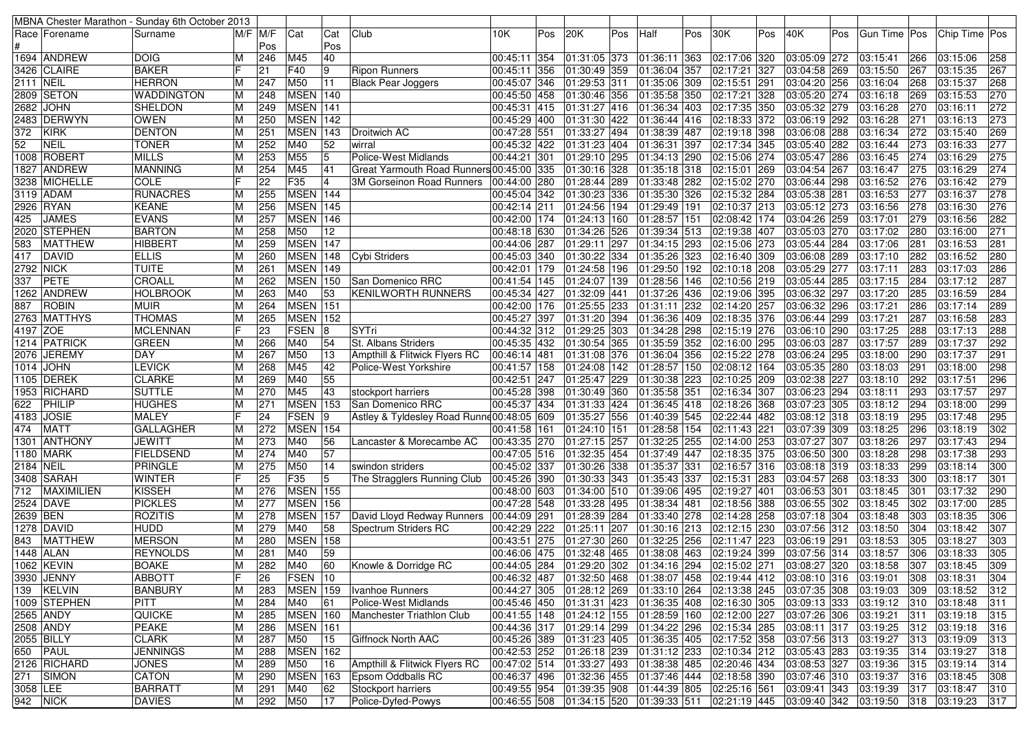| MBNA Chester Marathon - Sunday 6th October 2013 | | | | | | | | | | | | | | | | | | | | | | |
|---|---|---|---|---|---|---|---|---|---|---|---|---|---|---|---|---|---|---|---|---|---|---|
| Race # | Forename | Surname | M/F | M/F Pos | Cat | Cat Pos | Club | 10K | Pos | 20K | Pos | Half | Pos | 30K | Pos | 40K | Pos | Gun Time | Pos | Chip Time | Pos |
| 1694 | ANDREW | DOIG | M | 246 | M45 | 40 | | 00:45:11 | 354 | 01:31:05 | 373 | 01:36:11 | 363 | 02:17:06 | 320 | 03:05:09 | 272 | 03:15:41 | 266 | 03:15:06 | 258 |
| 3426 | CLAIRE | BAKER | F | 21 | F40 | 9 | Ripon Runners | 00:45:11 | 356 | 01:30:49 | 359 | 01:36:04 | 357 | 02:17:21 | 327 | 03:04:58 | 269 | 03:15:50 | 267 | 03:15:35 | 267 |
| 2111 | NEIL | HERRON | M | 247 | M50 | 11 | Black Pear Joggers | 00:45:07 | 346 | 01:29:53 | 311 | 01:35:06 | 309 | 02:15:51 | 291 | 03:04:20 | 256 | 03:16:04 | 268 | 03:15:37 | 268 |
| 2809 | SETON | WADDINGTON | M | 248 | MSEN | 140 | | 00:45:50 | 458 | 01:30:46 | 356 | 01:35:58 | 350 | 02:17:21 | 328 | 03:05:20 | 274 | 03:16:18 | 269 | 03:15:53 | 270 |
| 2682 | JOHN | SHELDON | M | 249 | MSEN | 141 | | 00:45:31 | 415 | 01:31:27 | 416 | 01:36:34 | 403 | 02:17:35 | 350 | 03:05:32 | 279 | 03:16:28 | 270 | 03:16:11 | 272 |
| 2483 | DERWYN | OWEN | M | 250 | MSEN | 142 | | 00:45:29 | 400 | 01:31:30 | 422 | 01:36:44 | 416 | 02:18:33 | 372 | 03:06:19 | 292 | 03:16:28 | 271 | 03:16:13 | 273 |
| 372 | KIRK | DENTON | M | 251 | MSEN | 143 | Droitwich AC | 00:47:28 | 551 | 01:33:27 | 494 | 01:38:39 | 487 | 02:19:18 | 398 | 03:06:08 | 288 | 03:16:34 | 272 | 03:15:40 | 269 |
| 52 | NEIL | TONER | M | 252 | M40 | 52 | wirral | 00:45:32 | 422 | 01:31:23 | 404 | 01:36:31 | 397 | 02:17:34 | 345 | 03:05:40 | 282 | 03:16:44 | 273 | 03:16:33 | 277 |
| 1008 | ROBERT | MILLS | M | 253 | M55 | 5 | Police-West Midlands | 00:44:21 | 301 | 01:29:10 | 295 | 01:34:13 | 290 | 02:15:06 | 274 | 03:05:47 | 286 | 03:16:45 | 274 | 03:16:29 | 275 |
| 1827 | ANDREW | MANNING | M | 254 | M45 | 41 | Great Yarmouth Road Runners | 00:45:00 | 335 | 01:30:16 | 328 | 01:35:18 | 318 | 02:15:01 | 269 | 03:04:54 | 267 | 03:16:47 | 275 | 03:16:29 | 274 |
| 3238 | MICHELLE | COLE | F | 22 | F35 | 4 | 3M Gorseinon Road Runners | 00:44:00 | 280 | 01:28:44 | 289 | 01:33:48 | 282 | 02:15:02 | 270 | 03:06:44 | 298 | 03:16:52 | 276 | 03:16:42 | 279 |
| 3119 | ADAM | RUNACRES | M | 255 | MSEN | 144 | | 00:45:04 | 342 | 01:30:23 | 336 | 01:35:30 | 326 | 02:15:32 | 284 | 03:05:38 | 281 | 03:16:53 | 277 | 03:16:37 | 278 |
| 2926 | RYAN | KEANE | M | 256 | MSEN | 145 | | 00:42:14 | 211 | 01:24:56 | 194 | 01:29:49 | 191 | 02:10:37 | 213 | 03:05:12 | 273 | 03:16:56 | 278 | 03:16:30 | 276 |
| 425 | JAMES | EVANS | M | 257 | MSEN | 146 | | 00:42:00 | 174 | 01:24:13 | 160 | 01:28:57 | 151 | 02:08:42 | 174 | 03:04:26 | 259 | 03:17:01 | 279 | 03:16:56 | 282 |
| 2020 | STEPHEN | BARTON | M | 258 | M50 | 12 | | 00:48:18 | 630 | 01:34:26 | 526 | 01:39:34 | 513 | 02:19:38 | 407 | 03:05:03 | 270 | 03:17:02 | 280 | 03:16:00 | 271 |
| 583 | MATTHEW | HIBBERT | M | 259 | MSEN | 147 | | 00:44:06 | 287 | 01:29:11 | 297 | 01:34:15 | 293 | 02:15:06 | 273 | 03:05:44 | 284 | 03:17:06 | 281 | 03:16:53 | 281 |
| 417 | DAVID | ELLIS | M | 260 | MSEN | 148 | Cybi Striders | 00:45:03 | 340 | 01:30:22 | 334 | 01:35:26 | 323 | 02:16:40 | 309 | 03:06:08 | 289 | 03:17:10 | 282 | 03:16:52 | 280 |
| 2792 | NICK | TUITE | M | 261 | MSEN | 149 | | 00:42:01 | 179 | 01:24:58 | 196 | 01:29:50 | 192 | 02:10:18 | 208 | 03:05:29 | 277 | 03:17:11 | 283 | 03:17:03 | 286 |
| 337 | PETE | CROALL | M | 262 | MSEN | 150 | San Domenico RRC | 00:41:54 | 145 | 01:24:07 | 139 | 01:28:56 | 146 | 02:10:56 | 219 | 03:05:44 | 285 | 03:17:15 | 284 | 03:17:12 | 287 |
| 1262 | ANDREW | HOLBROOK | M | 263 | M40 | 53 | KENILWORTH RUNNERS | 00:45:34 | 427 | 01:32:09 | 441 | 01:37:26 | 436 | 02:19:06 | 395 | 03:06:32 | 297 | 03:17:20 | 285 | 03:16:59 | 284 |
| 887 | ROBIN | MUIR | M | 264 | MSEN | 151 | | 00:42:00 | 176 | 01:25:55 | 233 | 01:31:11 | 232 | 02:14:20 | 257 | 03:06:32 | 296 | 03:17:21 | 286 | 03:17:14 | 289 |
| 2763 | MATTHYS | THOMAS | M | 265 | MSEN | 152 | | 00:45:27 | 397 | 01:31:20 | 394 | 01:36:36 | 409 | 02:18:35 | 376 | 03:06:44 | 299 | 03:17:21 | 287 | 03:16:58 | 283 |
| 4197 | ZOE | MCLENNAN | F | 23 | FSEN | 8 | SYTri | 00:44:32 | 312 | 01:29:25 | 303 | 01:34:28 | 298 | 02:15:19 | 276 | 03:06:10 | 290 | 03:17:25 | 288 | 03:17:13 | 288 |
| 1214 | PATRICK | GREEN | M | 266 | M40 | 54 | St. Albans Striders | 00:45:35 | 432 | 01:30:54 | 365 | 01:35:59 | 352 | 02:16:00 | 295 | 03:06:03 | 287 | 03:17:57 | 289 | 03:17:37 | 292 |
| 2076 | JEREMY | DAY | M | 267 | M50 | 13 | Ampthill & Flitwick Flyers RC | 00:46:14 | 481 | 01:31:08 | 376 | 01:36:04 | 356 | 02:15:22 | 278 | 03:06:24 | 295 | 03:18:00 | 290 | 03:17:37 | 291 |
| 1014 | JOHN | LEVICK | M | 268 | M45 | 42 | Police-West Yorkshire | 00:41:57 | 158 | 01:24:08 | 142 | 01:28:57 | 150 | 02:08:12 | 164 | 03:05:35 | 280 | 03:18:03 | 291 | 03:18:00 | 298 |
| 1105 | DEREK | CLARKE | M | 269 | M40 | 55 | | 00:42:51 | 247 | 01:25:47 | 229 | 01:30:38 | 223 | 02:10:25 | 209 | 03:02:38 | 227 | 03:18:10 | 292 | 03:17:51 | 296 |
| 1953 | RICHARD | SUTTLE | M | 270 | M45 | 43 | stockport harriers | 00:45:28 | 398 | 01:30:49 | 360 | 01:35:58 | 351 | 02:16:34 | 307 | 03:06:23 | 294 | 03:18:11 | 293 | 03:17:57 | 297 |
| 622 | PHILIP | HUGHES | M | 271 | MSEN | 153 | San Domenico RRC | 00:45:37 | 434 | 01:31:33 | 424 | 01:36:45 | 418 | 02:18:26 | 368 | 03:07:23 | 305 | 03:18:12 | 294 | 03:18:00 | 299 |
| 4183 | JOSIE | MALEY | F | 24 | FSEN | 9 | Astley & Tyldesley Road Runne | 00:48:05 | 609 | 01:35:27 | 556 | 01:40:39 | 545 | 02:22:44 | 482 | 03:08:12 | 318 | 03:18:19 | 295 | 03:17:48 | 295 |
| 474 | MATT | GALLAGHER | M | 272 | MSEN | 154 | | 00:41:58 | 161 | 01:24:10 | 151 | 01:28:58 | 154 | 02:11:43 | 221 | 03:07:39 | 309 | 03:18:25 | 296 | 03:18:19 | 302 |
| 1301 | ANTHONY | JEWITT | M | 273 | M40 | 56 | Lancaster & Morecambe AC | 00:43:35 | 270 | 01:27:15 | 257 | 01:32:25 | 255 | 02:14:00 | 253 | 03:07:27 | 307 | 03:18:26 | 297 | 03:17:43 | 294 |
| 1180 | MARK | FIELDSEND | M | 274 | M40 | 57 | | 00:47:05 | 516 | 01:32:35 | 454 | 01:37:49 | 447 | 02:18:35 | 375 | 03:06:50 | 300 | 03:18:28 | 298 | 03:17:38 | 293 |
| 2184 | NEIL | PRINGLE | M | 275 | M50 | 14 | swindon striders | 00:45:02 | 337 | 01:30:26 | 338 | 01:35:37 | 331 | 02:16:57 | 316 | 03:08:18 | 319 | 03:18:33 | 299 | 03:18:14 | 300 |
| 3408 | SARAH | WINTER | F | 25 | F35 | 5 | The Stragglers Running Club | 00:45:26 | 390 | 01:30:33 | 343 | 01:35:43 | 337 | 02:15:31 | 283 | 03:04:57 | 268 | 03:18:33 | 300 | 03:18:17 | 301 |
| 712 | MAXIMILIEN | KISSEH | M | 276 | MSEN | 155 | | 00:48:00 | 603 | 01:34:00 | 510 | 01:39:06 | 495 | 02:19:27 | 401 | 03:06:53 | 301 | 03:18:45 | 301 | 03:17:32 | 290 |
| 2524 | DAVE | PICKLES | M | 277 | MSEN | 156 | | 00:47:28 | 548 | 01:33:28 | 495 | 01:38:34 | 481 | 02:18:56 | 388 | 03:06:55 | 302 | 03:18:45 | 302 | 03:17:00 | 285 |
| 2639 | BEN | ROZITIS | M | 278 | MSEN | 157 | David Lloyd Redway Runners | 00:44:09 | 291 | 01:28:39 | 284 | 01:33:40 | 278 | 02:14:28 | 258 | 03:07:18 | 304 | 03:18:48 | 303 | 03:18:35 | 306 |
| 1278 | DAVID | HUDD | M | 279 | M40 | 58 | Spectrum Striders RC | 00:42:29 | 222 | 01:25:11 | 207 | 01:30:16 | 213 | 02:12:15 | 230 | 03:07:56 | 312 | 03:18:50 | 304 | 03:18:42 | 307 |
| 843 | MATTHEW | MERSON | M | 280 | MSEN | 158 | | 00:43:51 | 275 | 01:27:30 | 260 | 01:32:25 | 256 | 02:11:47 | 223 | 03:06:19 | 291 | 03:18:53 | 305 | 03:18:27 | 303 |
| 1448 | ALAN | REYNOLDS | M | 281 | M40 | 59 | | 00:46:06 | 475 | 01:32:48 | 465 | 01:38:08 | 463 | 02:19:24 | 399 | 03:07:56 | 314 | 03:18:57 | 306 | 03:18:33 | 305 |
| 1062 | KEVIN | BOAKE | M | 282 | M40 | 60 | Knowle & Dorridge RC | 00:44:05 | 284 | 01:29:20 | 302 | 01:34:16 | 294 | 02:15:02 | 271 | 03:08:27 | 320 | 03:18:58 | 307 | 03:18:45 | 309 |
| 3930 | JENNY | ABBOTT | F | 26 | FSEN | 10 | | 00:46:32 | 487 | 01:32:50 | 468 | 01:38:07 | 458 | 02:19:44 | 412 | 03:08:10 | 316 | 03:19:01 | 308 | 03:18:31 | 304 |
| 139 | KELVIN | BANBURY | M | 283 | MSEN | 159 | Ivanhoe Runners | 00:44:27 | 305 | 01:28:12 | 269 | 01:33:10 | 264 | 02:13:38 | 245 | 03:07:35 | 308 | 03:19:03 | 309 | 03:18:52 | 312 |
| 1009 | STEPHEN | PITT | M | 284 | M40 | 61 | Police-West Midlands | 00:45:46 | 450 | 01:31:31 | 423 | 01:36:35 | 408 | 02:16:30 | 305 | 03:09:13 | 333 | 03:19:12 | 310 | 03:18:48 | 311 |
| 2565 | ANDY | QUICKE | M | 285 | MSEN | 160 | Manchester Triathlon Club | 00:41:55 | 148 | 01:24:12 | 155 | 01:28:59 | 160 | 02:12:00 | 227 | 03:07:26 | 306 | 03:19:21 | 311 | 03:19:18 | 315 |
| 2508 | ANDY | PEAKE | M | 286 | MSEN | 161 | | 00:44:36 | 317 | 01:29:14 | 299 | 01:34:22 | 296 | 02:15:34 | 285 | 03:08:11 | 317 | 03:19:25 | 312 | 03:19:18 | 316 |
| 2055 | BILLY | CLARK | M | 287 | M50 | 15 | Giffnock North AAC | 00:45:26 | 389 | 01:31:23 | 405 | 01:36:35 | 405 | 02:17:52 | 358 | 03:07:56 | 313 | 03:19:27 | 313 | 03:19:09 | 313 |
| 650 | PAUL | JENNINGS | M | 288 | MSEN | 162 | | 00:42:53 | 252 | 01:26:18 | 239 | 01:31:12 | 233 | 02:10:34 | 212 | 03:05:43 | 283 | 03:19:35 | 314 | 03:19:27 | 318 |
| 2126 | RICHARD | JONES | M | 289 | M50 | 16 | Ampthill & Flitwick Flyers RC | 00:47:02 | 514 | 01:33:27 | 493 | 01:38:38 | 485 | 02:20:46 | 434 | 03:08:53 | 327 | 03:19:36 | 315 | 03:19:14 | 314 |
| 271 | SIMON | CATON | M | 290 | MSEN | 163 | Epsom Oddballs RC | 00:46:37 | 496 | 01:32:36 | 455 | 01:37:46 | 444 | 02:18:58 | 390 | 03:07:46 | 310 | 03:19:37 | 316 | 03:18:35 | 308 |
| 3058 | LEE | BARRATT | M | 291 | M40 | 62 | Stockport harriers | 00:49:55 | 954 | 01:39:35 | 908 | 01:44:39 | 805 | 02:25:16 | 561 | 03:09:41 | 343 | 03:19:39 | 317 | 03:18:47 | 310 |
| 942 | NICK | DAVIES | M | 292 | M50 | 17 | Police-Dyfed-Powys | 00:46:55 | 508 | 01:34:15 | 520 | 01:39:33 | 511 | 02:21:19 | 445 | 03:09:40 | 342 | 03:19:50 | 318 | 03:19:23 | 317 |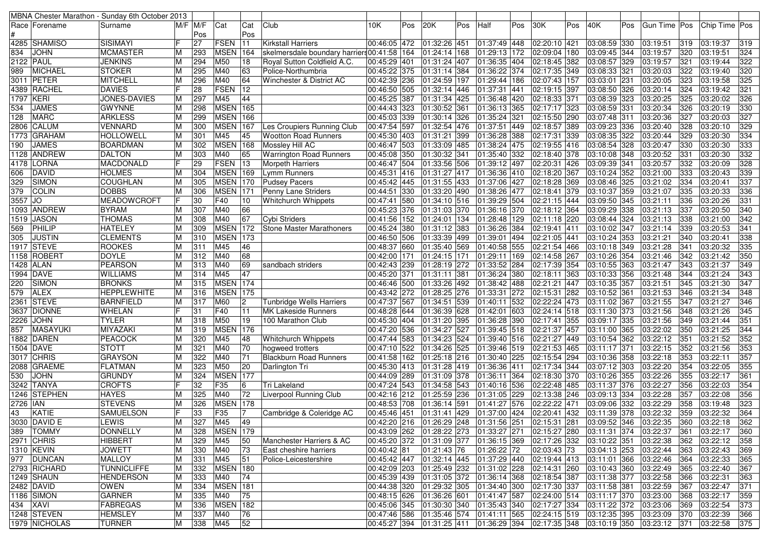| MBNA Chester Marathon - Sunday 6th October 2013 | | | | | | | | | | | | | | | | | | | | | | |
|---|---|---|---|---|---|---|---|---|---|---|---|---|---|---|---|---|---|---|---|---|---|---|
| Race # | Forename | Surname | M/F | M/F Pos | Cat | Cat Pos | Club | 10K | Pos | 20K | Pos | Half | Pos | 30K | Pos | 40K | Pos | Gun Time | Pos | Chip Time | Pos |
| 4285 | SHAMISO | SISIMAYI | F | 27 | FSEN | 11 | Kirkstall Harriers | 00:46:05 | 472 | 01:32:26 | 451 | 01:37:49 | 448 | 02:20:10 | 421 | 03:08:59 | 330 | 03:19:51 | 319 | 03:19:37 | 319 |
| 834 | JOHN | MCMASTER | M | 293 | MSEN | 164 | skelmersdale boundary harriers | 00:41:58 | 164 | 01:24:14 | 168 | 01:29:13 | 172 | 02:09:04 | 180 | 03:09:45 | 344 | 03:19:57 | 320 | 03:19:51 | 324 |
| 2122 | PAUL | JENKINS | M | 294 | M50 | 18 | Royal Sutton Coldfield A.C. | 00:45:29 | 401 | 01:31:24 | 407 | 01:36:35 | 404 | 02:18:45 | 382 | 03:08:57 | 329 | 03:19:57 | 321 | 03:19:44 | 322 |
| 989 | MICHAEL | STOKER | M | 295 | M40 | 63 | Police-Northumbria | 00:45:22 | 375 | 01:31:14 | 384 | 01:36:22 | 374 | 02:17:35 | 349 | 03:08:33 | 321 | 03:20:03 | 322 | 03:19:40 | 320 |
| 3011 | PETER | MITCHELL | M | 296 | M40 | 64 | Winchester & District AC | 00:42:39 | 236 | 01:24:59 | 197 | 01:29:44 | 186 | 02:07:43 | 157 | 03:03:01 | 231 | 03:20:05 | 323 | 03:19:58 | 325 |
| 4389 | RACHEL | DAVIES | F | 28 | FSEN | 12 | | 00:46:50 | 505 | 01:32:14 | 446 | 01:37:31 | 441 | 02:19:15 | 397 | 03:08:50 | 326 | 03:20:14 | 324 | 03:19:42 | 321 |
| 1797 | KERI | JONES-DAVIES | M | 297 | M45 | 44 | | 00:45:25 | 387 | 01:31:34 | 425 | 01:36:48 | 420 | 02:18:33 | 371 | 03:08:39 | 323 | 03:20:25 | 325 | 03:20:02 | 326 |
| 534 | JAMES | GWYNNE | M | 298 | MSEN | 165 | | 00:44:43 | 323 | 01:30:52 | 361 | 01:36:13 | 365 | 02:17:17 | 323 | 03:08:59 | 331 | 03:20:34 | 326 | 03:20:19 | 330 |
| 128 | MARC | ARKLESS | M | 299 | MSEN | 166 | | 00:45:03 | 339 | 01:30:14 | 326 | 01:35:24 | 321 | 02:15:50 | 290 | 03:07:48 | 311 | 03:20:36 | 327 | 03:20:03 | 327 |
| 2806 | CALUM | VENNARD | M | 300 | MSEN | 167 | Les Croupiers Running Club | 00:47:54 | 597 | 01:32:54 | 476 | 01:37:51 | 449 | 02:18:57 | 389 | 03:09:23 | 336 | 03:20:40 | 328 | 03:20:10 | 329 |
| 1773 | GRAHAM | HOLLOWELL | M | 301 | M45 | 45 | Wootton Road Runners | 00:45:30 | 403 | 01:31:21 | 399 | 01:36:28 | 388 | 02:17:31 | 339 | 03:08:35 | 322 | 03:20:44 | 329 | 03:20:30 | 334 |
| 190 | JAMES | BOARDMAN | M | 302 | MSEN | 168 | Mossley Hill AC | 00:46:47 | 503 | 01:33:09 | 485 | 01:38:24 | 475 | 02:19:55 | 416 | 03:08:54 | 328 | 03:20:47 | 330 | 03:20:30 | 333 |
| 1128 | ANDREW | DALTON | M | 303 | M40 | 65 | Warrington Road Runners | 00:45:08 | 350 | 01:30:32 | 341 | 01:35:40 | 332 | 02:18:40 | 378 | 03:10:08 | 348 | 03:20:52 | 331 | 03:20:30 | 332 |
| 4178 | LORNA | MACDONALD | F | 29 | FSEN | 13 | Morpeth Harriers | 00:46:47 | 504 | 01:33:56 | 506 | 01:39:12 | 497 | 02:20:31 | 426 | 03:09:39 | 341 | 03:20:57 | 332 | 03:20:09 | 328 |
| 606 | DAVID | HOLMES | M | 304 | MSEN | 169 | Lymm Runners | 00:45:31 | 416 | 01:31:27 | 417 | 01:36:36 | 410 | 02:18:20 | 367 | 03:10:24 | 352 | 03:21:00 | 333 | 03:20:43 | 339 |
| 329 | SIMON | COUGHLAN | M | 305 | MSEN | 170 | Pudsey Pacers | 00:45:42 | 445 | 01:31:55 | 433 | 01:37:06 | 427 | 02:18:28 | 369 | 03:08:46 | 325 | 03:21:02 | 334 | 03:20:41 | 337 |
| 379 | COLIN | DOBBS | M | 306 | MSEN | 171 | Penny Lane Striders | 00:44:51 | 330 | 01:33:20 | 490 | 01:38:24 | 477 | 02:18:41 | 379 | 03:10:37 | 359 | 03:21:07 | 335 | 03:20:33 | 336 |
| 3557 | JO | MEADOWCROFT | F | 30 | F40 | 10 | Whitchurch Whippets | 00:47:41 | 580 | 01:34:10 | 516 | 01:39:29 | 504 | 02:21:15 | 444 | 03:09:50 | 345 | 03:21:11 | 336 | 03:20:26 | 331 |
| 1093 | ANDREW | BYRAM | M | 307 | M40 | 66 | | 00:45:23 | 376 | 01:31:03 | 370 | 01:36:16 | 370 | 02:18:12 | 364 | 03:09:29 | 338 | 03:21:13 | 337 | 03:20:50 | 340 |
| 1519 | JASON | THOMAS | M | 308 | M40 | 67 | Cybi Striders | 00:41:56 | 152 | 01:24:01 | 134 | 01:28:48 | 129 | 02:11:18 | 220 | 03:08:44 | 324 | 03:21:13 | 338 | 03:21:00 | 342 |
| 569 | PHILIP | HATELEY | M | 309 | MSEN | 172 | Stone Master Marathoners | 00:45:24 | 380 | 01:31:12 | 383 | 01:36:26 | 384 | 02:19:41 | 411 | 03:10:02 | 347 | 03:21:14 | 339 | 03:20:53 | 341 |
| 305 | JUSTIN | CLEMENTS | M | 310 | MSEN | 173 | | 00:46:50 | 506 | 01:33:39 | 499 | 01:39:01 | 494 | 02:21:05 | 441 | 03:10:24 | 353 | 03:21:21 | 340 | 03:20:41 | 338 |
| 1917 | STEVE | ROOKES | M | 311 | M45 | 46 | | 00:48:37 | 660 | 01:35:40 | 569 | 01:40:58 | 555 | 02:21:54 | 466 | 03:10:18 | 349 | 03:21:28 | 341 | 03:20:32 | 335 |
| 1158 | ROBERT | DOYLE | M | 312 | M40 | 68 | | 00:42:00 | 171 | 01:24:15 | 171 | 01:29:11 | 169 | 02:14:58 | 267 | 03:10:26 | 354 | 03:21:46 | 342 | 03:21:42 | 350 |
| 1428 | ALAN | PEARSON | M | 313 | M40 | 69 | sandbach striders | 00:42:43 | 239 | 01:28:19 | 272 | 01:33:52 | 284 | 02:17:39 | 354 | 03:10:55 | 363 | 03:21:47 | 343 | 03:21:37 | 349 |
| 1994 | DAVE | WILLIAMS | M | 314 | M45 | 47 | | 00:45:20 | 371 | 01:31:11 | 381 | 01:36:24 | 380 | 02:18:11 | 363 | 03:10:33 | 356 | 03:21:48 | 344 | 03:21:24 | 343 |
| 220 | SIMON | BRONKS | M | 315 | MSEN | 174 | | 00:46:46 | 500 | 01:33:26 | 492 | 01:38:42 | 488 | 02:21:21 | 447 | 03:10:35 | 357 | 03:21:51 | 345 | 03:21:30 | 347 |
| 579 | ALEX | HEPPLEWHITE | M | 316 | MSEN | 175 | | 00:43:42 | 272 | 01:28:25 | 276 | 01:33:31 | 272 | 02:15:31 | 282 | 03:10:52 | 361 | 03:21:53 | 346 | 03:21:34 | 348 |
| 2361 | STEVE | BARNFIELD | M | 317 | M60 | 2 | Tunbridge Wells Harriers | 00:47:37 | 567 | 01:34:51 | 539 | 01:40:11 | 532 | 02:22:24 | 473 | 03:11:02 | 367 | 03:21:55 | 347 | 03:21:27 | 346 |
| 3637 | DIONNE | WHELAN | F | 31 | F40 | 11 | MK Lakeside Runners | 00:48:28 | 644 | 01:36:39 | 628 | 01:42:01 | 603 | 02:24:14 | 518 | 03:11:30 | 373 | 03:21:56 | 348 | 03:21:26 | 345 |
| 2226 | JOHN | TYLER | M | 318 | M50 | 19 | 100 Marathon Club | 00:45:30 | 404 | 01:31:20 | 395 | 01:36:28 | 390 | 02:17:41 | 355 | 03:09:17 | 335 | 03:21:56 | 349 | 03:21:44 | 351 |
| 857 | MASAYUKI | MIYAZAKI | M | 319 | MSEN | 176 | | 00:47:20 | 536 | 01:34:27 | 527 | 01:39:45 | 518 | 02:21:37 | 457 | 03:11:00 | 365 | 03:22:02 | 350 | 03:21:25 | 344 |
| 1882 | DAREN | PEACOCK | M | 320 | M45 | 48 | Whitchurch Whippets | 00:47:44 | 583 | 01:34:23 | 524 | 01:39:40 | 516 | 02:21:27 | 449 | 03:10:54 | 362 | 03:22:12 | 351 | 03:21:52 | 352 |
| 1504 | DAVE | STOTT | M | 321 | M40 | 70 | hogweed trotters | 00:47:10 | 522 | 01:34:26 | 525 | 01:39:46 | 519 | 02:21:53 | 465 | 03:11:17 | 371 | 03:22:15 | 352 | 03:21:56 | 353 |
| 3017 | CHRIS | GRAYSON | M | 322 | M40 | 71 | Blackburn Road Runners | 00:41:58 | 162 | 01:25:18 | 216 | 01:30:40 | 225 | 02:15:54 | 294 | 03:10:36 | 358 | 03:22:18 | 353 | 03:22:11 | 357 |
| 2088 | GRAEME | FLATMAN | M | 323 | M50 | 20 | Darlington Tri | 00:45:30 | 413 | 01:31:28 | 419 | 01:36:36 | 411 | 02:17:34 | 344 | 03:07:12 | 303 | 03:22:20 | 354 | 03:22:05 | 355 |
| 530 | JOHN | GRUNDY | M | 324 | MSEN | 177 | | 00:44:09 | 289 | 01:31:09 | 378 | 01:36:11 | 364 | 02:18:30 | 370 | 03:10:26 | 355 | 03:22:26 | 355 | 03:22:17 | 361 |
| 3242 | TANYA | CROFTS | F | 32 | F35 | 6 | Tri Lakeland | 00:47:24 | 543 | 01:34:58 | 543 | 01:40:16 | 536 | 02:22:48 | 485 | 03:11:37 | 376 | 03:22:27 | 356 | 03:22:03 | 354 |
| 1246 | STEPHEN | HAYES | M | 325 | M40 | 72 | Liverpool Running Club | 00:42:16 | 212 | 01:25:59 | 236 | 01:31:05 | 229 | 02:13:38 | 246 | 03:09:13 | 334 | 03:22:28 | 357 | 03:22:08 | 356 |
| 2726 | IAN | STEVENS | M | 326 | MSEN | 178 | | 00:48:53 | 708 | 01:36:14 | 591 | 01:41:27 | 576 | 02:22:22 | 471 | 03:09:06 | 332 | 03:22:29 | 358 | 03:19:48 | 323 |
| 43 | KATIE | SAMUELSON | F | 33 | F35 | 7 | Cambridge & Coleridge AC | 00:45:46 | 451 | 01:31:41 | 429 | 01:37:00 | 424 | 02:20:41 | 432 | 03:11:39 | 378 | 03:22:32 | 359 | 03:22:32 | 364 |
| 3030 | DAVID E | LEWIS | M | 327 | M45 | 49 | | 00:42:20 | 216 | 01:26:29 | 248 | 01:31:56 | 251 | 02:15:31 | 281 | 03:09:52 | 346 | 03:22:35 | 360 | 03:22:18 | 362 |
| 389 | TOMMY | DONNELLY | M | 328 | MSEN | 179 | | 00:43:09 | 262 | 01:28:22 | 273 | 01:33:27 | 271 | 02:15:27 | 280 | 03:11:31 | 374 | 03:22:37 | 361 | 03:22:17 | 360 |
| 2971 | CHRIS | HIBBERT | M | 329 | M45 | 50 | Manchester Harriers & AC | 00:45:20 | 372 | 01:31:09 | 377 | 01:36:15 | 369 | 02:17:26 | 332 | 03:10:22 | 351 | 03:22:38 | 362 | 03:22:12 | 358 |
| 1310 | KEVIN | JOWETT | M | 330 | M40 | 73 | East cheshire harriers | 00:40:42 | 81 | 01:21:43 | 76 | 01:26:22 | 72 | 02:03:43 | 73 | 03:04:13 | 253 | 03:22:44 | 363 | 03:22:43 | 369 |
| 977 | DUNCAN | MALLOY | M | 331 | M45 | 51 | Police-Leicestershire | 00:45:42 | 447 | 01:32:14 | 445 | 01:37:29 | 440 | 02:19:44 | 413 | 03:11:01 | 366 | 03:22:46 | 364 | 03:22:33 | 365 |
| 2793 | RICHARD | TUNNICLIFFE | M | 332 | MSEN | 180 | | 00:42:09 | 203 | 01:25:49 | 232 | 01:31:02 | 228 | 02:14:31 | 260 | 03:10:43 | 360 | 03:22:49 | 365 | 03:22:40 | 367 |
| 1249 | SHAUN | HENDERSON | M | 333 | M40 | 74 | | 00:45:39 | 439 | 01:31:05 | 372 | 01:36:14 | 368 | 02:18:54 | 387 | 03:11:38 | 377 | 03:22:58 | 366 | 03:22:31 | 363 |
| 2482 | DAVID | OWEN | M | 334 | MSEN | 181 | | 00:44:38 | 320 | 01:29:32 | 305 | 01:34:40 | 300 | 02:17:30 | 337 | 03:11:58 | 381 | 03:22:59 | 367 | 03:22:47 | 371 |
| 1186 | SIMON | GARNER | M | 335 | M40 | 75 | | 00:48:15 | 626 | 01:36:26 | 601 | 01:41:47 | 587 | 02:24:00 | 514 | 03:11:17 | 370 | 03:23:00 | 368 | 03:22:17 | 359 |
| 434 | XAVI | FABREGAS | M | 336 | MSEN | 182 | | 00:45:06 | 345 | 01:30:30 | 340 | 01:35:43 | 340 | 02:17:27 | 334 | 03:11:22 | 372 | 03:23:06 | 369 | 03:22:54 | 373 |
| 1248 | STEVEN | HEMSLEY | M | 337 | M40 | 76 | | 00:47:46 | 586 | 01:35:46 | 574 | 01:41:11 | 565 | 02:24:15 | 519 | 03:12:35 | 395 | 03:23:09 | 370 | 03:22:39 | 366 |
| 1979 | NICHOLAS | TURNER | M | 338 | M45 | 52 | | 00:45:27 | 394 | 01:31:25 | 411 | 01:36:29 | 394 | 02:17:35 | 348 | 03:10:19 | 350 | 03:23:12 | 371 | 03:22:58 | 375 |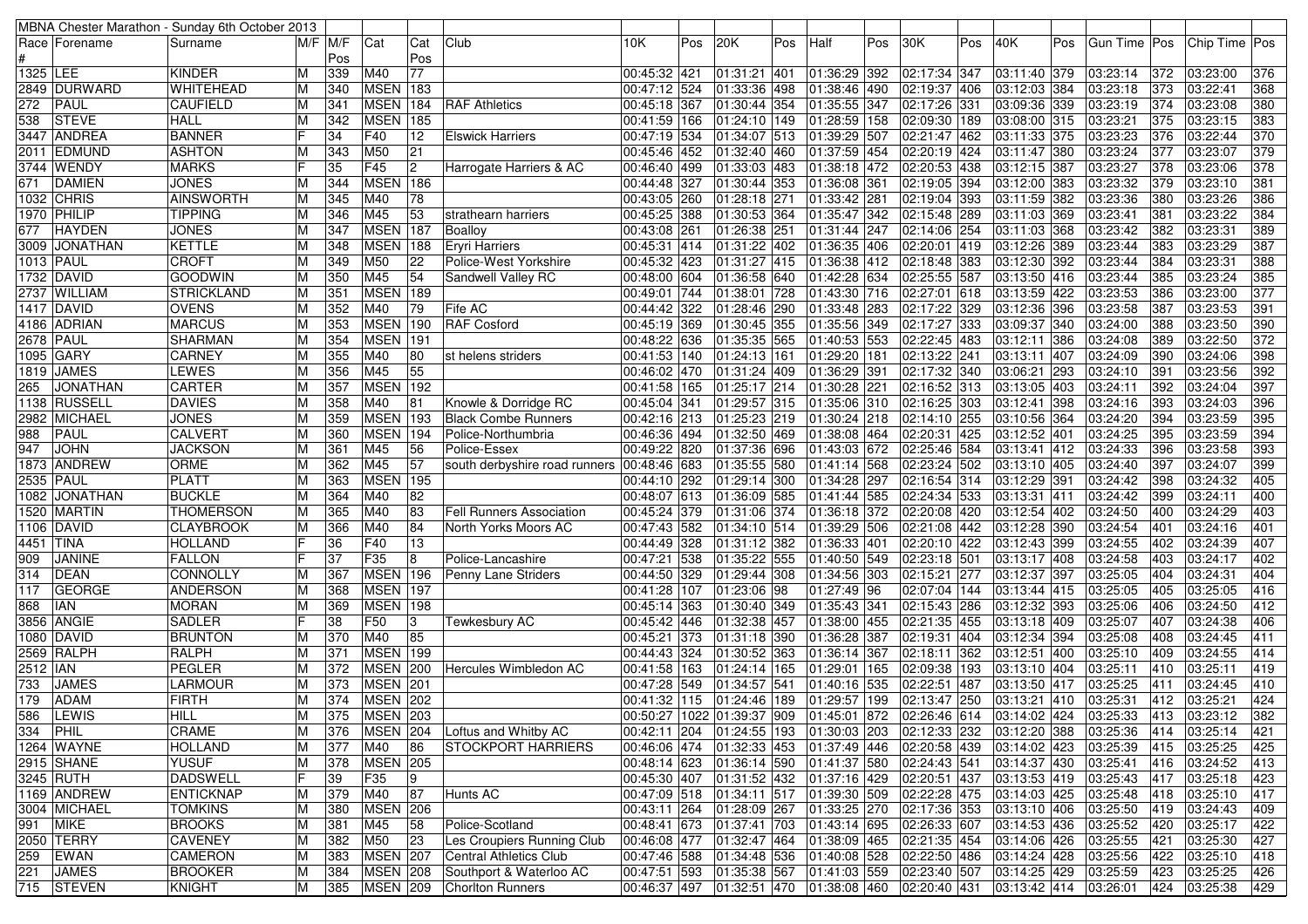MBNA Chester Marathon - Sunday 6th October 2013

| Race # | Forename | Surname | M/F | M/F Pos | Cat | Cat Pos | Club | 10K | Pos | 20K | Pos | Half | Pos | 30K | Pos | 40K | Pos | Gun Time | Pos | Chip Time | Pos |
|---|---|---|---|---|---|---|---|---|---|---|---|---|---|---|---|---|---|---|---|---|---|
| 1325 | LEE | KINDER | M | 339 | M40 | 77 | | 00:45:32 | 421 | 01:31:21 | 401 | 01:36:29 | 392 | 02:17:34 | 347 | 03:11:40 | 379 | 03:23:14 | 372 | 03:23:00 | 376 |
| 2849 | DURWARD | WHITEHEAD | M | 340 | MSEN | 183 | | 00:47:12 | 524 | 01:33:36 | 498 | 01:38:46 | 490 | 02:19:37 | 406 | 03:12:03 | 384 | 03:23:18 | 373 | 03:22:41 | 368 |
| 272 | PAUL | CAUFIELD | M | 341 | MSEN | 184 | RAF Athletics | 00:45:18 | 367 | 01:30:44 | 354 | 01:35:55 | 347 | 02:17:26 | 331 | 03:09:36 | 339 | 03:23:19 | 374 | 03:23:08 | 380 |
| 538 | STEVE | HALL | M | 342 | MSEN | 185 | | 00:41:59 | 166 | 01:24:10 | 149 | 01:28:59 | 158 | 02:09:30 | 189 | 03:08:00 | 315 | 03:23:21 | 375 | 03:23:15 | 383 |
| 3447 | ANDREA | BANNER | F | 34 | F40 | 12 | Elswick Harriers | 00:47:19 | 534 | 01:34:07 | 513 | 01:39:29 | 507 | 02:21:47 | 462 | 03:11:33 | 375 | 03:23:23 | 376 | 03:22:44 | 370 |
| 2011 | EDMUND | ASHTON | M | 343 | M50 | 21 | | 00:45:46 | 452 | 01:32:40 | 460 | 01:37:59 | 454 | 02:20:19 | 424 | 03:11:47 | 380 | 03:23:24 | 377 | 03:23:07 | 379 |
| 3744 | WENDY | MARKS | F | 35 | F45 | 2 | Harrogate Harriers & AC | 00:46:40 | 499 | 01:33:03 | 483 | 01:38:18 | 472 | 02:20:53 | 438 | 03:12:15 | 387 | 03:23:27 | 378 | 03:23:06 | 378 |
| 671 | DAMIEN | JONES | M | 344 | MSEN | 186 | | 00:44:48 | 327 | 01:30:44 | 353 | 01:36:08 | 361 | 02:19:05 | 394 | 03:12:00 | 383 | 03:23:32 | 379 | 03:23:10 | 381 |
| 1032 | CHRIS | AINSWORTH | M | 345 | M40 | 78 | | 00:43:05 | 260 | 01:28:18 | 271 | 01:33:42 | 281 | 02:19:04 | 393 | 03:11:59 | 382 | 03:23:36 | 380 | 03:23:26 | 386 |
| 1970 | PHILIP | TIPPING | M | 346 | M45 | 53 | strathearn harriers | 00:45:25 | 388 | 01:30:53 | 364 | 01:35:47 | 342 | 02:15:48 | 289 | 03:11:03 | 369 | 03:23:41 | 381 | 03:23:22 | 384 |
| 677 | HAYDEN | JONES | M | 347 | MSEN | 187 | Boalloy | 00:43:08 | 261 | 01:26:38 | 251 | 01:31:44 | 247 | 02:14:06 | 254 | 03:11:03 | 368 | 03:23:42 | 382 | 03:23:31 | 389 |
| 3009 | JONATHAN | KETTLE | M | 348 | MSEN | 188 | Eryri Harriers | 00:45:31 | 414 | 01:31:22 | 402 | 01:36:35 | 406 | 02:20:01 | 419 | 03:12:26 | 389 | 03:23:44 | 383 | 03:23:29 | 387 |
| 1013 | PAUL | CROFT | M | 349 | M50 | 22 | Police-West Yorkshire | 00:45:32 | 423 | 01:31:27 | 415 | 01:36:38 | 412 | 02:18:48 | 383 | 03:12:30 | 392 | 03:23:44 | 384 | 03:23:31 | 388 |
| 1732 | DAVID | GOODWIN | M | 350 | M45 | 54 | Sandwell Valley RC | 00:48:00 | 604 | 01:36:58 | 640 | 01:42:28 | 634 | 02:25:55 | 587 | 03:13:50 | 416 | 03:23:44 | 385 | 03:23:24 | 385 |
| 2737 | WILLIAM | STRICKLAND | M | 351 | MSEN | 189 | | 00:49:01 | 744 | 01:38:01 | 728 | 01:43:30 | 716 | 02:27:01 | 618 | 03:13:59 | 422 | 03:23:53 | 386 | 03:23:00 | 377 |
| 1417 | DAVID | OVENS | M | 352 | M40 | 79 | Fife AC | 00:44:42 | 322 | 01:28:46 | 290 | 01:33:48 | 283 | 02:17:22 | 329 | 03:12:36 | 396 | 03:23:58 | 387 | 03:23:53 | 391 |
| 4186 | ADRIAN | MARCUS | M | 353 | MSEN | 190 | RAF Cosford | 00:45:19 | 369 | 01:30:45 | 355 | 01:35:56 | 349 | 02:17:27 | 333 | 03:09:37 | 340 | 03:24:00 | 388 | 03:23:50 | 390 |
| 2678 | PAUL | SHARMAN | M | 354 | MSEN | 191 | | 00:48:22 | 636 | 01:35:35 | 565 | 01:40:51 | 553 | 02:22:45 | 483 | 03:12:11 | 386 | 03:24:08 | 389 | 03:22:50 | 372 |
| 1095 | GARY | CARNEY | M | 355 | M40 | 80 | st helens striders | 00:41:53 | 140 | 01:24:13 | 161 | 01:29:20 | 181 | 02:13:22 | 241 | 03:13:11 | 407 | 03:24:09 | 390 | 03:24:06 | 398 |
| 1819 | JAMES | LEWES | M | 356 | M45 | 55 | | 00:46:02 | 470 | 01:31:24 | 409 | 01:36:29 | 391 | 02:17:32 | 340 | 03:06:21 | 293 | 03:24:10 | 391 | 03:23:56 | 392 |
| 265 | JONATHAN | CARTER | M | 357 | MSEN | 192 | | 00:41:58 | 165 | 01:25:17 | 214 | 01:30:28 | 221 | 02:16:52 | 313 | 03:13:05 | 403 | 03:24:11 | 392 | 03:24:04 | 397 |
| 1138 | RUSSELL | DAVIES | M | 358 | M40 | 81 | Knowle & Dorridge RC | 00:45:04 | 341 | 01:29:57 | 315 | 01:35:06 | 310 | 02:16:25 | 303 | 03:12:41 | 398 | 03:24:16 | 393 | 03:24:03 | 396 |
| 2982 | MICHAEL | JONES | M | 359 | MSEN | 193 | Black Combe Runners | 00:42:16 | 213 | 01:25:23 | 219 | 01:30:24 | 218 | 02:14:10 | 255 | 03:10:56 | 364 | 03:24:20 | 394 | 03:23:59 | 395 |
| 988 | PAUL | CALVERT | M | 360 | MSEN | 194 | Police-Northumbria | 00:46:36 | 494 | 01:32:50 | 469 | 01:38:08 | 464 | 02:20:31 | 425 | 03:12:52 | 401 | 03:24:25 | 395 | 03:23:59 | 394 |
| 947 | JOHN | JACKSON | M | 361 | M45 | 56 | Police-Essex | 00:49:22 | 820 | 01:37:36 | 696 | 01:43:03 | 672 | 02:25:46 | 584 | 03:13:41 | 412 | 03:24:33 | 396 | 03:23:58 | 393 |
| 1873 | ANDREW | ORME | M | 362 | M45 | 57 | south derbyshire road runners | 00:48:46 | 683 | 01:35:55 | 580 | 01:41:14 | 568 | 02:23:24 | 502 | 03:13:10 | 405 | 03:24:40 | 397 | 03:24:07 | 399 |
| 2535 | PAUL | PLATT | M | 363 | MSEN | 195 | | 00:44:10 | 292 | 01:29:14 | 300 | 01:34:28 | 297 | 02:16:54 | 314 | 03:12:29 | 391 | 03:24:42 | 398 | 03:24:32 | 405 |
| 1082 | JONATHAN | BUCKLE | M | 364 | M40 | 82 | | 00:48:07 | 613 | 01:36:09 | 585 | 01:41:44 | 585 | 02:24:34 | 533 | 03:13:31 | 411 | 03:24:42 | 399 | 03:24:11 | 400 |
| 1520 | MARTIN | THOMERSON | M | 365 | M40 | 83 | Fell Runners Association | 00:45:24 | 379 | 01:31:06 | 374 | 01:36:18 | 372 | 02:20:08 | 420 | 03:12:54 | 402 | 03:24:50 | 400 | 03:24:29 | 403 |
| 1106 | DAVID | CLAYBROOK | M | 366 | M40 | 84 | North Yorks Moors AC | 00:47:43 | 582 | 01:34:10 | 514 | 01:39:29 | 506 | 02:21:08 | 442 | 03:12:28 | 390 | 03:24:54 | 401 | 03:24:16 | 401 |
| 4451 | TINA | HOLLAND | F | 36 | F40 | 13 | | 00:44:49 | 328 | 01:31:12 | 382 | 01:36:33 | 401 | 02:20:10 | 422 | 03:12:43 | 399 | 03:24:55 | 402 | 03:24:39 | 407 |
| 909 | JANINE | FALLON | F | 37 | F35 | 8 | Police-Lancashire | 00:47:21 | 538 | 01:35:22 | 555 | 01:40:51 | 549 | 02:23:18 | 501 | 03:13:17 | 408 | 03:24:58 | 403 | 03:24:17 | 402 |
| 314 | DEAN | CONNOLLY | M | 367 | MSEN | 196 | Penny Lane Striders | 00:44:50 | 329 | 01:29:44 | 308 | 01:34:56 | 303 | 02:15:21 | 277 | 03:12:37 | 397 | 03:25:05 | 404 | 03:24:31 | 404 |
| 117 | GEORGE | ANDERSON | M | 368 | MSEN | 197 | | 00:41:28 | 107 | 01:23:06 | 98 | 01:27:49 | 96 | 02:07:04 | 144 | 03:13:44 | 415 | 03:25:05 | 405 | 03:25:05 | 416 |
| 868 | IAN | MORAN | M | 369 | MSEN | 198 | | 00:45:14 | 363 | 01:30:40 | 349 | 01:35:43 | 341 | 02:15:43 | 286 | 03:12:32 | 393 | 03:25:06 | 406 | 03:24:50 | 412 |
| 3856 | ANGIE | SADLER | F | 38 | F50 | 3 | Tewkesbury AC | 00:45:42 | 446 | 01:32:38 | 457 | 01:38:00 | 455 | 02:21:35 | 455 | 03:13:18 | 409 | 03:25:07 | 407 | 03:24:38 | 406 |
| 1080 | DAVID | BRUNTON | M | 370 | M40 | 85 | | 00:45:21 | 373 | 01:31:18 | 390 | 01:36:28 | 387 | 02:19:31 | 404 | 03:12:34 | 394 | 03:25:08 | 408 | 03:24:45 | 411 |
| 2569 | RALPH | RALPH | M | 371 | MSEN | 199 | | 00:44:43 | 324 | 01:30:52 | 363 | 01:36:14 | 367 | 02:18:11 | 362 | 03:12:51 | 400 | 03:25:10 | 409 | 03:24:55 | 414 |
| 2512 | IAN | PEGLER | M | 372 | MSEN | 200 | Hercules Wimbledon AC | 00:41:58 | 163 | 01:24:14 | 165 | 01:29:01 | 165 | 02:09:38 | 193 | 03:13:10 | 404 | 03:25:11 | 410 | 03:25:11 | 419 |
| 733 | JAMES | LARMOUR | M | 373 | MSEN | 201 | | 00:47:28 | 549 | 01:34:57 | 541 | 01:40:16 | 535 | 02:22:51 | 487 | 03:13:50 | 417 | 03:25:25 | 411 | 03:24:45 | 410 |
| 179 | ADAM | FIRTH | M | 374 | MSEN | 202 | | 00:41:32 | 115 | 01:24:46 | 189 | 01:29:57 | 199 | 02:13:47 | 250 | 03:13:21 | 410 | 03:25:31 | 412 | 03:25:21 | 424 |
| 586 | LEWIS | HILL | M | 375 | MSEN | 203 | | 00:50:27 | 1022 | 01:39:37 | 909 | 01:45:01 | 872 | 02:26:46 | 614 | 03:14:02 | 424 | 03:25:33 | 413 | 03:23:12 | 382 |
| 334 | PHIL | CRAME | M | 376 | MSEN | 204 | Loftus and Whitby AC | 00:42:11 | 204 | 01:24:55 | 193 | 01:30:03 | 203 | 02:12:33 | 232 | 03:12:20 | 388 | 03:25:36 | 414 | 03:25:14 | 421 |
| 1264 | WAYNE | HOLLAND | M | 377 | M40 | 86 | STOCKPORT HARRIERS | 00:46:06 | 474 | 01:32:33 | 453 | 01:37:49 | 446 | 02:20:58 | 439 | 03:14:02 | 423 | 03:25:39 | 415 | 03:25:25 | 425 |
| 2915 | SHANE | YUSUF | M | 378 | MSEN | 205 | | 00:48:14 | 623 | 01:36:14 | 590 | 01:41:37 | 580 | 02:24:43 | 541 | 03:14:37 | 430 | 03:25:41 | 416 | 03:24:52 | 413 |
| 3245 | RUTH | DADSWELL | F | 39 | F35 | 9 | | 00:45:30 | 407 | 01:31:52 | 432 | 01:37:16 | 429 | 02:20:51 | 437 | 03:13:53 | 419 | 03:25:43 | 417 | 03:25:18 | 423 |
| 1169 | ANDREW | ENTICKNAP | M | 379 | M40 | 87 | Hunts AC | 00:47:09 | 518 | 01:34:11 | 517 | 01:39:30 | 509 | 02:22:28 | 475 | 03:14:03 | 425 | 03:25:48 | 418 | 03:25:10 | 417 |
| 3004 | MICHAEL | TOMKINS | M | 380 | MSEN | 206 | | 00:43:11 | 264 | 01:28:09 | 267 | 01:33:25 | 270 | 02:17:36 | 353 | 03:13:10 | 406 | 03:25:50 | 419 | 03:24:43 | 409 |
| 991 | MIKE | BROOKS | M | 381 | M45 | 58 | Police-Scotland | 00:48:41 | 673 | 01:37:41 | 703 | 01:43:14 | 695 | 02:26:33 | 607 | 03:14:53 | 436 | 03:25:52 | 420 | 03:25:17 | 422 |
| 2050 | TERRY | CAVENEY | M | 382 | M50 | 23 | Les Croupiers Running Club | 00:46:08 | 477 | 01:32:47 | 464 | 01:38:09 | 465 | 02:21:35 | 454 | 03:14:06 | 426 | 03:25:55 | 421 | 03:25:30 | 427 |
| 259 | EWAN | CAMERON | M | 383 | MSEN | 207 | Central Athletics Club | 00:47:46 | 588 | 01:34:48 | 536 | 01:40:08 | 528 | 02:22:50 | 486 | 03:14:24 | 428 | 03:25:56 | 422 | 03:25:10 | 418 |
| 221 | JAMES | BROOKER | M | 384 | MSEN | 208 | Southport & Waterloo AC | 00:47:51 | 593 | 01:35:38 | 567 | 01:41:03 | 559 | 02:23:40 | 507 | 03:14:25 | 429 | 03:25:59 | 423 | 03:25:25 | 426 |
| 715 | STEVEN | KNIGHT | M | 385 | MSEN | 209 | Chorlton Runners | 00:46:37 | 497 | 01:32:51 | 470 | 01:38:08 | 460 | 02:20:40 | 431 | 03:13:42 | 414 | 03:26:01 | 424 | 03:25:38 | 429 |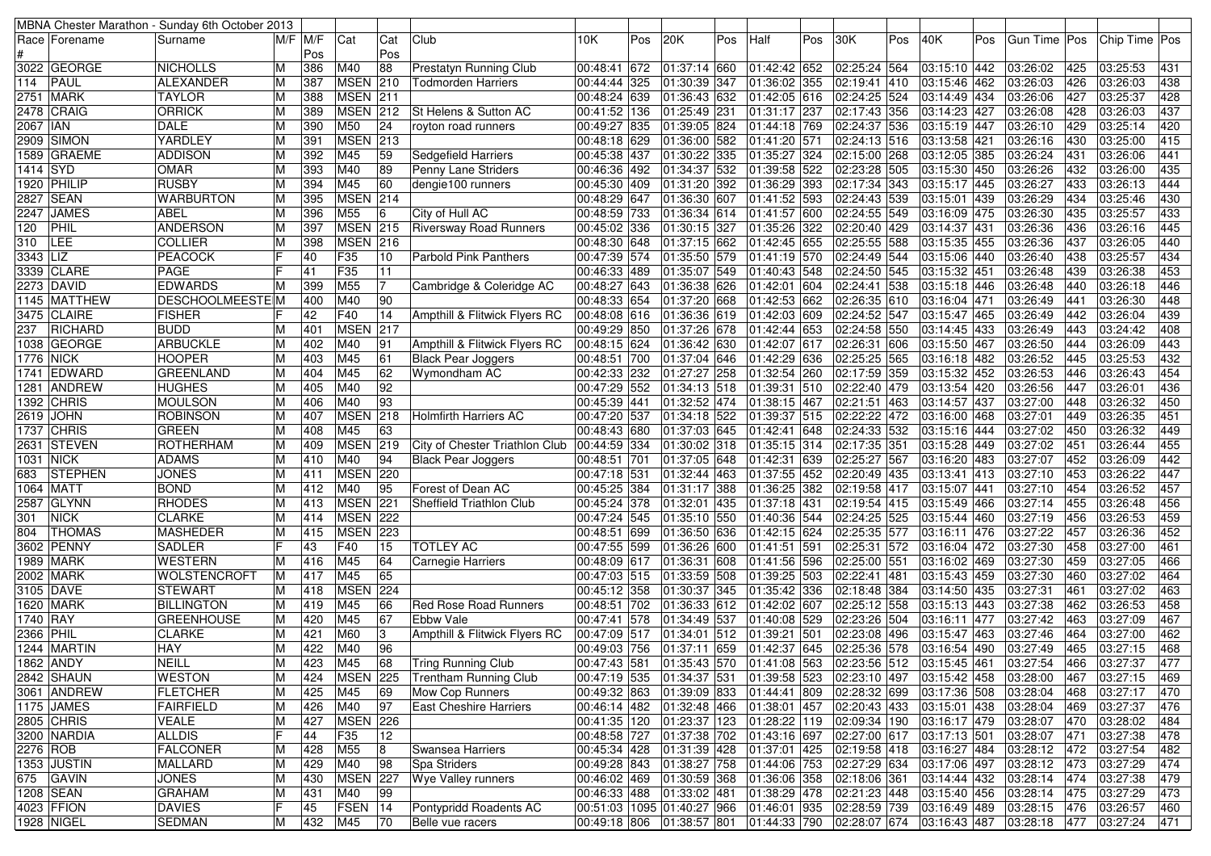| MBNA Chester Marathon - Sunday 6th October 2013 | | | | | | | | | | | | | | | | | | | | | | |
|---|---|---|---|---|---|---|---|---|---|---|---|---|---|---|---|---|---|---|---|---|---|---|
| Race # | Forename | Surname | M/F | M/F Pos | Cat | Cat Pos | Club | 10K | Pos | 20K | Pos | Half | Pos | 30K | Pos | 40K | Pos | Gun Time | Pos | Chip Time | Pos |
| 3022 | GEORGE | NICHOLLS | M | 386 | M40 | 88 | Prestatyn Running Club | 00:48:41 | 672 | 01:37:14 | 660 | 01:42:42 | 652 | 02:25:24 | 564 | 03:15:10 | 442 | 03:26:02 | 425 | 03:25:53 | 431 |
| 114 | PAUL | ALEXANDER | M | 387 | MSEN | 210 | Todmorden Harriers | 00:44:44 | 325 | 01:30:39 | 347 | 01:36:02 | 355 | 02:19:41 | 410 | 03:15:46 | 462 | 03:26:03 | 426 | 03:26:03 | 438 |
| 2751 | MARK | TAYLOR | M | 388 | MSEN | 211 | | 00:48:24 | 639 | 01:36:43 | 632 | 01:42:05 | 616 | 02:24:25 | 524 | 03:14:49 | 434 | 03:26:06 | 427 | 03:25:37 | 428 |
| 2478 | CRAIG | ORRICK | M | 389 | MSEN | 212 | St Helens & Sutton AC | 00:41:52 | 136 | 01:25:49 | 231 | 01:31:17 | 237 | 02:17:43 | 356 | 03:14:23 | 427 | 03:26:08 | 428 | 03:26:03 | 437 |
| 2067 | IAN | DALE | M | 390 | M50 | 24 | royton road runners | 00:49:27 | 835 | 01:39:05 | 824 | 01:44:18 | 769 | 02:24:37 | 536 | 03:15:19 | 447 | 03:26:10 | 429 | 03:25:14 | 420 |
| 2909 | SIMON | YARDLEY | M | 391 | MSEN | 213 | | 00:48:18 | 629 | 01:36:00 | 582 | 01:41:20 | 571 | 02:24:13 | 516 | 03:13:58 | 421 | 03:26:16 | 430 | 03:25:00 | 415 |
| 1589 | GRAEME | ADDISON | M | 392 | M45 | 59 | Sedgefield Harriers | 00:45:38 | 437 | 01:30:22 | 335 | 01:35:27 | 324 | 02:15:00 | 268 | 03:12:05 | 385 | 03:26:24 | 431 | 03:26:06 | 441 |
| 1414 | SYD | OMAR | M | 393 | M40 | 89 | Penny Lane Striders | 00:46:36 | 492 | 01:34:37 | 532 | 01:39:58 | 522 | 02:23:28 | 505 | 03:15:30 | 450 | 03:26:26 | 432 | 03:26:00 | 435 |
| 1920 | PHILIP | RUSBY | M | 394 | M45 | 60 | dengie100 runners | 00:45:30 | 409 | 01:31:20 | 392 | 01:36:29 | 393 | 02:17:34 | 343 | 03:15:17 | 445 | 03:26:27 | 433 | 03:26:13 | 444 |
| 2827 | SEAN | WARBURTON | M | 395 | MSEN | 214 | | 00:48:29 | 647 | 01:36:30 | 607 | 01:41:52 | 593 | 02:24:43 | 539 | 03:15:01 | 439 | 03:26:29 | 434 | 03:25:46 | 430 |
| 2247 | JAMES | ABEL | M | 396 | M55 | 6 | City of Hull AC | 00:48:59 | 733 | 01:36:34 | 614 | 01:41:57 | 600 | 02:24:55 | 549 | 03:16:09 | 475 | 03:26:30 | 435 | 03:25:57 | 433 |
| 120 | PHIL | ANDERSON | M | 397 | MSEN | 215 | Riversway Road Runners | 00:45:02 | 336 | 01:30:15 | 327 | 01:35:26 | 322 | 02:20:40 | 429 | 03:14:37 | 431 | 03:26:36 | 436 | 03:26:15 | 445 |
| 310 | LEE | COLLIER | M | 398 | MSEN | 216 | | 00:48:30 | 648 | 01:37:15 | 662 | 01:42:45 | 655 | 02:25:55 | 588 | 03:15:35 | 455 | 03:26:36 | 437 | 03:26:05 | 440 |
| 3343 | LIZ | PEACOCK | F | 40 | F35 | 10 | Parbold Pink Panthers | 00:47:39 | 574 | 01:35:50 | 579 | 01:41:19 | 570 | 02:24:49 | 544 | 03:15:06 | 440 | 03:26:40 | 438 | 03:25:57 | 434 |
| 3339 | CLARE | PAGE | F | 41 | F35 | 11 | | 00:46:33 | 489 | 01:35:07 | 549 | 01:40:43 | 548 | 02:24:50 | 545 | 03:15:32 | 451 | 03:26:48 | 439 | 03:26:38 | 453 |
| 2273 | DAVID | EDWARDS | M | 399 | M55 | 7 | Cambridge & Coleridge AC | 00:48:27 | 643 | 01:36:38 | 626 | 01:42:01 | 604 | 02:24:41 | 538 | 03:15:18 | 446 | 03:26:48 | 440 | 03:26:18 | 446 |
| 1145 | MATTHEW | DESCHOOLMEESTE | M | 400 | M40 | 90 | | 00:48:33 | 654 | 01:37:20 | 668 | 01:42:53 | 662 | 02:26:35 | 610 | 03:16:04 | 471 | 03:26:49 | 441 | 03:26:30 | 448 |
| 3475 | CLAIRE | FISHER | F | 42 | F40 | 14 | Ampthill & Flitwick Flyers RC | 00:48:08 | 616 | 01:36:36 | 619 | 01:42:03 | 609 | 02:24:52 | 547 | 03:15:47 | 465 | 03:26:49 | 442 | 03:26:04 | 439 |
| 237 | RICHARD | BUDD | M | 401 | MSEN | 217 | | 00:49:29 | 850 | 01:37:26 | 678 | 01:42:44 | 653 | 02:24:58 | 550 | 03:14:45 | 433 | 03:26:49 | 443 | 03:24:42 | 408 |
| 1038 | GEORGE | ARBUCKLE | M | 402 | M40 | 91 | Ampthill & Flitwick Flyers RC | 00:48:15 | 624 | 01:36:42 | 630 | 01:42:07 | 617 | 02:26:31 | 606 | 03:15:50 | 467 | 03:26:50 | 444 | 03:26:09 | 443 |
| 1776 | NICK | HOOPER | M | 403 | M45 | 61 | Black Pear Joggers | 00:48:51 | 700 | 01:37:04 | 646 | 01:42:29 | 636 | 02:25:25 | 565 | 03:16:18 | 482 | 03:26:52 | 445 | 03:25:53 | 432 |
| 1741 | EDWARD | GREENLAND | M | 404 | M45 | 62 | Wymondham AC | 00:42:33 | 232 | 01:27:27 | 258 | 01:32:54 | 260 | 02:17:59 | 359 | 03:15:32 | 452 | 03:26:53 | 446 | 03:26:43 | 454 |
| 1281 | ANDREW | HUGHES | M | 405 | M40 | 92 | | 00:47:29 | 552 | 01:34:13 | 518 | 01:39:31 | 510 | 02:22:40 | 479 | 03:13:54 | 420 | 03:26:56 | 447 | 03:26:01 | 436 |
| 1392 | CHRIS | MOULSON | M | 406 | M40 | 93 | | 00:45:39 | 441 | 01:32:52 | 474 | 01:38:15 | 467 | 02:21:51 | 463 | 03:14:57 | 437 | 03:27:00 | 448 | 03:26:32 | 450 |
| 2619 | JOHN | ROBINSON | M | 407 | MSEN | 218 | Holmfirth Harriers AC | 00:47:20 | 537 | 01:34:18 | 522 | 01:39:37 | 515 | 02:22:22 | 472 | 03:16:00 | 468 | 03:27:01 | 449 | 03:26:35 | 451 |
| 1737 | CHRIS | GREEN | M | 408 | M45 | 63 | | 00:48:43 | 680 | 01:37:03 | 645 | 01:42:41 | 648 | 02:24:33 | 532 | 03:15:16 | 444 | 03:27:02 | 450 | 03:26:32 | 449 |
| 2631 | STEVEN | ROTHERHAM | M | 409 | MSEN | 219 | City of Chester Triathlon Club | 00:44:59 | 334 | 01:30:02 | 318 | 01:35:15 | 314 | 02:17:35 | 351 | 03:15:28 | 449 | 03:27:02 | 451 | 03:26:44 | 455 |
| 1031 | NICK | ADAMS | M | 410 | M40 | 94 | Black Pear Joggers | 00:48:51 | 701 | 01:37:05 | 648 | 01:42:31 | 639 | 02:25:27 | 567 | 03:16:20 | 483 | 03:27:07 | 452 | 03:26:09 | 442 |
| 683 | STEPHEN | JONES | M | 411 | MSEN | 220 | | 00:47:18 | 531 | 01:32:44 | 463 | 01:37:55 | 452 | 02:20:49 | 435 | 03:13:41 | 413 | 03:27:10 | 453 | 03:26:22 | 447 |
| 1064 | MATT | BOND | M | 412 | M40 | 95 | Forest of Dean AC | 00:45:25 | 384 | 01:31:17 | 388 | 01:36:25 | 382 | 02:19:58 | 417 | 03:15:07 | 441 | 03:27:10 | 454 | 03:26:52 | 457 |
| 2587 | GLYNN | RHODES | M | 413 | MSEN | 221 | Sheffield Triathlon Club | 00:45:24 | 378 | 01:32:01 | 435 | 01:37:18 | 431 | 02:19:54 | 415 | 03:15:49 | 466 | 03:27:14 | 455 | 03:26:48 | 456 |
| 301 | NICK | CLARKE | M | 414 | MSEN | 222 | | 00:47:24 | 545 | 01:35:10 | 550 | 01:40:36 | 544 | 02:24:25 | 525 | 03:15:44 | 460 | 03:27:19 | 456 | 03:26:53 | 459 |
| 804 | THOMAS | MASHEDER | M | 415 | MSEN | 223 | | 00:48:51 | 699 | 01:36:50 | 636 | 01:42:15 | 624 | 02:25:35 | 577 | 03:16:11 | 476 | 03:27:22 | 457 | 03:26:36 | 452 |
| 3602 | PENNY | SADLER | F | 43 | F40 | 15 | TOTLEY AC | 00:47:55 | 599 | 01:36:26 | 600 | 01:41:51 | 591 | 02:25:31 | 572 | 03:16:04 | 472 | 03:27:30 | 458 | 03:27:00 | 461 |
| 1989 | MARK | WESTERN | M | 416 | M45 | 64 | Carnegie Harriers | 00:48:09 | 617 | 01:36:31 | 608 | 01:41:56 | 596 | 02:25:00 | 551 | 03:16:02 | 469 | 03:27:30 | 459 | 03:27:05 | 466 |
| 2002 | MARK | WOLSTENCROFT | M | 417 | M45 | 65 | | 00:47:03 | 515 | 01:33:59 | 508 | 01:39:25 | 503 | 02:22:41 | 481 | 03:15:43 | 459 | 03:27:30 | 460 | 03:27:02 | 464 |
| 3105 | DAVE | STEWART | M | 418 | MSEN | 224 | | 00:45:12 | 358 | 01:30:37 | 345 | 01:35:42 | 336 | 02:18:48 | 384 | 03:14:50 | 435 | 03:27:31 | 461 | 03:27:02 | 463 |
| 1620 | MARK | BILLINGTON | M | 419 | M45 | 66 | Red Rose Road Runners | 00:48:51 | 702 | 01:36:33 | 612 | 01:42:02 | 607 | 02:25:12 | 558 | 03:15:13 | 443 | 03:27:38 | 462 | 03:26:53 | 458 |
| 1740 | RAY | GREENHOUSE | M | 420 | M45 | 67 | Ebbw Vale | 00:47:41 | 578 | 01:34:49 | 537 | 01:40:08 | 529 | 02:23:26 | 504 | 03:16:11 | 477 | 03:27:42 | 463 | 03:27:09 | 467 |
| 2366 | PHIL | CLARKE | M | 421 | M60 | 3 | Ampthill & Flitwick Flyers RC | 00:47:09 | 517 | 01:34:01 | 512 | 01:39:21 | 501 | 02:23:08 | 496 | 03:15:47 | 463 | 03:27:46 | 464 | 03:27:00 | 462 |
| 1244 | MARTIN | HAY | M | 422 | M40 | 96 | | 00:49:03 | 756 | 01:37:11 | 659 | 01:42:37 | 645 | 02:25:36 | 578 | 03:16:54 | 490 | 03:27:49 | 465 | 03:27:15 | 468 |
| 1862 | ANDY | NEILL | M | 423 | M45 | 68 | Tring Running Club | 00:47:43 | 581 | 01:35:43 | 570 | 01:41:08 | 563 | 02:23:56 | 512 | 03:15:45 | 461 | 03:27:54 | 466 | 03:27:37 | 477 |
| 2842 | SHAUN | WESTON | M | 424 | MSEN | 225 | Trentham Running Club | 00:47:19 | 535 | 01:34:37 | 531 | 01:39:58 | 523 | 02:23:10 | 497 | 03:15:42 | 458 | 03:28:00 | 467 | 03:27:15 | 469 |
| 3061 | ANDREW | FLETCHER | M | 425 | M45 | 69 | Mow Cop Runners | 00:49:32 | 863 | 01:39:09 | 833 | 01:44:41 | 809 | 02:28:32 | 699 | 03:17:36 | 508 | 03:28:04 | 468 | 03:27:17 | 470 |
| 1175 | JAMES | FAIRFIELD | M | 426 | M40 | 97 | East Cheshire Harriers | 00:46:14 | 482 | 01:32:48 | 466 | 01:38:01 | 457 | 02:20:43 | 433 | 03:15:01 | 438 | 03:28:04 | 469 | 03:27:37 | 476 |
| 2805 | CHRIS | VEALE | M | 427 | MSEN | 226 | | 00:41:35 | 120 | 01:23:37 | 123 | 01:28:22 | 119 | 02:09:34 | 190 | 03:16:17 | 479 | 03:28:07 | 470 | 03:28:02 | 484 |
| 3200 | NARDIA | ALLDIS | F | 44 | F35 | 12 | | 00:48:58 | 727 | 01:37:38 | 702 | 01:43:16 | 697 | 02:27:00 | 617 | 03:17:13 | 501 | 03:28:07 | 471 | 03:27:38 | 478 |
| 2276 | ROB | FALCONER | M | 428 | M55 | 8 | Swansea Harriers | 00:45:34 | 428 | 01:31:39 | 428 | 01:37:01 | 425 | 02:19:58 | 418 | 03:16:27 | 484 | 03:28:12 | 472 | 03:27:54 | 482 |
| 1353 | JUSTIN | MALLARD | M | 429 | M40 | 98 | Spa Striders | 00:49:28 | 843 | 01:38:27 | 758 | 01:44:06 | 753 | 02:27:29 | 634 | 03:17:06 | 497 | 03:28:12 | 473 | 03:27:29 | 474 |
| 675 | GAVIN | JONES | M | 430 | MSEN | 227 | Wye Valley runners | 00:46:02 | 469 | 01:30:59 | 368 | 01:36:06 | 358 | 02:18:06 | 361 | 03:14:44 | 432 | 03:28:14 | 474 | 03:27:38 | 479 |
| 1208 | SEAN | GRAHAM | M | 431 | M40 | 99 | | 00:46:33 | 488 | 01:33:02 | 481 | 01:38:29 | 478 | 02:21:23 | 448 | 03:15:40 | 456 | 03:28:14 | 475 | 03:27:29 | 473 |
| 4023 | FFION | DAVIES | F | 45 | FSEN | 14 | Pontypridd Roadents AC | 00:51:03 | 1095 | 01:40:27 | 966 | 01:46:01 | 935 | 02:28:59 | 739 | 03:16:49 | 489 | 03:28:15 | 476 | 03:26:57 | 460 |
| 1928 | NIGEL | SEDMAN | M | 432 | M45 | 70 | Belle vue racers | 00:49:18 | 806 | 01:38:57 | 801 | 01:44:33 | 790 | 02:28:07 | 674 | 03:16:43 | 487 | 03:28:18 | 477 | 03:27:24 | 471 |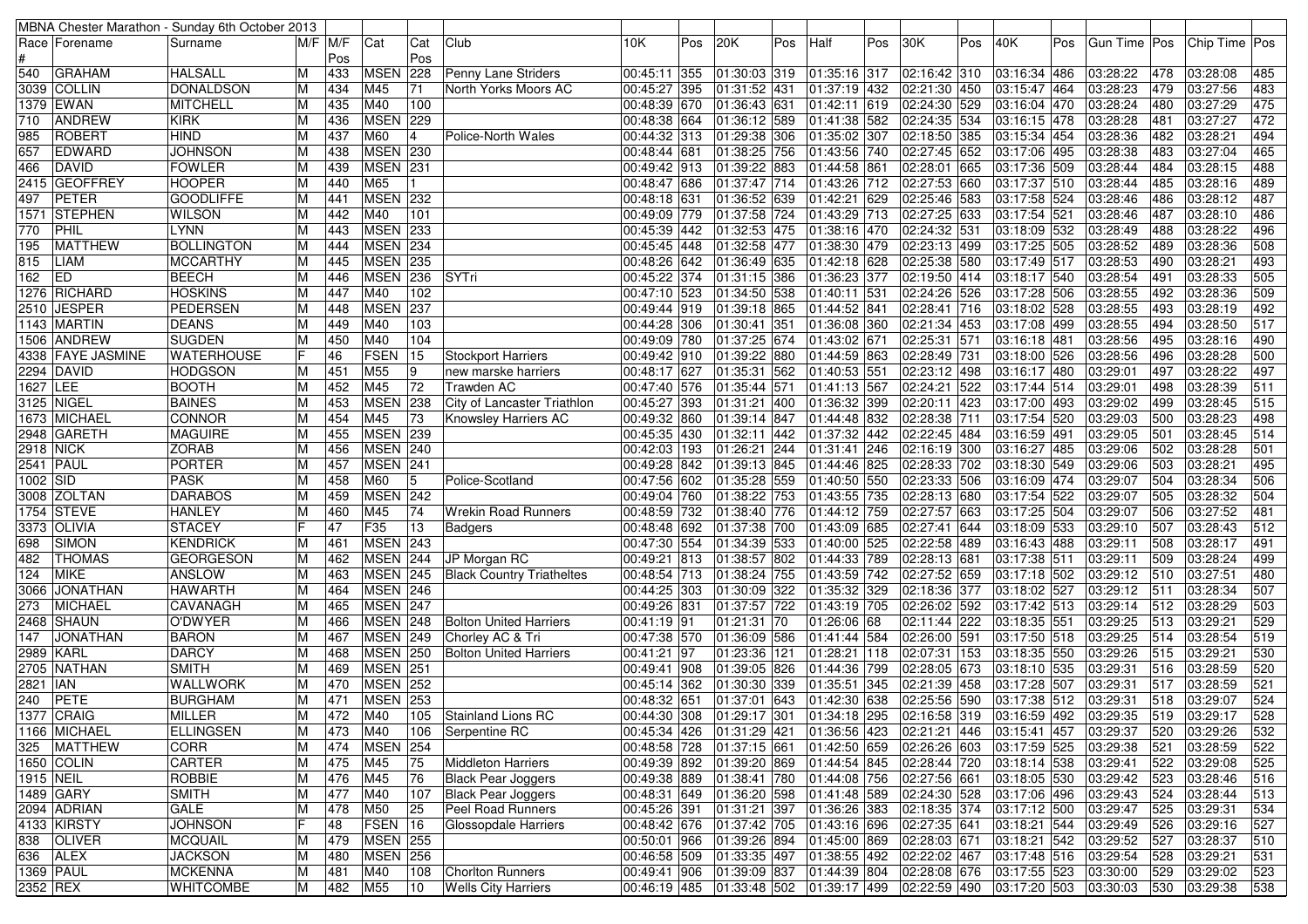| MBNA Chester Marathon - Sunday 6th October 2013 | | | | | | | | | | | | | | | | | | | | | | |
|---|---|---|---|---|---|---|---|---|---|---|---|---|---|---|---|---|---|---|---|---|---|---|
| Race # | Forename | Surname | M/F | M/F Pos | Cat | Cat Pos | Club | 10K | Pos | 20K | Pos | Half | Pos | 30K | Pos | 40K | Pos | Gun Time | Pos | Chip Time | Pos |
| 540 | GRAHAM | HALSALL | M | 433 | MSEN | 228 | Penny Lane Striders | 00:45:11 | 355 | 01:30:03 | 319 | 01:35:16 | 317 | 02:16:42 | 310 | 03:16:34 | 486 | 03:28:22 | 478 | 03:28:08 | 485 |
| 3039 | COLLIN | DONALDSON | M | 434 | M45 | 71 | North Yorks Moors AC | 00:45:27 | 395 | 01:31:52 | 431 | 01:37:19 | 432 | 02:21:30 | 450 | 03:15:47 | 464 | 03:28:23 | 479 | 03:27:56 | 483 |
| 1379 | EWAN | MITCHELL | M | 435 | M40 | 100 | | 00:48:39 | 670 | 01:36:43 | 631 | 01:42:11 | 619 | 02:24:30 | 529 | 03:16:04 | 470 | 03:28:24 | 480 | 03:27:29 | 475 |
| 710 | ANDREW | KIRK | M | 436 | MSEN | 229 | | 00:48:38 | 664 | 01:36:12 | 589 | 01:41:38 | 582 | 02:24:35 | 534 | 03:16:15 | 478 | 03:28:28 | 481 | 03:27:27 | 472 |
| 985 | ROBERT | HIND | M | 437 | M60 | 4 | Police-North Wales | 00:44:32 | 313 | 01:29:38 | 306 | 01:35:02 | 307 | 02:18:50 | 385 | 03:15:34 | 454 | 03:28:36 | 482 | 03:28:21 | 494 |
| 657 | EDWARD | JOHNSON | M | 438 | MSEN | 230 | | 00:48:44 | 681 | 01:38:25 | 756 | 01:43:56 | 740 | 02:27:45 | 652 | 03:17:06 | 495 | 03:28:38 | 483 | 03:27:04 | 465 |
| 466 | DAVID | FOWLER | M | 439 | MSEN | 231 | | 00:49:42 | 913 | 01:39:22 | 883 | 01:44:58 | 861 | 02:28:01 | 665 | 03:17:36 | 509 | 03:28:44 | 484 | 03:28:15 | 488 |
| 2415 | GEOFFREY | HOOPER | M | 440 | M65 | 1 | | 00:48:47 | 686 | 01:37:47 | 714 | 01:43:26 | 712 | 02:27:53 | 660 | 03:17:37 | 510 | 03:28:44 | 485 | 03:28:16 | 489 |
| 497 | PETER | GOODLIFFE | M | 441 | MSEN | 232 | | 00:48:18 | 631 | 01:36:52 | 639 | 01:42:21 | 629 | 02:25:46 | 583 | 03:17:58 | 524 | 03:28:46 | 486 | 03:28:12 | 487 |
| 1571 | STEPHEN | WILSON | M | 442 | M40 | 101 | | 00:49:09 | 779 | 01:37:58 | 724 | 01:43:29 | 713 | 02:27:25 | 633 | 03:17:54 | 521 | 03:28:46 | 487 | 03:28:10 | 486 |
| 770 | PHIL | LYNN | M | 443 | MSEN | 233 | | 00:45:39 | 442 | 01:32:53 | 475 | 01:38:16 | 470 | 02:24:32 | 531 | 03:18:09 | 532 | 03:28:49 | 488 | 03:28:22 | 496 |
| 195 | MATTHEW | BOLLINGTON | M | 444 | MSEN | 234 | | 00:45:45 | 448 | 01:32:58 | 477 | 01:38:30 | 479 | 02:23:13 | 499 | 03:17:25 | 505 | 03:28:52 | 489 | 03:28:36 | 508 |
| 815 | LIAM | MCCARTHY | M | 445 | MSEN | 235 | | 00:48:26 | 642 | 01:36:49 | 635 | 01:42:18 | 628 | 02:25:38 | 580 | 03:17:49 | 517 | 03:28:53 | 490 | 03:28:21 | 493 |
| 162 | ED | BEECH | M | 446 | MSEN | 236 | SYTri | 00:45:22 | 374 | 01:31:15 | 386 | 01:36:23 | 377 | 02:19:50 | 414 | 03:18:17 | 540 | 03:28:54 | 491 | 03:28:33 | 505 |
| 1276 | RICHARD | HOSKINS | M | 447 | M40 | 102 | | 00:47:10 | 523 | 01:34:50 | 538 | 01:40:11 | 531 | 02:24:26 | 526 | 03:17:28 | 506 | 03:28:55 | 492 | 03:28:36 | 509 |
| 2510 | JESPER | PEDERSEN | M | 448 | MSEN | 237 | | 00:49:44 | 919 | 01:39:18 | 865 | 01:44:52 | 841 | 02:28:41 | 716 | 03:18:02 | 528 | 03:28:55 | 493 | 03:28:19 | 492 |
| 1143 | MARTIN | DEANS | M | 449 | M40 | 103 | | 00:44:28 | 306 | 01:30:41 | 351 | 01:36:08 | 360 | 02:21:34 | 453 | 03:17:08 | 499 | 03:28:55 | 494 | 03:28:50 | 517 |
| 1506 | ANDREW | SUGDEN | M | 450 | M40 | 104 | | 00:49:09 | 780 | 01:37:25 | 674 | 01:43:02 | 671 | 02:25:31 | 571 | 03:16:18 | 481 | 03:28:56 | 495 | 03:28:16 | 490 |
| 4338 | FAYE JASMINE | WATERHOUSE | F | 46 | FSEN | 15 | Stockport Harriers | 00:49:42 | 910 | 01:39:22 | 880 | 01:44:59 | 863 | 02:28:49 | 731 | 03:18:00 | 526 | 03:28:56 | 496 | 03:28:28 | 500 |
| 2294 | DAVID | HODGSON | M | 451 | M55 | 9 | new marske harriers | 00:48:17 | 627 | 01:35:31 | 562 | 01:40:53 | 551 | 02:23:12 | 498 | 03:16:17 | 480 | 03:29:01 | 497 | 03:28:22 | 497 |
| 1627 | LEE | BOOTH | M | 452 | M45 | 72 | Trawden AC | 00:47:40 | 576 | 01:35:44 | 571 | 01:41:13 | 567 | 02:24:21 | 522 | 03:17:44 | 514 | 03:29:01 | 498 | 03:28:39 | 511 |
| 3125 | NIGEL | BAINES | M | 453 | MSEN | 238 | City of Lancaster Triathlon | 00:45:27 | 393 | 01:31:21 | 400 | 01:36:32 | 399 | 02:20:11 | 423 | 03:17:00 | 493 | 03:29:02 | 499 | 03:28:45 | 515 |
| 1673 | MICHAEL | CONNOR | M | 454 | M45 | 73 | Knowsley Harriers AC | 00:49:32 | 860 | 01:39:14 | 847 | 01:44:48 | 832 | 02:28:38 | 711 | 03:17:54 | 520 | 03:29:03 | 500 | 03:28:23 | 498 |
| 2948 | GARETH | MAGUIRE | M | 455 | MSEN | 239 | | 00:45:35 | 430 | 01:32:11 | 442 | 01:37:32 | 442 | 02:22:45 | 484 | 03:16:59 | 491 | 03:29:05 | 501 | 03:28:45 | 514 |
| 2918 | NICK | ZORAB | M | 456 | MSEN | 240 | | 00:42:03 | 193 | 01:26:21 | 244 | 01:31:41 | 246 | 02:16:19 | 300 | 03:16:27 | 485 | 03:29:06 | 502 | 03:28:28 | 501 |
| 2541 | PAUL | PORTER | M | 457 | MSEN | 241 | | 00:49:28 | 842 | 01:39:13 | 845 | 01:44:46 | 825 | 02:28:33 | 702 | 03:18:30 | 549 | 03:29:06 | 503 | 03:28:21 | 495 |
| 1002 | SID | PASK | M | 458 | M60 | 5 | Police-Scotland | 00:47:56 | 602 | 01:35:28 | 559 | 01:40:50 | 550 | 02:23:33 | 506 | 03:16:09 | 474 | 03:29:07 | 504 | 03:28:34 | 506 |
| 3008 | ZOLTAN | DARABOS | M | 459 | MSEN | 242 | | 00:49:04 | 760 | 01:38:22 | 753 | 01:43:55 | 735 | 02:28:13 | 680 | 03:17:54 | 522 | 03:29:07 | 505 | 03:28:32 | 504 |
| 1754 | STEVE | HANLEY | M | 460 | M45 | 74 | Wrekin Road Runners | 00:48:59 | 732 | 01:38:40 | 776 | 01:44:12 | 759 | 02:27:57 | 663 | 03:17:25 | 504 | 03:29:07 | 506 | 03:27:52 | 481 |
| 3373 | OLIVIA | STACEY | F | 47 | F35 | 13 | Badgers | 00:48:48 | 692 | 01:37:38 | 700 | 01:43:09 | 685 | 02:27:41 | 644 | 03:18:09 | 533 | 03:29:10 | 507 | 03:28:43 | 512 |
| 698 | SIMON | KENDRICK | M | 461 | MSEN | 243 | | 00:47:30 | 554 | 01:34:39 | 533 | 01:40:00 | 525 | 02:22:58 | 489 | 03:16:43 | 488 | 03:29:11 | 508 | 03:28:17 | 491 |
| 482 | THOMAS | GEORGESON | M | 462 | MSEN | 244 | JP Morgan RC | 00:49:21 | 813 | 01:38:57 | 802 | 01:44:33 | 789 | 02:28:13 | 681 | 03:17:38 | 511 | 03:29:11 | 509 | 03:28:24 | 499 |
| 124 | MIKE | ANSLOW | M | 463 | MSEN | 245 | Black Country Triatheltes | 00:48:54 | 713 | 01:38:24 | 755 | 01:43:59 | 742 | 02:27:52 | 659 | 03:17:18 | 502 | 03:29:12 | 510 | 03:27:51 | 480 |
| 3066 | JONATHAN | HAWARTH | M | 464 | MSEN | 246 | | 00:44:25 | 303 | 01:30:09 | 322 | 01:35:32 | 329 | 02:18:36 | 377 | 03:18:02 | 527 | 03:29:12 | 511 | 03:28:34 | 507 |
| 273 | MICHAEL | CAVANAGH | M | 465 | MSEN | 247 | | 00:49:26 | 831 | 01:37:57 | 722 | 01:43:19 | 705 | 02:26:02 | 592 | 03:17:42 | 513 | 03:29:14 | 512 | 03:28:29 | 503 |
| 2468 | SHAUN | O'DWYER | M | 466 | MSEN | 248 | Bolton United Harriers | 00:41:19 | 91 | 01:21:31 | 70 | 01:26:06 | 68 | 02:11:44 | 222 | 03:18:35 | 551 | 03:29:25 | 513 | 03:29:21 | 529 |
| 147 | JONATHAN | BARON | M | 467 | MSEN | 249 | Chorley AC & Tri | 00:47:38 | 570 | 01:36:09 | 586 | 01:41:44 | 584 | 02:26:00 | 591 | 03:17:50 | 518 | 03:29:25 | 514 | 03:28:54 | 519 |
| 2989 | KARL | DARCY | M | 468 | MSEN | 250 | Bolton United Harriers | 00:41:21 | 97 | 01:23:36 | 121 | 01:28:21 | 118 | 02:07:31 | 153 | 03:18:35 | 550 | 03:29:26 | 515 | 03:29:21 | 530 |
| 2705 | NATHAN | SMITH | M | 469 | MSEN | 251 | | 00:49:41 | 908 | 01:39:05 | 826 | 01:44:36 | 799 | 02:28:05 | 673 | 03:18:10 | 535 | 03:29:31 | 516 | 03:28:59 | 520 |
| 2821 | IAN | WALLWORK | M | 470 | MSEN | 252 | | 00:45:14 | 362 | 01:30:30 | 339 | 01:35:51 | 345 | 02:21:39 | 458 | 03:17:28 | 507 | 03:29:31 | 517 | 03:28:59 | 521 |
| 240 | PETE | BURGHAM | M | 471 | MSEN | 253 | | 00:48:32 | 651 | 01:37:01 | 643 | 01:42:30 | 638 | 02:25:56 | 590 | 03:17:38 | 512 | 03:29:31 | 518 | 03:29:07 | 524 |
| 1377 | CRAIG | MILLER | M | 472 | M40 | 105 | Stainland Lions RC | 00:44:30 | 308 | 01:29:17 | 301 | 01:34:18 | 295 | 02:16:58 | 319 | 03:16:59 | 492 | 03:29:35 | 519 | 03:29:17 | 528 |
| 1166 | MICHAEL | ELLINGSEN | M | 473 | M40 | 106 | Serpentine RC | 00:45:34 | 426 | 01:31:29 | 421 | 01:36:56 | 423 | 02:21:21 | 446 | 03:15:41 | 457 | 03:29:37 | 520 | 03:29:26 | 532 |
| 325 | MATTHEW | CORR | M | 474 | MSEN | 254 | | 00:48:58 | 728 | 01:37:15 | 661 | 01:42:50 | 659 | 02:26:26 | 603 | 03:17:59 | 525 | 03:29:38 | 521 | 03:28:59 | 522 |
| 1650 | COLIN | CARTER | M | 475 | M45 | 75 | Middleton Harriers | 00:49:39 | 892 | 01:39:20 | 869 | 01:44:54 | 845 | 02:28:44 | 720 | 03:18:14 | 538 | 03:29:41 | 522 | 03:29:08 | 525 |
| 1915 | NEIL | ROBBIE | M | 476 | M45 | 76 | Black Pear Joggers | 00:49:38 | 889 | 01:38:41 | 780 | 01:44:08 | 756 | 02:27:56 | 661 | 03:18:05 | 530 | 03:29:42 | 523 | 03:28:46 | 516 |
| 1489 | GARY | SMITH | M | 477 | M40 | 107 | Black Pear Joggers | 00:48:31 | 649 | 01:36:20 | 598 | 01:41:48 | 589 | 02:24:30 | 528 | 03:17:06 | 496 | 03:29:43 | 524 | 03:28:44 | 513 |
| 2094 | ADRIAN | GALE | M | 478 | M50 | 25 | Peel Road Runners | 00:45:26 | 391 | 01:31:21 | 397 | 01:36:26 | 383 | 02:18:35 | 374 | 03:17:12 | 500 | 03:29:47 | 525 | 03:29:31 | 534 |
| 4133 | KIRSTY | JOHNSON | F | 48 | FSEN | 16 | Glossopdale Harriers | 00:48:42 | 676 | 01:37:42 | 705 | 01:43:16 | 696 | 02:27:35 | 641 | 03:18:21 | 544 | 03:29:49 | 526 | 03:29:16 | 527 |
| 838 | OLIVER | MCQUAIL | M | 479 | MSEN | 255 | | 00:50:01 | 966 | 01:39:26 | 894 | 01:45:00 | 869 | 02:28:03 | 671 | 03:18:21 | 542 | 03:29:52 | 527 | 03:28:37 | 510 |
| 636 | ALEX | JACKSON | M | 480 | MSEN | 256 | | 00:46:58 | 509 | 01:33:35 | 497 | 01:38:55 | 492 | 02:22:02 | 467 | 03:17:48 | 516 | 03:29:54 | 528 | 03:29:21 | 531 |
| 1369 | PAUL | MCKENNA | M | 481 | M40 | 108 | Chorlton Runners | 00:49:41 | 906 | 01:39:09 | 837 | 01:44:39 | 804 | 02:28:08 | 676 | 03:17:55 | 523 | 03:30:00 | 529 | 03:29:02 | 523 |
| 2352 | REX | WHITCOMBE | M | 482 | M55 | 10 | Wells City Harriers | 00:46:19 | 485 | 01:33:48 | 502 | 01:39:17 | 499 | 02:22:59 | 490 | 03:17:20 | 503 | 03:30:03 | 530 | 03:29:38 | 538 |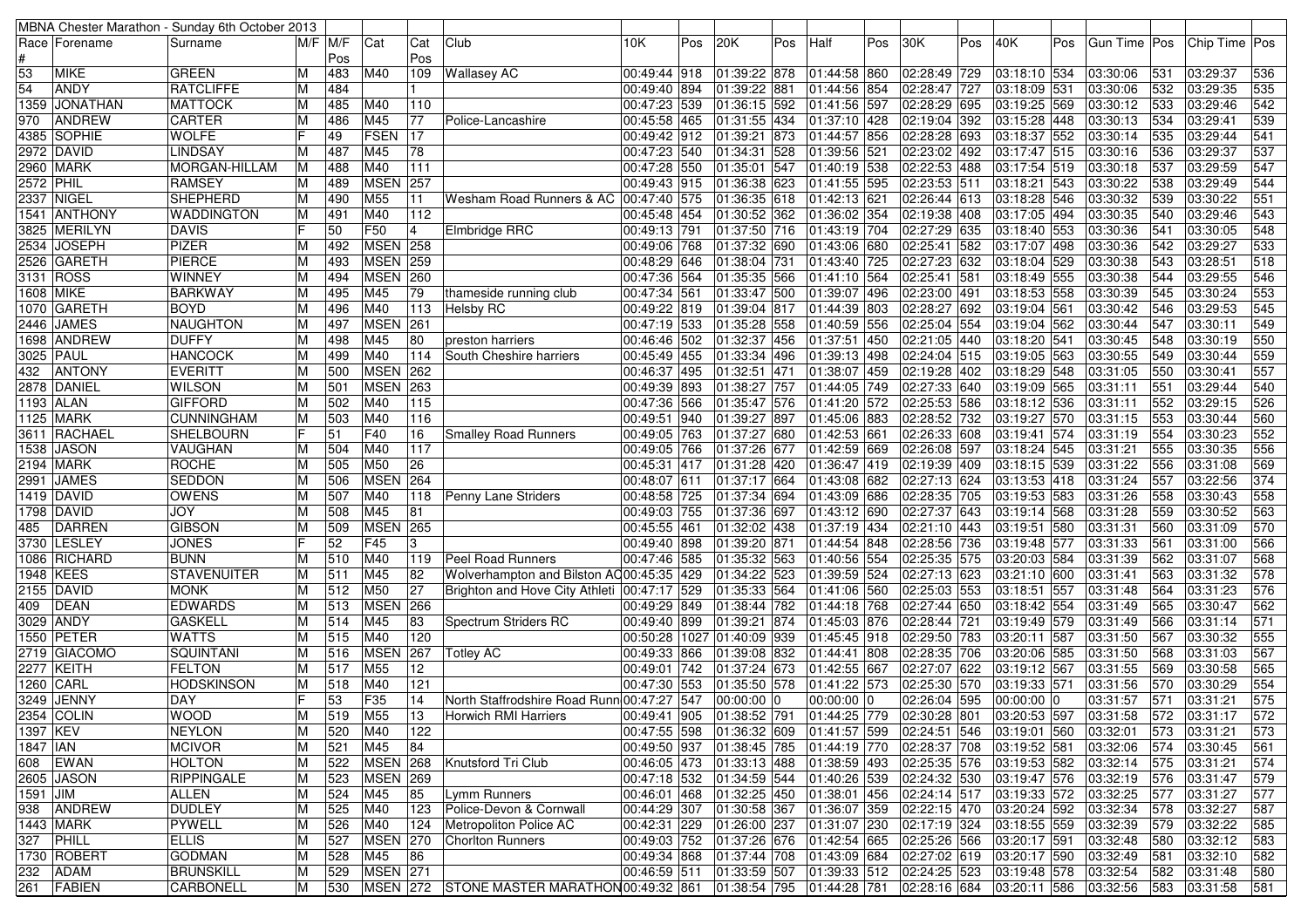| MBNA Chester Marathon - Sunday 6th October 2013 | | | | | | | | | | | | | | | | | | | | | | | |
|---|---|---|---|---|---|---|---|---|---|---|---|---|---|---|---|---|---|---|---|---|---|---|---|
| Race # | Forename | Surname | M/F | M/F Pos | Cat | Cat Pos | Club | 10K | Pos | 20K | Pos | Half | Pos | 30K | Pos | 40K | Pos | Gun Time | Pos | Chip Time | Pos |
| 53 | MIKE | GREEN | M | 483 | M40 | 109 | Wallasey AC | 00:49:44 | 918 | 01:39:22 | 878 | 01:44:58 | 860 | 02:28:49 | 729 | 03:18:10 | 534 | 03:30:06 | 531 | 03:29:37 | 536 |
| 54 | ANDY | RATCLIFFE | M | 484 | | 1 | | 00:49:40 | 894 | 01:39:22 | 881 | 01:44:56 | 854 | 02:28:47 | 727 | 03:18:09 | 531 | 03:30:06 | 532 | 03:29:35 | 535 |
| 1359 | JONATHAN | MATTOCK | M | 485 | M40 | 110 | | 00:47:23 | 539 | 01:36:15 | 592 | 01:41:56 | 597 | 02:28:29 | 695 | 03:19:25 | 569 | 03:30:12 | 533 | 03:29:46 | 542 |
| 970 | ANDREW | CARTER | M | 486 | M45 | 77 | Police-Lancashire | 00:45:58 | 465 | 01:31:55 | 434 | 01:37:10 | 428 | 02:19:04 | 392 | 03:15:28 | 448 | 03:30:13 | 534 | 03:29:41 | 539 |
| 4385 | SOPHIE | WOLFE | F | 49 | FSEN | 17 | | 00:49:42 | 912 | 01:39:21 | 873 | 01:44:57 | 856 | 02:28:28 | 693 | 03:18:37 | 552 | 03:30:14 | 535 | 03:29:44 | 541 |
| 2972 | DAVID | LINDSAY | M | 487 | M45 | 78 | | 00:47:23 | 540 | 01:34:31 | 528 | 01:39:56 | 521 | 02:23:02 | 492 | 03:17:47 | 515 | 03:30:16 | 536 | 03:29:37 | 537 |
| 2960 | MARK | MORGAN-HILLAM | M | 488 | M40 | 111 | | 00:47:28 | 550 | 01:35:01 | 547 | 01:40:19 | 538 | 02:22:53 | 488 | 03:17:54 | 519 | 03:30:18 | 537 | 03:29:59 | 547 |
| 2572 | PHIL | RAMSEY | M | 489 | MSEN | 257 | | 00:49:43 | 915 | 01:36:38 | 623 | 01:41:55 | 595 | 02:23:53 | 511 | 03:18:21 | 543 | 03:30:22 | 538 | 03:29:49 | 544 |
| 2337 | NIGEL | SHEPHERD | M | 490 | M55 | 11 | Wesham Road Runners & AC | 00:47:40 | 575 | 01:36:35 | 618 | 01:42:13 | 621 | 02:26:44 | 613 | 03:18:28 | 546 | 03:30:32 | 539 | 03:30:22 | 551 |
| 1541 | ANTHONY | WADDINGTON | M | 491 | M40 | 112 | | 00:45:48 | 454 | 01:30:52 | 362 | 01:36:02 | 354 | 02:19:38 | 408 | 03:17:05 | 494 | 03:30:35 | 540 | 03:29:46 | 543 |
| 3825 | MERILYN | DAVIS | F | 50 | F50 | 4 | Elmbridge RRC | 00:49:13 | 791 | 01:37:50 | 716 | 01:43:19 | 704 | 02:27:29 | 635 | 03:18:40 | 553 | 03:30:36 | 541 | 03:30:05 | 548 |
| 2534 | JOSEPH | PIZER | M | 492 | MSEN | 258 | | 00:49:06 | 768 | 01:37:32 | 690 | 01:43:06 | 680 | 02:25:41 | 582 | 03:17:07 | 498 | 03:30:36 | 542 | 03:29:27 | 533 |
| 2526 | GARETH | PIERCE | M | 493 | MSEN | 259 | | 00:48:29 | 646 | 01:38:04 | 731 | 01:43:40 | 725 | 02:27:23 | 632 | 03:18:04 | 529 | 03:30:38 | 543 | 03:28:51 | 518 |
| 3131 | ROSS | WINNEY | M | 494 | MSEN | 260 | | 00:47:36 | 564 | 01:35:35 | 566 | 01:41:10 | 564 | 02:25:41 | 581 | 03:18:49 | 555 | 03:30:38 | 544 | 03:29:55 | 546 |
| 1608 | MIKE | BARKWAY | M | 495 | M45 | 79 | thameside running club | 00:47:34 | 561 | 01:33:47 | 500 | 01:39:07 | 496 | 02:23:00 | 491 | 03:18:53 | 558 | 03:30:39 | 545 | 03:30:24 | 553 |
| 1070 | GARETH | BOYD | M | 496 | M40 | 113 | Helsby RC | 00:49:22 | 819 | 01:39:04 | 817 | 01:44:39 | 803 | 02:28:27 | 692 | 03:19:04 | 561 | 03:30:42 | 546 | 03:29:53 | 545 |
| 2446 | JAMES | NAUGHTON | M | 497 | MSEN | 261 | | 00:47:19 | 533 | 01:35:28 | 558 | 01:40:59 | 556 | 02:25:04 | 554 | 03:19:04 | 562 | 03:30:44 | 547 | 03:30:11 | 549 |
| 1698 | ANDREW | DUFFY | M | 498 | M45 | 80 | preston harriers | 00:46:46 | 502 | 01:32:37 | 456 | 01:37:51 | 450 | 02:21:05 | 440 | 03:18:20 | 541 | 03:30:45 | 548 | 03:30:19 | 550 |
| 3025 | PAUL | HANCOCK | M | 499 | M40 | 114 | South Cheshire harriers | 00:45:49 | 455 | 01:33:34 | 496 | 01:39:13 | 498 | 02:24:04 | 515 | 03:19:05 | 563 | 03:30:55 | 549 | 03:30:44 | 559 |
| 432 | ANTONY | EVERITT | M | 500 | MSEN | 262 | | 00:46:37 | 495 | 01:32:51 | 471 | 01:38:07 | 459 | 02:19:28 | 402 | 03:18:29 | 548 | 03:31:05 | 550 | 03:30:41 | 557 |
| 2878 | DANIEL | WILSON | M | 501 | MSEN | 263 | | 00:49:39 | 893 | 01:38:27 | 757 | 01:44:05 | 749 | 02:27:33 | 640 | 03:19:09 | 565 | 03:31:11 | 551 | 03:29:44 | 540 |
| 1193 | ALAN | GIFFORD | M | 502 | M40 | 115 | | 00:47:36 | 566 | 01:35:47 | 576 | 01:41:20 | 572 | 02:25:53 | 586 | 03:18:12 | 536 | 03:31:11 | 552 | 03:29:15 | 526 |
| 1125 | MARK | CUNNINGHAM | M | 503 | M40 | 116 | | 00:49:51 | 940 | 01:39:27 | 897 | 01:45:06 | 883 | 02:28:52 | 732 | 03:19:27 | 570 | 03:31:15 | 553 | 03:30:44 | 560 |
| 3611 | RACHAEL | SHELBOURN | F | 51 | F40 | 16 | Smalley Road Runners | 00:49:05 | 763 | 01:37:27 | 680 | 01:42:53 | 661 | 02:26:33 | 608 | 03:19:41 | 574 | 03:31:19 | 554 | 03:30:23 | 552 |
| 1538 | JASON | VAUGHAN | M | 504 | M40 | 117 | | 00:49:05 | 766 | 01:37:26 | 677 | 01:42:59 | 669 | 02:26:08 | 597 | 03:18:24 | 545 | 03:31:21 | 555 | 03:30:35 | 556 |
| 2194 | MARK | ROCHE | M | 505 | M50 | 26 | | 00:45:31 | 417 | 01:31:28 | 420 | 01:36:47 | 419 | 02:19:39 | 409 | 03:18:15 | 539 | 03:31:22 | 556 | 03:31:08 | 569 |
| 2991 | JAMES | SEDDON | M | 506 | MSEN | 264 | | 00:48:07 | 611 | 01:37:17 | 664 | 01:43:08 | 682 | 02:27:13 | 624 | 03:13:53 | 418 | 03:31:24 | 557 | 03:22:56 | 374 |
| 1419 | DAVID | OWENS | M | 507 | M40 | 118 | Penny Lane Striders | 00:48:58 | 725 | 01:37:34 | 694 | 01:43:09 | 686 | 02:28:35 | 705 | 03:19:53 | 583 | 03:31:26 | 558 | 03:30:43 | 558 |
| 1798 | DAVID | JOY | M | 508 | M45 | 81 | | 00:49:03 | 755 | 01:37:36 | 697 | 01:43:12 | 690 | 02:27:37 | 643 | 03:19:14 | 568 | 03:31:28 | 559 | 03:30:52 | 563 |
| 485 | DARREN | GIBSON | M | 509 | MSEN | 265 | | 00:45:55 | 461 | 01:32:02 | 438 | 01:37:19 | 434 | 02:21:10 | 443 | 03:19:51 | 580 | 03:31:31 | 560 | 03:31:09 | 570 |
| 3730 | LESLEY | JONES | F | 52 | F45 | 3 | | 00:49:40 | 898 | 01:39:20 | 871 | 01:44:54 | 848 | 02:28:56 | 736 | 03:19:48 | 577 | 03:31:33 | 561 | 03:31:00 | 566 |
| 1086 | RICHARD | BUNN | M | 510 | M40 | 119 | Peel Road Runners | 00:47:46 | 585 | 01:35:32 | 563 | 01:40:56 | 554 | 02:25:35 | 575 | 03:20:03 | 584 | 03:31:39 | 562 | 03:31:07 | 568 |
| 1948 | KEES | STAVENUITER | M | 511 | M45 | 82 | Wolverhampton and Bilston AC | 00:45:35 | 429 | 01:34:22 | 523 | 01:39:59 | 524 | 02:27:13 | 623 | 03:21:10 | 600 | 03:31:41 | 563 | 03:31:32 | 578 |
| 2155 | DAVID | MONK | M | 512 | M50 | 27 | Brighton and Hove City Athleti | 00:47:17 | 529 | 01:35:33 | 564 | 01:41:06 | 560 | 02:25:03 | 553 | 03:18:51 | 557 | 03:31:48 | 564 | 03:31:23 | 576 |
| 409 | DEAN | EDWARDS | M | 513 | MSEN | 266 | | 00:49:29 | 849 | 01:38:44 | 782 | 01:44:18 | 768 | 02:27:44 | 650 | 03:18:42 | 554 | 03:31:49 | 565 | 03:30:47 | 562 |
| 3029 | ANDY | GASKELL | M | 514 | M45 | 83 | Spectrum Striders RC | 00:49:40 | 899 | 01:39:21 | 874 | 01:45:03 | 876 | 02:28:44 | 721 | 03:19:49 | 579 | 03:31:49 | 566 | 03:31:14 | 571 |
| 1550 | PETER | WATTS | M | 515 | M40 | 120 | | 00:50:28 | 1027 | 01:40:09 | 939 | 01:45:45 | 918 | 02:29:50 | 783 | 03:20:11 | 587 | 03:31:50 | 567 | 03:30:32 | 555 |
| 2719 | GIACOMO | SQUINTANI | M | 516 | MSEN | 267 | Totley AC | 00:49:33 | 866 | 01:39:08 | 832 | 01:44:41 | 808 | 02:28:35 | 706 | 03:20:06 | 585 | 03:31:50 | 568 | 03:31:03 | 567 |
| 2277 | KEITH | FELTON | M | 517 | M55 | 12 | | 00:49:01 | 742 | 01:37:24 | 673 | 01:42:55 | 667 | 02:27:07 | 622 | 03:19:12 | 567 | 03:31:55 | 569 | 03:30:58 | 565 |
| 1260 | CARL | HODSKINSON | M | 518 | M40 | 121 | | 00:47:30 | 553 | 01:35:50 | 578 | 01:41:22 | 573 | 02:25:30 | 570 | 03:19:33 | 571 | 03:31:56 | 570 | 03:30:29 | 554 |
| 3249 | JENNY | DAY | F | 53 | F35 | 14 | North Staffrodshire Road Runn | 00:47:27 | 547 | 00:00:00 | 0 | 00:00:00 | 0 | 02:26:04 | 595 | 00:00:00 | 0 | 03:31:57 | 571 | 03:31:21 | 575 |
| 2354 | COLIN | WOOD | M | 519 | M55 | 13 | Horwich RMI Harriers | 00:49:41 | 905 | 01:38:52 | 791 | 01:44:25 | 779 | 02:30:28 | 801 | 03:20:53 | 597 | 03:31:58 | 572 | 03:31:17 | 572 |
| 1397 | KEV | NEYLON | M | 520 | M40 | 122 | | 00:47:55 | 598 | 01:36:32 | 609 | 01:41:57 | 599 | 02:24:51 | 546 | 03:19:01 | 560 | 03:32:01 | 573 | 03:31:21 | 573 |
| 1847 | IAN | MCIVOR | M | 521 | M45 | 84 | | 00:49:50 | 937 | 01:38:45 | 785 | 01:44:19 | 770 | 02:28:37 | 708 | 03:19:52 | 581 | 03:32:06 | 574 | 03:30:45 | 561 |
| 608 | EWAN | HOLTON | M | 522 | MSEN | 268 | Knutsford Tri Club | 00:46:05 | 473 | 01:33:13 | 488 | 01:38:59 | 493 | 02:25:35 | 576 | 03:19:53 | 582 | 03:32:14 | 575 | 03:31:21 | 574 |
| 2605 | JASON | RIPPINGALE | M | 523 | MSEN | 269 | | 00:47:18 | 532 | 01:34:59 | 544 | 01:40:26 | 539 | 02:24:32 | 530 | 03:19:47 | 576 | 03:32:19 | 576 | 03:31:47 | 579 |
| 1591 | JIM | ALLEN | M | 524 | M45 | 85 | Lymm Runners | 00:46:01 | 468 | 01:32:25 | 450 | 01:38:01 | 456 | 02:24:14 | 517 | 03:19:33 | 572 | 03:32:25 | 577 | 03:31:27 | 577 |
| 938 | ANDREW | DUDLEY | M | 525 | M40 | 123 | Police-Devon & Cornwall | 00:44:29 | 307 | 01:30:58 | 367 | 01:36:07 | 359 | 02:22:15 | 470 | 03:20:24 | 592 | 03:32:34 | 578 | 03:32:27 | 587 |
| 1443 | MARK | PYWELL | M | 526 | M40 | 124 | Metropoliton Police AC | 00:42:31 | 229 | 01:26:00 | 237 | 01:31:07 | 230 | 02:17:19 | 324 | 03:18:55 | 559 | 03:32:39 | 579 | 03:32:22 | 585 |
| 327 | PHILL | ELLIS | M | 527 | MSEN | 270 | Chorlton Runners | 00:49:03 | 752 | 01:37:26 | 676 | 01:42:54 | 665 | 02:25:26 | 566 | 03:20:17 | 591 | 03:32:48 | 580 | 03:32:12 | 583 |
| 1730 | ROBERT | GODMAN | M | 528 | M45 | 86 | | 00:49:34 | 868 | 01:37:44 | 708 | 01:43:09 | 684 | 02:27:02 | 619 | 03:20:17 | 590 | 03:32:49 | 581 | 03:32:10 | 582 |
| 232 | ADAM | BRUNSKILL | M | 529 | MSEN | 271 | | 00:46:59 | 511 | 01:33:59 | 507 | 01:39:33 | 512 | 02:24:25 | 523 | 03:19:48 | 578 | 03:32:54 | 582 | 03:31:48 | 580 |
| 261 | FABIEN | CARBONELL | M | 530 | MSEN | 272 | STONE MASTER MARATHON | 00:49:32 | 861 | 01:38:54 | 795 | 01:44:28 | 781 | 02:28:16 | 684 | 03:20:11 | 586 | 03:32:56 | 583 | 03:31:58 | 581 |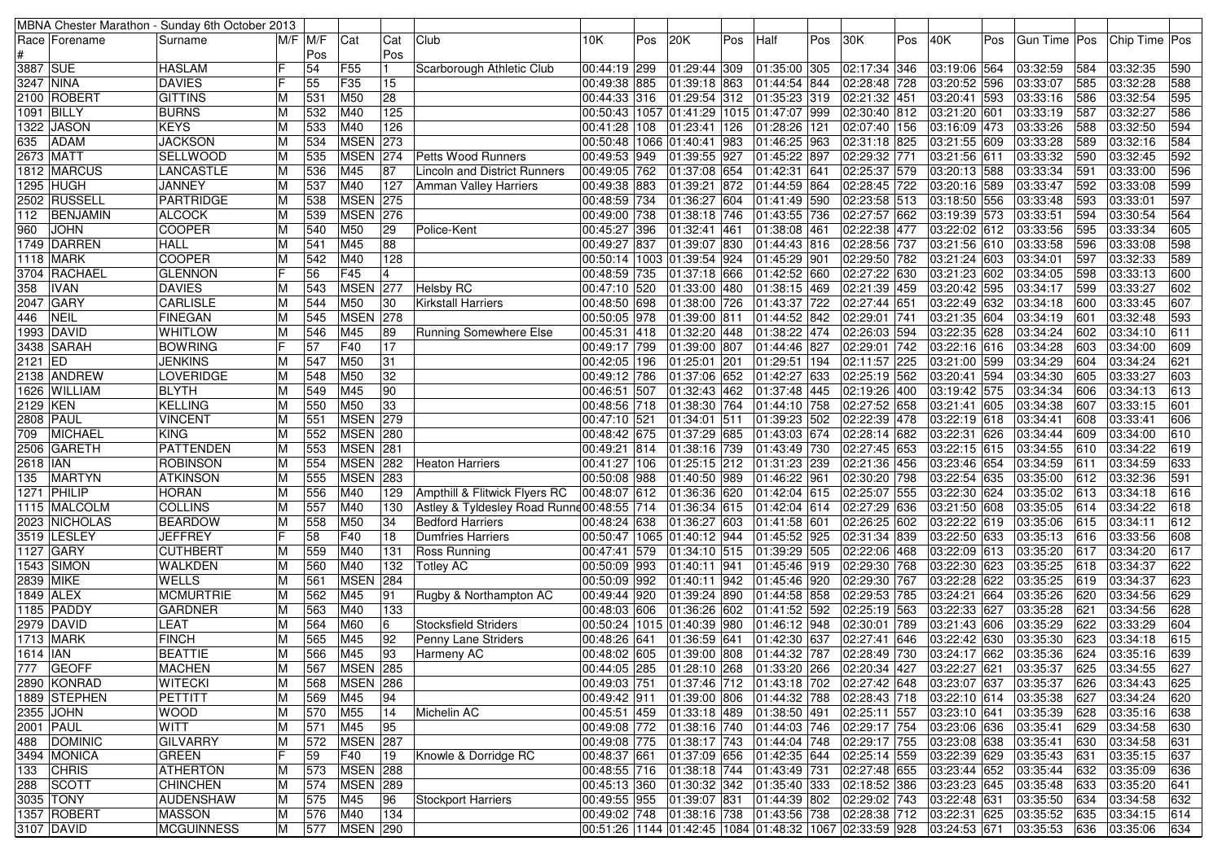| MBNA Chester Marathon - Sunday 6th October 2013 | | | | | | | | | | | | | | | | | | | | | | |
|---|---|---|---|---|---|---|---|---|---|---|---|---|---|---|---|---|---|---|---|---|---|---|
| Race # | Forename | Surname | M/F | M/F Pos | Cat | Cat Pos | Club | 10K | Pos | 20K | Pos | Half | Pos | 30K | Pos | 40K | Pos | Gun Time | Pos | Chip Time | Pos |
| 3887 | SUE | HASLAM | F | 54 | F55 | 1 | Scarborough Athletic Club | 00:44:19 | 299 | 01:29:44 | 309 | 01:35:00 | 305 | 02:17:34 | 346 | 03:19:06 | 564 | 03:32:59 | 584 | 03:32:35 | 590 |
| 3247 | NINA | DAVIES | F | 55 | F35 | 15 | | 00:49:38 | 885 | 01:39:18 | 863 | 01:44:54 | 844 | 02:28:48 | 728 | 03:20:52 | 596 | 03:33:07 | 585 | 03:32:28 | 588 |
| 2100 | ROBERT | GITTINS | M | 531 | M50 | 28 | | 00:44:33 | 316 | 01:29:54 | 312 | 01:35:23 | 319 | 02:21:32 | 451 | 03:20:41 | 593 | 03:33:16 | 586 | 03:32:54 | 595 |
| 1091 | BILLY | BURNS | M | 532 | M40 | 125 | | 00:50:43 | 1057 | 01:41:29 | 1015 | 01:47:07 | 999 | 02:30:40 | 812 | 03:21:20 | 601 | 03:33:19 | 587 | 03:32:27 | 586 |
| 1322 | JASON | KEYS | M | 533 | M40 | 126 | | 00:41:28 | 108 | 01:23:41 | 126 | 01:28:26 | 121 | 02:07:40 | 156 | 03:16:09 | 473 | 03:33:26 | 588 | 03:32:50 | 594 |
| 635 | ADAM | JACKSON | M | 534 | MSEN | 273 | | 00:50:48 | 1066 | 01:40:41 | 983 | 01:46:25 | 963 | 02:31:18 | 825 | 03:21:55 | 609 | 03:33:28 | 589 | 03:32:16 | 584 |
| 2673 | MATT | SELLWOOD | M | 535 | MSEN | 274 | Petts Wood Runners | 00:49:53 | 949 | 01:39:55 | 927 | 01:45:22 | 897 | 02:29:32 | 771 | 03:21:56 | 611 | 03:33:32 | 590 | 03:32:45 | 592 |
| 1812 | MARCUS | LANCASTLE | M | 536 | M45 | 87 | Lincoln and District Runners | 00:49:05 | 762 | 01:37:08 | 654 | 01:42:31 | 641 | 02:25:37 | 579 | 03:20:13 | 588 | 03:33:34 | 591 | 03:33:00 | 596 |
| 1295 | HUGH | JANNEY | M | 537 | M40 | 127 | Amman Valley Harriers | 00:49:38 | 883 | 01:39:21 | 872 | 01:44:59 | 864 | 02:28:45 | 722 | 03:20:16 | 589 | 03:33:42 | 592 | 03:33:08 | 599 |
| 2502 | RUSSELL | PARTRIDGE | M | 538 | MSEN | 275 | | 00:48:59 | 734 | 01:36:27 | 604 | 01:41:49 | 590 | 02:23:58 | 513 | 03:18:50 | 556 | 03:33:48 | 593 | 03:33:01 | 597 |
| 112 | BENJAMIN | ALCOCK | M | 539 | MSEN | 276 | | 00:49:00 | 738 | 01:38:18 | 746 | 01:43:55 | 736 | 02:27:57 | 662 | 03:19:39 | 573 | 03:33:51 | 594 | 03:30:54 | 564 |
| 960 | JOHN | COOPER | M | 540 | M50 | 29 | Police-Kent | 00:45:27 | 396 | 01:32:41 | 461 | 01:38:08 | 461 | 02:22:38 | 477 | 03:22:02 | 612 | 03:33:56 | 595 | 03:33:34 | 605 |
| 1749 | DARREN | HALL | M | 541 | M45 | 88 | | 00:49:27 | 837 | 01:39:07 | 830 | 01:44:43 | 816 | 02:28:56 | 737 | 03:21:56 | 610 | 03:33:58 | 596 | 03:33:08 | 598 |
| 1118 | MARK | COOPER | M | 542 | M40 | 128 | | 00:50:14 | 1003 | 01:39:54 | 924 | 01:45:29 | 901 | 02:29:50 | 782 | 03:21:24 | 603 | 03:34:01 | 597 | 03:32:33 | 589 |
| 3704 | RACHAEL | GLENNON | F | 56 | F45 | 4 | | 00:48:59 | 735 | 01:37:18 | 666 | 01:42:52 | 660 | 02:27:22 | 630 | 03:21:23 | 602 | 03:34:05 | 598 | 03:33:13 | 600 |
| 358 | IVAN | DAVIES | M | 543 | MSEN | 277 | Helsby RC | 00:47:10 | 520 | 01:33:00 | 480 | 01:38:15 | 469 | 02:21:39 | 459 | 03:20:42 | 595 | 03:34:17 | 599 | 03:33:27 | 602 |
| 2047 | GARY | CARLISLE | M | 544 | M50 | 30 | Kirkstall Harriers | 00:48:50 | 698 | 01:38:00 | 726 | 01:43:37 | 722 | 02:27:44 | 651 | 03:22:49 | 632 | 03:34:18 | 600 | 03:33:45 | 607 |
| 446 | NEIL | FINEGAN | M | 545 | MSEN | 278 | | 00:50:05 | 978 | 01:39:00 | 811 | 01:44:52 | 842 | 02:29:01 | 741 | 03:21:35 | 604 | 03:34:19 | 601 | 03:32:48 | 593 |
| 1993 | DAVID | WHITLOW | M | 546 | M45 | 89 | Running Somewhere Else | 00:45:31 | 418 | 01:32:20 | 448 | 01:38:22 | 474 | 02:26:03 | 594 | 03:22:35 | 628 | 03:34:24 | 602 | 03:34:10 | 611 |
| 3438 | SARAH | BOWRING | F | 57 | F40 | 17 | | 00:49:17 | 799 | 01:39:00 | 807 | 01:44:46 | 827 | 02:29:01 | 742 | 03:22:16 | 616 | 03:34:28 | 603 | 03:34:00 | 609 |
| 2121 | ED | JENKINS | M | 547 | M50 | 31 | | 00:42:05 | 196 | 01:25:01 | 201 | 01:29:51 | 194 | 02:11:57 | 225 | 03:21:00 | 599 | 03:34:29 | 604 | 03:34:24 | 621 |
| 2138 | ANDREW | LOVERIDGE | M | 548 | M50 | 32 | | 00:49:12 | 786 | 01:37:06 | 652 | 01:42:27 | 633 | 02:25:19 | 562 | 03:20:41 | 594 | 03:34:30 | 605 | 03:33:27 | 603 |
| 1626 | WILLIAM | BLYTH | M | 549 | M45 | 90 | | 00:46:51 | 507 | 01:32:43 | 462 | 01:37:48 | 445 | 02:19:26 | 400 | 03:19:42 | 575 | 03:34:34 | 606 | 03:34:13 | 613 |
| 2129 | KEN | KELLING | M | 550 | M50 | 33 | | 00:48:56 | 718 | 01:38:30 | 764 | 01:44:10 | 758 | 02:27:52 | 658 | 03:21:41 | 605 | 03:34:38 | 607 | 03:33:15 | 601 |
| 2808 | PAUL | VINCENT | M | 551 | MSEN | 279 | | 00:47:10 | 521 | 01:34:01 | 511 | 01:39:23 | 502 | 02:22:39 | 478 | 03:22:19 | 618 | 03:34:41 | 608 | 03:33:41 | 606 |
| 709 | MICHAEL | KING | M | 552 | MSEN | 280 | | 00:48:42 | 675 | 01:37:29 | 685 | 01:43:03 | 674 | 02:28:14 | 682 | 03:22:31 | 626 | 03:34:44 | 609 | 03:34:00 | 610 |
| 2506 | GARETH | PATTENDEN | M | 553 | MSEN | 281 | | 00:49:21 | 814 | 01:38:16 | 739 | 01:43:49 | 730 | 02:27:45 | 653 | 03:22:15 | 615 | 03:34:55 | 610 | 03:34:22 | 619 |
| 2618 | IAN | ROBINSON | M | 554 | MSEN | 282 | Heaton Harriers | 00:41:27 | 106 | 01:25:15 | 212 | 01:31:23 | 239 | 02:21:36 | 456 | 03:23:46 | 654 | 03:34:59 | 611 | 03:34:59 | 633 |
| 135 | MARTYN | ATKINSON | M | 555 | MSEN | 283 | | 00:50:08 | 988 | 01:40:50 | 989 | 01:46:22 | 961 | 02:30:20 | 798 | 03:22:54 | 635 | 03:35:00 | 612 | 03:32:36 | 591 |
| 1271 | PHILIP | HORAN | M | 556 | M40 | 129 | Ampthill & Flitwick Flyers RC | 00:48:07 | 612 | 01:36:36 | 620 | 01:42:04 | 615 | 02:25:07 | 555 | 03:22:30 | 624 | 03:35:02 | 613 | 03:34:18 | 616 |
| 1115 | MALCOLM | COLLINS | M | 557 | M40 | 130 | Astley & Tyldesley Road Runne | 00:48:55 | 714 | 01:36:34 | 615 | 01:42:04 | 614 | 02:27:29 | 636 | 03:21:50 | 608 | 03:35:05 | 614 | 03:34:22 | 618 |
| 2023 | NICHOLAS | BEARDOW | M | 558 | M50 | 34 | Bedford Harriers | 00:48:24 | 638 | 01:36:27 | 603 | 01:41:58 | 601 | 02:26:25 | 602 | 03:22:22 | 619 | 03:35:06 | 615 | 03:34:11 | 612 |
| 3519 | LESLEY | JEFFREY | F | 58 | F40 | 18 | Dumfries Harriers | 00:50:47 | 1065 | 01:40:12 | 944 | 01:45:52 | 925 | 02:31:34 | 839 | 03:22:50 | 633 | 03:35:13 | 616 | 03:33:56 | 608 |
| 1127 | GARY | CUTHBERT | M | 559 | M40 | 131 | Ross Running | 00:47:41 | 579 | 01:34:10 | 515 | 01:39:29 | 505 | 02:22:06 | 468 | 03:22:20 | 613 | 03:35:20 | 617 | 03:34:20 | 617 |
| 1543 | SIMON | WALKDEN | M | 560 | M40 | 132 | Totley AC | 00:50:09 | 993 | 01:40:11 | 941 | 01:45:46 | 919 | 02:29:30 | 768 | 03:22:30 | 623 | 03:35:25 | 618 | 03:34:37 | 622 |
| 2839 | MIKE | WELLS | M | 561 | MSEN | 284 | | 00:50:09 | 992 | 01:40:11 | 942 | 01:45:46 | 920 | 02:29:30 | 767 | 03:22:28 | 622 | 03:35:25 | 619 | 03:34:37 | 623 |
| 1849 | ALEX | MCMURTRIE | M | 562 | M45 | 91 | Rugby & Northampton AC | 00:49:44 | 920 | 01:39:24 | 890 | 01:44:58 | 858 | 02:29:53 | 785 | 03:24:21 | 664 | 03:35:26 | 620 | 03:34:56 | 629 |
| 1185 | PADDY | GARDNER | M | 563 | M40 | 133 | | 00:48:03 | 606 | 01:36:26 | 602 | 01:41:52 | 592 | 02:25:19 | 563 | 03:22:33 | 627 | 03:35:28 | 621 | 03:34:56 | 628 |
| 2979 | DAVID | LEAT | M | 564 | M60 | 6 | Stocksfield Striders | 00:50:24 | 1015 | 01:40:39 | 980 | 01:46:12 | 948 | 02:30:01 | 789 | 03:21:43 | 606 | 03:35:29 | 622 | 03:33:29 | 604 |
| 1713 | MARK | FINCH | M | 565 | M45 | 92 | Penny Lane Striders | 00:48:26 | 641 | 01:36:59 | 641 | 01:42:30 | 637 | 02:27:41 | 646 | 03:22:42 | 630 | 03:35:30 | 623 | 03:34:18 | 615 |
| 1614 | IAN | BEATTIE | M | 566 | M45 | 93 | Harmeny AC | 00:48:02 | 605 | 01:39:00 | 808 | 01:44:32 | 787 | 02:28:49 | 730 | 03:24:17 | 662 | 03:35:36 | 624 | 03:35:16 | 639 |
| 777 | GEOFF | MACHEN | M | 567 | MSEN | 285 | | 00:44:05 | 285 | 01:28:10 | 268 | 01:33:20 | 266 | 02:20:34 | 427 | 03:22:27 | 621 | 03:35:37 | 625 | 03:34:55 | 627 |
| 2890 | KONRAD | WITECKI | M | 568 | MSEN | 286 | | 00:49:03 | 751 | 01:37:46 | 712 | 01:43:18 | 702 | 02:27:42 | 648 | 03:23:07 | 637 | 03:35:37 | 626 | 03:34:43 | 625 |
| 1889 | STEPHEN | PETTITT | M | 569 | M45 | 94 | | 00:49:42 | 911 | 01:39:00 | 806 | 01:44:32 | 788 | 02:28:43 | 718 | 03:22:10 | 614 | 03:35:38 | 627 | 03:34:24 | 620 |
| 2355 | JOHN | WOOD | M | 570 | M55 | 14 | Michelin AC | 00:45:51 | 459 | 01:33:18 | 489 | 01:38:50 | 491 | 02:25:11 | 557 | 03:23:10 | 641 | 03:35:39 | 628 | 03:35:16 | 638 |
| 2001 | PAUL | WITT | M | 571 | M45 | 95 | | 00:49:08 | 772 | 01:38:16 | 740 | 01:44:03 | 746 | 02:29:17 | 754 | 03:23:06 | 636 | 03:35:41 | 629 | 03:34:58 | 630 |
| 488 | DOMINIC | GILVARRY | M | 572 | MSEN | 287 | | 00:49:08 | 775 | 01:38:17 | 743 | 01:44:04 | 748 | 02:29:17 | 755 | 03:23:08 | 638 | 03:35:41 | 630 | 03:34:58 | 631 |
| 3494 | MONICA | GREEN | F | 59 | F40 | 19 | Knowle & Dorridge RC | 00:48:37 | 661 | 01:37:09 | 656 | 01:42:35 | 644 | 02:25:14 | 559 | 03:22:39 | 629 | 03:35:43 | 631 | 03:35:15 | 637 |
| 133 | CHRIS | ATHERTON | M | 573 | MSEN | 288 | | 00:48:55 | 716 | 01:38:18 | 744 | 01:43:49 | 731 | 02:27:48 | 655 | 03:23:44 | 652 | 03:35:44 | 632 | 03:35:09 | 636 |
| 288 | SCOTT | CHINCHEN | M | 574 | MSEN | 289 | | 00:45:13 | 360 | 01:30:32 | 342 | 01:35:40 | 333 | 02:18:52 | 386 | 03:23:23 | 645 | 03:35:48 | 633 | 03:35:20 | 641 |
| 3035 | TONY | AUDENSHAW | M | 575 | M45 | 96 | Stockport Harriers | 00:49:55 | 955 | 01:39:07 | 831 | 01:44:39 | 802 | 02:29:02 | 743 | 03:22:48 | 631 | 03:35:50 | 634 | 03:34:58 | 632 |
| 1357 | ROBERT | MASSON | M | 576 | M40 | 134 | | 00:49:02 | 748 | 01:38:16 | 738 | 01:43:56 | 738 | 02:28:38 | 712 | 03:22:31 | 625 | 03:35:52 | 635 | 03:34:15 | 614 |
| 3107 | DAVID | MCGUINNESS | M | 577 | MSEN | 290 | | 00:51:26 | 1144 | 01:42:45 | 1084 | 01:48:32 | 1067 | 02:33:59 | 928 | 03:24:53 | 671 | 03:35:53 | 636 | 03:35:06 | 634 |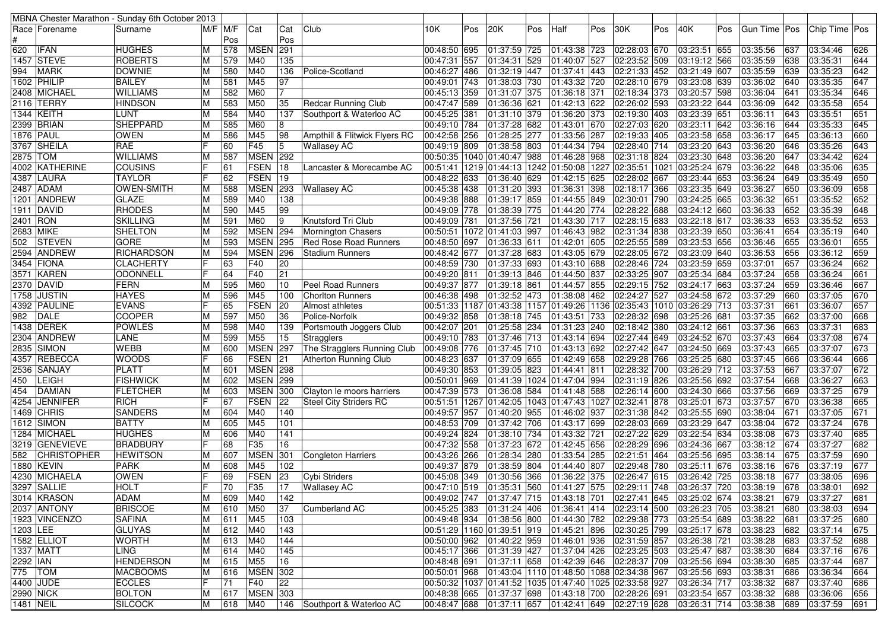MBNA Chester Marathon - Sunday 6th October 2013

| Race # | Forename | Surname | M/F | M/F Pos | Cat | Cat Pos | Club | 10K | Pos | 20K | Pos | Half | Pos | 30K | Pos | 40K | Pos | Gun Time | Pos | Chip Time | Pos |
|---|---|---|---|---|---|---|---|---|---|---|---|---|---|---|---|---|---|---|---|---|---|
| 620 | IFAN | HUGHES | M | 578 | MSEN | 291 | | 00:48:50 | 695 | 01:37:59 | 725 | 01:43:38 | 723 | 02:28:03 | 670 | 03:23:51 | 655 | 03:35:56 | 637 | 03:34:46 | 626 |
| 1457 | STEVE | ROBERTS | M | 579 | M40 | 135 | | 00:47:31 | 557 | 01:34:31 | 529 | 01:40:07 | 527 | 02:23:52 | 509 | 03:19:12 | 566 | 03:35:59 | 638 | 03:35:31 | 644 |
| 994 | MARK | DOWNIE | M | 580 | M40 | 136 | Police-Scotland | 00:46:27 | 486 | 01:32:19 | 447 | 01:37:41 | 443 | 02:21:33 | 452 | 03:21:49 | 607 | 03:35:59 | 639 | 03:35:23 | 642 |
| 1602 | PHILIP | BAILEY | M | 581 | M45 | 97 | | 00:49:01 | 743 | 01:38:03 | 730 | 01:43:32 | 720 | 02:28:10 | 679 | 03:23:08 | 639 | 03:36:02 | 640 | 03:35:35 | 647 |
| 2408 | MICHAEL | WILLIAMS | M | 582 | M60 | 7 | | 00:45:13 | 359 | 01:31:07 | 375 | 01:36:18 | 371 | 02:18:34 | 373 | 03:20:57 | 598 | 03:36:04 | 641 | 03:35:34 | 646 |
| 2116 | TERRY | HINDSON | M | 583 | M50 | 35 | Redcar Running Club | 00:47:47 | 589 | 01:36:36 | 621 | 01:42:13 | 622 | 02:26:02 | 593 | 03:23:22 | 644 | 03:36:09 | 642 | 03:35:58 | 654 |
| 1344 | KEITH | LUNT | M | 584 | M40 | 137 | Southport & Waterloo AC | 00:45:25 | 381 | 01:31:10 | 379 | 01:36:20 | 373 | 02:19:30 | 403 | 03:23:39 | 651 | 03:36:11 | 643 | 03:35:51 | 651 |
| 2399 | BRIAN | SHEPPARD | M | 585 | M60 | 8 | | 00:49:10 | 784 | 01:37:28 | 682 | 01:43:01 | 670 | 02:27:03 | 620 | 03:23:11 | 642 | 03:36:16 | 644 | 03:35:33 | 645 |
| 1876 | PAUL | OWEN | M | 586 | M45 | 98 | Ampthill & Flitwick Flyers RC | 00:42:58 | 256 | 01:28:25 | 277 | 01:33:56 | 287 | 02:19:33 | 405 | 03:23:58 | 658 | 03:36:17 | 645 | 03:36:13 | 660 |
| 3767 | SHEILA | RAE | F | 60 | F45 | 5 | Wallasey AC | 00:49:19 | 809 | 01:38:58 | 803 | 01:44:34 | 794 | 02:28:40 | 714 | 03:23:20 | 643 | 03:36:20 | 646 | 03:35:26 | 643 |
| 2875 | TOM | WILLIAMS | M | 587 | MSEN | 292 | | 00:50:35 | 1040 | 01:40:47 | 988 | 01:46:28 | 968 | 02:31:18 | 824 | 03:23:30 | 648 | 03:36:20 | 647 | 03:34:42 | 624 |
| 4002 | KATHERINE | COUSINS | F | 61 | FSEN | 18 | Lancaster & Morecambe AC | 00:51:41 | 1219 | 01:44:13 | 1242 | 01:50:08 | 1227 | 02:35:51 | 1021 | 03:25:24 | 679 | 03:36:22 | 648 | 03:35:06 | 635 |
| 4387 | LAURA | TAYLOR | F | 62 | FSEN | 19 | | 00:48:22 | 633 | 01:36:40 | 629 | 01:42:15 | 625 | 02:28:02 | 667 | 03:23:44 | 653 | 03:36:24 | 649 | 03:35:49 | 650 |
| 2487 | ADAM | OWEN-SMITH | M | 588 | MSEN | 293 | Wallasey AC | 00:45:38 | 438 | 01:31:20 | 393 | 01:36:31 | 398 | 02:18:17 | 366 | 03:23:35 | 649 | 03:36:27 | 650 | 03:36:09 | 658 |
| 1201 | ANDREW | GLAZE | M | 589 | M40 | 138 | | 00:49:38 | 888 | 01:39:17 | 859 | 01:44:55 | 849 | 02:30:01 | 790 | 03:24:25 | 665 | 03:36:32 | 651 | 03:35:52 | 652 |
| 1911 | DAVID | RHODES | M | 590 | M45 | 99 | | 00:49:09 | 778 | 01:38:39 | 775 | 01:44:20 | 774 | 02:28:22 | 688 | 03:24:12 | 660 | 03:36:33 | 652 | 03:35:39 | 648 |
| 2401 | RON | SKILLING | M | 591 | M60 | 9 | Knutsford Tri Club | 00:49:09 | 781 | 01:37:56 | 721 | 01:43:30 | 717 | 02:28:15 | 683 | 03:22:18 | 617 | 03:36:33 | 653 | 03:35:52 | 653 |
| 2683 | MIKE | SHELTON | M | 592 | MSEN | 294 | Mornington Chasers | 00:50:51 | 1072 | 01:41:03 | 997 | 01:46:43 | 982 | 02:31:34 | 838 | 03:23:39 | 650 | 03:36:41 | 654 | 03:35:19 | 640 |
| 502 | STEVEN | GORE | M | 593 | MSEN | 295 | Red Rose Road Runners | 00:48:50 | 697 | 01:36:33 | 611 | 01:42:01 | 605 | 02:25:55 | 589 | 03:23:53 | 656 | 03:36:46 | 655 | 03:36:01 | 655 |
| 2594 | ANDREW | RICHARDSON | M | 594 | MSEN | 296 | Stadium Runners | 00:48:42 | 677 | 01:37:28 | 683 | 01:43:05 | 679 | 02:28:05 | 672 | 03:23:09 | 640 | 03:36:53 | 656 | 03:36:12 | 659 |
| 3454 | FIONA | CLACHERTY | F | 63 | F40 | 20 | | 00:48:59 | 730 | 01:37:33 | 693 | 01:43:10 | 688 | 02:28:46 | 724 | 03:23:59 | 659 | 03:37:01 | 657 | 03:36:24 | 662 |
| 3571 | KAREN | ODONNELL | F | 64 | F40 | 21 | | 00:49:20 | 811 | 01:39:13 | 846 | 01:44:50 | 837 | 02:33:25 | 907 | 03:25:34 | 684 | 03:37:24 | 658 | 03:36:24 | 661 |
| 2370 | DAVID | FERN | M | 595 | M60 | 10 | Peel Road Runners | 00:49:37 | 877 | 01:39:18 | 861 | 01:44:57 | 855 | 02:29:15 | 752 | 03:24:17 | 663 | 03:37:24 | 659 | 03:36:46 | 667 |
| 1758 | JUSTIN | HAYES | M | 596 | M45 | 100 | Chorlton Runners | 00:46:38 | 498 | 01:32:52 | 473 | 01:38:08 | 462 | 02:24:27 | 527 | 03:24:58 | 672 | 03:37:29 | 660 | 03:37:05 | 670 |
| 4392 | PAULINE | EVANS | F | 65 | FSEN | 20 | Almost athletes | 00:51:33 | 1187 | 01:43:38 | 1157 | 01:49:26 | 1136 | 02:35:43 | 1010 | 03:26:29 | 713 | 03:37:31 | 661 | 03:36:07 | 657 |
| 982 | DALE | COOPER | M | 597 | M50 | 36 | Police-Norfolk | 00:49:32 | 858 | 01:38:18 | 745 | 01:43:51 | 733 | 02:28:32 | 698 | 03:25:26 | 681 | 03:37:35 | 662 | 03:37:00 | 668 |
| 1438 | DEREK | POWLES | M | 598 | M40 | 139 | Portsmouth Joggers Club | 00:42:07 | 201 | 01:25:58 | 234 | 01:31:23 | 240 | 02:18:42 | 380 | 03:24:12 | 661 | 03:37:36 | 663 | 03:37:31 | 683 |
| 2304 | ANDREW | LANE | M | 599 | M55 | 15 | Stragglers | 00:49:10 | 783 | 01:37:46 | 713 | 01:43:14 | 694 | 02:27:44 | 649 | 03:24:52 | 670 | 03:37:43 | 664 | 03:37:08 | 674 |
| 2835 | SIMON | WEBB | M | 600 | MSEN | 297 | The Stragglers Running Club | 00:49:08 | 776 | 01:37:45 | 710 | 01:43:13 | 692 | 02:27:42 | 647 | 03:24:50 | 669 | 03:37:43 | 665 | 03:37:07 | 673 |
| 4357 | REBECCA | WOODS | F | 66 | FSEN | 21 | Atherton Running Club | 00:48:23 | 637 | 01:37:09 | 655 | 01:42:49 | 658 | 02:29:28 | 766 | 03:25:25 | 680 | 03:37:45 | 666 | 03:36:44 | 666 |
| 2536 | SANJAY | PLATT | M | 601 | MSEN | 298 | | 00:49:30 | 853 | 01:39:05 | 823 | 01:44:41 | 811 | 02:28:32 | 700 | 03:26:29 | 712 | 03:37:53 | 667 | 03:37:07 | 672 |
| 450 | LEIGH | FISHWICK | M | 602 | MSEN | 299 | | 00:50:01 | 969 | 01:41:39 | 1024 | 01:47:04 | 994 | 02:31:19 | 826 | 03:25:56 | 692 | 03:37:54 | 668 | 03:36:27 | 663 |
| 454 | DAMIAN | FLETCHER | M | 603 | MSEN | 300 | Clayton le moors harriers | 00:47:39 | 573 | 01:36:08 | 584 | 01:41:48 | 588 | 02:26:14 | 600 | 03:24:30 | 666 | 03:37:56 | 669 | 03:37:25 | 679 |
| 4254 | JENNIFER | RICH | F | 67 | FSEN | 22 | Steel City Striders RC | 00:51:51 | 1267 | 01:42:05 | 1043 | 01:47:43 | 1027 | 02:32:41 | 878 | 03:25:01 | 673 | 03:37:57 | 670 | 03:36:38 | 665 |
| 1469 | CHRIS | SANDERS | M | 604 | M40 | 140 | | 00:49:57 | 957 | 01:40:20 | 955 | 01:46:02 | 937 | 02:31:38 | 842 | 03:25:55 | 690 | 03:38:04 | 671 | 03:37:05 | 671 |
| 1612 | SIMON | BATTY | M | 605 | M45 | 101 | | 00:48:53 | 709 | 01:37:42 | 706 | 01:43:17 | 699 | 02:28:03 | 669 | 03:23:29 | 647 | 03:38:04 | 672 | 03:37:24 | 678 |
| 1284 | MICHAEL | HUGHES | M | 606 | M40 | 141 | | 00:49:24 | 824 | 01:38:10 | 734 | 01:43:32 | 721 | 02:27:22 | 629 | 03:22:54 | 634 | 03:38:08 | 673 | 03:37:40 | 685 |
| 3219 | GENEVIEVE | BRADBURY | F | 68 | F35 | 16 | | 00:47:32 | 558 | 01:37:23 | 672 | 01:42:45 | 656 | 02:28:29 | 696 | 03:24:36 | 667 | 03:38:12 | 674 | 03:37:27 | 682 |
| 582 | CHRISTOPHER | HEWITSON | M | 607 | MSEN | 301 | Congleton Harriers | 00:43:26 | 266 | 01:28:34 | 280 | 01:33:54 | 285 | 02:21:51 | 464 | 03:25:56 | 695 | 03:38:14 | 675 | 03:37:59 | 690 |
| 1880 | KEVIN | PARK | M | 608 | M45 | 102 | | 00:49:37 | 879 | 01:38:59 | 804 | 01:44:40 | 807 | 02:29:48 | 780 | 03:25:11 | 676 | 03:38:16 | 676 | 03:37:19 | 677 |
| 4230 | MICHAELA | OWEN | F | 69 | FSEN | 23 | Cybi Striders | 00:45:08 | 349 | 01:30:56 | 366 | 01:36:22 | 375 | 02:26:47 | 615 | 03:26:42 | 725 | 03:38:18 | 677 | 03:38:05 | 696 |
| 3297 | SALLIE | HOLT | F | 70 | F35 | 17 | Wallasey AC | 00:47:10 | 519 | 01:35:31 | 560 | 01:41:27 | 575 | 02:29:11 | 748 | 03:26:37 | 720 | 03:38:19 | 678 | 03:38:01 | 692 |
| 3014 | KRASON | ADAM | M | 609 | M40 | 142 | | 00:49:02 | 747 | 01:37:47 | 715 | 01:43:18 | 701 | 02:27:41 | 645 | 03:25:02 | 674 | 03:38:21 | 679 | 03:37:27 | 681 |
| 2037 | ANTONY | BRISCOE | M | 610 | M50 | 37 | Cumberland AC | 00:45:25 | 383 | 01:31:24 | 406 | 01:36:41 | 414 | 02:23:14 | 500 | 03:26:23 | 705 | 03:38:21 | 680 | 03:38:03 | 694 |
| 1923 | VINCENZO | SAFINA | M | 611 | M45 | 103 | | 00:49:48 | 934 | 01:38:56 | 800 | 01:44:30 | 782 | 02:29:38 | 773 | 03:25:54 | 689 | 03:38:22 | 681 | 03:37:25 | 680 |
| 1203 | LEE | GLUYAS | M | 612 | M40 | 143 | | 00:51:29 | 1160 | 01:39:51 | 919 | 01:45:21 | 896 | 02:30:25 | 799 | 03:25:17 | 678 | 03:38:23 | 682 | 03:37:14 | 675 |
| 1582 | ELLIOT | WORTH | M | 613 | M40 | 144 | | 00:50:00 | 962 | 01:40:22 | 959 | 01:46:01 | 936 | 02:31:59 | 857 | 03:26:38 | 721 | 03:38:28 | 683 | 03:37:52 | 688 |
| 1337 | MATT | LING | M | 614 | M40 | 145 | | 00:45:17 | 366 | 01:31:39 | 427 | 01:37:04 | 426 | 02:23:25 | 503 | 03:25:47 | 687 | 03:38:30 | 684 | 03:37:16 | 676 |
| 2292 | IAN | HENDERSON | M | 615 | M55 | 16 | | 00:48:48 | 691 | 01:37:11 | 658 | 01:42:39 | 646 | 02:28:37 | 709 | 03:25:56 | 694 | 03:38:30 | 685 | 03:37:44 | 687 |
| 775 | TOM | MACBOOMS | M | 616 | MSEN | 302 | | 00:50:01 | 968 | 01:43:04 | 1110 | 01:48:50 | 1088 | 02:34:38 | 967 | 03:25:56 | 693 | 03:38:31 | 686 | 03:36:34 | 664 |
| 4400 | JUDE | ECCLES | F | 71 | F40 | 22 | | 00:50:32 | 1037 | 01:41:52 | 1035 | 01:47:40 | 1025 | 02:33:58 | 927 | 03:26:34 | 717 | 03:38:32 | 687 | 03:37:40 | 686 |
| 2990 | NICK | BOLTON | M | 617 | MSEN | 303 | | 00:48:38 | 665 | 01:37:37 | 698 | 01:43:18 | 700 | 02:28:26 | 691 | 03:23:54 | 657 | 03:38:32 | 688 | 03:36:06 | 656 |
| 1481 | NEIL | SILCOCK | M | 618 | M40 | 146 | Southport & Waterloo AC | 00:48:47 | 688 | 01:37:11 | 657 | 01:42:41 | 649 | 02:27:19 | 628 | 03:26:31 | 714 | 03:38:38 | 689 | 03:37:59 | 691 |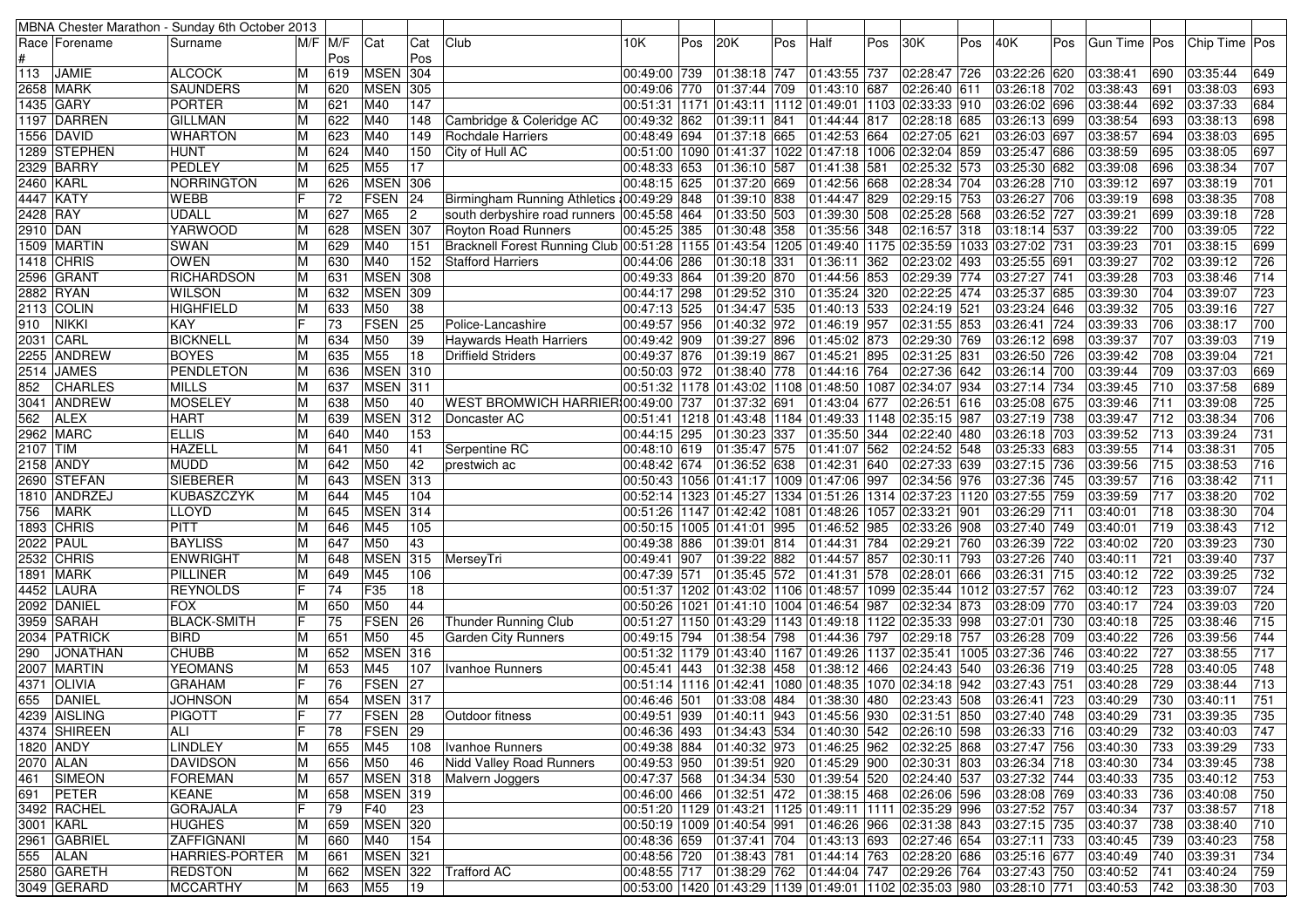| MBNA Chester Marathon - Sunday 6th October 2013 | | | | | | | | | | | | | | | | | | | | | | |
|---|---|---|---|---|---|---|---|---|---|---|---|---|---|---|---|---|---|---|---|---|---|---|
| Race # | Forename | Surname | M/F | M/F Pos | Cat | Cat Pos | Club | 10K | Pos | 20K | Pos | Half | Pos | 30K | Pos | 40K | Pos | Gun Time | Pos | Chip Time | Pos |
| 113 | JAMIE | ALCOCK | M | 619 | MSEN | 304 | | 00:49:00 | 739 | 01:38:18 | 747 | 01:43:55 | 737 | 02:28:47 | 726 | 03:22:26 | 620 | 03:38:41 | 690 | 03:35:44 | 649 |
| 2658 | MARK | SAUNDERS | M | 620 | MSEN | 305 | | 00:49:06 | 770 | 01:37:44 | 709 | 01:43:10 | 687 | 02:26:40 | 611 | 03:26:18 | 702 | 03:38:43 | 691 | 03:38:03 | 693 |
| 1435 | GARY | PORTER | M | 621 | M40 | 147 | | 00:51:31 | 1171 | 01:43:11 | 1112 | 01:49:01 | 1103 | 02:33:33 | 910 | 03:26:02 | 696 | 03:38:44 | 692 | 03:37:33 | 684 |
| 1197 | DARREN | GILLMAN | M | 622 | M40 | 148 | Cambridge & Coleridge AC | 00:49:32 | 862 | 01:39:11 | 841 | 01:44:44 | 817 | 02:28:18 | 685 | 03:26:13 | 699 | 03:38:54 | 693 | 03:38:13 | 698 |
| 1556 | DAVID | WHARTON | M | 623 | M40 | 149 | Rochdale Harriers | 00:48:49 | 694 | 01:37:18 | 665 | 01:42:53 | 664 | 02:27:05 | 621 | 03:26:03 | 697 | 03:38:57 | 694 | 03:38:03 | 695 |
| 1289 | STEPHEN | HUNT | M | 624 | M40 | 150 | City of Hull AC | 00:51:00 | 1090 | 01:41:37 | 1022 | 01:47:18 | 1006 | 02:32:04 | 859 | 03:25:47 | 686 | 03:38:59 | 695 | 03:38:05 | 697 |
| 2329 | BARRY | PEDLEY | M | 625 | M55 | 17 | | 00:48:33 | 653 | 01:36:10 | 587 | 01:41:38 | 581 | 02:25:32 | 573 | 03:25:30 | 682 | 03:39:08 | 696 | 03:38:34 | 707 |
| 2460 | KARL | NORRINGTON | M | 626 | MSEN | 306 | | 00:48:15 | 625 | 01:37:20 | 669 | 01:42:56 | 668 | 02:28:34 | 704 | 03:26:28 | 710 | 03:39:12 | 697 | 03:38:19 | 701 |
| 4447 | KATY | WEBB | F | 72 | FSEN | 24 | Birmingham Running Athletics | 00:49:29 | 848 | 01:39:10 | 838 | 01:44:47 | 829 | 02:29:15 | 753 | 03:26:27 | 706 | 03:39:19 | 698 | 03:38:35 | 708 |
| 2428 | RAY | UDALL | M | 627 | M65 | 2 | south derbyshire road runners | 00:45:58 | 464 | 01:33:50 | 503 | 01:39:30 | 508 | 02:25:28 | 568 | 03:26:52 | 727 | 03:39:21 | 699 | 03:39:18 | 728 |
| 2910 | DAN | YARWOOD | M | 628 | MSEN | 307 | Royton Road Runners | 00:45:25 | 385 | 01:30:48 | 358 | 01:35:56 | 348 | 02:16:57 | 318 | 03:18:14 | 537 | 03:39:22 | 700 | 03:39:05 | 722 |
| 1509 | MARTIN | SWAN | M | 629 | M40 | 151 | Bracknell Forest Running Club | 00:51:28 | 1155 | 01:43:54 | 1205 | 01:49:40 | 1175 | 02:35:59 | 1033 | 03:27:02 | 731 | 03:39:23 | 701 | 03:38:15 | 699 |
| 1418 | CHRIS | OWEN | M | 630 | M40 | 152 | Stafford Harriers | 00:44:06 | 286 | 01:30:18 | 331 | 01:36:11 | 362 | 02:23:02 | 493 | 03:25:55 | 691 | 03:39:27 | 702 | 03:39:12 | 726 |
| 2596 | GRANT | RICHARDSON | M | 631 | MSEN | 308 | | 00:49:33 | 864 | 01:39:20 | 870 | 01:44:56 | 853 | 02:29:39 | 774 | 03:27:27 | 741 | 03:39:28 | 703 | 03:38:46 | 714 |
| 2882 | RYAN | WILSON | M | 632 | MSEN | 309 | | 00:44:17 | 298 | 01:29:52 | 310 | 01:35:24 | 320 | 02:22:25 | 474 | 03:25:37 | 685 | 03:39:30 | 704 | 03:39:07 | 723 |
| 2113 | COLIN | HIGHFIELD | M | 633 | M50 | 38 | | 00:47:13 | 525 | 01:34:47 | 535 | 01:40:13 | 533 | 02:24:19 | 521 | 03:23:24 | 646 | 03:39:32 | 705 | 03:39:16 | 727 |
| 910 | NIKKI | KAY | F | 73 | FSEN | 25 | Police-Lancashire | 00:49:57 | 956 | 01:40:32 | 972 | 01:46:19 | 957 | 02:31:55 | 853 | 03:26:41 | 724 | 03:39:33 | 706 | 03:38:17 | 700 |
| 2031 | CARL | BICKNELL | M | 634 | M50 | 39 | Haywards Heath Harriers | 00:49:42 | 909 | 01:39:27 | 896 | 01:45:02 | 873 | 02:29:30 | 769 | 03:26:12 | 698 | 03:39:37 | 707 | 03:39:03 | 719 |
| 2255 | ANDREW | BOYES | M | 635 | M55 | 18 | Driffield Striders | 00:49:37 | 876 | 01:39:19 | 867 | 01:45:21 | 895 | 02:31:25 | 831 | 03:26:50 | 726 | 03:39:42 | 708 | 03:39:04 | 721 |
| 2514 | JAMES | PENDLETON | M | 636 | MSEN | 310 | | 00:50:03 | 972 | 01:38:40 | 778 | 01:44:16 | 764 | 02:27:36 | 642 | 03:26:14 | 700 | 03:39:44 | 709 | 03:37:03 | 669 |
| 852 | CHARLES | MILLS | M | 637 | MSEN | 311 | | 00:51:32 | 1178 | 01:43:02 | 1108 | 01:48:50 | 1087 | 02:34:07 | 934 | 03:27:14 | 734 | 03:39:45 | 710 | 03:37:58 | 689 |
| 3041 | ANDREW | MOSELEY | M | 638 | M50 | 40 | WEST BROMWICH HARRIER | 00:49:00 | 737 | 01:37:32 | 691 | 01:43:04 | 677 | 02:26:51 | 616 | 03:25:08 | 675 | 03:39:46 | 711 | 03:39:08 | 725 |
| 562 | ALEX | HART | M | 639 | MSEN | 312 | Doncaster AC | 00:51:41 | 1218 | 01:43:48 | 1184 | 01:49:33 | 1148 | 02:35:15 | 987 | 03:27:19 | 738 | 03:39:47 | 712 | 03:38:34 | 706 |
| 2962 | MARC | ELLIS | M | 640 | M40 | 153 | | 00:44:15 | 295 | 01:30:23 | 337 | 01:35:50 | 344 | 02:22:40 | 480 | 03:26:18 | 703 | 03:39:52 | 713 | 03:39:24 | 731 |
| 2107 | TIM | HAZELL | M | 641 | M50 | 41 | Serpentine RC | 00:48:10 | 619 | 01:35:47 | 575 | 01:41:07 | 562 | 02:24:52 | 548 | 03:25:33 | 683 | 03:39:55 | 714 | 03:38:31 | 705 |
| 2158 | ANDY | MUDD | M | 642 | M50 | 42 | prestwich ac | 00:48:42 | 674 | 01:36:52 | 638 | 01:42:31 | 640 | 02:27:33 | 639 | 03:27:15 | 736 | 03:39:56 | 715 | 03:38:53 | 716 |
| 2690 | STEFAN | SIEBERER | M | 643 | MSEN | 313 | | 00:50:43 | 1056 | 01:41:17 | 1009 | 01:47:06 | 997 | 02:34:56 | 976 | 03:27:36 | 745 | 03:39:57 | 716 | 03:38:42 | 711 |
| 1810 | ANDRZEJ | KUBASZCZYK | M | 644 | M45 | 104 | | 00:52:14 | 1323 | 01:45:27 | 1334 | 01:51:26 | 1314 | 02:37:23 | 1120 | 03:27:55 | 759 | 03:39:59 | 717 | 03:38:20 | 702 |
| 756 | MARK | LLOYD | M | 645 | MSEN | 314 | | 00:51:26 | 1147 | 01:42:42 | 1081 | 01:48:26 | 1057 | 02:33:21 | 901 | 03:26:29 | 711 | 03:40:01 | 718 | 03:38:30 | 704 |
| 1893 | CHRIS | PITT | M | 646 | M45 | 105 | | 00:50:15 | 1005 | 01:41:01 | 995 | 01:46:52 | 985 | 02:33:26 | 908 | 03:27:40 | 749 | 03:40:01 | 719 | 03:38:43 | 712 |
| 2022 | PAUL | BAYLISS | M | 647 | M50 | 43 | | 00:49:38 | 886 | 01:39:01 | 814 | 01:44:31 | 784 | 02:29:21 | 760 | 03:26:39 | 722 | 03:40:02 | 720 | 03:39:23 | 730 |
| 2532 | CHRIS | ENWRIGHT | M | 648 | MSEN | 315 | MerseyTri | 00:49:41 | 907 | 01:39:22 | 882 | 01:44:57 | 857 | 02:30:11 | 793 | 03:27:26 | 740 | 03:40:11 | 721 | 03:39:40 | 737 |
| 1891 | MARK | PILLINER | M | 649 | M45 | 106 | | 00:47:39 | 571 | 01:35:45 | 572 | 01:41:31 | 578 | 02:28:01 | 666 | 03:26:31 | 715 | 03:40:12 | 722 | 03:39:25 | 732 |
| 4452 | LAURA | REYNOLDS | F | 74 | F35 | 18 | | 00:51:37 | 1202 | 01:43:02 | 1106 | 01:48:57 | 1099 | 02:35:44 | 1012 | 03:27:57 | 762 | 03:40:12 | 723 | 03:39:07 | 724 |
| 2092 | DANIEL | FOX | M | 650 | M50 | 44 | | 00:50:26 | 1021 | 01:41:10 | 1004 | 01:46:54 | 987 | 02:32:34 | 873 | 03:28:09 | 770 | 03:40:17 | 724 | 03:39:03 | 720 |
| 3959 | SARAH | BLACK-SMITH | F | 75 | FSEN | 26 | Thunder Running Club | 00:51:27 | 1150 | 01:43:29 | 1143 | 01:49:18 | 1122 | 02:35:33 | 998 | 03:27:01 | 730 | 03:40:18 | 725 | 03:38:46 | 715 |
| 2034 | PATRICK | BIRD | M | 651 | M50 | 45 | Garden City Runners | 00:49:15 | 794 | 01:38:54 | 798 | 01:44:36 | 797 | 02:29:18 | 757 | 03:26:28 | 709 | 03:40:22 | 726 | 03:39:56 | 744 |
| 290 | JONATHAN | CHUBB | M | 652 | MSEN | 316 | | 00:51:32 | 1179 | 01:43:40 | 1167 | 01:49:26 | 1137 | 02:35:41 | 1005 | 03:27:36 | 746 | 03:40:22 | 727 | 03:38:55 | 717 |
| 2007 | MARTIN | YEOMANS | M | 653 | M45 | 107 | Ivanhoe Runners | 00:45:41 | 443 | 01:32:38 | 458 | 01:38:12 | 466 | 02:24:43 | 540 | 03:26:36 | 719 | 03:40:25 | 728 | 03:40:05 | 748 |
| 4371 | OLIVIA | GRAHAM | F | 76 | FSEN | 27 | | 00:51:14 | 1116 | 01:42:41 | 1080 | 01:48:35 | 1070 | 02:34:18 | 942 | 03:27:43 | 751 | 03:40:28 | 729 | 03:38:44 | 713 |
| 655 | DANIEL | JOHNSON | M | 654 | MSEN | 317 | | 00:46:46 | 501 | 01:33:08 | 484 | 01:38:30 | 480 | 02:23:43 | 508 | 03:26:41 | 723 | 03:40:29 | 730 | 03:40:11 | 751 |
| 4239 | AISLING | PIGOTT | F | 77 | FSEN | 28 | Outdoor fitness | 00:49:51 | 939 | 01:40:11 | 943 | 01:45:56 | 930 | 02:31:51 | 850 | 03:27:40 | 748 | 03:40:29 | 731 | 03:39:35 | 735 |
| 4374 | SHIREEN | ALI | F | 78 | FSEN | 29 | | 00:46:36 | 493 | 01:34:43 | 534 | 01:40:30 | 542 | 02:26:10 | 598 | 03:26:33 | 716 | 03:40:29 | 732 | 03:40:03 | 747 |
| 1820 | ANDY | LINDLEY | M | 655 | M45 | 108 | Ivanhoe Runners | 00:49:38 | 884 | 01:40:32 | 973 | 01:46:25 | 962 | 02:32:25 | 868 | 03:27:47 | 756 | 03:40:30 | 733 | 03:39:29 | 733 |
| 2070 | ALAN | DAVIDSON | M | 656 | M50 | 46 | Nidd Valley Road Runners | 00:49:53 | 950 | 01:39:51 | 920 | 01:45:29 | 900 | 02:30:31 | 803 | 03:26:34 | 718 | 03:40:30 | 734 | 03:39:45 | 738 |
| 461 | SIMEON | FOREMAN | M | 657 | MSEN | 318 | Malvern Joggers | 00:47:37 | 568 | 01:34:34 | 530 | 01:39:54 | 520 | 02:24:40 | 537 | 03:27:32 | 744 | 03:40:33 | 735 | 03:40:12 | 753 |
| 691 | PETER | KEANE | M | 658 | MSEN | 319 | | 00:46:00 | 466 | 01:32:51 | 472 | 01:38:15 | 468 | 02:26:06 | 596 | 03:28:08 | 769 | 03:40:33 | 736 | 03:40:08 | 750 |
| 3492 | RACHEL | GORAJALA | F | 79 | F40 | 23 | | 00:51:20 | 1129 | 01:43:21 | 1125 | 01:49:11 | 1111 | 02:35:29 | 996 | 03:27:52 | 757 | 03:40:34 | 737 | 03:38:57 | 718 |
| 3001 | KARL | HUGHES | M | 659 | MSEN | 320 | | 00:50:19 | 1009 | 01:40:54 | 991 | 01:46:26 | 966 | 02:31:38 | 843 | 03:27:15 | 735 | 03:40:37 | 738 | 03:38:40 | 710 |
| 2961 | GABRIEL | ZAFFIGNANI | M | 660 | M40 | 154 | | 00:48:36 | 659 | 01:37:41 | 704 | 01:43:13 | 693 | 02:27:46 | 654 | 03:27:11 | 733 | 03:40:45 | 739 | 03:40:23 | 758 |
| 555 | ALAN | HARRIES-PORTER | M | 661 | MSEN | 321 | | 00:48:56 | 720 | 01:38:43 | 781 | 01:44:14 | 763 | 02:28:20 | 686 | 03:25:16 | 677 | 03:40:49 | 740 | 03:39:31 | 734 |
| 2580 | GARETH | REDSTON | M | 662 | MSEN | 322 | Trafford AC | 00:48:55 | 717 | 01:38:29 | 762 | 01:44:04 | 747 | 02:29:26 | 764 | 03:27:43 | 750 | 03:40:52 | 741 | 03:40:24 | 759 |
| 3049 | GERARD | MCCARTHY | M | 663 | M55 | 19 | | 00:53:00 | 1420 | 01:43:29 | 1139 | 01:49:01 | 1102 | 02:35:03 | 980 | 03:28:10 | 771 | 03:40:53 | 742 | 03:38:30 | 703 |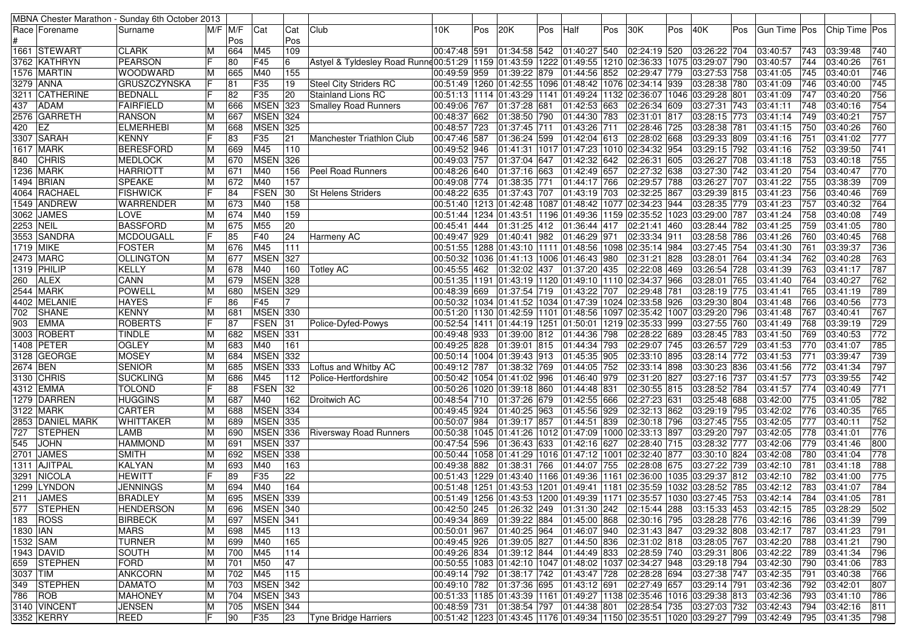| MBNA Chester Marathon - Sunday 6th October 2013 | | | | | | | | | | | | | | | | | | | | | | |
|---|---|---|---|---|---|---|---|---|---|---|---|---|---|---|---|---|---|---|---|---|---|---|
| Race # | Forename | Surname | M/F | M/F Pos | Cat | Cat Pos | Club | 10K | Pos | 20K | Pos | Half | Pos | 30K | Pos | 40K | Pos | Gun Time | Pos | Chip Time | Pos |
| 1661 | STEWART | CLARK | M | 664 | M45 | 109 | | 00:47:48 | 591 | 01:34:58 | 542 | 01:40:27 | 540 | 02:24:19 | 520 | 03:26:22 | 704 | 03:40:57 | 743 | 03:39:48 | 740 |
| 3762 | KATHRYN | PEARSON | F | 80 | F45 | 6 | Astyel & Tyldesley Road Runne | 00:51:29 | 1159 | 01:43:59 | 1222 | 01:49:55 | 1210 | 02:36:33 | 1075 | 03:29:07 | 790 | 03:40:57 | 744 | 03:40:26 | 761 |
| 1576 | MARTIN | WOODWARD | M | 665 | M40 | 155 | | 00:49:59 | 959 | 01:39:22 | 879 | 01:44:56 | 852 | 02:29:47 | 779 | 03:27:53 | 758 | 03:41:05 | 745 | 03:40:01 | 746 |
| 3279 | ANNA | GRUSZCZYNSKA | F | 81 | F35 | 19 | Steel City Striders RC | 00:51:49 | 1260 | 01:42:55 | 1096 | 01:48:42 | 1076 | 02:34:14 | 939 | 03:28:38 | 780 | 03:41:09 | 746 | 03:40:00 | 745 |
| 3211 | CATHERINE | BEDNALL | F | 82 | F35 | 20 | Stainland Lions RC | 00:51:13 | 1114 | 01:43:29 | 1141 | 01:49:24 | 1132 | 02:36:07 | 1046 | 03:29:28 | 801 | 03:41:09 | 747 | 03:40:20 | 756 |
| 437 | ADAM | FAIRFIELD | M | 666 | MSEN | 323 | Smalley Road Runners | 00:49:06 | 767 | 01:37:28 | 681 | 01:42:53 | 663 | 02:26:34 | 609 | 03:27:31 | 743 | 03:41:11 | 748 | 03:40:16 | 754 |
| 2576 | GARRETH | RANSON | M | 667 | MSEN | 324 | | 00:48:37 | 662 | 01:38:50 | 790 | 01:44:30 | 783 | 02:31:01 | 817 | 03:28:15 | 773 | 03:41:14 | 749 | 03:40:21 | 757 |
| 420 | EZ | ELMERHEBI | M | 668 | MSEN | 325 | | 00:48:57 | 723 | 01:37:45 | 711 | 01:43:26 | 711 | 02:28:46 | 725 | 03:28:38 | 781 | 03:41:15 | 750 | 03:40:26 | 760 |
| 3307 | SARAH | KENNY | F | 83 | F35 | 21 | Manchester Triathlon Club | 00:47:46 | 587 | 01:36:24 | 599 | 01:42:04 | 613 | 02:28:02 | 668 | 03:29:33 | 809 | 03:41:16 | 751 | 03:41:02 | 777 |
| 1617 | MARK | BERESFORD | M | 669 | M45 | 110 | | 00:49:52 | 946 | 01:41:31 | 1017 | 01:47:23 | 1010 | 02:34:32 | 954 | 03:29:15 | 792 | 03:41:16 | 752 | 03:39:50 | 741 |
| 840 | CHRIS | MEDLOCK | M | 670 | MSEN | 326 | | 00:49:03 | 757 | 01:37:04 | 647 | 01:42:32 | 642 | 02:26:31 | 605 | 03:26:27 | 708 | 03:41:18 | 753 | 03:40:18 | 755 |
| 1236 | MARK | HARRIOTT | M | 671 | M40 | 156 | Peel Road Runners | 00:48:26 | 640 | 01:37:16 | 663 | 01:42:49 | 657 | 02:27:32 | 638 | 03:27:30 | 742 | 03:41:20 | 754 | 03:40:47 | 770 |
| 1494 | BRIAN | SPEAKE | M | 672 | M40 | 157 | | 00:49:08 | 774 | 01:38:35 | 771 | 01:44:17 | 766 | 02:29:57 | 788 | 03:26:27 | 707 | 03:41:22 | 755 | 03:38:39 | 709 |
| 4064 | RACHAEL | FISHWICK | F | 84 | FSEN | 30 | St Helens Striders | 00:48:22 | 635 | 01:37:43 | 707 | 01:43:19 | 703 | 02:32:25 | 867 | 03:29:39 | 815 | 03:41:23 | 756 | 03:40:46 | 769 |
| 1549 | ANDREW | WARRENDER | M | 673 | M40 | 158 | | 00:51:40 | 1213 | 01:42:48 | 1087 | 01:48:42 | 1077 | 02:34:23 | 944 | 03:28:35 | 779 | 03:41:23 | 757 | 03:40:32 | 764 |
| 3062 | JAMES | LOVE | M | 674 | M40 | 159 | | 00:51:44 | 1234 | 01:43:51 | 1196 | 01:49:36 | 1159 | 02:35:52 | 1023 | 03:29:00 | 787 | 03:41:24 | 758 | 03:40:08 | 749 |
| 2253 | NEIL | BASSFORD | M | 675 | M55 | 20 | | 00:45:41 | 444 | 01:31:25 | 412 | 01:36:44 | 417 | 02:21:41 | 460 | 03:28:44 | 782 | 03:41:25 | 759 | 03:41:05 | 780 |
| 3553 | SANDRA | MCDOUGALL | F | 85 | F40 | 24 | Harmeny AC | 00:49:47 | 929 | 01:40:41 | 982 | 01:46:29 | 971 | 02:33:34 | 911 | 03:28:58 | 786 | 03:41:26 | 760 | 03:40:45 | 768 |
| 1719 | MIKE | FOSTER | M | 676 | M45 | 111 | | 00:51:55 | 1288 | 01:43:10 | 1111 | 01:48:56 | 1098 | 02:35:14 | 984 | 03:27:45 | 754 | 03:41:30 | 761 | 03:39:37 | 736 |
| 2473 | MARC | OLLINGTON | M | 677 | MSEN | 327 | | 00:50:32 | 1036 | 01:41:13 | 1006 | 01:46:43 | 980 | 02:31:21 | 828 | 03:28:01 | 764 | 03:41:34 | 762 | 03:40:28 | 763 |
| 1319 | PHILIP | KELLY | M | 678 | M40 | 160 | Totley AC | 00:45:55 | 462 | 01:32:02 | 437 | 01:37:20 | 435 | 02:22:08 | 469 | 03:26:54 | 728 | 03:41:39 | 763 | 03:41:17 | 787 |
| 260 | ALEX | CANN | M | 679 | MSEN | 328 | | 00:51:35 | 1191 | 01:43:19 | 1120 | 01:49:10 | 1110 | 02:34:37 | 966 | 03:28:01 | 765 | 03:41:40 | 764 | 03:40:27 | 762 |
| 2544 | MARK | POWELL | M | 680 | MSEN | 329 | | 00:48:39 | 669 | 01:37:54 | 719 | 01:43:22 | 707 | 02:29:48 | 781 | 03:28:19 | 775 | 03:41:41 | 765 | 03:41:19 | 789 |
| 4402 | MELANIE | HAYES | F | 86 | F45 | 7 | | 00:50:32 | 1034 | 01:41:52 | 1034 | 01:47:39 | 1024 | 02:33:58 | 926 | 03:29:30 | 804 | 03:41:48 | 766 | 03:40:56 | 773 |
| 702 | SHANE | KENNY | M | 681 | MSEN | 330 | | 00:51:20 | 1130 | 01:42:59 | 1101 | 01:48:56 | 1097 | 02:35:42 | 1007 | 03:29:20 | 796 | 03:41:48 | 767 | 03:40:41 | 767 |
| 903 | EMMA | ROBERTS | F | 87 | FSEN | 31 | Police-Dyfed-Powys | 00:52:54 | 1411 | 01:44:19 | 1251 | 01:50:01 | 1219 | 02:35:33 | 999 | 03:27:55 | 760 | 03:41:49 | 768 | 03:39:19 | 729 |
| 3003 | ROBERT | TINDLE | M | 682 | MSEN | 331 | | 00:49:48 | 933 | 01:39:00 | 812 | 01:44:36 | 798 | 02:28:22 | 689 | 03:28:45 | 783 | 03:41:50 | 769 | 03:40:53 | 772 |
| 1408 | PETER | OGLEY | M | 683 | M40 | 161 | | 00:49:25 | 828 | 01:39:01 | 815 | 01:44:34 | 793 | 02:29:07 | 745 | 03:26:57 | 729 | 03:41:53 | 770 | 03:41:07 | 785 |
| 3128 | GEORGE | MOSEY | M | 684 | MSEN | 332 | | 00:50:14 | 1004 | 01:39:43 | 913 | 01:45:35 | 905 | 02:33:10 | 895 | 03:28:14 | 772 | 03:41:53 | 771 | 03:39:47 | 739 |
| 2674 | BEN | SENIOR | M | 685 | MSEN | 333 | Loftus and Whitby AC | 00:49:12 | 787 | 01:38:32 | 769 | 01:44:05 | 752 | 02:33:14 | 898 | 03:30:23 | 836 | 03:41:56 | 772 | 03:41:34 | 797 |
| 3130 | CHRIS | SUCKLING | M | 686 | M45 | 112 | Police-Hertfordshire | 00:50:42 | 1054 | 01:41:02 | 996 | 01:46:40 | 979 | 02:31:20 | 827 | 03:27:16 | 737 | 03:41:57 | 773 | 03:39:55 | 742 |
| 4312 | EMMA | TOLOND | F | 88 | FSEN | 32 | | 00:50:26 | 1020 | 01:39:18 | 860 | 01:44:48 | 831 | 02:30:55 | 815 | 03:28:52 | 784 | 03:41:57 | 774 | 03:40:49 | 771 |
| 1279 | DARREN | HUGGINS | M | 687 | M40 | 162 | Droitwich AC | 00:48:54 | 710 | 01:37:26 | 679 | 01:42:55 | 666 | 02:27:23 | 631 | 03:25:48 | 688 | 03:42:00 | 775 | 03:41:05 | 782 |
| 3122 | MARK | CARTER | M | 688 | MSEN | 334 | | 00:49:45 | 924 | 01:40:25 | 963 | 01:45:56 | 929 | 02:32:13 | 862 | 03:29:19 | 795 | 03:42:02 | 776 | 03:40:35 | 765 |
| 2853 | DANIEL MARK | WHITTAKER | M | 689 | MSEN | 335 | | 00:50:07 | 984 | 01:39:17 | 857 | 01:44:51 | 839 | 02:30:18 | 796 | 03:27:45 | 755 | 03:42:05 | 777 | 03:40:11 | 752 |
| 727 | STEPHEN | LAMB | M | 690 | MSEN | 336 | Riversway Road Runners | 00:50:38 | 1045 | 01:41:26 | 1012 | 01:47:09 | 1000 | 02:33:13 | 897 | 03:29:20 | 797 | 03:42:05 | 778 | 03:41:01 | 776 |
| 545 | JOHN | HAMMOND | M | 691 | MSEN | 337 | | 00:47:54 | 596 | 01:36:43 | 633 | 01:42:16 | 627 | 02:28:40 | 715 | 03:28:32 | 777 | 03:42:06 | 779 | 03:41:46 | 800 |
| 2701 | JAMES | SMITH | M | 692 | MSEN | 338 | | 00:50:44 | 1058 | 01:41:29 | 1016 | 01:47:12 | 1001 | 02:32:40 | 877 | 03:30:10 | 824 | 03:42:08 | 780 | 03:41:04 | 778 |
| 1311 | AJITPAL | KALYAN | M | 693 | M40 | 163 | | 00:49:38 | 882 | 01:38:31 | 766 | 01:44:07 | 755 | 02:28:08 | 675 | 03:27:22 | 739 | 03:42:10 | 781 | 03:41:18 | 788 |
| 3291 | NICOLA | HEWITT | F | 89 | F35 | 22 | | 00:51:43 | 1229 | 01:43:40 | 1166 | 01:49:36 | 1161 | 02:36:00 | 1035 | 03:29:37 | 812 | 03:42:10 | 782 | 03:41:00 | 775 |
| 1299 | LYNDON | JENNINGS | M | 694 | M40 | 164 | | 00:51:48 | 1251 | 01:43:53 | 1201 | 01:49:41 | 1181 | 02:35:59 | 1032 | 03:28:52 | 785 | 03:42:12 | 783 | 03:41:07 | 784 |
| 211 | JAMES | BRADLEY | M | 695 | MSEN | 339 | | 00:51:49 | 1256 | 01:43:53 | 1200 | 01:49:39 | 1171 | 02:35:57 | 1030 | 03:27:45 | 753 | 03:42:14 | 784 | 03:41:05 | 781 |
| 577 | STEPHEN | HENDERSON | M | 696 | MSEN | 340 | | 00:42:50 | 245 | 01:26:32 | 249 | 01:31:30 | 242 | 02:15:44 | 288 | 03:15:33 | 453 | 03:42:15 | 785 | 03:28:29 | 502 |
| 183 | ROSS | BIRBECK | M | 697 | MSEN | 341 | | 00:49:34 | 869 | 01:39:22 | 884 | 01:45:00 | 868 | 02:30:16 | 795 | 03:28:28 | 776 | 03:42:16 | 786 | 03:41:39 | 799 |
| 1830 | IAN | MARS | M | 698 | M45 | 113 | | 00:50:01 | 967 | 01:40:25 | 964 | 01:46:07 | 940 | 02:31:43 | 847 | 03:29:32 | 808 | 03:42:17 | 787 | 03:41:23 | 791 |
| 1532 | SAM | TURNER | M | 699 | M40 | 165 | | 00:49:45 | 926 | 01:39:05 | 827 | 01:44:50 | 836 | 02:31:02 | 818 | 03:28:05 | 767 | 03:42:20 | 788 | 03:41:21 | 790 |
| 1943 | DAVID | SOUTH | M | 700 | M45 | 114 | | 00:49:26 | 834 | 01:39:12 | 844 | 01:44:49 | 833 | 02:28:59 | 740 | 03:29:31 | 806 | 03:42:22 | 789 | 03:41:34 | 796 |
| 659 | STEPHEN | FORD | M | 701 | M50 | 47 | | 00:50:55 | 1083 | 01:42:10 | 1047 | 01:48:02 | 1037 | 02:34:27 | 948 | 03:29:18 | 794 | 03:42:30 | 790 | 03:41:06 | 783 |
| 3037 | TIM | ANKCORN | M | 702 | M45 | 115 | | 00:49:14 | 792 | 01:38:17 | 742 | 01:43:47 | 728 | 02:28:28 | 694 | 03:27:38 | 747 | 03:42:35 | 791 | 03:40:38 | 766 |
| 349 | STEPHEN | DAMATO | M | 703 | MSEN | 342 | | 00:49:10 | 782 | 01:37:36 | 695 | 01:43:12 | 691 | 02:27:49 | 657 | 03:29:14 | 791 | 03:42:36 | 792 | 03:42:01 | 807 |
| 786 | ROB | MAHONEY | M | 704 | MSEN | 343 | | 00:51:33 | 1185 | 01:43:39 | 1161 | 01:49:27 | 1138 | 02:35:46 | 1016 | 03:29:38 | 813 | 03:42:36 | 793 | 03:41:10 | 786 |
| 3140 | VINCENT | JENSEN | M | 705 | MSEN | 344 | | 00:48:59 | 731 | 01:38:54 | 797 | 01:44:38 | 801 | 02:28:54 | 735 | 03:27:03 | 732 | 03:42:43 | 794 | 03:42:16 | 811 |
| 3352 | KERRY | REED | F | 90 | F35 | 23 | Tyne Bridge Harriers | 00:51:42 | 1223 | 01:43:45 | 1176 | 01:49:34 | 1150 | 02:35:51 | 1020 | 03:29:27 | 799 | 03:42:49 | 795 | 03:41:35 | 798 |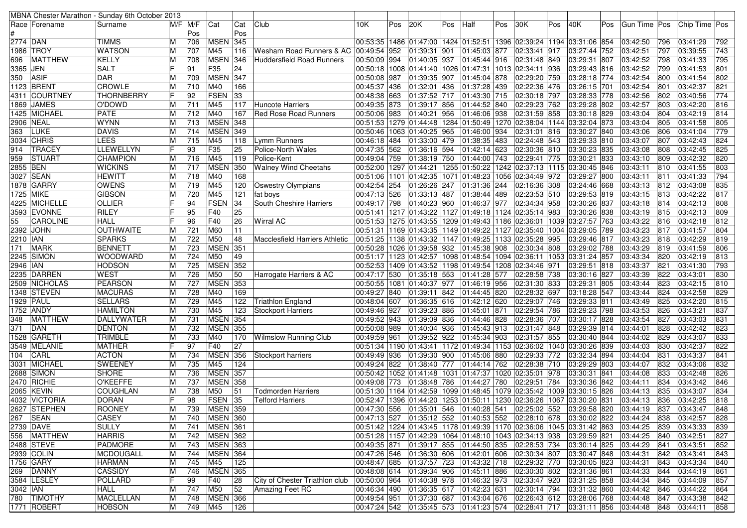MBNA Chester Marathon - Sunday 6th October 2013

| Race # | Forename | Surname | M/F | M/F Pos | Cat | Cat Pos | Club | 10K | Pos | 20K | Pos | Half | Pos | 30K | Pos | 40K | Pos | Gun Time | Pos | Chip Time | Pos |
|---|---|---|---|---|---|---|---|---|---|---|---|---|---|---|---|---|---|---|---|---|---|
| 2774 | DAN | TIMMS | M | 706 | MSEN | 345 | | 00:53:35 | 1486 | 01:47:00 | 1424 | 01:52:51 | 1396 | 02:39:24 | 1194 | 03:31:06 | 854 | 03:42:50 | 796 | 03:41:29 | 792 |
| 1986 | TROY | WATSON | M | 707 | M45 | 116 | Wesham Road Runners & AC | 00:49:54 | 952 | 01:39:31 | 901 | 01:45:03 | 877 | 02:33:41 | 917 | 03:27:44 | 752 | 03:42:51 | 797 | 03:39:55 | 743 |
| 696 | MATTHEW | KELLY | M | 708 | MSEN | 346 | Huddersfield Road Runners | 00:50:09 | 994 | 01:40:05 | 937 | 01:45:44 | 916 | 02:31:48 | 849 | 03:29:31 | 807 | 03:42:52 | 798 | 03:41:33 | 795 |
| 3365 | JEN | SALT | F | 91 | F35 | 24 | | 00:50:18 | 1008 | 01:41:40 | 1026 | 01:47:31 | 1013 | 02:34:11 | 936 | 03:29:43 | 816 | 03:42:52 | 799 | 03:41:53 | 801 |
| 350 | ASIF | DAR | M | 709 | MSEN | 347 | | 00:50:08 | 987 | 01:39:35 | 907 | 01:45:04 | 878 | 02:29:20 | 759 | 03:28:18 | 774 | 03:42:54 | 800 | 03:41:54 | 802 |
| 1123 | BRENT | CROWLE | M | 710 | M40 | 166 | | 00:45:37 | 436 | 01:32:01 | 436 | 01:37:28 | 439 | 02:22:36 | 476 | 03:26:15 | 701 | 03:42:54 | 801 | 03:42:37 | 821 |
| 4311 | COURTNEY | THORNBERRY | F | 92 | FSEN | 33 | | 00:48:38 | 663 | 01:37:52 | 717 | 01:43:30 | 715 | 02:30:18 | 797 | 03:28:33 | 778 | 03:42:56 | 802 | 03:40:56 | 774 |
| 1869 | JAMES | O'DOWD | M | 711 | M45 | 117 | Huncote Harriers | 00:49:35 | 873 | 01:39:17 | 856 | 01:44:52 | 840 | 02:29:23 | 762 | 03:29:28 | 802 | 03:42:57 | 803 | 03:42:20 | 816 |
| 1425 | MICHAEL | PATE | M | 712 | M40 | 167 | Red Rose Road Runners | 00:50:06 | 983 | 01:40:21 | 956 | 01:46:06 | 938 | 02:31:59 | 858 | 03:30:18 | 829 | 03:43:04 | 804 | 03:42:19 | 814 |
| 2906 | NEAL | WYNN | M | 713 | MSEN | 348 | | 00:51:53 | 1279 | 01:44:48 | 1284 | 01:50:49 | 1270 | 02:38:04 | 1144 | 03:32:04 | 873 | 03:43:04 | 805 | 03:41:58 | 805 |
| 363 | LUKE | DAVIS | M | 714 | MSEN | 349 | | 00:50:46 | 1063 | 01:40:25 | 965 | 01:46:00 | 934 | 02:31:01 | 816 | 03:30:27 | 840 | 03:43:06 | 806 | 03:41:04 | 779 |
| 3034 | CHRIS | LEES | M | 715 | M45 | 118 | Lymm Runners | 00:46:18 | 484 | 01:33:00 | 479 | 01:38:35 | 483 | 02:24:48 | 543 | 03:29:33 | 810 | 03:43:07 | 807 | 03:42:43 | 824 |
| 914 | TRACEY | LLEWELLYN | F | 93 | F35 | 25 | Police-North Wales | 00:47:35 | 562 | 01:36:16 | 594 | 01:42:14 | 623 | 02:30:36 | 810 | 03:30:23 | 835 | 03:43:08 | 808 | 03:42:45 | 825 |
| 959 | STUART | CHAMPION | M | 716 | M45 | 119 | Police-Kent | 00:49:04 | 759 | 01:38:19 | 750 | 01:44:00 | 743 | 02:29:41 | 775 | 03:30:21 | 833 | 03:43:10 | 809 | 03:42:32 | 820 |
| 2855 | BEN | WICKINS | M | 717 | MSEN | 350 | Walney Wind Cheetahs | 00:52:00 | 1297 | 01:44:21 | 1255 | 01:50:22 | 1242 | 02:37:13 | 1115 | 03:30:45 | 846 | 03:43:11 | 810 | 03:41:55 | 803 |
| 3027 | SEAN | HEWITT | M | 718 | M40 | 168 | | 00:51:06 | 1101 | 01:42:35 | 1071 | 01:48:23 | 1056 | 02:34:49 | 972 | 03:29:27 | 800 | 03:43:11 | 811 | 03:41:33 | 794 |
| 1878 | GARRY | OWENS | M | 719 | M45 | 120 | Oswestry Olympians | 00:42:54 | 254 | 01:26:26 | 247 | 01:31:36 | 244 | 02:16:36 | 308 | 03:24:46 | 668 | 03:43:13 | 812 | 03:43:08 | 835 |
| 1725 | MIKE | GIBSON | M | 720 | M45 | 121 | fat boys | 00:47:13 | 526 | 01:33:13 | 487 | 01:38:44 | 489 | 02:23:53 | 510 | 03:29:53 | 819 | 03:43:15 | 813 | 03:42:22 | 817 |
| 4225 | MICHELLE | OLLIER | F | 94 | FSEN | 34 | South Cheshire Harriers | 00:49:17 | 798 | 01:40:23 | 960 | 01:46:37 | 977 | 02:34:34 | 958 | 03:30:26 | 837 | 03:43:18 | 814 | 03:42:13 | 808 |
| 3593 | EVONNE | RILEY | F | 95 | F40 | 25 | | 00:51:41 | 1217 | 01:43:22 | 1127 | 01:49:18 | 1124 | 02:35:14 | 983 | 03:30:26 | 838 | 03:43:19 | 815 | 03:42:13 | 809 |
| 55 | CAROLINE | HALL | F | 96 | F40 | 26 | Wirral AC | 00:51:53 | 1275 | 01:43:55 | 1209 | 01:49:43 | 1186 | 02:36:01 | 1039 | 03:27:57 | 763 | 03:43:22 | 816 | 03:42:18 | 812 |
| 2392 | JOHN | OUTHWAITE | M | 721 | M60 | 11 | | 00:51:31 | 1169 | 01:43:35 | 1149 | 01:49:22 | 1127 | 02:35:40 | 1004 | 03:29:05 | 789 | 03:43:23 | 817 | 03:41:57 | 804 |
| 2210 | IAN | SPARKS | M | 722 | M50 | 48 | Macclesfield Harriers Athletic | 00:51:25 | 1138 | 01:43:32 | 1147 | 01:49:25 | 1133 | 02:35:28 | 995 | 03:29:46 | 817 | 03:43:23 | 818 | 03:42:29 | 819 |
| 171 | MARK | BENNETT | M | 723 | MSEN | 351 | | 00:50:28 | 1026 | 01:39:58 | 932 | 01:45:38 | 908 | 02:30:34 | 808 | 03:29:02 | 788 | 03:43:29 | 819 | 03:41:59 | 806 |
| 2245 | SIMON | WOODWARD | M | 724 | M50 | 49 | | 00:51:17 | 1123 | 01:42:57 | 1098 | 01:48:54 | 1094 | 02:36:11 | 1053 | 03:31:24 | 857 | 03:43:34 | 820 | 03:42:19 | 813 |
| 2946 | IAN | HODSON | M | 725 | MSEN | 352 | | 00:52:53 | 1409 | 01:43:52 | 1198 | 01:49:54 | 1208 | 02:34:46 | 971 | 03:29:51 | 818 | 03:43:37 | 821 | 03:41:30 | 793 |
| 2235 | DARREN | WEST | M | 726 | M50 | 50 | Harrogate Harriers & AC | 00:47:17 | 530 | 01:35:18 | 553 | 01:41:28 | 577 | 02:28:58 | 738 | 03:30:16 | 827 | 03:43:39 | 822 | 03:43:01 | 830 |
| 2509 | NICHOLAS | PEARSON | M | 727 | MSEN | 353 | | 00:50:55 | 1081 | 01:40:37 | 977 | 01:46:19 | 956 | 02:31:30 | 833 | 03:29:31 | 805 | 03:43:44 | 823 | 03:42:15 | 810 |
| 1348 | STEVEN | MACURAS | M | 728 | M40 | 169 | | 00:49:27 | 840 | 01:39:11 | 842 | 01:44:45 | 820 | 02:28:32 | 697 | 03:18:28 | 547 | 03:43:44 | 824 | 03:42:58 | 829 |
| 1929 | PAUL | SELLARS | M | 729 | M45 | 122 | Triathlon England | 00:48:04 | 607 | 01:36:35 | 616 | 01:42:12 | 620 | 02:29:07 | 746 | 03:29:33 | 811 | 03:43:49 | 825 | 03:42:20 | 815 |
| 1752 | ANDY | HAMILTON | M | 730 | M45 | 123 | Stockport Harriers | 00:49:46 | 927 | 01:39:23 | 886 | 01:45:01 | 871 | 02:29:54 | 786 | 03:29:23 | 798 | 03:43:53 | 826 | 03:43:21 | 837 |
| 348 | MATTHEW | DALLYWATER | M | 731 | MSEN | 354 | | 00:49:52 | 943 | 01:39:09 | 836 | 01:44:46 | 828 | 02:28:36 | 707 | 03:30:17 | 828 | 03:43:54 | 827 | 03:43:03 | 831 |
| 371 | DAN | DENTON | M | 732 | MSEN | 355 | | 00:50:08 | 989 | 01:40:04 | 936 | 01:45:43 | 913 | 02:31:47 | 848 | 03:29:39 | 814 | 03:44:01 | 828 | 03:42:42 | 823 |
| 1528 | GARETH | TRIMBLE | M | 733 | M40 | 170 | Wilmslow Running Club | 00:49:59 | 961 | 01:39:52 | 922 | 01:45:34 | 903 | 02:31:57 | 855 | 03:30:40 | 844 | 03:44:02 | 829 | 03:43:07 | 833 |
| 3549 | MELANIE | MATHER | F | 97 | F40 | 27 | | 00:51:34 | 1190 | 01:43:41 | 1172 | 01:49:34 | 1153 | 02:36:02 | 1040 | 03:30:26 | 839 | 03:44:03 | 830 | 03:42:37 | 822 |
| 104 | CARL | ACTON | M | 734 | MSEN | 356 | Stockport harriers | 00:49:49 | 936 | 01:39:30 | 900 | 01:45:06 | 880 | 02:29:33 | 772 | 03:32:34 | 894 | 03:44:04 | 831 | 03:43:37 | 841 |
| 3031 | MICHAEL | SWEENEY | M | 735 | M45 | 124 | | 00:49:24 | 822 | 01:38:40 | 777 | 01:44:14 | 762 | 02:28:38 | 710 | 03:29:29 | 803 | 03:44:07 | 832 | 03:43:06 | 832 |
| 2688 | SIMON | SHORE | M | 736 | MSEN | 357 | | 00:50:42 | 1052 | 01:41:48 | 1031 | 01:47:37 | 1020 | 02:35:01 | 978 | 03:30:31 | 841 | 03:44:08 | 833 | 03:42:48 | 826 |
| 2470 | RICHIE | O'KEEFFE | M | 737 | MSEN | 358 | | 00:49:08 | 773 | 01:38:48 | 786 | 01:44:27 | 780 | 02:29:51 | 784 | 03:30:36 | 842 | 03:44:11 | 834 | 03:43:42 | 846 |
| 2065 | KEVIN | COUGHLAN | M | 738 | M50 | 51 | Todmorden Harriers | 00:51:30 | 1164 | 01:42:59 | 1099 | 01:48:45 | 1079 | 02:35:42 | 1009 | 03:30:15 | 826 | 03:44:13 | 835 | 03:43:07 | 834 |
| 4032 | VICTORIA | DORAN | F | 98 | FSEN | 35 | Telford Harriers | 00:52:47 | 1396 | 01:44:20 | 1253 | 01:50:11 | 1230 | 02:36:26 | 1067 | 03:30:20 | 831 | 03:44:13 | 836 | 03:42:25 | 818 |
| 2627 | STEPHEN | ROONEY | M | 739 | MSEN | 359 | | 00:47:30 | 556 | 01:35:01 | 546 | 01:40:28 | 541 | 02:25:02 | 552 | 03:29:58 | 820 | 03:44:19 | 837 | 03:43:47 | 848 |
| 267 | SEAN | CASEY | M | 740 | MSEN | 360 | | 00:47:13 | 527 | 01:35:12 | 552 | 01:40:53 | 552 | 02:28:10 | 678 | 03:30:02 | 822 | 03:44:24 | 838 | 03:42:57 | 828 |
| 2739 | DAVE | SULLY | M | 741 | MSEN | 361 | | 00:51:42 | 1224 | 01:43:45 | 1178 | 01:49:39 | 1170 | 02:36:06 | 1045 | 03:31:42 | 863 | 03:44:25 | 839 | 03:43:33 | 839 |
| 556 | MATTHEW | HARRIS | M | 742 | MSEN | 362 | | 00:51:28 | 1157 | 01:42:29 | 1064 | 01:48:10 | 1043 | 02:34:13 | 938 | 03:29:59 | 821 | 03:44:25 | 840 | 03:42:51 | 827 |
| 2488 | STEVE | PADMORE | M | 743 | MSEN | 363 | | 00:49:35 | 871 | 01:39:17 | 855 | 01:44:50 | 835 | 02:28:53 | 734 | 03:30:14 | 825 | 03:44:29 | 841 | 03:43:51 | 852 |
| 2939 | COLIN | MCDOUGALL | M | 744 | MSEN | 364 | | 00:47:26 | 546 | 01:36:30 | 606 | 01:42:01 | 606 | 02:30:34 | 807 | 03:30:47 | 848 | 03:44:31 | 842 | 03:43:41 | 843 |
| 1756 | GARY | HARMAN | M | 745 | M45 | 125 | | 00:48:47 | 685 | 01:37:57 | 723 | 01:43:32 | 718 | 02:29:32 | 770 | 03:30:05 | 823 | 03:44:31 | 843 | 03:43:34 | 840 |
| 269 | DANNY | CASSIDY | M | 746 | MSEN | 365 | | 00:48:08 | 614 | 01:39:34 | 906 | 01:45:11 | 886 | 02:30:30 | 802 | 03:31:36 | 861 | 03:44:33 | 844 | 03:44:19 | 861 |
| 3584 | LESLEY | POLLARD | F | 99 | F40 | 28 | City of Chester Triathlon club | 00:50:00 | 964 | 01:40:38 | 978 | 01:46:32 | 973 | 02:33:47 | 920 | 03:31:25 | 858 | 03:44:34 | 845 | 03:44:09 | 857 |
| 3042 | IAN | HALL | M | 747 | M50 | 52 | Amazing Feet RC | 00:46:34 | 490 | 01:36:35 | 617 | 01:42:23 | 631 | 02:30:14 | 794 | 03:31:32 | 860 | 03:44:42 | 846 | 03:44:22 | 864 |
| 780 | TIMOTHY | MACLELLAN | M | 748 | MSEN | 366 | | 00:49:54 | 951 | 01:37:30 | 687 | 01:43:04 | 676 | 02:26:43 | 612 | 03:28:06 | 768 | 03:44:48 | 847 | 03:43:38 | 842 |
| 1771 | ROBERT | HOBSON | M | 749 | M45 | 126 | | 00:47:24 | 542 | 01:35:45 | 573 | 01:41:23 | 574 | 02:28:41 | 717 | 03:31:11 | 856 | 03:44:48 | 848 | 03:44:11 | 858 |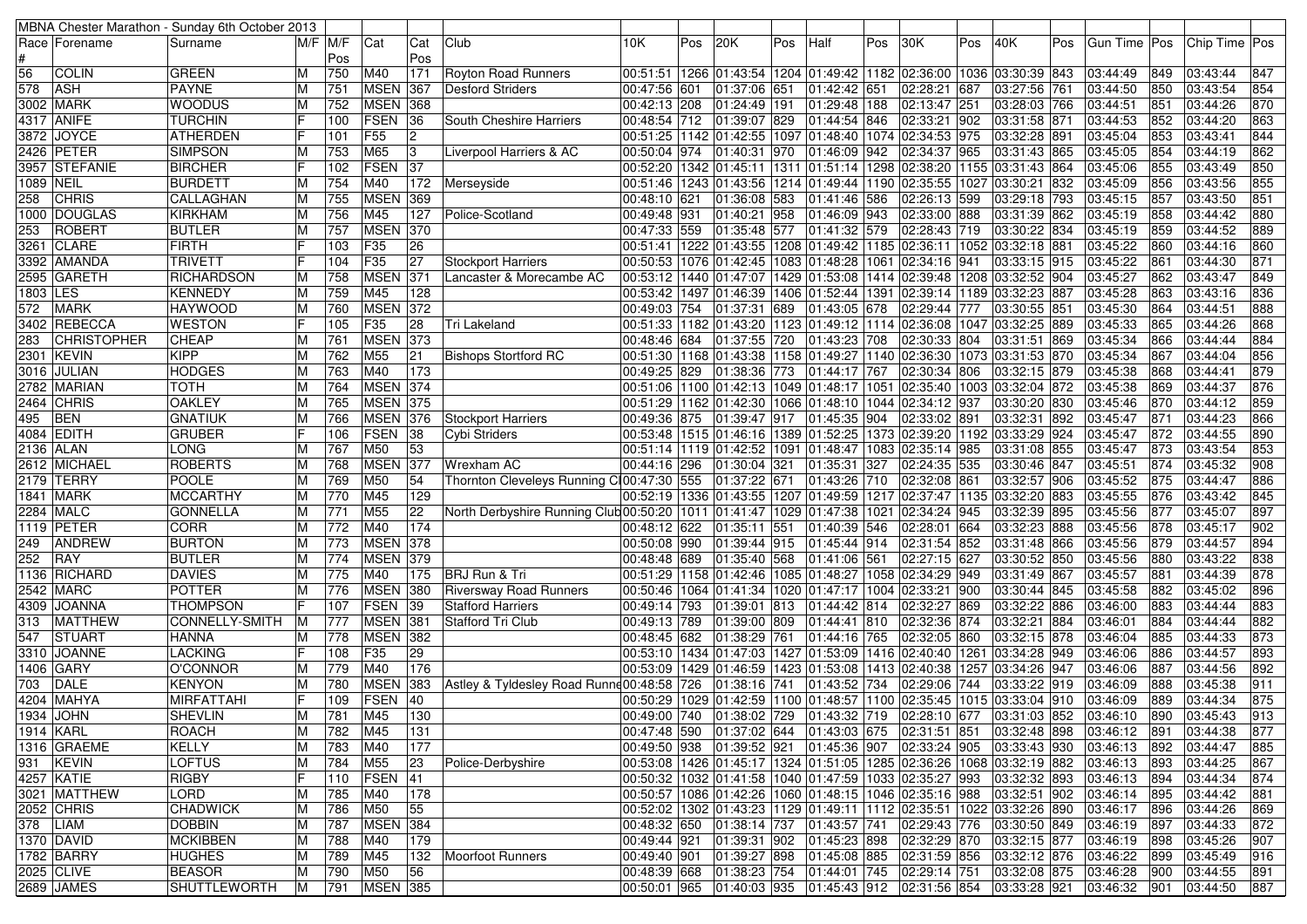| MBNA Chester Marathon - Sunday 6th October 2013 | | | | | | | | | | | | | | | | | | | | | | |
|---|---|---|---|---|---|---|---|---|---|---|---|---|---|---|---|---|---|---|---|---|---|---|
| Race # | Forename | Surname | M/F | M/F Pos | Cat | Cat Pos | Club | 10K | Pos | 20K | Pos | Half | Pos | 30K | Pos | 40K | Pos | Gun Time | Pos | Chip Time | Pos |
| 56 | COLIN | GREEN | M | 750 | M40 | 171 | Royton Road Runners | 00:51:51 | 1266 | 01:43:54 | 1204 | 01:49:42 | 1182 | 02:36:00 | 1036 | 03:30:39 | 843 | 03:44:49 | 849 | 03:43:44 | 847 |
| 578 | ASH | PAYNE | M | 751 | MSEN | 367 | Desford Striders | 00:47:56 | 601 | 01:37:06 | 651 | 01:42:42 | 651 | 02:28:21 | 687 | 03:27:56 | 761 | 03:44:50 | 850 | 03:43:54 | 854 |
| 3002 | MARK | WOODUS | M | 752 | MSEN | 368 | | 00:42:13 | 208 | 01:24:49 | 191 | 01:29:48 | 188 | 02:13:47 | 251 | 03:28:03 | 766 | 03:44:51 | 851 | 03:44:26 | 870 |
| 4317 | ANIFE | TURCHIN | F | 100 | FSEN | 36 | South Cheshire Harriers | 00:48:54 | 712 | 01:39:07 | 829 | 01:44:54 | 846 | 02:33:21 | 902 | 03:31:58 | 871 | 03:44:53 | 852 | 03:44:20 | 863 |
| 3872 | JOYCE | ATHERDEN | F | 101 | F55 | 2 | | 00:51:25 | 1142 | 01:42:55 | 1097 | 01:48:40 | 1074 | 02:34:53 | 975 | 03:32:28 | 891 | 03:45:04 | 853 | 03:43:41 | 844 |
| 2426 | PETER | SIMPSON | M | 753 | M65 | 3 | Liverpool Harriers & AC | 00:50:04 | 974 | 01:40:31 | 970 | 01:46:09 | 942 | 02:34:37 | 965 | 03:31:43 | 865 | 03:45:05 | 854 | 03:44:19 | 862 |
| 3957 | STEFANIE | BIRCHER | F | 102 | FSEN | 37 | | 00:52:20 | 1342 | 01:45:11 | 1311 | 01:51:14 | 1298 | 02:38:20 | 1155 | 03:31:43 | 864 | 03:45:06 | 855 | 03:43:49 | 850 |
| 1089 | NEIL | BURDETT | M | 754 | M40 | 172 | Merseyside | 00:51:46 | 1243 | 01:43:56 | 1214 | 01:49:44 | 1190 | 02:35:55 | 1027 | 03:30:21 | 832 | 03:45:09 | 856 | 03:43:56 | 855 |
| 258 | CHRIS | CALLAGHAN | M | 755 | MSEN | 369 | | 00:48:10 | 621 | 01:36:08 | 583 | 01:41:46 | 586 | 02:26:13 | 599 | 03:29:18 | 793 | 03:45:15 | 857 | 03:43:50 | 851 |
| 1000 | DOUGLAS | KIRKHAM | M | 756 | M45 | 127 | Police-Scotland | 00:49:48 | 931 | 01:40:21 | 958 | 01:46:09 | 943 | 02:33:00 | 888 | 03:31:39 | 862 | 03:45:19 | 858 | 03:44:42 | 880 |
| 253 | ROBERT | BUTLER | M | 757 | MSEN | 370 | | 00:47:33 | 559 | 01:35:48 | 577 | 01:41:32 | 579 | 02:28:43 | 719 | 03:30:22 | 834 | 03:45:19 | 859 | 03:44:52 | 889 |
| 3261 | CLARE | FIRTH | F | 103 | F35 | 26 | | 00:51:41 | 1222 | 01:43:55 | 1208 | 01:49:42 | 1185 | 02:36:11 | 1052 | 03:32:18 | 881 | 03:45:22 | 860 | 03:44:16 | 860 |
| 3392 | AMANDA | TRIVETT | F | 104 | F35 | 27 | Stockport Harriers | 00:50:53 | 1076 | 01:42:45 | 1083 | 01:48:28 | 1061 | 02:34:16 | 941 | 03:33:15 | 915 | 03:45:22 | 861 | 03:44:30 | 871 |
| 2595 | GARETH | RICHARDSON | M | 758 | MSEN | 371 | Lancaster & Morecambe AC | 00:53:12 | 1440 | 01:47:07 | 1429 | 01:53:08 | 1414 | 02:39:48 | 1208 | 03:32:52 | 904 | 03:45:27 | 862 | 03:43:47 | 849 |
| 1803 | LES | KENNEDY | M | 759 | M45 | 128 | | 00:53:42 | 1497 | 01:46:39 | 1406 | 01:52:44 | 1391 | 02:39:14 | 1189 | 03:32:23 | 887 | 03:45:28 | 863 | 03:43:16 | 836 |
| 572 | MARK | HAYWOOD | M | 760 | MSEN | 372 | | 00:49:03 | 754 | 01:37:31 | 689 | 01:43:05 | 678 | 02:29:44 | 777 | 03:30:55 | 851 | 03:45:30 | 864 | 03:44:51 | 888 |
| 3402 | REBECCA | WESTON | F | 105 | F35 | 28 | Tri Lakeland | 00:51:33 | 1182 | 01:43:20 | 1123 | 01:49:12 | 1114 | 02:36:08 | 1047 | 03:32:25 | 889 | 03:45:33 | 865 | 03:44:26 | 868 |
| 283 | CHRISTOPHER | CHEAP | M | 761 | MSEN | 373 | | 00:48:46 | 684 | 01:37:55 | 720 | 01:43:23 | 708 | 02:30:33 | 804 | 03:31:51 | 869 | 03:45:34 | 866 | 03:44:44 | 884 |
| 2301 | KEVIN | KIPP | M | 762 | M55 | 21 | Bishops Stortford RC | 00:51:30 | 1168 | 01:43:38 | 1158 | 01:49:27 | 1140 | 02:36:30 | 1073 | 03:31:53 | 870 | 03:45:34 | 867 | 03:44:04 | 856 |
| 3016 | JULIAN | HODGES | M | 763 | M40 | 173 | | 00:49:25 | 829 | 01:38:36 | 773 | 01:44:17 | 767 | 02:30:34 | 806 | 03:32:15 | 879 | 03:45:38 | 868 | 03:44:41 | 879 |
| 2782 | MARIAN | TOTH | M | 764 | MSEN | 374 | | 00:51:06 | 1100 | 01:42:13 | 1049 | 01:48:17 | 1051 | 02:35:40 | 1003 | 03:32:04 | 872 | 03:45:38 | 869 | 03:44:37 | 876 |
| 2464 | CHRIS | OAKLEY | M | 765 | MSEN | 375 | | 00:51:29 | 1162 | 01:42:30 | 1066 | 01:48:10 | 1044 | 02:34:12 | 937 | 03:30:20 | 830 | 03:45:46 | 870 | 03:44:12 | 859 |
| 495 | BEN | GNATIUK | M | 766 | MSEN | 376 | Stockport Harriers | 00:49:36 | 875 | 01:39:47 | 917 | 01:45:35 | 904 | 02:33:02 | 891 | 03:32:31 | 892 | 03:45:47 | 871 | 03:44:23 | 866 |
| 4084 | EDITH | GRUBER | F | 106 | FSEN | 38 | Cybi Striders | 00:53:48 | 1515 | 01:46:16 | 1389 | 01:52:25 | 1373 | 02:39:20 | 1192 | 03:33:29 | 924 | 03:45:47 | 872 | 03:44:55 | 890 |
| 2136 | ALAN | LONG | M | 767 | M50 | 53 | | 00:51:14 | 1119 | 01:42:52 | 1091 | 01:48:47 | 1083 | 02:35:14 | 985 | 03:31:08 | 855 | 03:45:47 | 873 | 03:43:54 | 853 |
| 2612 | MICHAEL | ROBERTS | M | 768 | MSEN | 377 | Wrexham AC | 00:44:16 | 296 | 01:30:04 | 321 | 01:35:31 | 327 | 02:24:35 | 535 | 03:30:46 | 847 | 03:45:51 | 874 | 03:45:32 | 908 |
| 2179 | TERRY | POOLE | M | 769 | M50 | 54 | Thornton Cleveleys Running Cl | 00:47:30 | 555 | 01:37:22 | 671 | 01:43:26 | 710 | 02:32:08 | 861 | 03:32:57 | 906 | 03:45:52 | 875 | 03:44:47 | 886 |
| 1841 | MARK | MCCARTHY | M | 770 | M45 | 129 | | 00:52:19 | 1336 | 01:43:55 | 1207 | 01:49:59 | 1217 | 02:37:47 | 1135 | 03:32:20 | 883 | 03:45:55 | 876 | 03:43:42 | 845 |
| 2284 | MALC | GONNELLA | M | 771 | M55 | 22 | North Derbyshire Running Club | 00:50:20 | 1011 | 01:41:47 | 1029 | 01:47:38 | 1021 | 02:34:24 | 945 | 03:32:39 | 895 | 03:45:56 | 877 | 03:45:07 | 897 |
| 1119 | PETER | CORR | M | 772 | M40 | 174 | | 00:48:12 | 622 | 01:35:11 | 551 | 01:40:39 | 546 | 02:28:01 | 664 | 03:32:23 | 888 | 03:45:56 | 878 | 03:45:17 | 902 |
| 249 | ANDREW | BURTON | M | 773 | MSEN | 378 | | 00:50:08 | 990 | 01:39:44 | 915 | 01:45:44 | 914 | 02:31:54 | 852 | 03:31:48 | 866 | 03:45:56 | 879 | 03:44:57 | 894 |
| 252 | RAY | BUTLER | M | 774 | MSEN | 379 | | 00:48:48 | 689 | 01:35:40 | 568 | 01:41:06 | 561 | 02:27:15 | 627 | 03:30:52 | 850 | 03:45:56 | 880 | 03:43:22 | 838 |
| 1136 | RICHARD | DAVIES | M | 775 | M40 | 175 | BRJ Run & Tri | 00:51:29 | 1158 | 01:42:46 | 1085 | 01:48:27 | 1058 | 02:34:29 | 949 | 03:31:49 | 867 | 03:45:57 | 881 | 03:44:39 | 878 |
| 2542 | MARC | POTTER | M | 776 | MSEN | 380 | Riversway Road Runners | 00:50:46 | 1064 | 01:41:34 | 1020 | 01:47:17 | 1004 | 02:33:21 | 900 | 03:30:44 | 845 | 03:45:58 | 882 | 03:45:02 | 896 |
| 4309 | JOANNA | THOMPSON | F | 107 | FSEN | 39 | Stafford Harriers | 00:49:14 | 793 | 01:39:01 | 813 | 01:44:42 | 814 | 02:32:27 | 869 | 03:32:22 | 886 | 03:46:00 | 883 | 03:44:44 | 883 |
| 313 | MATTHEW | CONNELLY-SMITH | M | 777 | MSEN | 381 | Stafford Tri Club | 00:49:13 | 789 | 01:39:00 | 809 | 01:44:41 | 810 | 02:32:36 | 874 | 03:32:21 | 884 | 03:46:01 | 884 | 03:44:44 | 882 |
| 547 | STUART | HANNA | M | 778 | MSEN | 382 | | 00:48:45 | 682 | 01:38:29 | 761 | 01:44:16 | 765 | 02:32:05 | 860 | 03:32:15 | 878 | 03:46:04 | 885 | 03:44:33 | 873 |
| 3310 | JOANNE | LACKING | F | 108 | F35 | 29 | | 00:53:10 | 1434 | 01:47:03 | 1427 | 01:53:09 | 1416 | 02:40:40 | 1261 | 03:34:28 | 949 | 03:46:06 | 886 | 03:44:57 | 893 |
| 1406 | GARY | O'CONNOR | M | 779 | M40 | 176 | | 00:53:09 | 1429 | 01:46:59 | 1423 | 01:53:08 | 1413 | 02:40:38 | 1257 | 03:34:26 | 947 | 03:46:06 | 887 | 03:44:56 | 892 |
| 703 | DALE | KENYON | M | 780 | MSEN | 383 | Astley & Tyldesley Road Runne | 00:48:58 | 726 | 01:38:16 | 741 | 01:43:52 | 734 | 02:29:06 | 744 | 03:33:22 | 919 | 03:46:09 | 888 | 03:45:38 | 911 |
| 4204 | MAHYA | MIRFATTAHI | F | 109 | FSEN | 40 | | 00:50:29 | 1029 | 01:42:59 | 1100 | 01:48:57 | 1100 | 02:35:45 | 1015 | 03:33:04 | 910 | 03:46:09 | 889 | 03:44:34 | 875 |
| 1934 | JOHN | SHEVLIN | M | 781 | M45 | 130 | | 00:49:00 | 740 | 01:38:02 | 729 | 01:43:32 | 719 | 02:28:10 | 677 | 03:31:03 | 852 | 03:46:10 | 890 | 03:45:43 | 913 |
| 1914 | KARL | ROACH | M | 782 | M45 | 131 | | 00:47:48 | 590 | 01:37:02 | 644 | 01:43:03 | 675 | 02:31:51 | 851 | 03:32:48 | 898 | 03:46:12 | 891 | 03:44:38 | 877 |
| 1316 | GRAEME | KELLY | M | 783 | M40 | 177 | | 00:49:50 | 938 | 01:39:52 | 921 | 01:45:36 | 907 | 02:33:24 | 905 | 03:33:43 | 930 | 03:46:13 | 892 | 03:44:47 | 885 |
| 931 | KEVIN | LOFTUS | M | 784 | M55 | 23 | Police-Derbyshire | 00:53:08 | 1426 | 01:45:17 | 1324 | 01:51:05 | 1285 | 02:36:26 | 1068 | 03:32:19 | 882 | 03:46:13 | 893 | 03:44:25 | 867 |
| 4257 | KATIE | RIGBY | F | 110 | FSEN | 41 | | 00:50:32 | 1032 | 01:41:58 | 1040 | 01:47:59 | 1033 | 02:35:27 | 993 | 03:32:32 | 893 | 03:46:13 | 894 | 03:44:34 | 874 |
| 3021 | MATTHEW | LORD | M | 785 | M40 | 178 | | 00:50:57 | 1086 | 01:42:26 | 1060 | 01:48:15 | 1046 | 02:35:16 | 988 | 03:32:51 | 902 | 03:46:14 | 895 | 03:44:42 | 881 |
| 2052 | CHRIS | CHADWICK | M | 786 | M50 | 55 | | 00:52:02 | 1302 | 01:43:23 | 1129 | 01:49:11 | 1112 | 02:35:51 | 1022 | 03:32:26 | 890 | 03:46:17 | 896 | 03:44:26 | 869 |
| 378 | LIAM | DOBBIN | M | 787 | MSEN | 384 | | 00:48:32 | 650 | 01:38:14 | 737 | 01:43:57 | 741 | 02:29:43 | 776 | 03:30:50 | 849 | 03:46:19 | 897 | 03:44:33 | 872 |
| 1370 | DAVID | MCKIBBEN | M | 788 | M40 | 179 | | 00:49:44 | 921 | 01:39:31 | 902 | 01:45:23 | 898 | 02:32:29 | 870 | 03:32:15 | 877 | 03:46:19 | 898 | 03:45:26 | 907 |
| 1782 | BARRY | HUGHES | M | 789 | M45 | 132 | Moorfoot Runners | 00:49:40 | 901 | 01:39:27 | 898 | 01:45:08 | 885 | 02:31:59 | 856 | 03:32:12 | 876 | 03:46:22 | 899 | 03:45:49 | 916 |
| 2025 | CLIVE | BEASOR | M | 790 | M50 | 56 | | 00:48:39 | 668 | 01:38:23 | 754 | 01:44:01 | 745 | 02:29:14 | 751 | 03:32:08 | 875 | 03:46:28 | 900 | 03:44:55 | 891 |
| 2689 | JAMES | SHUTTLEWORTH | M | 791 | MSEN | 385 | | 00:50:01 | 965 | 01:40:03 | 935 | 01:45:43 | 912 | 02:31:56 | 854 | 03:33:28 | 921 | 03:46:32 | 901 | 03:44:50 | 887 |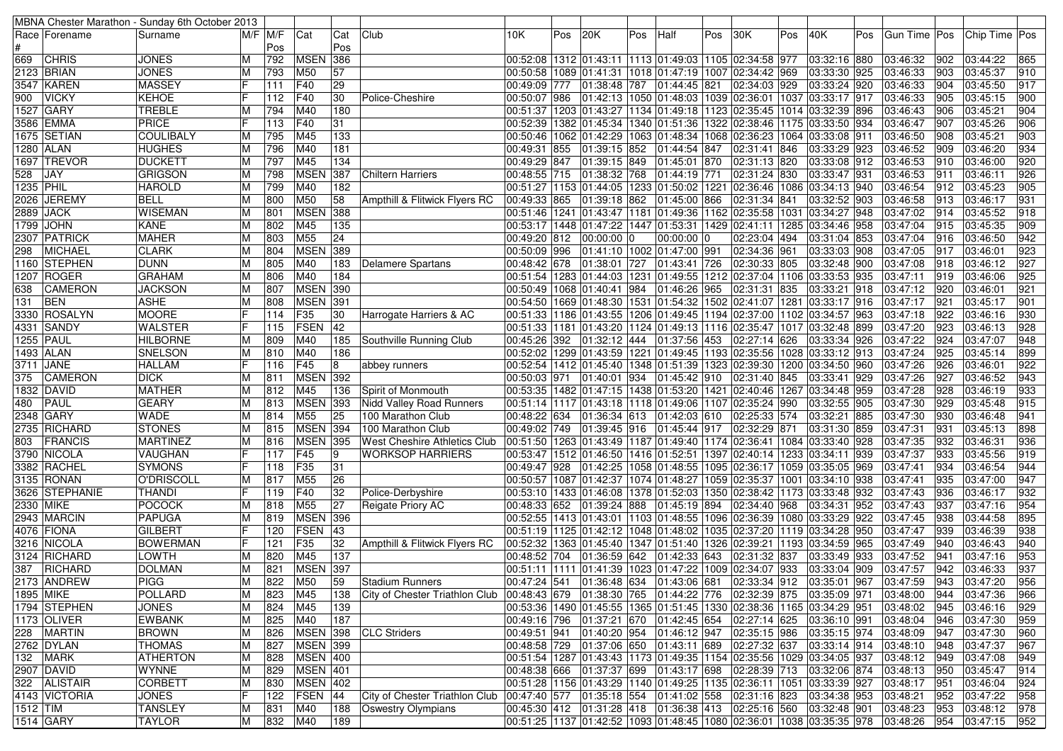| MBNA Chester Marathon - Sunday 6th October 2013 | | | | | | | | | | | | | | | | | | | | | | |
|---|---|---|---|---|---|---|---|---|---|---|---|---|---|---|---|---|---|---|---|---|---|---|
| Race # | Forename | Surname | M/F | M/F Pos | Cat | Cat Pos | Club | 10K | Pos | 20K | Pos | Half | Pos | 30K | Pos | 40K | Pos | Gun Time | Pos | Chip Time | Pos |
| 669 | CHRIS | JONES | M | 792 | MSEN | 386 | | 00:52:08 | 1312 | 01:43:11 | 1113 | 01:49:03 | 1105 | 02:34:58 | 977 | 03:32:16 | 880 | 03:46:32 | 902 | 03:44:22 | 865 |
| 2123 | BRIAN | JONES | M | 793 | M50 | 57 | | 00:50:58 | 1089 | 01:41:31 | 1018 | 01:47:19 | 1007 | 02:34:42 | 969 | 03:33:30 | 925 | 03:46:33 | 903 | 03:45:37 | 910 |
| 3547 | KAREN | MASSEY | F | 111 | F40 | 29 | | 00:49:09 | 777 | 01:38:48 | 787 | 01:44:45 | 821 | 02:34:03 | 929 | 03:33:24 | 920 | 03:46:33 | 904 | 03:45:50 | 917 |
| 900 | VICKY | KEHOE | F | 112 | F40 | 30 | Police-Cheshire | 00:50:07 | 986 | 01:42:13 | 1050 | 01:48:03 | 1039 | 02:36:01 | 1037 | 03:33:17 | 917 | 03:46:33 | 905 | 03:45:15 | 900 |
| 1527 | GARY | TREBLE | M | 794 | M40 | 180 | | 00:51:37 | 1203 | 01:43:27 | 1134 | 01:49:18 | 1123 | 02:35:45 | 1014 | 03:32:39 | 896 | 03:46:43 | 906 | 03:45:21 | 904 |
| 3586 | EMMA | PRICE | F | 113 | F40 | 31 | | 00:52:39 | 1382 | 01:45:34 | 1340 | 01:51:36 | 1322 | 02:38:46 | 1175 | 03:33:50 | 934 | 03:46:47 | 907 | 03:45:26 | 906 |
| 1675 | SETIAN | COULIBALY | M | 795 | M45 | 133 | | 00:50:46 | 1062 | 01:42:29 | 1063 | 01:48:34 | 1068 | 02:36:23 | 1064 | 03:33:08 | 911 | 03:46:50 | 908 | 03:45:21 | 903 |
| 1280 | ALAN | HUGHES | M | 796 | M40 | 181 | | 00:49:31 | 855 | 01:39:15 | 852 | 01:44:54 | 847 | 02:31:41 | 846 | 03:33:29 | 923 | 03:46:52 | 909 | 03:46:20 | 934 |
| 1697 | TREVOR | DUCKETT | M | 797 | M45 | 134 | | 00:49:29 | 847 | 01:39:15 | 849 | 01:45:01 | 870 | 02:31:13 | 820 | 03:33:08 | 912 | 03:46:53 | 910 | 03:46:00 | 920 |
| 528 | JAY | GRIGSON | M | 798 | MSEN | 387 | Chiltern Harriers | 00:48:55 | 715 | 01:38:32 | 768 | 01:44:19 | 771 | 02:31:24 | 830 | 03:33:47 | 931 | 03:46:53 | 911 | 03:46:11 | 926 |
| 1235 | PHIL | HAROLD | M | 799 | M40 | 182 | | 00:51:27 | 1153 | 01:44:05 | 1233 | 01:50:02 | 1221 | 02:36:46 | 1086 | 03:34:13 | 940 | 03:46:54 | 912 | 03:45:23 | 905 |
| 2026 | JEREMY | BELL | M | 800 | M50 | 58 | Ampthill & Flitwick Flyers RC | 00:49:33 | 865 | 01:39:18 | 862 | 01:45:00 | 866 | 02:31:34 | 841 | 03:32:52 | 903 | 03:46:58 | 913 | 03:46:17 | 931 |
| 2889 | JACK | WISEMAN | M | 801 | MSEN | 388 | | 00:51:46 | 1241 | 01:43:47 | 1181 | 01:49:36 | 1162 | 02:35:58 | 1031 | 03:34:27 | 948 | 03:47:02 | 914 | 03:45:52 | 918 |
| 1799 | JOHN | KANE | M | 802 | M45 | 135 | | 00:53:17 | 1448 | 01:47:22 | 1447 | 01:53:31 | 1429 | 02:41:11 | 1285 | 03:34:46 | 958 | 03:47:04 | 915 | 03:45:35 | 909 |
| 2307 | PATRICK | MAHER | M | 803 | M55 | 24 | | 00:49:20 | 812 | 00:00:00 | 0 | 00:00:00 | 0 | 02:23:04 | 494 | 03:31:04 | 853 | 03:47:04 | 916 | 03:46:50 | 942 |
| 298 | MICHAEL | CLARK | M | 804 | MSEN | 389 | | 00:50:09 | 996 | 01:41:10 | 1002 | 01:47:00 | 991 | 02:34:36 | 961 | 03:33:03 | 908 | 03:47:05 | 917 | 03:46:01 | 923 |
| 1160 | STEPHEN | DUNN | M | 805 | M40 | 183 | Delamere Spartans | 00:48:42 | 678 | 01:38:01 | 727 | 01:43:41 | 726 | 02:30:33 | 805 | 03:32:48 | 900 | 03:47:08 | 918 | 03:46:12 | 927 |
| 1207 | ROGER | GRAHAM | M | 806 | M40 | 184 | | 00:51:54 | 1283 | 01:44:03 | 1231 | 01:49:55 | 1212 | 02:37:04 | 1106 | 03:33:53 | 935 | 03:47:11 | 919 | 03:46:06 | 925 |
| 638 | CAMERON | JACKSON | M | 807 | MSEN | 390 | | 00:50:49 | 1068 | 01:40:41 | 984 | 01:46:26 | 965 | 02:31:31 | 835 | 03:33:21 | 918 | 03:47:12 | 920 | 03:46:01 | 921 |
| 131 | BEN | ASHE | M | 808 | MSEN | 391 | | 00:54:50 | 1669 | 01:48:30 | 1531 | 01:54:32 | 1502 | 02:41:07 | 1281 | 03:33:17 | 916 | 03:47:17 | 921 | 03:45:17 | 901 |
| 3330 | ROSALYN | MOORE | F | 114 | F35 | 30 | Harrogate Harriers & AC | 00:51:33 | 1186 | 01:43:55 | 1206 | 01:49:45 | 1194 | 02:37:00 | 1102 | 03:34:57 | 963 | 03:47:18 | 922 | 03:46:16 | 930 |
| 4331 | SANDY | WALSTER | F | 115 | FSEN | 42 | | 00:51:33 | 1181 | 01:43:20 | 1124 | 01:49:13 | 1116 | 02:35:47 | 1017 | 03:32:48 | 899 | 03:47:20 | 923 | 03:46:13 | 928 |
| 1255 | PAUL | HILBORNE | M | 809 | M40 | 185 | Southville Running Club | 00:45:26 | 392 | 01:32:12 | 444 | 01:37:56 | 453 | 02:27:14 | 626 | 03:33:34 | 926 | 03:47:22 | 924 | 03:47:07 | 948 |
| 1493 | ALAN | SNELSON | M | 810 | M40 | 186 | | 00:52:02 | 1299 | 01:43:59 | 1221 | 01:49:45 | 1193 | 02:35:56 | 1028 | 03:33:12 | 913 | 03:47:24 | 925 | 03:45:14 | 899 |
| 3711 | JANE | HALLAM | F | 116 | F45 | 8 | abbey runners | 00:52:54 | 1412 | 01:45:40 | 1348 | 01:51:39 | 1323 | 02:39:30 | 1200 | 03:34:50 | 960 | 03:47:26 | 926 | 03:46:01 | 922 |
| 375 | CAMERON | DICK | M | 811 | MSEN | 392 | | 00:50:03 | 971 | 01:40:01 | 934 | 01:45:42 | 910 | 02:31:40 | 845 | 03:33:41 | 929 | 03:47:26 | 927 | 03:46:52 | 943 |
| 1832 | DAVID | MATHER | M | 812 | M45 | 136 | Spirit of Monmouth | 00:53:35 | 1482 | 01:47:15 | 1438 | 01:53:20 | 1421 | 02:40:46 | 1267 | 03:34:48 | 959 | 03:47:28 | 928 | 03:46:19 | 933 |
| 480 | PAUL | GEARY | M | 813 | MSEN | 393 | Nidd Valley Road Runners | 00:51:14 | 1117 | 01:43:18 | 1118 | 01:49:06 | 1107 | 02:35:24 | 990 | 03:32:55 | 905 | 03:47:30 | 929 | 03:45:48 | 915 |
| 2348 | GARY | WADE | M | 814 | M55 | 25 | 100 Marathon Club | 00:48:22 | 634 | 01:36:34 | 613 | 01:42:03 | 610 | 02:25:33 | 574 | 03:32:21 | 885 | 03:47:30 | 930 | 03:46:48 | 941 |
| 2735 | RICHARD | STONES | M | 815 | MSEN | 394 | 100 Marathon Club | 00:49:02 | 749 | 01:39:45 | 916 | 01:45:44 | 917 | 02:32:29 | 871 | 03:31:30 | 859 | 03:47:31 | 931 | 03:45:13 | 898 |
| 803 | FRANCIS | MARTINEZ | M | 816 | MSEN | 395 | West Cheshire Athletics Club | 00:51:50 | 1263 | 01:43:49 | 1187 | 01:49:40 | 1174 | 02:36:41 | 1084 | 03:33:40 | 928 | 03:47:35 | 932 | 03:46:31 | 936 |
| 3790 | NICOLA | VAUGHAN | F | 117 | F45 | 9 | WORKSOP HARRIERS | 00:53:47 | 1512 | 01:46:50 | 1416 | 01:52:51 | 1397 | 02:40:14 | 1233 | 03:34:11 | 939 | 03:47:37 | 933 | 03:45:56 | 919 |
| 3382 | RACHEL | SYMONS | F | 118 | F35 | 31 | | 00:49:47 | 928 | 01:42:25 | 1058 | 01:48:55 | 1095 | 02:36:17 | 1059 | 03:35:05 | 969 | 03:47:41 | 934 | 03:46:54 | 944 |
| 3135 | RONAN | O'DRISCOLL | M | 817 | M55 | 26 | | 00:50:57 | 1087 | 01:42:37 | 1074 | 01:48:27 | 1059 | 02:35:37 | 1001 | 03:34:10 | 938 | 03:47:41 | 935 | 03:47:00 | 947 |
| 3626 | STEPHANIE | THANDI | F | 119 | F40 | 32 | Police-Derbyshire | 00:53:10 | 1433 | 01:46:08 | 1378 | 01:52:03 | 1350 | 02:38:42 | 1173 | 03:33:48 | 932 | 03:47:43 | 936 | 03:46:17 | 932 |
| 2330 | MIKE | POCOCK | M | 818 | M55 | 27 | Reigate Priory AC | 00:48:33 | 652 | 01:39:24 | 888 | 01:45:19 | 894 | 02:34:40 | 968 | 03:34:31 | 952 | 03:47:43 | 937 | 03:47:16 | 954 |
| 2943 | MARCIN | PAPUGA | M | 819 | MSEN | 396 | | 00:52:55 | 1413 | 01:43:01 | 1103 | 01:48:55 | 1096 | 02:36:39 | 1080 | 03:33:29 | 922 | 03:47:45 | 938 | 03:44:58 | 895 |
| 4076 | FIONA | GILBERT | F | 120 | FSEN | 43 | | 00:51:19 | 1125 | 01:42:12 | 1048 | 01:48:02 | 1035 | 02:37:20 | 1119 | 03:34:28 | 950 | 03:47:47 | 939 | 03:46:39 | 938 |
| 3216 | NICOLA | BOWERMAN | F | 121 | F35 | 32 | Ampthill & Flitwick Flyers RC | 00:52:32 | 1363 | 01:45:40 | 1347 | 01:51:40 | 1326 | 02:39:21 | 1193 | 03:34:59 | 965 | 03:47:49 | 940 | 03:46:43 | 940 |
| 3124 | RICHARD | LOWTH | M | 820 | M45 | 137 | | 00:48:52 | 704 | 01:36:59 | 642 | 01:42:33 | 643 | 02:31:32 | 837 | 03:33:49 | 933 | 03:47:52 | 941 | 03:47:16 | 953 |
| 387 | RICHARD | DOLMAN | M | 821 | MSEN | 397 | | 00:51:11 | 1111 | 01:41:39 | 1023 | 01:47:22 | 1009 | 02:34:07 | 933 | 03:33:04 | 909 | 03:47:57 | 942 | 03:46:33 | 937 |
| 2173 | ANDREW | PIGG | M | 822 | M50 | 59 | Stadium Runners | 00:47:24 | 541 | 01:36:48 | 634 | 01:43:06 | 681 | 02:33:34 | 912 | 03:35:01 | 967 | 03:47:59 | 943 | 03:47:20 | 956 |
| 1895 | MIKE | POLLARD | M | 823 | M45 | 138 | City of Chester Triathlon Club | 00:48:43 | 679 | 01:38:30 | 765 | 01:44:22 | 776 | 02:32:39 | 875 | 03:35:09 | 971 | 03:48:00 | 944 | 03:47:36 | 966 |
| 1794 | STEPHEN | JONES | M | 824 | M45 | 139 | | 00:53:36 | 1490 | 01:45:55 | 1365 | 01:51:45 | 1330 | 02:38:36 | 1165 | 03:34:29 | 951 | 03:48:02 | 945 | 03:46:16 | 929 |
| 1173 | OLIVER | EWBANK | M | 825 | M40 | 187 | | 00:49:16 | 796 | 01:37:21 | 670 | 01:42:45 | 654 | 02:27:14 | 625 | 03:36:10 | 991 | 03:48:04 | 946 | 03:47:30 | 959 |
| 228 | MARTIN | BROWN | M | 826 | MSEN | 398 | CLC Striders | 00:49:51 | 941 | 01:40:20 | 954 | 01:46:12 | 947 | 02:35:15 | 986 | 03:35:15 | 974 | 03:48:09 | 947 | 03:47:30 | 960 |
| 2762 | DYLAN | THOMAS | M | 827 | MSEN | 399 | | 00:48:58 | 729 | 01:37:06 | 650 | 01:43:11 | 689 | 02:27:32 | 637 | 03:33:14 | 914 | 03:48:10 | 948 | 03:47:37 | 967 |
| 132 | MARK | ATHERTON | M | 828 | MSEN | 400 | | 00:51:54 | 1287 | 01:43:43 | 1173 | 01:49:35 | 1154 | 02:35:56 | 1029 | 03:34:05 | 937 | 03:48:12 | 949 | 03:47:08 | 949 |
| 2907 | DAVID | WYNNE | M | 829 | MSEN | 401 | | 00:48:38 | 666 | 01:37:37 | 699 | 01:43:17 | 698 | 02:28:39 | 713 | 03:32:06 | 874 | 03:48:13 | 950 | 03:45:47 | 914 |
| 322 | ALISTAIR | CORBETT | M | 830 | MSEN | 402 | | 00:51:28 | 1156 | 01:43:29 | 1140 | 01:49:25 | 1135 | 02:36:11 | 1051 | 03:33:39 | 927 | 03:48:17 | 951 | 03:46:04 | 924 |
| 4143 | VICTORIA | JONES | F | 122 | FSEN | 44 | City of Chester Triathlon Club | 00:47:40 | 577 | 01:35:18 | 554 | 01:41:02 | 558 | 02:31:16 | 823 | 03:34:38 | 953 | 03:48:21 | 952 | 03:47:22 | 958 |
| 1512 | TIM | TANSLEY | M | 831 | M40 | 188 | Oswestry Olympians | 00:45:30 | 412 | 01:31:28 | 418 | 01:36:38 | 413 | 02:25:16 | 560 | 03:32:48 | 901 | 03:48:23 | 953 | 03:48:12 | 978 |
| 1514 | GARY | TAYLOR | M | 832 | M40 | 189 | | 00:51:25 | 1137 | 01:42:52 | 1093 | 01:48:45 | 1080 | 02:36:01 | 1038 | 03:35:35 | 978 | 03:48:26 | 954 | 03:47:15 | 952 |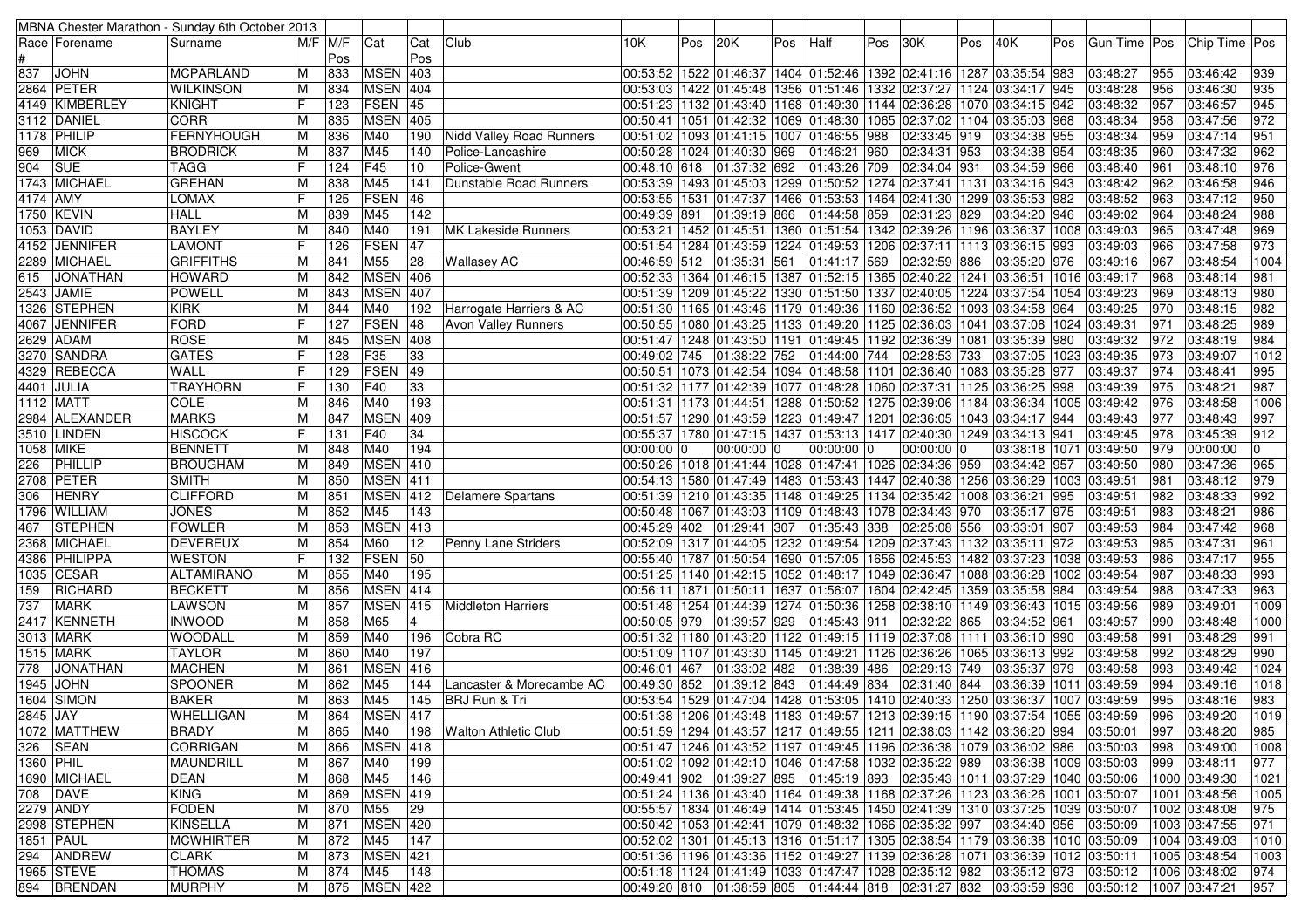MBNA Chester Marathon - Sunday 6th October 2013

| Race # | Forename | Surname | M/F | M/F Pos | Cat | Cat Pos | Club | 10K | Pos | 20K | Pos | Half | Pos | 30K | Pos | 40K | Pos | Gun Time | Pos | Chip Time | Pos |
|---|---|---|---|---|---|---|---|---|---|---|---|---|---|---|---|---|---|---|---|---|---|
| 837 | JOHN | MCPARLAND | M | 833 | MSEN | 403 | | 00:53:52 | 1522 | 01:46:37 | 1404 | 01:52:46 | 1392 | 02:41:16 | 1287 | 03:35:54 | 983 | 03:48:27 | 955 | 03:46:42 | 939 |
| 2864 | PETER | WILKINSON | M | 834 | MSEN | 404 | | 00:53:03 | 1422 | 01:45:48 | 1356 | 01:51:46 | 1332 | 02:37:27 | 1124 | 03:34:17 | 945 | 03:48:28 | 956 | 03:46:30 | 935 |
| 4149 | KIMBERLEY | KNIGHT | F | 123 | FSEN | 45 | | 00:51:23 | 1132 | 01:43:40 | 1168 | 01:49:30 | 1144 | 02:36:28 | 1070 | 03:34:15 | 942 | 03:48:32 | 957 | 03:46:57 | 945 |
| 3112 | DANIEL | CORR | M | 835 | MSEN | 405 | | 00:50:41 | 1051 | 01:42:32 | 1069 | 01:48:30 | 1065 | 02:37:02 | 1104 | 03:35:03 | 968 | 03:48:34 | 958 | 03:47:56 | 972 |
| 1178 | PHILIP | FERNYHOUGH | M | 836 | M40 | 190 | Nidd Valley Road Runners | 00:51:02 | 1093 | 01:41:15 | 1007 | 01:46:55 | 988 | 02:33:45 | 919 | 03:34:38 | 955 | 03:48:34 | 959 | 03:47:14 | 951 |
| 969 | MICK | BRODRICK | M | 837 | M45 | 140 | Police-Lancashire | 00:50:28 | 1024 | 01:40:30 | 969 | 01:46:21 | 960 | 02:34:31 | 953 | 03:34:38 | 954 | 03:48:35 | 960 | 03:47:32 | 962 |
| 904 | SUE | TAGG | F | 124 | F45 | 10 | Police-Gwent | 00:48:10 | 618 | 01:37:32 | 692 | 01:43:26 | 709 | 02:34:04 | 931 | 03:34:59 | 966 | 03:48:40 | 961 | 03:48:10 | 976 |
| 1743 | MICHAEL | GREHAN | M | 838 | M45 | 141 | Dunstable Road Runners | 00:53:39 | 1493 | 01:45:03 | 1299 | 01:50:52 | 1274 | 02:37:41 | 1131 | 03:34:16 | 943 | 03:48:42 | 962 | 03:46:58 | 946 |
| 4174 | AMY | LOMAX | F | 125 | FSEN | 46 | | 00:53:55 | 1531 | 01:47:37 | 1466 | 01:53:53 | 1464 | 02:41:30 | 1299 | 03:35:53 | 982 | 03:48:52 | 963 | 03:47:12 | 950 |
| 1750 | KEVIN | HALL | M | 839 | M45 | 142 | | 00:49:39 | 891 | 01:39:19 | 866 | 01:44:58 | 859 | 02:31:23 | 829 | 03:34:20 | 946 | 03:49:02 | 964 | 03:48:24 | 988 |
| 1053 | DAVID | BAYLEY | M | 840 | M40 | 191 | MK Lakeside Runners | 00:53:21 | 1452 | 01:45:51 | 1360 | 01:51:54 | 1342 | 02:39:26 | 1196 | 03:36:37 | 1008 | 03:49:03 | 965 | 03:47:48 | 969 |
| 4152 | JENNIFER | LAMONT | F | 126 | FSEN | 47 | | 00:51:54 | 1284 | 01:43:59 | 1224 | 01:49:53 | 1206 | 02:37:11 | 1113 | 03:36:15 | 993 | 03:49:03 | 966 | 03:47:58 | 973 |
| 2289 | MICHAEL | GRIFFITHS | M | 841 | M55 | 28 | Wallasey AC | 00:46:59 | 512 | 01:35:31 | 561 | 01:41:17 | 569 | 02:32:59 | 886 | 03:35:20 | 976 | 03:49:16 | 967 | 03:48:54 | 1004 |
| 615 | JONATHAN | HOWARD | M | 842 | MSEN | 406 | | 00:52:33 | 1364 | 01:46:15 | 1387 | 01:52:15 | 1365 | 02:40:22 | 1241 | 03:36:51 | 1016 | 03:49:17 | 968 | 03:48:14 | 981 |
| 2543 | JAMIE | POWELL | M | 843 | MSEN | 407 | | 00:51:39 | 1209 | 01:45:22 | 1330 | 01:51:50 | 1337 | 02:40:05 | 1224 | 03:37:54 | 1054 | 03:49:23 | 969 | 03:48:13 | 980 |
| 1326 | STEPHEN | KIRK | M | 844 | M40 | 192 | Harrogate Harriers & AC | 00:51:30 | 1165 | 01:43:46 | 1179 | 01:49:36 | 1160 | 02:36:52 | 1093 | 03:34:58 | 964 | 03:49:25 | 970 | 03:48:15 | 982 |
| 4067 | JENNIFER | FORD | F | 127 | FSEN | 48 | Avon Valley Runners | 00:50:55 | 1080 | 01:43:25 | 1133 | 01:49:20 | 1125 | 02:36:03 | 1041 | 03:37:08 | 1024 | 03:49:31 | 971 | 03:48:25 | 989 |
| 2629 | ADAM | ROSE | M | 845 | MSEN | 408 | | 00:51:47 | 1248 | 01:43:50 | 1191 | 01:49:45 | 1192 | 02:36:39 | 1081 | 03:35:39 | 980 | 03:49:32 | 972 | 03:48:19 | 984 |
| 3270 | SANDRA | GATES | F | 128 | F35 | 33 | | 00:49:02 | 745 | 01:38:22 | 752 | 01:44:00 | 744 | 02:28:53 | 733 | 03:37:05 | 1023 | 03:49:35 | 973 | 03:49:07 | 1012 |
| 4329 | REBECCA | WALL | F | 129 | FSEN | 49 | | 00:50:51 | 1073 | 01:42:54 | 1094 | 01:48:58 | 1101 | 02:36:40 | 1083 | 03:35:28 | 977 | 03:49:37 | 974 | 03:48:41 | 995 |
| 4401 | JULIA | TRAYHORN | F | 130 | F40 | 33 | | 00:51:32 | 1177 | 01:42:39 | 1077 | 01:48:28 | 1060 | 02:37:31 | 1125 | 03:36:25 | 998 | 03:49:39 | 975 | 03:48:21 | 987 |
| 1112 | MATT | COLE | M | 846 | M40 | 193 | | 00:51:31 | 1173 | 01:44:51 | 1288 | 01:50:52 | 1275 | 02:39:06 | 1184 | 03:36:34 | 1005 | 03:49:42 | 976 | 03:48:58 | 1006 |
| 2984 | ALEXANDER | MARKS | M | 847 | MSEN | 409 | | 00:51:57 | 1290 | 01:43:59 | 1223 | 01:49:47 | 1201 | 02:36:05 | 1043 | 03:34:17 | 944 | 03:49:43 | 977 | 03:48:43 | 997 |
| 3510 | LINDEN | HISCOCK | F | 131 | F40 | 34 | | 00:55:37 | 1780 | 01:47:15 | 1437 | 01:53:13 | 1417 | 02:40:30 | 1249 | 03:34:13 | 941 | 03:49:45 | 978 | 03:45:39 | 912 |
| 1058 | MIKE | BENNETT | M | 848 | M40 | 194 | | 00:00:00 | 0 | 00:00:00 | 0 | 00:00:00 | 0 | 00:00:00 | 0 | 03:38:18 | 1071 | 03:49:50 | 979 | 00:00:00 | 0 |
| 226 | PHILLIP | BROUGHAM | M | 849 | MSEN | 410 | | 00:50:26 | 1018 | 01:41:44 | 1028 | 01:47:41 | 1026 | 02:34:36 | 959 | 03:34:42 | 957 | 03:49:50 | 980 | 03:47:36 | 965 |
| 2708 | PETER | SMITH | M | 850 | MSEN | 411 | | 00:54:13 | 1580 | 01:47:49 | 1483 | 01:53:43 | 1447 | 02:40:38 | 1256 | 03:36:29 | 1003 | 03:49:51 | 981 | 03:48:12 | 979 |
| 306 | HENRY | CLIFFORD | M | 851 | MSEN | 412 | Delamere Spartans | 00:51:39 | 1210 | 01:43:35 | 1148 | 01:49:25 | 1134 | 02:35:42 | 1008 | 03:36:21 | 995 | 03:49:51 | 982 | 03:48:33 | 992 |
| 1796 | WILLIAM | JONES | M | 852 | M45 | 143 | | 00:50:48 | 1067 | 01:43:03 | 1109 | 01:48:43 | 1078 | 02:34:43 | 970 | 03:35:17 | 975 | 03:49:51 | 983 | 03:48:21 | 986 |
| 467 | STEPHEN | FOWLER | M | 853 | MSEN | 413 | | 00:45:29 | 402 | 01:29:41 | 307 | 01:35:43 | 338 | 02:25:08 | 556 | 03:33:01 | 907 | 03:49:53 | 984 | 03:47:42 | 968 |
| 2368 | MICHAEL | DEVEREUX | M | 854 | M60 | 12 | Penny Lane Striders | 00:52:09 | 1317 | 01:44:05 | 1232 | 01:49:54 | 1209 | 02:37:43 | 1132 | 03:35:11 | 972 | 03:49:53 | 985 | 03:47:31 | 961 |
| 4386 | PHILIPPA | WESTON | F | 132 | FSEN | 50 | | 00:55:40 | 1787 | 01:50:54 | 1690 | 01:57:05 | 1656 | 02:45:53 | 1482 | 03:37:23 | 1038 | 03:49:53 | 986 | 03:47:17 | 955 |
| 1035 | CESAR | ALTAMIRANO | M | 855 | M40 | 195 | | 00:51:25 | 1140 | 01:42:15 | 1052 | 01:48:17 | 1049 | 02:36:47 | 1088 | 03:36:28 | 1002 | 03:49:54 | 987 | 03:48:33 | 993 |
| 159 | RICHARD | BECKETT | M | 856 | MSEN | 414 | | 00:56:11 | 1871 | 01:50:11 | 1637 | 01:56:07 | 1604 | 02:42:45 | 1359 | 03:35:58 | 984 | 03:49:54 | 988 | 03:47:33 | 963 |
| 737 | MARK | LAWSON | M | 857 | MSEN | 415 | Middleton Harriers | 00:51:48 | 1254 | 01:44:39 | 1274 | 01:50:36 | 1258 | 02:38:10 | 1149 | 03:36:43 | 1015 | 03:49:56 | 989 | 03:49:01 | 1009 |
| 2417 | KENNETH | INWOOD | M | 858 | M65 | 4 | | 00:50:05 | 979 | 01:39:57 | 929 | 01:45:43 | 911 | 02:32:22 | 865 | 03:34:52 | 961 | 03:49:57 | 990 | 03:48:48 | 1000 |
| 3013 | MARK | WOODALL | M | 859 | M40 | 196 | Cobra RC | 00:51:32 | 1180 | 01:43:20 | 1122 | 01:49:15 | 1119 | 02:37:08 | 1111 | 03:36:10 | 990 | 03:49:58 | 991 | 03:48:29 | 991 |
| 1515 | MARK | TAYLOR | M | 860 | M40 | 197 | | 00:51:09 | 1107 | 01:43:30 | 1145 | 01:49:21 | 1126 | 02:36:26 | 1065 | 03:36:13 | 992 | 03:49:58 | 992 | 03:48:29 | 990 |
| 778 | JONATHAN | MACHEN | M | 861 | MSEN | 416 | | 00:46:01 | 467 | 01:33:02 | 482 | 01:38:39 | 486 | 02:29:13 | 749 | 03:35:37 | 979 | 03:49:58 | 993 | 03:49:42 | 1024 |
| 1945 | JOHN | SPOONER | M | 862 | M45 | 144 | Lancaster & Morecambe AC | 00:49:30 | 852 | 01:39:12 | 843 | 01:44:49 | 834 | 02:31:40 | 844 | 03:36:39 | 1011 | 03:49:59 | 994 | 03:49:16 | 1018 |
| 1604 | SIMON | BAKER | M | 863 | M45 | 145 | BRJ Run & Tri | 00:53:54 | 1529 | 01:47:04 | 1428 | 01:53:05 | 1410 | 02:40:33 | 1250 | 03:36:37 | 1007 | 03:49:59 | 995 | 03:48:16 | 983 |
| 2845 | JAY | WHELLIGAN | M | 864 | MSEN | 417 | | 00:51:38 | 1206 | 01:43:48 | 1183 | 01:49:57 | 1213 | 02:39:15 | 1190 | 03:37:54 | 1055 | 03:49:59 | 996 | 03:49:20 | 1019 |
| 1072 | MATTHEW | BRADY | M | 865 | M40 | 198 | Walton Athletic Club | 00:51:59 | 1294 | 01:43:57 | 1217 | 01:49:55 | 1211 | 02:38:03 | 1142 | 03:36:20 | 994 | 03:50:01 | 997 | 03:48:20 | 985 |
| 326 | SEAN | CORRIGAN | M | 866 | MSEN | 418 | | 00:51:47 | 1246 | 01:43:52 | 1197 | 01:49:45 | 1196 | 02:36:38 | 1079 | 03:36:02 | 986 | 03:50:03 | 998 | 03:49:00 | 1008 |
| 1360 | PHIL | MAUNDRILL | M | 867 | M40 | 199 | | 00:51:02 | 1092 | 01:42:10 | 1046 | 01:47:58 | 1032 | 02:35:22 | 989 | 03:36:38 | 1009 | 03:50:03 | 999 | 03:48:11 | 977 |
| 1690 | MICHAEL | DEAN | M | 868 | M45 | 146 | | 00:49:41 | 902 | 01:39:27 | 895 | 01:45:19 | 893 | 02:35:43 | 1011 | 03:37:29 | 1040 | 03:50:06 | 1000 | 03:49:30 | 1021 |
| 708 | DAVE | KING | M | 869 | MSEN | 419 | | 00:51:24 | 1136 | 01:43:40 | 1164 | 01:49:38 | 1168 | 02:37:26 | 1123 | 03:36:26 | 1001 | 03:50:07 | 1001 | 03:48:56 | 1005 |
| 2279 | ANDY | FODEN | M | 870 | M55 | 29 | | 00:55:57 | 1834 | 01:46:49 | 1414 | 01:53:45 | 1450 | 02:41:39 | 1310 | 03:37:25 | 1039 | 03:50:07 | 1002 | 03:48:08 | 975 |
| 2998 | STEPHEN | KINSELLA | M | 871 | MSEN | 420 | | 00:50:42 | 1053 | 01:42:41 | 1079 | 01:48:32 | 1066 | 02:35:32 | 997 | 03:34:40 | 956 | 03:50:09 | 1003 | 03:47:55 | 971 |
| 1851 | PAUL | MCWHIRTER | M | 872 | M45 | 147 | | 00:52:02 | 1301 | 01:45:13 | 1316 | 01:51:17 | 1305 | 02:38:54 | 1179 | 03:36:38 | 1010 | 03:50:09 | 1004 | 03:49:03 | 1010 |
| 294 | ANDREW | CLARK | M | 873 | MSEN | 421 | | 00:51:36 | 1196 | 01:43:36 | 1152 | 01:49:27 | 1139 | 02:36:28 | 1071 | 03:36:39 | 1012 | 03:50:11 | 1005 | 03:48:54 | 1003 |
| 1965 | STEVE | THOMAS | M | 874 | M45 | 148 | | 00:51:18 | 1124 | 01:41:49 | 1033 | 01:47:47 | 1028 | 02:35:12 | 982 | 03:35:12 | 973 | 03:50:12 | 1006 | 03:48:02 | 974 |
| 894 | BRENDAN | MURPHY | M | 875 | MSEN | 422 | | 00:49:20 | 810 | 01:38:59 | 805 | 01:44:44 | 818 | 02:31:27 | 832 | 03:33:59 | 936 | 03:50:12 | 1007 | 03:47:21 | 957 |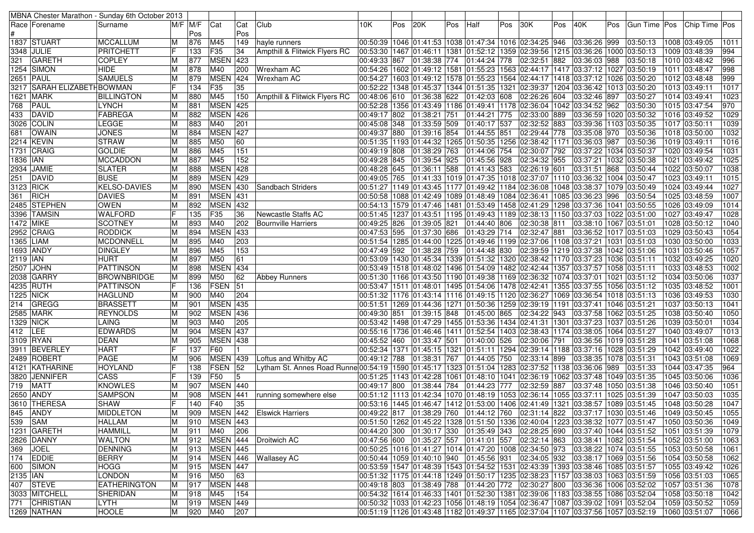| MBNA Chester Marathon - Sunday 6th October 2013 | | | | | | | | | | | | | | | | | | | | | | |
|---|---|---|---|---|---|---|---|---|---|---|---|---|---|---|---|---|---|---|---|---|---|---|
| Race # | Forename | Surname | M/F | M/F Pos | Cat | Cat Pos | Club | 10K | Pos | 20K | Pos | Half | Pos | 30K | Pos | 40K | Pos | Gun Time | Pos | Chip Time | Pos |
| 1837 | STUART | MCCALLUM | M | 876 | M45 | 149 | hayle runners | 00:50:39 | 1046 | 01:41:53 | 1038 | 01:47:34 | 1016 | 02:34:25 | 946 | 03:36:26 | 999 | 03:50:13 | 1008 | 03:49:05 | 1011 |
| 3348 | JULIE | PRITCHETT | F | 133 | F35 | 34 | Ampthill & Flitwick Flyers RC | 00:53:30 | 1467 | 01:46:11 | 1381 | 01:52:12 | 1359 | 02:39:56 | 1215 | 03:36:26 | 1000 | 03:50:13 | 1009 | 03:48:39 | 994 |
| 321 | GARETH | COPLEY | M | 877 | MSEN | 423 | | 00:49:33 | 867 | 01:38:38 | 774 | 01:44:24 | 778 | 02:32:51 | 882 | 03:36:03 | 988 | 03:50:18 | 1010 | 03:48:42 | 996 |
| 1254 | SIMON | HIDE | M | 878 | M40 | 200 | Wrexham AC | 00:54:26 | 1602 | 01:49:12 | 1581 | 01:55:23 | 1563 | 02:44:17 | 1417 | 03:37:12 | 1027 | 03:50:19 | 1011 | 03:48:47 | 998 |
| 2651 | PAUL | SAMUELS | M | 879 | MSEN | 424 | Wrexham AC | 00:54:27 | 1603 | 01:49:12 | 1578 | 01:55:23 | 1564 | 02:44:17 | 1418 | 03:37:12 | 1026 | 03:50:20 | 1012 | 03:48:48 | 999 |
| 3217 | SARAH ELIZABETH | BOWMAN | F | 134 | F35 | 35 | | 00:52:22 | 1348 | 01:45:37 | 1344 | 01:51:35 | 1321 | 02:39:37 | 1204 | 03:36:42 | 1013 | 03:50:20 | 1013 | 03:49:11 | 1017 |
| 1621 | MARK | BILLINGTON | M | 880 | M45 | 150 | Ampthill & Flitwick Flyers RC | 00:48:06 | 610 | 01:36:38 | 622 | 01:42:03 | 608 | 02:26:26 | 604 | 03:32:46 | 897 | 03:50:27 | 1014 | 03:49:41 | 1023 |
| 768 | PAUL | LYNCH | M | 881 | MSEN | 425 | | 00:52:28 | 1356 | 01:43:49 | 1186 | 01:49:41 | 1178 | 02:36:04 | 1042 | 03:34:52 | 962 | 03:50:30 | 1015 | 03:47:54 | 970 |
| 433 | DAVID | FABREGA | M | 882 | MSEN | 426 | | 00:49:17 | 802 | 01:38:21 | 751 | 01:44:21 | 775 | 02:33:00 | 889 | 03:36:59 | 1020 | 03:50:32 | 1016 | 03:49:52 | 1029 |
| 3026 | COLIN | LEGGE | M | 883 | M40 | 201 | | 00:45:08 | 348 | 01:33:59 | 509 | 01:40:17 | 537 | 02:32:52 | 883 | 03:39:36 | 1103 | 03:50:35 | 1017 | 03:50:11 | 1039 |
| 681 | OWAIN | JONES | M | 884 | MSEN | 427 | | 00:49:37 | 880 | 01:39:16 | 854 | 01:44:55 | 851 | 02:29:44 | 778 | 03:35:08 | 970 | 03:50:36 | 1018 | 03:50:00 | 1032 |
| 2214 | KEVIN | STRAW | M | 885 | M50 | 60 | | 00:51:35 | 1193 | 01:44:32 | 1265 | 01:50:35 | 1256 | 02:38:42 | 1171 | 03:36:03 | 987 | 03:50:36 | 1019 | 03:49:11 | 1016 |
| 1731 | CRAIG | GOLDIE | M | 886 | M45 | 151 | | 00:49:19 | 808 | 01:38:29 | 763 | 01:44:06 | 754 | 02:30:07 | 792 | 03:37:22 | 1034 | 03:50:37 | 1020 | 03:49:54 | 1031 |
| 1836 | IAN | MCCADDON | M | 887 | M45 | 152 | | 00:49:28 | 845 | 01:39:54 | 925 | 01:45:56 | 928 | 02:34:32 | 955 | 03:37:21 | 1032 | 03:50:38 | 1021 | 03:49:42 | 1025 |
| 2934 | JAMIE | SLATER | M | 888 | MSEN | 428 | | 00:48:28 | 645 | 01:36:11 | 588 | 01:41:43 | 583 | 02:26:19 | 601 | 03:31:51 | 868 | 03:50:44 | 1022 | 03:50:07 | 1038 |
| 251 | DAVID | BUSE | M | 889 | MSEN | 429 | | 00:49:05 | 765 | 01:41:33 | 1019 | 01:47:35 | 1018 | 02:37:07 | 1110 | 03:36:32 | 1004 | 03:50:47 | 1023 | 03:49:11 | 1015 |
| 3123 | RICK | KELSO-DAVIES | M | 890 | MSEN | 430 | Sandbach Striders | 00:51:27 | 1149 | 01:43:45 | 1177 | 01:49:42 | 1184 | 02:36:08 | 1048 | 03:38:37 | 1079 | 03:50:49 | 1024 | 03:49:44 | 1027 |
| 361 | RICH | DAVIES | M | 891 | MSEN | 431 | | 00:50:58 | 1088 | 01:42:49 | 1089 | 01:48:49 | 1084 | 02:36:41 | 1085 | 03:36:23 | 996 | 03:50:54 | 1025 | 03:48:59 | 1007 |
| 2485 | STEPHEN | OWEN | M | 892 | MSEN | 432 | | 00:54:13 | 1579 | 01:47:46 | 1481 | 01:53:49 | 1458 | 02:41:29 | 1298 | 03:37:36 | 1041 | 03:50:55 | 1026 | 03:49:09 | 1014 |
| 3396 | TAMSIN | WALFORD | F | 135 | F35 | 36 | Newcastle Staffs AC | 00:51:45 | 1237 | 01:43:51 | 1195 | 01:49:43 | 1189 | 02:38:13 | 1150 | 03:37:03 | 1022 | 03:51:00 | 1027 | 03:49:47 | 1028 |
| 1472 | MIKE | SCOTNEY | M | 893 | M40 | 202 | Bournville Harriers | 00:49:25 | 826 | 01:39:05 | 821 | 01:44:40 | 806 | 02:30:38 | 811 | 03:38:10 | 1067 | 03:51:01 | 1028 | 03:50:12 | 1040 |
| 2952 | CRAIG | RODDICK | M | 894 | MSEN | 433 | | 00:47:53 | 595 | 01:37:30 | 686 | 01:43:29 | 714 | 02:32:47 | 881 | 03:36:52 | 1017 | 03:51:03 | 1029 | 03:50:43 | 1054 |
| 1365 | LIAM | MCDONNELL | M | 895 | M40 | 203 | | 00:51:54 | 1285 | 01:44:00 | 1225 | 01:49:46 | 1199 | 02:37:06 | 1108 | 03:37:21 | 1031 | 03:51:03 | 1030 | 03:50:00 | 1033 |
| 1693 | ANDY | DINGLEY | M | 896 | M45 | 153 | | 00:47:49 | 592 | 01:38:28 | 759 | 01:44:48 | 830 | 02:39:59 | 1219 | 03:37:38 | 1042 | 03:51:06 | 1031 | 03:50:46 | 1057 |
| 2119 | IAN | HURT | M | 897 | M50 | 61 | | 00:53:09 | 1430 | 01:45:34 | 1339 | 01:51:32 | 1320 | 02:38:42 | 1170 | 03:37:23 | 1036 | 03:51:11 | 1032 | 03:49:25 | 1020 |
| 2507 | JOHN | PATTINSON | M | 898 | MSEN | 434 | | 00:53:49 | 1518 | 01:48:02 | 1496 | 01:54:09 | 1482 | 02:42:44 | 1357 | 03:37:57 | 1058 | 03:51:11 | 1033 | 03:48:53 | 1002 |
| 2038 | GARRY | BROWNBRIDGE | M | 899 | M50 | 62 | Abbey Runners | 00:51:30 | 1166 | 01:43:50 | 1190 | 01:49:38 | 1169 | 02:36:32 | 1074 | 03:37:01 | 1021 | 03:51:12 | 1034 | 03:50:06 | 1037 |
| 4235 | RUTH | PATTINSON | F | 136 | FSEN | 51 | | 00:53:47 | 1511 | 01:48:01 | 1495 | 01:54:06 | 1478 | 02:42:41 | 1355 | 03:37:55 | 1056 | 03:51:12 | 1035 | 03:48:52 | 1001 |
| 1225 | NICK | HAGLUND | M | 900 | M40 | 204 | | 00:51:32 | 1176 | 01:43:14 | 1116 | 01:49:15 | 1120 | 02:36:27 | 1069 | 03:36:54 | 1018 | 03:51:13 | 1036 | 03:49:53 | 1030 |
| 214 | GREGG | BRASSETT | M | 901 | MSEN | 435 | | 00:51:51 | 1269 | 01:44:36 | 1271 | 01:50:36 | 1259 | 02:39:19 | 1191 | 03:37:41 | 1046 | 03:51:21 | 1037 | 03:50:13 | 1041 |
| 2585 | MARK | REYNOLDS | M | 902 | MSEN | 436 | | 00:49:30 | 851 | 01:39:15 | 848 | 01:45:00 | 865 | 02:34:22 | 943 | 03:37:58 | 1062 | 03:51:25 | 1038 | 03:50:40 | 1050 |
| 1329 | NICK | LAING | M | 903 | M40 | 205 | | 00:53:42 | 1498 | 01:47:29 | 1455 | 01:53:36 | 1434 | 02:41:31 | 1301 | 03:37:23 | 1037 | 03:51:26 | 1039 | 03:50:01 | 1034 |
| 412 | LEE | EDWARDS | M | 904 | MSEN | 437 | | 00:55:16 | 1736 | 01:46:46 | 1411 | 01:52:54 | 1403 | 02:38:43 | 1174 | 03:38:05 | 1064 | 03:51:27 | 1040 | 03:49:07 | 1013 |
| 3109 | RYAN | DEAN | M | 905 | MSEN | 438 | | 00:45:52 | 460 | 01:33:47 | 501 | 01:40:00 | 526 | 02:30:06 | 791 | 03:36:56 | 1019 | 03:51:28 | 1041 | 03:51:08 | 1068 |
| 3911 | BEVERLEY | HART | F | 137 | F60 | 1 | | 00:52:34 | 1371 | 01:45:15 | 1321 | 01:51:11 | 1294 | 02:39:14 | 1188 | 03:37:16 | 1028 | 03:51:29 | 1042 | 03:49:40 | 1022 |
| 2489 | ROBERT | PAGE | M | 906 | MSEN | 439 | Loftus and Whitby AC | 00:49:12 | 788 | 01:38:31 | 767 | 01:44:05 | 750 | 02:33:14 | 899 | 03:38:35 | 1078 | 03:51:31 | 1043 | 03:51:08 | 1069 |
| 4121 | KATHARINE | HOYLAND | F | 138 | FSEN | 52 | Lytham St. Annes Road Runne | 00:54:19 | 1590 | 01:45:17 | 1323 | 01:51:04 | 1283 | 02:37:52 | 1138 | 03:36:06 | 989 | 03:51:33 | 1044 | 03:47:35 | 964 |
| 3820 | JENNIFER | CASS | F | 139 | F50 | 5 | | 00:51:25 | 1143 | 01:42:28 | 1061 | 01:48:10 | 1041 | 02:36:19 | 1062 | 03:37:48 | 1049 | 03:51:35 | 1045 | 03:50:06 | 1036 |
| 719 | MATT | KNOWLES | M | 907 | MSEN | 440 | | 00:49:17 | 800 | 01:38:44 | 784 | 01:44:23 | 777 | 02:32:59 | 887 | 03:37:48 | 1050 | 03:51:38 | 1046 | 03:50:40 | 1051 |
| 2650 | ANDY | SAMPSON | M | 908 | MSEN | 441 | running somewhere else | 00:51:12 | 1113 | 01:42:34 | 1070 | 01:48:19 | 1053 | 02:36:14 | 1055 | 03:37:11 | 1025 | 03:51:39 | 1047 | 03:50:03 | 1035 |
| 3610 | THERESA | SHAW | F | 140 | F40 | 35 | | 00:53:16 | 1445 | 01:46:47 | 1412 | 01:53:00 | 1406 | 02:41:49 | 1321 | 03:38:57 | 1089 | 03:51:45 | 1048 | 03:50:28 | 1047 |
| 845 | ANDY | MIDDLETON | M | 909 | MSEN | 442 | Elswick Harriers | 00:49:22 | 817 | 01:38:29 | 760 | 01:44:12 | 760 | 02:31:14 | 822 | 03:37:17 | 1030 | 03:51:46 | 1049 | 03:50:45 | 1055 |
| 539 | SAM | HALLAM | M | 910 | MSEN | 443 | | 00:51:50 | 1262 | 01:45:22 | 1328 | 01:51:50 | 1336 | 02:40:04 | 1223 | 03:38:32 | 1077 | 03:51:47 | 1050 | 03:50:36 | 1049 |
| 1231 | GARETH | HAMMILL | M | 911 | M40 | 206 | | 00:44:20 | 300 | 01:30:17 | 330 | 01:35:49 | 343 | 02:28:25 | 690 | 03:37:40 | 1044 | 03:51:52 | 1051 | 03:51:39 | 1079 |
| 2826 | DANNY | WALTON | M | 912 | MSEN | 444 | Droitwich AC | 00:47:56 | 600 | 01:35:27 | 557 | 01:41:01 | 557 | 02:32:14 | 863 | 03:38:41 | 1082 | 03:51:54 | 1052 | 03:51:00 | 1063 |
| 369 | JOEL | DENNING | M | 913 | MSEN | 445 | | 00:50:25 | 1016 | 01:41:27 | 1014 | 01:47:20 | 1008 | 02:34:50 | 973 | 03:38:22 | 1074 | 03:51:55 | 1053 | 03:50:58 | 1061 |
| 174 | EDDIE | BERRY | M | 914 | MSEN | 446 | Wallasey AC | 00:50:44 | 1059 | 01:40:10 | 940 | 01:45:56 | 931 | 02:34:05 | 932 | 03:38:17 | 1069 | 03:51:56 | 1054 | 03:50:58 | 1062 |
| 600 | SIMON | HOGG | M | 915 | MSEN | 447 | | 00:53:59 | 1547 | 01:48:39 | 1543 | 01:54:52 | 1531 | 02:43:39 | 1393 | 03:38:46 | 1085 | 03:51:57 | 1055 | 03:49:42 | 1026 |
| 2135 | IAN | LONDON | M | 916 | M50 | 63 | | 00:51:32 | 1175 | 01:44:18 | 1249 | 01:50:17 | 1235 | 02:38:23 | 1157 | 03:38:03 | 1063 | 03:51:59 | 1056 | 03:51:03 | 1065 |
| 407 | STEVE | EATHERINGTON | M | 917 | MSEN | 448 | | 00:49:18 | 803 | 01:38:49 | 788 | 01:44:20 | 772 | 02:30:27 | 800 | 03:36:36 | 1006 | 03:52:02 | 1057 | 03:51:36 | 1078 |
| 3033 | MITCHELL | SHERIDAN | M | 918 | M45 | 154 | | 00:54:32 | 1614 | 01:46:33 | 1401 | 01:52:30 | 1381 | 02:39:06 | 1183 | 03:38:55 | 1086 | 03:52:04 | 1058 | 03:50:18 | 1042 |
| 771 | CHRISTIAN | LYTH | M | 919 | MSEN | 449 | | 00:50:32 | 1033 | 01:42:23 | 1056 | 01:48:19 | 1054 | 02:36:47 | 1087 | 03:39:02 | 1091 | 03:52:04 | 1059 | 03:50:52 | 1059 |
| 1269 | NATHAN | HOOLE | M | 920 | M40 | 207 | | 00:51:19 | 1126 | 01:43:48 | 1182 | 01:49:37 | 1165 | 02:37:04 | 1107 | 03:37:56 | 1057 | 03:52:19 | 1060 | 03:51:07 | 1066 |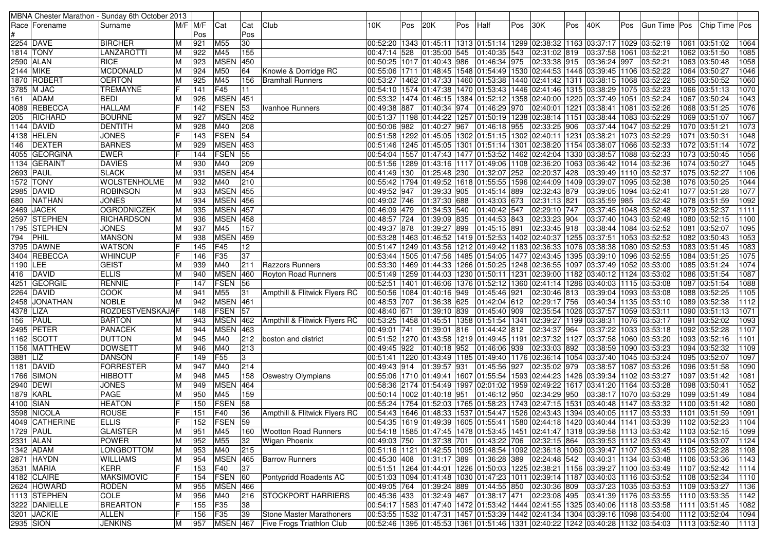| MBNA Chester Marathon - Sunday 6th October 2013 | | | | | | | | | | | | | | | | | | | | | | | |
|---|---|---|---|---|---|---|---|---|---|---|---|---|---|---|---|---|---|---|---|---|---|---|---|
| Race # | Forename | Surname | M/F | M/F Pos | Cat | Cat Pos | Club | 10K | Pos | 20K | Pos | Half | Pos | 30K | Pos | 40K | Pos | Gun Time | Pos | Chip Time | Pos |
| 2254 | DAVE | BIRCHER | M | 921 | M55 | 30 | | 00:52:20 | 1343 | 01:45:11 | 1313 | 01:51:14 | 1299 | 02:38:32 | 1163 | 03:37:17 | 1029 | 03:52:19 | 1061 | 03:51:02 | 1064 |
| 1814 | TONY | LANZAROTTI | M | 922 | M45 | 155 | | 00:47:14 | 528 | 01:35:00 | 545 | 01:40:35 | 543 | 02:31:02 | 819 | 03:37:58 | 1061 | 03:52:21 | 1062 | 03:51:50 | 1085 |
| 2590 | ALAN | RICE | M | 923 | MSEN | 450 | | 00:50:25 | 1017 | 01:40:43 | 986 | 01:46:34 | 975 | 02:33:38 | 915 | 03:36:24 | 997 | 03:52:21 | 1063 | 03:50:48 | 1058 |
| 2144 | MIKE | MCDONALD | M | 924 | M50 | 64 | Knowle & Dorridge RC | 00:55:06 | 1711 | 01:48:45 | 1548 | 01:54:49 | 1530 | 02:44:53 | 1446 | 03:39:45 | 1106 | 03:52:22 | 1064 | 03:50:27 | 1046 |
| 1870 | ROBERT | OERTON | M | 925 | M45 | 156 | Bramhall Runners | 00:53:27 | 1462 | 01:47:33 | 1460 | 01:53:38 | 1440 | 02:41:42 | 1311 | 03:38:15 | 1068 | 03:52:22 | 1065 | 03:50:52 | 1060 |
| 3785 | M JAC | TREMAYNE | F | 141 | F45 | 11 | | 00:54:10 | 1574 | 01:47:38 | 1470 | 01:53:43 | 1446 | 02:41:46 | 1315 | 03:38:29 | 1075 | 03:52:23 | 1066 | 03:51:13 | 1070 |
| 161 | ADAM | BEDI | M | 926 | MSEN | 451 | | 00:53:32 | 1474 | 01:46:15 | 1384 | 01:52:12 | 1358 | 02:40:00 | 1220 | 03:37:49 | 1051 | 03:52:24 | 1067 | 03:50:24 | 1043 |
| 4089 | REBECCA | HALLAM | F | 142 | FSEN | 53 | Ivanhoe Runners | 00:49:38 | 887 | 01:40:34 | 974 | 01:46:29 | 970 | 02:40:01 | 1221 | 03:38:41 | 1081 | 03:52:26 | 1068 | 03:51:25 | 1076 |
| 205 | RICHARD | BOURNE | M | 927 | MSEN | 452 | | 00:51:37 | 1198 | 01:44:22 | 1257 | 01:50:19 | 1238 | 02:38:14 | 1151 | 03:38:44 | 1083 | 03:52:29 | 1069 | 03:51:07 | 1067 |
| 1144 | DAVID | DENTITH | M | 928 | M40 | 208 | | 00:50:06 | 982 | 01:40:27 | 967 | 01:46:18 | 955 | 02:33:25 | 906 | 03:37:44 | 1047 | 03:52:29 | 1070 | 03:51:21 | 1073 |
| 4138 | HELEN | JONES | F | 143 | FSEN | 54 | | 00:51:58 | 1292 | 01:45:05 | 1302 | 01:51:15 | 1302 | 02:40:11 | 1231 | 03:38:21 | 1073 | 03:52:29 | 1071 | 03:50:31 | 1048 |
| 146 | DEXTER | BARNES | M | 929 | MSEN | 453 | | 00:51:46 | 1245 | 01:45:05 | 1301 | 01:51:14 | 1301 | 02:38:20 | 1154 | 03:38:07 | 1066 | 03:52:33 | 1072 | 03:51:14 | 1072 |
| 4055 | GEORGINA | EWER | F | 144 | FSEN | 55 | | 00:54:04 | 1557 | 01:47:43 | 1477 | 01:53:52 | 1462 | 02:42:04 | 1330 | 03:38:57 | 1088 | 03:52:33 | 1073 | 03:50:45 | 1056 |
| 1134 | GERAINT | DAVIES | M | 930 | M40 | 209 | | 00:51:56 | 1289 | 01:43:16 | 1117 | 01:49:06 | 1108 | 02:36:20 | 1063 | 03:36:42 | 1014 | 03:52:36 | 1074 | 03:50:27 | 1045 |
| 2693 | PAUL | SLACK | M | 931 | MSEN | 454 | | 00:41:49 | 130 | 01:25:48 | 230 | 01:32:07 | 252 | 02:20:37 | 428 | 03:39:49 | 1110 | 03:52:37 | 1075 | 03:52:27 | 1106 |
| 1572 | TONY | WOLSTENHOLME | M | 932 | M40 | 210 | | 00:55:42 | 1794 | 01:49:52 | 1618 | 01:55:55 | 1596 | 02:44:09 | 1409 | 03:39:07 | 1095 | 03:52:38 | 1076 | 03:50:25 | 1044 |
| 2985 | DAVID | ROBINSON | M | 933 | MSEN | 455 | | 00:49:52 | 947 | 01:39:33 | 905 | 01:45:14 | 889 | 02:32:43 | 879 | 03:39:05 | 1094 | 03:52:41 | 1077 | 03:51:28 | 1077 |
| 680 | NATHAN | JONES | M | 934 | MSEN | 456 | | 00:49:02 | 746 | 01:37:30 | 688 | 01:43:03 | 673 | 02:31:13 | 821 | 03:35:59 | 985 | 03:52:42 | 1078 | 03:51:59 | 1092 |
| 2469 | JACEK | OGRODNICZEK | M | 935 | MSEN | 457 | | 00:46:09 | 479 | 01:34:53 | 540 | 01:40:42 | 547 | 02:29:10 | 747 | 03:37:45 | 1048 | 03:52:48 | 1079 | 03:52:37 | 1111 |
| 2597 | STEPHEN | RICHARDSON | M | 936 | MSEN | 458 | | 00:48:57 | 724 | 01:39:09 | 835 | 01:44:53 | 843 | 02:33:23 | 904 | 03:37:40 | 1043 | 03:52:49 | 1080 | 03:52:15 | 1100 |
| 1795 | STEPHEN | JONES | M | 937 | M45 | 157 | | 00:49:37 | 878 | 01:39:27 | 899 | 01:45:15 | 891 | 02:33:45 | 918 | 03:38:44 | 1084 | 03:52:52 | 1081 | 03:52:07 | 1095 |
| 794 | PHIL | MANSON | M | 938 | MSEN | 459 | | 00:53:28 | 1463 | 01:46:52 | 1419 | 01:52:53 | 1402 | 02:40:37 | 1255 | 03:37:51 | 1053 | 03:52:52 | 1082 | 03:50:43 | 1053 |
| 3795 | DAWNE | WATSON | F | 145 | F45 | 12 | | 00:51:47 | 1249 | 01:43:56 | 1212 | 01:49:42 | 1183 | 02:36:33 | 1076 | 03:38:38 | 1080 | 03:52:53 | 1083 | 03:51:45 | 1083 |
| 3404 | REBECCA | WHINCUP | F | 146 | F35 | 37 | | 00:53:44 | 1505 | 01:47:56 | 1485 | 01:54:05 | 1477 | 02:43:45 | 1395 | 03:39:10 | 1096 | 03:52:55 | 1084 | 03:51:25 | 1075 |
| 1190 | LEE | GEIST | M | 939 | M40 | 211 | Razzors Runners | 00:53:30 | 1469 | 01:44:33 | 1266 | 01:50:25 | 1248 | 02:36:55 | 1097 | 03:37:49 | 1052 | 03:53:00 | 1085 | 03:51:24 | 1074 |
| 416 | DAVID | ELLIS | M | 940 | MSEN | 460 | Royton Road Runners | 00:51:49 | 1259 | 01:44:03 | 1230 | 01:50:11 | 1231 | 02:39:00 | 1182 | 03:40:12 | 1124 | 03:53:02 | 1086 | 03:51:54 | 1087 |
| 4251 | GEORGIE | RENNIE | F | 147 | FSEN | 56 | | 00:52:51 | 1401 | 01:46:06 | 1376 | 01:52:12 | 1360 | 02:41:14 | 1286 | 03:40:03 | 1115 | 03:53:08 | 1087 | 03:51:54 | 1088 |
| 2264 | DAVID | COOK | M | 941 | M55 | 31 | Ampthill & Flitwick Flyers RC | 00:50:56 | 1084 | 01:40:16 | 949 | 01:45:46 | 921 | 02:30:46 | 813 | 03:39:04 | 1093 | 03:53:08 | 1088 | 03:52:25 | 1105 |
| 2458 | JONATHAN | NOBLE | M | 942 | MSEN | 461 | | 00:48:53 | 707 | 01:36:38 | 625 | 01:42:04 | 612 | 02:29:17 | 756 | 03:40:34 | 1135 | 03:53:10 | 1089 | 03:52:38 | 1112 |
| 4378 | LIZA | ROZDESTVENSKAJA | F | 148 | FSEN | 57 | | 00:48:40 | 671 | 01:39:10 | 839 | 01:45:40 | 909 | 02:35:54 | 1026 | 03:37:57 | 1059 | 03:53:11 | 1090 | 03:51:13 | 1071 |
| 156 | PAUL | BARTON | M | 943 | MSEN | 462 | Ampthill & Flitwick Flyers RC | 00:53:25 | 1458 | 01:45:51 | 1358 | 01:51:54 | 1341 | 02:39:27 | 1199 | 03:38:31 | 1076 | 03:53:17 | 1091 | 03:52:02 | 1093 |
| 2495 | PETER | PANACEK | M | 944 | MSEN | 463 | | 00:49:01 | 741 | 01:39:01 | 816 | 01:44:42 | 812 | 02:34:37 | 964 | 03:37:22 | 1033 | 03:53:18 | 1092 | 03:52:28 | 1107 |
| 1162 | SCOTT | DUTTON | M | 945 | M40 | 212 | boston and district | 00:51:52 | 1270 | 01:43:58 | 1219 | 01:49:45 | 1191 | 02:37:32 | 1127 | 03:37:58 | 1060 | 03:53:20 | 1093 | 03:52:16 | 1101 |
| 1156 | MATTHEW | DOWSETT | M | 946 | M40 | 213 | | 00:49:45 | 922 | 01:40:18 | 952 | 01:46:06 | 939 | 02:33:03 | 892 | 03:38:59 | 1090 | 03:53:23 | 1094 | 03:52:32 | 1109 |
| 3881 | LIZ | DANSON | F | 149 | F55 | 3 | | 00:51:41 | 1220 | 01:43:49 | 1185 | 01:49:40 | 1176 | 02:36:14 | 1054 | 03:37:40 | 1045 | 03:53:24 | 1095 | 03:52:07 | 1097 |
| 1181 | DAVID | FORRESTER | M | 947 | M40 | 214 | | 00:49:43 | 914 | 01:39:57 | 931 | 01:45:56 | 927 | 02:35:02 | 979 | 03:38:57 | 1087 | 03:53:26 | 1096 | 03:51:58 | 1090 |
| 1766 | SIMON | HIBBOTT | M | 948 | M45 | 158 | Oswestry Olympians | 00:55:06 | 1710 | 01:49:41 | 1607 | 01:55:54 | 1593 | 02:44:23 | 1426 | 03:39:34 | 1102 | 03:53:27 | 1097 | 03:51:42 | 1081 |
| 2940 | DEWI | JONES | M | 949 | MSEN | 464 | | 00:58:36 | 2174 | 01:54:49 | 1997 | 02:01:02 | 1959 | 02:49:22 | 1617 | 03:41:20 | 1164 | 03:53:28 | 1098 | 03:50:41 | 1052 |
| 1879 | KARL | PAGE | M | 950 | M45 | 159 | | 00:50:14 | 1002 | 01:40:18 | 951 | 01:46:12 | 950 | 02:34:29 | 950 | 03:38:17 | 1070 | 03:53:29 | 1099 | 03:51:49 | 1084 |
| 4100 | SIAN | HEATON | F | 150 | FSEN | 58 | | 00:55:24 | 1754 | 01:52:03 | 1765 | 01:58:23 | 1743 | 02:47:15 | 1531 | 03:40:48 | 1147 | 03:53:32 | 1100 | 03:51:42 | 1080 |
| 3598 | NICOLA | ROUSE | F | 151 | F40 | 36 | Ampthill & Flitwick Flyers RC | 00:54:43 | 1646 | 01:48:33 | 1537 | 01:54:47 | 1526 | 02:43:43 | 1394 | 03:40:05 | 1117 | 03:53:33 | 1101 | 03:51:59 | 1091 |
| 4049 | CATHERINE | ELLIS | F | 152 | FSEN | 59 | | 00:54:35 | 1619 | 01:49:39 | 1605 | 01:55:41 | 1580 | 02:44:18 | 1420 | 03:40:44 | 1141 | 03:53:39 | 1102 | 03:52:23 | 1104 |
| 1729 | PAUL | GLAISTER | M | 951 | M45 | 160 | Wootton Road Runners | 00:54:18 | 1585 | 01:47:45 | 1478 | 01:53:45 | 1451 | 02:41:47 | 1318 | 03:39:58 | 1113 | 03:53:42 | 1103 | 03:52:15 | 1099 |
| 2331 | ALAN | POWER | M | 952 | M55 | 32 | Wigan Phoenix | 00:49:03 | 750 | 01:37:38 | 701 | 01:43:22 | 706 | 02:32:15 | 864 | 03:39:53 | 1112 | 03:53:43 | 1104 | 03:53:07 | 1124 |
| 1342 | ADAM | LONGBOTTOM | M | 953 | M40 | 215 | | 00:51:16 | 1121 | 01:42:55 | 1095 | 01:48:54 | 1092 | 02:36:18 | 1060 | 03:39:47 | 1107 | 03:53:45 | 1105 | 03:52:28 | 1108 |
| 2871 | HAYDN | WILLIAMS | M | 954 | MSEN | 465 | Barrow Runners | 00:45:30 | 408 | 01:31:17 | 389 | 01:36:28 | 389 | 02:24:48 | 542 | 03:40:31 | 1134 | 03:53:48 | 1106 | 03:53:36 | 1143 |
| 3531 | MARIA | KERR | F | 153 | F40 | 37 | | 00:51:51 | 1264 | 01:44:01 | 1226 | 01:50:03 | 1225 | 02:38:21 | 1156 | 03:39:27 | 1100 | 03:53:49 | 1107 | 03:52:42 | 1114 |
| 4182 | CLAIRE | MAKSIMOVIC | F | 154 | FSEN | 60 | Pontypridd Roadents AC | 00:51:03 | 1094 | 01:41:48 | 1030 | 01:47:23 | 1011 | 02:39:14 | 1187 | 03:40:03 | 1116 | 03:53:52 | 1108 | 03:52:34 | 1110 |
| 2624 | HOWARD | RODEN | M | 955 | MSEN | 466 | | 00:49:05 | 764 | 01:39:24 | 889 | 01:44:55 | 850 | 02:30:36 | 809 | 03:37:23 | 1035 | 03:53:53 | 1109 | 03:53:27 | 1136 |
| 1113 | STEPHEN | COLE | M | 956 | M40 | 216 | STOCKPORT HARRIERS | 00:45:36 | 433 | 01:32:49 | 467 | 01:38:17 | 471 | 02:23:08 | 495 | 03:41:39 | 1176 | 03:53:55 | 1110 | 03:53:35 | 1142 |
| 3222 | DANIELLE | BREARTON | F | 155 | F35 | 38 | | 00:54:17 | 1583 | 01:47:40 | 1472 | 01:53:42 | 1444 | 02:41:55 | 1325 | 03:40:06 | 1118 | 03:53:58 | 1111 | 03:51:45 | 1082 |
| 3201 | JACKIE | ALLEN | F | 156 | F35 | 39 | Stone Master Marathoners | 00:53:55 | 1532 | 01:47:31 | 1457 | 01:53:39 | 1442 | 02:41:34 | 1304 | 03:39:16 | 1098 | 03:54:00 | 1112 | 03:52:04 | 1094 |
| 2935 | SION | JENKINS | M | 957 | MSEN | 467 | Five Frogs Triathlon Club | 00:52:46 | 1395 | 01:45:53 | 1361 | 01:51:46 | 1331 | 02:40:22 | 1242 | 03:40:28 | 1132 | 03:54:03 | 1113 | 03:52:40 | 1113 |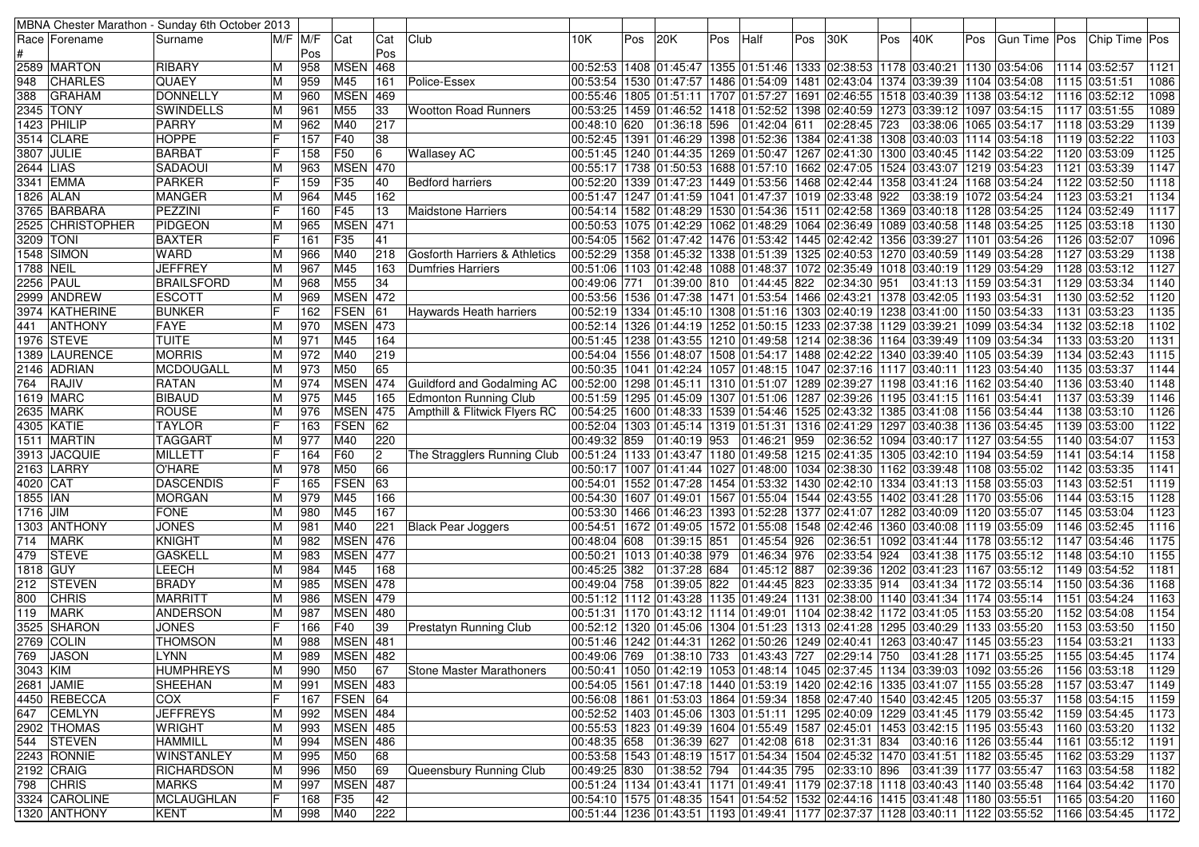MBNA Chester Marathon - Sunday 6th October 2013

| Race # | Forename | Surname | M/F | M/F Pos | Cat | Cat Pos | Club | 10K | Pos | 20K | Pos | Half | Pos | 30K | Pos | 40K | Pos | Gun Time | Pos | Chip Time | Pos |
|---|---|---|---|---|---|---|---|---|---|---|---|---|---|---|---|---|---|---|---|---|---|
| 2589 | MARTON | RIBARY | M | 958 | MSEN | 468 | | 00:52:53 | 1408 | 01:45:47 | 1355 | 01:51:46 | 1333 | 02:38:53 | 1178 | 03:40:21 | 1130 | 03:54:06 | 1114 | 03:52:57 | 1121 |
| 948 | CHARLES | QUAEY | M | 959 | M45 | 161 | Police-Essex | 00:53:54 | 1530 | 01:47:57 | 1486 | 01:54:09 | 1481 | 02:43:04 | 1374 | 03:39:39 | 1104 | 03:54:08 | 1115 | 03:51:51 | 1086 |
| 388 | GRAHAM | DONNELLY | M | 960 | MSEN | 469 | | 00:55:46 | 1805 | 01:51:11 | 1707 | 01:57:27 | 1691 | 02:46:55 | 1518 | 03:40:39 | 1138 | 03:54:12 | 1116 | 03:52:12 | 1098 |
| 2345 | TONY | SWINDELLS | M | 961 | M55 | 33 | Wootton Road Runners | 00:53:25 | 1459 | 01:46:52 | 1418 | 01:52:52 | 1398 | 02:40:59 | 1273 | 03:39:12 | 1097 | 03:54:15 | 1117 | 03:51:55 | 1089 |
| 1423 | PHILIP | PARRY | M | 962 | M40 | 217 | | 00:48:10 | 620 | 01:36:18 | 596 | 01:42:04 | 611 | 02:28:45 | 723 | 03:38:06 | 1065 | 03:54:17 | 1118 | 03:53:29 | 1139 |
| 3514 | CLARE | HOPPE | F | 157 | F40 | 38 | | 00:52:45 | 1391 | 01:46:29 | 1398 | 01:52:36 | 1384 | 02:41:38 | 1308 | 03:40:03 | 1114 | 03:54:18 | 1119 | 03:52:22 | 1103 |
| 3807 | JULIE | BARBAT | F | 158 | F50 | 6 | Wallasey AC | 00:51:45 | 1240 | 01:44:35 | 1269 | 01:50:47 | 1267 | 02:41:30 | 1300 | 03:40:45 | 1142 | 03:54:22 | 1120 | 03:53:09 | 1125 |
| 2644 | LIAS | SADAOUI | M | 963 | MSEN | 470 | | 00:55:17 | 1738 | 01:50:53 | 1688 | 01:57:10 | 1662 | 02:47:05 | 1524 | 03:43:07 | 1219 | 03:54:23 | 1121 | 03:53:39 | 1147 |
| 3341 | EMMA | PARKER | F | 159 | F35 | 40 | Bedford harriers | 00:52:20 | 1339 | 01:47:23 | 1449 | 01:53:56 | 1468 | 02:42:44 | 1358 | 03:41:24 | 1168 | 03:54:24 | 1122 | 03:52:50 | 1118 |
| 1826 | ALAN | MANGER | M | 964 | M45 | 162 | | 00:51:47 | 1247 | 01:41:59 | 1041 | 01:47:37 | 1019 | 02:33:48 | 922 | 03:38:19 | 1072 | 03:54:24 | 1123 | 03:53:21 | 1134 |
| 3765 | BARBARA | PEZZINI | F | 160 | F45 | 13 | Maidstone Harriers | 00:54:14 | 1582 | 01:48:29 | 1530 | 01:54:36 | 1511 | 02:42:58 | 1369 | 03:40:18 | 1128 | 03:54:25 | 1124 | 03:52:49 | 1117 |
| 2525 | CHRISTOPHER | PIDGEON | M | 965 | MSEN | 471 | | 00:50:53 | 1075 | 01:42:29 | 1062 | 01:48:29 | 1064 | 02:36:49 | 1089 | 03:40:58 | 1148 | 03:54:25 | 1125 | 03:53:18 | 1130 |
| 3209 | TONI | BAXTER | F | 161 | F35 | 41 | | 00:54:05 | 1562 | 01:47:42 | 1476 | 01:53:42 | 1445 | 02:42:42 | 1356 | 03:39:27 | 1101 | 03:54:26 | 1126 | 03:52:07 | 1096 |
| 1548 | SIMON | WARD | M | 966 | M40 | 218 | Gosforth Harriers & Athletics | 00:52:29 | 1358 | 01:45:32 | 1338 | 01:51:39 | 1325 | 02:40:53 | 1270 | 03:40:59 | 1149 | 03:54:28 | 1127 | 03:53:29 | 1138 |
| 1788 | NEIL | JEFFREY | M | 967 | M45 | 163 | Dumfries Harriers | 00:51:06 | 1103 | 01:42:48 | 1088 | 01:48:37 | 1072 | 02:35:49 | 1018 | 03:40:19 | 1129 | 03:54:29 | 1128 | 03:53:12 | 1127 |
| 2256 | PAUL | BRAILSFORD | M | 968 | M55 | 34 | | 00:49:06 | 771 | 01:39:00 | 810 | 01:44:45 | 822 | 02:34:30 | 951 | 03:41:13 | 1159 | 03:54:31 | 1129 | 03:53:34 | 1140 |
| 2999 | ANDREW | ESCOTT | M | 969 | MSEN | 472 | | 00:53:56 | 1536 | 01:47:38 | 1471 | 01:53:54 | 1466 | 02:43:21 | 1378 | 03:42:05 | 1193 | 03:54:31 | 1130 | 03:52:52 | 1120 |
| 3974 | KATHERINE | BUNKER | F | 162 | FSEN | 61 | Haywards Heath harriers | 00:52:19 | 1334 | 01:45:10 | 1308 | 01:51:16 | 1303 | 02:40:19 | 1238 | 03:41:00 | 1150 | 03:54:33 | 1131 | 03:53:23 | 1135 |
| 441 | ANTHONY | FAYE | M | 970 | MSEN | 473 | | 00:52:14 | 1326 | 01:44:19 | 1252 | 01:50:15 | 1233 | 02:37:38 | 1129 | 03:39:21 | 1099 | 03:54:34 | 1132 | 03:52:18 | 1102 |
| 1976 | STEVE | TUITE | M | 971 | M45 | 164 | | 00:51:45 | 1238 | 01:43:55 | 1210 | 01:49:58 | 1214 | 02:38:36 | 1164 | 03:39:49 | 1109 | 03:54:34 | 1133 | 03:53:20 | 1131 |
| 1389 | LAURENCE | MORRIS | M | 972 | M40 | 219 | | 00:54:04 | 1556 | 01:48:07 | 1508 | 01:54:17 | 1488 | 02:42:22 | 1340 | 03:39:40 | 1105 | 03:54:39 | 1134 | 03:52:43 | 1115 |
| 2146 | ADRIAN | MCDOUGALL | M | 973 | M50 | 65 | | 00:50:35 | 1041 | 01:42:24 | 1057 | 01:48:15 | 1047 | 02:37:16 | 1117 | 03:40:11 | 1123 | 03:54:40 | 1135 | 03:53:37 | 1144 |
| 764 | RAJIV | RATAN | M | 974 | MSEN | 474 | Guildford and Godalming AC | 00:52:00 | 1298 | 01:45:11 | 1310 | 01:51:07 | 1289 | 02:39:27 | 1198 | 03:41:16 | 1162 | 03:54:40 | 1136 | 03:53:40 | 1148 |
| 1619 | MARC | BIBAUD | M | 975 | M45 | 165 | Edmonton Running Club | 00:51:59 | 1295 | 01:45:09 | 1307 | 01:51:06 | 1287 | 02:39:26 | 1195 | 03:41:15 | 1161 | 03:54:41 | 1137 | 03:53:39 | 1146 |
| 2635 | MARK | ROUSE | M | 976 | MSEN | 475 | Ampthill & Flitwick Flyers RC | 00:54:25 | 1600 | 01:48:33 | 1539 | 01:54:46 | 1525 | 02:43:32 | 1385 | 03:41:08 | 1156 | 03:54:44 | 1138 | 03:53:10 | 1126 |
| 4305 | KATIE | TAYLOR | F | 163 | FSEN | 62 | | 00:52:04 | 1303 | 01:45:14 | 1319 | 01:51:31 | 1316 | 02:41:29 | 1297 | 03:40:38 | 1136 | 03:54:45 | 1139 | 03:53:00 | 1122 |
| 1511 | MARTIN | TAGGART | M | 977 | M40 | 220 | | 00:49:32 | 859 | 01:40:19 | 953 | 01:46:21 | 959 | 02:36:52 | 1094 | 03:40:17 | 1127 | 03:54:55 | 1140 | 03:54:07 | 1153 |
| 3913 | JACQUIE | MILLETT | F | 164 | F60 | 2 | The Stragglers Running Club | 00:51:24 | 1133 | 01:43:47 | 1180 | 01:49:58 | 1215 | 02:41:35 | 1305 | 03:42:10 | 1194 | 03:54:59 | 1141 | 03:54:14 | 1158 |
| 2163 | LARRY | O'HARE | M | 978 | M50 | 66 | | 00:50:17 | 1007 | 01:41:44 | 1027 | 01:48:00 | 1034 | 02:38:30 | 1162 | 03:39:48 | 1108 | 03:55:02 | 1142 | 03:53:35 | 1141 |
| 4020 | CAT | DASCENDIS | F | 165 | FSEN | 63 | | 00:54:01 | 1552 | 01:47:28 | 1454 | 01:53:32 | 1430 | 02:42:10 | 1334 | 03:41:13 | 1158 | 03:55:03 | 1143 | 03:52:51 | 1119 |
| 1855 | IAN | MORGAN | M | 979 | M45 | 166 | | 00:54:30 | 1607 | 01:49:01 | 1567 | 01:55:04 | 1544 | 02:43:55 | 1402 | 03:41:28 | 1170 | 03:55:06 | 1144 | 03:53:15 | 1128 |
| 1716 | JIM | FONE | M | 980 | M45 | 167 | | 00:53:30 | 1466 | 01:46:23 | 1393 | 01:52:28 | 1377 | 02:41:07 | 1282 | 03:40:09 | 1120 | 03:55:07 | 1145 | 03:53:04 | 1123 |
| 1303 | ANTHONY | JONES | M | 981 | M40 | 221 | Black Pear Joggers | 00:54:51 | 1672 | 01:49:05 | 1572 | 01:55:08 | 1548 | 02:42:46 | 1360 | 03:40:08 | 1119 | 03:55:09 | 1146 | 03:52:45 | 1116 |
| 714 | MARK | KNIGHT | M | 982 | MSEN | 476 | | 00:48:04 | 608 | 01:39:15 | 851 | 01:45:54 | 926 | 02:36:51 | 1092 | 03:41:44 | 1178 | 03:55:12 | 1147 | 03:54:46 | 1175 |
| 479 | STEVE | GASKELL | M | 983 | MSEN | 477 | | 00:50:21 | 1013 | 01:40:38 | 979 | 01:46:34 | 976 | 02:33:54 | 924 | 03:41:38 | 1175 | 03:55:12 | 1148 | 03:54:10 | 1155 |
| 1818 | GUY | LEECH | M | 984 | M45 | 168 | | 00:45:25 | 382 | 01:37:28 | 684 | 01:45:12 | 887 | 02:39:36 | 1202 | 03:41:23 | 1167 | 03:55:12 | 1149 | 03:54:52 | 1181 |
| 212 | STEVEN | BRADY | M | 985 | MSEN | 478 | | 00:49:04 | 758 | 01:39:05 | 822 | 01:44:45 | 823 | 02:33:35 | 914 | 03:41:34 | 1172 | 03:55:14 | 1150 | 03:54:36 | 1168 |
| 800 | CHRIS | MARRITT | M | 986 | MSEN | 479 | | 00:51:12 | 1112 | 01:43:28 | 1135 | 01:49:24 | 1131 | 02:38:00 | 1140 | 03:41:34 | 1174 | 03:55:14 | 1151 | 03:54:24 | 1163 |
| 119 | MARK | ANDERSON | M | 987 | MSEN | 480 | | 00:51:31 | 1170 | 01:43:12 | 1114 | 01:49:01 | 1104 | 02:38:42 | 1172 | 03:41:05 | 1153 | 03:55:20 | 1152 | 03:54:08 | 1154 |
| 3525 | SHARON | JONES | F | 166 | F40 | 39 | Prestatyn Running Club | 00:52:12 | 1320 | 01:45:06 | 1304 | 01:51:23 | 1313 | 02:41:28 | 1295 | 03:40:29 | 1133 | 03:55:20 | 1153 | 03:53:50 | 1150 |
| 2769 | COLIN | THOMSON | M | 988 | MSEN | 481 | | 00:51:46 | 1242 | 01:44:31 | 1262 | 01:50:26 | 1249 | 02:40:41 | 1263 | 03:40:47 | 1145 | 03:55:23 | 1154 | 03:53:21 | 1133 |
| 769 | JASON | LYNN | M | 989 | MSEN | 482 | | 00:49:06 | 769 | 01:38:10 | 733 | 01:43:43 | 727 | 02:29:14 | 750 | 03:41:28 | 1171 | 03:55:25 | 1155 | 03:54:45 | 1174 |
| 3043 | KIM | HUMPHREYS | M | 990 | M50 | 67 | Stone Master Marathoners | 00:50:41 | 1050 | 01:42:19 | 1053 | 01:48:14 | 1045 | 02:37:45 | 1134 | 03:39:03 | 1092 | 03:55:26 | 1156 | 03:53:18 | 1129 |
| 2681 | JAMIE | SHEEHAN | M | 991 | MSEN | 483 | | 00:54:05 | 1561 | 01:47:18 | 1440 | 01:53:19 | 1420 | 02:42:16 | 1335 | 03:41:07 | 1155 | 03:55:28 | 1157 | 03:53:47 | 1149 |
| 4450 | REBECCA | COX | F | 167 | FSEN | 64 | | 00:56:08 | 1861 | 01:53:03 | 1864 | 01:59:34 | 1858 | 02:47:40 | 1540 | 03:42:45 | 1205 | 03:55:37 | 1158 | 03:54:15 | 1159 |
| 647 | CEMLYN | JEFFREYS | M | 992 | MSEN | 484 | | 00:52:52 | 1403 | 01:45:06 | 1303 | 01:51:11 | 1295 | 02:40:09 | 1229 | 03:41:45 | 1179 | 03:55:42 | 1159 | 03:54:45 | 1173 |
| 2902 | THOMAS | WRIGHT | M | 993 | MSEN | 485 | | 00:55:53 | 1823 | 01:49:39 | 1604 | 01:55:49 | 1587 | 02:45:01 | 1453 | 03:42:15 | 1195 | 03:55:43 | 1160 | 03:53:20 | 1132 |
| 544 | STEVEN | HAMMILL | M | 994 | MSEN | 486 | | 00:48:35 | 658 | 01:36:39 | 627 | 01:42:08 | 618 | 02:31:31 | 834 | 03:40:16 | 1126 | 03:55:44 | 1161 | 03:55:12 | 1191 |
| 2243 | RONNIE | WINSTANLEY | M | 995 | M50 | 68 | | 00:53:58 | 1543 | 01:48:19 | 1517 | 01:54:34 | 1504 | 02:45:32 | 1470 | 03:41:51 | 1182 | 03:55:45 | 1162 | 03:53:29 | 1137 |
| 2192 | CRAIG | RICHARDSON | M | 996 | M50 | 69 | Queensbury Running Club | 00:49:25 | 830 | 01:38:52 | 794 | 01:44:35 | 795 | 02:33:10 | 896 | 03:41:39 | 1177 | 03:55:47 | 1163 | 03:54:58 | 1182 |
| 798 | CHRIS | MARKS | M | 997 | MSEN | 487 | | 00:51:24 | 1134 | 01:43:41 | 1171 | 01:49:41 | 1179 | 02:37:18 | 1118 | 03:40:43 | 1140 | 03:55:48 | 1164 | 03:54:42 | 1170 |
| 3324 | CAROLINE | MCLAUGHLAN | F | 168 | F35 | 42 | | 00:54:10 | 1575 | 01:48:35 | 1541 | 01:54:52 | 1532 | 02:44:16 | 1415 | 03:41:48 | 1180 | 03:55:51 | 1165 | 03:54:20 | 1160 |
| 1320 | ANTHONY | KENT | M | 998 | M40 | 222 | | 00:51:44 | 1236 | 01:43:51 | 1193 | 01:49:41 | 1177 | 02:37:37 | 1128 | 03:40:11 | 1122 | 03:55:52 | 1166 | 03:54:45 | 1172 |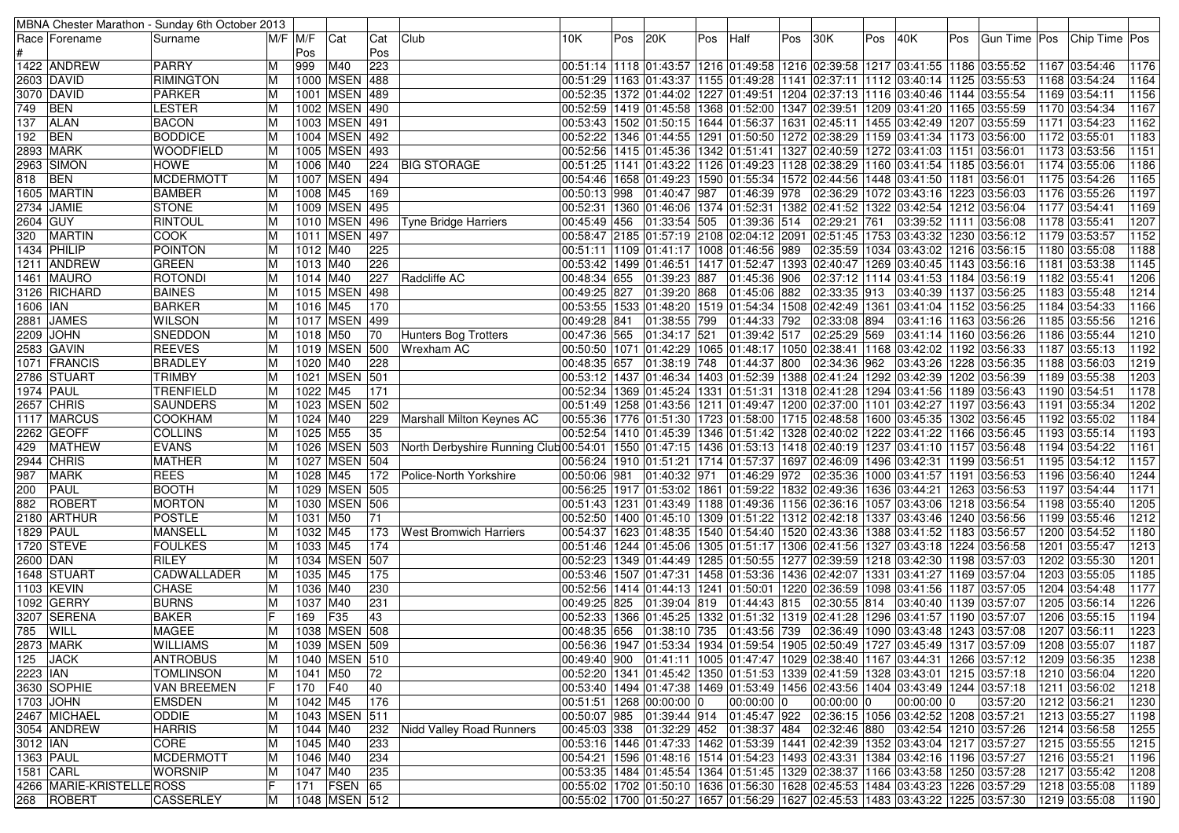| MBNA Chester Marathon - Sunday 6th October 2013 | | | | | | | | | | | | | | | | | | | | | |
|---|---|---|---|---|---|---|---|---|---|---|---|---|---|---|---|---|---|---|---|---|---|
| Race # | Forename | Surname | M/F | M/F Pos | Cat | Cat Pos | Club | 10K | Pos | 20K | Pos | Half | Pos | 30K | Pos | 40K | Pos | Gun Time | Pos | Chip Time | Pos |
| 1422 | ANDREW | PARRY | M | 999 | M40 | 223 | | 00:51:14 | 1118 | 01:43:57 | 1216 | 01:49:58 | 1216 | 02:39:58 | 1217 | 03:41:55 | 1186 | 03:55:52 | 1167 | 03:54:46 | 1176 |
| 2603 | DAVID | RIMINGTON | M | 1000 | MSEN | 488 | | 00:51:29 | 1163 | 01:43:37 | 1155 | 01:49:28 | 1141 | 02:37:11 | 1112 | 03:40:14 | 1125 | 03:55:53 | 1168 | 03:54:24 | 1164 |
| 3070 | DAVID | PARKER | M | 1001 | MSEN | 489 | | 00:52:35 | 1372 | 01:44:02 | 1227 | 01:49:51 | 1204 | 02:37:13 | 1116 | 03:40:46 | 1144 | 03:55:54 | 1169 | 03:54:11 | 1156 |
| 749 | BEN | LESTER | M | 1002 | MSEN | 490 | | 00:52:59 | 1419 | 01:45:58 | 1368 | 01:52:00 | 1347 | 02:39:51 | 1209 | 03:41:20 | 1165 | 03:55:59 | 1170 | 03:54:34 | 1167 |
| 137 | ALAN | BACON | M | 1003 | MSEN | 491 | | 00:53:43 | 1502 | 01:50:15 | 1644 | 01:56:37 | 1631 | 02:45:11 | 1455 | 03:42:49 | 1207 | 03:55:59 | 1171 | 03:54:23 | 1162 |
| 192 | BEN | BODDICE | M | 1004 | MSEN | 492 | | 00:52:22 | 1346 | 01:44:55 | 1291 | 01:50:50 | 1272 | 02:38:29 | 1159 | 03:41:34 | 1173 | 03:56:00 | 1172 | 03:55:01 | 1183 |
| 2893 | MARK | WOODFIELD | M | 1005 | MSEN | 493 | | 00:52:56 | 1415 | 01:45:36 | 1342 | 01:51:41 | 1327 | 02:40:59 | 1272 | 03:41:03 | 1151 | 03:56:01 | 1173 | 03:53:56 | 1151 |
| 2963 | SIMON | HOWE | M | 1006 | M40 | 224 | BIG STORAGE | 00:51:25 | 1141 | 01:43:22 | 1126 | 01:49:23 | 1128 | 02:38:29 | 1160 | 03:41:54 | 1185 | 03:56:01 | 1174 | 03:55:06 | 1186 |
| 818 | BEN | MCDERMOTT | M | 1007 | MSEN | 494 | | 00:54:46 | 1658 | 01:49:23 | 1590 | 01:55:34 | 1572 | 02:44:56 | 1448 | 03:41:50 | 1181 | 03:56:01 | 1175 | 03:54:26 | 1165 |
| 1605 | MARTIN | BAMBER | M | 1008 | M45 | 169 | | 00:50:13 | 998 | 01:40:47 | 987 | 01:46:39 | 978 | 02:36:29 | 1072 | 03:43:16 | 1223 | 03:56:03 | 1176 | 03:55:26 | 1197 |
| 2734 | JAMIE | STONE | M | 1009 | MSEN | 495 | | 00:52:31 | 1360 | 01:46:06 | 1374 | 01:52:31 | 1382 | 02:41:52 | 1322 | 03:42:54 | 1212 | 03:56:04 | 1177 | 03:54:41 | 1169 |
| 2604 | GUY | RINTOUL | M | 1010 | MSEN | 496 | Tyne Bridge Harriers | 00:45:49 | 456 | 01:33:54 | 505 | 01:39:36 | 514 | 02:29:21 | 761 | 03:39:52 | 1111 | 03:56:08 | 1178 | 03:55:41 | 1207 |
| 320 | MARTIN | COOK | M | 1011 | MSEN | 497 | | 00:58:47 | 2185 | 01:57:19 | 2108 | 02:04:12 | 2091 | 02:51:45 | 1753 | 03:43:32 | 1230 | 03:56:12 | 1179 | 03:53:57 | 1152 |
| 1434 | PHILIP | POINTON | M | 1012 | M40 | 225 | | 00:51:11 | 1109 | 01:41:17 | 1008 | 01:46:56 | 989 | 02:35:59 | 1034 | 03:43:02 | 1216 | 03:56:15 | 1180 | 03:55:30 | 1188 |
| 1211 | ANDREW | GREEN | M | 1013 | M40 | 226 | | 00:53:42 | 1499 | 01:46:51 | 1417 | 01:52:47 | 1393 | 02:40:47 | 1269 | 03:40:45 | 1143 | 03:56:16 | 1181 | 03:53:38 | 1145 |
| 1461 | MAURO | ROTONDI | M | 1014 | M40 | 227 | Radcliffe AC | 00:48:34 | 655 | 01:39:23 | 887 | 01:45:36 | 906 | 02:37:12 | 1114 | 03:41:53 | 1184 | 03:56:19 | 1182 | 03:55:41 | 1206 |
| 3126 | RICHARD | BAINES | M | 1015 | MSEN | 498 | | 00:49:25 | 827 | 01:39:20 | 868 | 01:45:06 | 882 | 02:33:35 | 913 | 03:40:39 | 1137 | 03:56:25 | 1183 | 03:55:48 | 1214 |
| 1606 | IAN | BARKER | M | 1016 | M45 | 170 | | 00:53:55 | 1533 | 01:48:20 | 1519 | 01:54:34 | 1508 | 02:42:49 | 1361 | 03:41:04 | 1152 | 03:56:25 | 1184 | 03:54:33 | 1166 |
| 2881 | JAMES | WILSON | M | 1017 | MSEN | 499 | | 00:49:28 | 841 | 01:38:55 | 799 | 01:44:33 | 792 | 02:33:08 | 894 | 03:41:16 | 1163 | 03:56:26 | 1185 | 03:55:56 | 1216 |
| 2209 | JOHN | SNEDDON | M | 1018 | M50 | 70 | Hunters Bog Trotters | 00:47:36 | 565 | 01:34:17 | 521 | 01:39:42 | 517 | 02:25:29 | 569 | 03:41:14 | 1160 | 03:56:26 | 1186 | 03:55:44 | 1210 |
| 2583 | GAVIN | REEVES | M | 1019 | MSEN | 500 | Wrexham AC | 00:50:50 | 1071 | 01:42:29 | 1065 | 01:48:17 | 1050 | 02:38:41 | 1168 | 03:42:02 | 1192 | 03:56:33 | 1187 | 03:55:13 | 1192 |
| 1071 | FRANCIS | BRADLEY | M | 1020 | M40 | 228 | | 00:48:35 | 657 | 01:38:19 | 748 | 01:44:37 | 800 | 02:34:36 | 962 | 03:43:26 | 1228 | 03:56:35 | 1188 | 03:56:03 | 1219 |
| 2786 | STUART | TRIMBY | M | 1021 | MSEN | 501 | | 00:53:12 | 1437 | 01:46:34 | 1403 | 01:52:39 | 1388 | 02:41:24 | 1292 | 03:42:39 | 1202 | 03:56:39 | 1189 | 03:55:38 | 1203 |
| 1974 | PAUL | TRENFIELD | M | 1022 | M45 | 171 | | 00:52:34 | 1369 | 01:45:24 | 1331 | 01:51:31 | 1318 | 02:41:28 | 1294 | 03:41:56 | 1189 | 03:56:43 | 1190 | 03:54:51 | 1178 |
| 2657 | CHRIS | SAUNDERS | M | 1023 | MSEN | 502 | | 00:51:49 | 1258 | 01:43:56 | 1211 | 01:49:47 | 1200 | 02:37:00 | 1101 | 03:42:27 | 1197 | 03:56:43 | 1191 | 03:55:34 | 1202 |
| 1117 | MARCUS | COOKHAM | M | 1024 | M40 | 229 | Marshall Milton Keynes AC | 00:55:36 | 1776 | 01:51:30 | 1723 | 01:58:00 | 1715 | 02:48:58 | 1600 | 03:45:35 | 1302 | 03:56:45 | 1192 | 03:55:02 | 1184 |
| 2262 | GEOFF | COLLINS | M | 1025 | M55 | 35 | | 00:52:54 | 1410 | 01:45:39 | 1346 | 01:51:42 | 1328 | 02:40:02 | 1222 | 03:41:22 | 1166 | 03:56:45 | 1193 | 03:55:14 | 1193 |
| 429 | MATHEW | EVANS | M | 1026 | MSEN | 503 | North Derbyshire Running Club | 00:54:01 | 1550 | 01:47:15 | 1436 | 01:53:13 | 1418 | 02:40:19 | 1237 | 03:41:10 | 1157 | 03:56:48 | 1194 | 03:54:22 | 1161 |
| 2944 | CHRIS | MATHER | M | 1027 | MSEN | 504 | | 00:56:24 | 1910 | 01:51:21 | 1714 | 01:57:37 | 1697 | 02:46:09 | 1496 | 03:42:31 | 1199 | 03:56:51 | 1195 | 03:54:12 | 1157 |
| 987 | MARK | REES | M | 1028 | M45 | 172 | Police-North Yorkshire | 00:50:06 | 981 | 01:40:32 | 971 | 01:46:29 | 972 | 02:35:36 | 1000 | 03:41:57 | 1191 | 03:56:53 | 1196 | 03:56:40 | 1244 |
| 200 | PAUL | BOOTH | M | 1029 | MSEN | 505 | | 00:56:25 | 1917 | 01:53:02 | 1861 | 01:59:22 | 1832 | 02:49:36 | 1636 | 03:44:21 | 1263 | 03:56:53 | 1197 | 03:54:44 | 1171 |
| 882 | ROBERT | MORTON | M | 1030 | MSEN | 506 | | 00:51:43 | 1231 | 01:43:49 | 1188 | 01:49:36 | 1156 | 02:36:16 | 1057 | 03:43:06 | 1218 | 03:56:54 | 1198 | 03:55:40 | 1205 |
| 2180 | ARTHUR | POSTLE | M | 1031 | M50 | 71 | | 00:52:50 | 1400 | 01:45:10 | 1309 | 01:51:22 | 1312 | 02:42:18 | 1337 | 03:43:46 | 1240 | 03:56:56 | 1199 | 03:55:46 | 1212 |
| 1829 | PAUL | MANSELL | M | 1032 | M45 | 173 | West Bromwich Harriers | 00:54:37 | 1623 | 01:48:35 | 1540 | 01:54:40 | 1520 | 02:43:36 | 1388 | 03:41:52 | 1183 | 03:56:57 | 1200 | 03:54:52 | 1180 |
| 1720 | STEVE | FOULKES | M | 1033 | M45 | 174 | | 00:51:46 | 1244 | 01:45:06 | 1305 | 01:51:17 | 1306 | 02:41:56 | 1327 | 03:43:18 | 1224 | 03:56:58 | 1201 | 03:55:47 | 1213 |
| 2600 | DAN | RILEY | M | 1034 | MSEN | 507 | | 00:52:23 | 1349 | 01:44:49 | 1285 | 01:50:55 | 1277 | 02:39:59 | 1218 | 03:42:30 | 1198 | 03:57:03 | 1202 | 03:55:30 | 1201 |
| 1648 | STUART | CADWALLADER | M | 1035 | M45 | 175 | | 00:53:46 | 1507 | 01:47:31 | 1458 | 01:53:36 | 1436 | 02:42:07 | 1331 | 03:41:27 | 1169 | 03:57:04 | 1203 | 03:55:05 | 1185 |
| 1103 | KEVIN | CHASE | M | 1036 | M40 | 230 | | 00:52:56 | 1414 | 01:44:13 | 1241 | 01:50:01 | 1220 | 02:36:59 | 1098 | 03:41:56 | 1187 | 03:57:05 | 1204 | 03:54:48 | 1177 |
| 1092 | GERRY | BURNS | M | 1037 | M40 | 231 | | 00:49:25 | 825 | 01:39:04 | 819 | 01:44:43 | 815 | 02:30:55 | 814 | 03:40:40 | 1139 | 03:57:07 | 1205 | 03:56:14 | 1226 |
| 3207 | SERENA | BAKER | F | 169 | F35 | 43 | | 00:52:33 | 1366 | 01:45:25 | 1332 | 01:51:32 | 1319 | 02:41:28 | 1296 | 03:41:57 | 1190 | 03:57:07 | 1206 | 03:55:15 | 1194 |
| 785 | WILL | MAGEE | M | 1038 | MSEN | 508 | | 00:48:35 | 656 | 01:38:10 | 735 | 01:43:56 | 739 | 02:36:49 | 1090 | 03:43:48 | 1243 | 03:57:08 | 1207 | 03:56:11 | 1223 |
| 2873 | MARK | WILLIAMS | M | 1039 | MSEN | 509 | | 00:56:36 | 1947 | 01:53:34 | 1934 | 01:59:54 | 1905 | 02:50:49 | 1727 | 03:45:49 | 1317 | 03:57:09 | 1208 | 03:55:07 | 1187 |
| 125 | JACK | ANTROBUS | M | 1040 | MSEN | 510 | | 00:49:40 | 900 | 01:41:11 | 1005 | 01:47:47 | 1029 | 02:38:40 | 1167 | 03:44:31 | 1266 | 03:57:12 | 1209 | 03:56:35 | 1238 |
| 2223 | IAN | TOMLINSON | M | 1041 | M50 | 72 | | 00:52:20 | 1341 | 01:45:42 | 1350 | 01:51:53 | 1339 | 02:41:59 | 1328 | 03:43:01 | 1215 | 03:57:18 | 1210 | 03:56:04 | 1220 |
| 3630 | SOPHIE | VAN BREEMEN | F | 170 | F40 | 40 | | 00:53:40 | 1494 | 01:47:38 | 1469 | 01:53:49 | 1456 | 02:43:56 | 1404 | 03:43:49 | 1244 | 03:57:18 | 1211 | 03:56:02 | 1218 |
| 1703 | JOHN | EMSDEN | M | 1042 | M45 | 176 | | 00:51:51 | 1268 | 00:00:00 | 0 | 00:00:00 | 0 | 00:00:00 | 0 | 00:00:00 | 0 | 03:57:20 | 1212 | 03:56:21 | 1230 |
| 2467 | MICHAEL | ODDIE | M | 1043 | MSEN | 511 | | 00:50:07 | 985 | 01:39:44 | 914 | 01:45:47 | 922 | 02:36:15 | 1056 | 03:42:52 | 1208 | 03:57:21 | 1213 | 03:55:27 | 1198 |
| 3054 | ANDREW | HARRIS | M | 1044 | M40 | 232 | Nidd Valley Road Runners | 00:45:03 | 338 | 01:32:29 | 452 | 01:38:37 | 484 | 02:32:46 | 880 | 03:42:54 | 1210 | 03:57:26 | 1214 | 03:56:58 | 1255 |
| 3012 | IAN | CORE | M | 1045 | M40 | 233 | | 00:53:16 | 1446 | 01:47:33 | 1462 | 01:53:39 | 1441 | 02:42:39 | 1352 | 03:43:04 | 1217 | 03:57:27 | 1215 | 03:55:55 | 1215 |
| 1363 | PAUL | MCDERMOTT | M | 1046 | M40 | 234 | | 00:54:21 | 1596 | 01:48:16 | 1514 | 01:54:23 | 1493 | 02:43:31 | 1384 | 03:42:16 | 1196 | 03:57:27 | 1216 | 03:55:21 | 1196 |
| 1581 | CARL | WORSNIP | M | 1047 | M40 | 235 | | 00:53:35 | 1484 | 01:45:54 | 1364 | 01:51:45 | 1329 | 02:38:37 | 1166 | 03:43:58 | 1250 | 03:57:28 | 1217 | 03:55:42 | 1208 |
| 4266 | MARIE-KRISTELLE | ROSS | F | 171 | FSEN | 65 | | 00:55:02 | 1702 | 01:50:10 | 1636 | 01:56:30 | 1628 | 02:45:53 | 1484 | 03:43:23 | 1226 | 03:57:29 | 1218 | 03:55:08 | 1189 |
| 268 | ROBERT | CASSERLEY | M | 1048 | MSEN | 512 | | 00:55:02 | 1700 | 01:50:27 | 1657 | 01:56:29 | 1627 | 02:45:53 | 1483 | 03:43:22 | 1225 | 03:57:30 | 1219 | 03:55:08 | 1190 |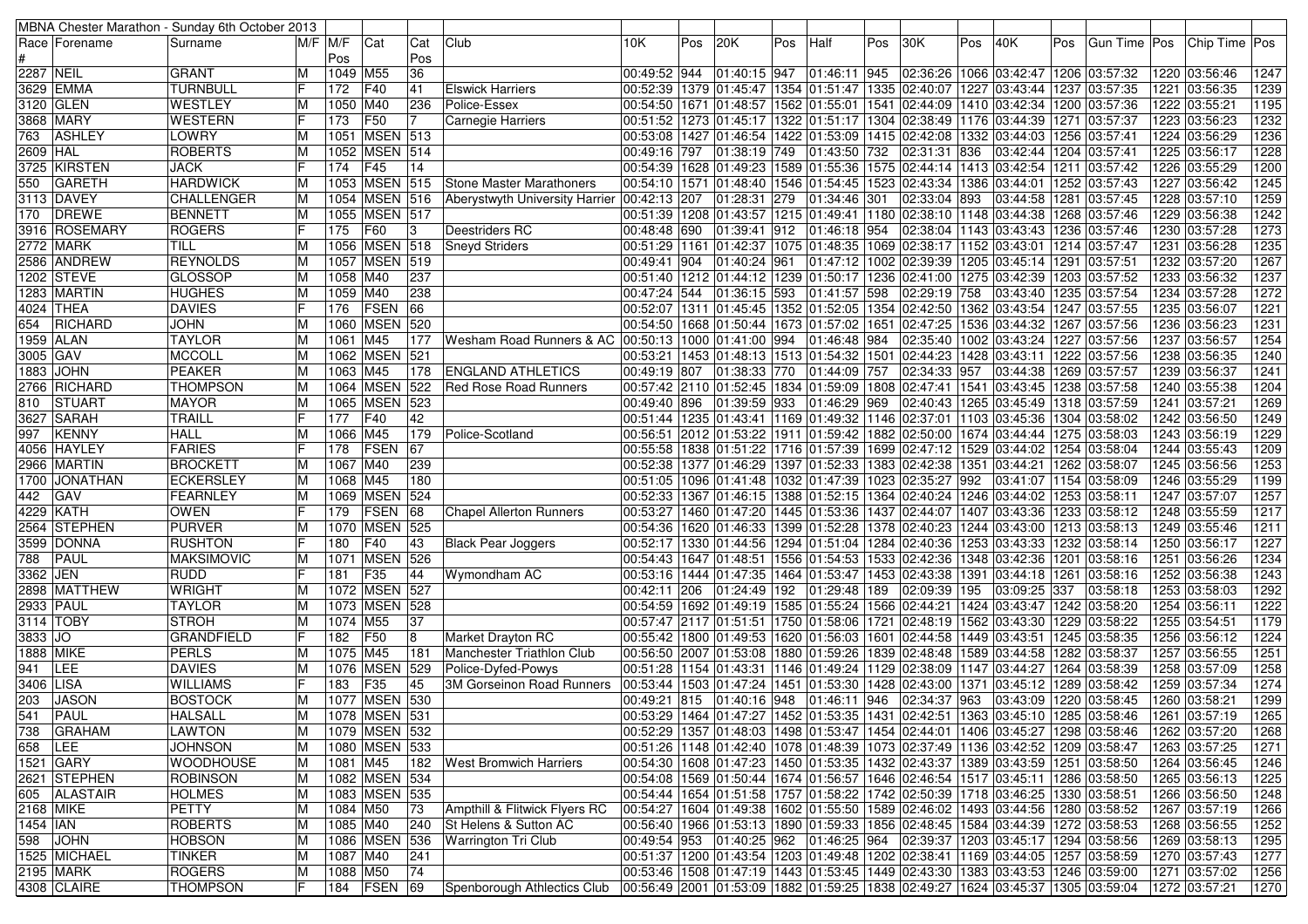| MBNA Chester Marathon - Sunday 6th October 2013 | | | | | | | | | | | | | | | | | | | | | | |
|---|---|---|---|---|---|---|---|---|---|---|---|---|---|---|---|---|---|---|---|---|---|---|
| Race # | Forename | Surname | M/F | M/F Pos | Cat | Cat Pos | Club | 10K | Pos | 20K | Pos | Half | Pos | 30K | Pos | 40K | Pos | Gun Time | Pos | Chip Time | Pos |
| 2287 | NEIL | GRANT | M | 1049 | M55 | 36 | | 00:49:52 | 944 | 01:40:15 | 947 | 01:46:11 | 945 | 02:36:26 | 1066 | 03:42:47 | 1206 | 03:57:32 | 1220 | 03:56:46 | 1247 |
| 3629 | EMMA | TURNBULL | F | 172 | F40 | 41 | Elswick Harriers | 00:52:39 | 1379 | 01:45:47 | 1354 | 01:51:47 | 1335 | 02:40:07 | 1227 | 03:43:44 | 1237 | 03:57:35 | 1221 | 03:56:35 | 1239 |
| 3120 | GLEN | WESTLEY | M | 1050 | M40 | 236 | Police-Essex | 00:54:50 | 1671 | 01:48:57 | 1562 | 01:55:01 | 1541 | 02:44:09 | 1410 | 03:42:34 | 1200 | 03:57:36 | 1222 | 03:55:21 | 1195 |
| 3868 | MARY | WESTERN | F | 173 | F50 | 7 | Carnegie Harriers | 00:51:52 | 1273 | 01:45:17 | 1322 | 01:51:17 | 1304 | 02:38:49 | 1176 | 03:44:39 | 1271 | 03:57:37 | 1223 | 03:56:23 | 1232 |
| 763 | ASHLEY | LOWRY | M | 1051 | MSEN | 513 | | 00:53:08 | 1427 | 01:46:54 | 1422 | 01:53:09 | 1415 | 02:42:08 | 1332 | 03:44:03 | 1256 | 03:57:41 | 1224 | 03:56:29 | 1236 |
| 2609 | HAL | ROBERTS | M | 1052 | MSEN | 514 | | 00:49:16 | 797 | 01:38:19 | 749 | 01:43:50 | 732 | 02:31:31 | 836 | 03:42:44 | 1204 | 03:57:41 | 1225 | 03:56:17 | 1228 |
| 3725 | KIRSTEN | JACK | F | 174 | F45 | 14 | | 00:54:39 | 1628 | 01:49:23 | 1589 | 01:55:36 | 1575 | 02:44:14 | 1413 | 03:42:54 | 1211 | 03:57:42 | 1226 | 03:55:29 | 1200 |
| 550 | GARETH | HARDWICK | M | 1053 | MSEN | 515 | Stone Master Marathoners | 00:54:10 | 1571 | 01:48:40 | 1546 | 01:54:45 | 1523 | 02:43:34 | 1386 | 03:44:01 | 1252 | 03:57:43 | 1227 | 03:56:42 | 1245 |
| 3113 | DAVEY | CHALLENGER | M | 1054 | MSEN | 516 | Aberystwyth University Harrier | 00:42:13 | 207 | 01:28:31 | 279 | 01:34:46 | 301 | 02:33:04 | 893 | 03:44:58 | 1281 | 03:57:45 | 1228 | 03:57:10 | 1259 |
| 170 | DREWE | BENNETT | M | 1055 | MSEN | 517 | | 00:51:39 | 1208 | 01:43:57 | 1215 | 01:49:41 | 1180 | 02:38:10 | 1148 | 03:44:38 | 1268 | 03:57:46 | 1229 | 03:56:38 | 1242 |
| 3916 | ROSEMARY | ROGERS | F | 175 | F60 | 3 | Deestriders RC | 00:48:48 | 690 | 01:39:41 | 912 | 01:46:18 | 954 | 02:38:04 | 1143 | 03:43:43 | 1236 | 03:57:46 | 1230 | 03:57:28 | 1273 |
| 2772 | MARK | TILL | M | 1056 | MSEN | 518 | Sneyd Striders | 00:51:29 | 1161 | 01:42:37 | 1075 | 01:48:35 | 1069 | 02:38:17 | 1152 | 03:43:01 | 1214 | 03:57:47 | 1231 | 03:56:28 | 1235 |
| 2586 | ANDREW | REYNOLDS | M | 1057 | MSEN | 519 | | 00:49:41 | 904 | 01:40:24 | 961 | 01:47:12 | 1002 | 02:39:39 | 1205 | 03:45:14 | 1291 | 03:57:51 | 1232 | 03:57:20 | 1267 |
| 1202 | STEVE | GLOSSOP | M | 1058 | M40 | 237 | | 00:51:40 | 1212 | 01:44:12 | 1239 | 01:50:17 | 1236 | 02:41:00 | 1275 | 03:42:39 | 1203 | 03:57:52 | 1233 | 03:56:32 | 1237 |
| 1283 | MARTIN | HUGHES | M | 1059 | M40 | 238 | | 00:47:24 | 544 | 01:36:15 | 593 | 01:41:57 | 598 | 02:29:19 | 758 | 03:43:40 | 1235 | 03:57:54 | 1234 | 03:57:28 | 1272 |
| 4024 | THEA | DAVIES | F | 176 | FSEN | 66 | | 00:52:07 | 1311 | 01:45:45 | 1352 | 01:52:05 | 1354 | 02:42:50 | 1362 | 03:43:54 | 1247 | 03:57:55 | 1235 | 03:56:07 | 1221 |
| 654 | RICHARD | JOHN | M | 1060 | MSEN | 520 | | 00:54:50 | 1668 | 01:50:44 | 1673 | 01:57:02 | 1651 | 02:47:25 | 1536 | 03:44:32 | 1267 | 03:57:56 | 1236 | 03:56:23 | 1231 |
| 1959 | ALAN | TAYLOR | M | 1061 | M45 | 177 | Wesham Road Runners & AC | 00:50:13 | 1000 | 01:41:00 | 994 | 01:46:48 | 984 | 02:35:40 | 1002 | 03:43:24 | 1227 | 03:57:56 | 1237 | 03:56:57 | 1254 |
| 3005 | GAV | MCCOLL | M | 1062 | MSEN | 521 | | 00:53:21 | 1453 | 01:48:13 | 1513 | 01:54:32 | 1501 | 02:44:23 | 1428 | 03:43:11 | 1222 | 03:57:56 | 1238 | 03:56:35 | 1240 |
| 1883 | JOHN | PEAKER | M | 1063 | M45 | 178 | ENGLAND ATHLETICS | 00:49:19 | 807 | 01:38:33 | 770 | 01:44:09 | 757 | 02:34:33 | 957 | 03:44:38 | 1269 | 03:57:57 | 1239 | 03:56:37 | 1241 |
| 2766 | RICHARD | THOMPSON | M | 1064 | MSEN | 522 | Red Rose Road Runners | 00:57:42 | 2110 | 01:52:45 | 1834 | 01:59:09 | 1808 | 02:47:41 | 1541 | 03:43:45 | 1238 | 03:57:58 | 1240 | 03:55:38 | 1204 |
| 810 | STUART | MAYOR | M | 1065 | MSEN | 523 | | 00:49:40 | 896 | 01:39:59 | 933 | 01:46:29 | 969 | 02:40:43 | 1265 | 03:45:49 | 1318 | 03:57:59 | 1241 | 03:57:21 | 1269 |
| 3627 | SARAH | TRAILL | F | 177 | F40 | 42 | | 00:51:44 | 1235 | 01:43:41 | 1169 | 01:49:32 | 1146 | 02:37:01 | 1103 | 03:45:36 | 1304 | 03:58:02 | 1242 | 03:56:50 | 1249 |
| 997 | KENNY | HALL | M | 1066 | M45 | 179 | Police-Scotland | 00:56:51 | 2012 | 01:53:22 | 1911 | 01:59:42 | 1882 | 02:50:00 | 1674 | 03:44:44 | 1275 | 03:58:03 | 1243 | 03:56:19 | 1229 |
| 4056 | HAYLEY | FARIES | F | 178 | FSEN | 67 | | 00:55:58 | 1838 | 01:51:22 | 1716 | 01:57:39 | 1699 | 02:47:12 | 1529 | 03:44:02 | 1254 | 03:58:04 | 1244 | 03:55:43 | 1209 |
| 2966 | MARTIN | BROCKETT | M | 1067 | M40 | 239 | | 00:52:38 | 1377 | 01:46:29 | 1397 | 01:52:33 | 1383 | 02:42:38 | 1351 | 03:44:21 | 1262 | 03:58:07 | 1245 | 03:56:56 | 1253 |
| 1700 | JONATHAN | ECKERSLEY | M | 1068 | M45 | 180 | | 00:51:05 | 1096 | 01:41:48 | 1032 | 01:47:39 | 1023 | 02:35:27 | 992 | 03:41:07 | 1154 | 03:58:09 | 1246 | 03:55:29 | 1199 |
| 442 | GAV | FEARNLEY | M | 1069 | MSEN | 524 | | 00:52:33 | 1367 | 01:46:15 | 1388 | 01:52:15 | 1364 | 02:40:24 | 1246 | 03:44:02 | 1253 | 03:58:11 | 1247 | 03:57:07 | 1257 |
| 4229 | KATH | OWEN | F | 179 | FSEN | 68 | Chapel Allerton Runners | 00:53:27 | 1460 | 01:47:20 | 1445 | 01:53:36 | 1437 | 02:44:07 | 1407 | 03:43:36 | 1233 | 03:58:12 | 1248 | 03:55:59 | 1217 |
| 2564 | STEPHEN | PURVER | M | 1070 | MSEN | 525 | | 00:54:36 | 1620 | 01:46:33 | 1399 | 01:52:28 | 1378 | 02:40:23 | 1244 | 03:43:00 | 1213 | 03:58:13 | 1249 | 03:55:46 | 1211 |
| 3599 | DONNA | RUSHTON | F | 180 | F40 | 43 | Black Pear Joggers | 00:52:17 | 1330 | 01:44:56 | 1294 | 01:51:04 | 1284 | 02:40:36 | 1253 | 03:43:33 | 1232 | 03:58:14 | 1250 | 03:56:17 | 1227 |
| 788 | PAUL | MAKSIMOVIC | M | 1071 | MSEN | 526 | | 00:54:43 | 1647 | 01:48:51 | 1556 | 01:54:53 | 1533 | 02:42:36 | 1348 | 03:42:36 | 1201 | 03:58:16 | 1251 | 03:56:26 | 1234 |
| 3362 | JEN | RUDD | F | 181 | F35 | 44 | Wymondham AC | 00:53:16 | 1444 | 01:47:35 | 1464 | 01:53:47 | 1453 | 02:43:38 | 1391 | 03:44:18 | 1261 | 03:58:16 | 1252 | 03:56:38 | 1243 |
| 2898 | MATTHEW | WRIGHT | M | 1072 | MSEN | 527 | | 00:42:11 | 206 | 01:24:49 | 192 | 01:29:48 | 189 | 02:09:39 | 195 | 03:09:25 | 337 | 03:58:18 | 1253 | 03:58:03 | 1292 |
| 2933 | PAUL | TAYLOR | M | 1073 | MSEN | 528 | | 00:54:59 | 1692 | 01:49:19 | 1585 | 01:55:24 | 1566 | 02:44:21 | 1424 | 03:43:47 | 1242 | 03:58:20 | 1254 | 03:56:11 | 1222 |
| 3114 | TOBY | STROH | M | 1074 | M55 | 37 | | 00:57:47 | 2117 | 01:51:51 | 1750 | 01:58:06 | 1721 | 02:48:19 | 1562 | 03:43:30 | 1229 | 03:58:22 | 1255 | 03:54:51 | 1179 |
| 3833 | JO | GRANDFIELD | F | 182 | F50 | 8 | Market Drayton RC | 00:55:42 | 1800 | 01:49:53 | 1620 | 01:56:03 | 1601 | 02:44:58 | 1449 | 03:43:51 | 1245 | 03:58:35 | 1256 | 03:56:12 | 1224 |
| 1888 | MIKE | PERLS | M | 1075 | M45 | 181 | Manchester Triathlon Club | 00:56:50 | 2007 | 01:53:08 | 1880 | 01:59:26 | 1839 | 02:48:48 | 1589 | 03:44:58 | 1282 | 03:58:37 | 1257 | 03:56:55 | 1251 |
| 941 | LEE | DAVIES | M | 1076 | MSEN | 529 | Police-Dyfed-Powys | 00:51:28 | 1154 | 01:43:31 | 1146 | 01:49:24 | 1129 | 02:38:09 | 1147 | 03:44:27 | 1264 | 03:58:39 | 1258 | 03:57:09 | 1258 |
| 3406 | LISA | WILLIAMS | F | 183 | F35 | 45 | 3M Gorseinon Road Runners | 00:53:44 | 1503 | 01:47:24 | 1451 | 01:53:30 | 1428 | 02:43:00 | 1371 | 03:45:12 | 1289 | 03:58:42 | 1259 | 03:57:34 | 1274 |
| 203 | JASON | BOSTOCK | M | 1077 | MSEN | 530 | | 00:49:21 | 815 | 01:40:16 | 948 | 01:46:11 | 946 | 02:34:37 | 963 | 03:43:09 | 1220 | 03:58:45 | 1260 | 03:58:21 | 1299 |
| 541 | PAUL | HALSALL | M | 1078 | MSEN | 531 | | 00:53:29 | 1464 | 01:47:27 | 1452 | 01:53:35 | 1431 | 02:42:51 | 1363 | 03:45:10 | 1285 | 03:58:46 | 1261 | 03:57:19 | 1265 |
| 738 | GRAHAM | LAWTON | M | 1079 | MSEN | 532 | | 00:52:29 | 1357 | 01:48:03 | 1498 | 01:53:47 | 1454 | 02:44:01 | 1406 | 03:45:27 | 1298 | 03:58:46 | 1262 | 03:57:20 | 1268 |
| 658 | LEE | JOHNSON | M | 1080 | MSEN | 533 | | 00:51:26 | 1148 | 01:42:40 | 1078 | 01:48:39 | 1073 | 02:37:49 | 1136 | 03:42:52 | 1209 | 03:58:47 | 1263 | 03:57:25 | 1271 |
| 1521 | GARY | WOODHOUSE | M | 1081 | M45 | 182 | West Bromwich Harriers | 00:54:30 | 1608 | 01:47:23 | 1450 | 01:53:35 | 1432 | 02:43:37 | 1389 | 03:43:59 | 1251 | 03:58:50 | 1264 | 03:56:45 | 1246 |
| 2621 | STEPHEN | ROBINSON | M | 1082 | MSEN | 534 | | 00:54:08 | 1569 | 01:50:44 | 1674 | 01:56:57 | 1646 | 02:46:54 | 1517 | 03:45:11 | 1286 | 03:58:50 | 1265 | 03:56:13 | 1225 |
| 605 | ALASTAIR | HOLMES | M | 1083 | MSEN | 535 | | 00:54:44 | 1654 | 01:51:58 | 1757 | 01:58:22 | 1742 | 02:50:39 | 1718 | 03:46:25 | 1330 | 03:58:51 | 1266 | 03:56:50 | 1248 |
| 2168 | MIKE | PETTY | M | 1084 | M50 | 73 | Ampthill & Flitwick Flyers RC | 00:54:27 | 1604 | 01:49:38 | 1602 | 01:55:50 | 1589 | 02:46:02 | 1493 | 03:44:56 | 1280 | 03:58:52 | 1267 | 03:57:19 | 1266 |
| 1454 | IAN | ROBERTS | M | 1085 | M40 | 240 | St Helens & Sutton AC | 00:56:40 | 1966 | 01:53:13 | 1890 | 01:59:33 | 1856 | 02:48:45 | 1584 | 03:44:39 | 1272 | 03:58:53 | 1268 | 03:56:55 | 1252 |
| 598 | JOHN | HOBSON | M | 1086 | MSEN | 536 | Warrington Tri Club | 00:49:54 | 953 | 01:40:25 | 962 | 01:46:25 | 964 | 02:39:37 | 1203 | 03:45:17 | 1294 | 03:58:56 | 1269 | 03:58:13 | 1295 |
| 1525 | MICHAEL | TINKER | M | 1087 | M40 | 241 | | 00:51:37 | 1200 | 01:43:54 | 1203 | 01:49:48 | 1202 | 02:38:41 | 1169 | 03:44:05 | 1257 | 03:58:59 | 1270 | 03:57:43 | 1277 |
| 2195 | MARK | ROGERS | M | 1088 | M50 | 74 | | 00:53:46 | 1508 | 01:47:19 | 1443 | 01:53:45 | 1449 | 02:43:30 | 1383 | 03:43:53 | 1246 | 03:59:00 | 1271 | 03:57:02 | 1256 |
| 4308 | CLAIRE | THOMPSON | F | 184 | FSEN | 69 | Spenborough Athlectics Club | 00:56:49 | 2001 | 01:53:09 | 1882 | 01:59:25 | 1838 | 02:49:27 | 1624 | 03:45:37 | 1305 | 03:59:04 | 1272 | 03:57:21 | 1270 |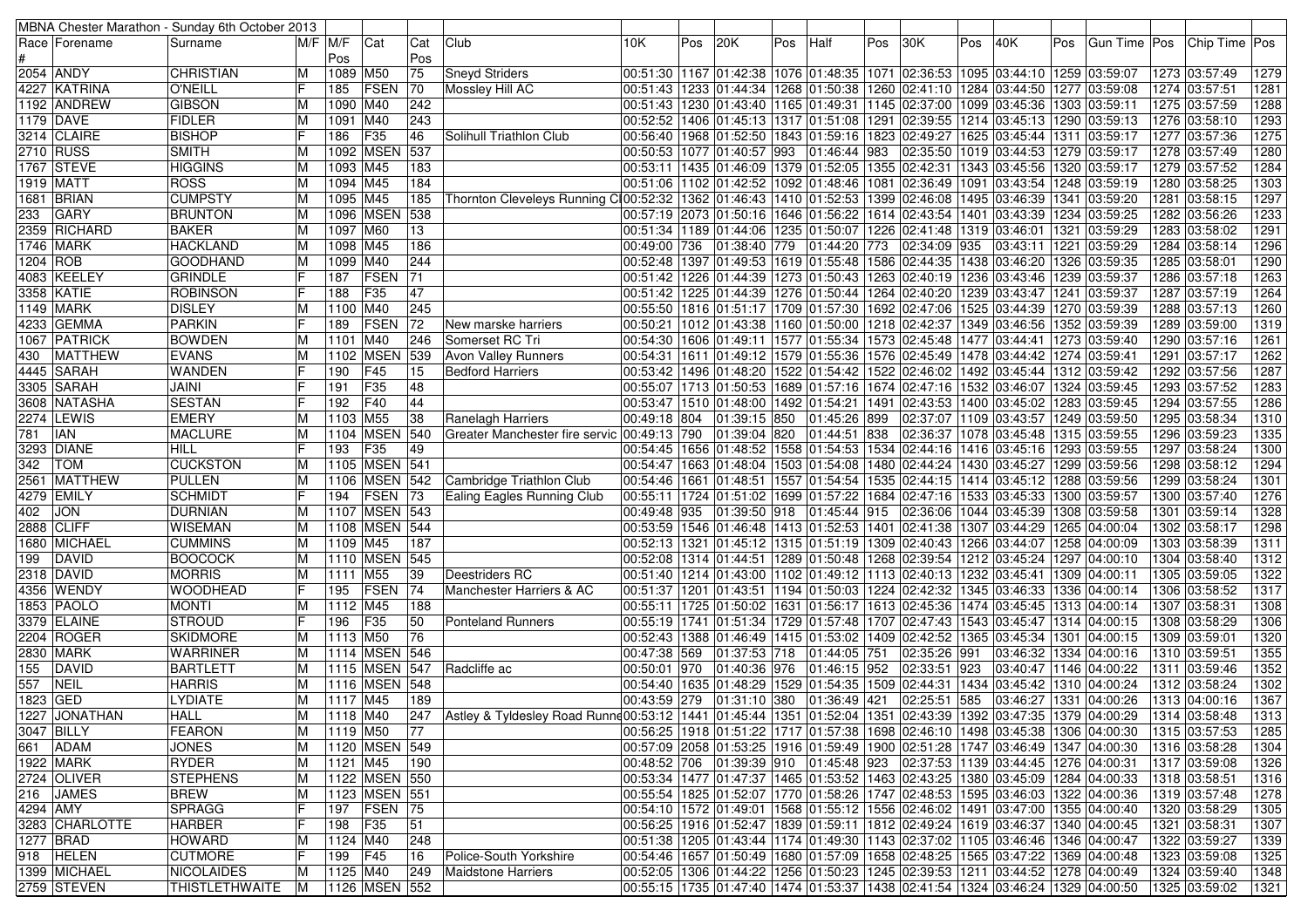| MBNA Chester Marathon - Sunday 6th October 2013 | | | | | | | | | | | | | | | | | | | | | | |
|---|---|---|---|---|---|---|---|---|---|---|---|---|---|---|---|---|---|---|---|---|---|---|
| Race # | Forename | Surname | M/F | M/F Pos | Cat | Cat Pos | Club | 10K | Pos | 20K | Pos | Half | Pos | 30K | Pos | 40K | Pos | Gun Time | Pos | Chip Time | Pos |
| 2054 | ANDY | CHRISTIAN | M | 1089 | M50 | 75 | Sneyd Striders | 00:51:30 | 1167 | 01:42:38 | 1076 | 01:48:35 | 1071 | 02:36:53 | 1095 | 03:44:10 | 1259 | 03:59:07 | 1273 | 03:57:49 | 1279 |
| 4227 | KATRINA | O'NEILL | F | 185 | FSEN | 70 | Mossley Hill AC | 00:51:43 | 1233 | 01:44:34 | 1268 | 01:50:38 | 1260 | 02:41:10 | 1284 | 03:44:50 | 1277 | 03:59:08 | 1274 | 03:57:51 | 1281 |
| 1192 | ANDREW | GIBSON | M | 1090 | M40 | 242 | | 00:51:43 | 1230 | 01:43:40 | 1165 | 01:49:31 | 1145 | 02:37:00 | 1099 | 03:45:36 | 1303 | 03:59:11 | 1275 | 03:57:59 | 1288 |
| 1179 | DAVE | FIDLER | M | 1091 | M40 | 243 | | 00:52:52 | 1406 | 01:45:13 | 1317 | 01:51:08 | 1291 | 02:39:55 | 1214 | 03:45:13 | 1290 | 03:59:13 | 1276 | 03:58:10 | 1293 |
| 3214 | CLAIRE | BISHOP | F | 186 | F35 | 46 | Solihull Triathlon Club | 00:56:40 | 1968 | 01:52:50 | 1843 | 01:59:16 | 1823 | 02:49:27 | 1625 | 03:45:44 | 1311 | 03:59:17 | 1277 | 03:57:36 | 1275 |
| 2710 | RUSS | SMITH | M | 1092 | MSEN | 537 | | 00:50:53 | 1077 | 01:40:57 | 993 | 01:46:44 | 983 | 02:35:50 | 1019 | 03:44:53 | 1279 | 03:59:17 | 1278 | 03:57:49 | 1280 |
| 1767 | STEVE | HIGGINS | M | 1093 | M45 | 183 | | 00:53:11 | 1435 | 01:46:09 | 1379 | 01:52:05 | 1355 | 02:42:31 | 1343 | 03:45:56 | 1320 | 03:59:17 | 1279 | 03:57:52 | 1284 |
| 1919 | MATT | ROSS | M | 1094 | M45 | 184 | | 00:51:06 | 1102 | 01:42:52 | 1092 | 01:48:46 | 1081 | 02:36:49 | 1091 | 03:43:54 | 1248 | 03:59:19 | 1280 | 03:58:25 | 1303 |
| 1681 | BRIAN | CUMPSTY | M | 1095 | M45 | 185 | Thornton Cleveleys Running Cl | 00:52:32 | 1362 | 01:46:43 | 1410 | 01:52:53 | 1399 | 02:46:08 | 1495 | 03:46:39 | 1341 | 03:59:20 | 1281 | 03:58:15 | 1297 |
| 233 | GARY | BRUNTON | M | 1096 | MSEN | 538 | | 00:57:19 | 2073 | 01:50:16 | 1646 | 01:56:22 | 1614 | 02:43:54 | 1401 | 03:43:39 | 1234 | 03:59:25 | 1282 | 03:56:26 | 1233 |
| 2359 | RICHARD | BAKER | M | 1097 | M60 | 13 | | 00:51:34 | 1189 | 01:44:06 | 1235 | 01:50:07 | 1226 | 02:41:48 | 1319 | 03:46:01 | 1321 | 03:59:29 | 1283 | 03:58:02 | 1291 |
| 1746 | MARK | HACKLAND | M | 1098 | M45 | 186 | | 00:49:00 | 736 | 01:38:40 | 779 | 01:44:20 | 773 | 02:34:09 | 935 | 03:43:11 | 1221 | 03:59:29 | 1284 | 03:58:14 | 1296 |
| 1204 | ROB | GOODHAND | M | 1099 | M40 | 244 | | 00:52:48 | 1397 | 01:49:53 | 1619 | 01:55:48 | 1586 | 02:44:35 | 1438 | 03:46:20 | 1326 | 03:59:35 | 1285 | 03:58:01 | 1290 |
| 4083 | KEELEY | GRINDLE | F | 187 | FSEN | 71 | | 00:51:42 | 1226 | 01:44:39 | 1273 | 01:50:43 | 1263 | 02:40:19 | 1236 | 03:43:46 | 1239 | 03:59:37 | 1286 | 03:57:18 | 1263 |
| 3358 | KATIE | ROBINSON | F | 188 | F35 | 47 | | 00:51:42 | 1225 | 01:44:39 | 1276 | 01:50:44 | 1264 | 02:40:20 | 1239 | 03:43:47 | 1241 | 03:59:37 | 1287 | 03:57:19 | 1264 |
| 1149 | MARK | DISLEY | M | 1100 | M40 | 245 | | 00:55:50 | 1816 | 01:51:17 | 1709 | 01:57:30 | 1692 | 02:47:06 | 1525 | 03:44:39 | 1270 | 03:59:39 | 1288 | 03:57:13 | 1260 |
| 4233 | GEMMA | PARKIN | F | 189 | FSEN | 72 | New marske harriers | 00:50:21 | 1012 | 01:43:38 | 1160 | 01:50:00 | 1218 | 02:42:37 | 1349 | 03:46:56 | 1352 | 03:59:39 | 1289 | 03:59:00 | 1319 |
| 1067 | PATRICK | BOWDEN | M | 1101 | M40 | 246 | Somerset RC Tri | 00:54:30 | 1606 | 01:49:11 | 1577 | 01:55:34 | 1573 | 02:45:48 | 1477 | 03:44:41 | 1273 | 03:59:40 | 1290 | 03:57:16 | 1261 |
| 430 | MATTHEW | EVANS | M | 1102 | MSEN | 539 | Avon Valley Runners | 00:54:31 | 1611 | 01:49:12 | 1579 | 01:55:36 | 1576 | 02:45:49 | 1478 | 03:44:42 | 1274 | 03:59:41 | 1291 | 03:57:17 | 1262 |
| 4445 | SARAH | WANDEN | F | 190 | F45 | 15 | Bedford Harriers | 00:53:42 | 1496 | 01:48:20 | 1522 | 01:54:42 | 1522 | 02:46:02 | 1492 | 03:45:44 | 1312 | 03:59:42 | 1292 | 03:57:56 | 1287 |
| 3305 | SARAH | JAINI | F | 191 | F35 | 48 | | 00:55:07 | 1713 | 01:50:53 | 1689 | 01:57:16 | 1674 | 02:47:16 | 1532 | 03:46:07 | 1324 | 03:59:45 | 1293 | 03:57:52 | 1283 |
| 3608 | NATASHA | SESTAN | F | 192 | F40 | 44 | | 00:53:47 | 1510 | 01:48:00 | 1492 | 01:54:21 | 1491 | 02:43:53 | 1400 | 03:45:02 | 1283 | 03:59:45 | 1294 | 03:57:55 | 1286 |
| 2274 | LEWIS | EMERY | M | 1103 | M55 | 38 | Ranelagh Harriers | 00:49:18 | 804 | 01:39:15 | 850 | 01:45:26 | 899 | 02:37:07 | 1109 | 03:43:57 | 1249 | 03:59:50 | 1295 | 03:58:34 | 1310 |
| 781 | IAN | MACLURE | M | 1104 | MSEN | 540 | Greater Manchester fire servic | 00:49:13 | 790 | 01:39:04 | 820 | 01:44:51 | 838 | 02:36:37 | 1078 | 03:45:48 | 1315 | 03:59:55 | 1296 | 03:59:23 | 1335 |
| 3293 | DIANE | HILL | F | 193 | F35 | 49 | | 00:54:45 | 1656 | 01:48:02 | 1558 | 01:54:53 | 1534 | 02:44:16 | 1416 | 03:45:16 | 1293 | 03:59:56 | 1297 | 03:58:24 | 1300 |
| 342 | TOM | CUCKSTON | M | 1105 | MSEN | 541 | | 00:54:47 | 1663 | 01:48:04 | 1503 | 01:54:08 | 1480 | 02:44:24 | 1430 | 03:45:27 | 1299 | 03:59:56 | 1298 | 03:58:12 | 1294 |
| 2561 | MATTHEW | PULLEN | M | 1106 | MSEN | 542 | Cambridge Triathlon Club | 00:54:46 | 1661 | 01:48:51 | 1557 | 01:54:54 | 1535 | 02:44:15 | 1414 | 03:45:12 | 1288 | 03:59:56 | 1299 | 03:58:24 | 1301 |
| 4279 | EMILY | SCHMIDT | F | 194 | FSEN | 73 | Ealing Eagles Running Club | 00:55:11 | 1724 | 01:51:02 | 1699 | 01:57:22 | 1684 | 02:47:16 | 1533 | 03:45:33 | 1300 | 03:59:57 | 1300 | 03:57:40 | 1276 |
| 402 | JON | DURNIAN | M | 1107 | MSEN | 543 | | 00:49:48 | 935 | 01:39:50 | 918 | 01:45:44 | 915 | 02:36:06 | 1044 | 03:45:39 | 1308 | 03:59:58 | 1301 | 03:59:14 | 1328 |
| 2888 | CLIFF | WISEMAN | M | 1108 | MSEN | 544 | | 00:53:59 | 1546 | 01:46:48 | 1413 | 01:52:53 | 1401 | 02:41:38 | 1307 | 03:44:29 | 1265 | 04:00:04 | 1302 | 03:58:17 | 1298 |
| 1680 | MICHAEL | CUMMINS | M | 1109 | M45 | 187 | | 00:52:13 | 1321 | 01:45:12 | 1315 | 01:51:19 | 1309 | 02:40:43 | 1266 | 03:44:07 | 1258 | 04:00:09 | 1303 | 03:58:39 | 1311 |
| 199 | DAVID | BOOCOCK | M | 1110 | MSEN | 545 | | 00:52:08 | 1314 | 01:44:51 | 1289 | 01:50:48 | 1268 | 02:39:54 | 1212 | 03:45:24 | 1297 | 04:00:10 | 1304 | 03:58:40 | 1312 |
| 2318 | DAVID | MORRIS | M | 1111 | M55 | 39 | Deestriders RC | 00:51:40 | 1214 | 01:43:00 | 1102 | 01:49:12 | 1113 | 02:40:13 | 1232 | 03:45:41 | 1309 | 04:00:11 | 1305 | 03:59:05 | 1322 |
| 4356 | WENDY | WOODHEAD | F | 195 | FSEN | 74 | Manchester Harriers & AC | 00:51:37 | 1201 | 01:43:51 | 1194 | 01:50:03 | 1224 | 02:42:32 | 1345 | 03:46:33 | 1336 | 04:00:14 | 1306 | 03:58:52 | 1317 |
| 1853 | PAOLO | MONTI | M | 1112 | M45 | 188 | | 00:55:11 | 1725 | 01:50:02 | 1631 | 01:56:17 | 1613 | 02:45:36 | 1474 | 03:45:45 | 1313 | 04:00:14 | 1307 | 03:58:31 | 1308 |
| 3379 | ELAINE | STROUD | F | 196 | F35 | 50 | Ponteland Runners | 00:55:19 | 1741 | 01:51:34 | 1729 | 01:57:48 | 1707 | 02:47:43 | 1543 | 03:45:47 | 1314 | 04:00:15 | 1308 | 03:58:29 | 1306 |
| 2204 | ROGER | SKIDMORE | M | 1113 | M50 | 76 | | 00:52:43 | 1388 | 01:46:49 | 1415 | 01:53:02 | 1409 | 02:42:52 | 1365 | 03:45:34 | 1301 | 04:00:15 | 1309 | 03:59:01 | 1320 |
| 2830 | MARK | WARRINER | M | 1114 | MSEN | 546 | | 00:47:38 | 569 | 01:37:53 | 718 | 01:44:05 | 751 | 02:35:26 | 991 | 03:46:32 | 1334 | 04:00:16 | 1310 | 03:59:51 | 1355 |
| 155 | DAVID | BARTLETT | M | 1115 | MSEN | 547 | Radcliffe ac | 00:50:01 | 970 | 01:40:36 | 976 | 01:46:15 | 952 | 02:33:51 | 923 | 03:40:47 | 1146 | 04:00:22 | 1311 | 03:59:46 | 1352 |
| 557 | NEIL | HARRIS | M | 1116 | MSEN | 548 | | 00:54:40 | 1635 | 01:48:29 | 1529 | 01:54:35 | 1509 | 02:44:31 | 1434 | 03:45:42 | 1310 | 04:00:24 | 1312 | 03:58:24 | 1302 |
| 1823 | GED | LYDIATE | M | 1117 | M45 | 189 | | 00:43:59 | 279 | 01:31:10 | 380 | 01:36:49 | 421 | 02:25:51 | 585 | 03:46:27 | 1331 | 04:00:26 | 1313 | 04:00:16 | 1367 |
| 1227 | JONATHAN | HALL | M | 1118 | M40 | 247 | Astley & Tyldesley Road Runne | 00:53:12 | 1441 | 01:45:44 | 1351 | 01:52:04 | 1351 | 02:43:39 | 1392 | 03:47:35 | 1379 | 04:00:29 | 1314 | 03:58:48 | 1313 |
| 3047 | BILLY | FEARON | M | 1119 | M50 | 77 | | 00:56:25 | 1918 | 01:51:22 | 1717 | 01:57:38 | 1698 | 02:46:10 | 1498 | 03:45:38 | 1306 | 04:00:30 | 1315 | 03:57:53 | 1285 |
| 661 | ADAM | JONES | M | 1120 | MSEN | 549 | | 00:57:09 | 2058 | 01:53:25 | 1916 | 01:59:49 | 1900 | 02:51:28 | 1747 | 03:46:49 | 1347 | 04:00:30 | 1316 | 03:58:28 | 1304 |
| 1922 | MARK | RYDER | M | 1121 | M45 | 190 | | 00:48:52 | 706 | 01:39:39 | 910 | 01:45:48 | 923 | 02:37:53 | 1139 | 03:44:45 | 1276 | 04:00:31 | 1317 | 03:59:08 | 1326 |
| 2724 | OLIVER | STEPHENS | M | 1122 | MSEN | 550 | | 00:53:34 | 1477 | 01:47:37 | 1465 | 01:53:52 | 1463 | 02:43:25 | 1380 | 03:45:09 | 1284 | 04:00:33 | 1318 | 03:58:51 | 1316 |
| 216 | JAMES | BREW | M | 1123 | MSEN | 551 | | 00:55:54 | 1825 | 01:52:07 | 1770 | 01:58:26 | 1747 | 02:48:53 | 1595 | 03:46:03 | 1322 | 04:00:36 | 1319 | 03:57:48 | 1278 |
| 4294 | AMY | SPRAGG | F | 197 | FSEN | 75 | | 00:54:10 | 1572 | 01:49:01 | 1568 | 01:55:12 | 1556 | 02:46:02 | 1491 | 03:47:00 | 1355 | 04:00:40 | 1320 | 03:58:29 | 1305 |
| 3283 | CHARLOTTE | HARBER | F | 198 | F35 | 51 | | 00:56:25 | 1916 | 01:52:47 | 1839 | 01:59:11 | 1812 | 02:49:24 | 1619 | 03:46:37 | 1340 | 04:00:45 | 1321 | 03:58:31 | 1307 |
| 1277 | BRAD | HOWARD | M | 1124 | M40 | 248 | | 00:51:38 | 1205 | 01:43:44 | 1174 | 01:49:30 | 1143 | 02:37:02 | 1105 | 03:46:46 | 1346 | 04:00:47 | 1322 | 03:59:27 | 1339 |
| 918 | HELEN | CUTMORE | F | 199 | F45 | 16 | Police-South Yorkshire | 00:54:46 | 1657 | 01:50:49 | 1680 | 01:57:09 | 1658 | 02:48:25 | 1565 | 03:47:22 | 1369 | 04:00:48 | 1323 | 03:59:08 | 1325 |
| 1399 | MICHAEL | NICOLAIDES | M | 1125 | M40 | 249 | Maidstone Harriers | 00:52:05 | 1306 | 01:44:22 | 1256 | 01:50:23 | 1245 | 02:39:53 | 1211 | 03:44:52 | 1278 | 04:00:49 | 1324 | 03:59:40 | 1348 |
| 2759 | STEVEN | THISTLETHWAITE | M | 1126 | MSEN | 552 | | 00:55:15 | 1735 | 01:47:40 | 1474 | 01:53:37 | 1438 | 02:41:54 | 1324 | 03:46:24 | 1329 | 04:00:50 | 1325 | 03:59:02 | 1321 |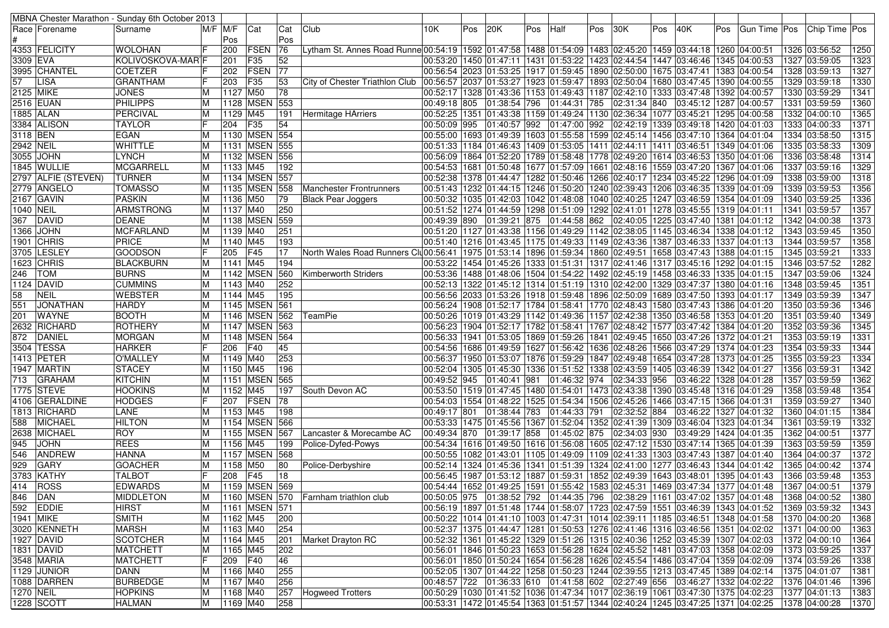| MBNA Chester Marathon - Sunday 6th October 2013 | | | | | | | | | | | | | | | | | | | | | |
|---|---|---|---|---|---|---|---|---|---|---|---|---|---|---|---|---|---|---|---|---|---|
| Race # | Forename | Surname | M/F | M/F Pos | Cat | Cat Pos | Club | 10K | Pos | 20K | Pos | Half | Pos | 30K | Pos | 40K | Pos | Gun Time | Pos | Chip Time | Pos |
| 4353 | FELICITY | WOLOHAN | F | 200 | FSEN | 76 | Lytham St. Annes Road Runne | 00:54:19 | 1592 | 01:47:58 | 1488 | 01:54:09 | 1483 | 02:45:20 | 1459 | 03:44:18 | 1260 | 04:00:51 | 1326 | 03:56:52 | 1250 |
| 3309 | EVA | KOLIVOSKOVA-MAR | F | 201 | F35 | 52 | | 00:53:20 | 1450 | 01:47:11 | 1431 | 01:53:22 | 1423 | 02:44:54 | 1447 | 03:46:46 | 1345 | 04:00:53 | 1327 | 03:59:05 | 1323 |
| 3995 | CHANTEL | COETZER | F | 202 | FSEN | 77 | | 00:56:54 | 2023 | 01:53:25 | 1917 | 01:59:45 | 1890 | 02:50:00 | 1675 | 03:47:41 | 1383 | 04:00:54 | 1328 | 03:59:13 | 1327 |
| 57 | LISA | GRANTHAM | F | 203 | F35 | 53 | City of Chester Triathlon Club | 00:56:57 | 2037 | 01:53:27 | 1923 | 01:59:47 | 1893 | 02:50:04 | 1680 | 03:47:45 | 1390 | 04:00:55 | 1329 | 03:59:18 | 1330 |
| 2125 | MIKE | JONES | M | 1127 | M50 | 78 | | 00:52:17 | 1328 | 01:43:36 | 1153 | 01:49:43 | 1187 | 02:42:10 | 1333 | 03:47:48 | 1392 | 04:00:57 | 1330 | 03:59:29 | 1341 |
| 2516 | EUAN | PHILIPPS | M | 1128 | MSEN | 553 | | 00:49:18 | 805 | 01:38:54 | 796 | 01:44:31 | 785 | 02:31:34 | 840 | 03:45:12 | 1287 | 04:00:57 | 1331 | 03:59:59 | 1360 |
| 1885 | ALAN | PERCIVAL | M | 1129 | M45 | 191 | Hermitage HArriers | 00:52:25 | 1351 | 01:43:38 | 1159 | 01:49:24 | 1130 | 02:36:34 | 1077 | 03:45:21 | 1295 | 04:00:58 | 1332 | 04:00:10 | 1365 |
| 3384 | ALISON | TAYLOR | F | 204 | F35 | 54 | | 00:50:09 | 995 | 01:40:57 | 992 | 01:47:00 | 992 | 02:42:19 | 1339 | 03:49:18 | 1420 | 04:01:03 | 1333 | 04:00:33 | 1371 |
| 3118 | BEN | EGAN | M | 1130 | MSEN | 554 | | 00:55:00 | 1693 | 01:49:39 | 1603 | 01:55:58 | 1599 | 02:45:14 | 1456 | 03:47:10 | 1364 | 04:01:04 | 1334 | 03:58:50 | 1315 |
| 2942 | NEIL | WHITTLE | M | 1131 | MSEN | 555 | | 00:51:33 | 1184 | 01:46:43 | 1409 | 01:53:05 | 1411 | 02:44:11 | 1411 | 03:46:51 | 1349 | 04:01:06 | 1335 | 03:58:33 | 1309 |
| 3055 | JOHN | LYNCH | M | 1132 | MSEN | 556 | | 00:56:09 | 1864 | 01:52:20 | 1789 | 01:58:48 | 1778 | 02:49:20 | 1614 | 03:46:53 | 1350 | 04:01:06 | 1336 | 03:58:48 | 1314 |
| 1845 | WULLIE | MCGARRELL | M | 1133 | M45 | 192 | | 00:54:53 | 1681 | 01:50:48 | 1677 | 01:57:09 | 1661 | 02:48:16 | 1559 | 03:47:20 | 1367 | 04:01:06 | 1337 | 03:59:16 | 1329 |
| 2797 | ALFIE (STEVEN) | TURNER | M | 1134 | MSEN | 557 | | 00:52:38 | 1378 | 01:44:47 | 1282 | 01:50:46 | 1266 | 02:40:17 | 1234 | 03:45:22 | 1296 | 04:01:09 | 1338 | 03:59:00 | 1318 |
| 2779 | ANGELO | TOMASSO | M | 1135 | MSEN | 558 | Manchester Frontrunners | 00:51:43 | 1232 | 01:44:15 | 1246 | 01:50:20 | 1240 | 02:39:43 | 1206 | 03:46:35 | 1339 | 04:01:09 | 1339 | 03:59:53 | 1356 |
| 2167 | GAVIN | PASKIN | M | 1136 | M50 | 79 | Black Pear Joggers | 00:50:32 | 1035 | 01:42:03 | 1042 | 01:48:08 | 1040 | 02:40:25 | 1247 | 03:46:59 | 1354 | 04:01:09 | 1340 | 03:59:25 | 1336 |
| 1040 | NEIL | ARMSTRONG | M | 1137 | M40 | 250 | | 00:51:52 | 1274 | 01:44:59 | 1298 | 01:51:09 | 1292 | 02:41:01 | 1278 | 03:45:55 | 1319 | 04:01:11 | 1341 | 03:59:57 | 1357 |
| 367 | DAVID | DEANE | M | 1138 | MSEN | 559 | | 00:49:39 | 890 | 01:39:21 | 875 | 01:44:58 | 862 | 02:40:05 | 1225 | 03:47:40 | 1381 | 04:01:12 | 1342 | 04:00:38 | 1373 |
| 1366 | JOHN | MCFARLAND | M | 1139 | M40 | 251 | | 00:51:20 | 1127 | 01:43:38 | 1156 | 01:49:29 | 1142 | 02:38:05 | 1145 | 03:46:34 | 1338 | 04:01:12 | 1343 | 03:59:45 | 1350 |
| 1901 | CHRIS | PRICE | M | 1140 | M45 | 193 | | 00:51:40 | 1216 | 01:43:45 | 1175 | 01:49:33 | 1149 | 02:43:36 | 1387 | 03:46:33 | 1337 | 04:01:13 | 1344 | 03:59:57 | 1358 |
| 3705 | LESLEY | GOODSON | F | 205 | F45 | 17 | North Wales Road Runners Clu | 00:56:41 | 1975 | 01:53:14 | 1896 | 01:59:34 | 1860 | 02:49:51 | 1658 | 03:47:43 | 1388 | 04:01:15 | 1345 | 03:59:21 | 1333 |
| 1623 | CHRIS | BLACKBURN | M | 1141 | M45 | 194 | | 00:53:22 | 1454 | 01:45:26 | 1333 | 01:51:31 | 1317 | 02:41:46 | 1317 | 03:45:16 | 1292 | 04:01:15 | 1346 | 03:57:52 | 1282 |
| 246 | TOM | BURNS | M | 1142 | MSEN | 560 | Kimberworth Striders | 00:53:36 | 1488 | 01:48:06 | 1504 | 01:54:22 | 1492 | 02:45:19 | 1458 | 03:46:33 | 1335 | 04:01:15 | 1347 | 03:59:06 | 1324 |
| 1124 | DAVID | CUMMINS | M | 1143 | M40 | 252 | | 00:52:13 | 1322 | 01:45:12 | 1314 | 01:51:19 | 1310 | 02:42:00 | 1329 | 03:47:37 | 1380 | 04:01:16 | 1348 | 03:59:45 | 1351 |
| 58 | NEIL | WEBSTER | M | 1144 | M45 | 195 | | 00:56:56 | 2033 | 01:53:26 | 1918 | 01:59:48 | 1896 | 02:50:09 | 1689 | 03:47:50 | 1393 | 04:01:17 | 1349 | 03:59:39 | 1347 |
| 551 | JONATHAN | HARDY | M | 1145 | MSEN | 561 | | 00:56:24 | 1908 | 01:52:17 | 1784 | 01:58:41 | 1770 | 02:48:43 | 1580 | 03:47:43 | 1386 | 04:01:20 | 1350 | 03:59:36 | 1346 |
| 201 | WAYNE | BOOTH | M | 1146 | MSEN | 562 | TeamPie | 00:50:26 | 1019 | 01:43:29 | 1142 | 01:49:36 | 1157 | 02:42:38 | 1350 | 03:46:58 | 1353 | 04:01:20 | 1351 | 03:59:40 | 1349 |
| 2632 | RICHARD | ROTHERY | M | 1147 | MSEN | 563 | | 00:56:23 | 1904 | 01:52:17 | 1782 | 01:58:41 | 1767 | 02:48:42 | 1577 | 03:47:42 | 1384 | 04:01:20 | 1352 | 03:59:36 | 1345 |
| 872 | DANIEL | MORGAN | M | 1148 | MSEN | 564 | | 00:56:33 | 1941 | 01:53:05 | 1869 | 01:59:26 | 1841 | 02:49:45 | 1650 | 03:47:26 | 1372 | 04:01:21 | 1353 | 03:59:19 | 1331 |
| 3504 | TESSA | HARKER | F | 206 | F40 | 45 | | 00:54:56 | 1686 | 01:49:59 | 1627 | 01:56:42 | 1636 | 02:48:26 | 1566 | 03:47:29 | 1374 | 04:01:23 | 1354 | 03:59:33 | 1344 |
| 1413 | PETER | O'MALLEY | M | 1149 | M40 | 253 | | 00:56:37 | 1950 | 01:53:07 | 1876 | 01:59:29 | 1847 | 02:49:48 | 1654 | 03:47:28 | 1373 | 04:01:25 | 1355 | 03:59:23 | 1334 |
| 1947 | MARTIN | STACEY | M | 1150 | M45 | 196 | | 00:52:04 | 1305 | 01:45:30 | 1336 | 01:51:52 | 1338 | 02:43:59 | 1405 | 03:46:39 | 1342 | 04:01:27 | 1356 | 03:59:31 | 1342 |
| 713 | GRAHAM | KITCHIN | M | 1151 | MSEN | 565 | | 00:49:52 | 945 | 01:40:41 | 981 | 01:46:32 | 974 | 02:34:33 | 956 | 03:46:22 | 1328 | 04:01:28 | 1357 | 03:59:59 | 1362 |
| 1775 | STEVE | HOOKINS | M | 1152 | M45 | 197 | South Devon AC | 00:53:50 | 1519 | 01:47:45 | 1480 | 01:54:01 | 1473 | 02:43:38 | 1390 | 03:45:48 | 1316 | 04:01:29 | 1358 | 03:59:48 | 1354 |
| 4106 | GERALDINE | HODGES | F | 207 | FSEN | 78 | | 00:54:03 | 1554 | 01:48:22 | 1525 | 01:54:34 | 1506 | 02:45:26 | 1466 | 03:47:15 | 1366 | 04:01:31 | 1359 | 03:59:27 | 1340 |
| 1813 | RICHARD | LANE | M | 1153 | M45 | 198 | | 00:49:17 | 801 | 01:38:44 | 783 | 01:44:33 | 791 | 02:32:52 | 884 | 03:46:22 | 1327 | 04:01:32 | 1360 | 04:01:15 | 1384 |
| 588 | MICHAEL | HILTON | M | 1154 | MSEN | 566 | | 00:53:33 | 1475 | 01:45:56 | 1367 | 01:52:04 | 1352 | 02:41:39 | 1309 | 03:46:04 | 1323 | 04:01:34 | 1361 | 03:59:19 | 1332 |
| 2638 | MICHAEL | ROY | M | 1155 | MSEN | 567 | Lancaster & Morecambe AC | 00:49:34 | 870 | 01:39:17 | 858 | 01:45:02 | 875 | 02:34:03 | 930 | 03:49:29 | 1424 | 04:01:35 | 1362 | 04:00:51 | 1377 |
| 945 | JOHN | REES | M | 1156 | M45 | 199 | Police-Dyfed-Powys | 00:54:34 | 1616 | 01:49:50 | 1616 | 01:56:08 | 1605 | 02:47:12 | 1530 | 03:47:14 | 1365 | 04:01:39 | 1363 | 03:59:59 | 1359 |
| 546 | ANDREW | HANNA | M | 1157 | MSEN | 568 | | 00:50:55 | 1082 | 01:43:01 | 1105 | 01:49:09 | 1109 | 02:41:33 | 1303 | 03:47:43 | 1387 | 04:01:40 | 1364 | 04:00:37 | 1372 |
| 929 | GARY | GOACHER | M | 1158 | M50 | 80 | Police-Derbyshire | 00:52:14 | 1324 | 01:45:36 | 1341 | 01:51:39 | 1324 | 02:41:00 | 1277 | 03:46:43 | 1344 | 04:01:42 | 1365 | 04:00:42 | 1374 |
| 3783 | KATHY | TALBOT | F | 208 | F45 | 18 | | 00:56:45 | 1987 | 01:53:12 | 1887 | 01:59:31 | 1852 | 02:49:39 | 1643 | 03:48:01 | 1395 | 04:01:43 | 1366 | 03:59:48 | 1353 |
| 414 | ROSS | EDWARDS | M | 1159 | MSEN | 569 | | 00:54:44 | 1652 | 01:49:25 | 1591 | 01:55:42 | 1583 | 02:45:31 | 1469 | 03:47:34 | 1377 | 04:01:48 | 1367 | 04:00:51 | 1379 |
| 846 | DAN | MIDDLETON | M | 1160 | MSEN | 570 | Farnham triathlon club | 00:50:05 | 975 | 01:38:52 | 792 | 01:44:35 | 796 | 02:38:29 | 1161 | 03:47:02 | 1357 | 04:01:48 | 1368 | 04:00:52 | 1380 |
| 592 | EDDIE | HIRST | M | 1161 | MSEN | 571 | | 00:56:19 | 1897 | 01:51:48 | 1744 | 01:58:07 | 1723 | 02:47:59 | 1551 | 03:46:39 | 1343 | 04:01:52 | 1369 | 03:59:32 | 1343 |
| 1941 | MIKE | SMITH | M | 1162 | M45 | 200 | | 00:50:22 | 1014 | 01:41:10 | 1003 | 01:47:31 | 1014 | 02:39:11 | 1185 | 03:46:51 | 1348 | 04:01:58 | 1370 | 04:00:20 | 1368 |
| 3020 | KENNETH | MARSH | M | 1163 | M40 | 254 | | 00:52:37 | 1375 | 01:44:47 | 1281 | 01:50:53 | 1276 | 02:41:46 | 1316 | 03:46:56 | 1351 | 04:02:02 | 1371 | 04:00:00 | 1363 |
| 1927 | DAVID | SCOTCHER | M | 1164 | M45 | 201 | Market Drayton RC | 00:52:32 | 1361 | 01:45:22 | 1329 | 01:51:26 | 1315 | 02:40:36 | 1252 | 03:45:39 | 1307 | 04:02:03 | 1372 | 04:00:10 | 1364 |
| 1831 | DAVID | MATCHETT | M | 1165 | M45 | 202 | | 00:56:01 | 1846 | 01:50:23 | 1653 | 01:56:28 | 1624 | 02:45:52 | 1481 | 03:47:03 | 1358 | 04:02:09 | 1373 | 03:59:25 | 1337 |
| 3548 | MARIA | MATCHETT | F | 209 | F40 | 46 | | 00:56:01 | 1850 | 01:50:24 | 1654 | 01:56:28 | 1626 | 02:45:54 | 1486 | 03:47:04 | 1359 | 04:02:09 | 1374 | 03:59:26 | 1338 |
| 1129 | JUNIOR | DANN | M | 1166 | M40 | 255 | | 00:52:05 | 1307 | 01:44:22 | 1258 | 01:50:23 | 1244 | 02:39:55 | 1213 | 03:47:45 | 1389 | 04:02:14 | 1375 | 04:01:07 | 1381 |
| 1088 | DARREN | BURBEDGE | M | 1167 | M40 | 256 | | 00:48:57 | 722 | 01:36:33 | 610 | 01:41:58 | 602 | 02:27:49 | 656 | 03:46:27 | 1332 | 04:02:22 | 1376 | 04:01:46 | 1396 |
| 1270 | NEIL | HOPKINS | M | 1168 | M40 | 257 | Hogweed Trotters | 00:50:29 | 1030 | 01:41:52 | 1036 | 01:47:34 | 1017 | 02:36:19 | 1061 | 03:47:30 | 1375 | 04:02:23 | 1377 | 04:01:13 | 1383 |
| 1228 | SCOTT | HALMAN | M | 1169 | M40 | 258 | | 00:53:31 | 1472 | 01:45:54 | 1363 | 01:51:57 | 1344 | 02:40:24 | 1245 | 03:47:25 | 1371 | 04:02:25 | 1378 | 04:00:28 | 1370 |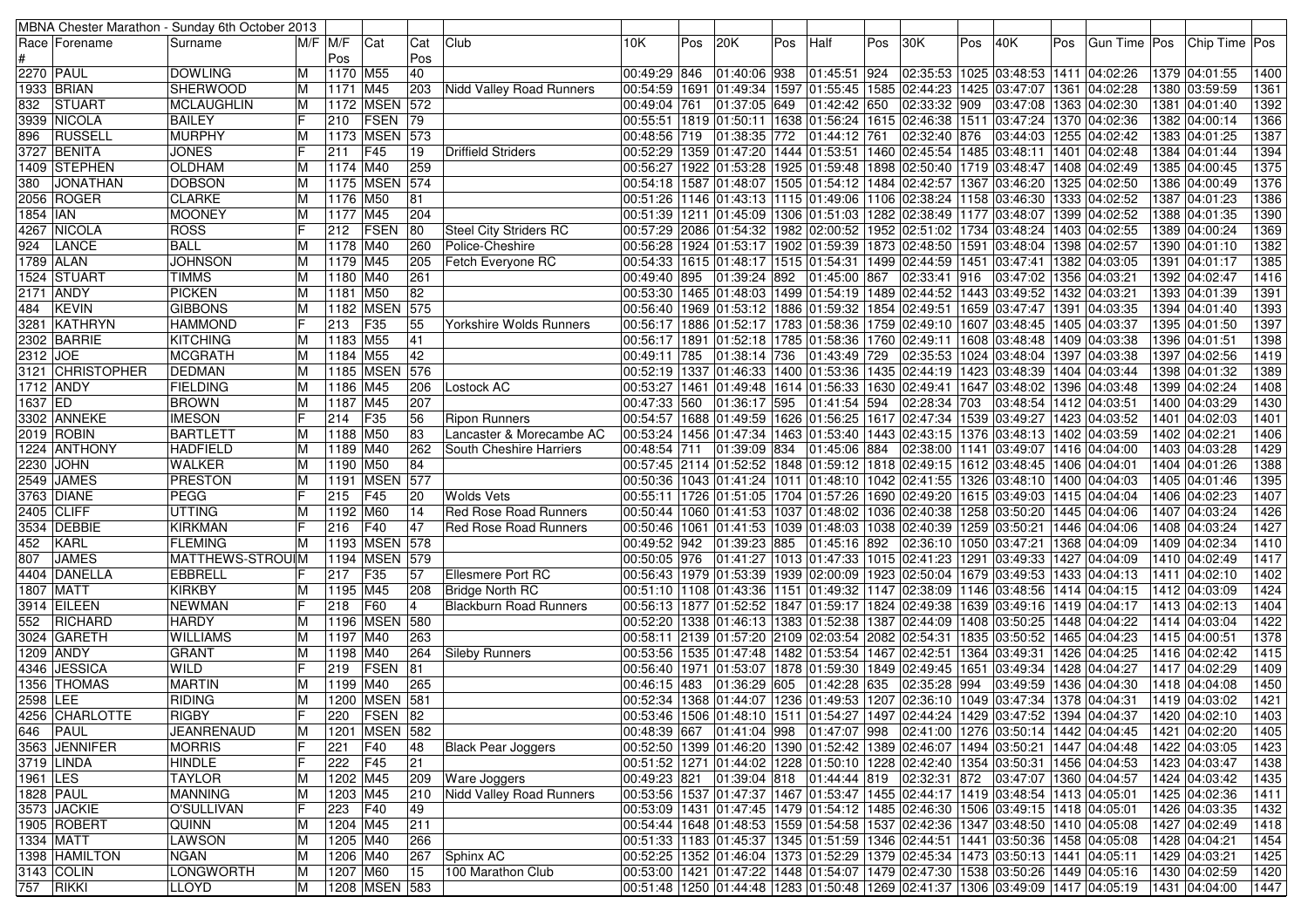| MBNA Chester Marathon - Sunday 6th October 2013 | | | | | | | | | | | | | | | | | | | | | | |
|---|---|---|---|---|---|---|---|---|---|---|---|---|---|---|---|---|---|---|---|---|---|---|
| Race # | Forename | Surname | M/F | M/F Pos | Cat | Cat Pos | Club | 10K | Pos | 20K | Pos | Half | Pos | 30K | Pos | 40K | Pos | Gun Time | Pos | Chip Time | Pos |
| 2270 | PAUL | DOWLING | M | 1170 | M50 | 40 | | 00:49:29 | 846 | 01:40:06 | 938 | 01:45:51 | 924 | 02:35:53 | 1025 | 03:48:53 | 1411 | 04:02:26 | 1379 | 04:01:55 | 1400 |
| 1933 | BRIAN | SHERWOOD | M | 1171 | M45 | 203 | Nidd Valley Road Runners | 00:54:59 | 1691 | 01:49:34 | 1597 | 01:55:45 | 1585 | 02:44:23 | 1425 | 03:47:07 | 1361 | 04:02:28 | 1380 | 03:59:59 | 1361 |
| 832 | STUART | MCLAUGHLIN | M | 1172 | MSEN | 572 | | 00:49:04 | 761 | 01:37:05 | 649 | 01:42:42 | 650 | 02:33:32 | 909 | 03:47:08 | 1363 | 04:02:30 | 1381 | 04:01:40 | 1392 |
| 3939 | NICOLA | BAILEY | F | 210 | FSEN | 79 | | 00:55:51 | 1819 | 01:50:11 | 1638 | 01:56:24 | 1615 | 02:46:38 | 1511 | 03:47:24 | 1370 | 04:02:36 | 1382 | 04:00:14 | 1366 |
| 896 | RUSSELL | MURPHY | M | 1173 | MSEN | 573 | | 00:48:56 | 719 | 01:38:35 | 772 | 01:44:12 | 761 | 02:32:40 | 876 | 03:44:03 | 1255 | 04:02:42 | 1383 | 04:01:25 | 1387 |
| 3727 | BENITA | JONES | F | 211 | F45 | 19 | Driffield Striders | 00:52:29 | 1359 | 01:47:20 | 1444 | 01:53:51 | 1460 | 02:45:54 | 1485 | 03:48:11 | 1401 | 04:02:48 | 1384 | 04:01:44 | 1394 |
| 1409 | STEPHEN | OLDHAM | M | 1174 | M40 | 259 | | 00:56:27 | 1922 | 01:53:28 | 1925 | 01:59:48 | 1898 | 02:50:40 | 1719 | 03:48:47 | 1408 | 04:02:49 | 1385 | 04:00:45 | 1375 |
| 380 | JONATHAN | DOBSON | M | 1175 | MSEN | 574 | | 00:54:18 | 1587 | 01:48:07 | 1505 | 01:54:12 | 1484 | 02:42:57 | 1367 | 03:46:20 | 1325 | 04:02:50 | 1386 | 04:00:49 | 1376 |
| 2056 | ROGER | CLARKE | M | 1176 | M50 | 81 | | 00:51:26 | 1146 | 01:43:13 | 1115 | 01:49:06 | 1106 | 02:38:24 | 1158 | 03:46:30 | 1333 | 04:02:52 | 1387 | 04:01:23 | 1386 |
| 1854 | IAN | MOONEY | M | 1177 | M45 | 204 | | 00:51:39 | 1211 | 01:45:09 | 1306 | 01:51:03 | 1282 | 02:38:49 | 1177 | 03:48:07 | 1399 | 04:02:52 | 1388 | 04:01:35 | 1390 |
| 4267 | NICOLA | ROSS | F | 212 | FSEN | 80 | Steel City Striders RC | 00:57:29 | 2086 | 01:54:32 | 1982 | 02:00:52 | 1952 | 02:51:02 | 1734 | 03:48:24 | 1403 | 04:02:55 | 1389 | 04:00:24 | 1369 |
| 924 | LANCE | BALL | M | 1178 | M40 | 260 | Police-Cheshire | 00:56:28 | 1924 | 01:53:17 | 1902 | 01:59:39 | 1873 | 02:48:50 | 1591 | 03:48:04 | 1398 | 04:02:57 | 1390 | 04:01:10 | 1382 |
| 1789 | ALAN | JOHNSON | M | 1179 | M45 | 205 | Fetch Everyone RC | 00:54:33 | 1615 | 01:48:17 | 1515 | 01:54:31 | 1499 | 02:44:59 | 1451 | 03:47:41 | 1382 | 04:03:05 | 1391 | 04:01:17 | 1385 |
| 1524 | STUART | TIMMS | M | 1180 | M40 | 261 | | 00:49:40 | 895 | 01:39:24 | 892 | 01:45:00 | 867 | 02:33:41 | 916 | 03:47:02 | 1356 | 04:03:21 | 1392 | 04:02:47 | 1416 |
| 2171 | ANDY | PICKEN | M | 1181 | M50 | 82 | | 00:53:30 | 1465 | 01:48:03 | 1499 | 01:54:19 | 1489 | 02:44:52 | 1443 | 03:49:52 | 1432 | 04:03:21 | 1393 | 04:01:39 | 1391 |
| 484 | KEVIN | GIBBONS | M | 1182 | MSEN | 575 | | 00:56:40 | 1969 | 01:53:12 | 1886 | 01:59:32 | 1854 | 02:49:51 | 1659 | 03:47:47 | 1391 | 04:03:35 | 1394 | 04:01:40 | 1393 |
| 3281 | KATHRYN | HAMMOND | F | 213 | F35 | 55 | Yorkshire Wolds Runners | 00:56:17 | 1886 | 01:52:17 | 1783 | 01:58:36 | 1759 | 02:49:10 | 1607 | 03:48:45 | 1405 | 04:03:37 | 1395 | 04:01:50 | 1397 |
| 2302 | BARRIE | KITCHING | M | 1183 | M55 | 41 | | 00:56:17 | 1891 | 01:52:18 | 1785 | 01:58:36 | 1760 | 02:49:11 | 1608 | 03:48:48 | 1409 | 04:03:38 | 1396 | 04:01:51 | 1398 |
| 2312 | JOE | MCGRATH | M | 1184 | M55 | 42 | | 00:49:11 | 785 | 01:38:14 | 736 | 01:43:49 | 729 | 02:35:53 | 1024 | 03:48:04 | 1397 | 04:03:38 | 1397 | 04:02:56 | 1419 |
| 3121 | CHRISTOPHER | DEDMAN | M | 1185 | MSEN | 576 | | 00:52:19 | 1337 | 01:46:33 | 1400 | 01:53:36 | 1435 | 02:44:19 | 1423 | 03:48:39 | 1404 | 04:03:44 | 1398 | 04:01:32 | 1389 |
| 1712 | ANDY | FIELDING | M | 1186 | M45 | 206 | Lostock AC | 00:53:27 | 1461 | 01:49:48 | 1614 | 01:56:33 | 1630 | 02:49:41 | 1647 | 03:48:02 | 1396 | 04:03:48 | 1399 | 04:02:24 | 1408 |
| 1637 | ED | BROWN | M | 1187 | M45 | 207 | | 00:47:33 | 560 | 01:36:17 | 595 | 01:41:54 | 594 | 02:28:34 | 703 | 03:48:54 | 1412 | 04:03:51 | 1400 | 04:03:29 | 1430 |
| 3302 | ANNEKE | IMESON | F | 214 | F35 | 56 | Ripon Runners | 00:54:57 | 1688 | 01:49:59 | 1626 | 01:56:25 | 1617 | 02:47:34 | 1539 | 03:49:27 | 1423 | 04:03:52 | 1401 | 04:02:03 | 1401 |
| 2019 | ROBIN | BARTLETT | M | 1188 | M50 | 83 | Lancaster & Morecambe AC | 00:53:24 | 1456 | 01:47:34 | 1463 | 01:53:40 | 1443 | 02:43:15 | 1376 | 03:48:13 | 1402 | 04:03:59 | 1402 | 04:02:21 | 1406 |
| 1224 | ANTHONY | HADFIELD | M | 1189 | M40 | 262 | South Cheshire Harriers | 00:48:54 | 711 | 01:39:09 | 834 | 01:45:06 | 884 | 02:38:00 | 1141 | 03:49:07 | 1416 | 04:04:00 | 1403 | 04:03:28 | 1429 |
| 2230 | JOHN | WALKER | M | 1190 | M50 | 84 | | 00:57:45 | 2114 | 01:52:52 | 1848 | 01:59:12 | 1818 | 02:49:15 | 1612 | 03:48:45 | 1406 | 04:04:01 | 1404 | 04:01:26 | 1388 |
| 2549 | JAMES | PRESTON | M | 1191 | MSEN | 577 | | 00:50:36 | 1043 | 01:41:24 | 1011 | 01:48:10 | 1042 | 02:41:55 | 1326 | 03:48:10 | 1400 | 04:04:03 | 1405 | 04:01:46 | 1395 |
| 3763 | DIANE | PEGG | F | 215 | F45 | 20 | Wolds Vets | 00:55:11 | 1726 | 01:51:05 | 1704 | 01:57:26 | 1690 | 02:49:20 | 1615 | 03:49:03 | 1415 | 04:04:04 | 1406 | 04:02:23 | 1407 |
| 2405 | CLIFF | UTTING | M | 1192 | M60 | 14 | Red Rose Road Runners | 00:50:44 | 1060 | 01:41:53 | 1037 | 01:48:02 | 1036 | 02:40:38 | 1258 | 03:50:20 | 1445 | 04:04:06 | 1407 | 04:03:24 | 1426 |
| 3534 | DEBBIE | KIRKMAN | F | 216 | F40 | 47 | Red Rose Road Runners | 00:50:46 | 1061 | 01:41:53 | 1039 | 01:48:03 | 1038 | 02:40:39 | 1259 | 03:50:21 | 1446 | 04:04:06 | 1408 | 04:03:24 | 1427 |
| 452 | KARL | FLEMING | M | 1193 | MSEN | 578 | | 00:49:52 | 942 | 01:39:23 | 885 | 01:45:16 | 892 | 02:36:10 | 1050 | 03:47:21 | 1368 | 04:04:09 | 1409 | 04:02:34 | 1410 |
| 807 | JAMES | MATTHEWS-STROUI | M | 1194 | MSEN | 579 | | 00:50:05 | 976 | 01:41:27 | 1013 | 01:47:33 | 1015 | 02:41:23 | 1291 | 03:49:33 | 1427 | 04:04:09 | 1410 | 04:02:49 | 1417 |
| 4404 | DANELLA | EBBRELL | F | 217 | F35 | 57 | Ellesmere Port RC | 00:56:43 | 1979 | 01:53:39 | 1939 | 02:00:09 | 1923 | 02:50:04 | 1679 | 03:49:53 | 1433 | 04:04:13 | 1411 | 04:02:10 | 1402 |
| 1807 | MATT | KIRKBY | M | 1195 | M45 | 208 | Bridge North RC | 00:51:10 | 1108 | 01:43:36 | 1151 | 01:49:32 | 1147 | 02:38:09 | 1146 | 03:48:54 | 1414 | 04:04:15 | 1412 | 04:03:09 | 1424 |
| 3914 | EILEEN | NEWMAN | F | 218 | F60 | 4 | Blackburn Road Runners | 00:56:13 | 1877 | 01:52:52 | 1847 | 01:59:17 | 1824 | 02:49:38 | 1639 | 03:49:16 | 1419 | 04:04:17 | 1413 | 04:02:13 | 1404 |
| 552 | RICHARD | HARDY | M | 1196 | MSEN | 580 | | 00:52:20 | 1338 | 01:46:13 | 1383 | 01:52:38 | 1387 | 02:44:09 | 1408 | 03:50:25 | 1448 | 04:04:22 | 1414 | 04:03:04 | 1422 |
| 3024 | GARETH | WILLIAMS | M | 1197 | M40 | 263 | | 00:58:11 | 2139 | 01:57:20 | 2109 | 02:03:54 | 2082 | 02:54:31 | 1835 | 03:50:52 | 1465 | 04:04:23 | 1415 | 04:00:51 | 1378 |
| 1209 | ANDY | GRANT | M | 1198 | M40 | 264 | Sileby Runners | 00:53:56 | 1535 | 01:47:48 | 1482 | 01:53:54 | 1467 | 02:42:51 | 1364 | 03:49:31 | 1426 | 04:04:25 | 1416 | 04:02:42 | 1415 |
| 4346 | JESSICA | WILD | F | 219 | FSEN | 81 | | 00:56:40 | 1971 | 01:53:07 | 1878 | 01:59:30 | 1849 | 02:49:45 | 1651 | 03:49:34 | 1428 | 04:04:27 | 1417 | 04:02:29 | 1409 |
| 1356 | THOMAS | MARTIN | M | 1199 | M40 | 265 | | 00:46:15 | 483 | 01:36:29 | 605 | 01:42:28 | 635 | 02:35:28 | 994 | 03:49:59 | 1436 | 04:04:30 | 1418 | 04:04:08 | 1450 |
| 2598 | LEE | RIDING | M | 1200 | MSEN | 581 | | 00:52:34 | 1368 | 01:44:07 | 1236 | 01:49:53 | 1207 | 02:36:10 | 1049 | 03:47:34 | 1378 | 04:04:31 | 1419 | 04:03:02 | 1421 |
| 4256 | CHARLOTTE | RIGBY | F | 220 | FSEN | 82 | | 00:53:46 | 1506 | 01:48:10 | 1511 | 01:54:27 | 1497 | 02:44:24 | 1429 | 03:47:52 | 1394 | 04:04:37 | 1420 | 04:02:10 | 1403 |
| 646 | PAUL | JEANRENAUD | M | 1201 | MSEN | 582 | | 00:48:39 | 667 | 01:41:04 | 998 | 01:47:07 | 998 | 02:41:00 | 1276 | 03:50:14 | 1442 | 04:04:45 | 1421 | 04:02:20 | 1405 |
| 3563 | JENNIFER | MORRIS | F | 221 | F40 | 48 | Black Pear Joggers | 00:52:50 | 1399 | 01:46:20 | 1390 | 01:52:42 | 1389 | 02:46:07 | 1494 | 03:50:21 | 1447 | 04:04:48 | 1422 | 04:03:05 | 1423 |
| 3719 | LINDA | HINDLE | F | 222 | F45 | 21 | | 00:51:52 | 1271 | 01:44:02 | 1228 | 01:50:10 | 1228 | 02:42:40 | 1354 | 03:50:31 | 1456 | 04:04:53 | 1423 | 04:03:47 | 1438 |
| 1961 | LES | TAYLOR | M | 1202 | M45 | 209 | Ware Joggers | 00:49:23 | 821 | 01:39:04 | 818 | 01:44:44 | 819 | 02:32:31 | 872 | 03:47:07 | 1360 | 04:04:57 | 1424 | 04:03:42 | 1435 |
| 1828 | PAUL | MANNING | M | 1203 | M45 | 210 | Nidd Valley Road Runners | 00:53:56 | 1537 | 01:47:37 | 1467 | 01:53:47 | 1455 | 02:44:17 | 1419 | 03:48:54 | 1413 | 04:05:01 | 1425 | 04:02:36 | 1411 |
| 3573 | JACKIE | O'SULLIVAN | F | 223 | F40 | 49 | | 00:53:09 | 1431 | 01:47:45 | 1479 | 01:54:12 | 1485 | 02:46:30 | 1506 | 03:49:15 | 1418 | 04:05:01 | 1426 | 04:03:35 | 1432 |
| 1905 | ROBERT | QUINN | M | 1204 | M45 | 211 | | 00:54:44 | 1648 | 01:48:53 | 1559 | 01:54:58 | 1537 | 02:42:36 | 1347 | 03:48:50 | 1410 | 04:05:08 | 1427 | 04:02:49 | 1418 |
| 1334 | MATT | LAWSON | M | 1205 | M40 | 266 | | 00:51:33 | 1183 | 01:45:37 | 1345 | 01:51:59 | 1346 | 02:44:51 | 1441 | 03:50:36 | 1458 | 04:05:08 | 1428 | 04:04:21 | 1454 |
| 1398 | HAMILTON | NGAN | M | 1206 | M40 | 267 | Sphinx AC | 00:52:25 | 1352 | 01:46:04 | 1373 | 01:52:29 | 1379 | 02:45:34 | 1473 | 03:50:13 | 1441 | 04:05:11 | 1429 | 04:03:21 | 1425 |
| 3143 | COLIN | LONGWORTH | M | 1207 | M60 | 15 | 100 Marathon Club | 00:53:00 | 1421 | 01:47:22 | 1448 | 01:54:07 | 1479 | 02:47:30 | 1538 | 03:50:26 | 1449 | 04:05:16 | 1430 | 04:02:59 | 1420 |
| 757 | RIKKI | LLOYD | M | 1208 | MSEN | 583 | | 00:51:48 | 1250 | 01:44:48 | 1283 | 01:50:48 | 1269 | 02:41:37 | 1306 | 03:49:09 | 1417 | 04:05:19 | 1431 | 04:04:00 | 1447 |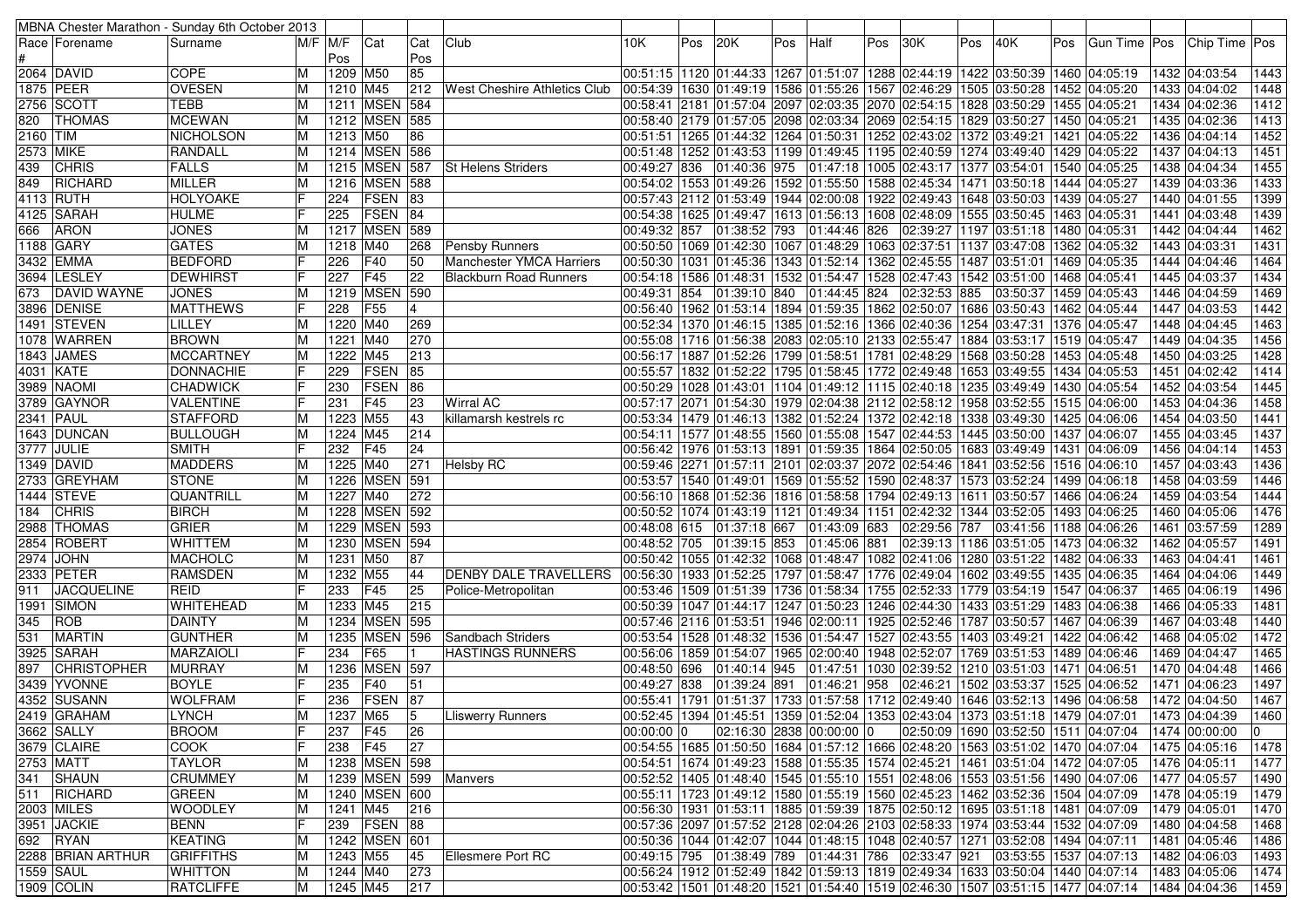| MBNA Chester Marathon - Sunday 6th October 2013 | | | | | | | | | | | | | | | | | | | | | | | |
|---|---|---|---|---|---|---|---|---|---|---|---|---|---|---|---|---|---|---|---|---|---|---|---|
| Race # | Forename | Surname | M/F | M/F Pos | Cat | Cat Pos | Club | 10K | Pos | 20K | Pos | Half | Pos | 30K | Pos | 40K | Pos | Gun Time | Pos | Chip Time | Pos |
| 2064 | DAVID | COPE | M | 1209 | M50 | 85 | | 00:51:15 | 1120 | 01:44:33 | 1267 | 01:51:07 | 1288 | 02:44:19 | 1422 | 03:50:39 | 1460 | 04:05:19 | 1432 | 04:03:54 | 1443 |
| 1875 | PEER | OVESEN | M | 1210 | M45 | 212 | West Cheshire Athletics Club | 00:54:39 | 1630 | 01:49:19 | 1586 | 01:55:26 | 1567 | 02:46:29 | 1505 | 03:50:28 | 1452 | 04:05:20 | 1433 | 04:04:02 | 1448 |
| 2756 | SCOTT | TEBB | M | 1211 | MSEN | 584 | | 00:58:41 | 2181 | 01:57:04 | 2097 | 02:03:35 | 2070 | 02:54:15 | 1828 | 03:50:29 | 1455 | 04:05:21 | 1434 | 04:02:36 | 1412 |
| 820 | THOMAS | MCEWAN | M | 1212 | MSEN | 585 | | 00:58:40 | 2179 | 01:57:05 | 2098 | 02:03:34 | 2069 | 02:54:15 | 1829 | 03:50:27 | 1450 | 04:05:21 | 1435 | 04:02:36 | 1413 |
| 2160 | TIM | NICHOLSON | M | 1213 | M50 | 86 | | 00:51:51 | 1265 | 01:44:32 | 1264 | 01:50:31 | 1252 | 02:43:02 | 1372 | 03:49:21 | 1421 | 04:05:22 | 1436 | 04:04:14 | 1452 |
| 2573 | MIKE | RANDALL | M | 1214 | MSEN | 586 | | 00:51:48 | 1252 | 01:43:53 | 1199 | 01:49:45 | 1195 | 02:40:59 | 1274 | 03:49:40 | 1429 | 04:05:22 | 1437 | 04:04:13 | 1451 |
| 439 | CHRIS | FALLS | M | 1215 | MSEN | 587 | St Helens Striders | 00:49:27 | 836 | 01:40:36 | 975 | 01:47:18 | 1005 | 02:43:17 | 1377 | 03:54:01 | 1540 | 04:05:25 | 1438 | 04:04:34 | 1455 |
| 849 | RICHARD | MILLER | M | 1216 | MSEN | 588 | | 00:54:02 | 1553 | 01:49:26 | 1592 | 01:55:50 | 1588 | 02:45:34 | 1471 | 03:50:18 | 1444 | 04:05:27 | 1439 | 04:03:36 | 1433 |
| 4113 | RUTH | HOLYOAKE | F | 224 | FSEN | 83 | | 00:57:43 | 2112 | 01:53:49 | 1944 | 02:00:08 | 1922 | 02:49:43 | 1648 | 03:50:03 | 1439 | 04:05:27 | 1440 | 04:01:55 | 1399 |
| 4125 | SARAH | HULME | F | 225 | FSEN | 84 | | 00:54:38 | 1625 | 01:49:47 | 1613 | 01:56:13 | 1608 | 02:48:09 | 1555 | 03:50:45 | 1463 | 04:05:31 | 1441 | 04:03:48 | 1439 |
| 666 | ARON | JONES | M | 1217 | MSEN | 589 | | 00:49:32 | 857 | 01:38:52 | 793 | 01:44:46 | 826 | 02:39:27 | 1197 | 03:51:18 | 1480 | 04:05:31 | 1442 | 04:04:44 | 1462 |
| 1188 | GARY | GATES | M | 1218 | M40 | 268 | Pensby Runners | 00:50:50 | 1069 | 01:42:30 | 1067 | 01:48:29 | 1063 | 02:37:51 | 1137 | 03:47:08 | 1362 | 04:05:32 | 1443 | 04:03:31 | 1431 |
| 3432 | EMMA | BEDFORD | F | 226 | F40 | 50 | Manchester YMCA Harriers | 00:50:30 | 1031 | 01:45:36 | 1343 | 01:52:14 | 1362 | 02:45:55 | 1487 | 03:51:01 | 1469 | 04:05:35 | 1444 | 04:04:46 | 1464 |
| 3694 | LESLEY | DEWHIRST | F | 227 | F45 | 22 | Blackburn Road Runners | 00:54:18 | 1586 | 01:48:31 | 1532 | 01:54:47 | 1528 | 02:47:43 | 1542 | 03:51:00 | 1468 | 04:05:41 | 1445 | 04:03:37 | 1434 |
| 673 | DAVID WAYNE | JONES | M | 1219 | MSEN | 590 | | 00:49:31 | 854 | 01:39:10 | 840 | 01:44:45 | 824 | 02:32:53 | 885 | 03:50:37 | 1459 | 04:05:43 | 1446 | 04:04:59 | 1469 |
| 3896 | DENISE | MATTHEWS | F | 228 | F55 | 4 | | 00:56:40 | 1962 | 01:53:14 | 1894 | 01:59:35 | 1862 | 02:50:07 | 1686 | 03:50:43 | 1462 | 04:05:44 | 1447 | 04:03:53 | 1442 |
| 1491 | STEVEN | LILLEY | M | 1220 | M40 | 269 | | 00:52:34 | 1370 | 01:46:15 | 1385 | 01:52:16 | 1366 | 02:40:36 | 1254 | 03:47:31 | 1376 | 04:05:47 | 1448 | 04:04:45 | 1463 |
| 1078 | WARREN | BROWN | M | 1221 | M40 | 270 | | 00:55:08 | 1716 | 01:56:38 | 2083 | 02:05:10 | 2133 | 02:55:47 | 1884 | 03:53:17 | 1519 | 04:05:47 | 1449 | 04:04:35 | 1456 |
| 1843 | JAMES | MCCARTNEY | M | 1222 | M45 | 213 | | 00:56:17 | 1887 | 01:52:26 | 1799 | 01:58:51 | 1781 | 02:48:29 | 1568 | 03:50:28 | 1453 | 04:05:48 | 1450 | 04:03:25 | 1428 |
| 4031 | KATE | DONNACHIE | F | 229 | FSEN | 85 | | 00:55:57 | 1832 | 01:52:22 | 1795 | 01:58:45 | 1772 | 02:49:48 | 1653 | 03:49:55 | 1434 | 04:05:53 | 1451 | 04:02:42 | 1414 |
| 3989 | NAOMI | CHADWICK | F | 230 | FSEN | 86 | | 00:50:29 | 1028 | 01:43:01 | 1104 | 01:49:12 | 1115 | 02:40:18 | 1235 | 03:49:49 | 1430 | 04:05:54 | 1452 | 04:03:54 | 1445 |
| 3789 | GAYNOR | VALENTINE | F | 231 | F45 | 23 | Wirral AC | 00:57:17 | 2071 | 01:54:30 | 1979 | 02:04:38 | 2112 | 02:58:12 | 1958 | 03:52:55 | 1515 | 04:06:00 | 1453 | 04:04:36 | 1458 |
| 2341 | PAUL | STAFFORD | M | 1223 | M55 | 43 | killamarsh kestrels rc | 00:53:34 | 1479 | 01:46:13 | 1382 | 01:52:24 | 1372 | 02:42:18 | 1338 | 03:49:30 | 1425 | 04:06:06 | 1454 | 04:03:50 | 1441 |
| 1643 | DUNCAN | BULLOUGH | M | 1224 | M45 | 214 | | 00:54:11 | 1577 | 01:48:55 | 1560 | 01:55:08 | 1547 | 02:44:53 | 1445 | 03:50:00 | 1437 | 04:06:07 | 1455 | 04:03:45 | 1437 |
| 3777 | JULIE | SMITH | F | 232 | F45 | 24 | | 00:56:42 | 1976 | 01:53:13 | 1891 | 01:59:35 | 1864 | 02:50:05 | 1683 | 03:49:49 | 1431 | 04:06:09 | 1456 | 04:04:14 | 1453 |
| 1349 | DAVID | MADDERS | M | 1225 | M40 | 271 | Helsby RC | 00:59:46 | 2271 | 01:57:11 | 2101 | 02:03:37 | 2072 | 02:54:46 | 1841 | 03:52:56 | 1516 | 04:06:10 | 1457 | 04:03:43 | 1436 |
| 2733 | GREYHAM | STONE | M | 1226 | MSEN | 591 | | 00:53:57 | 1540 | 01:49:01 | 1569 | 01:55:52 | 1590 | 02:48:37 | 1573 | 03:52:24 | 1499 | 04:06:18 | 1458 | 04:03:59 | 1446 |
| 1444 | STEVE | QUANTRILL | M | 1227 | M40 | 272 | | 00:56:10 | 1868 | 01:52:36 | 1816 | 01:58:58 | 1794 | 02:49:13 | 1611 | 03:50:57 | 1466 | 04:06:24 | 1459 | 04:03:54 | 1444 |
| 184 | CHRIS | BIRCH | M | 1228 | MSEN | 592 | | 00:50:52 | 1074 | 01:43:19 | 1121 | 01:49:34 | 1151 | 02:42:32 | 1344 | 03:52:05 | 1493 | 04:06:25 | 1460 | 04:05:06 | 1476 |
| 2988 | THOMAS | GRIER | M | 1229 | MSEN | 593 | | 00:48:08 | 615 | 01:37:18 | 667 | 01:43:09 | 683 | 02:29:56 | 787 | 03:41:56 | 1188 | 04:06:26 | 1461 | 03:57:59 | 1289 |
| 2854 | ROBERT | WHITTEM | M | 1230 | MSEN | 594 | | 00:48:52 | 705 | 01:39:15 | 853 | 01:45:06 | 881 | 02:39:13 | 1186 | 03:51:05 | 1473 | 04:06:32 | 1462 | 04:05:57 | 1491 |
| 2974 | JOHN | MACHOLC | M | 1231 | M50 | 87 | | 00:50:42 | 1055 | 01:42:32 | 1068 | 01:48:47 | 1082 | 02:41:06 | 1280 | 03:51:22 | 1482 | 04:06:33 | 1463 | 04:04:41 | 1461 |
| 2333 | PETER | RAMSDEN | M | 1232 | M55 | 44 | DENBY DALE TRAVELLERS | 00:56:30 | 1933 | 01:52:25 | 1797 | 01:58:47 | 1776 | 02:49:04 | 1602 | 03:49:55 | 1435 | 04:06:35 | 1464 | 04:04:06 | 1449 |
| 911 | JACQUELINE | REID | F | 233 | F45 | 25 | Police-Metropolitan | 00:53:46 | 1509 | 01:51:39 | 1736 | 01:58:34 | 1755 | 02:52:33 | 1779 | 03:54:19 | 1547 | 04:06:37 | 1465 | 04:06:19 | 1496 |
| 1991 | SIMON | WHITEHEAD | M | 1233 | M45 | 215 | | 00:50:39 | 1047 | 01:44:17 | 1247 | 01:50:23 | 1246 | 02:44:30 | 1433 | 03:51:29 | 1483 | 04:06:38 | 1466 | 04:05:33 | 1481 |
| 345 | ROB | DAINTY | M | 1234 | MSEN | 595 | | 00:57:46 | 2116 | 01:53:51 | 1946 | 02:00:11 | 1925 | 02:52:46 | 1787 | 03:50:57 | 1467 | 04:06:39 | 1467 | 04:03:48 | 1440 |
| 531 | MARTIN | GUNTHER | M | 1235 | MSEN | 596 | Sandbach Striders | 00:53:54 | 1528 | 01:48:32 | 1536 | 01:54:47 | 1527 | 02:43:55 | 1403 | 03:49:21 | 1422 | 04:06:42 | 1468 | 04:05:02 | 1472 |
| 3925 | SARAH | MARZAIOLI | F | 234 | F65 | 1 | HASTINGS RUNNERS | 00:56:06 | 1859 | 01:54:07 | 1965 | 02:00:40 | 1948 | 02:52:07 | 1769 | 03:51:53 | 1489 | 04:06:46 | 1469 | 04:04:47 | 1465 |
| 897 | CHRISTOPHER | MURRAY | M | 1236 | MSEN | 597 | | 00:48:50 | 696 | 01:40:14 | 945 | 01:47:51 | 1030 | 02:39:52 | 1210 | 03:51:03 | 1471 | 04:06:51 | 1470 | 04:04:48 | 1466 |
| 3439 | YVONNE | BOYLE | F | 235 | F40 | 51 | | 00:49:27 | 838 | 01:39:24 | 891 | 01:46:21 | 958 | 02:46:21 | 1502 | 03:53:37 | 1525 | 04:06:52 | 1471 | 04:06:23 | 1497 |
| 4352 | SUSANN | WOLFRAM | F | 236 | FSEN | 87 | | 00:55:41 | 1791 | 01:51:37 | 1733 | 01:57:58 | 1712 | 02:49:40 | 1646 | 03:52:13 | 1496 | 04:06:58 | 1472 | 04:04:50 | 1467 |
| 2419 | GRAHAM | LYNCH | M | 1237 | M65 | 5 | Lliswerry Runners | 00:52:45 | 1394 | 01:45:51 | 1359 | 01:52:04 | 1353 | 02:43:04 | 1373 | 03:51:18 | 1479 | 04:07:01 | 1473 | 04:04:39 | 1460 |
| 3662 | SALLY | BROOM | F | 237 | F45 | 26 | | 00:00:00 | 0 | 02:16:30 | 2838 | 00:00:00 | 0 | 02:50:09 | 1690 | 03:52:50 | 1511 | 04:07:04 | 1474 | 00:00:00 | 0 |
| 3679 | CLAIRE | COOK | F | 238 | F45 | 27 | | 00:54:55 | 1685 | 01:50:50 | 1684 | 01:57:12 | 1666 | 02:48:20 | 1563 | 03:51:02 | 1470 | 04:07:04 | 1475 | 04:05:16 | 1478 |
| 2753 | MATT | TAYLOR | M | 1238 | MSEN | 598 | | 00:54:51 | 1674 | 01:49:23 | 1588 | 01:55:35 | 1574 | 02:45:21 | 1461 | 03:51:04 | 1472 | 04:07:05 | 1476 | 04:05:11 | 1477 |
| 341 | SHAUN | CRUMMEY | M | 1239 | MSEN | 599 | Manvers | 00:52:52 | 1405 | 01:48:40 | 1545 | 01:55:10 | 1551 | 02:48:06 | 1553 | 03:51:56 | 1490 | 04:07:06 | 1477 | 04:05:57 | 1490 |
| 511 | RICHARD | GREEN | M | 1240 | MSEN | 600 | | 00:55:11 | 1723 | 01:49:12 | 1580 | 01:55:19 | 1560 | 02:45:23 | 1462 | 03:52:36 | 1504 | 04:07:09 | 1478 | 04:05:19 | 1479 |
| 2003 | MILES | WOODLEY | M | 1241 | M45 | 216 | | 00:56:30 | 1931 | 01:53:11 | 1885 | 01:59:39 | 1875 | 02:50:12 | 1695 | 03:51:18 | 1481 | 04:07:09 | 1479 | 04:05:01 | 1470 |
| 3951 | JACKIE | BENN | F | 239 | FSEN | 88 | | 00:57:36 | 2097 | 01:57:52 | 2128 | 02:04:26 | 2103 | 02:58:33 | 1974 | 03:53:44 | 1532 | 04:07:09 | 1480 | 04:04:58 | 1468 |
| 692 | RYAN | KEATING | M | 1242 | MSEN | 601 | | 00:50:36 | 1044 | 01:42:07 | 1044 | 01:48:15 | 1048 | 02:40:57 | 1271 | 03:52:08 | 1494 | 04:07:11 | 1481 | 04:05:46 | 1486 |
| 2288 | BRIAN ARTHUR | GRIFFITHS | M | 1243 | M55 | 45 | Ellesmere Port RC | 00:49:15 | 795 | 01:38:49 | 789 | 01:44:31 | 786 | 02:33:47 | 921 | 03:53:55 | 1537 | 04:07:13 | 1482 | 04:06:03 | 1493 |
| 1559 | SAUL | WHITTON | M | 1244 | M40 | 273 | | 00:56:24 | 1912 | 01:52:49 | 1842 | 01:59:13 | 1819 | 02:49:34 | 1633 | 03:50:04 | 1440 | 04:07:14 | 1483 | 04:05:06 | 1474 |
| 1909 | COLIN | RATCLIFFE | M | 1245 | M45 | 217 | | 00:53:42 | 1501 | 01:48:20 | 1521 | 01:54:40 | 1519 | 02:46:30 | 1507 | 03:51:15 | 1477 | 04:07:14 | 1484 | 04:04:36 | 1459 |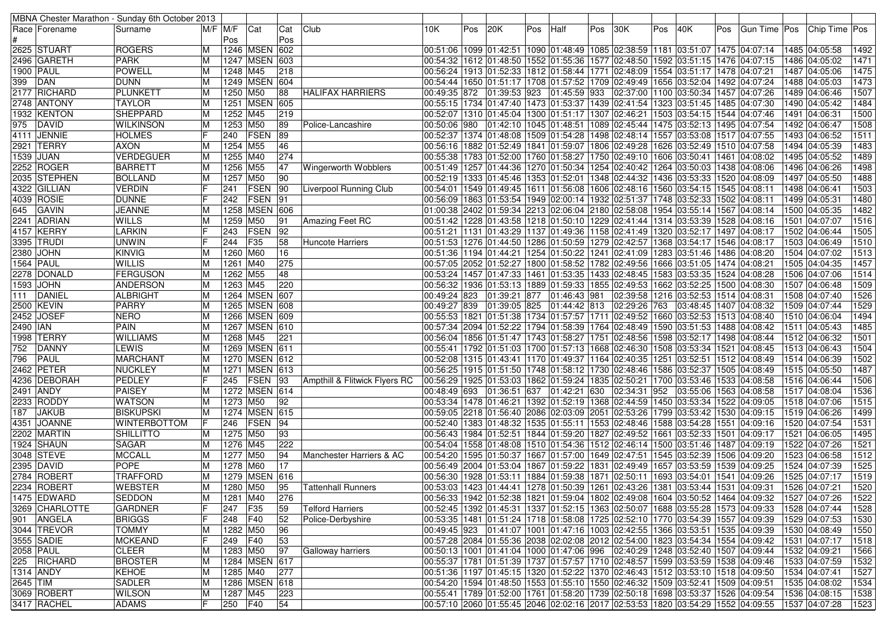| MBNA Chester Marathon - Sunday 6th October 2013 | | | | | | | | | | | | | | | | | | | | | | |
|---|---|---|---|---|---|---|---|---|---|---|---|---|---|---|---|---|---|---|---|---|---|---|
| Race # | Forename | Surname | M/F | M/F Pos | Cat | Cat Pos | Club | 10K | Pos | 20K | Pos | Half | Pos | 30K | Pos | 40K | Pos | Gun Time | Pos | Chip Time | Pos |
| 2625 | STUART | ROGERS | M | 1246 | MSEN | 602 | | 00:51:06 | 1099 | 01:42:51 | 1090 | 01:48:49 | 1085 | 02:38:59 | 1181 | 03:51:07 | 1475 | 04:07:14 | 1485 | 04:05:58 | 1492 |
| 2496 | GARETH | PARK | M | 1247 | MSEN | 603 | | 00:54:32 | 1612 | 01:48:50 | 1552 | 01:55:36 | 1577 | 02:48:50 | 1592 | 03:51:15 | 1476 | 04:07:15 | 1486 | 04:05:02 | 1471 |
| 1900 | PAUL | POWELL | M | 1248 | M45 | 218 | | 00:56:24 | 1913 | 01:52:33 | 1812 | 01:58:44 | 1771 | 02:48:09 | 1554 | 03:51:17 | 1478 | 04:07:21 | 1487 | 04:05:06 | 1475 |
| 399 | DAN | DUNN | M | 1249 | MSEN | 604 | | 00:54:44 | 1650 | 01:51:17 | 1708 | 01:57:52 | 1709 | 02:49:49 | 1656 | 03:52:04 | 1492 | 04:07:24 | 1488 | 04:05:03 | 1473 |
| 2177 | RICHARD | PLUNKETT | M | 1250 | M50 | 88 | HALIFAX HARRIERS | 00:49:35 | 872 | 01:39:53 | 923 | 01:45:59 | 933 | 02:37:00 | 1100 | 03:50:34 | 1457 | 04:07:26 | 1489 | 04:06:46 | 1507 |
| 2748 | ANTONY | TAYLOR | M | 1251 | MSEN | 605 | | 00:55:15 | 1734 | 01:47:40 | 1473 | 01:53:37 | 1439 | 02:41:54 | 1323 | 03:51:45 | 1485 | 04:07:30 | 1490 | 04:05:42 | 1484 |
| 1932 | KENTON | SHEPPARD | M | 1252 | M45 | 219 | | 00:52:07 | 1310 | 01:45:04 | 1300 | 01:51:17 | 1307 | 02:46:21 | 1503 | 03:54:15 | 1544 | 04:07:46 | 1491 | 04:06:31 | 1500 |
| 975 | DAVID | WILKINSON | M | 1253 | M50 | 89 | Police-Lancashire | 00:50:06 | 980 | 01:42:10 | 1045 | 01:48:51 | 1089 | 02:45:44 | 1475 | 03:52:13 | 1495 | 04:07:54 | 1492 | 04:06:47 | 1508 |
| 4111 | JENNIE | HOLMES | F | 240 | FSEN | 89 | | 00:52:37 | 1374 | 01:48:08 | 1509 | 01:54:28 | 1498 | 02:48:14 | 1557 | 03:53:08 | 1517 | 04:07:55 | 1493 | 04:06:52 | 1511 |
| 2921 | TERRY | AXON | M | 1254 | M55 | 46 | | 00:56:16 | 1882 | 01:52:49 | 1841 | 01:59:07 | 1806 | 02:49:28 | 1626 | 03:52:49 | 1510 | 04:07:58 | 1494 | 04:05:39 | 1483 |
| 1539 | JUAN | VERDEGUER | M | 1255 | M40 | 274 | | 00:55:38 | 1783 | 01:52:00 | 1760 | 01:58:27 | 1750 | 02:49:10 | 1606 | 03:50:41 | 1461 | 04:08:02 | 1495 | 04:05:52 | 1489 |
| 2252 | ROGER | BARRETT | M | 1256 | M55 | 47 | Wingerworth Wobblers | 00:51:49 | 1257 | 01:44:36 | 1270 | 01:50:34 | 1254 | 02:40:42 | 1264 | 03:50:03 | 1438 | 04:08:06 | 1496 | 04:06:26 | 1498 |
| 2035 | STEPHEN | BOLLAND | M | 1257 | M50 | 90 | | 00:52:19 | 1333 | 01:45:46 | 1353 | 01:52:01 | 1348 | 02:44:32 | 1436 | 03:53:33 | 1520 | 04:08:09 | 1497 | 04:05:50 | 1488 |
| 4322 | GILLIAN | VERDIN | F | 241 | FSEN | 90 | Liverpool Running Club | 00:54:01 | 1549 | 01:49:45 | 1611 | 01:56:08 | 1606 | 02:48:16 | 1560 | 03:54:15 | 1545 | 04:08:11 | 1498 | 04:06:41 | 1503 |
| 4039 | ROSIE | DUNNE | F | 242 | FSEN | 91 | | 00:56:09 | 1863 | 01:53:54 | 1949 | 02:00:14 | 1932 | 02:51:37 | 1748 | 03:52:33 | 1502 | 04:08:11 | 1499 | 04:05:31 | 1480 |
| 645 | GAVIN | JEANNE | M | 1258 | MSEN | 606 | | 01:00:38 | 2402 | 01:59:34 | 2213 | 02:06:04 | 2180 | 02:58:08 | 1954 | 03:55:14 | 1567 | 04:08:14 | 1500 | 04:05:35 | 1482 |
| 2241 | ADRIAN | WILLS | M | 1259 | M50 | 91 | Amazing Feet RC | 00:51:42 | 1228 | 01:43:58 | 1218 | 01:50:10 | 1229 | 02:41:44 | 1314 | 03:53:39 | 1528 | 04:08:16 | 1501 | 04:07:07 | 1516 |
| 4157 | KERRY | LARKIN | F | 243 | FSEN | 92 | | 00:51:21 | 1131 | 01:43:29 | 1137 | 01:49:36 | 1158 | 02:41:49 | 1320 | 03:52:17 | 1497 | 04:08:17 | 1502 | 04:06:44 | 1505 |
| 3395 | TRUDI | UNWIN | F | 244 | F35 | 58 | Huncote Harriers | 00:51:53 | 1276 | 01:44:50 | 1286 | 01:50:59 | 1279 | 02:42:57 | 1368 | 03:54:17 | 1546 | 04:08:17 | 1503 | 04:06:49 | 1510 |
| 2380 | JOHN | KINVIG | M | 1260 | M60 | 16 | | 00:51:36 | 1194 | 01:44:21 | 1254 | 01:50:22 | 1241 | 02:41:09 | 1283 | 03:51:46 | 1486 | 04:08:20 | 1504 | 04:07:02 | 1513 |
| 1564 | PAUL | WILLIS | M | 1261 | M40 | 275 | | 00:57:05 | 2052 | 01:52:27 | 1800 | 01:58:52 | 1782 | 02:49:56 | 1666 | 03:51:05 | 1474 | 04:08:21 | 1505 | 04:04:35 | 1457 |
| 2278 | DONALD | FERGUSON | M | 1262 | M55 | 48 | | 00:53:24 | 1457 | 01:47:33 | 1461 | 01:53:35 | 1433 | 02:48:45 | 1583 | 03:53:35 | 1524 | 04:08:28 | 1506 | 04:07:06 | 1514 |
| 1593 | JOHN | ANDERSON | M | 1263 | M45 | 220 | | 00:56:32 | 1936 | 01:53:13 | 1889 | 01:59:33 | 1855 | 02:49:53 | 1662 | 03:52:25 | 1500 | 04:08:30 | 1507 | 04:06:48 | 1509 |
| 111 | DANIEL | ALBRIGHT | M | 1264 | MSEN | 607 | | 00:49:24 | 823 | 01:39:21 | 877 | 01:46:43 | 981 | 02:39:58 | 1216 | 03:52:53 | 1514 | 04:08:31 | 1508 | 04:07:40 | 1526 |
| 2500 | KEVIN | PARRY | M | 1265 | MSEN | 608 | | 00:49:27 | 839 | 01:39:05 | 825 | 01:44:42 | 813 | 02:29:26 | 763 | 03:48:45 | 1407 | 04:08:32 | 1509 | 04:07:44 | 1529 |
| 2452 | JOSEF | NERO | M | 1266 | MSEN | 609 | | 00:55:53 | 1821 | 01:51:38 | 1734 | 01:57:57 | 1711 | 02:49:52 | 1660 | 03:52:53 | 1513 | 04:08:40 | 1510 | 04:06:04 | 1494 |
| 2490 | IAN | PAIN | M | 1267 | MSEN | 610 | | 00:57:34 | 2094 | 01:52:22 | 1794 | 01:58:39 | 1764 | 02:48:49 | 1590 | 03:51:53 | 1488 | 04:08:42 | 1511 | 04:05:43 | 1485 |
| 1998 | TERRY | WILLIAMS | M | 1268 | M45 | 221 | | 00:56:04 | 1856 | 01:51:47 | 1743 | 01:58:27 | 1751 | 02:48:56 | 1598 | 03:52:17 | 1498 | 04:08:44 | 1512 | 04:06:32 | 1501 |
| 752 | DANNY | LEWIS | M | 1269 | MSEN | 611 | | 00:55:41 | 1792 | 01:51:03 | 1700 | 01:57:13 | 1668 | 02:46:30 | 1508 | 03:53:34 | 1521 | 04:08:45 | 1513 | 04:06:43 | 1504 |
| 796 | PAUL | MARCHANT | M | 1270 | MSEN | 612 | | 00:52:08 | 1315 | 01:43:41 | 1170 | 01:49:37 | 1164 | 02:40:35 | 1251 | 03:52:51 | 1512 | 04:08:49 | 1514 | 04:06:39 | 1502 |
| 2462 | PETER | NUCKLEY | M | 1271 | MSEN | 613 | | 00:56:25 | 1915 | 01:51:50 | 1748 | 01:58:12 | 1730 | 02:48:46 | 1586 | 03:52:37 | 1505 | 04:08:49 | 1515 | 04:05:50 | 1487 |
| 4236 | DEBORAH | PEDLEY | F | 245 | FSEN | 93 | Ampthill & Flitwick Flyers RC | 00:56:29 | 1925 | 01:53:03 | 1862 | 01:59:24 | 1835 | 02:50:21 | 1700 | 03:53:46 | 1533 | 04:08:58 | 1516 | 04:06:44 | 1506 |
| 2491 | ANDY | PAISEY | M | 1272 | MSEN | 614 | | 00:48:49 | 693 | 01:36:51 | 637 | 01:42:21 | 630 | 02:34:31 | 952 | 03:55:06 | 1563 | 04:08:58 | 1517 | 04:08:04 | 1536 |
| 2233 | RODDY | WATSON | M | 1273 | M50 | 92 | | 00:53:34 | 1478 | 01:46:21 | 1392 | 01:52:19 | 1368 | 02:44:59 | 1450 | 03:53:34 | 1522 | 04:09:05 | 1518 | 04:07:06 | 1515 |
| 187 | JAKUB | BISKUPSKI | M | 1274 | MSEN | 615 | | 00:59:05 | 2218 | 01:56:40 | 2086 | 02:03:09 | 2051 | 02:53:26 | 1799 | 03:53:42 | 1530 | 04:09:15 | 1519 | 04:06:26 | 1499 |
| 4351 | JOANNE | WINTERBOTTOM | F | 246 | FSEN | 94 | | 00:52:40 | 1383 | 01:48:32 | 1535 | 01:55:11 | 1553 | 02:48:46 | 1588 | 03:54:28 | 1551 | 04:09:16 | 1520 | 04:07:54 | 1531 |
| 2202 | MARTIN | SHILLITTO | M | 1275 | M50 | 93 | | 00:56:43 | 1984 | 01:52:51 | 1844 | 01:59:20 | 1827 | 02:49:52 | 1661 | 03:52:33 | 1501 | 04:09:17 | 1521 | 04:06:05 | 1495 |
| 1924 | SHAUN | SAGAR | M | 1276 | M45 | 222 | | 00:54:04 | 1558 | 01:48:08 | 1510 | 01:54:36 | 1512 | 02:46:14 | 1500 | 03:51:46 | 1487 | 04:09:19 | 1522 | 04:07:26 | 1521 |
| 3048 | STEVE | MCCALL | M | 1277 | M50 | 94 | Manchester Harriers & AC | 00:54:20 | 1595 | 01:50:37 | 1667 | 01:57:00 | 1649 | 02:47:51 | 1545 | 03:52:39 | 1506 | 04:09:20 | 1523 | 04:06:58 | 1512 |
| 2395 | DAVID | POPE | M | 1278 | M60 | 17 | | 00:56:49 | 2004 | 01:53:04 | 1867 | 01:59:22 | 1831 | 02:49:49 | 1657 | 03:53:59 | 1539 | 04:09:25 | 1524 | 04:07:39 | 1525 |
| 2784 | ROBERT | TRAFFORD | M | 1279 | MSEN | 616 | | 00:56:30 | 1928 | 01:53:11 | 1884 | 01:59:38 | 1871 | 02:50:11 | 1693 | 03:54:01 | 1541 | 04:09:26 | 1525 | 04:07:17 | 1519 |
| 2234 | ROBERT | WEBSTER | M | 1280 | M50 | 95 | Tattenhall Runners | 00:53:03 | 1423 | 01:44:41 | 1278 | 01:50:39 | 1261 | 02:43:26 | 1381 | 03:53:44 | 1531 | 04:09:31 | 1526 | 04:07:21 | 1520 |
| 1475 | EDWARD | SEDDON | M | 1281 | M40 | 276 | | 00:56:33 | 1942 | 01:52:38 | 1821 | 01:59:04 | 1802 | 02:49:08 | 1604 | 03:50:52 | 1464 | 04:09:32 | 1527 | 04:07:26 | 1522 |
| 3269 | CHARLOTTE | GARDNER | F | 247 | F35 | 59 | Telford Harriers | 00:52:45 | 1392 | 01:45:31 | 1337 | 01:52:15 | 1363 | 02:50:07 | 1688 | 03:55:28 | 1573 | 04:09:33 | 1528 | 04:07:44 | 1528 |
| 901 | ANGELA | BRIGGS | F | 248 | F40 | 52 | Police-Derbyshire | 00:53:35 | 1481 | 01:51:24 | 1718 | 01:58:08 | 1725 | 02:52:10 | 1770 | 03:54:39 | 1557 | 04:09:39 | 1529 | 04:07:53 | 1530 |
| 3044 | TREVOR | TOMMY | M | 1282 | M50 | 96 | | 00:49:45 | 923 | 01:41:07 | 1001 | 01:47:16 | 1003 | 02:42:55 | 1366 | 03:53:51 | 1535 | 04:09:39 | 1530 | 04:08:49 | 1550 |
| 3555 | SADIE | MCKEAND | F | 249 | F40 | 53 | | 00:57:28 | 2084 | 01:55:36 | 2038 | 02:02:08 | 2012 | 02:54:00 | 1823 | 03:54:34 | 1554 | 04:09:42 | 1531 | 04:07:17 | 1518 |
| 2058 | PAUL | CLEER | M | 1283 | M50 | 97 | Galloway harriers | 00:50:13 | 1001 | 01:41:04 | 1000 | 01:47:06 | 996 | 02:40:29 | 1248 | 03:52:40 | 1507 | 04:09:44 | 1532 | 04:09:21 | 1566 |
| 225 | RICHARD | BROSTER | M | 1284 | MSEN | 617 | | 00:55:37 | 1781 | 01:51:39 | 1737 | 01:57:57 | 1710 | 02:48:57 | 1599 | 03:53:59 | 1538 | 04:09:46 | 1533 | 04:07:59 | 1532 |
| 1314 | ANDY | KEHOE | M | 1285 | M40 | 277 | | 00:51:36 | 1197 | 01:45:15 | 1320 | 01:52:22 | 1370 | 02:46:43 | 1512 | 03:53:10 | 1518 | 04:09:50 | 1534 | 04:07:41 | 1527 |
| 2645 | TIM | SADLER | M | 1286 | MSEN | 618 | | 00:54:20 | 1594 | 01:48:50 | 1553 | 01:55:10 | 1550 | 02:46:32 | 1509 | 03:52:41 | 1509 | 04:09:51 | 1535 | 04:08:02 | 1534 |
| 3069 | ROBERT | WILSON | M | 1287 | M45 | 223 | | 00:55:41 | 1789 | 01:52:00 | 1761 | 01:58:20 | 1739 | 02:50:18 | 1698 | 03:53:37 | 1526 | 04:09:54 | 1536 | 04:08:15 | 1538 |
| 3417 | RACHEL | ADAMS | F | 250 | F40 | 54 | | 00:57:10 | 2060 | 01:55:45 | 2046 | 02:02:16 | 2017 | 02:53:53 | 1820 | 03:54:29 | 1552 | 04:09:55 | 1537 | 04:07:28 | 1523 |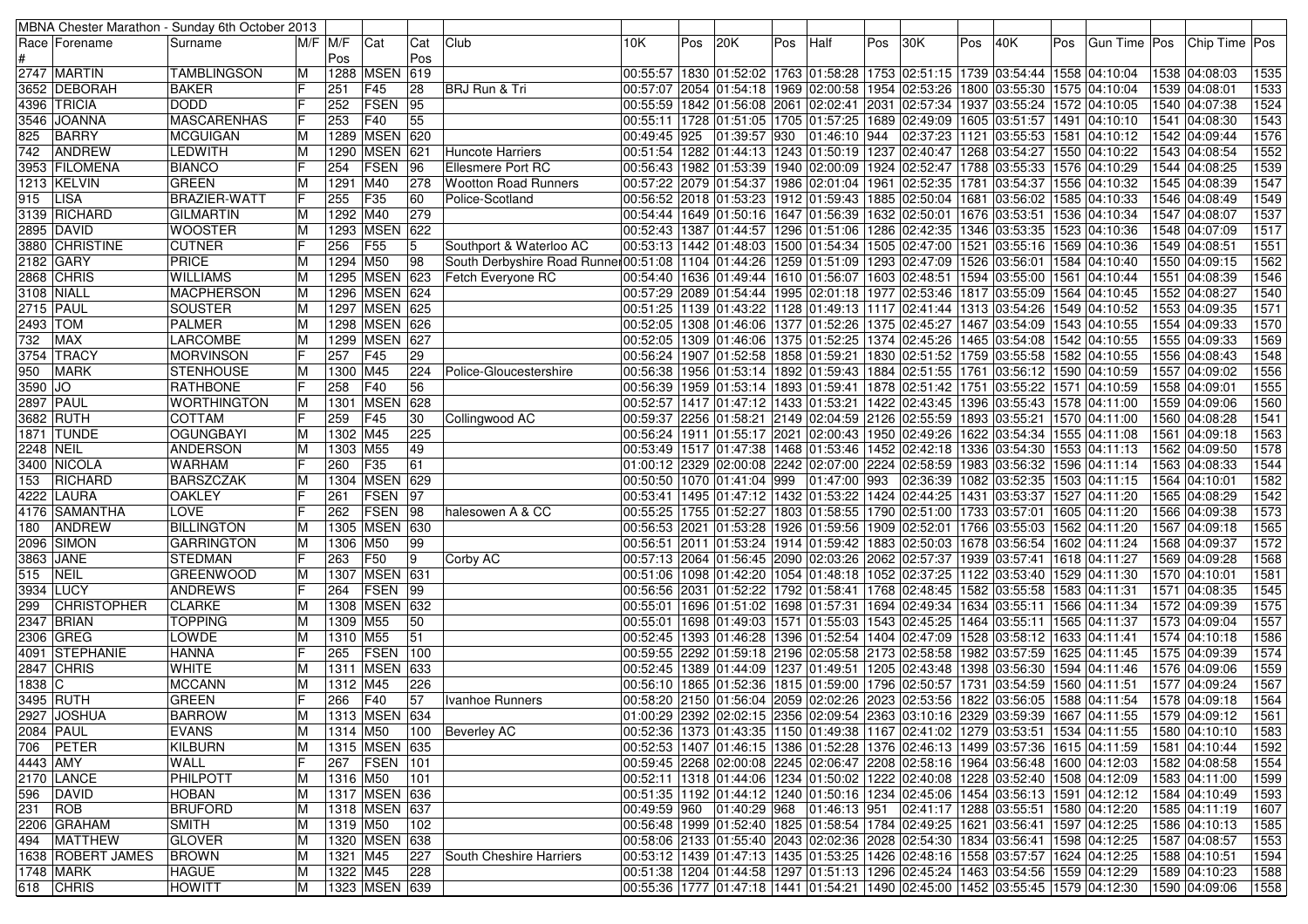| MBNA Chester Marathon - Sunday 6th October 2013 | | | | | | | | | | | | | | | | | | | | | | |
|---|---|---|---|---|---|---|---|---|---|---|---|---|---|---|---|---|---|---|---|---|---|---|
| Race # | Forename | Surname | M/F | M/F Pos | Cat | Cat Pos | Club | 10K | Pos | 20K | Pos | Half | Pos | 30K | Pos | 40K | Pos | Gun Time | Pos | Chip Time | Pos |
| 2747 | MARTIN | TAMBLINGSON | M | 1288 | MSEN | 619 | | 00:55:57 | 1830 | 01:52:02 | 1763 | 01:58:28 | 1753 | 02:51:15 | 1739 | 03:54:44 | 1558 | 04:10:04 | 1538 | 04:08:03 | 1535 |
| 3652 | DEBORAH | BAKER | F | 251 | F45 | 28 | BRJ Run & Tri | 00:57:07 | 2054 | 01:54:18 | 1969 | 02:00:58 | 1954 | 02:53:26 | 1800 | 03:55:30 | 1575 | 04:10:04 | 1539 | 04:08:01 | 1533 |
| 4396 | TRICIA | DODD | F | 252 | FSEN | 95 | | 00:55:59 | 1842 | 01:56:08 | 2061 | 02:02:41 | 2031 | 02:57:34 | 1937 | 03:55:24 | 1572 | 04:10:05 | 1540 | 04:07:38 | 1524 |
| 3546 | JOANNA | MASCARENHAS | F | 253 | F40 | 55 | | 00:55:11 | 1728 | 01:51:05 | 1705 | 01:57:25 | 1689 | 02:49:09 | 1605 | 03:51:57 | 1491 | 04:10:10 | 1541 | 04:08:30 | 1543 |
| 825 | BARRY | MCGUIGAN | M | 1289 | MSEN | 620 | | 00:49:45 | 925 | 01:39:57 | 930 | 01:46:10 | 944 | 02:37:23 | 1121 | 03:55:53 | 1581 | 04:10:12 | 1542 | 04:09:44 | 1576 |
| 742 | ANDREW | LEDWITH | M | 1290 | MSEN | 621 | Huncote Harriers | 00:51:54 | 1282 | 01:44:13 | 1243 | 01:50:19 | 1237 | 02:40:47 | 1268 | 03:54:27 | 1550 | 04:10:22 | 1543 | 04:08:54 | 1552 |
| 3953 | FILOMENA | BIANCO | F | 254 | FSEN | 96 | Ellesmere Port RC | 00:56:43 | 1982 | 01:53:39 | 1940 | 02:00:09 | 1924 | 02:52:47 | 1788 | 03:55:33 | 1576 | 04:10:29 | 1544 | 04:08:25 | 1539 |
| 1213 | KELVIN | GREEN | M | 1291 | M40 | 278 | Wootton Road Runners | 00:57:22 | 2079 | 01:54:37 | 1986 | 02:01:04 | 1961 | 02:52:35 | 1781 | 03:54:37 | 1556 | 04:10:32 | 1545 | 04:08:39 | 1547 |
| 915 | LISA | BRAZIER-WATT | F | 255 | F35 | 60 | Police-Scotland | 00:56:52 | 2018 | 01:53:23 | 1912 | 01:59:43 | 1885 | 02:50:04 | 1681 | 03:56:02 | 1585 | 04:10:33 | 1546 | 04:08:49 | 1549 |
| 3139 | RICHARD | GILMARTIN | M | 1292 | M40 | 279 | | 00:54:44 | 1649 | 01:50:16 | 1647 | 01:56:39 | 1632 | 02:50:01 | 1676 | 03:53:51 | 1536 | 04:10:34 | 1547 | 04:08:07 | 1537 |
| 2895 | DAVID | WOOSTER | M | 1293 | MSEN | 622 | | 00:52:43 | 1387 | 01:44:57 | 1296 | 01:51:06 | 1286 | 02:42:35 | 1346 | 03:53:35 | 1523 | 04:10:36 | 1548 | 04:07:09 | 1517 |
| 3880 | CHRISTINE | CUTNER | F | 256 | F55 | 5 | Southport & Waterloo AC | 00:53:13 | 1442 | 01:48:03 | 1500 | 01:54:34 | 1505 | 02:47:00 | 1521 | 03:55:16 | 1569 | 04:10:36 | 1549 | 04:08:51 | 1551 |
| 2182 | GARY | PRICE | M | 1294 | M50 | 98 | South Derbyshire Road Runner | 00:51:08 | 1104 | 01:44:26 | 1259 | 01:51:09 | 1293 | 02:47:09 | 1526 | 03:56:01 | 1584 | 04:10:40 | 1550 | 04:09:15 | 1562 |
| 2868 | CHRIS | WILLIAMS | M | 1295 | MSEN | 623 | Fetch Everyone RC | 00:54:40 | 1636 | 01:49:44 | 1610 | 01:56:07 | 1603 | 02:48:51 | 1594 | 03:55:00 | 1561 | 04:10:44 | 1551 | 04:08:39 | 1546 |
| 3108 | NIALL | MACPHERSON | M | 1296 | MSEN | 624 | | 00:57:29 | 2089 | 01:54:44 | 1995 | 02:01:18 | 1977 | 02:53:46 | 1817 | 03:55:09 | 1564 | 04:10:45 | 1552 | 04:08:27 | 1540 |
| 2715 | PAUL | SOUSTER | M | 1297 | MSEN | 625 | | 00:51:25 | 1139 | 01:43:22 | 1128 | 01:49:13 | 1117 | 02:41:44 | 1313 | 03:54:26 | 1549 | 04:10:52 | 1553 | 04:09:35 | 1571 |
| 2493 | TOM | PALMER | M | 1298 | MSEN | 626 | | 00:52:05 | 1308 | 01:46:06 | 1377 | 01:52:26 | 1375 | 02:45:27 | 1467 | 03:54:09 | 1543 | 04:10:55 | 1554 | 04:09:33 | 1570 |
| 732 | MAX | LARCOMBE | M | 1299 | MSEN | 627 | | 00:52:05 | 1309 | 01:46:06 | 1375 | 01:52:25 | 1374 | 02:45:26 | 1465 | 03:54:08 | 1542 | 04:10:55 | 1555 | 04:09:33 | 1569 |
| 3754 | TRACY | MORVINSON | F | 257 | F45 | 29 | | 00:56:24 | 1907 | 01:52:58 | 1858 | 01:59:21 | 1830 | 02:51:52 | 1759 | 03:55:58 | 1582 | 04:10:55 | 1556 | 04:08:43 | 1548 |
| 950 | MARK | STENHOUSE | M | 1300 | M45 | 224 | Police-Gloucestershire | 00:56:38 | 1956 | 01:53:14 | 1892 | 01:59:43 | 1884 | 02:51:55 | 1761 | 03:56:12 | 1590 | 04:10:59 | 1557 | 04:09:02 | 1556 |
| 3590 | JO | RATHBONE | F | 258 | F40 | 56 | | 00:56:39 | 1959 | 01:53:14 | 1893 | 01:59:41 | 1878 | 02:51:42 | 1751 | 03:55:22 | 1571 | 04:10:59 | 1558 | 04:09:01 | 1555 |
| 2897 | PAUL | WORTHINGTON | M | 1301 | MSEN | 628 | | 00:52:57 | 1417 | 01:47:12 | 1433 | 01:53:21 | 1422 | 02:43:45 | 1396 | 03:55:43 | 1578 | 04:11:00 | 1559 | 04:09:06 | 1560 |
| 3682 | RUTH | COTTAM | F | 259 | F45 | 30 | Collingwood AC | 00:59:37 | 2256 | 01:58:21 | 2149 | 02:04:59 | 2126 | 02:55:59 | 1893 | 03:55:21 | 1570 | 04:11:00 | 1560 | 04:08:28 | 1541 |
| 1871 | TUNDE | OGUNGBAYI | M | 1302 | M45 | 225 | | 00:56:24 | 1911 | 01:55:17 | 2021 | 02:00:43 | 1950 | 02:49:26 | 1622 | 03:54:34 | 1555 | 04:11:08 | 1561 | 04:09:18 | 1563 |
| 2248 | NEIL | ANDERSON | M | 1303 | M55 | 49 | | 00:53:49 | 1517 | 01:47:38 | 1468 | 01:53:46 | 1452 | 02:42:18 | 1336 | 03:54:30 | 1553 | 04:11:13 | 1562 | 04:09:50 | 1578 |
| 3400 | NICOLA | WARHAM | F | 260 | F35 | 61 | | 01:00:12 | 2329 | 02:00:08 | 2242 | 02:07:00 | 2224 | 02:58:59 | 1983 | 03:56:32 | 1596 | 04:11:14 | 1563 | 04:08:33 | 1544 |
| 153 | RICHARD | BARSZCZAK | M | 1304 | MSEN | 629 | | 00:50:50 | 1070 | 01:41:04 | 999 | 01:47:00 | 993 | 02:36:39 | 1082 | 03:52:35 | 1503 | 04:11:15 | 1564 | 04:10:01 | 1582 |
| 4222 | LAURA | OAKLEY | F | 261 | FSEN | 97 | | 00:53:41 | 1495 | 01:47:12 | 1432 | 01:53:22 | 1424 | 02:44:25 | 1431 | 03:53:37 | 1527 | 04:11:20 | 1565 | 04:08:29 | 1542 |
| 4176 | SAMANTHA | LOVE | F | 262 | FSEN | 98 | halesowen A & CC | 00:55:25 | 1755 | 01:52:27 | 1803 | 01:58:55 | 1790 | 02:51:00 | 1733 | 03:57:01 | 1605 | 04:11:20 | 1566 | 04:09:38 | 1573 |
| 180 | ANDREW | BILLINGTON | M | 1305 | MSEN | 630 | | 00:56:53 | 2021 | 01:53:28 | 1926 | 01:59:56 | 1909 | 02:52:01 | 1766 | 03:55:03 | 1562 | 04:11:20 | 1567 | 04:09:18 | 1565 |
| 2096 | SIMON | GARRINGTON | M | 1306 | M50 | 99 | | 00:56:51 | 2011 | 01:53:24 | 1914 | 01:59:42 | 1883 | 02:50:03 | 1678 | 03:56:54 | 1602 | 04:11:24 | 1568 | 04:09:37 | 1572 |
| 3863 | JANE | STEDMAN | F | 263 | F50 | 9 | Corby AC | 00:57:13 | 2064 | 01:56:45 | 2090 | 02:03:26 | 2062 | 02:57:37 | 1939 | 03:57:41 | 1618 | 04:11:27 | 1569 | 04:09:28 | 1568 |
| 515 | NEIL | GREENWOOD | M | 1307 | MSEN | 631 | | 00:51:06 | 1098 | 01:42:20 | 1054 | 01:48:18 | 1052 | 02:37:25 | 1122 | 03:53:40 | 1529 | 04:11:30 | 1570 | 04:10:01 | 1581 |
| 3934 | LUCY | ANDREWS | F | 264 | FSEN | 99 | | 00:56:56 | 2031 | 01:52:22 | 1792 | 01:58:41 | 1768 | 02:48:45 | 1582 | 03:55:58 | 1583 | 04:11:31 | 1571 | 04:08:35 | 1545 |
| 299 | CHRISTOPHER | CLARKE | M | 1308 | MSEN | 632 | | 00:55:01 | 1696 | 01:51:02 | 1698 | 01:57:31 | 1694 | 02:49:34 | 1634 | 03:55:11 | 1566 | 04:11:34 | 1572 | 04:09:39 | 1575 |
| 2347 | BRIAN | TOPPING | M | 1309 | M55 | 50 | | 00:55:01 | 1698 | 01:49:03 | 1571 | 01:55:03 | 1543 | 02:45:25 | 1464 | 03:55:11 | 1565 | 04:11:37 | 1573 | 04:09:04 | 1557 |
| 2306 | GREG | LOWDE | M | 1310 | M55 | 51 | | 00:52:45 | 1393 | 01:46:28 | 1396 | 01:52:54 | 1404 | 02:47:09 | 1528 | 03:58:12 | 1633 | 04:11:41 | 1574 | 04:10:18 | 1586 |
| 4091 | STEPHANIE | HANNA | F | 265 | FSEN | 100 | | 00:59:55 | 2292 | 01:59:18 | 2196 | 02:05:58 | 2173 | 02:58:58 | 1982 | 03:57:59 | 1625 | 04:11:45 | 1575 | 04:09:39 | 1574 |
| 2847 | CHRIS | WHITE | M | 1311 | MSEN | 633 | | 00:52:45 | 1389 | 01:44:09 | 1237 | 01:49:51 | 1205 | 02:43:48 | 1398 | 03:56:30 | 1594 | 04:11:46 | 1576 | 04:09:06 | 1559 |
| 1838 | C | MCCANN | M | 1312 | M45 | 226 | | 00:56:10 | 1865 | 01:52:36 | 1815 | 01:59:00 | 1796 | 02:50:57 | 1731 | 03:54:59 | 1560 | 04:11:51 | 1577 | 04:09:24 | 1567 |
| 3495 | RUTH | GREEN | F | 266 | F40 | 57 | Ivanhoe Runners | 00:58:20 | 2150 | 01:56:04 | 2059 | 02:02:26 | 2023 | 02:53:56 | 1822 | 03:56:05 | 1588 | 04:11:54 | 1578 | 04:09:18 | 1564 |
| 2927 | JOSHUA | BARROW | M | 1313 | MSEN | 634 | | 01:00:29 | 2392 | 02:02:15 | 2356 | 02:09:54 | 2363 | 03:10:16 | 2329 | 03:59:39 | 1667 | 04:11:55 | 1579 | 04:09:12 | 1561 |
| 2084 | PAUL | EVANS | M | 1314 | M50 | 100 | Beverley AC | 00:52:36 | 1373 | 01:43:35 | 1150 | 01:49:38 | 1167 | 02:41:02 | 1279 | 03:53:51 | 1534 | 04:11:55 | 1580 | 04:10:10 | 1583 |
| 706 | PETER | KILBURN | M | 1315 | MSEN | 635 | | 00:52:53 | 1407 | 01:46:15 | 1386 | 01:52:28 | 1376 | 02:46:13 | 1499 | 03:57:36 | 1615 | 04:11:59 | 1581 | 04:10:44 | 1592 |
| 4443 | AMY | WALL | F | 267 | FSEN | 101 | | 00:59:45 | 2268 | 02:00:08 | 2245 | 02:06:47 | 2208 | 02:58:16 | 1964 | 03:56:48 | 1600 | 04:12:03 | 1582 | 04:08:58 | 1554 |
| 2170 | LANCE | PHILPOTT | M | 1316 | M50 | 101 | | 00:52:11 | 1318 | 01:44:06 | 1234 | 01:50:02 | 1222 | 02:40:08 | 1228 | 03:52:40 | 1508 | 04:12:09 | 1583 | 04:11:00 | 1599 |
| 596 | DAVID | HOBAN | M | 1317 | MSEN | 636 | | 00:51:35 | 1192 | 01:44:12 | 1240 | 01:50:16 | 1234 | 02:45:06 | 1454 | 03:56:13 | 1591 | 04:12:12 | 1584 | 04:10:49 | 1593 |
| 231 | ROB | BRUFORD | M | 1318 | MSEN | 637 | | 00:49:59 | 960 | 01:40:29 | 968 | 01:46:13 | 951 | 02:41:17 | 1288 | 03:55:51 | 1580 | 04:12:20 | 1585 | 04:11:19 | 1607 |
| 2206 | GRAHAM | SMITH | M | 1319 | M50 | 102 | | 00:56:48 | 1999 | 01:52:40 | 1825 | 01:58:54 | 1784 | 02:49:25 | 1621 | 03:56:41 | 1597 | 04:12:25 | 1586 | 04:10:13 | 1585 |
| 494 | MATTHEW | GLOVER | M | 1320 | MSEN | 638 | | 00:58:06 | 2133 | 01:55:40 | 2043 | 02:02:36 | 2028 | 02:54:30 | 1834 | 03:56:41 | 1598 | 04:12:25 | 1587 | 04:08:57 | 1553 |
| 1638 | ROBERT JAMES | BROWN | M | 1321 | M45 | 227 | South Cheshire Harriers | 00:53:12 | 1439 | 01:47:13 | 1435 | 01:53:25 | 1426 | 02:48:16 | 1558 | 03:57:57 | 1624 | 04:12:25 | 1588 | 04:10:51 | 1594 |
| 1748 | MARK | HAGUE | M | 1322 | M45 | 228 | | 00:51:38 | 1204 | 01:44:58 | 1297 | 01:51:13 | 1296 | 02:45:24 | 1463 | 03:54:56 | 1559 | 04:12:29 | 1589 | 04:10:23 | 1588 |
| 618 | CHRIS | HOWITT | M | 1323 | MSEN | 639 | | 00:55:36 | 1777 | 01:47:18 | 1441 | 01:54:21 | 1490 | 02:45:00 | 1452 | 03:55:45 | 1579 | 04:12:30 | 1590 | 04:09:06 | 1558 |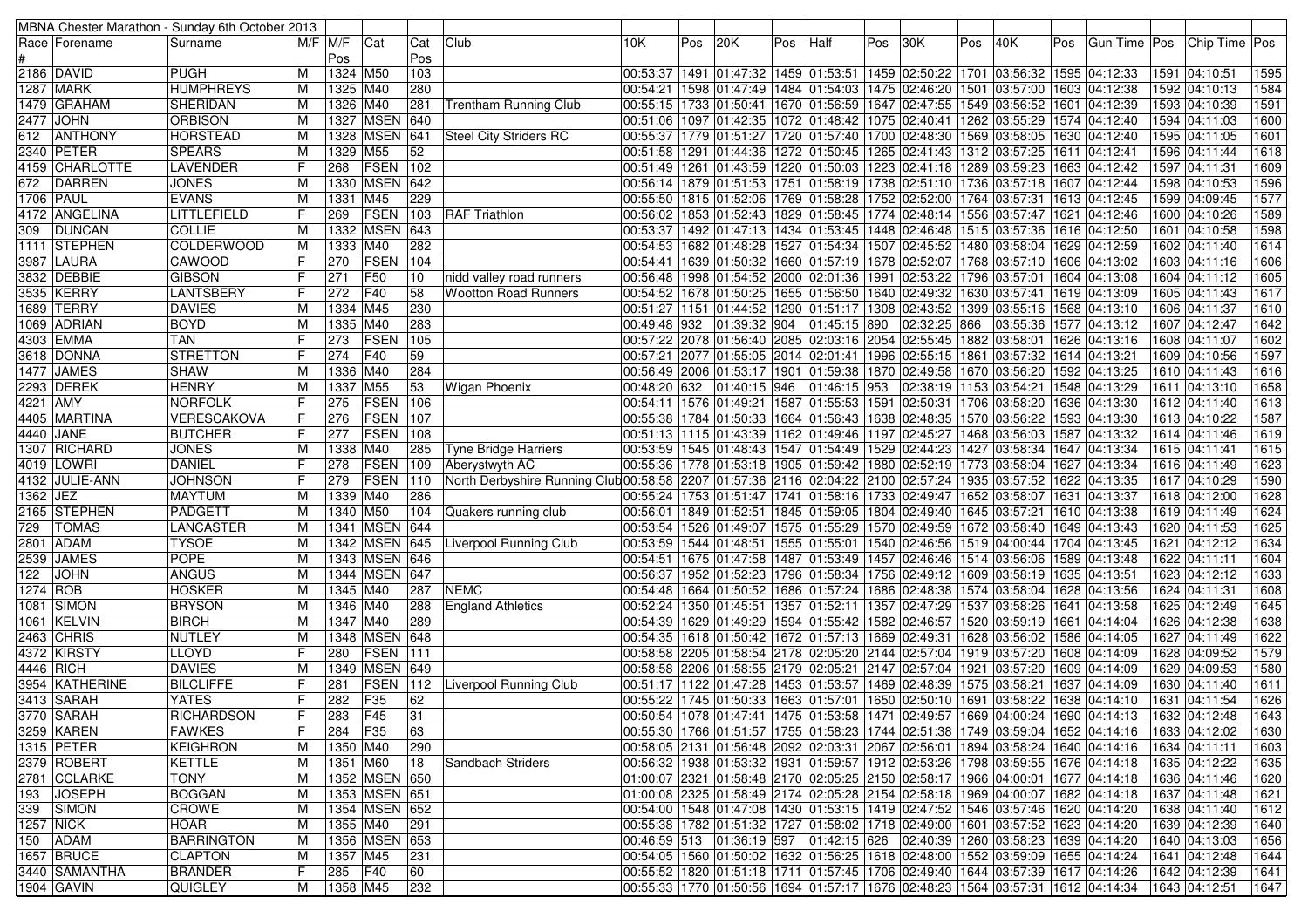| MBNA Chester Marathon - Sunday 6th October 2013 | | | | | | | | | | | | | | | | | | | | | | |
|---|---|---|---|---|---|---|---|---|---|---|---|---|---|---|---|---|---|---|---|---|---|---|
| Race # | Forename | Surname | M/F | M/F Pos | Cat | Cat Pos | Club | 10K | Pos | 20K | Pos | Half | Pos | 30K | Pos | 40K | Pos | Gun Time | Pos | Chip Time | Pos |
| 2186 | DAVID | PUGH | M | 1324 | M50 | 103 | | 00:53:37 | 1491 | 01:47:32 | 1459 | 01:53:51 | 1459 | 02:50:22 | 1701 | 03:56:32 | 1595 | 04:12:33 | 1591 | 04:10:51 | 1595 |
| 1287 | MARK | HUMPHREYS | M | 1325 | M40 | 280 | | 00:54:21 | 1598 | 01:47:49 | 1484 | 01:54:03 | 1475 | 02:46:20 | 1501 | 03:57:00 | 1603 | 04:12:38 | 1592 | 04:10:13 | 1584 |
| 1479 | GRAHAM | SHERIDAN | M | 1326 | M40 | 281 | Trentham Running Club | 00:55:15 | 1733 | 01:50:41 | 1670 | 01:56:59 | 1647 | 02:47:55 | 1549 | 03:56:52 | 1601 | 04:12:39 | 1593 | 04:10:39 | 1591 |
| 2477 | JOHN | ORBISON | M | 1327 | MSEN | 640 | | 00:51:06 | 1097 | 01:42:35 | 1072 | 01:48:42 | 1075 | 02:40:41 | 1262 | 03:55:29 | 1574 | 04:12:40 | 1594 | 04:11:03 | 1600 |
| 612 | ANTHONY | HORSTEAD | M | 1328 | MSEN | 641 | Steel City Striders RC | 00:55:37 | 1779 | 01:51:27 | 1720 | 01:57:40 | 1700 | 02:48:30 | 1569 | 03:58:05 | 1630 | 04:12:40 | 1595 | 04:11:05 | 1601 |
| 2340 | PETER | SPEARS | M | 1329 | M55 | 52 | | 00:51:58 | 1291 | 01:44:36 | 1272 | 01:50:45 | 1265 | 02:41:43 | 1312 | 03:57:25 | 1611 | 04:12:41 | 1596 | 04:11:44 | 1618 |
| 4159 | CHARLOTTE | LAVENDER | F | 268 | FSEN | 102 | | 00:51:49 | 1261 | 01:43:59 | 1220 | 01:50:03 | 1223 | 02:41:18 | 1289 | 03:59:23 | 1663 | 04:12:42 | 1597 | 04:11:31 | 1609 |
| 672 | DARREN | JONES | M | 1330 | MSEN | 642 | | 00:56:14 | 1879 | 01:51:53 | 1751 | 01:58:19 | 1738 | 02:51:10 | 1736 | 03:57:18 | 1607 | 04:12:44 | 1598 | 04:10:53 | 1596 |
| 1706 | PAUL | EVANS | M | 1331 | M45 | 229 | | 00:55:50 | 1815 | 01:52:06 | 1769 | 01:58:28 | 1752 | 02:52:00 | 1764 | 03:57:31 | 1613 | 04:12:45 | 1599 | 04:09:45 | 1577 |
| 4172 | ANGELINA | LITTLEFIELD | F | 269 | FSEN | 103 | RAF Triathlon | 00:56:02 | 1853 | 01:52:43 | 1829 | 01:58:45 | 1774 | 02:48:14 | 1556 | 03:57:47 | 1621 | 04:12:46 | 1600 | 04:10:26 | 1589 |
| 309 | DUNCAN | COLLIE | M | 1332 | MSEN | 643 | | 00:53:37 | 1492 | 01:47:13 | 1434 | 01:53:45 | 1448 | 02:46:48 | 1515 | 03:57:36 | 1616 | 04:12:50 | 1601 | 04:10:58 | 1598 |
| 1111 | STEPHEN | COLDERWOOD | M | 1333 | M40 | 282 | | 00:54:53 | 1682 | 01:48:28 | 1527 | 01:54:34 | 1507 | 02:45:52 | 1480 | 03:58:04 | 1629 | 04:12:59 | 1602 | 04:11:40 | 1614 |
| 3987 | LAURA | CAWOOD | F | 270 | FSEN | 104 | | 00:54:41 | 1639 | 01:50:32 | 1660 | 01:57:19 | 1678 | 02:52:07 | 1768 | 03:57:10 | 1606 | 04:13:02 | 1603 | 04:11:16 | 1606 |
| 3832 | DEBBIE | GIBSON | F | 271 | F50 | 10 | nidd valley road runners | 00:56:48 | 1998 | 01:54:52 | 2000 | 02:01:36 | 1991 | 02:53:22 | 1796 | 03:57:01 | 1604 | 04:13:08 | 1604 | 04:11:31 | 1605 |
| 3535 | KERRY | LANTSBERY | F | 272 | F40 | 58 | Wootton Road Runners | 00:54:52 | 1678 | 01:50:25 | 1655 | 01:56:50 | 1640 | 02:49:32 | 1630 | 03:57:41 | 1619 | 04:13:09 | 1605 | 04:11:43 | 1617 |
| 1689 | TERRY | DAVIES | M | 1334 | M45 | 230 | | 00:51:27 | 1151 | 01:44:52 | 1290 | 01:51:17 | 1308 | 02:43:52 | 1399 | 03:55:16 | 1568 | 04:13:10 | 1606 | 04:11:37 | 1610 |
| 1069 | ADRIAN | BOYD | M | 1335 | M40 | 283 | | 00:49:48 | 932 | 01:39:32 | 904 | 01:45:15 | 890 | 02:32:25 | 866 | 03:55:36 | 1577 | 04:13:12 | 1607 | 04:12:47 | 1642 |
| 4303 | EMMA | TAN | F | 273 | FSEN | 105 | | 00:57:22 | 2078 | 01:56:40 | 2085 | 02:03:16 | 2054 | 02:55:45 | 1882 | 03:58:01 | 1626 | 04:13:16 | 1608 | 04:11:07 | 1602 |
| 3618 | DONNA | STRETTON | F | 274 | F40 | 59 | | 00:57:21 | 2077 | 01:55:05 | 2014 | 02:01:41 | 1996 | 02:55:15 | 1861 | 03:57:32 | 1614 | 04:13:21 | 1609 | 04:10:56 | 1597 |
| 1477 | JAMES | SHAW | M | 1336 | M40 | 284 | | 00:56:49 | 2006 | 01:53:17 | 1901 | 01:59:38 | 1870 | 02:49:58 | 1670 | 03:56:20 | 1592 | 04:13:25 | 1610 | 04:11:43 | 1616 |
| 2293 | DEREK | HENRY | M | 1337 | M55 | 53 | Wigan Phoenix | 00:48:20 | 632 | 01:40:15 | 946 | 01:46:15 | 953 | 02:38:19 | 1153 | 03:54:21 | 1548 | 04:13:29 | 1611 | 04:13:10 | 1658 |
| 4221 | AMY | NORFOLK | F | 275 | FSEN | 106 | | 00:54:11 | 1576 | 01:49:21 | 1587 | 01:55:53 | 1591 | 02:50:31 | 1706 | 03:58:20 | 1636 | 04:13:30 | 1612 | 04:11:40 | 1613 |
| 4405 | MARTINA | VERESCAKOVA | F | 276 | FSEN | 107 | | 00:55:38 | 1784 | 01:50:33 | 1664 | 01:56:43 | 1638 | 02:48:35 | 1570 | 03:56:22 | 1593 | 04:13:30 | 1613 | 04:10:22 | 1587 |
| 4440 | JANE | BUTCHER | F | 277 | FSEN | 108 | | 00:51:13 | 1115 | 01:43:39 | 1162 | 01:49:46 | 1197 | 02:45:27 | 1468 | 03:56:03 | 1587 | 04:13:32 | 1614 | 04:11:46 | 1619 |
| 1307 | RICHARD | JONES | M | 1338 | M40 | 285 | Tyne Bridge Harriers | 00:53:59 | 1545 | 01:48:43 | 1547 | 01:54:49 | 1529 | 02:44:23 | 1427 | 03:58:34 | 1647 | 04:13:34 | 1615 | 04:11:41 | 1615 |
| 4019 | LOWRI | DANIEL | F | 278 | FSEN | 109 | Aberystwyth AC | 00:55:36 | 1778 | 01:53:18 | 1905 | 01:59:42 | 1880 | 02:52:19 | 1773 | 03:58:04 | 1627 | 04:13:34 | 1616 | 04:11:49 | 1623 |
| 4132 | JULIE-ANN | JOHNSON | F | 279 | FSEN | 110 | North Derbyshire Running Club | 00:58:58 | 2207 | 01:57:36 | 2116 | 02:04:22 | 2100 | 02:57:24 | 1935 | 03:57:52 | 1622 | 04:13:35 | 1617 | 04:10:29 | 1590 |
| 1362 | JEZ | MAYTUM | M | 1339 | M40 | 286 | | 00:55:24 | 1753 | 01:51:47 | 1741 | 01:58:16 | 1733 | 02:49:47 | 1652 | 03:58:07 | 1631 | 04:13:37 | 1618 | 04:12:00 | 1628 |
| 2165 | STEPHEN | PADGETT | M | 1340 | M50 | 104 | Quakers running club | 00:56:01 | 1849 | 01:52:51 | 1845 | 01:59:05 | 1804 | 02:49:40 | 1645 | 03:57:21 | 1610 | 04:13:38 | 1619 | 04:11:49 | 1624 |
| 729 | TOMAS | LANCASTER | M | 1341 | MSEN | 644 | | 00:53:54 | 1526 | 01:49:07 | 1575 | 01:55:29 | 1570 | 02:49:59 | 1672 | 03:58:40 | 1649 | 04:13:43 | 1620 | 04:11:53 | 1625 |
| 2801 | ADAM | TYSOE | M | 1342 | MSEN | 645 | Liverpool Running Club | 00:53:59 | 1544 | 01:48:51 | 1555 | 01:55:01 | 1540 | 02:46:56 | 1519 | 04:00:44 | 1704 | 04:13:45 | 1621 | 04:12:12 | 1634 |
| 2539 | JAMES | POPE | M | 1343 | MSEN | 646 | | 00:54:51 | 1675 | 01:47:58 | 1487 | 01:53:49 | 1457 | 02:46:46 | 1514 | 03:56:06 | 1589 | 04:13:48 | 1622 | 04:11:11 | 1604 |
| 122 | JOHN | ANGUS | M | 1344 | MSEN | 647 | | 00:56:37 | 1952 | 01:52:23 | 1796 | 01:58:34 | 1756 | 02:49:12 | 1609 | 03:58:19 | 1635 | 04:13:51 | 1623 | 04:12:12 | 1633 |
| 1274 | ROB | HOSKER | M | 1345 | M40 | 287 | NEMC | 00:54:48 | 1664 | 01:50:52 | 1686 | 01:57:24 | 1686 | 02:48:38 | 1574 | 03:58:04 | 1628 | 04:13:56 | 1624 | 04:11:31 | 1608 |
| 1081 | SIMON | BRYSON | M | 1346 | M40 | 288 | England Athletics | 00:52:24 | 1350 | 01:45:51 | 1357 | 01:52:11 | 1357 | 02:47:29 | 1537 | 03:58:26 | 1641 | 04:13:58 | 1625 | 04:12:49 | 1645 |
| 1061 | KELVIN | BIRCH | M | 1347 | M40 | 289 | | 00:54:39 | 1629 | 01:49:29 | 1594 | 01:55:42 | 1582 | 02:46:57 | 1520 | 03:59:19 | 1661 | 04:14:04 | 1626 | 04:12:38 | 1638 |
| 2463 | CHRIS | NUTLEY | M | 1348 | MSEN | 648 | | 00:54:35 | 1618 | 01:50:42 | 1672 | 01:57:13 | 1669 | 02:49:31 | 1628 | 03:56:02 | 1586 | 04:14:05 | 1627 | 04:11:49 | 1622 |
| 4372 | KIRSTY | LLOYD | F | 280 | FSEN | 111 | | 00:58:58 | 2205 | 01:58:54 | 2178 | 02:05:20 | 2144 | 02:57:04 | 1919 | 03:57:20 | 1608 | 04:14:09 | 1628 | 04:09:52 | 1579 |
| 4446 | RICH | DAVIES | M | 1349 | MSEN | 649 | | 00:58:58 | 2206 | 01:58:55 | 2179 | 02:05:21 | 2147 | 02:57:04 | 1921 | 03:57:20 | 1609 | 04:14:09 | 1629 | 04:09:53 | 1580 |
| 3954 | KATHERINE | BILCLIFFE | F | 281 | FSEN | 112 | Liverpool Running Club | 00:51:17 | 1122 | 01:47:28 | 1453 | 01:53:57 | 1469 | 02:48:39 | 1575 | 03:58:21 | 1637 | 04:14:09 | 1630 | 04:11:40 | 1611 |
| 3413 | SARAH | YATES | F | 282 | F35 | 62 | | 00:55:22 | 1745 | 01:50:33 | 1663 | 01:57:01 | 1650 | 02:50:10 | 1691 | 03:58:22 | 1638 | 04:14:10 | 1631 | 04:11:54 | 1626 |
| 3770 | SARAH | RICHARDSON | F | 283 | F45 | 31 | | 00:50:54 | 1078 | 01:47:41 | 1475 | 01:53:58 | 1471 | 02:49:57 | 1669 | 04:00:24 | 1690 | 04:14:13 | 1632 | 04:12:48 | 1643 |
| 3259 | KAREN | FAWKES | F | 284 | F35 | 63 | | 00:55:30 | 1766 | 01:51:57 | 1755 | 01:58:23 | 1744 | 02:51:38 | 1749 | 03:59:04 | 1652 | 04:14:16 | 1633 | 04:12:02 | 1630 |
| 1315 | PETER | KEIGHRON | M | 1350 | M40 | 290 | | 00:58:05 | 2131 | 01:56:48 | 2092 | 02:03:31 | 2067 | 02:56:01 | 1894 | 03:58:24 | 1640 | 04:14:16 | 1634 | 04:11:11 | 1603 |
| 2379 | ROBERT | KETTLE | M | 1351 | M60 | 18 | Sandbach Striders | 00:56:32 | 1938 | 01:53:32 | 1931 | 01:59:57 | 1912 | 02:53:26 | 1798 | 03:59:55 | 1676 | 04:14:18 | 1635 | 04:12:22 | 1635 |
| 2781 | CCLARKE | TONY | M | 1352 | MSEN | 650 | | 01:00:07 | 2321 | 01:58:48 | 2170 | 02:05:25 | 2150 | 02:58:17 | 1966 | 04:00:01 | 1677 | 04:14:18 | 1636 | 04:11:46 | 1620 |
| 193 | JOSEPH | BOGGAN | M | 1353 | MSEN | 651 | | 01:00:08 | 2325 | 01:58:49 | 2174 | 02:05:28 | 2154 | 02:58:18 | 1969 | 04:00:07 | 1682 | 04:14:18 | 1637 | 04:11:48 | 1621 |
| 339 | SIMON | CROWE | M | 1354 | MSEN | 652 | | 00:54:00 | 1548 | 01:47:08 | 1430 | 01:53:15 | 1419 | 02:47:52 | 1546 | 03:57:46 | 1620 | 04:14:20 | 1638 | 04:11:40 | 1612 |
| 1257 | NICK | HOAR | M | 1355 | M40 | 291 | | 00:55:38 | 1782 | 01:51:32 | 1727 | 01:58:02 | 1718 | 02:49:00 | 1601 | 03:57:52 | 1623 | 04:14:20 | 1639 | 04:12:39 | 1640 |
| 150 | ADAM | BARRINGTON | M | 1356 | MSEN | 653 | | 00:46:59 | 513 | 01:36:19 | 597 | 01:42:15 | 626 | 02:40:39 | 1260 | 03:58:23 | 1639 | 04:14:20 | 1640 | 04:13:03 | 1656 |
| 1657 | BRUCE | CLAPTON | M | 1357 | M45 | 231 | | 00:54:05 | 1560 | 01:50:02 | 1632 | 01:56:25 | 1618 | 02:48:00 | 1552 | 03:59:09 | 1655 | 04:14:24 | 1641 | 04:12:48 | 1644 |
| 3440 | SAMANTHA | BRANDER | F | 285 | F40 | 60 | | 00:55:52 | 1820 | 01:51:18 | 1711 | 01:57:45 | 1706 | 02:49:40 | 1644 | 03:57:39 | 1617 | 04:14:26 | 1642 | 04:12:39 | 1641 |
| 1904 | GAVIN | QUIGLEY | M | 1358 | M45 | 232 | | 00:55:33 | 1770 | 01:50:56 | 1694 | 01:57:17 | 1676 | 02:48:23 | 1564 | 03:57:31 | 1612 | 04:14:34 | 1643 | 04:12:51 | 1647 |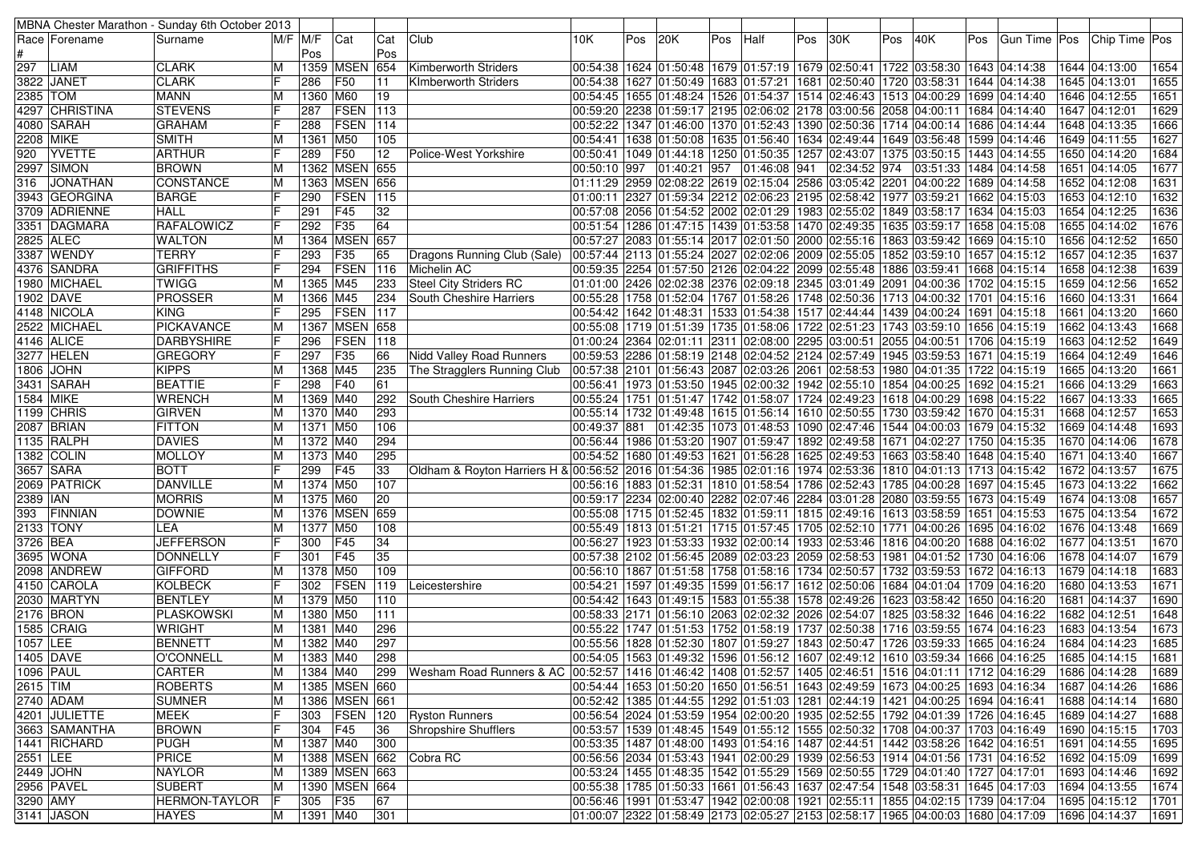| MBNA Chester Marathon - Sunday 6th October 2013 | | | | | | | | | | | | | | | | | | | | | | |
|---|---|---|---|---|---|---|---|---|---|---|---|---|---|---|---|---|---|---|---|---|---|---|
| Race # | Forename | Surname | M/F | M/F Pos | Cat | Cat Pos | Club | 10K | Pos | 20K | Pos | Half | Pos | 30K | Pos | 40K | Pos | Gun Time | Pos | Chip Time | Pos |
| 297 | LIAM | CLARK | M | 1359 | MSEN | 654 | Kimberworth Striders | 00:54:38 | 1624 | 01:50:48 | 1679 | 01:57:19 | 1679 | 02:50:41 | 1722 | 03:58:30 | 1643 | 04:14:38 | 1644 | 04:13:00 | 1654 |
| 3822 | JANET | CLARK | F | 286 | F50 | 11 | KImberworth Striders | 00:54:38 | 1627 | 01:50:49 | 1683 | 01:57:21 | 1681 | 02:50:40 | 1720 | 03:58:31 | 1644 | 04:14:38 | 1645 | 04:13:01 | 1655 |
| 2385 | TOM | MANN | M | 1360 | M60 | 19 | | 00:54:45 | 1655 | 01:48:24 | 1526 | 01:54:37 | 1514 | 02:46:43 | 1513 | 04:00:29 | 1699 | 04:14:40 | 1646 | 04:12:55 | 1651 |
| 4297 | CHRISTINA | STEVENS | F | 287 | FSEN | 113 | | 00:59:20 | 2238 | 01:59:17 | 2195 | 02:06:02 | 2178 | 03:00:56 | 2058 | 04:00:11 | 1684 | 04:14:40 | 1647 | 04:12:01 | 1629 |
| 4080 | SARAH | GRAHAM | F | 288 | FSEN | 114 | | 00:52:22 | 1347 | 01:46:00 | 1370 | 01:52:43 | 1390 | 02:50:36 | 1714 | 04:00:14 | 1686 | 04:14:44 | 1648 | 04:13:35 | 1666 |
| 2208 | MIKE | SMITH | M | 1361 | M50 | 105 | | 00:54:41 | 1638 | 01:50:08 | 1635 | 01:56:40 | 1634 | 02:49:44 | 1649 | 03:56:48 | 1599 | 04:14:46 | 1649 | 04:11:55 | 1627 |
| 920 | YVETTE | ARTHUR | F | 289 | F50 | 12 | Police-West Yorkshire | 00:50:41 | 1049 | 01:44:18 | 1250 | 01:50:35 | 1257 | 02:43:07 | 1375 | 03:50:15 | 1443 | 04:14:55 | 1650 | 04:14:20 | 1684 |
| 2997 | SIMON | BROWN | M | 1362 | MSEN | 655 | | 00:50:10 | 997 | 01:40:21 | 957 | 01:46:08 | 941 | 02:34:52 | 974 | 03:51:33 | 1484 | 04:14:58 | 1651 | 04:14:05 | 1677 |
| 316 | JONATHAN | CONSTANCE | M | 1363 | MSEN | 656 | | 01:11:29 | 2959 | 02:08:22 | 2619 | 02:15:04 | 2586 | 03:05:42 | 2201 | 04:00:22 | 1689 | 04:14:58 | 1652 | 04:12:08 | 1631 |
| 3943 | GEORGINA | BARGE | F | 290 | FSEN | 115 | | 01:00:11 | 2327 | 01:59:34 | 2212 | 02:06:23 | 2195 | 02:58:42 | 1977 | 03:59:21 | 1662 | 04:15:03 | 1653 | 04:12:10 | 1632 |
| 3709 | ADRIENNE | HALL | F | 291 | F45 | 32 | | 00:57:08 | 2056 | 01:54:52 | 2002 | 02:01:29 | 1983 | 02:55:02 | 1849 | 03:58:17 | 1634 | 04:15:03 | 1654 | 04:12:25 | 1636 |
| 3351 | DAGMARA | RAFALOWICZ | F | 292 | F35 | 64 | | 00:51:54 | 1286 | 01:47:15 | 1439 | 01:53:58 | 1470 | 02:49:35 | 1635 | 03:59:17 | 1658 | 04:15:08 | 1655 | 04:14:02 | 1676 |
| 2825 | ALEC | WALTON | M | 1364 | MSEN | 657 | | 00:57:27 | 2083 | 01:55:14 | 2017 | 02:01:50 | 2000 | 02:55:16 | 1863 | 03:59:42 | 1669 | 04:15:10 | 1656 | 04:12:52 | 1650 |
| 3387 | WENDY | TERRY | F | 293 | F35 | 65 | Dragons Running Club (Sale) | 00:57:44 | 2113 | 01:55:24 | 2027 | 02:02:06 | 2009 | 02:55:05 | 1852 | 03:59:10 | 1657 | 04:15:12 | 1657 | 04:12:35 | 1637 |
| 4376 | SANDRA | GRIFFITHS | F | 294 | FSEN | 116 | Michelin AC | 00:59:35 | 2254 | 01:57:50 | 2126 | 02:04:22 | 2099 | 02:55:48 | 1886 | 03:59:41 | 1668 | 04:15:14 | 1658 | 04:12:38 | 1639 |
| 1980 | MICHAEL | TWIGG | M | 1365 | M45 | 233 | Steel City Striders RC | 01:01:00 | 2426 | 02:02:38 | 2376 | 02:09:18 | 2345 | 03:01:49 | 2091 | 04:00:36 | 1702 | 04:15:15 | 1659 | 04:12:56 | 1652 |
| 1902 | DAVE | PROSSER | M | 1366 | M45 | 234 | South Cheshire Harriers | 00:55:28 | 1758 | 01:52:04 | 1767 | 01:58:26 | 1748 | 02:50:36 | 1713 | 04:00:32 | 1701 | 04:15:16 | 1660 | 04:13:31 | 1664 |
| 4148 | NICOLA | KING | F | 295 | FSEN | 117 | | 00:54:42 | 1642 | 01:48:31 | 1533 | 01:54:38 | 1517 | 02:44:44 | 1439 | 04:00:24 | 1691 | 04:15:18 | 1661 | 04:13:20 | 1660 |
| 2522 | MICHAEL | PICKAVANCE | M | 1367 | MSEN | 658 | | 00:55:08 | 1719 | 01:51:39 | 1735 | 01:58:06 | 1722 | 02:51:23 | 1743 | 03:59:10 | 1656 | 04:15:19 | 1662 | 04:13:43 | 1668 |
| 4146 | ALICE | DARBYSHIRE | F | 296 | FSEN | 118 | | 01:00:24 | 2364 | 02:01:11 | 2311 | 02:08:00 | 2295 | 03:00:51 | 2055 | 04:00:51 | 1706 | 04:15:19 | 1663 | 04:12:52 | 1649 |
| 3277 | HELEN | GREGORY | F | 297 | F35 | 66 | Nidd Valley Road Runners | 00:59:53 | 2286 | 01:58:19 | 2148 | 02:04:52 | 2124 | 02:57:49 | 1945 | 03:59:53 | 1671 | 04:15:19 | 1664 | 04:12:49 | 1646 |
| 1806 | JOHN | KIPPS | M | 1368 | M45 | 235 | The Stragglers Running Club | 00:57:38 | 2101 | 01:56:43 | 2087 | 02:03:26 | 2061 | 02:58:53 | 1980 | 04:01:35 | 1722 | 04:15:19 | 1665 | 04:13:20 | 1661 |
| 3431 | SARAH | BEATTIE | F | 298 | F40 | 61 | | 00:56:41 | 1973 | 01:53:50 | 1945 | 02:00:32 | 1942 | 02:55:10 | 1854 | 04:00:25 | 1692 | 04:15:21 | 1666 | 04:13:29 | 1663 |
| 1584 | MIKE | WRENCH | M | 1369 | M40 | 292 | South Cheshire Harriers | 00:55:24 | 1751 | 01:51:47 | 1742 | 01:58:07 | 1724 | 02:49:23 | 1618 | 04:00:29 | 1698 | 04:15:22 | 1667 | 04:13:33 | 1665 |
| 1199 | CHRIS | GIRVEN | M | 1370 | M40 | 293 | | 00:55:14 | 1732 | 01:49:48 | 1615 | 01:56:14 | 1610 | 02:50:55 | 1730 | 03:59:42 | 1670 | 04:15:31 | 1668 | 04:12:57 | 1653 |
| 2087 | BRIAN | FITTON | M | 1371 | M50 | 106 | | 00:49:37 | 881 | 01:42:35 | 1073 | 01:48:53 | 1090 | 02:47:46 | 1544 | 04:00:03 | 1679 | 04:15:32 | 1669 | 04:14:48 | 1693 |
| 1135 | RALPH | DAVIES | M | 1372 | M40 | 294 | | 00:56:44 | 1986 | 01:53:20 | 1907 | 01:59:47 | 1892 | 02:49:58 | 1671 | 04:02:27 | 1750 | 04:15:35 | 1670 | 04:14:06 | 1678 |
| 1382 | COLIN | MOLLOY | M | 1373 | M40 | 295 | | 00:54:52 | 1680 | 01:49:53 | 1621 | 01:56:28 | 1625 | 02:49:53 | 1663 | 03:58:40 | 1648 | 04:15:40 | 1671 | 04:13:40 | 1667 |
| 3657 | SARA | BOTT | F | 299 | F45 | 33 | Oldham & Royton Harriers H & | 00:56:52 | 2016 | 01:54:36 | 1985 | 02:01:16 | 1974 | 02:53:36 | 1810 | 04:01:13 | 1713 | 04:15:42 | 1672 | 04:13:57 | 1675 |
| 2069 | PATRICK | DANVILLE | M | 1374 | M50 | 107 | | 00:56:16 | 1883 | 01:52:31 | 1810 | 01:58:54 | 1786 | 02:52:43 | 1785 | 04:00:28 | 1697 | 04:15:45 | 1673 | 04:13:22 | 1662 |
| 2389 | IAN | MORRIS | M | 1375 | M60 | 20 | | 00:59:17 | 2234 | 02:00:40 | 2282 | 02:07:46 | 2284 | 03:01:28 | 2080 | 03:59:55 | 1673 | 04:15:49 | 1674 | 04:13:08 | 1657 |
| 393 | FINNIAN | DOWNIE | M | 1376 | MSEN | 659 | | 00:55:08 | 1715 | 01:52:45 | 1832 | 01:59:11 | 1815 | 02:49:16 | 1613 | 03:58:59 | 1651 | 04:15:53 | 1675 | 04:13:54 | 1672 |
| 2133 | TONY | LEA | M | 1377 | M50 | 108 | | 00:55:49 | 1813 | 01:51:21 | 1715 | 01:57:45 | 1705 | 02:52:10 | 1771 | 04:00:26 | 1695 | 04:16:02 | 1676 | 04:13:48 | 1669 |
| 3726 | BEA | JEFFERSON | F | 300 | F45 | 34 | | 00:56:27 | 1923 | 01:53:33 | 1932 | 02:00:14 | 1933 | 02:53:46 | 1816 | 04:00:20 | 1688 | 04:16:02 | 1677 | 04:13:51 | 1670 |
| 3695 | WONA | DONNELLY | F | 301 | F45 | 35 | | 00:57:38 | 2102 | 01:56:45 | 2089 | 02:03:23 | 2059 | 02:58:53 | 1981 | 04:01:52 | 1730 | 04:16:06 | 1678 | 04:14:07 | 1679 |
| 2098 | ANDREW | GIFFORD | M | 1378 | M50 | 109 | | 00:56:10 | 1867 | 01:51:58 | 1758 | 01:58:16 | 1734 | 02:50:57 | 1732 | 03:59:53 | 1672 | 04:16:13 | 1679 | 04:14:18 | 1683 |
| 4150 | CAROLA | KOLBECK | F | 302 | FSEN | 119 | Leicestershire | 00:54:21 | 1597 | 01:49:35 | 1599 | 01:56:17 | 1612 | 02:50:06 | 1684 | 04:01:04 | 1709 | 04:16:20 | 1680 | 04:13:53 | 1671 |
| 2030 | MARTYN | BENTLEY | M | 1379 | M50 | 110 | | 00:54:42 | 1643 | 01:49:15 | 1583 | 01:55:38 | 1578 | 02:49:26 | 1623 | 03:58:42 | 1650 | 04:16:20 | 1681 | 04:14:37 | 1690 |
| 2176 | BRON | PLASKOWSKI | M | 1380 | M50 | 111 | | 00:58:33 | 2171 | 01:56:10 | 2063 | 02:02:32 | 2026 | 02:54:07 | 1825 | 03:58:32 | 1646 | 04:16:22 | 1682 | 04:12:51 | 1648 |
| 1585 | CRAIG | WRIGHT | M | 1381 | M40 | 296 | | 00:55:22 | 1747 | 01:51:53 | 1752 | 01:58:19 | 1737 | 02:50:38 | 1716 | 03:59:55 | 1674 | 04:16:23 | 1683 | 04:13:54 | 1673 |
| 1057 | LEE | BENNETT | M | 1382 | M40 | 297 | | 00:55:56 | 1828 | 01:52:30 | 1807 | 01:59:27 | 1843 | 02:50:47 | 1726 | 03:59:33 | 1665 | 04:16:24 | 1684 | 04:14:23 | 1685 |
| 1405 | DAVE | O'CONNELL | M | 1383 | M40 | 298 | | 00:54:05 | 1563 | 01:49:32 | 1596 | 01:56:12 | 1607 | 02:49:12 | 1610 | 03:59:34 | 1666 | 04:16:25 | 1685 | 04:14:15 | 1681 |
| 1096 | PAUL | CARTER | M | 1384 | M40 | 299 | Wesham Road Runners & AC | 00:52:57 | 1416 | 01:46:42 | 1408 | 01:52:57 | 1405 | 02:46:51 | 1516 | 04:01:11 | 1712 | 04:16:29 | 1686 | 04:14:28 | 1689 |
| 2615 | TIM | ROBERTS | M | 1385 | MSEN | 660 | | 00:54:44 | 1653 | 01:50:20 | 1650 | 01:56:51 | 1643 | 02:49:59 | 1673 | 04:00:25 | 1693 | 04:16:34 | 1687 | 04:14:26 | 1686 |
| 2740 | ADAM | SUMNER | M | 1386 | MSEN | 661 | | 00:52:42 | 1385 | 01:44:55 | 1292 | 01:51:03 | 1281 | 02:44:19 | 1421 | 04:00:25 | 1694 | 04:16:41 | 1688 | 04:14:14 | 1680 |
| 4201 | JULIETTE | MEEK | F | 303 | FSEN | 120 | Ryston Runners | 00:56:54 | 2024 | 01:53:59 | 1954 | 02:00:20 | 1935 | 02:52:55 | 1792 | 04:01:39 | 1726 | 04:16:45 | 1689 | 04:14:27 | 1688 |
| 3663 | SAMANTHA | BROWN | F | 304 | F45 | 36 | Shropshire Shufflers | 00:53:57 | 1539 | 01:48:45 | 1549 | 01:55:12 | 1555 | 02:50:32 | 1708 | 04:00:37 | 1703 | 04:16:49 | 1690 | 04:15:15 | 1703 |
| 1441 | RICHARD | PUGH | M | 1387 | M40 | 300 | | 00:53:35 | 1487 | 01:48:00 | 1493 | 01:54:16 | 1487 | 02:44:51 | 1442 | 03:58:26 | 1642 | 04:16:51 | 1691 | 04:14:55 | 1695 |
| 2551 | LEE | PRICE | M | 1388 | MSEN | 662 | Cobra RC | 00:56:56 | 2034 | 01:53:43 | 1941 | 02:00:29 | 1939 | 02:56:53 | 1914 | 04:01:56 | 1731 | 04:16:52 | 1692 | 04:15:09 | 1699 |
| 2449 | JOHN | NAYLOR | M | 1389 | MSEN | 663 | | 00:53:24 | 1455 | 01:48:35 | 1542 | 01:55:29 | 1569 | 02:50:55 | 1729 | 04:01:40 | 1727 | 04:17:01 | 1693 | 04:14:46 | 1692 |
| 2956 | PAVEL | SUBERT | M | 1390 | MSEN | 664 | | 00:55:38 | 1785 | 01:50:33 | 1661 | 01:56:43 | 1637 | 02:47:54 | 1548 | 03:58:31 | 1645 | 04:17:03 | 1694 | 04:13:55 | 1674 |
| 3290 | AMY | HERMON-TAYLOR | F | 305 | F35 | 67 | | 00:56:46 | 1991 | 01:53:47 | 1942 | 02:00:08 | 1921 | 02:55:11 | 1855 | 04:02:15 | 1739 | 04:17:04 | 1695 | 04:15:12 | 1701 |
| 3141 | JASON | HAYES | M | 1391 | M40 | 301 | | 01:00:07 | 2322 | 01:58:49 | 2173 | 02:05:27 | 2153 | 02:58:17 | 1965 | 04:00:03 | 1680 | 04:17:09 | 1696 | 04:14:37 | 1691 |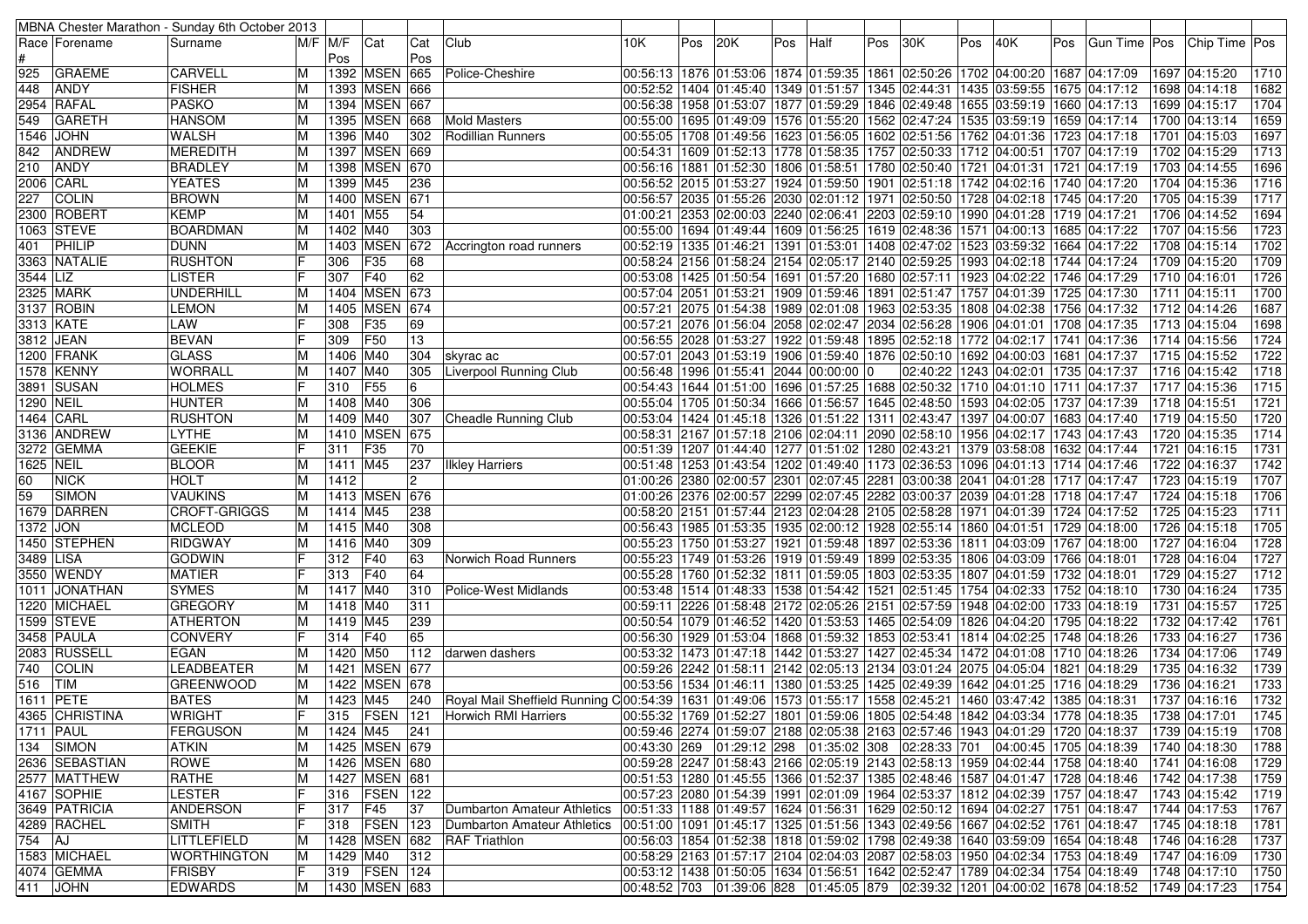| MBNA Chester Marathon - Sunday 6th October 2013 | | | | | | | | | | | | | | | | | | | | | | | |
|---|---|---|---|---|---|---|---|---|---|---|---|---|---|---|---|---|---|---|---|---|---|---|---|
| Race # | Forename | Surname | M/F | M/F Pos | Cat | Cat Pos | Club | 10K | Pos | 20K | Pos | Half | Pos | 30K | Pos | 40K | Pos | Gun Time | Pos | Chip Time | Pos |
| 925 | GRAEME | CARVELL | M | 1392 | MSEN | 665 | Police-Cheshire | 00:56:13 | 1876 | 01:53:06 | 1874 | 01:59:35 | 1861 | 02:50:26 | 1702 | 04:00:20 | 1687 | 04:17:09 | 1697 | 04:15:20 | 1710 |
| 448 | ANDY | FISHER | M | 1393 | MSEN | 666 | | 00:52:52 | 1404 | 01:45:40 | 1349 | 01:51:57 | 1345 | 02:44:31 | 1435 | 03:59:55 | 1675 | 04:17:12 | 1698 | 04:14:18 | 1682 |
| 2954 | RAFAL | PASKO | M | 1394 | MSEN | 667 | | 00:56:38 | 1958 | 01:53:07 | 1877 | 01:59:29 | 1846 | 02:49:48 | 1655 | 03:59:19 | 1660 | 04:17:13 | 1699 | 04:15:17 | 1704 |
| 549 | GARETH | HANSOM | M | 1395 | MSEN | 668 | Mold Masters | 00:55:00 | 1695 | 01:49:09 | 1576 | 01:55:20 | 1562 | 02:47:24 | 1535 | 03:59:19 | 1659 | 04:17:14 | 1700 | 04:13:14 | 1659 |
| 1546 | JOHN | WALSH | M | 1396 | M40 | 302 | Rodillian Runners | 00:55:05 | 1708 | 01:49:56 | 1623 | 01:56:05 | 1602 | 02:51:56 | 1762 | 04:01:36 | 1723 | 04:17:18 | 1701 | 04:15:03 | 1697 |
| 842 | ANDREW | MEREDITH | M | 1397 | MSEN | 669 | | 00:54:31 | 1609 | 01:52:13 | 1778 | 01:58:35 | 1757 | 02:50:33 | 1712 | 04:00:51 | 1707 | 04:17:19 | 1702 | 04:15:29 | 1713 |
| 210 | ANDY | BRADLEY | M | 1398 | MSEN | 670 | | 00:56:16 | 1881 | 01:52:30 | 1806 | 01:58:51 | 1780 | 02:50:40 | 1721 | 04:01:31 | 1721 | 04:17:19 | 1703 | 04:14:55 | 1696 |
| 2006 | CARL | YEATES | M | 1399 | M45 | 236 | | 00:56:52 | 2015 | 01:53:27 | 1924 | 01:59:50 | 1901 | 02:51:18 | 1742 | 04:02:16 | 1740 | 04:17:20 | 1704 | 04:15:36 | 1716 |
| 227 | COLIN | BROWN | M | 1400 | MSEN | 671 | | 00:56:57 | 2035 | 01:55:26 | 2030 | 02:01:12 | 1971 | 02:50:50 | 1728 | 04:02:18 | 1745 | 04:17:20 | 1705 | 04:15:39 | 1717 |
| 2300 | ROBERT | KEMP | M | 1401 | M55 | 54 | | 01:00:21 | 2353 | 02:00:03 | 2240 | 02:06:41 | 2203 | 02:59:10 | 1990 | 04:01:28 | 1719 | 04:17:21 | 1706 | 04:14:52 | 1694 |
| 1063 | STEVE | BOARDMAN | M | 1402 | M40 | 303 | | 00:55:00 | 1694 | 01:49:44 | 1609 | 01:56:25 | 1619 | 02:48:36 | 1571 | 04:00:13 | 1685 | 04:17:22 | 1707 | 04:15:56 | 1723 |
| 401 | PHILIP | DUNN | M | 1403 | MSEN | 672 | Accrington road runners | 00:52:19 | 1335 | 01:46:21 | 1391 | 01:53:01 | 1408 | 02:47:02 | 1523 | 03:59:32 | 1664 | 04:17:22 | 1708 | 04:15:14 | 1702 |
| 3363 | NATALIE | RUSHTON | F | 306 | F35 | 68 | | 00:58:24 | 2156 | 01:58:24 | 2154 | 02:05:17 | 2140 | 02:59:25 | 1993 | 04:02:18 | 1744 | 04:17:24 | 1709 | 04:15:20 | 1709 |
| 3544 | LIZ | LISTER | F | 307 | F40 | 62 | | 00:53:08 | 1425 | 01:50:54 | 1691 | 01:57:20 | 1680 | 02:57:11 | 1923 | 04:02:22 | 1746 | 04:17:29 | 1710 | 04:16:01 | 1726 |
| 2325 | MARK | UNDERHILL | M | 1404 | MSEN | 673 | | 00:57:04 | 2051 | 01:53:21 | 1909 | 01:59:46 | 1891 | 02:51:47 | 1757 | 04:01:39 | 1725 | 04:17:30 | 1711 | 04:15:11 | 1700 |
| 3137 | ROBIN | LEMON | M | 1405 | MSEN | 674 | | 00:57:21 | 2075 | 01:54:38 | 1989 | 02:01:08 | 1963 | 02:53:35 | 1808 | 04:02:38 | 1756 | 04:17:32 | 1712 | 04:14:26 | 1687 |
| 3313 | KATE | LAW | F | 308 | F35 | 69 | | 00:57:21 | 2076 | 01:56:04 | 2058 | 02:02:47 | 2034 | 02:56:28 | 1906 | 04:01:01 | 1708 | 04:17:35 | 1713 | 04:15:04 | 1698 |
| 3812 | JEAN | BEVAN | F | 309 | F50 | 13 | | 00:56:55 | 2028 | 01:53:27 | 1922 | 01:59:48 | 1895 | 02:52:18 | 1772 | 04:02:17 | 1741 | 04:17:36 | 1714 | 04:15:56 | 1724 |
| 1200 | FRANK | GLASS | M | 1406 | M40 | 304 | skyrac ac | 00:57:01 | 2043 | 01:53:19 | 1906 | 01:59:40 | 1876 | 02:50:10 | 1692 | 04:00:03 | 1681 | 04:17:37 | 1715 | 04:15:52 | 1722 |
| 1578 | KENNY | WORRALL | M | 1407 | M40 | 305 | Liverpool Running Club | 00:56:48 | 1996 | 01:55:41 | 2044 | 00:00:00 | 0 | 02:40:22 | 1243 | 04:02:01 | 1735 | 04:17:37 | 1716 | 04:15:42 | 1718 |
| 3891 | SUSAN | HOLMES | F | 310 | F55 | 6 | | 00:54:43 | 1644 | 01:51:00 | 1696 | 01:57:25 | 1688 | 02:50:32 | 1710 | 04:01:10 | 1711 | 04:17:37 | 1717 | 04:15:36 | 1715 |
| 1290 | NEIL | HUNTER | M | 1408 | M40 | 306 | | 00:55:04 | 1705 | 01:50:34 | 1666 | 01:56:57 | 1645 | 02:48:50 | 1593 | 04:02:05 | 1737 | 04:17:39 | 1718 | 04:15:51 | 1721 |
| 1464 | CARL | RUSHTON | M | 1409 | M40 | 307 | Cheadle Running Club | 00:53:04 | 1424 | 01:45:18 | 1326 | 01:51:22 | 1311 | 02:43:47 | 1397 | 04:00:07 | 1683 | 04:17:40 | 1719 | 04:15:50 | 1720 |
| 3136 | ANDREW | LYTHE | M | 1410 | MSEN | 675 | | 00:58:31 | 2167 | 01:57:18 | 2106 | 02:04:11 | 2090 | 02:58:10 | 1956 | 04:02:17 | 1743 | 04:17:43 | 1720 | 04:15:35 | 1714 |
| 3272 | GEMMA | GEEKIE | F | 311 | F35 | 70 | | 00:51:39 | 1207 | 01:44:40 | 1277 | 01:51:02 | 1280 | 02:43:21 | 1379 | 03:58:08 | 1632 | 04:17:44 | 1721 | 04:16:15 | 1731 |
| 1625 | NEIL | BLOOR | M | 1411 | M45 | 237 | Ilkley Harriers | 00:51:48 | 1253 | 01:43:54 | 1202 | 01:49:40 | 1173 | 02:36:53 | 1096 | 04:01:13 | 1714 | 04:17:46 | 1722 | 04:16:37 | 1742 |
| 60 | NICK | HOLT | M | 1412 | | 2 | | 01:00:26 | 2380 | 02:00:57 | 2301 | 02:07:45 | 2281 | 03:00:38 | 2041 | 04:01:28 | 1717 | 04:17:47 | 1723 | 04:15:19 | 1707 |
| 59 | SIMON | VAUKINS | M | 1413 | MSEN | 676 | | 01:00:26 | 2376 | 02:00:57 | 2299 | 02:07:45 | 2282 | 03:00:37 | 2039 | 04:01:28 | 1718 | 04:17:47 | 1724 | 04:15:18 | 1706 |
| 1679 | DARREN | CROFT-GRIGGS | M | 1414 | M45 | 238 | | 00:58:20 | 2151 | 01:57:44 | 2123 | 02:04:28 | 2105 | 02:58:28 | 1971 | 04:01:39 | 1724 | 04:17:52 | 1725 | 04:15:23 | 1711 |
| 1372 | JON | MCLEOD | M | 1415 | M40 | 308 | | 00:56:43 | 1985 | 01:53:35 | 1935 | 02:00:12 | 1928 | 02:55:14 | 1860 | 04:01:51 | 1729 | 04:18:00 | 1726 | 04:15:18 | 1705 |
| 1450 | STEPHEN | RIDGWAY | M | 1416 | M40 | 309 | | 00:55:23 | 1750 | 01:53:27 | 1921 | 01:59:48 | 1897 | 02:53:36 | 1811 | 04:03:09 | 1767 | 04:18:00 | 1727 | 04:16:04 | 1728 |
| 3489 | LISA | GODWIN | F | 312 | F40 | 63 | Norwich Road Runners | 00:55:23 | 1749 | 01:53:26 | 1919 | 01:59:49 | 1899 | 02:53:35 | 1806 | 04:03:09 | 1766 | 04:18:01 | 1728 | 04:16:04 | 1727 |
| 3550 | WENDY | MATIER | F | 313 | F40 | 64 | | 00:55:28 | 1760 | 01:52:32 | 1811 | 01:59:05 | 1803 | 02:53:35 | 1807 | 04:01:59 | 1732 | 04:18:01 | 1729 | 04:15:27 | 1712 |
| 1011 | JONATHAN | SYMES | M | 1417 | M40 | 310 | Police-West Midlands | 00:53:48 | 1514 | 01:48:33 | 1538 | 01:54:42 | 1521 | 02:51:45 | 1754 | 04:02:33 | 1752 | 04:18:10 | 1730 | 04:16:24 | 1735 |
| 1220 | MICHAEL | GREGORY | M | 1418 | M40 | 311 | | 00:59:11 | 2226 | 01:58:48 | 2172 | 02:05:26 | 2151 | 02:57:59 | 1948 | 04:02:00 | 1733 | 04:18:19 | 1731 | 04:15:57 | 1725 |
| 1599 | STEVE | ATHERTON | M | 1419 | M45 | 239 | | 00:50:54 | 1079 | 01:46:52 | 1420 | 01:53:53 | 1465 | 02:54:09 | 1826 | 04:04:20 | 1795 | 04:18:22 | 1732 | 04:17:42 | 1761 |
| 3458 | PAULA | CONVERY | F | 314 | F40 | 65 | | 00:56:30 | 1929 | 01:53:04 | 1868 | 01:59:32 | 1853 | 02:53:41 | 1814 | 04:02:25 | 1748 | 04:18:26 | 1733 | 04:16:27 | 1736 |
| 2083 | RUSSELL | EGAN | M | 1420 | M50 | 112 | darwen dashers | 00:53:32 | 1473 | 01:47:18 | 1442 | 01:53:27 | 1427 | 02:45:34 | 1472 | 04:01:08 | 1710 | 04:18:26 | 1734 | 04:17:06 | 1749 |
| 740 | COLIN | LEADBEATER | M | 1421 | MSEN | 677 | | 00:59:26 | 2242 | 01:58:11 | 2142 | 02:05:13 | 2134 | 03:01:24 | 2075 | 04:05:04 | 1821 | 04:18:29 | 1735 | 04:16:32 | 1739 |
| 516 | TIM | GREENWOOD | M | 1422 | MSEN | 678 | | 00:53:56 | 1534 | 01:46:11 | 1380 | 01:53:25 | 1425 | 02:49:39 | 1642 | 04:01:25 | 1716 | 04:18:29 | 1736 | 04:16:21 | 1733 |
| 1611 | PETE | BATES | M | 1423 | M45 | 240 | Royal Mail Sheffield Running C | 00:54:39 | 1631 | 01:49:06 | 1573 | 01:55:17 | 1558 | 02:45:21 | 1460 | 03:47:42 | 1385 | 04:18:31 | 1737 | 04:16:16 | 1732 |
| 4365 | CHRISTINA | WRIGHT | F | 315 | FSEN | 121 | Horwich RMI Harriers | 00:55:32 | 1769 | 01:52:27 | 1801 | 01:59:06 | 1805 | 02:54:48 | 1842 | 04:03:34 | 1778 | 04:18:35 | 1738 | 04:17:01 | 1745 |
| 1711 | PAUL | FERGUSON | M | 1424 | M45 | 241 | | 00:59:46 | 2274 | 01:59:07 | 2188 | 02:05:38 | 2163 | 02:57:46 | 1943 | 04:01:29 | 1720 | 04:18:37 | 1739 | 04:15:19 | 1708 |
| 134 | SIMON | ATKIN | M | 1425 | MSEN | 679 | | 00:43:30 | 269 | 01:29:12 | 298 | 01:35:02 | 308 | 02:28:33 | 701 | 04:00:45 | 1705 | 04:18:39 | 1740 | 04:18:30 | 1788 |
| 2636 | SEBASTIAN | ROWE | M | 1426 | MSEN | 680 | | 00:59:28 | 2247 | 01:58:43 | 2166 | 02:05:19 | 2143 | 02:58:13 | 1959 | 04:02:44 | 1758 | 04:18:40 | 1741 | 04:16:08 | 1729 |
| 2577 | MATTHEW | RATHE | M | 1427 | MSEN | 681 | | 00:51:53 | 1280 | 01:45:55 | 1366 | 01:52:37 | 1385 | 02:48:46 | 1587 | 04:01:47 | 1728 | 04:18:46 | 1742 | 04:17:38 | 1759 |
| 4167 | SOPHIE | LESTER | F | 316 | FSEN | 122 | | 00:57:23 | 2080 | 01:54:39 | 1991 | 02:01:09 | 1964 | 02:53:37 | 1812 | 04:02:39 | 1757 | 04:18:47 | 1743 | 04:15:42 | 1719 |
| 3649 | PATRICIA | ANDERSON | F | 317 | F45 | 37 | Dumbarton Amateur Athletics | 00:51:33 | 1188 | 01:49:57 | 1624 | 01:56:31 | 1629 | 02:50:12 | 1694 | 04:02:27 | 1751 | 04:18:47 | 1744 | 04:17:53 | 1767 |
| 4289 | RACHEL | SMITH | F | 318 | FSEN | 123 | Dumbarton Amateur Athletics | 00:51:00 | 1091 | 01:45:17 | 1325 | 01:51:56 | 1343 | 02:49:56 | 1667 | 04:02:52 | 1761 | 04:18:47 | 1745 | 04:18:18 | 1781 |
| 754 | AJ | LITTLEFIELD | M | 1428 | MSEN | 682 | RAF Triathlon | 00:56:03 | 1854 | 01:52:38 | 1818 | 01:59:02 | 1798 | 02:49:38 | 1640 | 03:59:09 | 1654 | 04:18:48 | 1746 | 04:16:28 | 1737 |
| 1583 | MICHAEL | WORTHINGTON | M | 1429 | M40 | 312 | | 00:58:29 | 2163 | 01:57:17 | 2104 | 02:04:03 | 2087 | 02:58:03 | 1950 | 04:02:34 | 1753 | 04:18:49 | 1747 | 04:16:09 | 1730 |
| 4074 | GEMMA | FRISBY | F | 319 | FSEN | 124 | | 00:53:12 | 1438 | 01:50:05 | 1634 | 01:56:51 | 1642 | 02:52:47 | 1789 | 04:02:34 | 1754 | 04:18:49 | 1748 | 04:17:10 | 1750 |
| 411 | JOHN | EDWARDS | M | 1430 | MSEN | 683 | | 00:48:52 | 703 | 01:39:06 | 828 | 01:45:05 | 879 | 02:39:32 | 1201 | 04:00:02 | 1678 | 04:18:52 | 1749 | 04:17:23 | 1754 |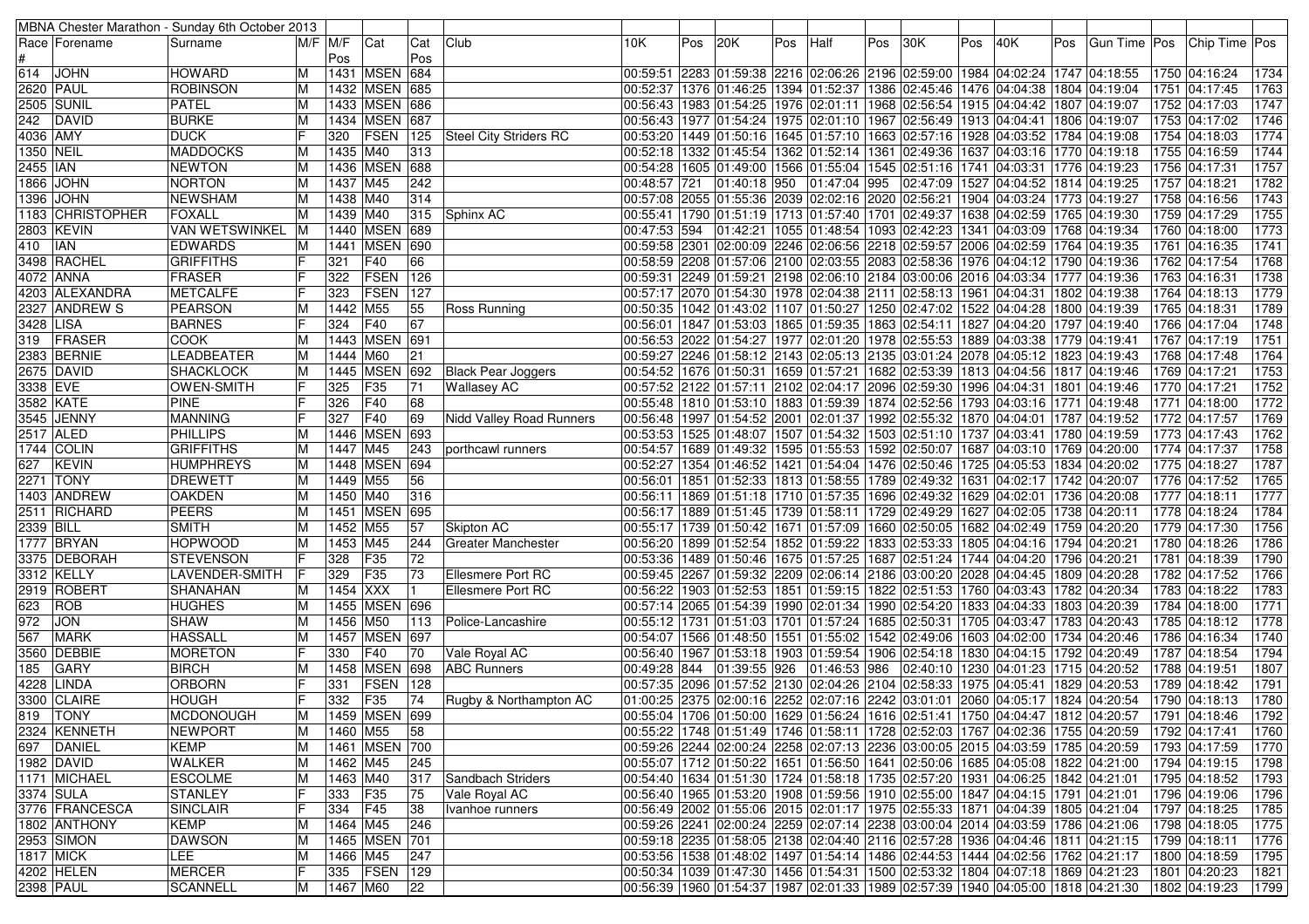| MBNA Chester Marathon - Sunday 6th October 2013 | | | | | | | | | | | | | | | | | | | | | | |
|---|---|---|---|---|---|---|---|---|---|---|---|---|---|---|---|---|---|---|---|---|---|---|
| Race # | Forename | Surname | M/F | M/F Pos | Cat | Cat Pos | Club | 10K | Pos | 20K | Pos | Half | Pos | 30K | Pos | 40K | Pos | Gun Time | Pos | Chip Time | Pos |
| 614 | JOHN | HOWARD | M | 1431 | MSEN | 684 | | 00:59:51 | 2283 | 01:59:38 | 2216 | 02:06:26 | 2196 | 02:59:00 | 1984 | 04:02:24 | 1747 | 04:18:55 | 1750 | 04:16:24 | 1734 |
| 2620 | PAUL | ROBINSON | M | 1432 | MSEN | 685 | | 00:52:37 | 1376 | 01:46:25 | 1394 | 01:52:37 | 1386 | 02:45:46 | 1476 | 04:04:38 | 1804 | 04:19:04 | 1751 | 04:17:45 | 1763 |
| 2505 | SUNIL | PATEL | M | 1433 | MSEN | 686 | | 00:56:43 | 1983 | 01:54:25 | 1976 | 02:01:11 | 1968 | 02:56:54 | 1915 | 04:04:42 | 1807 | 04:19:07 | 1752 | 04:17:03 | 1747 |
| 242 | DAVID | BURKE | M | 1434 | MSEN | 687 | | 00:56:43 | 1977 | 01:54:24 | 1975 | 02:01:10 | 1967 | 02:56:49 | 1913 | 04:04:41 | 1806 | 04:19:07 | 1753 | 04:17:02 | 1746 |
| 4036 | AMY | DUCK | F | 320 | FSEN | 125 | Steel City Striders RC | 00:53:20 | 1449 | 01:50:16 | 1645 | 01:57:10 | 1663 | 02:57:16 | 1928 | 04:03:52 | 1784 | 04:19:08 | 1754 | 04:18:03 | 1774 |
| 1350 | NEIL | MADDOCKS | M | 1435 | M40 | 313 | | 00:52:18 | 1332 | 01:45:54 | 1362 | 01:52:14 | 1361 | 02:49:36 | 1637 | 04:03:16 | 1770 | 04:19:18 | 1755 | 04:16:56 | 1744 |
| 2455 | IAN | NEWTON | M | 1436 | MSEN | 688 | | 00:54:28 | 1605 | 01:49:00 | 1566 | 01:55:04 | 1545 | 02:51:16 | 1741 | 04:03:31 | 1776 | 04:19:23 | 1756 | 04:17:31 | 1757 |
| 1866 | JOHN | NORTON | M | 1437 | M45 | 242 | | 00:48:57 | 721 | 01:40:18 | 950 | 01:47:04 | 995 | 02:47:09 | 1527 | 04:04:52 | 1814 | 04:19:25 | 1757 | 04:18:21 | 1782 |
| 1396 | JOHN | NEWSHAM | M | 1438 | M40 | 314 | | 00:57:08 | 2055 | 01:55:36 | 2039 | 02:02:16 | 2020 | 02:56:21 | 1904 | 04:03:24 | 1773 | 04:19:27 | 1758 | 04:16:56 | 1743 |
| 1183 | CHRISTOPHER | FOXALL | M | 1439 | M40 | 315 | Sphinx AC | 00:55:41 | 1790 | 01:51:19 | 1713 | 01:57:40 | 1701 | 02:49:37 | 1638 | 04:02:59 | 1765 | 04:19:30 | 1759 | 04:17:29 | 1755 |
| 2803 | KEVIN | VAN WETSWINKEL | M | 1440 | MSEN | 689 | | 00:47:53 | 594 | 01:42:21 | 1055 | 01:48:54 | 1093 | 02:42:23 | 1341 | 04:03:09 | 1768 | 04:19:34 | 1760 | 04:18:00 | 1773 |
| 410 | IAN | EDWARDS | M | 1441 | MSEN | 690 | | 00:59:58 | 2301 | 02:00:09 | 2246 | 02:06:56 | 2218 | 02:59:57 | 2006 | 04:02:59 | 1764 | 04:19:35 | 1761 | 04:16:35 | 1741 |
| 3498 | RACHEL | GRIFFITHS | F | 321 | F40 | 66 | | 00:58:59 | 2208 | 01:57:06 | 2100 | 02:03:55 | 2083 | 02:58:36 | 1976 | 04:04:12 | 1790 | 04:19:36 | 1762 | 04:17:54 | 1768 |
| 4072 | ANNA | FRASER | F | 322 | FSEN | 126 | | 00:59:31 | 2249 | 01:59:21 | 2198 | 02:06:10 | 2184 | 03:00:06 | 2016 | 04:03:34 | 1777 | 04:19:36 | 1763 | 04:16:31 | 1738 |
| 4203 | ALEXANDRA | METCALFE | F | 323 | FSEN | 127 | | 00:57:17 | 2070 | 01:54:30 | 1978 | 02:04:38 | 2111 | 02:58:13 | 1961 | 04:04:31 | 1802 | 04:19:38 | 1764 | 04:18:13 | 1779 |
| 2327 | ANDREW S | PEARSON | M | 1442 | M55 | 55 | Ross Running | 00:50:35 | 1042 | 01:43:02 | 1107 | 01:50:27 | 1250 | 02:47:02 | 1522 | 04:04:28 | 1800 | 04:19:39 | 1765 | 04:18:31 | 1789 |
| 3428 | LISA | BARNES | F | 324 | F40 | 67 | | 00:56:01 | 1847 | 01:53:03 | 1865 | 01:59:35 | 1863 | 02:54:11 | 1827 | 04:04:20 | 1797 | 04:19:40 | 1766 | 04:17:04 | 1748 |
| 319 | FRASER | COOK | M | 1443 | MSEN | 691 | | 00:56:53 | 2022 | 01:54:27 | 1977 | 02:01:20 | 1978 | 02:55:53 | 1889 | 04:03:38 | 1779 | 04:19:41 | 1767 | 04:17:19 | 1751 |
| 2383 | BERNIE | LEADBEATER | M | 1444 | M60 | 21 | | 00:59:27 | 2246 | 01:58:12 | 2143 | 02:05:13 | 2135 | 03:01:24 | 2078 | 04:05:12 | 1823 | 04:19:43 | 1768 | 04:17:48 | 1764 |
| 2675 | DAVID | SHACKLOCK | M | 1445 | MSEN | 692 | Black Pear Joggers | 00:54:52 | 1676 | 01:50:31 | 1659 | 01:57:21 | 1682 | 02:53:39 | 1813 | 04:04:56 | 1817 | 04:19:46 | 1769 | 04:17:21 | 1753 |
| 3338 | EVE | OWEN-SMITH | F | 325 | F35 | 71 | Wallasey AC | 00:57:52 | 2122 | 01:57:11 | 2102 | 02:04:17 | 2096 | 02:59:30 | 1996 | 04:04:31 | 1801 | 04:19:46 | 1770 | 04:17:21 | 1752 |
| 3582 | KATE | PINE | F | 326 | F40 | 68 | | 00:55:48 | 1810 | 01:53:10 | 1883 | 01:59:39 | 1874 | 02:52:56 | 1793 | 04:03:16 | 1771 | 04:19:48 | 1771 | 04:18:00 | 1772 |
| 3545 | JENNY | MANNING | F | 327 | F40 | 69 | Nidd Valley Road Runners | 00:56:48 | 1997 | 01:54:52 | 2001 | 02:01:37 | 1992 | 02:55:32 | 1870 | 04:04:01 | 1787 | 04:19:52 | 1772 | 04:17:57 | 1769 |
| 2517 | ALED | PHILLIPS | M | 1446 | MSEN | 693 | | 00:53:53 | 1525 | 01:48:07 | 1507 | 01:54:32 | 1503 | 02:51:10 | 1737 | 04:03:41 | 1780 | 04:19:59 | 1773 | 04:17:43 | 1762 |
| 1744 | COLIN | GRIFFITHS | M | 1447 | M45 | 243 | porthcawl runners | 00:54:57 | 1689 | 01:49:32 | 1595 | 01:55:53 | 1592 | 02:50:07 | 1687 | 04:03:10 | 1769 | 04:20:00 | 1774 | 04:17:37 | 1758 |
| 627 | KEVIN | HUMPHREYS | M | 1448 | MSEN | 694 | | 00:52:27 | 1354 | 01:46:52 | 1421 | 01:54:04 | 1476 | 02:50:46 | 1725 | 04:05:53 | 1834 | 04:20:02 | 1775 | 04:18:27 | 1787 |
| 2271 | TONY | DREWETT | M | 1449 | M55 | 56 | | 00:56:01 | 1851 | 01:52:33 | 1813 | 01:58:55 | 1789 | 02:49:32 | 1631 | 04:02:17 | 1742 | 04:20:07 | 1776 | 04:17:52 | 1765 |
| 1403 | ANDREW | OAKDEN | M | 1450 | M40 | 316 | | 00:56:11 | 1869 | 01:51:18 | 1710 | 01:57:35 | 1696 | 02:49:32 | 1629 | 04:02:01 | 1736 | 04:20:08 | 1777 | 04:18:11 | 1777 |
| 2511 | RICHARD | PEERS | M | 1451 | MSEN | 695 | | 00:56:17 | 1889 | 01:51:45 | 1739 | 01:58:11 | 1729 | 02:49:29 | 1627 | 04:02:05 | 1738 | 04:20:11 | 1778 | 04:18:24 | 1784 |
| 2339 | BILL | SMITH | M | 1452 | M55 | 57 | Skipton AC | 00:55:17 | 1739 | 01:50:42 | 1671 | 01:57:09 | 1660 | 02:50:05 | 1682 | 04:02:49 | 1759 | 04:20:20 | 1779 | 04:17:30 | 1756 |
| 1777 | BRYAN | HOPWOOD | M | 1453 | M45 | 244 | Greater Manchester | 00:56:20 | 1899 | 01:52:54 | 1852 | 01:59:22 | 1833 | 02:53:33 | 1805 | 04:04:16 | 1794 | 04:20:21 | 1780 | 04:18:26 | 1786 |
| 3375 | DEBORAH | STEVENSON | F | 328 | F35 | 72 | | 00:53:36 | 1489 | 01:50:46 | 1675 | 01:57:25 | 1687 | 02:51:24 | 1744 | 04:04:20 | 1796 | 04:20:21 | 1781 | 04:18:39 | 1790 |
| 3312 | KELLY | LAVENDER-SMITH | F | 329 | F35 | 73 | Ellesmere Port RC | 00:59:45 | 2267 | 01:59:32 | 2209 | 02:06:14 | 2186 | 03:00:20 | 2028 | 04:04:45 | 1809 | 04:20:28 | 1782 | 04:17:52 | 1766 |
| 2919 | ROBERT | SHANAHAN | M | 1454 | XXX | 1 | Ellesmere Port RC | 00:56:22 | 1903 | 01:52:53 | 1851 | 01:59:15 | 1822 | 02:51:53 | 1760 | 04:03:43 | 1782 | 04:20:34 | 1783 | 04:18:22 | 1783 |
| 623 | ROB | HUGHES | M | 1455 | MSEN | 696 | | 00:57:14 | 2065 | 01:54:39 | 1990 | 02:01:34 | 1990 | 02:54:20 | 1833 | 04:04:33 | 1803 | 04:20:39 | 1784 | 04:18:00 | 1771 |
| 972 | JON | SHAW | M | 1456 | M50 | 113 | Police-Lancashire | 00:55:12 | 1731 | 01:51:03 | 1701 | 01:57:24 | 1685 | 02:50:31 | 1705 | 04:03:47 | 1783 | 04:20:43 | 1785 | 04:18:12 | 1778 |
| 567 | MARK | HASSALL | M | 1457 | MSEN | 697 | | 00:54:07 | 1566 | 01:48:50 | 1551 | 01:55:02 | 1542 | 02:49:06 | 1603 | 04:02:00 | 1734 | 04:20:46 | 1786 | 04:16:34 | 1740 |
| 3560 | DEBBIE | MORETON | F | 330 | F40 | 70 | Vale Royal AC | 00:56:40 | 1967 | 01:53:18 | 1903 | 01:59:54 | 1906 | 02:54:18 | 1830 | 04:04:15 | 1792 | 04:20:49 | 1787 | 04:18:54 | 1794 |
| 185 | GARY | BIRCH | M | 1458 | MSEN | 698 | ABC Runners | 00:49:28 | 844 | 01:39:55 | 926 | 01:46:53 | 986 | 02:40:10 | 1230 | 04:01:23 | 1715 | 04:20:52 | 1788 | 04:19:51 | 1807 |
| 4228 | LINDA | ORBORN | F | 331 | FSEN | 128 | | 00:57:35 | 2096 | 01:57:52 | 2130 | 02:04:26 | 2104 | 02:58:33 | 1975 | 04:05:41 | 1829 | 04:20:53 | 1789 | 04:18:42 | 1791 |
| 3300 | CLAIRE | HOUGH | F | 332 | F35 | 74 | Rugby & Northampton AC | 01:00:25 | 2375 | 02:00:16 | 2252 | 02:07:16 | 2242 | 03:01:01 | 2060 | 04:05:17 | 1824 | 04:20:54 | 1790 | 04:18:13 | 1780 |
| 819 | TONY | MCDONOUGH | M | 1459 | MSEN | 699 | | 00:55:04 | 1706 | 01:50:00 | 1629 | 01:56:24 | 1616 | 02:51:41 | 1750 | 04:04:47 | 1812 | 04:20:57 | 1791 | 04:18:46 | 1792 |
| 2324 | KENNETH | NEWPORT | M | 1460 | M55 | 58 | | 00:55:22 | 1748 | 01:51:49 | 1746 | 01:58:11 | 1728 | 02:52:03 | 1767 | 04:02:36 | 1755 | 04:20:59 | 1792 | 04:17:41 | 1760 |
| 697 | DANIEL | KEMP | M | 1461 | MSEN | 700 | | 00:59:26 | 2244 | 02:00:24 | 2258 | 02:07:13 | 2236 | 03:00:05 | 2015 | 04:03:59 | 1785 | 04:20:59 | 1793 | 04:17:59 | 1770 |
| 1982 | DAVID | WALKER | M | 1462 | M45 | 245 | | 00:55:07 | 1712 | 01:50:22 | 1651 | 01:56:50 | 1641 | 02:50:06 | 1685 | 04:05:08 | 1822 | 04:21:00 | 1794 | 04:19:15 | 1798 |
| 1171 | MICHAEL | ESCOLME | M | 1463 | M40 | 317 | Sandbach Striders | 00:54:40 | 1634 | 01:51:30 | 1724 | 01:58:18 | 1735 | 02:57:20 | 1931 | 04:06:25 | 1842 | 04:21:01 | 1795 | 04:18:52 | 1793 |
| 3374 | SULA | STANLEY | F | 333 | F35 | 75 | Vale Royal AC | 00:56:40 | 1965 | 01:53:20 | 1908 | 01:59:56 | 1910 | 02:55:00 | 1847 | 04:04:15 | 1791 | 04:21:01 | 1796 | 04:19:06 | 1796 |
| 3776 | FRANCESCA | SINCLAIR | F | 334 | F45 | 38 | Ivanhoe runners | 00:56:49 | 2002 | 01:55:06 | 2015 | 02:01:17 | 1975 | 02:55:33 | 1871 | 04:04:39 | 1805 | 04:21:04 | 1797 | 04:18:25 | 1785 |
| 1802 | ANTHONY | KEMP | M | 1464 | M45 | 246 | | 00:59:26 | 2241 | 02:00:24 | 2259 | 02:07:14 | 2238 | 03:00:04 | 2014 | 04:03:59 | 1786 | 04:21:06 | 1798 | 04:18:05 | 1775 |
| 2953 | SIMON | DAWSON | M | 1465 | MSEN | 701 | | 00:59:18 | 2235 | 01:58:05 | 2138 | 02:04:40 | 2116 | 02:57:28 | 1936 | 04:04:46 | 1811 | 04:21:15 | 1799 | 04:18:11 | 1776 |
| 1817 | MICK | LEE | M | 1466 | M45 | 247 | | 00:53:56 | 1538 | 01:48:02 | 1497 | 01:54:14 | 1486 | 02:44:53 | 1444 | 04:02:56 | 1762 | 04:21:17 | 1800 | 04:18:59 | 1795 |
| 4202 | HELEN | MERCER | F | 335 | FSEN | 129 | | 00:50:34 | 1039 | 01:47:30 | 1456 | 01:54:31 | 1500 | 02:53:52 | 1804 | 04:07:18 | 1869 | 04:21:23 | 1801 | 04:20:23 | 1821 |
| 2398 | PAUL | SCANNELL | M | 1467 | M60 | 22 | | 00:56:39 | 1960 | 01:54:37 | 1987 | 02:01:33 | 1989 | 02:57:39 | 1940 | 04:05:00 | 1818 | 04:21:30 | 1802 | 04:19:23 | 1799 |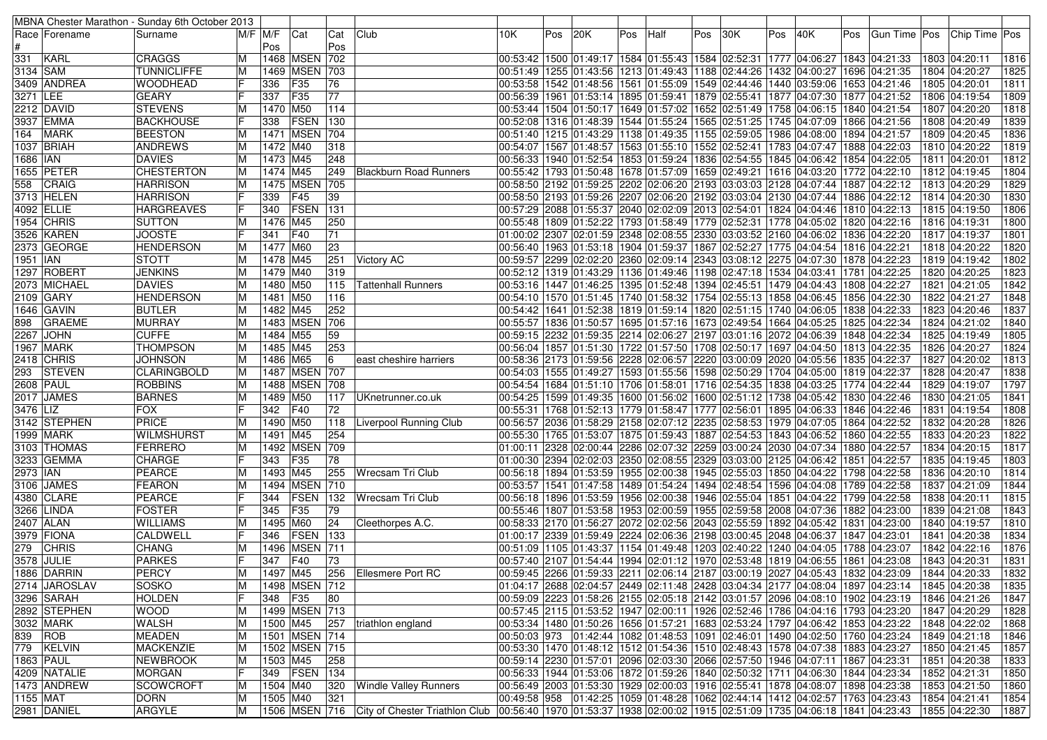MBNA Chester Marathon - Sunday 6th October 2013

| Race # | Forename | Surname | M/F | M/F Pos | Cat | Cat Pos | Club | 10K | Pos | 20K | Pos | Half | Pos | 30K | Pos | 40K | Pos | Gun Time | Pos | Chip Time | Pos |
|---|---|---|---|---|---|---|---|---|---|---|---|---|---|---|---|---|---|---|---|---|---|
| 331 | KARL | CRAGGS | M | 1468 | MSEN | 702 | | 00:53:42 | 1500 | 01:49:17 | 1584 | 01:55:43 | 1584 | 02:52:31 | 1777 | 04:06:27 | 1843 | 04:21:33 | 1803 | 04:20:11 | 1816 |
| 3134 | SAM | TUNNICLIFFE | M | 1469 | MSEN | 703 | | 00:51:49 | 1255 | 01:43:56 | 1213 | 01:49:43 | 1188 | 02:44:26 | 1432 | 04:00:27 | 1696 | 04:21:35 | 1804 | 04:20:27 | 1825 |
| 3409 | ANDREA | WOODHEAD | F | 336 | F35 | 76 | | 00:53:58 | 1542 | 01:48:56 | 1561 | 01:55:09 | 1549 | 02:44:46 | 1440 | 03:59:06 | 1653 | 04:21:46 | 1805 | 04:20:01 | 1811 |
| 3271 | LEE | GEARY | F | 337 | F35 | 77 | | 00:56:39 | 1961 | 01:53:14 | 1895 | 01:59:41 | 1879 | 02:55:41 | 1877 | 04:07:30 | 1877 | 04:21:52 | 1806 | 04:19:54 | 1809 |
| 2212 | DAVID | STEVENS | M | 1470 | M50 | 114 | | 00:53:44 | 1504 | 01:50:17 | 1649 | 01:57:02 | 1652 | 02:51:49 | 1758 | 04:06:15 | 1840 | 04:21:54 | 1807 | 04:20:20 | 1818 |
| 3937 | EMMA | BACKHOUSE | F | 338 | FSEN | 130 | | 00:52:08 | 1316 | 01:48:39 | 1544 | 01:55:24 | 1565 | 02:51:25 | 1745 | 04:07:09 | 1866 | 04:21:56 | 1808 | 04:20:49 | 1839 |
| 164 | MARK | BEESTON | M | 1471 | MSEN | 704 | | 00:51:40 | 1215 | 01:43:29 | 1138 | 01:49:35 | 1155 | 02:59:05 | 1986 | 04:08:00 | 1894 | 04:21:57 | 1809 | 04:20:45 | 1836 |
| 1037 | BRIAH | ANDREWS | M | 1472 | M40 | 318 | | 00:54:07 | 1567 | 01:48:57 | 1563 | 01:55:10 | 1552 | 02:52:41 | 1783 | 04:07:47 | 1888 | 04:22:03 | 1810 | 04:20:22 | 1819 |
| 1686 | IAN | DAVIES | M | 1473 | M45 | 248 | | 00:56:33 | 1940 | 01:52:54 | 1853 | 01:59:24 | 1836 | 02:54:55 | 1845 | 04:06:42 | 1854 | 04:22:05 | 1811 | 04:20:01 | 1812 |
| 1655 | PETER | CHESTERTON | M | 1474 | M45 | 249 | Blackburn Road Runners | 00:55:42 | 1793 | 01:50:48 | 1678 | 01:57:09 | 1659 | 02:49:21 | 1616 | 04:03:20 | 1772 | 04:22:10 | 1812 | 04:19:45 | 1804 |
| 558 | CRAIG | HARRISON | M | 1475 | MSEN | 705 | | 00:58:50 | 2192 | 01:59:25 | 2202 | 02:06:20 | 2193 | 03:03:03 | 2128 | 04:07:44 | 1887 | 04:22:12 | 1813 | 04:20:29 | 1829 |
| 3713 | HELEN | HARRISON | F | 339 | F45 | 39 | | 00:58:50 | 2193 | 01:59:26 | 2207 | 02:06:20 | 2192 | 03:03:04 | 2130 | 04:07:44 | 1886 | 04:22:12 | 1814 | 04:20:30 | 1830 |
| 4092 | ELLIE | HARGREAVES | F | 340 | FSEN | 131 | | 00:57:29 | 2088 | 01:55:37 | 2040 | 02:02:09 | 2013 | 02:54:01 | 1824 | 04:04:46 | 1810 | 04:22:13 | 1815 | 04:19:50 | 1806 |
| 1954 | CHRIS | SUTTON | M | 1476 | M45 | 250 | | 00:55:48 | 1809 | 01:52:22 | 1793 | 01:58:49 | 1779 | 02:52:31 | 1778 | 04:05:02 | 1820 | 04:22:16 | 1816 | 04:19:31 | 1800 |
| 3526 | KAREN | JOOSTE | F | 341 | F40 | 71 | | 01:00:02 | 2307 | 02:01:59 | 2348 | 02:08:55 | 2330 | 03:03:52 | 2160 | 04:06:02 | 1836 | 04:22:20 | 1817 | 04:19:37 | 1801 |
| 2373 | GEORGE | HENDERSON | M | 1477 | M60 | 23 | | 00:56:40 | 1963 | 01:53:18 | 1904 | 01:59:37 | 1867 | 02:52:27 | 1775 | 04:04:54 | 1816 | 04:22:21 | 1818 | 04:20:22 | 1820 |
| 1951 | IAN | STOTT | M | 1478 | M45 | 251 | Victory AC | 00:59:57 | 2299 | 02:02:20 | 2360 | 02:09:14 | 2343 | 03:08:12 | 2275 | 04:07:30 | 1878 | 04:22:23 | 1819 | 04:19:42 | 1802 |
| 1297 | ROBERT | JENKINS | M | 1479 | M40 | 319 | | 00:52:12 | 1319 | 01:43:29 | 1136 | 01:49:46 | 1198 | 02:47:18 | 1534 | 04:03:41 | 1781 | 04:22:25 | 1820 | 04:20:25 | 1823 |
| 2073 | MICHAEL | DAVIES | M | 1480 | M50 | 115 | Tattenhall Runners | 00:53:16 | 1447 | 01:46:25 | 1395 | 01:52:48 | 1394 | 02:45:51 | 1479 | 04:04:43 | 1808 | 04:22:27 | 1821 | 04:21:05 | 1842 |
| 2109 | GARY | HENDERSON | M | 1481 | M50 | 116 | | 00:54:10 | 1570 | 01:51:45 | 1740 | 01:58:32 | 1754 | 02:55:13 | 1858 | 04:06:45 | 1856 | 04:22:30 | 1822 | 04:21:27 | 1848 |
| 1646 | GAVIN | BUTLER | M | 1482 | M45 | 252 | | 00:54:42 | 1641 | 01:52:38 | 1819 | 01:59:14 | 1820 | 02:51:15 | 1740 | 04:06:05 | 1838 | 04:22:33 | 1823 | 04:20:46 | 1837 |
| 898 | GRAEME | MURRAY | M | 1483 | MSEN | 706 | | 00:55:57 | 1836 | 01:50:57 | 1695 | 01:57:16 | 1673 | 02:49:54 | 1664 | 04:05:25 | 1825 | 04:22:34 | 1824 | 04:21:02 | 1840 |
| 2267 | JOHN | CUFFE | M | 1484 | M55 | 59 | | 00:59:15 | 2232 | 01:59:35 | 2214 | 02:06:27 | 2197 | 03:01:16 | 2072 | 04:06:39 | 1848 | 04:22:34 | 1825 | 04:19:49 | 1805 |
| 1967 | MARK | THOMPSON | M | 1485 | M45 | 253 | | 00:56:04 | 1857 | 01:51:30 | 1722 | 01:57:50 | 1708 | 02:50:17 | 1697 | 04:04:50 | 1813 | 04:22:35 | 1826 | 04:20:27 | 1824 |
| 2418 | CHRIS | JOHNSON | M | 1486 | M65 | 6 | east cheshire harriers | 00:58:36 | 2173 | 01:59:56 | 2228 | 02:06:57 | 2220 | 03:00:09 | 2020 | 04:05:56 | 1835 | 04:22:37 | 1827 | 04:20:02 | 1813 |
| 293 | STEVEN | CLARINGBOLD | M | 1487 | MSEN | 707 | | 00:54:03 | 1555 | 01:49:27 | 1593 | 01:55:56 | 1598 | 02:50:29 | 1704 | 04:05:00 | 1819 | 04:22:37 | 1828 | 04:20:47 | 1838 |
| 2608 | PAUL | ROBBINS | M | 1488 | MSEN | 708 | | 00:54:54 | 1684 | 01:51:10 | 1706 | 01:58:01 | 1716 | 02:54:35 | 1838 | 04:03:25 | 1774 | 04:22:44 | 1829 | 04:19:07 | 1797 |
| 2017 | JAMES | BARNES | M | 1489 | M50 | 117 | UKnetrunner.co.uk | 00:54:25 | 1599 | 01:49:35 | 1600 | 01:56:02 | 1600 | 02:51:12 | 1738 | 04:05:42 | 1830 | 04:22:46 | 1830 | 04:20:51 | 1841 |
| 3476 | LIZ | FOX | F | 342 | F40 | 72 | | 00:55:31 | 1768 | 01:52:13 | 1779 | 01:58:47 | 1777 | 02:56:01 | 1895 | 04:06:33 | 1846 | 04:22:46 | 1831 | 04:19:54 | 1808 |
| 3142 | STEPHEN | PRICE | M | 1490 | M50 | 118 | Liverpool Running Club | 00:56:57 | 2036 | 01:58:29 | 2158 | 02:07:12 | 2235 | 02:58:53 | 1979 | 04:07:05 | 1864 | 04:22:52 | 1832 | 04:20:28 | 1826 |
| 1999 | MARK | WILMSHURST | M | 1491 | M45 | 254 | | 00:55:30 | 1765 | 01:53:07 | 1875 | 01:59:43 | 1887 | 02:54:53 | 1843 | 04:06:52 | 1860 | 04:22:55 | 1833 | 04:20:23 | 1822 |
| 3103 | THOMAS | FERRERO | M | 1492 | MSEN | 709 | | 01:00:11 | 2328 | 02:00:44 | 2286 | 02:07:32 | 2259 | 03:00:24 | 2030 | 04:07:34 | 1880 | 04:22:57 | 1834 | 04:20:15 | 1817 |
| 3233 | GEMMA | CHARGE | F | 343 | F35 | 78 | | 01:00:30 | 2394 | 02:02:03 | 2350 | 02:08:55 | 2329 | 03:03:00 | 2125 | 04:06:42 | 1851 | 04:22:57 | 1835 | 04:19:45 | 1803 |
| 2973 | IAN | PEARCE | M | 1493 | M45 | 255 | Wrecsam Tri Club | 00:56:18 | 1894 | 01:53:59 | 1955 | 02:00:38 | 1945 | 02:55:03 | 1850 | 04:04:22 | 1798 | 04:22:58 | 1836 | 04:20:10 | 1814 |
| 3106 | JAMES | FEARON | M | 1494 | MSEN | 710 | | 00:53:57 | 1541 | 01:47:58 | 1489 | 01:54:24 | 1494 | 02:48:54 | 1596 | 04:04:08 | 1789 | 04:22:58 | 1837 | 04:21:09 | 1844 |
| 4380 | CLARE | PEARCE | F | 344 | FSEN | 132 | Wrecsam Tri Club | 00:56:18 | 1896 | 01:53:59 | 1956 | 02:00:38 | 1946 | 02:55:04 | 1851 | 04:04:22 | 1799 | 04:22:58 | 1838 | 04:20:11 | 1815 |
| 3266 | LINDA | FOSTER | F | 345 | F35 | 79 | | 00:55:46 | 1807 | 01:53:58 | 1953 | 02:00:59 | 1955 | 02:59:58 | 2008 | 04:07:36 | 1882 | 04:23:00 | 1839 | 04:21:08 | 1843 |
| 2407 | ALAN | WILLIAMS | M | 1495 | M60 | 24 | Cleethorpes A.C. | 00:58:33 | 2170 | 01:56:27 | 2072 | 02:02:56 | 2043 | 02:55:59 | 1892 | 04:05:42 | 1831 | 04:23:00 | 1840 | 04:19:57 | 1810 |
| 3979 | FIONA | CALDWELL | F | 346 | FSEN | 133 | | 01:00:17 | 2339 | 01:59:49 | 2224 | 02:06:36 | 2198 | 03:00:45 | 2048 | 04:06:37 | 1847 | 04:23:01 | 1841 | 04:20:38 | 1834 |
| 279 | CHRIS | CHANG | M | 1496 | MSEN | 711 | | 00:51:09 | 1105 | 01:43:37 | 1154 | 01:49:48 | 1203 | 02:40:22 | 1240 | 04:04:05 | 1788 | 04:23:07 | 1842 | 04:22:16 | 1876 |
| 3578 | JULIE | PARKES | F | 347 | F40 | 73 | | 00:57:40 | 2107 | 01:54:44 | 1994 | 02:01:12 | 1970 | 02:53:48 | 1819 | 04:06:55 | 1861 | 04:23:08 | 1843 | 04:20:31 | 1831 |
| 1886 | DARRIN | PERCY | M | 1497 | M45 | 256 | Ellesmere Port RC | 00:59:45 | 2266 | 01:59:33 | 2211 | 02:06:14 | 2187 | 03:00:19 | 2027 | 04:05:43 | 1832 | 04:23:09 | 1844 | 04:20:33 | 1832 |
| 2714 | JAROSLAV | SOSKO | M | 1498 | MSEN | 712 | | 01:04:17 | 2688 | 02:04:57 | 2449 | 02:11:48 | 2428 | 03:04:34 | 2177 | 04:08:04 | 1897 | 04:23:14 | 1845 | 04:20:38 | 1835 |
| 3296 | SARAH | HOLDEN | F | 348 | F35 | 80 | | 00:59:09 | 2223 | 01:58:26 | 2155 | 02:05:18 | 2142 | 03:01:57 | 2096 | 04:08:10 | 1902 | 04:23:19 | 1846 | 04:21:26 | 1847 |
| 2892 | STEPHEN | WOOD | M | 1499 | MSEN | 713 | | 00:57:45 | 2115 | 01:53:52 | 1947 | 02:00:11 | 1926 | 02:52:46 | 1786 | 04:04:16 | 1793 | 04:23:20 | 1847 | 04:20:29 | 1828 |
| 3032 | MARK | WALSH | M | 1500 | M45 | 257 | triathlon england | 00:53:34 | 1480 | 01:50:26 | 1656 | 01:57:21 | 1683 | 02:53:24 | 1797 | 04:06:42 | 1853 | 04:23:22 | 1848 | 04:22:02 | 1868 |
| 839 | ROB | MEADEN | M | 1501 | MSEN | 714 | | 00:50:03 | 973 | 01:42:44 | 1082 | 01:48:53 | 1091 | 02:46:01 | 1490 | 04:02:50 | 1760 | 04:23:24 | 1849 | 04:21:18 | 1846 |
| 779 | KELVIN | MACKENZIE | M | 1502 | MSEN | 715 | | 00:53:30 | 1470 | 01:48:12 | 1512 | 01:54:36 | 1510 | 02:48:43 | 1578 | 04:07:38 | 1883 | 04:23:27 | 1850 | 04:21:45 | 1857 |
| 1863 | PAUL | NEWBROOK | M | 1503 | M45 | 258 | | 00:59:14 | 2230 | 01:57:01 | 2096 | 02:03:30 | 2066 | 02:57:50 | 1946 | 04:07:11 | 1867 | 04:23:31 | 1851 | 04:20:38 | 1833 |
| 4209 | NATALIE | MORGAN | F | 349 | FSEN | 134 | | 00:56:33 | 1944 | 01:53:06 | 1872 | 01:59:26 | 1840 | 02:50:32 | 1711 | 04:06:30 | 1844 | 04:23:34 | 1852 | 04:21:31 | 1850 |
| 1473 | ANDREW | SCOWCROFT | M | 1504 | M40 | 320 | Windle Valley Runners | 00:56:49 | 2003 | 01:53:30 | 1929 | 02:00:03 | 1916 | 02:55:41 | 1878 | 04:08:07 | 1898 | 04:23:38 | 1853 | 04:21:50 | 1860 |
| 1155 | MAT | DORN | M | 1505 | M40 | 321 | | 00:49:58 | 958 | 01:42:25 | 1059 | 01:48:28 | 1062 | 02:44:14 | 1412 | 04:02:57 | 1763 | 04:23:43 | 1854 | 04:21:41 | 1854 |
| 2981 | DANIEL | ARGYLE | M | 1506 | MSEN | 716 | City of Chester Triathlon Club | 00:56:40 | 1970 | 01:53:37 | 1938 | 02:00:02 | 1915 | 02:51:09 | 1735 | 04:06:18 | 1841 | 04:23:43 | 1855 | 04:22:30 | 1887 |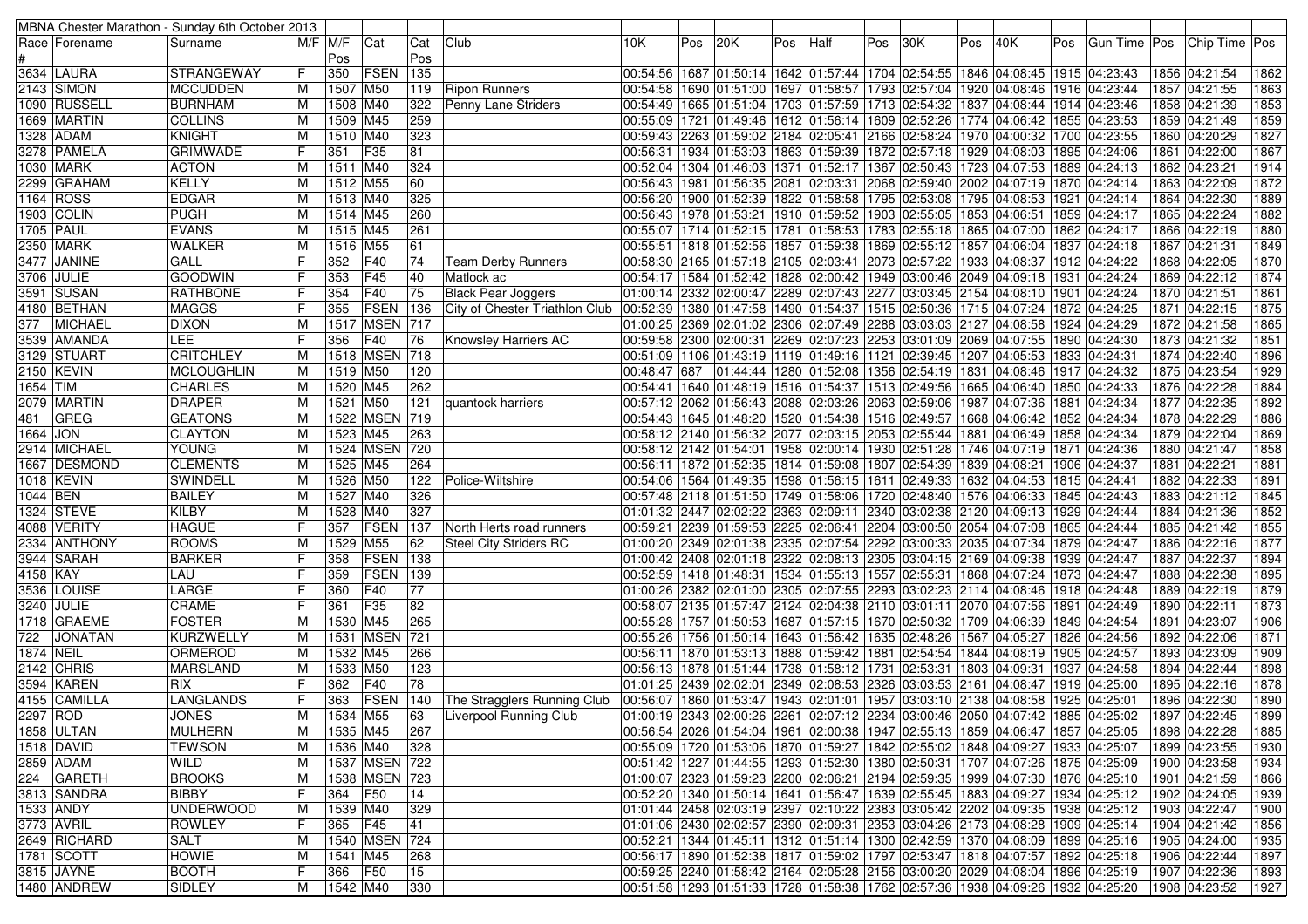MBNA Chester Marathon - Sunday 6th October 2013

| Race # | Forename | Surname | M/F | M/F Pos | Cat | Cat Pos | Club | 10K | Pos | 20K | Pos | Half | Pos | 30K | Pos | 40K | Pos | Gun Time | Pos | Chip Time | Pos |
|---|---|---|---|---|---|---|---|---|---|---|---|---|---|---|---|---|---|---|---|---|---|
| 3634 | LAURA | STRANGEWAY | F | 350 | FSEN | 135 | | 00:54:56 | 1687 | 01:50:14 | 1642 | 01:57:44 | 1704 | 02:54:55 | 1846 | 04:08:45 | 1915 | 04:23:43 | 1856 | 04:21:54 | 1862 |
| 2143 | SIMON | MCCUDDEN | M | 1507 | M50 | 119 | Ripon Runners | 00:54:58 | 1690 | 01:51:00 | 1697 | 01:58:57 | 1793 | 02:57:04 | 1920 | 04:08:46 | 1916 | 04:23:44 | 1857 | 04:21:55 | 1863 |
| 1090 | RUSSELL | BURNHAM | M | 1508 | M40 | 322 | Penny Lane Striders | 00:54:49 | 1665 | 01:51:04 | 1703 | 01:57:59 | 1713 | 02:54:32 | 1837 | 04:08:44 | 1914 | 04:23:46 | 1858 | 04:21:39 | 1853 |
| 1669 | MARTIN | COLLINS | M | 1509 | M45 | 259 | | 00:55:09 | 1721 | 01:49:46 | 1612 | 01:56:14 | 1609 | 02:52:26 | 1774 | 04:06:42 | 1855 | 04:23:53 | 1859 | 04:21:49 | 1859 |
| 1328 | ADAM | KNIGHT | M | 1510 | M40 | 323 | | 00:59:43 | 2263 | 01:59:02 | 2184 | 02:05:41 | 2166 | 02:58:24 | 1970 | 04:00:32 | 1700 | 04:23:55 | 1860 | 04:20:29 | 1827 |
| 3278 | PAMELA | GRIMWADE | F | 351 | F35 | 81 | | 00:56:31 | 1934 | 01:53:03 | 1863 | 01:59:39 | 1872 | 02:57:18 | 1929 | 04:08:03 | 1895 | 04:24:06 | 1861 | 04:22:00 | 1867 |
| 1030 | MARK | ACTON | M | 1511 | M40 | 324 | | 00:52:04 | 1304 | 01:46:03 | 1371 | 01:52:17 | 1367 | 02:50:43 | 1723 | 04:07:53 | 1889 | 04:24:13 | 1862 | 04:23:21 | 1914 |
| 2299 | GRAHAM | KELLY | M | 1512 | M55 | 60 | | 00:56:43 | 1981 | 01:56:35 | 2081 | 02:03:31 | 2068 | 02:59:40 | 2002 | 04:07:19 | 1870 | 04:24:14 | 1863 | 04:22:09 | 1872 |
| 1164 | ROSS | EDGAR | M | 1513 | M40 | 325 | | 00:56:20 | 1900 | 01:52:39 | 1822 | 01:58:58 | 1795 | 02:53:08 | 1795 | 04:08:53 | 1921 | 04:24:14 | 1864 | 04:22:30 | 1889 |
| 1903 | COLIN | PUGH | M | 1514 | M45 | 260 | | 00:56:43 | 1978 | 01:53:21 | 1910 | 01:59:52 | 1903 | 02:55:05 | 1853 | 04:06:51 | 1859 | 04:24:17 | 1865 | 04:22:24 | 1882 |
| 1705 | PAUL | EVANS | M | 1515 | M45 | 261 | | 00:55:07 | 1714 | 01:52:15 | 1781 | 01:58:53 | 1783 | 02:55:18 | 1865 | 04:07:00 | 1862 | 04:24:17 | 1866 | 04:22:19 | 1880 |
| 2350 | MARK | WALKER | M | 1516 | M55 | 61 | | 00:55:51 | 1818 | 01:52:56 | 1857 | 01:59:38 | 1869 | 02:55:12 | 1857 | 04:06:04 | 1837 | 04:24:18 | 1867 | 04:21:31 | 1849 |
| 3477 | JANINE | GALL | F | 352 | F40 | 74 | Team Derby Runners | 00:58:30 | 2165 | 01:57:18 | 2105 | 02:03:41 | 2073 | 02:57:22 | 1933 | 04:08:37 | 1912 | 04:24:22 | 1868 | 04:22:05 | 1870 |
| 3706 | JULIE | GOODWIN | F | 353 | F45 | 40 | Matlock ac | 00:54:17 | 1584 | 01:52:42 | 1828 | 02:00:42 | 1949 | 03:00:46 | 2049 | 04:09:18 | 1931 | 04:24:24 | 1869 | 04:22:12 | 1874 |
| 3591 | SUSAN | RATHBONE | F | 354 | F40 | 75 | Black Pear Joggers | 01:00:14 | 2332 | 02:00:47 | 2289 | 02:07:43 | 2277 | 03:03:45 | 2154 | 04:08:10 | 1901 | 04:24:24 | 1870 | 04:21:51 | 1861 |
| 4180 | BETHAN | MAGGS | F | 355 | FSEN | 136 | City of Chester Triathlon Club | 00:52:39 | 1380 | 01:47:58 | 1490 | 01:54:37 | 1515 | 02:50:36 | 1715 | 04:07:24 | 1872 | 04:24:25 | 1871 | 04:22:15 | 1875 |
| 377 | MICHAEL | DIXON | M | 1517 | MSEN | 717 | | 01:00:25 | 2369 | 02:01:02 | 2306 | 02:07:49 | 2288 | 03:03:03 | 2127 | 04:08:58 | 1924 | 04:24:29 | 1872 | 04:21:58 | 1865 |
| 3539 | AMANDA | LEE | F | 356 | F40 | 76 | Knowsley Harriers AC | 00:59:58 | 2300 | 02:00:31 | 2269 | 02:07:23 | 2253 | 03:01:09 | 2069 | 04:07:55 | 1890 | 04:24:30 | 1873 | 04:21:32 | 1851 |
| 3129 | STUART | CRITCHLEY | M | 1518 | MSEN | 718 | | 00:51:09 | 1106 | 01:43:19 | 1119 | 01:49:16 | 1121 | 02:39:45 | 1207 | 04:05:53 | 1833 | 04:24:31 | 1874 | 04:22:40 | 1896 |
| 2150 | KEVIN | MCLOUGHLIN | M | 1519 | M50 | 120 | | 00:48:47 | 687 | 01:44:44 | 1280 | 01:52:08 | 1356 | 02:54:19 | 1831 | 04:08:46 | 1917 | 04:24:32 | 1875 | 04:23:54 | 1929 |
| 1654 | TIM | CHARLES | M | 1520 | M45 | 262 | | 00:54:41 | 1640 | 01:48:19 | 1516 | 01:54:37 | 1513 | 02:49:56 | 1665 | 04:06:40 | 1850 | 04:24:33 | 1876 | 04:22:28 | 1884 |
| 2079 | MARTIN | DRAPER | M | 1521 | M50 | 121 | quantock harriers | 00:57:12 | 2062 | 01:56:43 | 2088 | 02:03:26 | 2063 | 02:59:06 | 1987 | 04:07:36 | 1881 | 04:24:34 | 1877 | 04:22:35 | 1892 |
| 481 | GREG | GEATONS | M | 1522 | MSEN | 719 | | 00:54:43 | 1645 | 01:48:20 | 1520 | 01:54:38 | 1516 | 02:49:57 | 1668 | 04:06:42 | 1852 | 04:24:34 | 1878 | 04:22:29 | 1886 |
| 1664 | JON | CLAYTON | M | 1523 | M45 | 263 | | 00:58:12 | 2140 | 01:56:32 | 2077 | 02:03:15 | 2053 | 02:55:44 | 1881 | 04:06:49 | 1858 | 04:24:34 | 1879 | 04:22:04 | 1869 |
| 2914 | MICHAEL | YOUNG | M | 1524 | MSEN | 720 | | 00:58:12 | 2142 | 01:54:01 | 1958 | 02:00:14 | 1930 | 02:51:28 | 1746 | 04:07:19 | 1871 | 04:24:36 | 1880 | 04:21:47 | 1858 |
| 1667 | DESMOND | CLEMENTS | M | 1525 | M45 | 264 | | 00:56:11 | 1872 | 01:52:35 | 1814 | 01:59:08 | 1807 | 02:54:39 | 1839 | 04:08:21 | 1906 | 04:24:37 | 1881 | 04:22:21 | 1881 |
| 1018 | KEVIN | SWINDELL | M | 1526 | M50 | 122 | Police-Wiltshire | 00:54:06 | 1564 | 01:49:35 | 1598 | 01:56:15 | 1611 | 02:49:33 | 1632 | 04:04:53 | 1815 | 04:24:41 | 1882 | 04:22:33 | 1891 |
| 1044 | BEN | BAILEY | M | 1527 | M40 | 326 | | 00:57:48 | 2118 | 01:51:50 | 1749 | 01:58:06 | 1720 | 02:48:40 | 1576 | 04:06:33 | 1845 | 04:24:43 | 1883 | 04:21:12 | 1845 |
| 1324 | STEVE | KILBY | M | 1528 | M40 | 327 | | 01:01:32 | 2447 | 02:02:22 | 2363 | 02:09:11 | 2340 | 03:02:38 | 2120 | 04:09:13 | 1929 | 04:24:44 | 1884 | 04:21:36 | 1852 |
| 4088 | VERITY | HAGUE | F | 357 | FSEN | 137 | North Herts road runners | 00:59:21 | 2239 | 01:59:53 | 2225 | 02:06:41 | 2204 | 03:00:50 | 2054 | 04:07:08 | 1865 | 04:24:44 | 1885 | 04:21:42 | 1855 |
| 2334 | ANTHONY | ROOMS | M | 1529 | M55 | 62 | Steel City Striders RC | 01:00:20 | 2349 | 02:01:38 | 2335 | 02:07:54 | 2292 | 03:00:33 | 2035 | 04:07:34 | 1879 | 04:24:47 | 1886 | 04:22:16 | 1877 |
| 3944 | SARAH | BARKER | F | 358 | FSEN | 138 | | 01:00:42 | 2408 | 02:01:18 | 2322 | 02:08:13 | 2305 | 03:04:15 | 2169 | 04:09:38 | 1939 | 04:24:47 | 1887 | 04:22:37 | 1894 |
| 4158 | KAY | LAU | F | 359 | FSEN | 139 | | 00:52:59 | 1418 | 01:48:31 | 1534 | 01:55:13 | 1557 | 02:55:31 | 1868 | 04:07:24 | 1873 | 04:24:47 | 1888 | 04:22:38 | 1895 |
| 3536 | LOUISE | LARGE | F | 360 | F40 | 77 | | 01:00:26 | 2382 | 02:01:00 | 2305 | 02:07:55 | 2293 | 03:02:23 | 2114 | 04:08:46 | 1918 | 04:24:48 | 1889 | 04:22:19 | 1879 |
| 3240 | JULIE | CRAME | F | 361 | F35 | 82 | | 00:58:07 | 2135 | 01:57:47 | 2124 | 02:04:38 | 2110 | 03:01:11 | 2070 | 04:07:56 | 1891 | 04:24:49 | 1890 | 04:22:11 | 1873 |
| 1718 | GRAEME | FOSTER | M | 1530 | M45 | 265 | | 00:55:28 | 1757 | 01:50:53 | 1687 | 01:57:15 | 1670 | 02:50:32 | 1709 | 04:06:39 | 1849 | 04:24:54 | 1891 | 04:23:07 | 1906 |
| 722 | JONATAN | KURZWELLY | M | 1531 | MSEN | 721 | | 00:55:26 | 1756 | 01:50:14 | 1643 | 01:56:42 | 1635 | 02:48:26 | 1567 | 04:05:27 | 1826 | 04:24:56 | 1892 | 04:22:06 | 1871 |
| 1874 | NEIL | ORMEROD | M | 1532 | M45 | 266 | | 00:56:11 | 1870 | 01:53:13 | 1888 | 01:59:42 | 1881 | 02:54:54 | 1844 | 04:08:19 | 1905 | 04:24:57 | 1893 | 04:23:09 | 1909 |
| 2142 | CHRIS | MARSLAND | M | 1533 | M50 | 123 | | 00:56:13 | 1878 | 01:51:44 | 1738 | 01:58:12 | 1731 | 02:53:31 | 1803 | 04:09:31 | 1937 | 04:24:58 | 1894 | 04:22:44 | 1898 |
| 3594 | KAREN | RIX | F | 362 | F40 | 78 | | 01:01:25 | 2439 | 02:02:01 | 2349 | 02:08:53 | 2326 | 03:03:53 | 2161 | 04:08:47 | 1919 | 04:25:00 | 1895 | 04:22:16 | 1878 |
| 4155 | CAMILLA | LANGLANDS | F | 363 | FSEN | 140 | The Stragglers Running Club | 00:56:07 | 1860 | 01:53:47 | 1943 | 02:01:01 | 1957 | 03:03:10 | 2138 | 04:08:58 | 1925 | 04:25:01 | 1896 | 04:22:30 | 1890 |
| 2297 | ROD | JONES | M | 1534 | M55 | 63 | Liverpool Running Club | 01:00:19 | 2343 | 02:00:26 | 2261 | 02:07:12 | 2234 | 03:00:46 | 2050 | 04:07:42 | 1885 | 04:25:02 | 1897 | 04:22:45 | 1899 |
| 1858 | ULTAN | MULHERN | M | 1535 | M45 | 267 | | 00:56:54 | 2026 | 01:54:04 | 1961 | 02:00:38 | 1947 | 02:55:13 | 1859 | 04:06:47 | 1857 | 04:25:05 | 1898 | 04:22:28 | 1885 |
| 1518 | DAVID | TEWSON | M | 1536 | M40 | 328 | | 00:55:09 | 1720 | 01:53:06 | 1870 | 01:59:27 | 1842 | 02:55:02 | 1848 | 04:09:27 | 1933 | 04:25:07 | 1899 | 04:23:55 | 1930 |
| 2859 | ADAM | WILD | M | 1537 | MSEN | 722 | | 00:51:42 | 1227 | 01:44:55 | 1293 | 01:52:30 | 1380 | 02:50:31 | 1707 | 04:07:26 | 1875 | 04:25:09 | 1900 | 04:23:58 | 1934 |
| 224 | GARETH | BROOKS | M | 1538 | MSEN | 723 | | 01:00:07 | 2323 | 01:59:23 | 2200 | 02:06:21 | 2194 | 02:59:35 | 1999 | 04:07:30 | 1876 | 04:25:10 | 1901 | 04:21:59 | 1866 |
| 3813 | SANDRA | BIBBY | F | 364 | F50 | 14 | | 00:52:20 | 1340 | 01:50:14 | 1641 | 01:56:47 | 1639 | 02:55:45 | 1883 | 04:09:27 | 1934 | 04:25:12 | 1902 | 04:24:05 | 1939 |
| 1533 | ANDY | UNDERWOOD | M | 1539 | M40 | 329 | | 01:01:44 | 2458 | 02:03:19 | 2397 | 02:10:22 | 2383 | 03:05:42 | 2202 | 04:09:35 | 1938 | 04:25:12 | 1903 | 04:22:47 | 1900 |
| 3773 | AVRIL | ROWLEY | F | 365 | F45 | 41 | | 01:01:06 | 2430 | 02:02:57 | 2390 | 02:09:31 | 2353 | 03:04:26 | 2173 | 04:08:28 | 1909 | 04:25:14 | 1904 | 04:21:42 | 1856 |
| 2649 | RICHARD | SALT | M | 1540 | MSEN | 724 | | 00:52:21 | 1344 | 01:45:11 | 1312 | 01:51:14 | 1300 | 02:42:59 | 1370 | 04:08:09 | 1899 | 04:25:16 | 1905 | 04:24:00 | 1935 |
| 1781 | SCOTT | HOWIE | M | 1541 | M45 | 268 | | 00:56:17 | 1890 | 01:52:38 | 1817 | 01:59:02 | 1797 | 02:53:47 | 1818 | 04:07:57 | 1892 | 04:25:18 | 1906 | 04:22:44 | 1897 |
| 3815 | JAYNE | BOOTH | F | 366 | F50 | 15 | | 00:59:25 | 2240 | 01:58:42 | 2164 | 02:05:28 | 2156 | 03:00:20 | 2029 | 04:08:04 | 1896 | 04:25:19 | 1907 | 04:22:36 | 1893 |
| 1480 | ANDREW | SIDLEY | M | 1542 | M40 | 330 | | 00:51:58 | 1293 | 01:51:33 | 1728 | 01:58:38 | 1762 | 02:57:36 | 1938 | 04:09:26 | 1932 | 04:25:20 | 1908 | 04:23:52 | 1927 |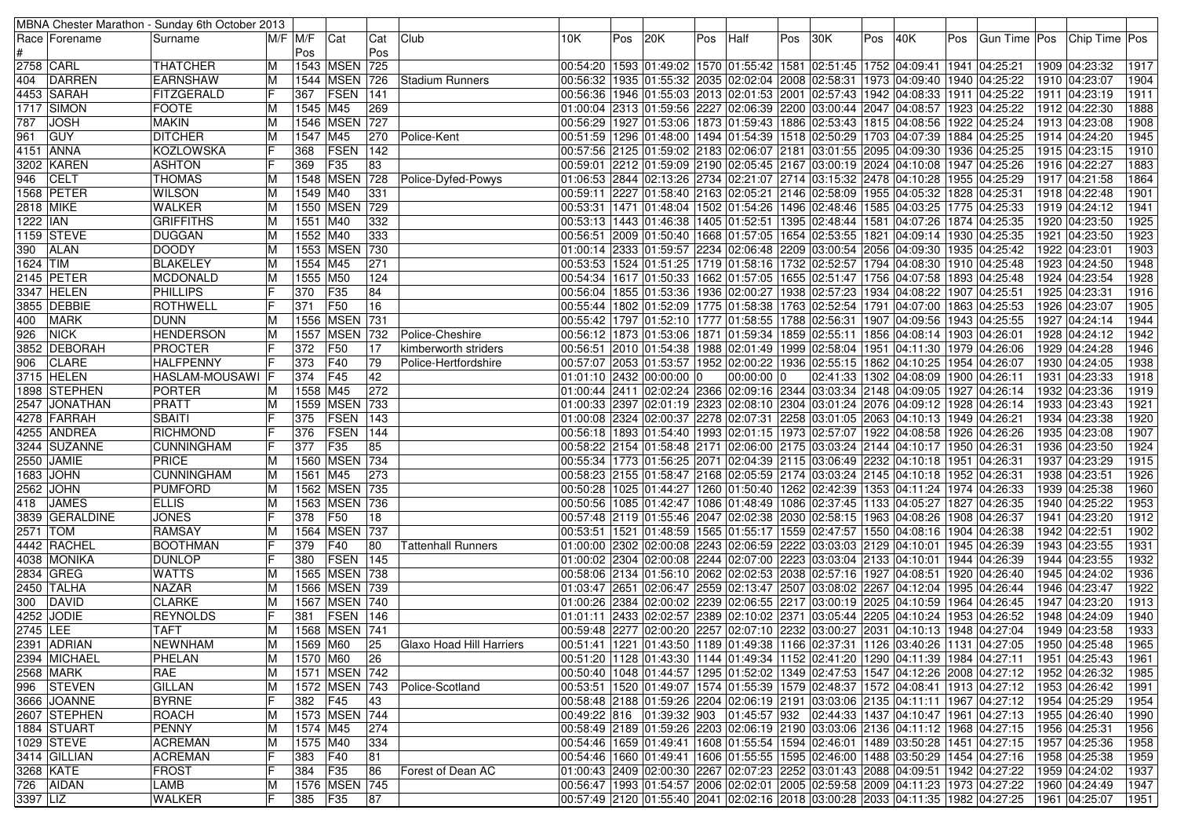| MBNA Chester Marathon - Sunday 6th October 2013 | | | | | | | | | | | | | | | | | | | | | | | |
|---|---|---|---|---|---|---|---|---|---|---|---|---|---|---|---|---|---|---|---|---|---|---|---|
| Race # | Forename | Surname | M/F | M/F Pos | Cat | Cat Pos | Club | 10K | Pos | 20K | Pos | Half | Pos | 30K | Pos | 40K | Pos | Gun Time | Pos | Chip Time | Pos |
| 2758 | CARL | THATCHER | M | 1543 | MSEN | 725 | | 00:54:20 | 1593 | 01:49:02 | 1570 | 01:55:42 | 1581 | 02:51:45 | 1752 | 04:09:41 | 1941 | 04:25:21 | 1909 | 04:23:32 | 1917 |
| 404 | DARREN | EARNSHAW | M | 1544 | MSEN | 726 | Stadium Runners | 00:56:32 | 1935 | 01:55:32 | 2035 | 02:02:04 | 2008 | 02:58:31 | 1973 | 04:09:40 | 1940 | 04:25:22 | 1910 | 04:23:07 | 1904 |
| 4453 | SARAH | FITZGERALD | F | 367 | FSEN | 141 | | 00:56:36 | 1946 | 01:55:03 | 2013 | 02:01:53 | 2001 | 02:57:43 | 1942 | 04:08:33 | 1911 | 04:25:22 | 1911 | 04:23:19 | 1911 |
| 1717 | SIMON | FOOTE | M | 1545 | M45 | 269 | | 01:00:04 | 2313 | 01:59:56 | 2227 | 02:06:39 | 2200 | 03:00:44 | 2047 | 04:08:57 | 1923 | 04:25:22 | 1912 | 04:22:30 | 1888 |
| 787 | JOSH | MAKIN | M | 1546 | MSEN | 727 | | 00:56:29 | 1927 | 01:53:06 | 1873 | 01:59:43 | 1886 | 02:53:43 | 1815 | 04:08:56 | 1922 | 04:25:24 | 1913 | 04:23:08 | 1908 |
| 961 | GUY | DITCHER | M | 1547 | M45 | 270 | Police-Kent | 00:51:59 | 1296 | 01:48:00 | 1494 | 01:54:39 | 1518 | 02:50:29 | 1703 | 04:07:39 | 1884 | 04:25:25 | 1914 | 04:24:20 | 1945 |
| 4151 | ANNA | KOZLOWSKA | F | 368 | FSEN | 142 | | 00:57:56 | 2125 | 01:59:02 | 2183 | 02:06:07 | 2181 | 03:01:55 | 2095 | 04:09:30 | 1936 | 04:25:25 | 1915 | 04:23:15 | 1910 |
| 3202 | KAREN | ASHTON | F | 369 | F35 | 83 | | 00:59:01 | 2212 | 01:59:09 | 2190 | 02:05:45 | 2167 | 03:00:19 | 2024 | 04:10:08 | 1947 | 04:25:26 | 1916 | 04:22:27 | 1883 |
| 946 | CELT | THOMAS | M | 1548 | MSEN | 728 | Police-Dyfed-Powys | 01:06:53 | 2844 | 02:13:26 | 2734 | 02:21:07 | 2714 | 03:15:32 | 2478 | 04:10:28 | 1955 | 04:25:29 | 1917 | 04:21:58 | 1864 |
| 1568 | PETER | WILSON | M | 1549 | M40 | 331 | | 00:59:11 | 2227 | 01:58:40 | 2163 | 02:05:21 | 2146 | 02:58:09 | 1955 | 04:05:32 | 1828 | 04:25:31 | 1918 | 04:22:48 | 1901 |
| 2818 | MIKE | WALKER | M | 1550 | MSEN | 729 | | 00:53:31 | 1471 | 01:48:04 | 1502 | 01:54:26 | 1496 | 02:48:46 | 1585 | 04:03:25 | 1775 | 04:25:33 | 1919 | 04:24:12 | 1941 |
| 1222 | IAN | GRIFFITHS | M | 1551 | M40 | 332 | | 00:53:13 | 1443 | 01:46:38 | 1405 | 01:52:51 | 1395 | 02:48:44 | 1581 | 04:07:26 | 1874 | 04:25:35 | 1920 | 04:23:50 | 1925 |
| 1159 | STEVE | DUGGAN | M | 1552 | M40 | 333 | | 00:56:51 | 2009 | 01:50:40 | 1668 | 01:57:05 | 1654 | 02:53:55 | 1821 | 04:09:14 | 1930 | 04:25:35 | 1921 | 04:23:50 | 1923 |
| 390 | ALAN | DOODY | M | 1553 | MSEN | 730 | | 01:00:14 | 2333 | 01:59:57 | 2234 | 02:06:48 | 2209 | 03:00:54 | 2056 | 04:09:30 | 1935 | 04:25:42 | 1922 | 04:23:01 | 1903 |
| 1624 | TIM | BLAKELEY | M | 1554 | M45 | 271 | | 00:53:53 | 1524 | 01:51:25 | 1719 | 01:58:16 | 1732 | 02:52:57 | 1794 | 04:08:30 | 1910 | 04:25:48 | 1923 | 04:24:50 | 1948 |
| 2145 | PETER | MCDONALD | M | 1555 | M50 | 124 | | 00:54:34 | 1617 | 01:50:33 | 1662 | 01:57:05 | 1655 | 02:51:47 | 1756 | 04:07:58 | 1893 | 04:25:48 | 1924 | 04:23:54 | 1928 |
| 3347 | HELEN | PHILLIPS | F | 370 | F35 | 84 | | 00:56:04 | 1855 | 01:53:36 | 1936 | 02:00:27 | 1938 | 02:57:23 | 1934 | 04:08:22 | 1907 | 04:25:51 | 1925 | 04:23:31 | 1916 |
| 3855 | DEBBIE | ROTHWELL | F | 371 | F50 | 16 | | 00:55:44 | 1802 | 01:52:09 | 1775 | 01:58:38 | 1763 | 02:52:54 | 1791 | 04:07:00 | 1863 | 04:25:53 | 1926 | 04:23:07 | 1905 |
| 400 | MARK | DUNN | M | 1556 | MSEN | 731 | | 00:55:42 | 1797 | 01:52:10 | 1777 | 01:58:55 | 1788 | 02:56:31 | 1907 | 04:09:56 | 1943 | 04:25:55 | 1927 | 04:24:14 | 1944 |
| 926 | NICK | HENDERSON | M | 1557 | MSEN | 732 | Police-Cheshire | 00:56:12 | 1873 | 01:53:06 | 1871 | 01:59:34 | 1859 | 02:55:11 | 1856 | 04:08:14 | 1903 | 04:26:01 | 1928 | 04:24:12 | 1942 |
| 3852 | DEBORAH | PROCTER | F | 372 | F50 | 17 | kimberworth striders | 00:56:51 | 2010 | 01:54:38 | 1988 | 02:01:49 | 1999 | 02:58:04 | 1951 | 04:11:30 | 1979 | 04:26:06 | 1929 | 04:24:28 | 1946 |
| 906 | CLARE | HALFPENNY | F | 373 | F40 | 79 | Police-Hertfordshire | 00:57:07 | 2053 | 01:53:57 | 1952 | 02:00:22 | 1936 | 02:55:15 | 1862 | 04:10:25 | 1954 | 04:26:07 | 1930 | 04:24:05 | 1938 |
| 3715 | HELEN | HASLAM-MOUSAWI | F | 374 | F45 | 42 | | 01:01:10 | 2432 | 00:00:00 | 0 | 00:00:00 | 0 | 02:41:33 | 1302 | 04:08:09 | 1900 | 04:26:11 | 1931 | 04:23:33 | 1918 |
| 1898 | STEPHEN | PORTER | M | 1558 | M45 | 272 | | 01:00:44 | 2411 | 02:02:24 | 2366 | 02:09:16 | 2344 | 03:03:34 | 2148 | 04:09:05 | 1927 | 04:26:14 | 1932 | 04:23:36 | 1919 |
| 2547 | JONATHAN | PRATT | M | 1559 | MSEN | 733 | | 01:00:33 | 2397 | 02:01:19 | 2323 | 02:08:10 | 2304 | 03:01:24 | 2076 | 04:09:12 | 1928 | 04:26:14 | 1933 | 04:23:43 | 1921 |
| 4278 | FARRAH | SBAITI | F | 375 | FSEN | 143 | | 01:00:08 | 2324 | 02:00:37 | 2278 | 02:07:31 | 2258 | 03:01:05 | 2063 | 04:10:13 | 1949 | 04:26:21 | 1934 | 04:23:38 | 1920 |
| 4255 | ANDREA | RICHMOND | F | 376 | FSEN | 144 | | 00:56:18 | 1893 | 01:54:40 | 1993 | 02:01:15 | 1973 | 02:57:07 | 1922 | 04:08:58 | 1926 | 04:26:26 | 1935 | 04:23:08 | 1907 |
| 3244 | SUZANNE | CUNNINGHAM | F | 377 | F35 | 85 | | 00:58:22 | 2154 | 01:58:48 | 2171 | 02:06:00 | 2175 | 03:03:24 | 2144 | 04:10:17 | 1950 | 04:26:31 | 1936 | 04:23:50 | 1924 |
| 2550 | JAMIE | PRICE | M | 1560 | MSEN | 734 | | 00:55:34 | 1773 | 01:56:25 | 2071 | 02:04:39 | 2115 | 03:06:49 | 2232 | 04:10:18 | 1951 | 04:26:31 | 1937 | 04:23:29 | 1915 |
| 1683 | JOHN | CUNNINGHAM | M | 1561 | M45 | 273 | | 00:58:23 | 2155 | 01:58:47 | 2168 | 02:05:59 | 2174 | 03:03:24 | 2145 | 04:10:18 | 1952 | 04:26:31 | 1938 | 04:23:51 | 1926 |
| 2562 | JOHN | PUMFORD | M | 1562 | MSEN | 735 | | 00:50:28 | 1025 | 01:44:27 | 1260 | 01:50:40 | 1262 | 02:42:39 | 1353 | 04:11:24 | 1974 | 04:26:33 | 1939 | 04:25:38 | 1960 |
| 418 | JAMES | ELLIS | M | 1563 | MSEN | 736 | | 00:50:56 | 1085 | 01:42:47 | 1086 | 01:48:49 | 1086 | 02:37:45 | 1133 | 04:05:27 | 1827 | 04:26:35 | 1940 | 04:25:22 | 1953 |
| 3839 | GERALDINE | JONES | F | 378 | F50 | 18 | | 00:57:48 | 2119 | 01:55:46 | 2047 | 02:02:38 | 2030 | 02:58:15 | 1963 | 04:08:26 | 1908 | 04:26:37 | 1941 | 04:23:20 | 1912 |
| 2571 | TOM | RAMSAY | M | 1564 | MSEN | 737 | | 00:53:51 | 1521 | 01:48:59 | 1565 | 01:55:17 | 1559 | 02:47:57 | 1550 | 04:08:16 | 1904 | 04:26:38 | 1942 | 04:22:51 | 1902 |
| 4442 | RACHEL | BOOTHMAN | F | 379 | F40 | 80 | Tattenhall Runners | 01:00:00 | 2302 | 02:00:08 | 2243 | 02:06:59 | 2222 | 03:03:03 | 2129 | 04:10:01 | 1945 | 04:26:39 | 1943 | 04:23:55 | 1931 |
| 4038 | MONIKA | DUNLOP | F | 380 | FSEN | 145 | | 01:00:02 | 2304 | 02:00:08 | 2244 | 02:07:00 | 2223 | 03:03:04 | 2133 | 04:10:01 | 1944 | 04:26:39 | 1944 | 04:23:55 | 1932 |
| 2834 | GREG | WATTS | M | 1565 | MSEN | 738 | | 00:58:06 | 2134 | 01:56:10 | 2062 | 02:02:53 | 2038 | 02:57:16 | 1927 | 04:08:51 | 1920 | 04:26:40 | 1945 | 04:24:02 | 1936 |
| 2450 | TALHA | NAZAR | M | 1566 | MSEN | 739 | | 01:03:47 | 2651 | 02:06:47 | 2559 | 02:13:47 | 2507 | 03:08:02 | 2267 | 04:12:04 | 1995 | 04:26:44 | 1946 | 04:23:47 | 1922 |
| 300 | DAVID | CLARKE | M | 1567 | MSEN | 740 | | 01:00:26 | 2384 | 02:00:02 | 2239 | 02:06:55 | 2217 | 03:00:19 | 2025 | 04:10:59 | 1964 | 04:26:45 | 1947 | 04:23:20 | 1913 |
| 4252 | JODIE | REYNOLDS | F | 381 | FSEN | 146 | | 01:01:11 | 2433 | 02:02:57 | 2389 | 02:10:02 | 2371 | 03:05:44 | 2205 | 04:10:24 | 1953 | 04:26:52 | 1948 | 04:24:09 | 1940 |
| 2745 | LEE | TAFT | M | 1568 | MSEN | 741 | | 00:59:48 | 2277 | 02:00:20 | 2257 | 02:07:10 | 2232 | 03:00:27 | 2031 | 04:10:13 | 1948 | 04:27:04 | 1949 | 04:23:58 | 1933 |
| 2391 | ADRIAN | NEWNHAM | M | 1569 | M60 | 25 | Glaxo Hoad Hill Harriers | 00:51:41 | 1221 | 01:43:50 | 1189 | 01:49:38 | 1166 | 02:37:31 | 1126 | 03:40:26 | 1131 | 04:27:05 | 1950 | 04:25:48 | 1965 |
| 2394 | MICHAEL | PHELAN | M | 1570 | M60 | 26 | | 00:51:20 | 1128 | 01:43:30 | 1144 | 01:49:34 | 1152 | 02:41:20 | 1290 | 04:11:39 | 1984 | 04:27:11 | 1951 | 04:25:43 | 1961 |
| 2568 | MARK | RAE | M | 1571 | MSEN | 742 | | 00:50:40 | 1048 | 01:44:57 | 1295 | 01:52:02 | 1349 | 02:47:53 | 1547 | 04:12:26 | 2008 | 04:27:12 | 1952 | 04:26:32 | 1985 |
| 996 | STEVEN | GILLAN | M | 1572 | MSEN | 743 | Police-Scotland | 00:53:51 | 1520 | 01:49:07 | 1574 | 01:55:39 | 1579 | 02:48:37 | 1572 | 04:08:41 | 1913 | 04:27:12 | 1953 | 04:26:42 | 1991 |
| 3666 | JOANNE | BYRNE | F | 382 | F45 | 43 | | 00:58:48 | 2188 | 01:59:26 | 2204 | 02:06:19 | 2191 | 03:03:06 | 2135 | 04:11:11 | 1967 | 04:27:12 | 1954 | 04:25:29 | 1954 |
| 2607 | STEPHEN | ROACH | M | 1573 | MSEN | 744 | | 00:49:22 | 816 | 01:39:32 | 903 | 01:45:57 | 932 | 02:44:33 | 1437 | 04:10:47 | 1961 | 04:27:13 | 1955 | 04:26:40 | 1990 |
| 1884 | STUART | PENNY | M | 1574 | M45 | 274 | | 00:58:49 | 2189 | 01:59:26 | 2203 | 02:06:19 | 2190 | 03:03:06 | 2136 | 04:11:12 | 1968 | 04:27:15 | 1956 | 04:25:31 | 1956 |
| 1029 | STEVE | ACREMAN | M | 1575 | M40 | 334 | | 00:54:46 | 1659 | 01:49:41 | 1608 | 01:55:54 | 1594 | 02:46:01 | 1489 | 03:50:28 | 1451 | 04:27:15 | 1957 | 04:25:36 | 1958 |
| 3414 | GILLIAN | ACREMAN | F | 383 | F40 | 81 | | 00:54:46 | 1660 | 01:49:41 | 1606 | 01:55:55 | 1595 | 02:46:00 | 1488 | 03:50:29 | 1454 | 04:27:16 | 1958 | 04:25:38 | 1959 |
| 3268 | KATE | FROST | F | 384 | F35 | 86 | Forest of Dean AC | 01:00:43 | 2409 | 02:00:30 | 2267 | 02:07:23 | 2252 | 03:01:43 | 2088 | 04:09:51 | 1942 | 04:27:22 | 1959 | 04:25:06 | 1937 |
| 726 | AIDAN | LAMB | M | 1576 | MSEN | 745 | | 00:56:47 | 1993 | 01:54:57 | 2006 | 02:02:01 | 2005 | 02:59:58 | 2009 | 04:11:23 | 1973 | 04:27:22 | 1960 | 04:24:49 | 1947 |
| 3397 | LIZ | WALKER | F | 385 | F35 | 87 | | 00:57:49 | 2120 | 01:55:40 | 2041 | 02:02:16 | 2018 | 03:00:28 | 2033 | 04:11:35 | 1982 | 04:27:25 | 1961 | 04:25:07 | 1951 |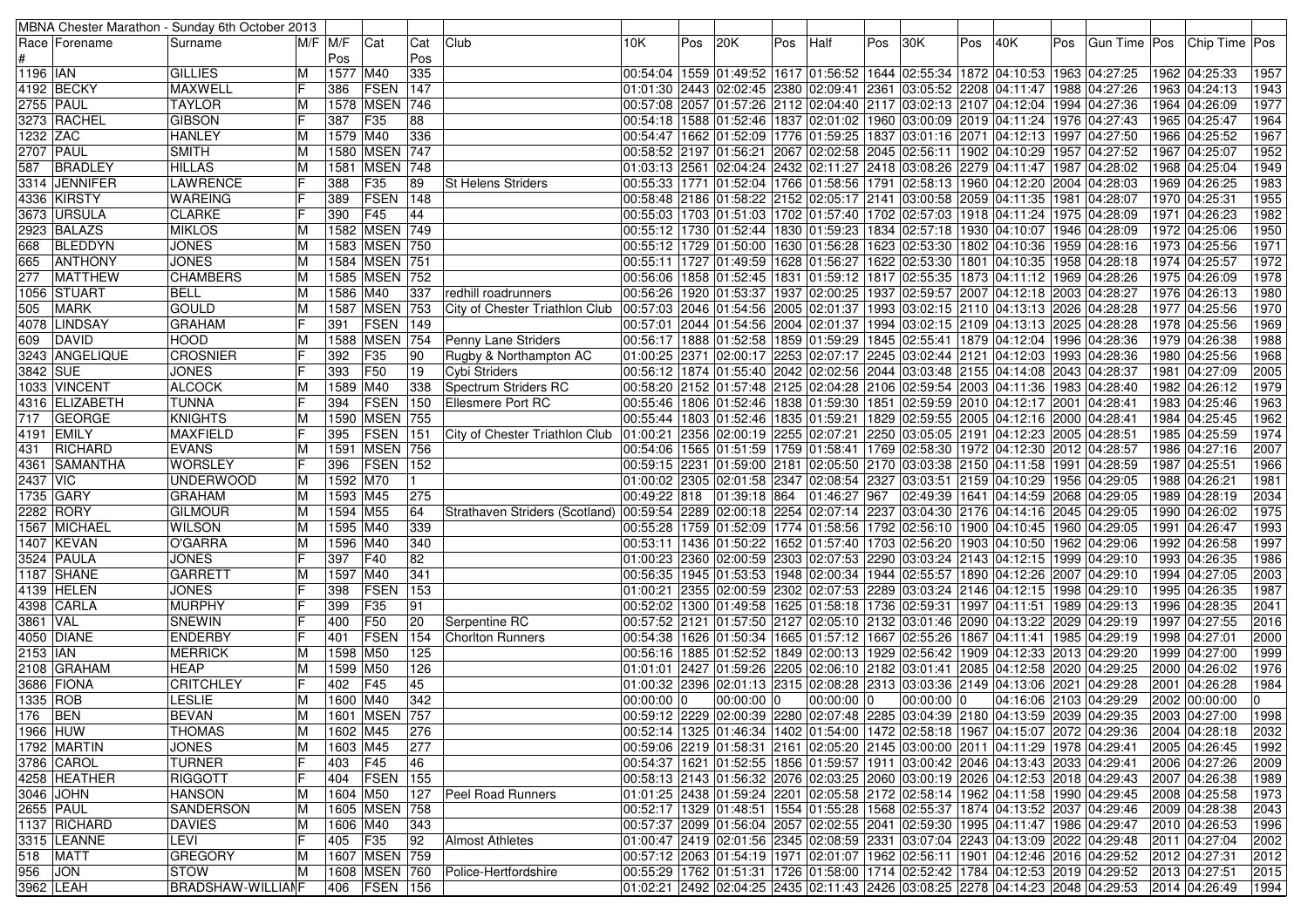| MBNA Chester Marathon - Sunday 6th October 2013 | | | | | | | | | | | | | | | | | | | | | | |
|---|---|---|---|---|---|---|---|---|---|---|---|---|---|---|---|---|---|---|---|---|---|---|
| Race # | Forename | Surname | M/F | M/F Pos | Cat | Cat Pos | Club | 10K | Pos | 20K | Pos | Half | Pos | 30K | Pos | 40K | Pos | Gun Time | Pos | Chip Time | Pos |
| 1196 | IAN | GILLIES | M | 1577 | M40 | 335 | | 00:54:04 | 1559 | 01:49:52 | 1617 | 01:56:52 | 1644 | 02:55:34 | 1872 | 04:10:53 | 1963 | 04:27:25 | 1962 | 04:25:33 | 1957 |
| 4192 | BECKY | MAXWELL | F | 386 | FSEN | 147 | | 01:01:30 | 2443 | 02:02:45 | 2380 | 02:09:41 | 2361 | 03:05:52 | 2208 | 04:11:47 | 1988 | 04:27:26 | 1963 | 04:24:13 | 1943 |
| 2755 | PAUL | TAYLOR | M | 1578 | MSEN | 746 | | 00:57:08 | 2057 | 01:57:26 | 2112 | 02:04:40 | 2117 | 03:02:13 | 2107 | 04:12:04 | 1994 | 04:27:36 | 1964 | 04:26:09 | 1977 |
| 3273 | RACHEL | GIBSON | F | 387 | F35 | 88 | | 00:54:18 | 1588 | 01:52:46 | 1837 | 02:01:02 | 1960 | 03:00:09 | 2019 | 04:11:24 | 1976 | 04:27:43 | 1965 | 04:25:47 | 1964 |
| 1232 | ZAC | HANLEY | M | 1579 | M40 | 336 | | 00:54:47 | 1662 | 01:52:09 | 1776 | 01:59:25 | 1837 | 03:01:16 | 2071 | 04:12:13 | 1997 | 04:27:50 | 1966 | 04:25:52 | 1967 |
| 2707 | PAUL | SMITH | M | 1580 | MSEN | 747 | | 00:58:52 | 2197 | 01:56:21 | 2067 | 02:02:58 | 2045 | 02:56:11 | 1902 | 04:10:29 | 1957 | 04:27:52 | 1967 | 04:25:07 | 1952 |
| 587 | BRADLEY | HILLAS | M | 1581 | MSEN | 748 | | 01:03:13 | 2561 | 02:04:24 | 2432 | 02:11:27 | 2418 | 03:08:26 | 2279 | 04:11:47 | 1987 | 04:28:02 | 1968 | 04:25:04 | 1949 |
| 3314 | JENNIFER | LAWRENCE | F | 388 | F35 | 89 | St Helens Striders | 00:55:33 | 1771 | 01:52:04 | 1766 | 01:58:56 | 1791 | 02:58:13 | 1960 | 04:12:20 | 2004 | 04:28:03 | 1969 | 04:26:25 | 1983 |
| 4336 | KIRSTY | WAREING | F | 389 | FSEN | 148 | | 00:58:48 | 2186 | 01:58:22 | 2152 | 02:05:17 | 2141 | 03:00:58 | 2059 | 04:11:35 | 1981 | 04:28:07 | 1970 | 04:25:31 | 1955 |
| 3673 | URSULA | CLARKE | F | 390 | F45 | 44 | | 00:55:03 | 1703 | 01:51:03 | 1702 | 01:57:40 | 1702 | 02:57:03 | 1918 | 04:11:24 | 1975 | 04:28:09 | 1971 | 04:26:23 | 1982 |
| 2923 | BALAZS | MIKLOS | M | 1582 | MSEN | 749 | | 00:55:12 | 1730 | 01:52:44 | 1830 | 01:59:23 | 1834 | 02:57:18 | 1930 | 04:10:07 | 1946 | 04:28:09 | 1972 | 04:25:06 | 1950 |
| 668 | BLEDDYN | JONES | M | 1583 | MSEN | 750 | | 00:55:12 | 1729 | 01:50:00 | 1630 | 01:56:28 | 1623 | 02:53:30 | 1802 | 04:10:36 | 1959 | 04:28:16 | 1973 | 04:25:56 | 1971 |
| 665 | ANTHONY | JONES | M | 1584 | MSEN | 751 | | 00:55:11 | 1727 | 01:49:59 | 1628 | 01:56:27 | 1622 | 02:53:30 | 1801 | 04:10:35 | 1958 | 04:28:18 | 1974 | 04:25:57 | 1972 |
| 277 | MATTHEW | CHAMBERS | M | 1585 | MSEN | 752 | | 00:56:06 | 1858 | 01:52:45 | 1831 | 01:59:12 | 1817 | 02:55:35 | 1873 | 04:11:12 | 1969 | 04:28:26 | 1975 | 04:26:09 | 1978 |
| 1056 | STUART | BELL | M | 1586 | M40 | 337 | redhill roadrunners | 00:56:26 | 1920 | 01:53:37 | 1937 | 02:00:25 | 1937 | 02:59:57 | 2007 | 04:12:18 | 2003 | 04:28:27 | 1976 | 04:26:13 | 1980 |
| 505 | MARK | GOULD | M | 1587 | MSEN | 753 | City of Chester Triathlon Club | 00:57:03 | 2046 | 01:54:56 | 2005 | 02:01:37 | 1993 | 03:02:15 | 2110 | 04:13:13 | 2026 | 04:28:28 | 1977 | 04:25:56 | 1970 |
| 4078 | LINDSAY | GRAHAM | F | 391 | FSEN | 149 | | 00:57:01 | 2044 | 01:54:56 | 2004 | 02:01:37 | 1994 | 03:02:15 | 2109 | 04:13:13 | 2025 | 04:28:28 | 1978 | 04:25:56 | 1969 |
| 609 | DAVID | HOOD | M | 1588 | MSEN | 754 | Penny Lane Striders | 00:56:17 | 1888 | 01:52:58 | 1859 | 01:59:29 | 1845 | 02:55:41 | 1879 | 04:12:04 | 1996 | 04:28:36 | 1979 | 04:26:38 | 1988 |
| 3243 | ANGELIQUE | CROSNIER | F | 392 | F35 | 90 | Rugby & Northampton AC | 01:00:25 | 2371 | 02:00:17 | 2253 | 02:07:17 | 2245 | 03:02:44 | 2121 | 04:12:03 | 1993 | 04:28:36 | 1980 | 04:25:56 | 1968 |
| 3842 | SUE | JONES | F | 393 | F50 | 19 | Cybi Striders | 00:56:12 | 1874 | 01:55:40 | 2042 | 02:02:56 | 2044 | 03:03:48 | 2155 | 04:14:08 | 2043 | 04:28:37 | 1981 | 04:27:09 | 2005 |
| 1033 | VINCENT | ALCOCK | M | 1589 | M40 | 338 | Spectrum Striders RC | 00:58:20 | 2152 | 01:57:48 | 2125 | 02:04:28 | 2106 | 02:59:54 | 2003 | 04:11:36 | 1983 | 04:28:40 | 1982 | 04:26:12 | 1979 |
| 4316 | ELIZABETH | TUNNA | F | 394 | FSEN | 150 | Ellesmere Port RC | 00:55:46 | 1806 | 01:52:46 | 1838 | 01:59:30 | 1851 | 02:59:59 | 2010 | 04:12:17 | 2001 | 04:28:41 | 1983 | 04:25:46 | 1963 |
| 717 | GEORGE | KNIGHTS | M | 1590 | MSEN | 755 | | 00:55:44 | 1803 | 01:52:46 | 1835 | 01:59:21 | 1829 | 02:59:55 | 2005 | 04:12:16 | 2000 | 04:28:41 | 1984 | 04:25:45 | 1962 |
| 4191 | EMILY | MAXFIELD | F | 395 | FSEN | 151 | City of Chester Triathlon Club | 01:00:21 | 2356 | 02:00:19 | 2255 | 02:07:21 | 2250 | 03:05:05 | 2191 | 04:12:23 | 2005 | 04:28:51 | 1985 | 04:25:59 | 1974 |
| 431 | RICHARD | EVANS | M | 1591 | MSEN | 756 | | 00:54:06 | 1565 | 01:51:59 | 1759 | 01:58:41 | 1769 | 02:58:30 | 1972 | 04:12:30 | 2012 | 04:28:57 | 1986 | 04:27:16 | 2007 |
| 4361 | SAMANTHA | WORSLEY | F | 396 | FSEN | 152 | | 00:59:15 | 2231 | 01:59:00 | 2181 | 02:05:50 | 2170 | 03:03:38 | 2150 | 04:11:58 | 1991 | 04:28:59 | 1987 | 04:25:51 | 1966 |
| 2437 | VIC | UNDERWOOD | M | 1592 | M70 | 1 | | 01:00:02 | 2305 | 02:01:58 | 2347 | 02:08:54 | 2327 | 03:03:51 | 2159 | 04:10:29 | 1956 | 04:29:05 | 1988 | 04:26:21 | 1981 |
| 1735 | GARY | GRAHAM | M | 1593 | M45 | 275 | | 00:49:22 | 818 | 01:39:18 | 864 | 01:46:27 | 967 | 02:49:39 | 1641 | 04:14:59 | 2068 | 04:29:05 | 1989 | 04:28:19 | 2034 |
| 2282 | RORY | GILMOUR | M | 1594 | M55 | 64 | Strathaven Striders (Scotland) | 00:59:54 | 2289 | 02:00:18 | 2254 | 02:07:14 | 2237 | 03:04:30 | 2176 | 04:14:16 | 2045 | 04:29:05 | 1990 | 04:26:02 | 1975 |
| 1567 | MICHAEL | WILSON | M | 1595 | M40 | 339 | | 00:55:28 | 1759 | 01:52:09 | 1774 | 01:58:56 | 1792 | 02:56:10 | 1900 | 04:10:45 | 1960 | 04:29:05 | 1991 | 04:26:47 | 1993 |
| 1407 | KEVAN | O'GARRA | M | 1596 | M40 | 340 | | 00:53:11 | 1436 | 01:50:22 | 1652 | 01:57:40 | 1703 | 02:56:20 | 1903 | 04:10:50 | 1962 | 04:29:06 | 1992 | 04:26:58 | 1997 |
| 3524 | PAULA | JONES | F | 397 | F40 | 82 | | 01:00:23 | 2360 | 02:00:59 | 2303 | 02:07:53 | 2290 | 03:03:24 | 2143 | 04:12:15 | 1999 | 04:29:10 | 1993 | 04:26:35 | 1986 |
| 1187 | SHANE | GARRETT | M | 1597 | M40 | 341 | | 00:56:35 | 1945 | 01:53:53 | 1948 | 02:00:34 | 1944 | 02:55:57 | 1890 | 04:12:26 | 2007 | 04:29:10 | 1994 | 04:27:05 | 2003 |
| 4139 | HELEN | JONES | F | 398 | FSEN | 153 | | 01:00:21 | 2355 | 02:00:59 | 2302 | 02:07:53 | 2289 | 03:03:24 | 2146 | 04:12:15 | 1998 | 04:29:10 | 1995 | 04:26:35 | 1987 |
| 4398 | CARLA | MURPHY | F | 399 | F35 | 91 | | 00:52:02 | 1300 | 01:49:58 | 1625 | 01:58:18 | 1736 | 02:59:31 | 1997 | 04:11:51 | 1989 | 04:29:13 | 1996 | 04:28:35 | 2041 |
| 3861 | VAL | SNEWIN | F | 400 | F50 | 20 | Serpentine RC | 00:57:52 | 2121 | 01:57:50 | 2127 | 02:05:10 | 2132 | 03:01:46 | 2090 | 04:13:22 | 2029 | 04:29:19 | 1997 | 04:27:55 | 2016 |
| 4050 | DIANE | ENDERBY | F | 401 | FSEN | 154 | Chorlton Runners | 00:54:38 | 1626 | 01:50:34 | 1665 | 01:57:12 | 1667 | 02:55:26 | 1867 | 04:11:41 | 1985 | 04:29:19 | 1998 | 04:27:01 | 2000 |
| 2153 | IAN | MERRICK | M | 1598 | M50 | 125 | | 00:56:16 | 1885 | 01:52:52 | 1849 | 02:00:13 | 1929 | 02:56:42 | 1909 | 04:12:33 | 2013 | 04:29:20 | 1999 | 04:27:00 | 1999 |
| 2108 | GRAHAM | HEAP | M | 1599 | M50 | 126 | | 01:01:01 | 2427 | 01:59:26 | 2205 | 02:06:10 | 2182 | 03:01:41 | 2085 | 04:12:58 | 2020 | 04:29:25 | 2000 | 04:26:02 | 1976 |
| 3686 | FIONA | CRITCHLEY | F | 402 | F45 | 45 | | 01:00:32 | 2396 | 02:01:13 | 2315 | 02:08:28 | 2313 | 03:03:36 | 2149 | 04:13:06 | 2021 | 04:29:28 | 2001 | 04:26:28 | 1984 |
| 1335 | ROB | LESLIE | M | 1600 | M40 | 342 | | 00:00:00 | 0 | 00:00:00 | 0 | 00:00:00 | 0 | 00:00:00 | 0 | 04:16:06 | 2103 | 04:29:29 | 2002 | 00:00:00 | 0 |
| 176 | BEN | BEVAN | M | 1601 | MSEN | 757 | | 00:59:12 | 2229 | 02:00:39 | 2280 | 02:07:48 | 2285 | 03:04:39 | 2180 | 04:13:59 | 2039 | 04:29:35 | 2003 | 04:27:00 | 1998 |
| 1966 | HUW | THOMAS | M | 1602 | M45 | 276 | | 00:52:14 | 1325 | 01:46:34 | 1402 | 01:54:00 | 1472 | 02:58:18 | 1967 | 04:15:07 | 2072 | 04:29:36 | 2004 | 04:28:18 | 2032 |
| 1792 | MARTIN | JONES | M | 1603 | M45 | 277 | | 00:59:06 | 2219 | 01:58:31 | 2161 | 02:05:20 | 2145 | 03:00:00 | 2011 | 04:11:29 | 1978 | 04:29:41 | 2005 | 04:26:45 | 1992 |
| 3786 | CAROL | TURNER | F | 403 | F45 | 46 | | 00:54:37 | 1621 | 01:52:55 | 1856 | 01:59:57 | 1911 | 03:00:42 | 2046 | 04:13:43 | 2033 | 04:29:41 | 2006 | 04:27:26 | 2009 |
| 4258 | HEATHER | RIGGOTT | F | 404 | FSEN | 155 | | 00:58:13 | 2143 | 01:56:32 | 2076 | 02:03:25 | 2060 | 03:00:19 | 2026 | 04:12:53 | 2018 | 04:29:43 | 2007 | 04:26:38 | 1989 |
| 3046 | JOHN | HANSON | M | 1604 | M50 | 127 | Peel Road Runners | 01:01:25 | 2438 | 01:59:24 | 2201 | 02:05:58 | 2172 | 02:58:14 | 1962 | 04:11:58 | 1990 | 04:29:45 | 2008 | 04:25:58 | 1973 |
| 2655 | PAUL | SANDERSON | M | 1605 | MSEN | 758 | | 00:52:17 | 1329 | 01:48:51 | 1554 | 01:55:28 | 1568 | 02:55:37 | 1874 | 04:13:52 | 2037 | 04:29:46 | 2009 | 04:28:38 | 2043 |
| 1137 | RICHARD | DAVIES | M | 1606 | M40 | 343 | | 00:57:37 | 2099 | 01:56:04 | 2057 | 02:02:55 | 2041 | 02:59:30 | 1995 | 04:11:47 | 1986 | 04:29:47 | 2010 | 04:26:53 | 1996 |
| 3315 | LEANNE | LEVI | F | 405 | F35 | 92 | Almost Athletes | 01:00:47 | 2419 | 02:01:56 | 2345 | 02:08:59 | 2331 | 03:07:04 | 2243 | 04:13:09 | 2022 | 04:29:48 | 2011 | 04:27:04 | 2002 |
| 518 | MATT | GREGORY | M | 1607 | MSEN | 759 | | 00:57:12 | 2063 | 01:54:19 | 1971 | 02:01:07 | 1962 | 02:56:11 | 1901 | 04:12:46 | 2016 | 04:29:52 | 2012 | 04:27:31 | 2012 |
| 956 | JON | STOW | M | 1608 | MSEN | 760 | Police-Hertfordshire | 00:55:29 | 1762 | 01:51:31 | 1726 | 01:58:00 | 1714 | 02:52:42 | 1784 | 04:12:53 | 2019 | 04:29:52 | 2013 | 04:27:51 | 2015 |
| 3962 | LEAH | BRADSHAW-WILLIAM | F | 406 | FSEN | 156 | | 01:02:21 | 2492 | 02:04:25 | 2435 | 02:11:43 | 2426 | 03:08:25 | 2278 | 04:14:23 | 2048 | 04:29:53 | 2014 | 04:26:49 | 1994 |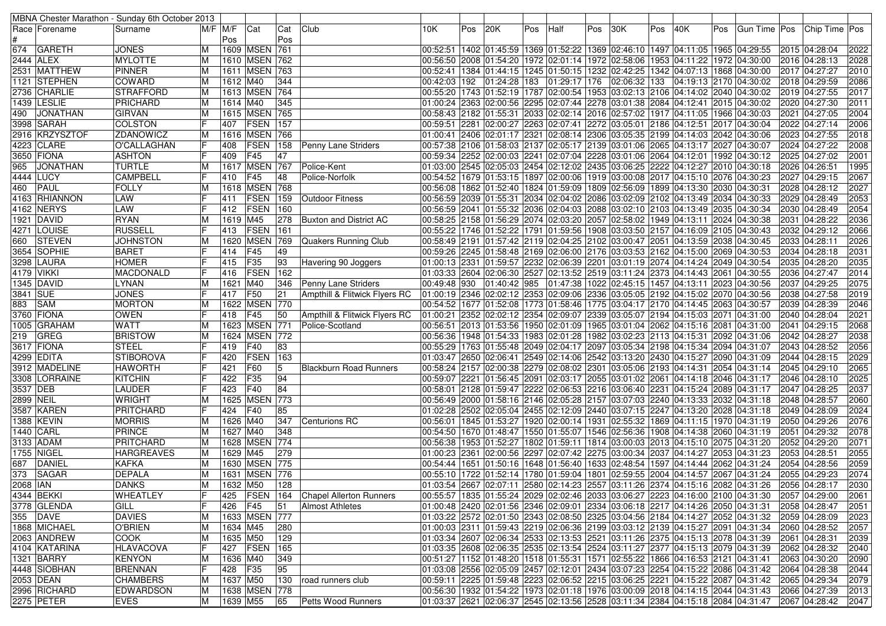| MBNA Chester Marathon - Sunday 6th October 2013 | | | | | | | | | | | | | | | | | | | | | | | |
|---|---|---|---|---|---|---|---|---|---|---|---|---|---|---|---|---|---|---|---|---|---|---|---|
| Race # | Forename | Surname | M/F | M/F Pos | Cat | Cat Pos | Club | 10K | Pos | 20K | Pos | Half | Pos | 30K | Pos | 40K | Pos | Gun Time | Pos | Chip Time | Pos |
| 674 | GARETH | JONES | M | 1609 | MSEN | 761 | | 00:52:51 | 1402 | 01:45:59 | 1369 | 01:52:22 | 1369 | 02:46:10 | 1497 | 04:11:05 | 1965 | 04:29:55 | 2015 | 04:28:04 | 2022 |
| 2444 | ALEX | MYLOTTE | M | 1610 | MSEN | 762 | | 00:56:50 | 2008 | 01:54:20 | 1972 | 02:01:14 | 1972 | 02:58:06 | 1953 | 04:11:22 | 1972 | 04:30:00 | 2016 | 04:28:13 | 2028 |
| 2531 | MATTHEW | PINNER | M | 1611 | MSEN | 763 | | 00:52:41 | 1384 | 01:44:15 | 1245 | 01:50:15 | 1232 | 02:42:25 | 1342 | 04:07:13 | 1868 | 04:30:00 | 2017 | 04:27:27 | 2010 |
| 1121 | STEPHEN | COWARD | M | 1612 | M40 | 344 | | 00:42:03 | 192 | 01:24:28 | 183 | 01:29:17 | 176 | 02:06:32 | 133 | 04:19:13 | 2170 | 04:30:02 | 2018 | 04:29:59 | 2086 |
| 2736 | CHARLIE | STRAFFORD | M | 1613 | MSEN | 764 | | 00:55:20 | 1743 | 01:52:19 | 1787 | 02:00:54 | 1953 | 03:02:13 | 2106 | 04:14:02 | 2040 | 04:30:02 | 2019 | 04:27:55 | 2017 |
| 1439 | LESLIE | PRICHARD | M | 1614 | M40 | 345 | | 01:00:24 | 2363 | 02:00:56 | 2295 | 02:07:44 | 2278 | 03:01:38 | 2084 | 04:12:41 | 2015 | 04:30:02 | 2020 | 04:27:30 | 2011 |
| 490 | JONATHAN | GIRVAN | M | 1615 | MSEN | 765 | | 00:58:43 | 2182 | 01:55:31 | 2033 | 02:02:14 | 2016 | 02:57:02 | 1917 | 04:11:05 | 1966 | 04:30:03 | 2021 | 04:27:05 | 2004 |
| 3998 | SARAH | COLSTON | F | 407 | FSEN | 157 | | 00:59:51 | 2281 | 02:00:27 | 2263 | 02:07:41 | 2272 | 03:05:01 | 2186 | 04:12:51 | 2017 | 04:30:04 | 2022 | 04:27:14 | 2006 |
| 2916 | KRZYSZTOF | ZDANOWICZ | M | 1616 | MSEN | 766 | | 01:00:41 | 2406 | 02:01:17 | 2321 | 02:08:14 | 2306 | 03:05:35 | 2199 | 04:14:03 | 2042 | 04:30:06 | 2023 | 04:27:55 | 2018 |
| 4223 | CLARE | O'CALLAGHAN | F | 408 | FSEN | 158 | Penny Lane Striders | 00:57:38 | 2106 | 01:58:03 | 2137 | 02:05:17 | 2139 | 03:01:06 | 2065 | 04:13:17 | 2027 | 04:30:07 | 2024 | 04:27:22 | 2008 |
| 3650 | FIONA | ASHTON | F | 409 | F45 | 47 | | 00:59:34 | 2252 | 02:00:03 | 2241 | 02:07:04 | 2228 | 03:01:06 | 2064 | 04:12:01 | 1992 | 04:30:12 | 2025 | 04:27:02 | 2001 |
| 965 | JONATHAN | TURTLE | M | 1617 | MSEN | 767 | Police-Kent | 01:03:00 | 2545 | 02:05:03 | 2454 | 02:12:02 | 2435 | 03:06:25 | 2222 | 04:12:27 | 2010 | 04:30:18 | 2026 | 04:26:51 | 1995 |
| 4444 | LUCY | CAMPBELL | F | 410 | F45 | 48 | Police-Norfolk | 00:54:52 | 1679 | 01:53:15 | 1897 | 02:00:06 | 1919 | 03:00:08 | 2017 | 04:15:10 | 2076 | 04:30:23 | 2027 | 04:29:15 | 2067 |
| 460 | PAUL | FOLLY | M | 1618 | MSEN | 768 | | 00:56:08 | 1862 | 01:52:40 | 1824 | 01:59:09 | 1809 | 02:56:09 | 1899 | 04:13:30 | 2030 | 04:30:31 | 2028 | 04:28:12 | 2027 |
| 4163 | RHIANNON | LAW | F | 411 | FSEN | 159 | Outdoor Fitness | 00:56:59 | 2039 | 01:55:31 | 2034 | 02:04:02 | 2086 | 03:02:09 | 2102 | 04:13:49 | 2034 | 04:30:33 | 2029 | 04:28:49 | 2053 |
| 4162 | NERYS | LAW | F | 412 | FSEN | 160 | | 00:56:59 | 2041 | 01:55:32 | 2036 | 02:04:03 | 2088 | 03:02:10 | 2103 | 04:13:49 | 2035 | 04:30:34 | 2030 | 04:28:49 | 2054 |
| 1921 | DAVID | RYAN | M | 1619 | M45 | 278 | Buxton and District AC | 00:58:25 | 2158 | 01:56:29 | 2074 | 02:03:20 | 2057 | 02:58:02 | 1949 | 04:13:11 | 2024 | 04:30:38 | 2031 | 04:28:22 | 2036 |
| 4271 | LOUISE | RUSSELL | F | 413 | FSEN | 161 | | 00:55:22 | 1746 | 01:52:22 | 1791 | 01:59:56 | 1908 | 03:03:50 | 2157 | 04:16:09 | 2105 | 04:30:43 | 2032 | 04:29:12 | 2066 |
| 660 | STEVEN | JOHNSTON | M | 1620 | MSEN | 769 | Quakers Running Club | 00:58:49 | 2191 | 01:57:42 | 2119 | 02:04:25 | 2102 | 03:00:47 | 2051 | 04:13:59 | 2038 | 04:30:45 | 2033 | 04:28:11 | 2026 |
| 3654 | SOPHIE | BARET | F | 414 | F45 | 49 | | 00:59:26 | 2245 | 01:58:48 | 2169 | 02:06:00 | 2176 | 03:03:53 | 2162 | 04:15:00 | 2069 | 04:30:53 | 2034 | 04:28:18 | 2031 |
| 3298 | LAURA | HOMER | F | 415 | F35 | 93 | Havering 90 Joggers | 01:00:13 | 2331 | 01:59:57 | 2232 | 02:06:39 | 2201 | 03:01:19 | 2074 | 04:14:24 | 2049 | 04:30:54 | 2035 | 04:28:20 | 2035 |
| 4179 | VIKKI | MACDONALD | F | 416 | FSEN | 162 | | 01:03:33 | 2604 | 02:06:30 | 2527 | 02:13:52 | 2519 | 03:11:24 | 2373 | 04:14:43 | 2061 | 04:30:55 | 2036 | 04:27:47 | 2014 |
| 1345 | DAVID | LYNAN | M | 1621 | M40 | 346 | Penny Lane Striders | 00:49:48 | 930 | 01:40:42 | 985 | 01:47:38 | 1022 | 02:45:15 | 1457 | 04:13:11 | 2023 | 04:30:56 | 2037 | 04:29:25 | 2075 |
| 3841 | SUE | JONES | F | 417 | F50 | 21 | Ampthill & Flitwick Flyers RC | 01:00:19 | 2346 | 02:02:12 | 2353 | 02:09:06 | 2336 | 03:05:05 | 2192 | 04:15:02 | 2070 | 04:30:56 | 2038 | 04:27:58 | 2019 |
| 883 | SAM | MORTON | M | 1622 | MSEN | 770 | | 00:54:52 | 1677 | 01:52:08 | 1773 | 01:58:46 | 1775 | 03:04:17 | 2170 | 04:14:45 | 2063 | 04:30:57 | 2039 | 04:28:39 | 2046 |
| 3760 | FIONA | OWEN | F | 418 | F45 | 50 | Ampthill & Flitwick Flyers RC | 01:00:21 | 2352 | 02:02:12 | 2354 | 02:09:07 | 2339 | 03:05:07 | 2194 | 04:15:03 | 2071 | 04:31:00 | 2040 | 04:28:04 | 2021 |
| 1005 | GRAHAM | WATT | M | 1623 | MSEN | 771 | Police-Scotland | 00:56:51 | 2013 | 01:53:56 | 1950 | 02:01:09 | 1965 | 03:01:04 | 2062 | 04:15:16 | 2081 | 04:31:00 | 2041 | 04:29:15 | 2068 |
| 219 | GREG | BRISTOW | M | 1624 | MSEN | 772 | | 00:56:36 | 1948 | 01:54:33 | 1983 | 02:01:28 | 1982 | 03:02:23 | 2113 | 04:15:31 | 2092 | 04:31:06 | 2042 | 04:28:27 | 2038 |
| 3617 | FIONA | STEEL | F | 419 | F40 | 83 | | 00:55:29 | 1763 | 01:55:48 | 2049 | 02:04:17 | 2097 | 03:05:34 | 2198 | 04:15:34 | 2094 | 04:31:07 | 2043 | 04:28:52 | 2056 |
| 4299 | EDITA | STIBOROVA | F | 420 | FSEN | 163 | | 01:03:47 | 2650 | 02:06:41 | 2549 | 02:14:06 | 2542 | 03:13:20 | 2430 | 04:15:27 | 2090 | 04:31:09 | 2044 | 04:28:15 | 2029 |
| 3912 | MADELINE | HAWORTH | F | 421 | F60 | 5 | Blackburn Road Runners | 00:58:24 | 2157 | 02:00:38 | 2279 | 02:08:02 | 2301 | 03:05:06 | 2193 | 04:14:31 | 2054 | 04:31:14 | 2045 | 04:29:10 | 2065 |
| 3308 | LORRAINE | KITCHIN | F | 422 | F35 | 94 | | 00:59:07 | 2221 | 01:56:45 | 2091 | 02:03:17 | 2055 | 03:01:02 | 2061 | 04:14:18 | 2046 | 04:31:17 | 2046 | 04:28:10 | 2025 |
| 3537 | DEB | LAUDER | F | 423 | F40 | 84 | | 00:58:01 | 2128 | 01:59:47 | 2222 | 02:06:53 | 2216 | 03:06:40 | 2231 | 04:15:24 | 2089 | 04:31:17 | 2047 | 04:28:25 | 2037 |
| 2899 | NEIL | WRIGHT | M | 1625 | MSEN | 773 | | 00:56:49 | 2000 | 01:58:16 | 2146 | 02:05:28 | 2157 | 03:07:03 | 2240 | 04:13:33 | 2032 | 04:31:18 | 2048 | 04:28:57 | 2060 |
| 3587 | KAREN | PRITCHARD | F | 424 | F40 | 85 | | 01:02:28 | 2502 | 02:05:04 | 2455 | 02:12:09 | 2440 | 03:07:15 | 2247 | 04:13:20 | 2028 | 04:31:18 | 2049 | 04:28:09 | 2024 |
| 1388 | KEVIN | MORRIS | M | 1626 | M40 | 347 | Centurions RC | 00:56:01 | 1845 | 01:53:27 | 1920 | 02:00:14 | 1931 | 02:55:32 | 1869 | 04:11:15 | 1970 | 04:31:19 | 2050 | 04:29:26 | 2076 |
| 1440 | CARL | PRINCE | M | 1627 | M40 | 348 | | 00:54:50 | 1670 | 01:48:47 | 1550 | 01:55:07 | 1546 | 02:56:36 | 1908 | 04:14:38 | 2060 | 04:31:19 | 2051 | 04:29:32 | 2078 |
| 3133 | ADAM | PRITCHARD | M | 1628 | MSEN | 774 | | 00:56:38 | 1953 | 01:52:27 | 1802 | 01:59:11 | 1814 | 03:00:03 | 2013 | 04:15:10 | 2075 | 04:31:20 | 2052 | 04:29:20 | 2071 |
| 1755 | NIGEL | HARGREAVES | M | 1629 | M45 | 279 | | 01:00:23 | 2361 | 02:00:56 | 2297 | 02:07:42 | 2275 | 03:00:34 | 2037 | 04:14:27 | 2053 | 04:31:23 | 2053 | 04:28:51 | 2055 |
| 687 | DANIEL | KAFKA | M | 1630 | MSEN | 775 | | 00:54:44 | 1651 | 01:50:16 | 1648 | 01:56:40 | 1633 | 02:48:54 | 1597 | 04:14:44 | 2062 | 04:31:24 | 2054 | 04:28:56 | 2059 |
| 373 | SAGAR | DEPALA | M | 1631 | MSEN | 776 | | 00:55:10 | 1722 | 01:52:14 | 1780 | 01:59:04 | 1801 | 02:59:55 | 2004 | 04:14:57 | 2067 | 04:31:24 | 2055 | 04:29:23 | 2074 |
| 2068 | IAN | DANKS | M | 1632 | M50 | 128 | | 01:03:54 | 2667 | 02:07:11 | 2580 | 02:14:23 | 2557 | 03:11:26 | 2374 | 04:15:16 | 2082 | 04:31:26 | 2056 | 04:28:17 | 2030 |
| 4344 | BEKKI | WHEATLEY | F | 425 | FSEN | 164 | Chapel Allerton Runners | 00:55:57 | 1835 | 01:55:24 | 2029 | 02:02:46 | 2033 | 03:06:27 | 2223 | 04:16:00 | 2100 | 04:31:30 | 2057 | 04:29:00 | 2061 |
| 3778 | GLENDA | GILL | F | 426 | F45 | 51 | Almost Athletes | 01:00:48 | 2420 | 02:01:56 | 2346 | 02:09:01 | 2334 | 03:06:18 | 2217 | 04:14:26 | 2050 | 04:31:31 | 2058 | 04:28:47 | 2051 |
| 355 | DAVE | DAVIES | M | 1633 | MSEN | 777 | | 01:03:22 | 2572 | 02:01:50 | 2343 | 02:08:50 | 2325 | 03:04:56 | 2184 | 04:14:27 | 2052 | 04:31:32 | 2059 | 04:28:09 | 2023 |
| 1868 | MICHAEL | O'BRIEN | M | 1634 | M45 | 280 | | 01:00:03 | 2311 | 01:59:43 | 2219 | 02:06:36 | 2199 | 03:03:12 | 2139 | 04:15:27 | 2091 | 04:31:34 | 2060 | 04:28:52 | 2057 |
| 2063 | ANDREW | COOK | M | 1635 | M50 | 129 | | 01:03:34 | 2607 | 02:06:34 | 2533 | 02:13:53 | 2521 | 03:11:26 | 2375 | 04:15:13 | 2078 | 04:31:39 | 2061 | 04:28:31 | 2039 |
| 4104 | KATARINA | HLAVACOVA | F | 427 | FSEN | 165 | | 01:03:35 | 2608 | 02:06:35 | 2535 | 02:13:54 | 2524 | 03:11:27 | 2377 | 04:15:13 | 2079 | 04:31:39 | 2062 | 04:28:32 | 2040 |
| 1321 | BARRY | KENYON | M | 1636 | M40 | 349 | | 00:51:27 | 1152 | 01:48:20 | 1518 | 01:55:31 | 1571 | 02:55:22 | 1866 | 04:16:53 | 2121 | 04:31:41 | 2063 | 04:30:20 | 2090 |
| 4448 | SIOBHAN | BRENNAN | F | 428 | F35 | 95 | | 01:03:08 | 2556 | 02:05:09 | 2457 | 02:12:01 | 2434 | 03:07:23 | 2254 | 04:15:22 | 2086 | 04:31:42 | 2064 | 04:28:38 | 2044 |
| 2053 | DEAN | CHAMBERS | M | 1637 | M50 | 130 | road runners club | 00:59:11 | 2225 | 01:59:48 | 2223 | 02:06:52 | 2215 | 03:06:25 | 2221 | 04:15:22 | 2087 | 04:31:42 | 2065 | 04:29:34 | 2079 |
| 2996 | RICHARD | EDWARDSON | M | 1638 | MSEN | 778 | | 00:56:30 | 1932 | 01:54:22 | 1973 | 02:01:18 | 1976 | 03:00:09 | 2018 | 04:14:15 | 2044 | 04:31:43 | 2066 | 04:27:39 | 2013 |
| 2275 | PETER | EVES | M | 1639 | M55 | 65 | Petts Wood Runners | 01:03:37 | 2621 | 02:06:37 | 2545 | 02:13:56 | 2528 | 03:11:34 | 2384 | 04:15:18 | 2084 | 04:31:47 | 2067 | 04:28:42 | 2047 |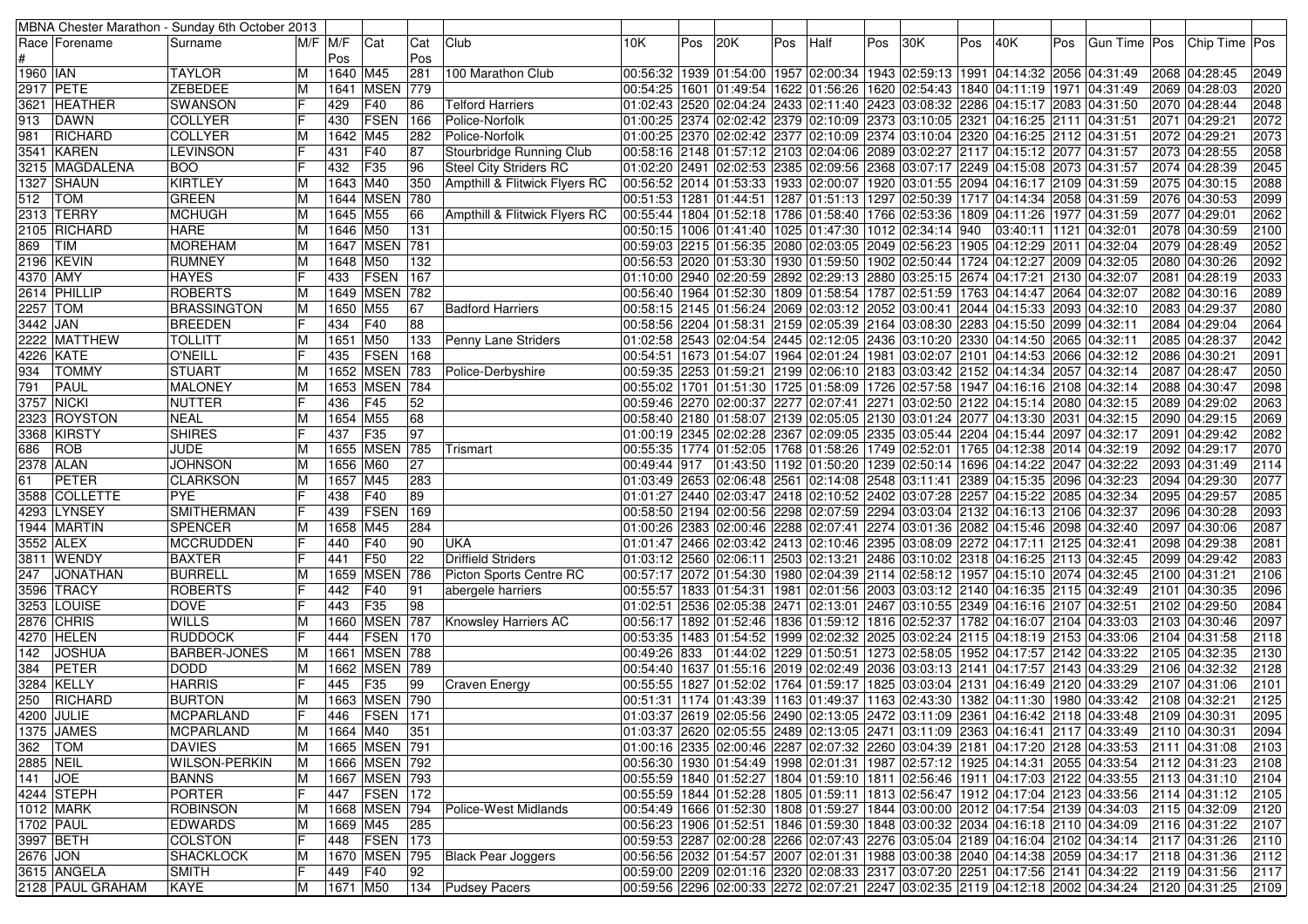| MBNA Chester Marathon - Sunday 6th October 2013 | | | | | | | | | | | | | | | | | | | | | | | |
|---|---|---|---|---|---|---|---|---|---|---|---|---|---|---|---|---|---|---|---|---|---|---|---|
| Race # | Forename | Surname | M/F | M/F Pos | Cat | Cat Pos | Club | 10K | Pos | 20K | Pos | Half | Pos | 30K | Pos | 40K | Pos | Gun Time | Pos | Chip Time | Pos |
| 1960 | IAN | TAYLOR | M | 1640 | M45 | 281 | 100 Marathon Club | 00:56:32 | 1939 | 01:54:00 | 1957 | 02:00:34 | 1943 | 02:59:13 | 1991 | 04:14:32 | 2056 | 04:31:49 | 2068 | 04:28:45 | 2049 |
| 2917 | PETE | ZEBEDEE | M | 1641 | MSEN | 779 | | 00:54:25 | 1601 | 01:49:54 | 1622 | 01:56:26 | 1620 | 02:54:43 | 1840 | 04:11:19 | 1971 | 04:31:49 | 2069 | 04:28:03 | 2020 |
| 3621 | HEATHER | SWANSON | F | 429 | F40 | 86 | Telford Harriers | 01:02:43 | 2520 | 02:04:24 | 2433 | 02:11:40 | 2423 | 03:08:32 | 2286 | 04:15:17 | 2083 | 04:31:50 | 2070 | 04:28:44 | 2048 |
| 913 | DAWN | COLLYER | F | 430 | FSEN | 166 | Police-Norfolk | 01:00:25 | 2374 | 02:02:42 | 2379 | 02:10:09 | 2373 | 03:10:05 | 2321 | 04:16:25 | 2111 | 04:31:51 | 2071 | 04:29:21 | 2072 |
| 981 | RICHARD | COLLYER | M | 1642 | M45 | 282 | Police-Norfolk | 01:00:25 | 2370 | 02:02:42 | 2377 | 02:10:09 | 2374 | 03:10:04 | 2320 | 04:16:25 | 2112 | 04:31:51 | 2072 | 04:29:21 | 2073 |
| 3541 | KAREN | LEVINSON | F | 431 | F40 | 87 | Stourbridge Running Club | 00:58:16 | 2148 | 01:57:12 | 2103 | 02:04:06 | 2089 | 03:02:27 | 2117 | 04:15:12 | 2077 | 04:31:57 | 2073 | 04:28:55 | 2058 |
| 3215 | MAGDALENA | BOO | F | 432 | F35 | 96 | Steel City Striders RC | 01:02:20 | 2491 | 02:02:53 | 2385 | 02:09:56 | 2368 | 03:07:17 | 2249 | 04:15:08 | 2073 | 04:31:57 | 2074 | 04:28:39 | 2045 |
| 1327 | SHAUN | KIRTLEY | M | 1643 | M40 | 350 | Ampthill & Flitwick Flyers RC | 00:56:52 | 2014 | 01:53:33 | 1933 | 02:00:07 | 1920 | 03:01:55 | 2094 | 04:16:17 | 2109 | 04:31:59 | 2075 | 04:30:15 | 2088 |
| 512 | TOM | GREEN | M | 1644 | MSEN | 780 | | 00:51:53 | 1281 | 01:44:51 | 1287 | 01:51:13 | 1297 | 02:50:39 | 1717 | 04:14:34 | 2058 | 04:31:59 | 2076 | 04:30:53 | 2099 |
| 2313 | TERRY | MCHUGH | M | 1645 | M55 | 66 | Ampthill & Flitwick Flyers RC | 00:55:44 | 1804 | 01:52:18 | 1786 | 01:58:40 | 1766 | 02:53:36 | 1809 | 04:11:26 | 1977 | 04:31:59 | 2077 | 04:29:01 | 2062 |
| 2105 | RICHARD | HARE | M | 1646 | M50 | 131 | | 00:50:15 | 1006 | 01:41:40 | 1025 | 01:47:30 | 1012 | 02:34:14 | 940 | 03:40:11 | 1121 | 04:32:01 | 2078 | 04:30:59 | 2100 |
| 869 | TIM | MOREHAM | M | 1647 | MSEN | 781 | | 00:59:03 | 2215 | 01:56:35 | 2080 | 02:03:05 | 2049 | 02:56:23 | 1905 | 04:12:29 | 2011 | 04:32:04 | 2079 | 04:28:49 | 2052 |
| 2196 | KEVIN | RUMNEY | M | 1648 | M50 | 132 | | 00:56:53 | 2020 | 01:53:30 | 1930 | 01:59:50 | 1902 | 02:50:44 | 1724 | 04:12:27 | 2009 | 04:32:05 | 2080 | 04:30:26 | 2092 |
| 4370 | AMY | HAYES | F | 433 | FSEN | 167 | | 01:10:00 | 2940 | 02:20:59 | 2892 | 02:29:13 | 2880 | 03:25:15 | 2674 | 04:17:21 | 2130 | 04:32:07 | 2081 | 04:28:19 | 2033 |
| 2614 | PHILLIP | ROBERTS | M | 1649 | MSEN | 782 | | 00:56:40 | 1964 | 01:52:30 | 1809 | 01:58:54 | 1787 | 02:51:59 | 1763 | 04:14:47 | 2064 | 04:32:07 | 2082 | 04:30:16 | 2089 |
| 2257 | TOM | BRASSINGTON | M | 1650 | M55 | 67 | Badford Harriers | 00:58:15 | 2145 | 01:56:24 | 2069 | 02:03:12 | 2052 | 03:00:41 | 2044 | 04:15:33 | 2093 | 04:32:10 | 2083 | 04:29:37 | 2080 |
| 3442 | JAN | BREEDEN | F | 434 | F40 | 88 | | 00:58:56 | 2204 | 01:58:31 | 2159 | 02:05:39 | 2164 | 03:08:30 | 2283 | 04:15:50 | 2099 | 04:32:11 | 2084 | 04:29:04 | 2064 |
| 2222 | MATTHEW | TOLLITT | M | 1651 | M50 | 133 | Penny Lane Striders | 01:02:58 | 2543 | 02:04:54 | 2445 | 02:12:05 | 2436 | 03:10:20 | 2330 | 04:14:50 | 2065 | 04:32:11 | 2085 | 04:28:37 | 2042 |
| 4226 | KATE | O'NEILL | F | 435 | FSEN | 168 | | 00:54:51 | 1673 | 01:54:07 | 1964 | 02:01:24 | 1981 | 03:02:07 | 2101 | 04:14:53 | 2066 | 04:32:12 | 2086 | 04:30:21 | 2091 |
| 934 | TOMMY | STUART | M | 1652 | MSEN | 783 | Police-Derbyshire | 00:59:35 | 2253 | 01:59:21 | 2199 | 02:06:10 | 2183 | 03:03:42 | 2152 | 04:14:34 | 2057 | 04:32:14 | 2087 | 04:28:47 | 2050 |
| 791 | PAUL | MALONEY | M | 1653 | MSEN | 784 | | 00:55:02 | 1701 | 01:51:30 | 1725 | 01:58:09 | 1726 | 02:57:58 | 1947 | 04:16:16 | 2108 | 04:32:14 | 2088 | 04:30:47 | 2098 |
| 3757 | NICKI | NUTTER | F | 436 | F45 | 52 | | 00:59:46 | 2270 | 02:00:37 | 2277 | 02:07:41 | 2271 | 03:02:50 | 2122 | 04:15:14 | 2080 | 04:32:15 | 2089 | 04:29:02 | 2063 |
| 2323 | ROYSTON | NEAL | M | 1654 | M55 | 68 | | 00:58:40 | 2180 | 01:58:07 | 2139 | 02:05:05 | 2130 | 03:01:24 | 2077 | 04:13:30 | 2031 | 04:32:15 | 2090 | 04:29:15 | 2069 |
| 3368 | KIRSTY | SHIRES | F | 437 | F35 | 97 | | 01:00:19 | 2345 | 02:02:28 | 2367 | 02:09:05 | 2335 | 03:05:44 | 2204 | 04:15:44 | 2097 | 04:32:17 | 2091 | 04:29:42 | 2082 |
| 686 | ROB | JUDE | M | 1655 | MSEN | 785 | Trismart | 00:55:35 | 1774 | 01:52:05 | 1768 | 01:58:26 | 1749 | 02:52:01 | 1765 | 04:12:38 | 2014 | 04:32:19 | 2092 | 04:29:17 | 2070 |
| 2378 | ALAN | JOHNSON | M | 1656 | M60 | 27 | | 00:49:44 | 917 | 01:43:50 | 1192 | 01:50:20 | 1239 | 02:50:14 | 1696 | 04:14:22 | 2047 | 04:32:22 | 2093 | 04:31:49 | 2114 |
| 61 | PETER | CLARKSON | M | 1657 | M45 | 283 | | 01:03:49 | 2653 | 02:06:48 | 2561 | 02:14:08 | 2548 | 03:11:41 | 2389 | 04:15:35 | 2096 | 04:32:23 | 2094 | 04:29:30 | 2077 |
| 3588 | COLLETTE | PYE | F | 438 | F40 | 89 | | 01:01:27 | 2440 | 02:03:47 | 2418 | 02:10:52 | 2402 | 03:07:28 | 2257 | 04:15:22 | 2085 | 04:32:34 | 2095 | 04:29:57 | 2085 |
| 4293 | LYNSEY | SMITHERMAN | F | 439 | FSEN | 169 | | 00:58:50 | 2194 | 02:00:56 | 2298 | 02:07:59 | 2294 | 03:03:04 | 2132 | 04:16:13 | 2106 | 04:32:37 | 2096 | 04:30:28 | 2093 |
| 1944 | MARTIN | SPENCER | M | 1658 | M45 | 284 | | 01:00:26 | 2383 | 02:00:46 | 2288 | 02:07:41 | 2274 | 03:01:36 | 2082 | 04:15:46 | 2098 | 04:32:40 | 2097 | 04:30:06 | 2087 |
| 3552 | ALEX | MCCRUDDEN | F | 440 | F40 | 90 | UKA | 01:01:47 | 2466 | 02:03:42 | 2413 | 02:10:46 | 2395 | 03:08:09 | 2272 | 04:17:11 | 2125 | 04:32:41 | 2098 | 04:29:38 | 2081 |
| 3811 | WENDY | BAXTER | F | 441 | F50 | 22 | Driffield Striders | 01:03:12 | 2560 | 02:06:11 | 2503 | 02:13:21 | 2486 | 03:10:02 | 2318 | 04:16:25 | 2113 | 04:32:45 | 2099 | 04:29:42 | 2083 |
| 247 | JONATHAN | BURRELL | M | 1659 | MSEN | 786 | Picton Sports Centre RC | 00:57:17 | 2072 | 01:54:30 | 1980 | 02:04:39 | 2114 | 02:58:12 | 1957 | 04:15:10 | 2074 | 04:32:45 | 2100 | 04:31:21 | 2106 |
| 3596 | TRACY | ROBERTS | F | 442 | F40 | 91 | abergele harriers | 00:55:57 | 1833 | 01:54:31 | 1981 | 02:01:56 | 2003 | 03:03:12 | 2140 | 04:16:35 | 2115 | 04:32:49 | 2101 | 04:30:35 | 2096 |
| 3253 | LOUISE | DOVE | F | 443 | F35 | 98 | | 01:02:51 | 2536 | 02:05:38 | 2471 | 02:13:01 | 2467 | 03:10:55 | 2349 | 04:16:16 | 2107 | 04:32:51 | 2102 | 04:29:50 | 2084 |
| 2876 | CHRIS | WILLS | M | 1660 | MSEN | 787 | Knowsley Harriers AC | 00:56:17 | 1892 | 01:52:46 | 1836 | 01:59:12 | 1816 | 02:52:37 | 1782 | 04:16:07 | 2104 | 04:33:03 | 2103 | 04:30:46 | 2097 |
| 4270 | HELEN | RUDDOCK | F | 444 | FSEN | 170 | | 00:53:35 | 1483 | 01:54:52 | 1999 | 02:02:32 | 2025 | 03:02:24 | 2115 | 04:18:19 | 2153 | 04:33:06 | 2104 | 04:31:58 | 2118 |
| 142 | JOSHUA | BARBER-JONES | M | 1661 | MSEN | 788 | | 00:49:26 | 833 | 01:44:02 | 1229 | 01:50:51 | 1273 | 02:58:05 | 1952 | 04:17:57 | 2142 | 04:33:22 | 2105 | 04:32:35 | 2130 |
| 384 | PETER | DODD | M | 1662 | MSEN | 789 | | 00:54:40 | 1637 | 01:55:16 | 2019 | 02:02:49 | 2036 | 03:03:13 | 2141 | 04:17:57 | 2143 | 04:33:29 | 2106 | 04:32:32 | 2128 |
| 3284 | KELLY | HARRIS | F | 445 | F35 | 99 | Craven Energy | 00:55:55 | 1827 | 01:52:02 | 1764 | 01:59:17 | 1825 | 03:03:04 | 2131 | 04:16:49 | 2120 | 04:33:29 | 2107 | 04:31:06 | 2101 |
| 250 | RICHARD | BURTON | M | 1663 | MSEN | 790 | | 00:51:31 | 1174 | 01:43:39 | 1163 | 01:49:37 | 1163 | 02:43:30 | 1382 | 04:11:30 | 1980 | 04:33:42 | 2108 | 04:32:21 | 2125 |
| 4200 | JULIE | MCPARLAND | F | 446 | FSEN | 171 | | 01:03:37 | 2619 | 02:05:56 | 2490 | 02:13:05 | 2472 | 03:11:09 | 2361 | 04:16:42 | 2118 | 04:33:48 | 2109 | 04:30:31 | 2095 |
| 1375 | JAMES | MCPARLAND | M | 1664 | M40 | 351 | | 01:03:37 | 2620 | 02:05:55 | 2489 | 02:13:05 | 2471 | 03:11:09 | 2363 | 04:16:41 | 2117 | 04:33:49 | 2110 | 04:30:31 | 2094 |
| 362 | TOM | DAVIES | M | 1665 | MSEN | 791 | | 01:00:16 | 2335 | 02:00:46 | 2287 | 02:07:32 | 2260 | 03:04:39 | 2181 | 04:17:20 | 2128 | 04:33:53 | 2111 | 04:31:08 | 2103 |
| 2885 | NEIL | WILSON-PERKIN | M | 1666 | MSEN | 792 | | 00:56:30 | 1930 | 01:54:49 | 1998 | 02:01:31 | 1987 | 02:57:12 | 1925 | 04:14:31 | 2055 | 04:33:54 | 2112 | 04:31:23 | 2108 |
| 141 | JOE | BANNS | M | 1667 | MSEN | 793 | | 00:55:59 | 1840 | 01:52:27 | 1804 | 01:59:10 | 1811 | 02:56:46 | 1911 | 04:17:03 | 2122 | 04:33:55 | 2113 | 04:31:10 | 2104 |
| 4244 | STEPH | PORTER | F | 447 | FSEN | 172 | | 00:55:59 | 1844 | 01:52:28 | 1805 | 01:59:11 | 1813 | 02:56:47 | 1912 | 04:17:04 | 2123 | 04:33:56 | 2114 | 04:31:12 | 2105 |
| 1012 | MARK | ROBINSON | M | 1668 | MSEN | 794 | Police-West Midlands | 00:54:49 | 1666 | 01:52:30 | 1808 | 01:59:27 | 1844 | 03:00:00 | 2012 | 04:17:54 | 2139 | 04:34:03 | 2115 | 04:32:09 | 2120 |
| 1702 | PAUL | EDWARDS | M | 1669 | M45 | 285 | | 00:56:23 | 1906 | 01:52:51 | 1846 | 01:59:30 | 1848 | 03:00:32 | 2034 | 04:16:18 | 2110 | 04:34:09 | 2116 | 04:31:22 | 2107 |
| 3997 | BETH | COLSTON | F | 448 | FSEN | 173 | | 00:59:53 | 2287 | 02:00:28 | 2266 | 02:07:43 | 2276 | 03:05:04 | 2189 | 04:16:04 | 2102 | 04:34:14 | 2117 | 04:31:26 | 2110 |
| 2676 | JON | SHACKLOCK | M | 1670 | MSEN | 795 | Black Pear Joggers | 00:56:56 | 2032 | 01:54:57 | 2007 | 02:01:31 | 1988 | 03:00:38 | 2040 | 04:14:38 | 2059 | 04:34:17 | 2118 | 04:31:36 | 2112 |
| 3615 | ANGELA | SMITH | F | 449 | F40 | 92 | | 00:59:00 | 2209 | 02:01:16 | 2320 | 02:08:33 | 2317 | 03:07:20 | 2251 | 04:17:56 | 2141 | 04:34:22 | 2119 | 04:31:56 | 2117 |
| 2128 | PAUL GRAHAM | KAYE | M | 1671 | M50 | 134 | Pudsey Pacers | 00:59:56 | 2296 | 02:00:33 | 2272 | 02:07:21 | 2247 | 03:02:35 | 2119 | 04:12:18 | 2002 | 04:34:24 | 2120 | 04:31:25 | 2109 |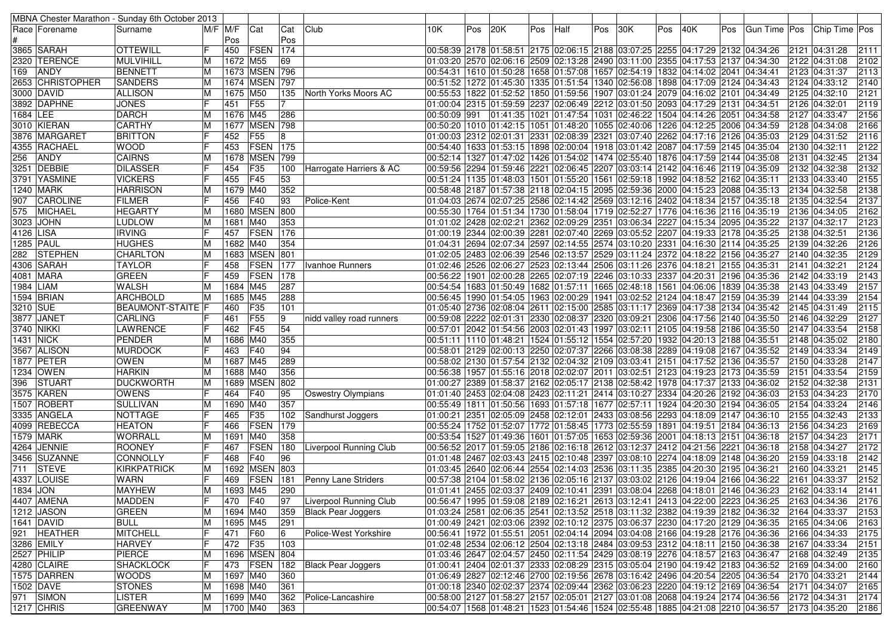MBNA Chester Marathon - Sunday 6th October 2013

| Race # | Forename | Surname | M/F | M/F Pos | Cat | Cat Pos | Club | 10K | Pos | 20K | Pos | Half | Pos | 30K | Pos | 40K | Pos | Gun Time | Pos | Chip Time | Pos |
|---|---|---|---|---|---|---|---|---|---|---|---|---|---|---|---|---|---|---|---|---|---|
| 3865 | SARAH | OTTEWILL | F | 450 | FSEN | 174 | | 00:58:39 | 2178 | 01:58:51 | 2175 | 02:06:15 | 2188 | 03:07:25 | 2255 | 04:17:29 | 2132 | 04:34:26 | 2121 | 04:31:28 | 2111 |
| 2320 | TERENCE | MULVIHILL | M | 1672 | M55 | 69 | | 01:03:20 | 2570 | 02:06:16 | 2509 | 02:13:28 | 2490 | 03:11:00 | 2355 | 04:17:53 | 2137 | 04:34:30 | 2122 | 04:31:08 | 2102 |
| 169 | ANDY | BENNETT | M | 1673 | MSEN | 796 | | 00:54:31 | 1610 | 01:50:28 | 1658 | 01:57:08 | 1657 | 02:54:19 | 1832 | 04:14:02 | 2041 | 04:34:41 | 2123 | 04:31:37 | 2113 |
| 2653 | CHRISTOPHER | SANDERS | M | 1674 | MSEN | 797 | | 00:51:52 | 1272 | 01:45:30 | 1335 | 01:51:54 | 1340 | 02:56:08 | 1898 | 04:17:09 | 2124 | 04:34:43 | 2124 | 04:33:12 | 2140 |
| 3000 | DAVID | ALLISON | M | 1675 | M50 | 135 | North Yorks Moors AC | 00:55:53 | 1822 | 01:52:52 | 1850 | 01:59:56 | 1907 | 03:01:24 | 2079 | 04:16:02 | 2101 | 04:34:49 | 2125 | 04:32:10 | 2121 |
| 3892 | DAPHNE | JONES | F | 451 | F55 | 7 | | 01:00:04 | 2315 | 01:59:59 | 2237 | 02:06:49 | 2212 | 03:01:50 | 2093 | 04:17:29 | 2131 | 04:34:51 | 2126 | 04:32:01 | 2119 |
| 1684 | LEE | DARCH | M | 1676 | M45 | 286 | | 00:50:09 | 991 | 01:41:35 | 1021 | 01:47:54 | 1031 | 02:46:22 | 1504 | 04:14:26 | 2051 | 04:34:58 | 2127 | 04:33:47 | 2156 |
| 3010 | KIERAN | CARTHY | M | 1677 | MSEN | 798 | | 00:50:20 | 1010 | 01:42:15 | 1051 | 01:48:20 | 1055 | 02:40:06 | 1226 | 04:12:25 | 2006 | 04:34:59 | 2128 | 04:34:08 | 2166 |
| 3876 | MARGARET | BRITTON | F | 452 | F55 | 8 | | 01:00:03 | 2312 | 02:01:31 | 2331 | 02:08:39 | 2321 | 03:07:40 | 2262 | 04:17:16 | 2126 | 04:35:03 | 2129 | 04:31:52 | 2116 |
| 4355 | RACHAEL | WOOD | F | 453 | FSEN | 175 | | 00:54:40 | 1633 | 01:53:15 | 1898 | 02:00:04 | 1918 | 03:01:42 | 2087 | 04:17:59 | 2145 | 04:35:04 | 2130 | 04:32:11 | 2122 |
| 256 | ANDY | CAIRNS | M | 1678 | MSEN | 799 | | 00:52:14 | 1327 | 01:47:02 | 1426 | 01:54:02 | 1474 | 02:55:40 | 1876 | 04:17:59 | 2144 | 04:35:08 | 2131 | 04:32:45 | 2134 |
| 3251 | DEBBIE | DILASSER | F | 454 | F35 | 100 | Harrogate Harriers & AC | 00:59:56 | 2294 | 01:59:46 | 2221 | 02:06:45 | 2207 | 03:03:14 | 2142 | 04:16:46 | 2119 | 04:35:09 | 2132 | 04:32:38 | 2132 |
| 3791 | YASMINE | VICKERS | F | 455 | F45 | 53 | | 00:51:24 | 1135 | 01:48:03 | 1501 | 01:55:20 | 1561 | 02:59:18 | 1992 | 04:18:52 | 2162 | 04:35:11 | 2133 | 04:33:40 | 2155 |
| 1240 | MARK | HARRISON | M | 1679 | M40 | 352 | | 00:58:48 | 2187 | 01:57:38 | 2118 | 02:04:15 | 2095 | 02:59:36 | 2000 | 04:15:23 | 2088 | 04:35:13 | 2134 | 04:32:58 | 2138 |
| 907 | CAROLINE | FILMER | F | 456 | F40 | 93 | Police-Kent | 01:04:03 | 2674 | 02:07:25 | 2586 | 02:14:42 | 2569 | 03:12:16 | 2402 | 04:18:34 | 2157 | 04:35:18 | 2135 | 04:32:54 | 2137 |
| 575 | MICHAEL | HEGARTY | M | 1680 | MSEN | 800 | | 00:55:30 | 1764 | 01:51:34 | 1730 | 01:58:04 | 1719 | 02:52:27 | 1776 | 04:16:36 | 2116 | 04:35:19 | 2136 | 04:34:05 | 2162 |
| 3023 | JOHN | LUDLOW | M | 1681 | M40 | 353 | | 01:01:02 | 2428 | 02:02:21 | 2362 | 02:09:29 | 2351 | 03:06:34 | 2227 | 04:15:34 | 2095 | 04:35:22 | 2137 | 04:32:17 | 2123 |
| 4126 | LISA | IRVING | F | 457 | FSEN | 176 | | 01:00:19 | 2344 | 02:00:39 | 2281 | 02:07:40 | 2269 | 03:05:52 | 2207 | 04:19:33 | 2178 | 04:35:25 | 2138 | 04:32:51 | 2136 |
| 1285 | PAUL | HUGHES | M | 1682 | M40 | 354 | | 01:04:31 | 2694 | 02:07:34 | 2597 | 02:14:55 | 2574 | 03:10:20 | 2331 | 04:16:30 | 2114 | 04:35:25 | 2139 | 04:32:26 | 2126 |
| 282 | STEPHEN | CHARLTON | M | 1683 | MSEN | 801 | | 01:02:05 | 2483 | 02:06:39 | 2546 | 02:13:57 | 2529 | 03:11:24 | 2372 | 04:18:22 | 2156 | 04:35:27 | 2140 | 04:32:35 | 2129 |
| 4306 | SARAH | TAYLOR | F | 458 | FSEN | 177 | Ivanhoe Runners | 01:02:46 | 2526 | 02:06:27 | 2523 | 02:13:44 | 2506 | 03:11:26 | 2376 | 04:18:21 | 2155 | 04:35:31 | 2141 | 04:32:21 | 2124 |
| 4081 | MARA | GREEN | F | 459 | FSEN | 178 | | 00:56:22 | 1901 | 02:00:28 | 2265 | 02:07:19 | 2246 | 03:10:33 | 2337 | 04:20:31 | 2196 | 04:35:36 | 2142 | 04:33:19 | 2143 |
| 1984 | LIAM | WALSH | M | 1684 | M45 | 287 | | 00:54:54 | 1683 | 01:50:49 | 1682 | 01:57:11 | 1665 | 02:48:18 | 1561 | 04:06:06 | 1839 | 04:35:38 | 2143 | 04:33:49 | 2157 |
| 1594 | BRIAN | ARCHBOLD | M | 1685 | M45 | 288 | | 00:56:45 | 1990 | 01:54:05 | 1963 | 02:00:29 | 1941 | 03:02:52 | 2124 | 04:18:47 | 2159 | 04:35:39 | 2144 | 04:33:39 | 2154 |
| 3210 | SUE | BEAUMONT-STAITE | F | 460 | F35 | 101 | | 01:05:40 | 2736 | 02:08:04 | 2611 | 02:15:00 | 2585 | 03:11:17 | 2369 | 04:17:38 | 2134 | 04:35:42 | 2145 | 04:31:49 | 2115 |
| 3877 | JANET | CARLING | F | 461 | F55 | 9 | nidd valley road runners | 00:59:08 | 2222 | 02:01:31 | 2330 | 02:08:37 | 2320 | 03:09:21 | 2306 | 04:17:56 | 2140 | 04:35:50 | 2146 | 04:32:29 | 2127 |
| 3740 | NIKKI | LAWRENCE | F | 462 | F45 | 54 | | 00:57:01 | 2042 | 01:54:56 | 2003 | 02:01:43 | 1997 | 03:02:11 | 2105 | 04:19:58 | 2186 | 04:35:50 | 2147 | 04:33:54 | 2158 |
| 1431 | NICK | PENDER | M | 1686 | M40 | 355 | | 00:51:11 | 1110 | 01:48:21 | 1524 | 01:55:12 | 1554 | 02:57:20 | 1932 | 04:20:13 | 2188 | 04:35:51 | 2148 | 04:35:02 | 2180 |
| 3567 | ALISON | MURDOCK | F | 463 | F40 | 94 | | 00:58:01 | 2129 | 02:00:13 | 2250 | 02:07:37 | 2266 | 03:08:38 | 2289 | 04:19:08 | 2167 | 04:35:52 | 2149 | 04:33:34 | 2149 |
| 1877 | PETER | OWEN | M | 1687 | M45 | 289 | | 00:58:02 | 2130 | 01:57:52 | 2132 | 02:04:32 | 2109 | 03:03:41 | 2151 | 04:17:52 | 2136 | 04:35:57 | 2150 | 04:33:28 | 2147 |
| 1234 | OWEN | HARKIN | M | 1688 | M40 | 356 | | 00:56:38 | 1957 | 01:55:16 | 2018 | 02:02:07 | 2011 | 03:02:51 | 2123 | 04:19:23 | 2173 | 04:35:59 | 2151 | 04:33:54 | 2159 |
| 396 | STUART | DUCKWORTH | M | 1689 | MSEN | 802 | | 01:00:27 | 2389 | 01:58:37 | 2162 | 02:05:17 | 2138 | 02:58:42 | 1978 | 04:17:37 | 2133 | 04:36:02 | 2152 | 04:32:38 | 2131 |
| 3575 | KAREN | OWENS | F | 464 | F40 | 95 | Oswestry Olympians | 01:01:40 | 2453 | 02:04:08 | 2423 | 02:11:21 | 2414 | 03:10:27 | 2334 | 04:20:26 | 2192 | 04:36:03 | 2153 | 04:34:23 | 2170 |
| 1507 | ROBERT | SULLIVAN | M | 1690 | M40 | 357 | | 00:55:49 | 1811 | 01:50:56 | 1693 | 01:57:18 | 1677 | 02:57:11 | 1924 | 04:20:30 | 2194 | 04:36:05 | 2154 | 04:33:24 | 2146 |
| 3335 | ANGELA | NOTTAGE | F | 465 | F35 | 102 | Sandhurst Joggers | 01:00:21 | 2351 | 02:05:09 | 2458 | 02:12:01 | 2433 | 03:08:56 | 2293 | 04:18:09 | 2147 | 04:36:10 | 2155 | 04:32:43 | 2133 |
| 4099 | REBECCA | HEATON | F | 466 | FSEN | 179 | | 00:55:24 | 1752 | 01:52:07 | 1772 | 01:58:45 | 1773 | 02:55:59 | 1891 | 04:19:51 | 2184 | 04:36:13 | 2156 | 04:34:23 | 2169 |
| 1579 | MARK | WORRALL | M | 1691 | M40 | 358 | | 00:53:54 | 1527 | 01:49:36 | 1601 | 01:57:05 | 1653 | 02:59:36 | 2001 | 04:18:13 | 2151 | 04:36:18 | 2157 | 04:34:23 | 2171 |
| 4264 | JENNIE | ROONEY | F | 467 | FSEN | 180 | Liverpool Running Club | 00:56:52 | 2017 | 01:59:05 | 2186 | 02:16:18 | 2612 | 03:12:37 | 2412 | 04:21:56 | 2221 | 04:36:18 | 2158 | 04:34:27 | 2172 |
| 3456 | SUZANNE | CONNOLLY | F | 468 | F40 | 96 | | 01:01:48 | 2467 | 02:03:43 | 2415 | 02:10:48 | 2397 | 03:08:10 | 2274 | 04:18:09 | 2148 | 04:36:20 | 2159 | 04:33:10 | 2142 |
| 711 | STEVE | KIRKPATRICK | M | 1692 | MSEN | 803 | | 01:03:45 | 2640 | 02:06:44 | 2554 | 02:14:03 | 2536 | 03:11:35 | 2385 | 04:20:30 | 2195 | 04:36:21 | 2160 | 04:33:21 | 2145 |
| 4337 | LOUISE | WARN | F | 469 | FSEN | 181 | Penny Lane Striders | 00:57:38 | 2104 | 01:58:02 | 2136 | 02:05:16 | 2137 | 03:03:02 | 2126 | 04:19:04 | 2166 | 04:36:22 | 2161 | 04:33:37 | 2152 |
| 1834 | JON | MAYHEW | M | 1693 | M45 | 290 | | 01:01:41 | 2455 | 02:03:37 | 2409 | 02:10:41 | 2391 | 03:08:04 | 2268 | 04:18:01 | 2146 | 04:36:23 | 2162 | 04:33:14 | 2141 |
| 4407 | AMENA | MADDEN | F | 470 | F40 | 97 | Liverpool Running Club | 00:56:47 | 1995 | 01:59:08 | 2189 | 02:16:21 | 2613 | 03:12:41 | 2413 | 04:22:00 | 2223 | 04:36:25 | 2163 | 04:34:36 | 2176 |
| 1212 | JASON | GREEN | M | 1694 | M40 | 359 | Black Pear Joggers | 01:03:24 | 2581 | 02:06:35 | 2541 | 02:13:52 | 2518 | 03:11:32 | 2382 | 04:19:39 | 2182 | 04:36:32 | 2164 | 04:33:37 | 2153 |
| 1641 | DAVID | BULL | M | 1695 | M45 | 291 | | 01:00:49 | 2421 | 02:03:06 | 2392 | 02:10:12 | 2375 | 03:06:37 | 2230 | 04:17:20 | 2129 | 04:36:35 | 2165 | 04:34:06 | 2163 |
| 921 | HEATHER | MITCHELL | F | 471 | F60 | 6 | Police-West Yorkshire | 00:56:41 | 1972 | 01:55:51 | 2051 | 02:04:14 | 2094 | 03:04:08 | 2166 | 04:19:28 | 2176 | 04:36:36 | 2166 | 04:34:33 | 2175 |
| 3286 | EMILY | HARVEY | F | 472 | F35 | 103 | | 01:02:48 | 2534 | 02:06:12 | 2504 | 02:13:18 | 2484 | 03:09:53 | 2312 | 04:18:11 | 2150 | 04:36:38 | 2167 | 04:33:34 | 2151 |
| 2527 | PHILIP | PIERCE | M | 1696 | MSEN | 804 | | 01:03:46 | 2647 | 02:04:57 | 2450 | 02:11:54 | 2429 | 03:08:19 | 2276 | 04:18:57 | 2163 | 04:36:47 | 2168 | 04:32:49 | 2135 |
| 4280 | CLAIRE | SHACKLOCK | F | 473 | FSEN | 182 | Black Pear Joggers | 01:00:41 | 2404 | 02:01:37 | 2333 | 02:08:29 | 2315 | 03:05:04 | 2190 | 04:19:42 | 2183 | 04:36:52 | 2169 | 04:34:00 | 2160 |
| 1575 | DARREN | WOODS | M | 1697 | M40 | 360 | | 01:06:49 | 2827 | 02:12:46 | 2700 | 02:19:56 | 2678 | 03:16:42 | 2496 | 04:20:54 | 2205 | 04:36:54 | 2170 | 04:33:21 | 2144 |
| 1502 | DAVE | STONES | M | 1698 | M40 | 361 | | 01:00:18 | 2340 | 02:02:37 | 2374 | 02:09:44 | 2362 | 03:06:23 | 2220 | 04:19:12 | 2169 | 04:36:54 | 2171 | 04:34:07 | 2165 |
| 971 | SIMON | LISTER | M | 1699 | M40 | 362 | Police-Lancashire | 00:58:00 | 2127 | 01:58:27 | 2157 | 02:05:01 | 2127 | 03:01:08 | 2068 | 04:19:24 | 2174 | 04:36:56 | 2172 | 04:34:31 | 2174 |
| 1217 | CHRIS | GREENWAY | M | 1700 | M40 | 363 | | 00:54:07 | 1568 | 01:48:21 | 1523 | 01:54:46 | 1524 | 02:55:48 | 1885 | 04:21:08 | 2210 | 04:36:57 | 2173 | 04:35:20 | 2186 |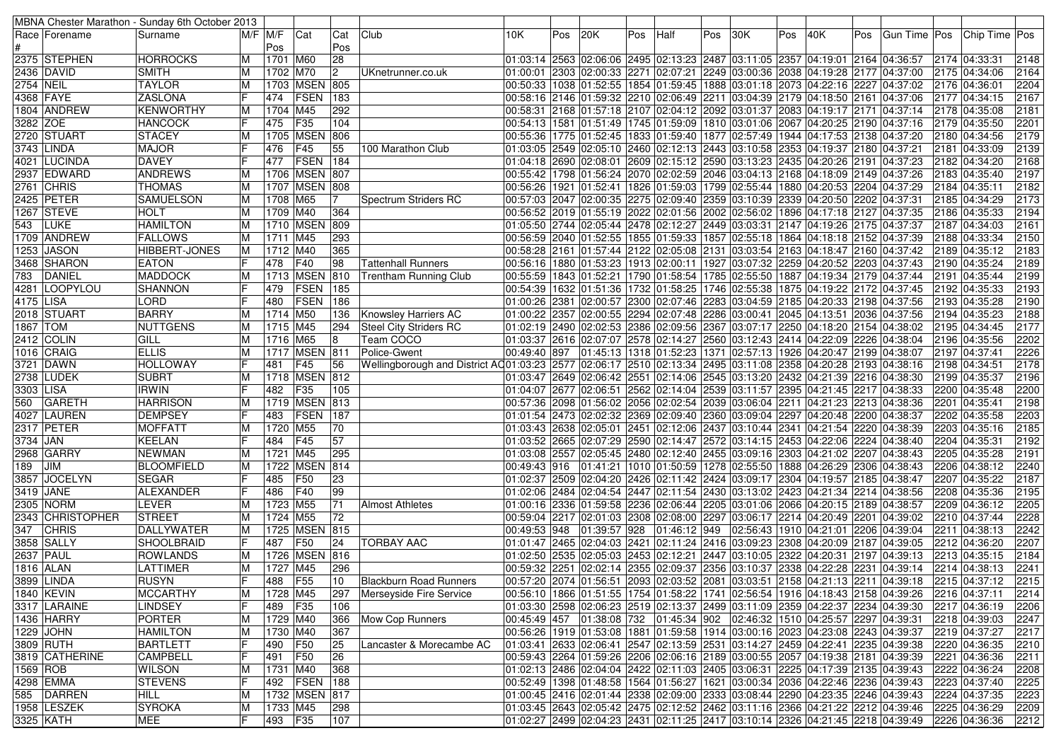| MBNA Chester Marathon - Sunday 6th October 2013 | | | | | | | | | | | | | | | | | | | | | | |
|---|---|---|---|---|---|---|---|---|---|---|---|---|---|---|---|---|---|---|---|---|---|---|
| Race # | Forename | Surname | M/F | M/F Pos | Cat | Cat Pos | Club | 10K | Pos | 20K | Pos | Half | Pos | 30K | Pos | 40K | Pos | Gun Time | Pos | Chip Time | Pos |
| 2375 | STEPHEN | HORROCKS | M | 1701 | M60 | 28 | | 01:03:14 | 2563 | 02:06:06 | 2495 | 02:13:23 | 2487 | 03:11:05 | 2357 | 04:19:01 | 2164 | 04:36:57 | 2174 | 04:33:31 | 2148 |
| 2436 | DAVID | SMITH | M | 1702 | M70 | 2 | UKnetrunner.co.uk | 01:00:01 | 2303 | 02:00:33 | 2271 | 02:07:21 | 2249 | 03:00:36 | 2038 | 04:19:28 | 2177 | 04:37:00 | 2175 | 04:34:06 | 2164 |
| 2754 | NEIL | TAYLOR | M | 1703 | MSEN | 805 | | 00:50:33 | 1038 | 01:52:55 | 1854 | 01:59:45 | 1888 | 03:01:18 | 2073 | 04:22:16 | 2227 | 04:37:02 | 2176 | 04:36:01 | 2204 |
| 4368 | FAYE | ZASLONA | F | 474 | FSEN | 183 | | 00:58:16 | 2146 | 01:59:22 | 2210 | 02:06:49 | 2211 | 03:04:39 | 2179 | 04:18:50 | 2161 | 04:37:06 | 2177 | 04:34:15 | 2167 |
| 1804 | ANDREW | KENWORTHY | M | 1704 | M45 | 292 | | 00:58:31 | 2168 | 01:57:18 | 2107 | 02:04:12 | 2092 | 03:01:37 | 2083 | 04:19:17 | 2171 | 04:37:14 | 2178 | 04:35:08 | 2181 |
| 3282 | ZOE | HANCOCK | F | 475 | F35 | 104 | | 00:54:13 | 1581 | 01:51:49 | 1745 | 01:59:09 | 1810 | 03:01:06 | 2067 | 04:20:25 | 2190 | 04:37:16 | 2179 | 04:35:50 | 2201 |
| 2720 | STUART | STACEY | M | 1705 | MSEN | 806 | | 00:55:36 | 1775 | 01:52:45 | 1833 | 01:59:40 | 1877 | 02:57:49 | 1944 | 04:17:53 | 2138 | 04:37:20 | 2180 | 04:34:56 | 2179 |
| 3743 | LINDA | MAJOR | F | 476 | F45 | 55 | 100 Marathon Club | 01:03:05 | 2549 | 02:05:10 | 2460 | 02:12:13 | 2443 | 03:10:58 | 2353 | 04:19:37 | 2180 | 04:37:21 | 2181 | 04:33:09 | 2139 |
| 4021 | LUCINDA | DAVEY | F | 477 | FSEN | 184 | | 01:04:18 | 2690 | 02:08:01 | 2609 | 02:15:12 | 2590 | 03:13:23 | 2435 | 04:20:26 | 2191 | 04:37:23 | 2182 | 04:34:20 | 2168 |
| 2937 | EDWARD | ANDREWS | M | 1706 | MSEN | 807 | | 00:55:42 | 1798 | 01:56:24 | 2070 | 02:02:59 | 2046 | 03:04:13 | 2168 | 04:18:09 | 2149 | 04:37:26 | 2183 | 04:35:40 | 2197 |
| 2761 | CHRIS | THOMAS | M | 1707 | MSEN | 808 | | 00:56:26 | 1921 | 01:52:41 | 1826 | 01:59:03 | 1799 | 02:55:44 | 1880 | 04:20:53 | 2204 | 04:37:29 | 2184 | 04:35:11 | 2182 |
| 2425 | PETER | SAMUELSON | M | 1708 | M65 | 7 | Spectrum Striders RC | 00:57:03 | 2047 | 02:00:35 | 2275 | 02:09:40 | 2359 | 03:10:39 | 2339 | 04:20:50 | 2202 | 04:37:31 | 2185 | 04:34:29 | 2173 |
| 1267 | STEVE | HOLT | M | 1709 | M40 | 364 | | 00:56:52 | 2019 | 01:55:19 | 2022 | 02:01:56 | 2002 | 02:56:02 | 1896 | 04:17:18 | 2127 | 04:37:35 | 2186 | 04:35:33 | 2194 |
| 543 | LUKE | HAMILTON | M | 1710 | MSEN | 809 | | 01:05:50 | 2744 | 02:05:44 | 2478 | 02:12:27 | 2449 | 03:03:31 | 2147 | 04:19:26 | 2175 | 04:37:37 | 2187 | 04:34:03 | 2161 |
| 1709 | ANDREW | FALLOWS | M | 1711 | M45 | 293 | | 00:56:59 | 2040 | 01:52:55 | 1855 | 01:59:33 | 1857 | 02:55:18 | 1864 | 04:18:18 | 2152 | 04:37:39 | 2188 | 04:33:34 | 2150 |
| 1253 | JASON | HIBBERT-JONES | M | 1712 | M40 | 365 | | 00:58:28 | 2161 | 01:57:44 | 2122 | 02:05:08 | 2131 | 03:03:54 | 2163 | 04:18:47 | 2160 | 04:37:42 | 2189 | 04:35:12 | 2183 |
| 3468 | SHARON | EATON | F | 478 | F40 | 98 | Tattenhall Runners | 00:56:16 | 1880 | 01:53:23 | 1913 | 02:00:11 | 1927 | 03:07:32 | 2259 | 04:20:52 | 2203 | 04:37:43 | 2190 | 04:35:24 | 2189 |
| 783 | DANIEL | MADDOCK | M | 1713 | MSEN | 810 | Trentham Running Club | 00:55:59 | 1843 | 01:52:21 | 1790 | 01:58:54 | 1785 | 02:55:50 | 1887 | 04:19:34 | 2179 | 04:37:44 | 2191 | 04:35:44 | 2199 |
| 4281 | LOOPYLOU | SHANNON | F | 479 | FSEN | 185 | | 00:54:39 | 1632 | 01:51:36 | 1732 | 01:58:25 | 1746 | 02:55:38 | 1875 | 04:19:22 | 2172 | 04:37:45 | 2192 | 04:35:33 | 2193 |
| 4175 | LISA | LORD | F | 480 | FSEN | 186 | | 01:00:26 | 2381 | 02:00:57 | 2300 | 02:07:46 | 2283 | 03:04:59 | 2185 | 04:20:33 | 2198 | 04:37:56 | 2193 | 04:35:28 | 2190 |
| 2018 | STUART | BARRY | M | 1714 | M50 | 136 | Knowsley Harriers AC | 01:00:22 | 2357 | 02:00:55 | 2294 | 02:07:48 | 2286 | 03:00:41 | 2045 | 04:13:51 | 2036 | 04:37:56 | 2194 | 04:35:23 | 2188 |
| 1867 | TOM | NUTTGENS | M | 1715 | M45 | 294 | Steel City Striders RC | 01:02:19 | 2490 | 02:02:53 | 2386 | 02:09:56 | 2367 | 03:07:17 | 2250 | 04:18:20 | 2154 | 04:38:02 | 2195 | 04:34:45 | 2177 |
| 2412 | COLIN | GILL | M | 1716 | M65 | 8 | Team COCO | 01:03:37 | 2616 | 02:07:07 | 2578 | 02:14:27 | 2560 | 03:12:43 | 2414 | 04:22:09 | 2226 | 04:38:04 | 2196 | 04:35:56 | 2202 |
| 1016 | CRAIG | ELLIS | M | 1717 | MSEN | 811 | Police-Gwent | 00:49:40 | 897 | 01:45:13 | 1318 | 01:52:23 | 1371 | 02:57:13 | 1926 | 04:20:47 | 2199 | 04:38:07 | 2197 | 04:37:41 | 2226 |
| 3721 | DAWN | HOLLOWAY | F | 481 | F45 | 56 | Wellingborough and District AC | 01:03:23 | 2577 | 02:06:17 | 2510 | 02:13:34 | 2495 | 03:11:08 | 2358 | 04:20:28 | 2193 | 04:38:16 | 2198 | 04:34:51 | 2178 |
| 2738 | LUDEK | SUBRT | M | 1718 | MSEN | 812 | | 01:03:47 | 2649 | 02:06:42 | 2551 | 02:14:06 | 2545 | 03:13:20 | 2432 | 04:21:39 | 2216 | 04:38:30 | 2199 | 04:35:37 | 2196 |
| 3303 | LISA | IRWIN | F | 482 | F35 | 105 | | 01:04:07 | 2677 | 02:06:51 | 2562 | 02:14:04 | 2539 | 03:11:57 | 2395 | 04:21:45 | 2217 | 04:38:33 | 2200 | 04:35:48 | 2200 |
| 560 | GARETH | HARRISON | M | 1719 | MSEN | 813 | | 00:57:36 | 2098 | 01:56:02 | 2056 | 02:02:54 | 2039 | 03:06:04 | 2211 | 04:21:23 | 2213 | 04:38:36 | 2201 | 04:35:41 | 2198 |
| 4027 | LAUREN | DEMPSEY | F | 483 | FSEN | 187 | | 01:01:54 | 2473 | 02:02:32 | 2369 | 02:09:40 | 2360 | 03:09:04 | 2297 | 04:20:48 | 2200 | 04:38:37 | 2202 | 04:35:58 | 2203 |
| 2317 | PETER | MOFFATT | M | 1720 | M55 | 70 | | 01:03:43 | 2638 | 02:05:01 | 2451 | 02:12:06 | 2437 | 03:10:44 | 2341 | 04:21:54 | 2220 | 04:38:39 | 2203 | 04:35:16 | 2185 |
| 3734 | JAN | KEELAN | F | 484 | F45 | 57 | | 01:03:52 | 2665 | 02:07:29 | 2590 | 02:14:47 | 2572 | 03:14:15 | 2453 | 04:22:06 | 2224 | 04:38:40 | 2204 | 04:35:31 | 2192 |
| 2968 | GARRY | NEWMAN | M | 1721 | M45 | 295 | | 01:03:08 | 2557 | 02:05:45 | 2480 | 02:12:40 | 2455 | 03:09:16 | 2303 | 04:21:02 | 2207 | 04:38:43 | 2205 | 04:35:28 | 2191 |
| 189 | JIM | BLOOMFIELD | M | 1722 | MSEN | 814 | | 00:49:43 | 916 | 01:41:21 | 1010 | 01:50:59 | 1278 | 02:55:50 | 1888 | 04:26:29 | 2306 | 04:38:43 | 2206 | 04:38:12 | 2240 |
| 3857 | JOCELYN | SEGAR | F | 485 | F50 | 23 | | 01:02:37 | 2509 | 02:04:20 | 2426 | 02:11:42 | 2424 | 03:09:17 | 2304 | 04:19:57 | 2185 | 04:38:47 | 2207 | 04:35:22 | 2187 |
| 3419 | JANE | ALEXANDER | F | 486 | F40 | 99 | | 01:02:06 | 2484 | 02:04:54 | 2447 | 02:11:54 | 2430 | 03:13:02 | 2423 | 04:21:34 | 2214 | 04:38:56 | 2208 | 04:35:36 | 2195 |
| 2305 | NORM | LEVER | M | 1723 | M55 | 71 | Almost Athletes | 01:00:16 | 2336 | 01:59:58 | 2236 | 02:06:44 | 2205 | 03:01:06 | 2066 | 04:20:15 | 2189 | 04:38:57 | 2209 | 04:36:12 | 2205 |
| 2343 | CHRISTOPHER | STREET | M | 1724 | M55 | 72 | | 00:59:04 | 2217 | 02:01:03 | 2308 | 02:08:00 | 2297 | 03:06:17 | 2214 | 04:20:49 | 2201 | 04:39:02 | 2210 | 04:37:44 | 2228 |
| 347 | CHRIS | DALLYWATER | M | 1725 | MSEN | 815 | | 00:49:53 | 948 | 01:39:57 | 928 | 01:46:12 | 949 | 02:56:43 | 1910 | 04:21:01 | 2206 | 04:39:04 | 2211 | 04:38:13 | 2242 |
| 3858 | SALLY | SHOOLBRAID | F | 487 | F50 | 24 | TORBAY AAC | 01:01:47 | 2465 | 02:04:03 | 2421 | 02:11:24 | 2416 | 03:09:23 | 2308 | 04:20:09 | 2187 | 04:39:05 | 2212 | 04:36:20 | 2207 |
| 2637 | PAUL | ROWLANDS | M | 1726 | MSEN | 816 | | 01:02:50 | 2535 | 02:05:03 | 2453 | 02:12:21 | 2447 | 03:10:05 | 2322 | 04:20:31 | 2197 | 04:39:13 | 2213 | 04:35:15 | 2184 |
| 1816 | ALAN | LATTIMER | M | 1727 | M45 | 296 | | 00:59:32 | 2251 | 02:02:14 | 2355 | 02:09:37 | 2356 | 03:10:37 | 2338 | 04:22:28 | 2231 | 04:39:14 | 2214 | 04:38:13 | 2241 |
| 3899 | LINDA | RUSYN | F | 488 | F55 | 10 | Blackburn Road Runners | 00:57:20 | 2074 | 01:56:51 | 2093 | 02:03:52 | 2081 | 03:03:51 | 2158 | 04:21:13 | 2211 | 04:39:18 | 2215 | 04:37:12 | 2215 |
| 1840 | KEVIN | MCCARTHY | M | 1728 | M45 | 297 | Merseyside Fire Service | 00:56:10 | 1866 | 01:51:55 | 1754 | 01:58:22 | 1741 | 02:56:54 | 1916 | 04:18:43 | 2158 | 04:39:26 | 2216 | 04:37:11 | 2214 |
| 3317 | LARAINE | LINDSEY | F | 489 | F35 | 106 | | 01:03:30 | 2598 | 02:06:23 | 2519 | 02:13:37 | 2499 | 03:11:09 | 2359 | 04:22:37 | 2234 | 04:39:30 | 2217 | 04:36:19 | 2206 |
| 1436 | HARRY | PORTER | M | 1729 | M40 | 366 | Mow Cop Runners | 00:45:49 | 457 | 01:38:08 | 732 | 01:45:34 | 902 | 02:46:32 | 1510 | 04:25:57 | 2297 | 04:39:31 | 2218 | 04:39:03 | 2247 |
| 1229 | JOHN | HAMILTON | M | 1730 | M40 | 367 | | 00:56:26 | 1919 | 01:53:08 | 1881 | 01:59:58 | 1914 | 03:00:16 | 2023 | 04:23:08 | 2243 | 04:39:37 | 2219 | 04:37:27 | 2217 |
| 3809 | RUTH | BARTLETT | F | 490 | F50 | 25 | Lancaster & Morecambe AC | 01:03:41 | 2633 | 02:06:41 | 2547 | 02:13:59 | 2531 | 03:14:27 | 2459 | 04:22:41 | 2235 | 04:39:38 | 2220 | 04:36:35 | 2210 |
| 3819 | CATHERINE | CAMPBELL | F | 491 | F50 | 26 | | 00:59:43 | 2264 | 01:59:26 | 2206 | 02:06:16 | 2189 | 03:00:55 | 2057 | 04:19:38 | 2181 | 04:39:39 | 2221 | 04:36:36 | 2211 |
| 1569 | ROB | WILSON | M | 1731 | M40 | 368 | | 01:02:13 | 2486 | 02:04:04 | 2422 | 02:11:03 | 2405 | 03:06:31 | 2225 | 04:17:39 | 2135 | 04:39:43 | 2222 | 04:36:24 | 2208 |
| 4298 | EMMA | STEVENS | F | 492 | FSEN | 188 | | 00:52:49 | 1398 | 01:48:58 | 1564 | 01:56:27 | 1621 | 03:00:34 | 2036 | 04:22:46 | 2236 | 04:39:43 | 2223 | 04:37:40 | 2225 |
| 585 | DARREN | HILL | M | 1732 | MSEN | 817 | | 01:00:45 | 2416 | 02:01:44 | 2338 | 02:09:00 | 2333 | 03:08:44 | 2290 | 04:23:35 | 2246 | 04:39:43 | 2224 | 04:37:35 | 2223 |
| 1958 | LESZEK | SYROKA | M | 1733 | M45 | 298 | | 01:03:45 | 2643 | 02:05:42 | 2475 | 02:12:52 | 2462 | 03:11:16 | 2366 | 04:21:22 | 2212 | 04:39:46 | 2225 | 04:36:29 | 2209 |
| 3325 | KATH | MEE | F | 493 | F35 | 107 | | 01:02:27 | 2499 | 02:04:23 | 2431 | 02:11:25 | 2417 | 03:10:14 | 2326 | 04:21:45 | 2218 | 04:39:49 | 2226 | 04:36:36 | 2212 |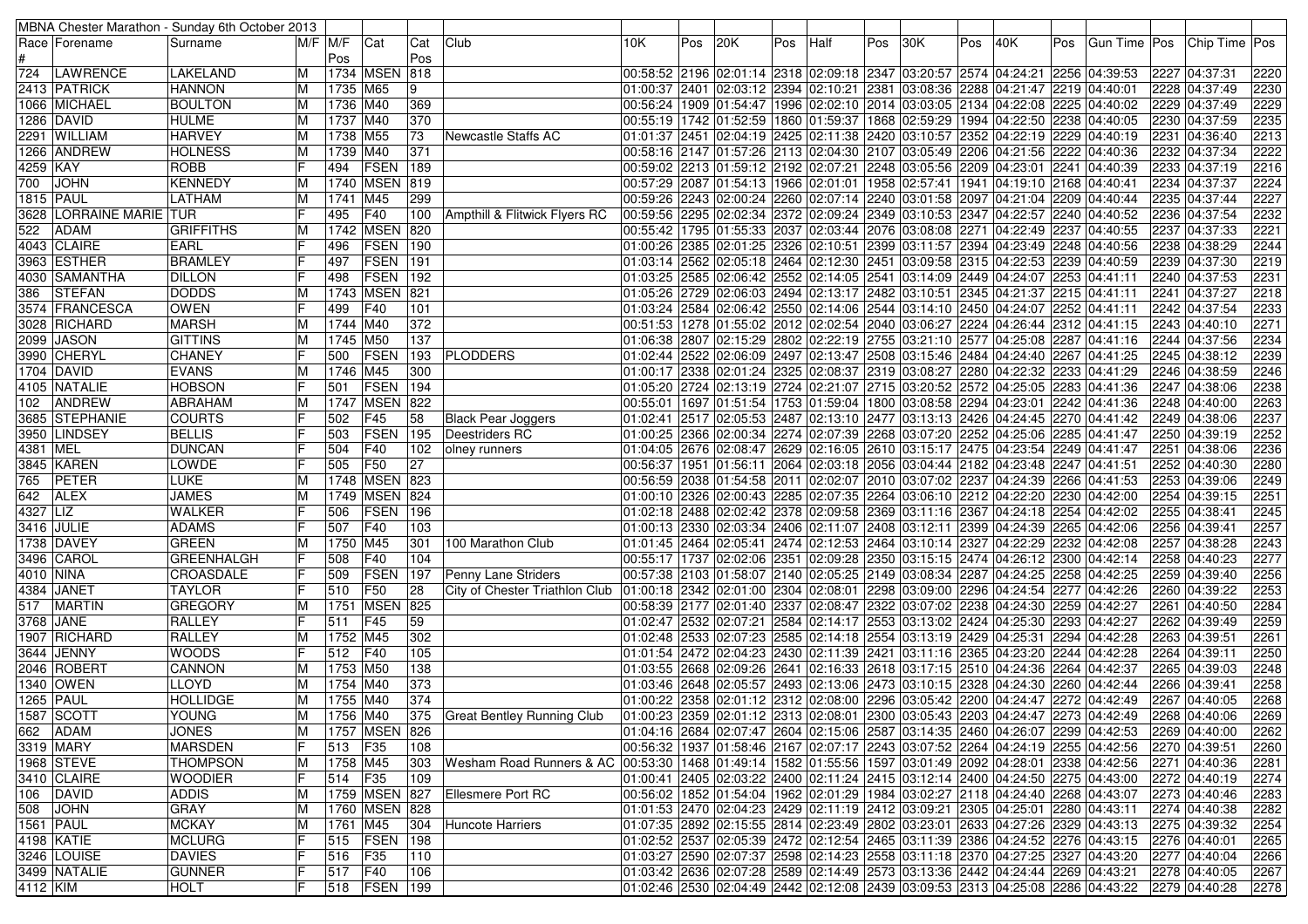| MBNA Chester Marathon - Sunday 6th October 2013 | | | | | | | | | | | | | | | | | | | | | | | |
|---|---|---|---|---|---|---|---|---|---|---|---|---|---|---|---|---|---|---|---|---|---|---|---|
| Race # | Forename | Surname | M/F | M/F Pos | Cat | Cat Pos | Club | 10K | Pos | 20K | Pos | Half | Pos | 30K | Pos | 40K | Pos | Gun Time | Pos | Chip Time | Pos |
| 724 | LAWRENCE | LAKELAND | M | 1734 | MSEN | 818 | | 00:58:52 | 2196 | 02:01:14 | 2318 | 02:09:18 | 2347 | 03:20:57 | 2574 | 04:24:21 | 2256 | 04:39:53 | 2227 | 04:37:31 | 2220 |
| 2413 | PATRICK | HANNON | M | 1735 | M65 | 9 | | 01:00:37 | 2401 | 02:03:12 | 2394 | 02:10:21 | 2381 | 03:08:36 | 2288 | 04:21:47 | 2219 | 04:40:01 | 2228 | 04:37:49 | 2230 |
| 1066 | MICHAEL | BOULTON | M | 1736 | M40 | 369 | | 00:56:24 | 1909 | 01:54:47 | 1996 | 02:02:10 | 2014 | 03:03:05 | 2134 | 04:22:08 | 2225 | 04:40:02 | 2229 | 04:37:49 | 2229 |
| 1286 | DAVID | HULME | M | 1737 | M40 | 370 | | 00:55:19 | 1742 | 01:52:59 | 1860 | 01:59:37 | 1868 | 02:59:29 | 1994 | 04:22:50 | 2238 | 04:40:05 | 2230 | 04:37:59 | 2235 |
| 2291 | WILLIAM | HARVEY | M | 1738 | M55 | 73 | Newcastle Staffs AC | 01:01:37 | 2451 | 02:04:19 | 2425 | 02:11:38 | 2420 | 03:10:57 | 2352 | 04:22:19 | 2229 | 04:40:19 | 2231 | 04:36:40 | 2213 |
| 1266 | ANDREW | HOLNESS | M | 1739 | M40 | 371 | | 00:58:16 | 2147 | 01:57:26 | 2113 | 02:04:30 | 2107 | 03:05:49 | 2206 | 04:21:56 | 2222 | 04:40:36 | 2232 | 04:37:34 | 2222 |
| 4259 | KAY | ROBB | F | 494 | FSEN | 189 | | 00:59:02 | 2213 | 01:59:12 | 2192 | 02:07:21 | 2248 | 03:05:56 | 2209 | 04:23:01 | 2241 | 04:40:39 | 2233 | 04:37:19 | 2216 |
| 700 | JOHN | KENNEDY | M | 1740 | MSEN | 819 | | 00:57:29 | 2087 | 01:54:13 | 1966 | 02:01:01 | 1958 | 02:57:41 | 1941 | 04:19:10 | 2168 | 04:40:41 | 2234 | 04:37:37 | 2224 |
| 1815 | PAUL | LATHAM | M | 1741 | M45 | 299 | | 00:59:26 | 2243 | 02:00:24 | 2260 | 02:07:14 | 2240 | 03:01:58 | 2097 | 04:21:04 | 2209 | 04:40:44 | 2235 | 04:37:44 | 2227 |
| 3628 | LORRAINE MARIE | TUR | F | 495 | F40 | 100 | Ampthill & Flitwick Flyers RC | 00:59:56 | 2295 | 02:02:34 | 2372 | 02:09:24 | 2349 | 03:10:53 | 2347 | 04:22:57 | 2240 | 04:40:52 | 2236 | 04:37:54 | 2232 |
| 522 | ADAM | GRIFFITHS | M | 1742 | MSEN | 820 | | 00:55:42 | 1795 | 01:55:33 | 2037 | 02:03:44 | 2076 | 03:08:08 | 2271 | 04:22:49 | 2237 | 04:40:55 | 2237 | 04:37:33 | 2221 |
| 4043 | CLAIRE | EARL | F | 496 | FSEN | 190 | | 01:00:26 | 2385 | 02:01:25 | 2326 | 02:10:51 | 2399 | 03:11:57 | 2394 | 04:23:49 | 2248 | 04:40:56 | 2238 | 04:38:29 | 2244 |
| 3963 | ESTHER | BRAMLEY | F | 497 | FSEN | 191 | | 01:03:14 | 2562 | 02:05:18 | 2464 | 02:12:30 | 2451 | 03:09:58 | 2315 | 04:22:53 | 2239 | 04:40:59 | 2239 | 04:37:30 | 2219 |
| 4030 | SAMANTHA | DILLON | F | 498 | FSEN | 192 | | 01:03:25 | 2585 | 02:06:42 | 2552 | 02:14:05 | 2541 | 03:14:09 | 2449 | 04:24:07 | 2253 | 04:41:11 | 2240 | 04:37:53 | 2231 |
| 386 | STEFAN | DODDS | M | 1743 | MSEN | 821 | | 01:05:26 | 2729 | 02:06:03 | 2494 | 02:13:17 | 2482 | 03:10:51 | 2345 | 04:21:37 | 2215 | 04:41:11 | 2241 | 04:37:27 | 2218 |
| 3574 | FRANCESCA | OWEN | F | 499 | F40 | 101 | | 01:03:24 | 2584 | 02:06:42 | 2550 | 02:14:06 | 2544 | 03:14:10 | 2450 | 04:24:07 | 2252 | 04:41:11 | 2242 | 04:37:54 | 2233 |
| 3028 | RICHARD | MARSH | M | 1744 | M40 | 372 | | 00:51:53 | 1278 | 01:55:02 | 2012 | 02:02:54 | 2040 | 03:06:27 | 2224 | 04:26:44 | 2312 | 04:41:15 | 2243 | 04:40:10 | 2271 |
| 2099 | JASON | GITTINS | M | 1745 | M50 | 137 | | 01:06:38 | 2807 | 02:15:29 | 2802 | 02:22:19 | 2755 | 03:21:10 | 2577 | 04:25:08 | 2287 | 04:41:16 | 2244 | 04:37:56 | 2234 |
| 3990 | CHERYL | CHANEY | F | 500 | FSEN | 193 | PLODDERS | 01:02:44 | 2522 | 02:06:09 | 2497 | 02:13:47 | 2508 | 03:15:46 | 2484 | 04:24:40 | 2267 | 04:41:25 | 2245 | 04:38:12 | 2239 |
| 1704 | DAVID | EVANS | M | 1746 | M45 | 300 | | 01:00:17 | 2338 | 02:01:24 | 2325 | 02:08:37 | 2319 | 03:08:27 | 2280 | 04:22:32 | 2233 | 04:41:29 | 2246 | 04:38:59 | 2246 |
| 4105 | NATALIE | HOBSON | F | 501 | FSEN | 194 | | 01:05:20 | 2724 | 02:13:19 | 2724 | 02:21:07 | 2715 | 03:20:52 | 2572 | 04:25:05 | 2283 | 04:41:36 | 2247 | 04:38:06 | 2238 |
| 102 | ANDREW | ABRAHAM | M | 1747 | MSEN | 822 | | 00:55:01 | 1697 | 01:51:54 | 1753 | 01:59:04 | 1800 | 03:08:58 | 2294 | 04:23:01 | 2242 | 04:41:36 | 2248 | 04:40:00 | 2263 |
| 3685 | STEPHANIE | COURTS | F | 502 | F45 | 58 | Black Pear Joggers | 01:02:41 | 2517 | 02:05:53 | 2487 | 02:13:10 | 2477 | 03:13:13 | 2426 | 04:24:45 | 2270 | 04:41:42 | 2249 | 04:38:06 | 2237 |
| 3950 | LINDSEY | BELLIS | F | 503 | FSEN | 195 | Deestriders RC | 01:00:25 | 2366 | 02:00:34 | 2274 | 02:07:39 | 2268 | 03:07:20 | 2252 | 04:25:06 | 2285 | 04:41:47 | 2250 | 04:39:19 | 2252 |
| 4381 | MEL | DUNCAN | F | 504 | F40 | 102 | olney runners | 01:04:05 | 2676 | 02:08:47 | 2629 | 02:16:05 | 2610 | 03:15:17 | 2475 | 04:23:54 | 2249 | 04:41:49 | 2251 | 04:38:06 | 2236 |
| 3845 | KAREN | LOWDE | F | 505 | F50 | 27 | | 00:56:37 | 1951 | 01:56:11 | 2064 | 02:03:18 | 2056 | 03:04:44 | 2182 | 04:23:48 | 2247 | 04:41:51 | 2252 | 04:40:30 | 2280 |
| 765 | PETER | LUKE | M | 1748 | MSEN | 823 | | 00:56:59 | 2038 | 01:54:58 | 2011 | 02:02:07 | 2010 | 03:07:02 | 2237 | 04:24:39 | 2266 | 04:41:53 | 2253 | 04:39:06 | 2249 |
| 642 | ALEX | JAMES | M | 1749 | MSEN | 824 | | 01:00:10 | 2326 | 02:00:43 | 2285 | 02:07:35 | 2264 | 03:06:10 | 2212 | 04:22:20 | 2230 | 04:42:00 | 2254 | 04:39:15 | 2251 |
| 4327 | LIZ | WALKER | F | 506 | FSEN | 196 | | 01:02:18 | 2488 | 02:02:42 | 2378 | 02:09:58 | 2369 | 03:11:16 | 2367 | 04:24:18 | 2254 | 04:42:02 | 2255 | 04:38:41 | 2245 |
| 3416 | JULIE | ADAMS | F | 507 | F40 | 103 | | 01:00:13 | 2330 | 02:03:34 | 2406 | 02:11:07 | 2408 | 03:12:11 | 2399 | 04:24:39 | 2265 | 04:42:06 | 2256 | 04:39:41 | 2257 |
| 1738 | DAVEY | GREEN | M | 1750 | M45 | 301 | 100 Marathon Club | 01:01:45 | 2464 | 02:05:41 | 2474 | 02:12:53 | 2464 | 03:10:14 | 2327 | 04:22:29 | 2232 | 04:42:08 | 2257 | 04:38:28 | 2243 |
| 3496 | CAROL | GREENHALGH | F | 508 | F40 | 104 | | 00:55:17 | 1737 | 02:02:06 | 2351 | 02:09:28 | 2350 | 03:15:15 | 2474 | 04:26:12 | 2300 | 04:42:14 | 2258 | 04:40:23 | 2277 |
| 4010 | NINA | CROASDALE | F | 509 | FSEN | 197 | Penny Lane Striders | 00:57:38 | 2103 | 01:58:07 | 2140 | 02:05:25 | 2149 | 03:08:34 | 2287 | 04:24:25 | 2258 | 04:42:25 | 2259 | 04:39:40 | 2256 |
| 4384 | JANET | TAYLOR | F | 510 | F50 | 28 | City of Chester Triathlon Club | 01:00:18 | 2342 | 02:01:00 | 2304 | 02:08:01 | 2298 | 03:09:00 | 2296 | 04:24:54 | 2277 | 04:42:26 | 2260 | 04:39:22 | 2253 |
| 517 | MARTIN | GREGORY | M | 1751 | MSEN | 825 | | 00:58:39 | 2177 | 02:01:40 | 2337 | 02:08:47 | 2322 | 03:07:02 | 2238 | 04:24:30 | 2259 | 04:42:27 | 2261 | 04:40:50 | 2284 |
| 3768 | JANE | RALLEY | F | 511 | F45 | 59 | | 01:02:47 | 2532 | 02:07:21 | 2584 | 02:14:17 | 2553 | 03:13:02 | 2424 | 04:25:30 | 2293 | 04:42:27 | 2262 | 04:39:49 | 2259 |
| 1907 | RICHARD | RALLEY | M | 1752 | M45 | 302 | | 01:02:48 | 2533 | 02:07:23 | 2585 | 02:14:18 | 2554 | 03:13:19 | 2429 | 04:25:31 | 2294 | 04:42:28 | 2263 | 04:39:51 | 2261 |
| 3644 | JENNY | WOODS | F | 512 | F40 | 105 | | 01:01:54 | 2472 | 02:04:23 | 2430 | 02:11:39 | 2421 | 03:11:16 | 2365 | 04:23:20 | 2244 | 04:42:28 | 2264 | 04:39:11 | 2250 |
| 2046 | ROBERT | CANNON | M | 1753 | M50 | 138 | | 01:03:55 | 2668 | 02:09:26 | 2641 | 02:16:33 | 2618 | 03:17:15 | 2510 | 04:24:36 | 2264 | 04:42:37 | 2265 | 04:39:03 | 2248 |
| 1340 | OWEN | LLOYD | M | 1754 | M40 | 373 | | 01:03:46 | 2648 | 02:05:57 | 2493 | 02:13:06 | 2473 | 03:10:15 | 2328 | 04:24:30 | 2260 | 04:42:44 | 2266 | 04:39:41 | 2258 |
| 1265 | PAUL | HOLLIDGE | M | 1755 | M40 | 374 | | 01:00:22 | 2358 | 02:01:12 | 2312 | 02:08:00 | 2296 | 03:05:42 | 2200 | 04:24:47 | 2272 | 04:42:49 | 2267 | 04:40:05 | 2268 |
| 1587 | SCOTT | YOUNG | M | 1756 | M40 | 375 | Great Bentley Running Club | 01:00:23 | 2359 | 02:01:12 | 2313 | 02:08:01 | 2300 | 03:05:43 | 2203 | 04:24:47 | 2273 | 04:42:49 | 2268 | 04:40:06 | 2269 |
| 662 | ADAM | JONES | M | 1757 | MSEN | 826 | | 01:04:16 | 2684 | 02:07:47 | 2604 | 02:15:06 | 2587 | 03:14:35 | 2460 | 04:26:07 | 2299 | 04:42:53 | 2269 | 04:40:00 | 2262 |
| 3319 | MARY | MARSDEN | F | 513 | F35 | 108 | | 00:56:32 | 1937 | 01:58:46 | 2167 | 02:07:17 | 2243 | 03:07:52 | 2264 | 04:24:19 | 2255 | 04:42:56 | 2270 | 04:39:51 | 2260 |
| 1968 | STEVE | THOMPSON | M | 1758 | M45 | 303 | Wesham Road Runners & AC | 00:53:30 | 1468 | 01:49:14 | 1582 | 01:55:56 | 1597 | 03:01:49 | 2092 | 04:28:01 | 2338 | 04:42:56 | 2271 | 04:40:36 | 2281 |
| 3410 | CLAIRE | WOODIER | F | 514 | F35 | 109 | | 01:00:41 | 2405 | 02:03:22 | 2400 | 02:11:24 | 2415 | 03:12:14 | 2400 | 04:24:50 | 2275 | 04:43:00 | 2272 | 04:40:19 | 2274 |
| 106 | DAVID | ADDIS | M | 1759 | MSEN | 827 | Ellesmere Port RC | 00:56:02 | 1852 | 01:54:04 | 1962 | 02:01:29 | 1984 | 03:02:27 | 2118 | 04:24:40 | 2268 | 04:43:07 | 2273 | 04:40:46 | 2283 |
| 508 | JOHN | GRAY | M | 1760 | MSEN | 828 | | 01:01:53 | 2470 | 02:04:23 | 2429 | 02:11:19 | 2412 | 03:09:21 | 2305 | 04:25:01 | 2280 | 04:43:11 | 2274 | 04:40:38 | 2282 |
| 1561 | PAUL | MCKAY | M | 1761 | M45 | 304 | Huncote Harriers | 01:07:35 | 2892 | 02:15:55 | 2814 | 02:23:49 | 2802 | 03:23:01 | 2633 | 04:27:26 | 2329 | 04:43:13 | 2275 | 04:39:32 | 2254 |
| 4198 | KATIE | MCLURG | F | 515 | FSEN | 198 | | 01:02:52 | 2537 | 02:05:39 | 2472 | 02:12:54 | 2465 | 03:11:39 | 2386 | 04:24:52 | 2276 | 04:43:15 | 2276 | 04:40:01 | 2265 |
| 3246 | LOUISE | DAVIES | F | 516 | F35 | 110 | | 01:03:27 | 2590 | 02:07:37 | 2598 | 02:14:23 | 2558 | 03:11:18 | 2370 | 04:27:25 | 2327 | 04:43:20 | 2277 | 04:40:04 | 2266 |
| 3499 | NATALIE | GUNNER | F | 517 | F40 | 106 | | 01:03:42 | 2636 | 02:07:28 | 2589 | 02:14:49 | 2573 | 03:13:36 | 2442 | 04:24:44 | 2269 | 04:43:21 | 2278 | 04:40:05 | 2267 |
| 4112 | KIM | HOLT | F | 518 | FSEN | 199 | | 01:02:46 | 2530 | 02:04:49 | 2442 | 02:12:08 | 2439 | 03:09:53 | 2313 | 04:25:08 | 2286 | 04:43:22 | 2279 | 04:40:28 | 2278 |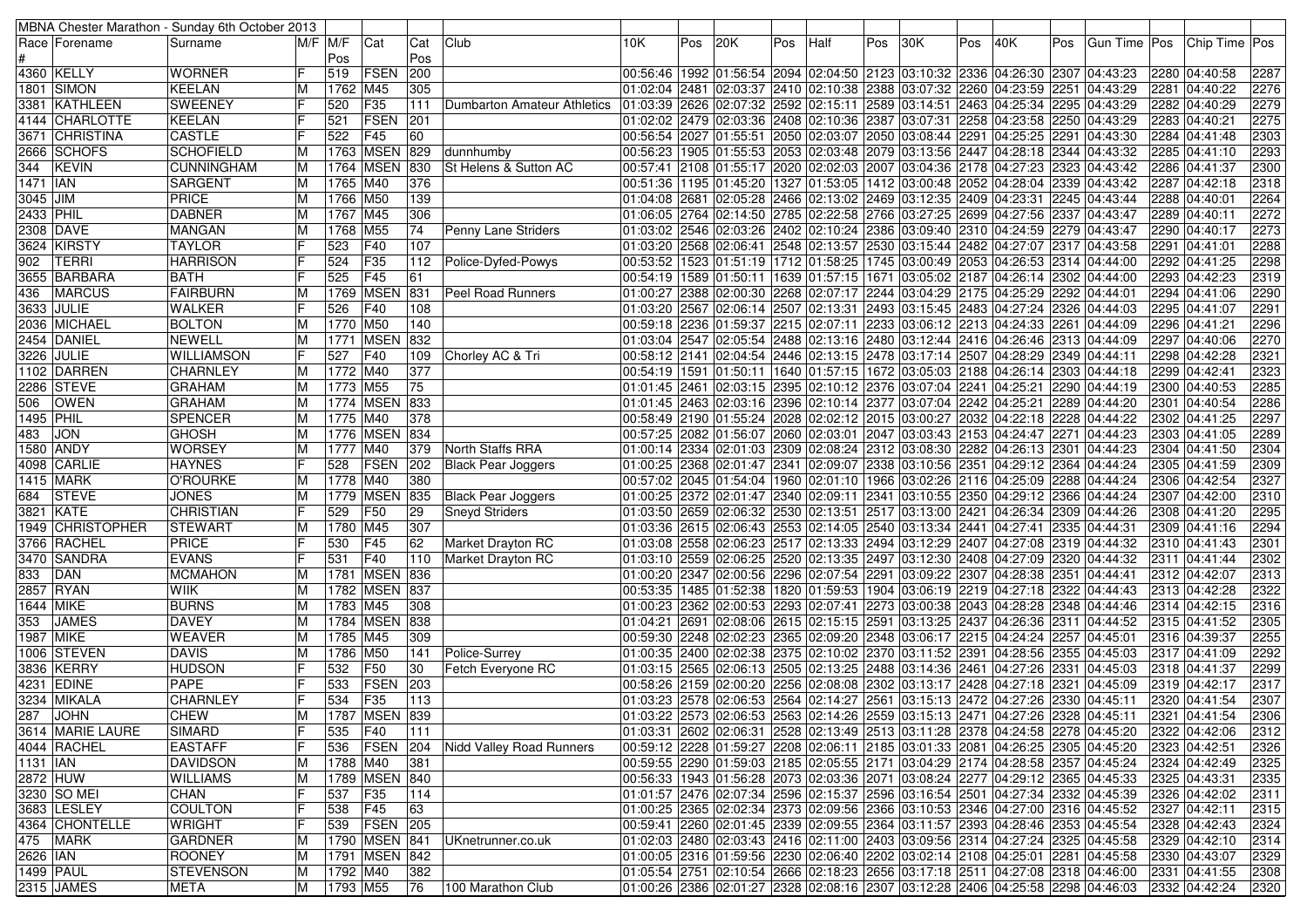| Race # | Forename | Surname | M/F | M/F Pos | Cat | Cat Pos | Club | 10K | Pos | 20K | Pos | Half | Pos | 30K | Pos | 40K | Pos | Gun Time | Pos | Chip Time | Pos |
|---|---|---|---|---|---|---|---|---|---|---|---|---|---|---|---|---|---|---|---|---|---|
| MBNA Chester Marathon - Sunday 6th October 2013 | | | | | | | | | | | | | | | | | | | | | |
| 4360 | KELLY | WORNER | F | 519 | FSEN | 200 | | 00:56:46 | 1992 | 01:56:54 | 2094 | 02:04:50 | 2123 | 03:10:32 | 2336 | 04:26:30 | 2307 | 04:43:23 | 2280 | 04:40:58 | 2287 |
| 1801 | SIMON | KEELAN | M | 1762 | M45 | 305 | | 01:02:04 | 2481 | 02:03:37 | 2410 | 02:10:38 | 2388 | 03:07:32 | 2260 | 04:23:59 | 2251 | 04:43:29 | 2281 | 04:40:22 | 2276 |
| 3381 | KATHLEEN | SWEENEY | F | 520 | F35 | 111 | Dumbarton Amateur Athletics | 01:03:39 | 2626 | 02:07:32 | 2592 | 02:15:11 | 2589 | 03:14:51 | 2463 | 04:25:34 | 2295 | 04:43:29 | 2282 | 04:40:29 | 2279 |
| 4144 | CHARLOTTE | KEELAN | F | 521 | FSEN | 201 | | 01:02:02 | 2479 | 02:03:36 | 2408 | 02:10:36 | 2387 | 03:07:31 | 2258 | 04:23:58 | 2250 | 04:43:29 | 2283 | 04:40:21 | 2275 |
| 3671 | CHRISTINA | CASTLE | F | 522 | F45 | 60 | | 00:56:54 | 2027 | 01:55:51 | 2050 | 02:03:07 | 2050 | 03:08:44 | 2291 | 04:25:25 | 2291 | 04:43:30 | 2284 | 04:41:48 | 2303 |
| 2666 | SCHOFS | SCHOFIELD | M | 1763 | MSEN | 829 | dunnhumby | 00:56:23 | 1905 | 01:55:53 | 2053 | 02:03:48 | 2079 | 03:13:56 | 2447 | 04:28:18 | 2344 | 04:43:32 | 2285 | 04:41:10 | 2293 |
| 344 | KEVIN | CUNNINGHAM | M | 1764 | MSEN | 830 | St Helens & Sutton AC | 00:57:41 | 2108 | 01:55:17 | 2020 | 02:02:03 | 2007 | 03:04:36 | 2178 | 04:27:23 | 2323 | 04:43:42 | 2286 | 04:41:37 | 2300 |
| 1471 | IAN | SARGENT | M | 1765 | M40 | 376 | | 00:51:36 | 1195 | 01:45:20 | 1327 | 01:53:05 | 1412 | 03:00:48 | 2052 | 04:28:04 | 2339 | 04:43:42 | 2287 | 04:42:18 | 2318 |
| 3045 | JIM | PRICE | M | 1766 | M50 | 139 | | 01:04:08 | 2681 | 02:05:28 | 2466 | 02:13:02 | 2469 | 03:12:35 | 2409 | 04:23:31 | 2245 | 04:43:44 | 2288 | 04:40:01 | 2264 |
| 2433 | PHIL | DABNER | M | 1767 | M45 | 306 | | 01:06:05 | 2764 | 02:14:50 | 2785 | 02:22:58 | 2766 | 03:27:25 | 2699 | 04:27:56 | 2337 | 04:43:47 | 2289 | 04:40:11 | 2272 |
| 2308 | DAVE | MANGAN | M | 1768 | M55 | 74 | Penny Lane Striders | 01:03:02 | 2546 | 02:03:26 | 2402 | 02:10:24 | 2386 | 03:09:40 | 2310 | 04:24:59 | 2279 | 04:43:47 | 2290 | 04:40:17 | 2273 |
| 3624 | KIRSTY | TAYLOR | F | 523 | F40 | 107 | | 01:03:20 | 2568 | 02:06:41 | 2548 | 02:13:57 | 2530 | 03:15:44 | 2482 | 04:27:07 | 2317 | 04:43:58 | 2291 | 04:41:01 | 2288 |
| 902 | TERRI | HARRISON | F | 524 | F35 | 112 | Police-Dyfed-Powys | 00:53:52 | 1523 | 01:51:19 | 1712 | 01:58:25 | 1745 | 03:00:49 | 2053 | 04:26:53 | 2314 | 04:44:00 | 2292 | 04:41:25 | 2298 |
| 3655 | BARBARA | BATH | F | 525 | F45 | 61 | | 00:54:19 | 1589 | 01:50:11 | 1639 | 01:57:15 | 1671 | 03:05:02 | 2187 | 04:26:14 | 2302 | 04:44:00 | 2293 | 04:42:23 | 2319 |
| 436 | MARCUS | FAIRBURN | M | 1769 | MSEN | 831 | Peel Road Runners | 01:00:27 | 2388 | 02:00:30 | 2268 | 02:07:17 | 2244 | 03:04:29 | 2175 | 04:25:29 | 2292 | 04:44:01 | 2294 | 04:41:06 | 2290 |
| 3633 | JULIE | WALKER | F | 526 | F40 | 108 | | 01:03:20 | 2567 | 02:06:14 | 2507 | 02:13:31 | 2493 | 03:15:45 | 2483 | 04:27:24 | 2326 | 04:44:03 | 2295 | 04:41:07 | 2291 |
| 2036 | MICHAEL | BOLTON | M | 1770 | M50 | 140 | | 00:59:18 | 2236 | 01:59:37 | 2215 | 02:07:11 | 2233 | 03:06:12 | 2213 | 04:24:33 | 2261 | 04:44:09 | 2296 | 04:41:21 | 2296 |
| 2454 | DANIEL | NEWELL | M | 1771 | MSEN | 832 | | 01:03:04 | 2547 | 02:05:54 | 2488 | 02:13:16 | 2480 | 03:12:44 | 2416 | 04:26:46 | 2313 | 04:44:09 | 2297 | 04:40:06 | 2270 |
| 3226 | JULIE | WILLIAMSON | F | 527 | F40 | 109 | Chorley AC & Tri | 00:58:12 | 2141 | 02:04:54 | 2446 | 02:13:15 | 2478 | 03:17:14 | 2507 | 04:28:29 | 2349 | 04:44:11 | 2298 | 04:42:28 | 2321 |
| 1102 | DARREN | CHARNLEY | M | 1772 | M40 | 377 | | 00:54:19 | 1591 | 01:50:11 | 1640 | 01:57:15 | 1672 | 03:05:03 | 2188 | 04:26:14 | 2303 | 04:44:18 | 2299 | 04:42:41 | 2323 |
| 2286 | STEVE | GRAHAM | M | 1773 | M55 | 75 | | 01:01:45 | 2461 | 02:03:15 | 2395 | 02:10:12 | 2376 | 03:07:04 | 2241 | 04:25:21 | 2290 | 04:44:19 | 2300 | 04:40:53 | 2285 |
| 506 | OWEN | GRAHAM | M | 1774 | MSEN | 833 | | 01:01:45 | 2463 | 02:03:16 | 2396 | 02:10:14 | 2377 | 03:07:04 | 2242 | 04:25:21 | 2289 | 04:44:20 | 2301 | 04:40:54 | 2286 |
| 1495 | PHIL | SPENCER | M | 1775 | M40 | 378 | | 00:58:49 | 2190 | 01:55:24 | 2028 | 02:02:12 | 2015 | 03:00:27 | 2032 | 04:22:18 | 2228 | 04:44:22 | 2302 | 04:41:25 | 2297 |
| 483 | JON | GHOSH | M | 1776 | MSEN | 834 | | 00:57:25 | 2082 | 01:56:07 | 2060 | 02:03:01 | 2047 | 03:03:43 | 2153 | 04:24:47 | 2271 | 04:44:23 | 2303 | 04:41:05 | 2289 |
| 1580 | ANDY | WORSEY | M | 1777 | M40 | 379 | North Staffs RRA | 01:00:14 | 2334 | 02:01:03 | 2309 | 02:08:24 | 2312 | 03:08:30 | 2282 | 04:26:13 | 2301 | 04:44:23 | 2304 | 04:41:50 | 2304 |
| 4098 | CARLIE | HAYNES | F | 528 | FSEN | 202 | Black Pear Joggers | 01:00:25 | 2368 | 02:01:47 | 2341 | 02:09:07 | 2338 | 03:10:56 | 2351 | 04:29:12 | 2364 | 04:44:24 | 2305 | 04:41:59 | 2309 |
| 1415 | MARK | O'ROURKE | M | 1778 | M40 | 380 | | 00:57:02 | 2045 | 01:54:04 | 1960 | 02:01:10 | 1966 | 03:02:26 | 2116 | 04:25:09 | 2288 | 04:44:24 | 2306 | 04:42:54 | 2327 |
| 684 | STEVE | JONES | M | 1779 | MSEN | 835 | Black Pear Joggers | 01:00:25 | 2372 | 02:01:47 | 2340 | 02:09:11 | 2341 | 03:10:55 | 2350 | 04:29:12 | 2366 | 04:44:24 | 2307 | 04:42:00 | 2310 |
| 3821 | KATE | CHRISTIAN | F | 529 | F50 | 29 | Sneyd Striders | 01:03:50 | 2659 | 02:06:32 | 2530 | 02:13:51 | 2517 | 03:13:00 | 2421 | 04:26:34 | 2309 | 04:44:26 | 2308 | 04:41:20 | 2295 |
| 1949 | CHRISTOPHER | STEWART | M | 1780 | M45 | 307 | | 01:03:36 | 2615 | 02:06:43 | 2553 | 02:14:05 | 2540 | 03:13:34 | 2441 | 04:27:41 | 2335 | 04:44:31 | 2309 | 04:41:16 | 2294 |
| 3766 | RACHEL | PRICE | F | 530 | F45 | 62 | Market Drayton RC | 01:03:08 | 2558 | 02:06:23 | 2517 | 02:13:33 | 2494 | 03:12:29 | 2407 | 04:27:08 | 2319 | 04:44:32 | 2310 | 04:41:43 | 2301 |
| 3470 | SANDRA | EVANS | F | 531 | F40 | 110 | Market Drayton RC | 01:03:10 | 2559 | 02:06:25 | 2520 | 02:13:35 | 2497 | 03:12:30 | 2408 | 04:27:09 | 2320 | 04:44:32 | 2311 | 04:41:44 | 2302 |
| 833 | DAN | MCMAHON | M | 1781 | MSEN | 836 | | 01:00:20 | 2347 | 02:00:56 | 2296 | 02:07:54 | 2291 | 03:09:22 | 2307 | 04:28:38 | 2351 | 04:44:41 | 2312 | 04:42:07 | 2313 |
| 2857 | RYAN | WIIK | M | 1782 | MSEN | 837 | | 00:53:35 | 1485 | 01:52:38 | 1820 | 01:59:53 | 1904 | 03:06:19 | 2219 | 04:27:18 | 2322 | 04:44:43 | 2313 | 04:42:28 | 2322 |
| 1644 | MIKE | BURNS | M | 1783 | M45 | 308 | | 01:00:23 | 2362 | 02:00:53 | 2293 | 02:07:41 | 2273 | 03:00:38 | 2043 | 04:28:28 | 2348 | 04:44:46 | 2314 | 04:42:15 | 2316 |
| 353 | JAMES | DAVEY | M | 1784 | MSEN | 838 | | 01:04:21 | 2691 | 02:08:06 | 2615 | 02:15:15 | 2591 | 03:13:25 | 2437 | 04:26:36 | 2311 | 04:44:52 | 2315 | 04:41:52 | 2305 |
| 1987 | MIKE | WEAVER | M | 1785 | M45 | 309 | | 00:59:30 | 2248 | 02:02:23 | 2365 | 02:09:20 | 2348 | 03:06:17 | 2215 | 04:24:24 | 2257 | 04:45:01 | 2316 | 04:39:37 | 2255 |
| 1006 | STEVEN | DAVIS | M | 1786 | M50 | 141 | Police-Surrey | 01:00:35 | 2400 | 02:02:38 | 2375 | 02:10:02 | 2370 | 03:11:52 | 2391 | 04:28:56 | 2355 | 04:45:03 | 2317 | 04:41:09 | 2292 |
| 3836 | KERRY | HUDSON | F | 532 | F50 | 30 | Fetch Everyone RC | 01:03:15 | 2565 | 02:06:13 | 2505 | 02:13:25 | 2488 | 03:14:36 | 2461 | 04:27:26 | 2331 | 04:45:03 | 2318 | 04:41:37 | 2299 |
| 4231 | EDINE | PAPE | F | 533 | FSEN | 203 | | 00:58:26 | 2159 | 02:00:20 | 2256 | 02:08:08 | 2302 | 03:13:17 | 2428 | 04:27:18 | 2321 | 04:45:09 | 2319 | 04:42:17 | 2317 |
| 3234 | MIKALA | CHARNLEY | F | 534 | F35 | 113 | | 01:03:23 | 2578 | 02:06:53 | 2564 | 02:14:27 | 2561 | 03:15:13 | 2472 | 04:27:26 | 2330 | 04:45:11 | 2320 | 04:41:54 | 2307 |
| 287 | JOHN | CHEW | M | 1787 | MSEN | 839 | | 01:03:22 | 2573 | 02:06:53 | 2563 | 02:14:26 | 2559 | 03:15:13 | 2471 | 04:27:26 | 2328 | 04:45:11 | 2321 | 04:41:54 | 2306 |
| 3614 | MARIE LAURE | SIMARD | F | 535 | F40 | 111 | | 01:03:31 | 2602 | 02:06:31 | 2528 | 02:13:49 | 2513 | 03:11:28 | 2378 | 04:24:58 | 2278 | 04:45:20 | 2322 | 04:42:06 | 2312 |
| 4044 | RACHEL | EASTAFF | F | 536 | FSEN | 204 | Nidd Valley Road Runners | 00:59:12 | 2228 | 01:59:27 | 2208 | 02:06:11 | 2185 | 03:01:33 | 2081 | 04:26:25 | 2305 | 04:45:20 | 2323 | 04:42:51 | 2326 |
| 1131 | IAN | DAVIDSON | M | 1788 | M40 | 381 | | 00:59:55 | 2290 | 01:59:03 | 2185 | 02:05:55 | 2171 | 03:04:29 | 2174 | 04:28:58 | 2357 | 04:45:24 | 2324 | 04:42:49 | 2325 |
| 2872 | HUW | WILLIAMS | M | 1789 | MSEN | 840 | | 00:56:33 | 1943 | 01:56:28 | 2073 | 02:03:36 | 2071 | 03:08:24 | 2277 | 04:29:12 | 2365 | 04:45:33 | 2325 | 04:43:31 | 2335 |
| 3230 | SO MEI | CHAN | F | 537 | F35 | 114 | | 01:01:57 | 2476 | 02:07:34 | 2596 | 02:15:37 | 2596 | 03:16:54 | 2501 | 04:27:34 | 2332 | 04:45:39 | 2326 | 04:42:02 | 2311 |
| 3683 | LESLEY | COULTON | F | 538 | F45 | 63 | | 01:00:25 | 2365 | 02:02:34 | 2373 | 02:09:56 | 2366 | 03:10:53 | 2346 | 04:27:00 | 2316 | 04:45:52 | 2327 | 04:42:11 | 2315 |
| 4364 | CHONTELLE | WRIGHT | F | 539 | FSEN | 205 | | 00:59:41 | 2260 | 02:01:45 | 2339 | 02:09:55 | 2364 | 03:11:57 | 2393 | 04:28:46 | 2353 | 04:45:54 | 2328 | 04:42:43 | 2324 |
| 475 | MARK | GARDNER | M | 1790 | MSEN | 841 | UKnetrunner.co.uk | 01:02:03 | 2480 | 02:03:43 | 2416 | 02:11:00 | 2403 | 03:09:56 | 2314 | 04:27:24 | 2325 | 04:45:58 | 2329 | 04:42:10 | 2314 |
| 2626 | IAN | ROONEY | M | 1791 | MSEN | 842 | | 01:00:05 | 2316 | 01:59:56 | 2230 | 02:06:40 | 2202 | 03:02:14 | 2108 | 04:25:01 | 2281 | 04:45:58 | 2330 | 04:43:07 | 2329 |
| 1499 | PAUL | STEVENSON | M | 1792 | M40 | 382 | | 01:05:54 | 2751 | 02:10:54 | 2666 | 02:18:23 | 2656 | 03:17:18 | 2511 | 04:27:08 | 2318 | 04:46:00 | 2331 | 04:41:55 | 2308 |
| 2315 | JAMES | META | M | 1793 | M55 | 76 | 100 Marathon Club | 01:00:26 | 2386 | 02:01:27 | 2328 | 02:08:16 | 2307 | 03:12:28 | 2406 | 04:25:58 | 2298 | 04:46:03 | 2332 | 04:42:24 | 2320 |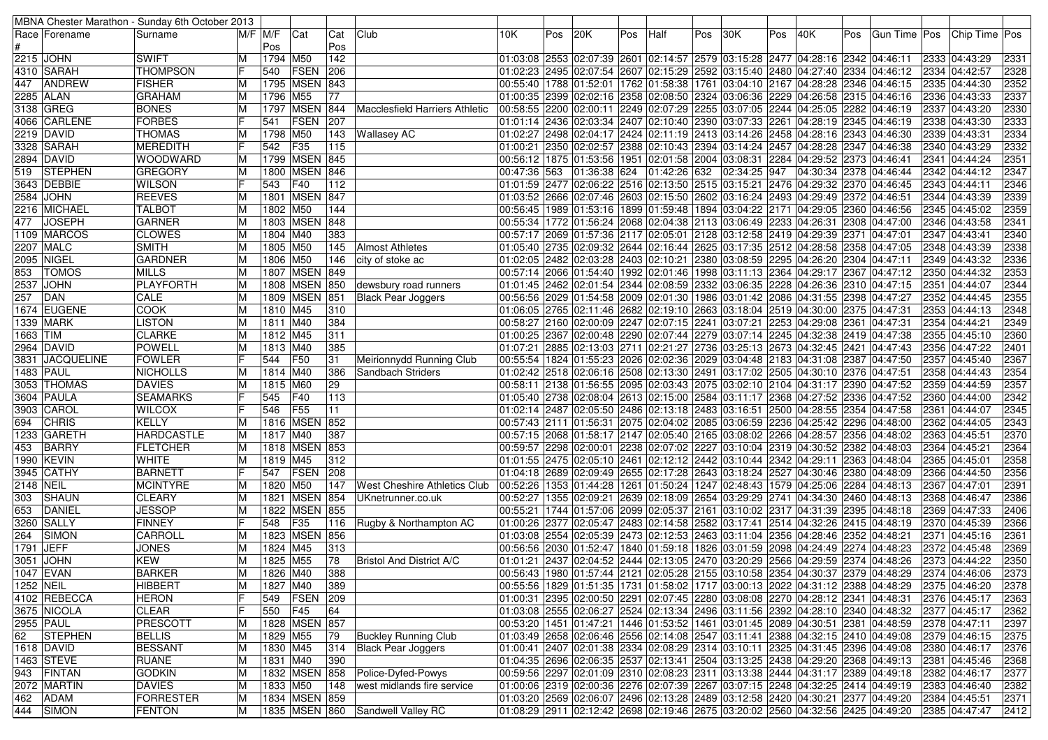| MBNA Chester Marathon - Sunday 6th October 2013 | | | | | | | | | | | | | | | | | | | | | | | | |
|---|---|---|---|---|---|---|---|---|---|---|---|---|---|---|---|---|---|---|---|---|---|---|---|---|
| Race # | Forename | Surname | M/F | M/F Pos | Cat | Cat Pos | Club | 10K | Pos | 20K | Pos | Half | Pos | 30K | Pos | 40K | Pos | Gun Time | Pos | Chip Time | Pos |
| 2215 | JOHN | SWIFT | M | 1794 | M50 | 142 | | 01:03:08 | 2553 | 02:07:39 | 2601 | 02:14:57 | 2579 | 03:15:28 | 2477 | 04:28:16 | 2342 | 04:46:11 | 2333 | 04:43:29 | 2331 |
| 4310 | SARAH | THOMPSON | F | 540 | FSEN | 206 | | 01:02:23 | 2495 | 02:07:54 | 2607 | 02:15:29 | 2592 | 03:15:40 | 2480 | 04:27:40 | 2334 | 04:46:12 | 2334 | 04:42:57 | 2328 |
| 447 | ANDREW | FISHER | M | 1795 | MSEN | 843 | | 00:55:40 | 1788 | 01:52:01 | 1762 | 01:58:38 | 1761 | 03:04:10 | 2167 | 04:28:28 | 2346 | 04:46:15 | 2335 | 04:44:30 | 2352 |
| 2285 | ALAN | GRAHAM | M | 1796 | M55 | 77 | | 01:00:35 | 2399 | 02:02:16 | 2358 | 02:08:50 | 2324 | 03:06:36 | 2229 | 04:26:58 | 2315 | 04:46:16 | 2336 | 04:43:33 | 2337 |
| 3138 | GREG | BONES | M | 1797 | MSEN | 844 | Macclesfield Harriers Athletic | 00:58:55 | 2200 | 02:00:11 | 2249 | 02:07:29 | 2255 | 03:07:05 | 2244 | 04:25:05 | 2282 | 04:46:19 | 2337 | 04:43:20 | 2330 |
| 4066 | CARLENE | FORBES | F | 541 | FSEN | 207 | | 01:01:14 | 2436 | 02:03:34 | 2407 | 02:10:40 | 2390 | 03:07:53 | 2261 | 04:28:19 | 2345 | 04:46:19 | 2338 | 04:43:30 | 2333 |
| 2219 | DAVID | THOMAS | M | 1798 | M50 | 143 | Wallasey AC | 01:02:27 | 2498 | 02:04:17 | 2424 | 02:11:19 | 2413 | 03:14:26 | 2458 | 04:28:16 | 2343 | 04:46:30 | 2339 | 04:43:31 | 2334 |
| 3328 | SARAH | MEREDITH | F | 542 | F35 | 115 | | 01:00:21 | 2350 | 02:02:57 | 2388 | 02:10:43 | 2394 | 03:14:24 | 2457 | 04:28:28 | 2347 | 04:46:38 | 2340 | 04:43:29 | 2332 |
| 2894 | DAVID | WOODWARD | M | 1799 | MSEN | 845 | | 00:56:12 | 1875 | 01:53:56 | 1951 | 02:01:58 | 2004 | 03:08:31 | 2284 | 04:29:52 | 2373 | 04:46:41 | 2341 | 04:44:24 | 2351 |
| 519 | STEPHEN | GREGORY | M | 1800 | MSEN | 846 | | 00:47:36 | 563 | 01:36:38 | 624 | 01:42:26 | 632 | 02:34:25 | 947 | 04:30:34 | 2378 | 04:46:44 | 2342 | 04:44:12 | 2347 |
| 3643 | DEBBIE | WILSON | F | 543 | F40 | 112 | | 01:01:59 | 2477 | 02:06:22 | 2516 | 02:13:50 | 2515 | 03:15:21 | 2476 | 04:29:32 | 2370 | 04:46:45 | 2343 | 04:44:11 | 2346 |
| 2584 | JOHN | REEVES | M | 1801 | MSEN | 847 | | 01:03:52 | 2666 | 02:07:46 | 2603 | 02:15:50 | 2602 | 03:16:24 | 2493 | 04:29:49 | 2372 | 04:46:51 | 2344 | 04:43:39 | 2339 |
| 2216 | MICHAEL | TALBOT | M | 1802 | M50 | 144 | | 00:56:45 | 1989 | 01:53:16 | 1899 | 01:59:48 | 1894 | 03:04:22 | 2171 | 04:29:05 | 2360 | 04:46:56 | 2345 | 04:45:02 | 2359 |
| 477 | JOSEPH | GARNER | M | 1803 | MSEN | 848 | | 00:55:34 | 1772 | 01:56:24 | 2068 | 02:04:38 | 2113 | 03:06:49 | 2233 | 04:26:31 | 2308 | 04:47:00 | 2346 | 04:43:58 | 2341 |
| 1109 | MARCOS | CLOWES | M | 1804 | M40 | 383 | | 00:57:17 | 2069 | 01:57:36 | 2117 | 02:05:01 | 2128 | 03:12:58 | 2419 | 04:29:39 | 2371 | 04:47:01 | 2347 | 04:43:41 | 2340 |
| 2207 | MALC | SMITH | M | 1805 | M50 | 145 | Almost Athletes | 01:05:40 | 2735 | 02:09:32 | 2644 | 02:16:44 | 2625 | 03:17:35 | 2512 | 04:28:58 | 2358 | 04:47:05 | 2348 | 04:43:39 | 2338 |
| 2095 | NIGEL | GARDNER | M | 1806 | M50 | 146 | city of stoke ac | 01:02:05 | 2482 | 02:03:28 | 2403 | 02:10:21 | 2380 | 03:08:59 | 2295 | 04:26:20 | 2304 | 04:47:11 | 2349 | 04:43:32 | 2336 |
| 853 | TOMOS | MILLS | M | 1807 | MSEN | 849 | | 00:57:14 | 2066 | 01:54:40 | 1992 | 02:01:46 | 1998 | 03:11:13 | 2364 | 04:29:17 | 2367 | 04:47:12 | 2350 | 04:44:32 | 2353 |
| 2537 | JOHN | PLAYFORTH | M | 1808 | MSEN | 850 | dewsbury road runners | 01:01:45 | 2462 | 02:01:54 | 2344 | 02:08:59 | 2332 | 03:06:35 | 2228 | 04:26:36 | 2310 | 04:47:15 | 2351 | 04:44:07 | 2344 |
| 257 | DAN | CALE | M | 1809 | MSEN | 851 | Black Pear Joggers | 00:56:56 | 2029 | 01:54:58 | 2009 | 02:01:30 | 1986 | 03:01:42 | 2086 | 04:31:55 | 2398 | 04:47:27 | 2352 | 04:44:45 | 2355 |
| 1674 | EUGENE | COOK | M | 1810 | M45 | 310 | | 01:06:05 | 2765 | 02:11:46 | 2682 | 02:19:10 | 2663 | 03:18:04 | 2519 | 04:30:00 | 2375 | 04:47:31 | 2353 | 04:44:13 | 2348 |
| 1339 | MARK | LISTON | M | 1811 | M40 | 384 | | 00:58:27 | 2160 | 02:00:09 | 2247 | 02:07:15 | 2241 | 03:07:21 | 2253 | 04:29:08 | 2361 | 04:47:31 | 2354 | 04:44:21 | 2349 |
| 1663 | TIM | CLARKE | M | 1812 | M45 | 311 | | 01:00:25 | 2367 | 02:00:48 | 2290 | 02:07:44 | 2279 | 03:07:14 | 2245 | 04:32:38 | 2419 | 04:47:38 | 2355 | 04:45:10 | 2360 |
| 2964 | DAVID | POWELL | M | 1813 | M40 | 385 | | 01:07:21 | 2885 | 02:13:03 | 2711 | 02:21:27 | 2736 | 03:25:13 | 2673 | 04:32:45 | 2421 | 04:47:43 | 2356 | 04:47:22 | 2401 |
| 3831 | JACQUELINE | FOWLER | F | 544 | F50 | 31 | Meirionnydd Running Club | 00:55:54 | 1824 | 01:55:23 | 2026 | 02:02:36 | 2029 | 03:04:48 | 2183 | 04:31:08 | 2387 | 04:47:50 | 2357 | 04:45:40 | 2367 |
| 1483 | PAUL | NICHOLLS | M | 1814 | M40 | 386 | Sandbach Striders | 01:02:42 | 2518 | 02:06:16 | 2508 | 02:13:30 | 2491 | 03:17:02 | 2505 | 04:30:10 | 2376 | 04:47:51 | 2358 | 04:44:43 | 2354 |
| 3053 | THOMAS | DAVIES | M | 1815 | M60 | 29 | | 00:58:11 | 2138 | 01:56:55 | 2095 | 02:03:43 | 2075 | 03:02:10 | 2104 | 04:31:17 | 2390 | 04:47:52 | 2359 | 04:44:59 | 2357 |
| 3604 | PAULA | SEAMARKS | F | 545 | F40 | 113 | | 01:05:40 | 2738 | 02:08:04 | 2613 | 02:15:00 | 2584 | 03:11:17 | 2368 | 04:27:52 | 2336 | 04:47:52 | 2360 | 04:44:00 | 2342 |
| 3903 | CAROL | WILCOX | F | 546 | F55 | 11 | | 01:02:14 | 2487 | 02:05:50 | 2486 | 02:13:18 | 2483 | 03:16:51 | 2500 | 04:28:55 | 2354 | 04:47:58 | 2361 | 04:44:07 | 2345 |
| 694 | CHRIS | KELLY | M | 1816 | MSEN | 852 | | 00:57:43 | 2111 | 01:56:31 | 2075 | 02:04:02 | 2085 | 03:06:59 | 2236 | 04:25:42 | 2296 | 04:48:00 | 2362 | 04:44:05 | 2343 |
| 1233 | GARETH | HARDCASTLE | M | 1817 | M40 | 387 | | 00:57:15 | 2068 | 01:58:17 | 2147 | 02:05:40 | 2165 | 03:08:02 | 2266 | 04:28:57 | 2356 | 04:48:02 | 2363 | 04:45:51 | 2370 |
| 453 | BARRY | FLETCHER | M | 1818 | MSEN | 853 | | 00:59:57 | 2298 | 02:00:01 | 2238 | 02:07:02 | 2227 | 03:10:04 | 2319 | 04:30:52 | 2382 | 04:48:03 | 2364 | 04:45:21 | 2364 |
| 1990 | KEVIN | WHITE | M | 1819 | M45 | 312 | | 01:01:55 | 2475 | 02:05:10 | 2461 | 02:12:12 | 2442 | 03:10:44 | 2342 | 04:29:11 | 2363 | 04:48:04 | 2365 | 04:45:01 | 2358 |
| 3945 | CATHY | BARNETT | F | 547 | FSEN | 208 | | 01:04:18 | 2689 | 02:09:49 | 2655 | 02:17:28 | 2643 | 03:18:24 | 2527 | 04:30:46 | 2380 | 04:48:09 | 2366 | 04:44:50 | 2356 |
| 2148 | NEIL | MCINTYRE | M | 1820 | M50 | 147 | West Cheshire Athletics Club | 00:52:26 | 1353 | 01:44:28 | 1261 | 01:50:24 | 1247 | 02:48:43 | 1579 | 04:25:06 | 2284 | 04:48:13 | 2367 | 04:47:01 | 2391 |
| 303 | SHAUN | CLEARY | M | 1821 | MSEN | 854 | UKnetrunner.co.uk | 00:52:27 | 1355 | 02:09:21 | 2639 | 02:18:09 | 2654 | 03:29:29 | 2741 | 04:34:30 | 2460 | 04:48:13 | 2368 | 04:46:47 | 2386 |
| 653 | DANIEL | JESSOP | M | 1822 | MSEN | 855 | | 00:55:21 | 1744 | 01:57:06 | 2099 | 02:05:37 | 2161 | 03:10:02 | 2317 | 04:31:39 | 2395 | 04:48:18 | 2369 | 04:47:33 | 2406 |
| 3260 | SALLY | FINNEY | F | 548 | F35 | 116 | Rugby & Northampton AC | 01:00:26 | 2377 | 02:05:47 | 2483 | 02:14:58 | 2582 | 03:17:41 | 2514 | 04:32:26 | 2415 | 04:48:19 | 2370 | 04:45:39 | 2366 |
| 264 | SIMON | CARROLL | M | 1823 | MSEN | 856 | | 01:03:08 | 2554 | 02:05:39 | 2473 | 02:12:53 | 2463 | 03:11:04 | 2356 | 04:28:46 | 2352 | 04:48:21 | 2371 | 04:45:16 | 2361 |
| 1791 | JEFF | JONES | M | 1824 | M45 | 313 | | 00:56:56 | 2030 | 01:52:47 | 1840 | 01:59:18 | 1826 | 03:01:59 | 2098 | 04:24:49 | 2274 | 04:48:23 | 2372 | 04:45:48 | 2369 |
| 3051 | JOHN | KEW | M | 1825 | M55 | 78 | Bristol And District A/C | 01:01:21 | 2437 | 02:04:52 | 2444 | 02:13:05 | 2470 | 03:20:29 | 2566 | 04:29:59 | 2374 | 04:48:26 | 2373 | 04:44:22 | 2350 |
| 1047 | EVAN | BARKER | M | 1826 | M40 | 388 | | 00:56:43 | 1980 | 01:57:44 | 2121 | 02:05:28 | 2155 | 03:10:58 | 2354 | 04:30:37 | 2379 | 04:48:29 | 2374 | 04:46:06 | 2373 |
| 1252 | NEIL | HIBBERT | M | 1827 | M40 | 389 | | 00:55:56 | 1829 | 01:51:35 | 1731 | 01:58:02 | 1717 | 03:00:13 | 2022 | 04:31:12 | 2388 | 04:48:29 | 2375 | 04:46:20 | 2378 |
| 4102 | REBECCA | HERON | F | 549 | FSEN | 209 | | 01:00:31 | 2395 | 02:00:50 | 2291 | 02:07:45 | 2280 | 03:08:08 | 2270 | 04:28:12 | 2341 | 04:48:31 | 2376 | 04:45:17 | 2363 |
| 3675 | NICOLA | CLEAR | F | 550 | F45 | 64 | | 01:03:08 | 2555 | 02:06:27 | 2524 | 02:13:34 | 2496 | 03:11:56 | 2392 | 04:28:10 | 2340 | 04:48:32 | 2377 | 04:45:17 | 2362 |
| 2955 | PAUL | PRESCOTT | M | 1828 | MSEN | 857 | | 00:53:20 | 1451 | 01:47:21 | 1446 | 01:53:52 | 1461 | 03:01:45 | 2089 | 04:30:51 | 2381 | 04:48:59 | 2378 | 04:47:11 | 2397 |
| 62 | STEPHEN | BELLIS | M | 1829 | M55 | 79 | Buckley Running Club | 01:03:49 | 2658 | 02:06:46 | 2556 | 02:14:08 | 2547 | 03:11:41 | 2388 | 04:32:15 | 2410 | 04:49:08 | 2379 | 04:46:15 | 2375 |
| 1618 | DAVID | BESSANT | M | 1830 | M45 | 314 | Black Pear Joggers | 01:00:41 | 2407 | 02:01:38 | 2334 | 02:08:29 | 2314 | 03:10:11 | 2325 | 04:31:45 | 2396 | 04:49:08 | 2380 | 04:46:17 | 2376 |
| 1463 | STEVE | RUANE | M | 1831 | M40 | 390 | | 01:04:35 | 2696 | 02:06:35 | 2537 | 02:13:41 | 2504 | 03:13:25 | 2438 | 04:29:20 | 2368 | 04:49:13 | 2381 | 04:45:46 | 2368 |
| 943 | FINTAN | GODKIN | M | 1832 | MSEN | 858 | Police-Dyfed-Powys | 00:59:56 | 2297 | 02:01:09 | 2310 | 02:08:23 | 2311 | 03:13:38 | 2444 | 04:31:17 | 2389 | 04:49:18 | 2382 | 04:46:17 | 2377 |
| 2072 | MARTIN | DAVIES | M | 1833 | M50 | 148 | west midlands fire service | 01:00:06 | 2319 | 02:00:36 | 2276 | 02:07:39 | 2267 | 03:07:15 | 2248 | 04:32:25 | 2414 | 04:49:19 | 2383 | 04:46:40 | 2382 |
| 462 | ADAM | FORRESTER | M | 1834 | MSEN | 859 | | 01:03:20 | 2569 | 02:06:07 | 2496 | 02:13:28 | 2489 | 03:12:58 | 2420 | 04:30:21 | 2377 | 04:49:20 | 2384 | 04:45:51 | 2371 |
| 444 | SIMON | FENTON | M | 1835 | MSEN | 860 | Sandwell Valley RC | 01:08:29 | 2911 | 02:12:42 | 2698 | 02:19:46 | 2675 | 03:20:02 | 2560 | 04:32:56 | 2425 | 04:49:20 | 2385 | 04:47:47 | 2412 |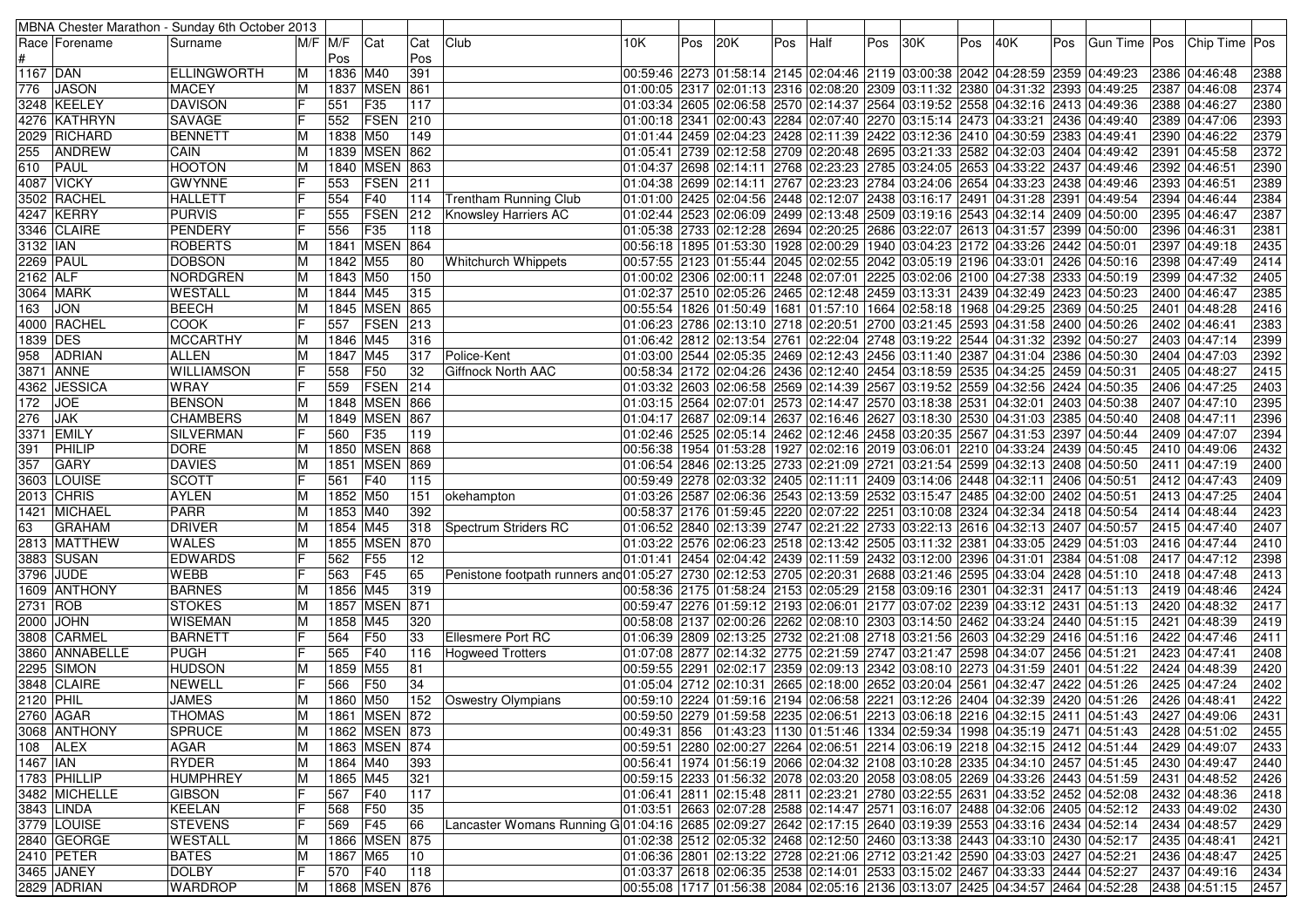| MBNA Chester Marathon - Sunday 6th October 2013 | | | | | | | | | | | | | | | | | | | | | | | |
|---|---|---|---|---|---|---|---|---|---|---|---|---|---|---|---|---|---|---|---|---|---|---|---|
| Race # | Forename | Surname | M/F | M/F Pos | Cat | Cat Pos | Club | 10K | Pos | 20K | Pos | Half | Pos | 30K | Pos | 40K | Pos | Gun Time | Pos | Chip Time | Pos |
| 1167 | DAN | ELLINGWORTH | M | 1836 | M40 | 391 | | 00:59:46 | 2273 | 01:58:14 | 2145 | 02:04:46 | 2119 | 03:00:38 | 2042 | 04:28:59 | 2359 | 04:49:23 | 2386 | 04:46:48 | 2388 |
| 776 | JASON | MACEY | M | 1837 | MSEN | 861 | | 01:00:05 | 2317 | 02:01:13 | 2316 | 02:08:20 | 2309 | 03:11:32 | 2380 | 04:31:32 | 2393 | 04:49:25 | 2387 | 04:46:08 | 2374 |
| 3248 | KEELEY | DAVISON | F | 551 | F35 | 117 | | 01:03:34 | 2605 | 02:06:58 | 2570 | 02:14:37 | 2564 | 03:19:52 | 2558 | 04:32:16 | 2413 | 04:49:36 | 2388 | 04:46:27 | 2380 |
| 4276 | KATHRYN | SAVAGE | F | 552 | FSEN | 210 | | 01:00:18 | 2341 | 02:00:43 | 2284 | 02:07:40 | 2270 | 03:15:14 | 2473 | 04:33:21 | 2436 | 04:49:40 | 2389 | 04:47:06 | 2393 |
| 2029 | RICHARD | BENNETT | M | 1838 | M50 | 149 | | 01:01:44 | 2459 | 02:04:23 | 2428 | 02:11:39 | 2422 | 03:12:36 | 2410 | 04:30:59 | 2383 | 04:49:41 | 2390 | 04:46:22 | 2379 |
| 255 | ANDREW | CAIN | M | 1839 | MSEN | 862 | | 01:05:41 | 2739 | 02:12:58 | 2709 | 02:20:48 | 2695 | 03:21:33 | 2582 | 04:32:03 | 2404 | 04:49:42 | 2391 | 04:45:58 | 2372 |
| 610 | PAUL | HOOTON | M | 1840 | MSEN | 863 | | 01:04:37 | 2698 | 02:14:11 | 2768 | 02:23:23 | 2785 | 03:24:05 | 2653 | 04:33:22 | 2437 | 04:49:46 | 2392 | 04:46:51 | 2390 |
| 4087 | VICKY | GWYNNE | F | 553 | FSEN | 211 | | 01:04:38 | 2699 | 02:14:11 | 2767 | 02:23:23 | 2784 | 03:24:06 | 2654 | 04:33:23 | 2438 | 04:49:46 | 2393 | 04:46:51 | 2389 |
| 3502 | RACHEL | HALLETT | F | 554 | F40 | 114 | Trentham Running Club | 01:01:00 | 2425 | 02:04:56 | 2448 | 02:12:07 | 2438 | 03:16:17 | 2491 | 04:31:28 | 2391 | 04:49:54 | 2394 | 04:46:44 | 2384 |
| 4247 | KERRY | PURVIS | F | 555 | FSEN | 212 | Knowsley Harriers AC | 01:02:44 | 2523 | 02:06:09 | 2499 | 02:13:48 | 2509 | 03:19:16 | 2543 | 04:32:14 | 2409 | 04:50:00 | 2395 | 04:46:47 | 2387 |
| 3346 | CLAIRE | PENDERY | F | 556 | F35 | 118 | | 01:05:38 | 2733 | 02:12:28 | 2694 | 02:20:25 | 2686 | 03:22:07 | 2613 | 04:31:57 | 2399 | 04:50:00 | 2396 | 04:46:31 | 2381 |
| 3132 | IAN | ROBERTS | M | 1841 | MSEN | 864 | | 00:56:18 | 1895 | 01:53:30 | 1928 | 02:00:29 | 1940 | 03:04:23 | 2172 | 04:33:26 | 2442 | 04:50:01 | 2397 | 04:49:18 | 2435 |
| 2269 | PAUL | DOBSON | M | 1842 | M55 | 80 | Whitchurch Whippets | 00:57:55 | 2123 | 01:55:44 | 2045 | 02:02:55 | 2042 | 03:05:19 | 2196 | 04:33:01 | 2426 | 04:50:16 | 2398 | 04:47:49 | 2414 |
| 2162 | ALF | NORDGREN | M | 1843 | M50 | 150 | | 01:00:02 | 2306 | 02:00:11 | 2248 | 02:07:01 | 2225 | 03:02:06 | 2100 | 04:27:38 | 2333 | 04:50:19 | 2399 | 04:47:32 | 2405 |
| 3064 | MARK | WESTALL | M | 1844 | M45 | 315 | | 01:02:37 | 2510 | 02:05:26 | 2465 | 02:12:48 | 2459 | 03:13:31 | 2439 | 04:32:49 | 2423 | 04:50:23 | 2400 | 04:46:47 | 2385 |
| 163 | JON | BEECH | M | 1845 | MSEN | 865 | | 00:55:54 | 1826 | 01:50:49 | 1681 | 01:57:10 | 1664 | 02:58:18 | 1968 | 04:29:25 | 2369 | 04:50:25 | 2401 | 04:48:28 | 2416 |
| 4000 | RACHEL | COOK | F | 557 | FSEN | 213 | | 01:06:23 | 2786 | 02:13:10 | 2718 | 02:20:51 | 2700 | 03:21:45 | 2593 | 04:31:58 | 2400 | 04:50:26 | 2402 | 04:46:41 | 2383 |
| 1839 | DES | MCCARTHY | M | 1846 | M45 | 316 | | 01:06:42 | 2812 | 02:13:54 | 2761 | 02:22:04 | 2748 | 03:19:22 | 2544 | 04:31:32 | 2392 | 04:50:27 | 2403 | 04:47:14 | 2399 |
| 958 | ADRIAN | ALLEN | M | 1847 | M45 | 317 | Police-Kent | 01:03:00 | 2544 | 02:05:35 | 2469 | 02:12:43 | 2456 | 03:11:40 | 2387 | 04:31:04 | 2386 | 04:50:30 | 2404 | 04:47:03 | 2392 |
| 3871 | ANNE | WILLIAMSON | F | 558 | F50 | 32 | Giffnock North AAC | 00:58:34 | 2172 | 02:04:26 | 2436 | 02:12:40 | 2454 | 03:18:59 | 2535 | 04:34:25 | 2459 | 04:50:31 | 2405 | 04:48:27 | 2415 |
| 4362 | JESSICA | WRAY | F | 559 | FSEN | 214 | | 01:03:32 | 2603 | 02:06:58 | 2569 | 02:14:39 | 2567 | 03:19:52 | 2559 | 04:32:56 | 2424 | 04:50:35 | 2406 | 04:47:25 | 2403 |
| 172 | JOE | BENSON | M | 1848 | MSEN | 866 | | 01:03:15 | 2564 | 02:07:01 | 2573 | 02:14:47 | 2570 | 03:18:38 | 2531 | 04:32:01 | 2403 | 04:50:38 | 2407 | 04:47:10 | 2395 |
| 276 | JAK | CHAMBERS | M | 1849 | MSEN | 867 | | 01:04:17 | 2687 | 02:09:14 | 2637 | 02:16:46 | 2627 | 03:18:30 | 2530 | 04:31:03 | 2385 | 04:50:40 | 2408 | 04:47:11 | 2396 |
| 3371 | EMILY | SILVERMAN | F | 560 | F35 | 119 | | 01:02:46 | 2525 | 02:05:14 | 2462 | 02:12:46 | 2458 | 03:20:35 | 2567 | 04:31:53 | 2397 | 04:50:44 | 2409 | 04:47:07 | 2394 |
| 391 | PHILIP | DORE | M | 1850 | MSEN | 868 | | 00:56:38 | 1954 | 01:53:28 | 1927 | 02:02:16 | 2019 | 03:06:01 | 2210 | 04:33:24 | 2439 | 04:50:45 | 2410 | 04:49:06 | 2432 |
| 357 | GARY | DAVIES | M | 1851 | MSEN | 869 | | 01:06:54 | 2846 | 02:13:25 | 2733 | 02:21:09 | 2721 | 03:21:54 | 2599 | 04:32:13 | 2408 | 04:50:50 | 2411 | 04:47:19 | 2400 |
| 3603 | LOUISE | SCOTT | F | 561 | F40 | 115 | | 00:59:49 | 2278 | 02:03:32 | 2405 | 02:11:11 | 2409 | 03:14:06 | 2448 | 04:32:11 | 2406 | 04:50:51 | 2412 | 04:47:43 | 2409 |
| 2013 | CHRIS | AYLEN | M | 1852 | M50 | 151 | okehampton | 01:03:26 | 2587 | 02:06:36 | 2543 | 02:13:59 | 2532 | 03:15:47 | 2485 | 04:32:00 | 2402 | 04:50:51 | 2413 | 04:47:25 | 2404 |
| 1421 | MICHAEL | PARR | M | 1853 | M40 | 392 | | 00:58:37 | 2176 | 01:59:45 | 2220 | 02:07:22 | 2251 | 03:10:08 | 2324 | 04:32:34 | 2418 | 04:50:54 | 2414 | 04:48:44 | 2423 |
| 63 | GRAHAM | DRIVER | M | 1854 | M45 | 318 | Spectrum Striders RC | 01:06:52 | 2840 | 02:13:39 | 2747 | 02:21:22 | 2733 | 03:22:13 | 2616 | 04:32:13 | 2407 | 04:50:57 | 2415 | 04:47:40 | 2407 |
| 2813 | MATTHEW | WALES | M | 1855 | MSEN | 870 | | 01:03:22 | 2576 | 02:06:23 | 2518 | 02:13:42 | 2505 | 03:11:32 | 2381 | 04:33:05 | 2429 | 04:51:03 | 2416 | 04:47:44 | 2410 |
| 3883 | SUSAN | EDWARDS | F | 562 | F55 | 12 | | 01:01:41 | 2454 | 02:04:42 | 2439 | 02:11:59 | 2432 | 03:12:00 | 2396 | 04:31:01 | 2384 | 04:51:08 | 2417 | 04:47:12 | 2398 |
| 3796 | JUDE | WEBB | F | 563 | F45 | 65 | Penistone footpath runners and | 01:05:27 | 2730 | 02:12:53 | 2705 | 02:20:31 | 2688 | 03:21:46 | 2595 | 04:33:04 | 2428 | 04:51:10 | 2418 | 04:47:48 | 2413 |
| 1609 | ANTHONY | BARNES | M | 1856 | M45 | 319 | | 00:58:36 | 2175 | 01:58:24 | 2153 | 02:05:29 | 2158 | 03:09:16 | 2301 | 04:32:31 | 2417 | 04:51:13 | 2419 | 04:48:46 | 2424 |
| 2731 | ROB | STOKES | M | 1857 | MSEN | 871 | | 00:59:47 | 2276 | 01:59:12 | 2193 | 02:06:01 | 2177 | 03:07:02 | 2239 | 04:33:12 | 2431 | 04:51:13 | 2420 | 04:48:32 | 2417 |
| 2000 | JOHN | WISEMAN | M | 1858 | M45 | 320 | | 00:58:08 | 2137 | 02:00:26 | 2262 | 02:08:10 | 2303 | 03:14:50 | 2462 | 04:33:24 | 2440 | 04:51:15 | 2421 | 04:48:39 | 2419 |
| 3808 | CARMEL | BARNETT | F | 564 | F50 | 33 | Ellesmere Port RC | 01:06:39 | 2809 | 02:13:25 | 2732 | 02:21:20 | 2718 | 03:21:56 | 2603 | 04:32:29 | 2416 | 04:51:16 | 2422 | 04:47:46 | 2411 |
| 3860 | ANNABELLE | PUGH | F | 565 | F40 | 116 | Hogweed Trotters | 01:07:08 | 2877 | 02:14:32 | 2775 | 02:21:59 | 2747 | 03:21:47 | 2598 | 04:34:07 | 2456 | 04:51:21 | 2423 | 04:47:41 | 2408 |
| 2295 | SIMON | HUDSON | M | 1859 | M55 | 81 | | 00:59:55 | 2291 | 02:02:17 | 2359 | 02:09:13 | 2342 | 03:08:10 | 2273 | 04:31:59 | 2401 | 04:51:22 | 2424 | 04:48:39 | 2420 |
| 3848 | CLAIRE | NEWELL | F | 566 | F50 | 34 | | 01:05:04 | 2712 | 02:10:31 | 2665 | 02:18:00 | 2652 | 03:20:04 | 2561 | 04:32:47 | 2422 | 04:51:26 | 2425 | 04:47:24 | 2402 |
| 2120 | PHIL | JAMES | M | 1860 | M50 | 152 | Oswestry Olympians | 00:59:10 | 2224 | 01:59:16 | 2194 | 02:06:58 | 2221 | 03:12:26 | 2404 | 04:32:39 | 2420 | 04:51:26 | 2426 | 04:48:41 | 2422 |
| 2760 | AGAR | THOMAS | M | 1861 | MSEN | 872 | | 00:59:50 | 2279 | 01:59:58 | 2235 | 02:06:51 | 2213 | 03:06:18 | 2216 | 04:32:15 | 2411 | 04:51:43 | 2427 | 04:49:06 | 2431 |
| 3068 | ANTHONY | SPRUCE | M | 1862 | MSEN | 873 | | 00:49:31 | 856 | 01:43:23 | 1130 | 01:51:46 | 1334 | 02:59:34 | 1998 | 04:35:19 | 2471 | 04:51:43 | 2428 | 04:51:02 | 2455 |
| 108 | ALEX | AGAR | M | 1863 | MSEN | 874 | | 00:59:51 | 2280 | 02:00:27 | 2264 | 02:06:51 | 2214 | 03:06:19 | 2218 | 04:32:15 | 2412 | 04:51:44 | 2429 | 04:49:07 | 2433 |
| 1467 | IAN | RYDER | M | 1864 | M40 | 393 | | 00:56:41 | 1974 | 01:56:19 | 2066 | 02:04:32 | 2108 | 03:10:28 | 2335 | 04:34:10 | 2457 | 04:51:45 | 2430 | 04:49:47 | 2440 |
| 1783 | PHILLIP | HUMPHREY | M | 1865 | M45 | 321 | | 00:59:15 | 2233 | 01:56:32 | 2078 | 02:03:20 | 2058 | 03:08:05 | 2269 | 04:33:26 | 2443 | 04:51:59 | 2431 | 04:48:52 | 2426 |
| 3482 | MICHELLE | GIBSON | F | 567 | F40 | 117 | | 01:06:41 | 2811 | 02:15:48 | 2811 | 02:23:21 | 2780 | 03:22:55 | 2631 | 04:33:52 | 2452 | 04:52:08 | 2432 | 04:48:36 | 2418 |
| 3843 | LINDA | KEELAN | F | 568 | F50 | 35 | | 01:03:51 | 2663 | 02:07:28 | 2588 | 02:14:47 | 2571 | 03:16:07 | 2488 | 04:32:06 | 2405 | 04:52:12 | 2433 | 04:49:02 | 2430 |
| 3779 | LOUISE | STEVENS | F | 569 | F45 | 66 | Lancaster Womans Running G | 01:04:16 | 2685 | 02:09:27 | 2642 | 02:17:15 | 2640 | 03:19:39 | 2553 | 04:33:16 | 2434 | 04:52:14 | 2434 | 04:48:57 | 2429 |
| 2840 | GEORGE | WESTALL | M | 1866 | MSEN | 875 | | 01:02:38 | 2512 | 02:05:32 | 2468 | 02:12:50 | 2460 | 03:13:38 | 2443 | 04:33:10 | 2430 | 04:52:17 | 2435 | 04:48:41 | 2421 |
| 2410 | PETER | BATES | M | 1867 | M65 | 10 | | 01:06:36 | 2801 | 02:13:22 | 2728 | 02:21:06 | 2712 | 03:21:42 | 2590 | 04:33:03 | 2427 | 04:52:21 | 2436 | 04:48:47 | 2425 |
| 3465 | JANEY | DOLBY | F | 570 | F40 | 118 | | 01:03:37 | 2618 | 02:06:35 | 2538 | 02:14:01 | 2533 | 03:15:02 | 2467 | 04:33:33 | 2444 | 04:52:27 | 2437 | 04:49:16 | 2434 |
| 2829 | ADRIAN | WARDROP | M | 1868 | MSEN | 876 | | 00:55:08 | 1717 | 01:56:38 | 2084 | 02:05:16 | 2136 | 03:13:07 | 2425 | 04:34:57 | 2464 | 04:52:28 | 2438 | 04:51:15 | 2457 |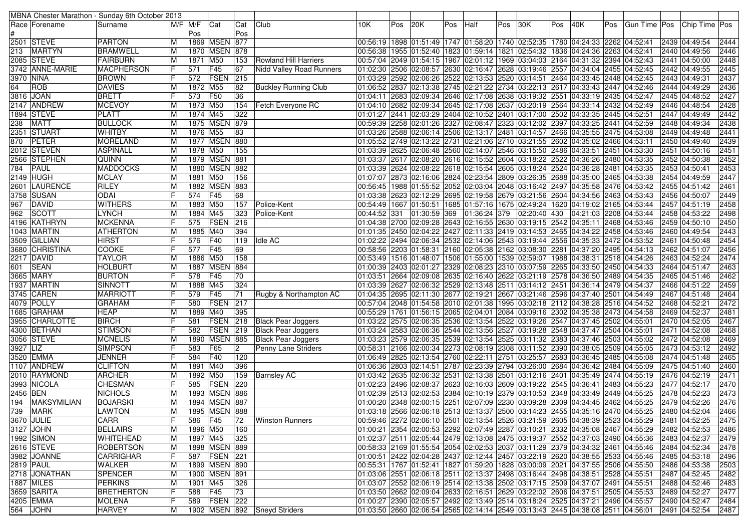| MBNA Chester Marathon - Sunday 6th October 2013 | | | | | | | | | | | | | | | | | | | | | | | |
|---|---|---|---|---|---|---|---|---|---|---|---|---|---|---|---|---|---|---|---|---|---|---|---|
| Race # | Forename | Surname | M/F | M/F Pos | Cat | Cat Pos | Club | 10K | Pos | 20K | Pos | Half | Pos | 30K | Pos | 40K | Pos | Gun Time | Pos | Chip Time | Pos |
| 2501 | STEVE | PARTON | M | 1869 | MSEN | 877 | | 00:56:19 | 1898 | 01:51:49 | 1747 | 01:58:20 | 1740 | 02:52:35 | 1780 | 04:24:33 | 2262 | 04:52:41 | 2439 | 04:49:54 | 2444 |
| 213 | MARTYN | BRAMWELL | M | 1870 | MSEN | 878 | | 00:56:38 | 1955 | 01:52:40 | 1823 | 01:59:14 | 1821 | 02:54:32 | 1836 | 04:24:36 | 2263 | 04:52:41 | 2440 | 04:49:56 | 2446 |
| 2085 | STEVE | FAIRBURN | M | 1871 | M50 | 153 | Rowland Hill Harriers | 00:57:04 | 2049 | 01:54:15 | 1967 | 02:01:12 | 1969 | 03:04:03 | 2164 | 04:31:32 | 2394 | 04:52:43 | 2441 | 04:50:00 | 2448 |
| 3742 | ANNE-MARIE | MACPHERSON | F | 571 | F45 | 67 | Nidd Valley Road Runners | 01:02:30 | 2506 | 02:08:57 | 2630 | 02:16:47 | 2628 | 03:19:46 | 2557 | 04:34:04 | 2455 | 04:52:45 | 2442 | 04:49:55 | 2445 |
| 3970 | NINA | BROWN | F | 572 | FSEN | 215 | | 01:03:29 | 2592 | 02:06:26 | 2522 | 02:13:53 | 2520 | 03:14:51 | 2464 | 04:33:45 | 2448 | 04:52:45 | 2443 | 04:49:31 | 2437 |
| 64 | ROB | DAVIES | M | 1872 | M55 | 82 | Buckley Running Club | 01:06:52 | 2837 | 02:13:38 | 2745 | 02:21:22 | 2734 | 03:22:13 | 2617 | 04:33:43 | 2447 | 04:52:46 | 2444 | 04:49:29 | 2436 |
| 3816 | JOAN | BRETT | F | 573 | F50 | 36 | | 01:04:11 | 2683 | 02:09:34 | 2646 | 02:17:08 | 2638 | 03:19:32 | 2551 | 04:33:19 | 2435 | 04:52:47 | 2445 | 04:48:52 | 2427 |
| 2147 | ANDREW | MCEVOY | M | 1873 | M50 | 154 | Fetch Everyone RC | 01:04:10 | 2682 | 02:09:34 | 2645 | 02:17:08 | 2637 | 03:20:19 | 2564 | 04:33:14 | 2432 | 04:52:49 | 2446 | 04:48:54 | 2428 |
| 1894 | STEVE | PLATT | M | 1874 | M45 | 322 | | 01:01:27 | 2441 | 02:03:29 | 2404 | 02:10:52 | 2401 | 03:17:00 | 2502 | 04:33:35 | 2445 | 04:52:51 | 2447 | 04:49:49 | 2442 |
| 238 | MATT | BULLOCK | M | 1875 | MSEN | 879 | | 00:59:39 | 2258 | 02:01:26 | 2327 | 02:08:47 | 2323 | 03:12:02 | 2397 | 04:33:25 | 2441 | 04:52:59 | 2448 | 04:49:34 | 2438 |
| 2351 | STUART | WHITBY | M | 1876 | M55 | 83 | | 01:03:26 | 2588 | 02:06:14 | 2506 | 02:13:17 | 2481 | 03:14:57 | 2466 | 04:35:55 | 2475 | 04:53:08 | 2449 | 04:49:48 | 2441 |
| 870 | PETER | MORELAND | M | 1877 | MSEN | 880 | | 01:05:52 | 2749 | 02:13:22 | 2731 | 02:21:06 | 2710 | 03:21:55 | 2602 | 04:35:02 | 2466 | 04:53:11 | 2450 | 04:49:40 | 2439 |
| 2012 | STEVEN | ASPINALL | M | 1878 | M50 | 155 | | 01:03:39 | 2625 | 02:06:48 | 2560 | 02:14:07 | 2546 | 03:15:50 | 2486 | 04:33:51 | 2451 | 04:53:30 | 2451 | 04:50:16 | 2451 |
| 2566 | STEPHEN | QUINN | M | 1879 | MSEN | 881 | | 01:03:37 | 2617 | 02:08:20 | 2616 | 02:15:52 | 2604 | 03:18:22 | 2522 | 04:36:26 | 2480 | 04:53:35 | 2452 | 04:50:38 | 2452 |
| 784 | PAUL | MADDOCKS | M | 1880 | MSEN | 882 | | 01:03:39 | 2624 | 02:08:22 | 2618 | 02:15:54 | 2605 | 03:18:24 | 2524 | 04:36:28 | 2481 | 04:53:35 | 2453 | 04:50:41 | 2453 |
| 2149 | HUGH | MCLAY | M | 1881 | M50 | 156 | | 01:07:07 | 2873 | 02:16:06 | 2824 | 02:23:54 | 2809 | 03:26:35 | 2688 | 04:35:00 | 2465 | 04:53:38 | 2454 | 04:49:59 | 2447 |
| 2601 | LAURENCE | RILEY | M | 1882 | MSEN | 883 | | 00:56:45 | 1988 | 01:55:52 | 2052 | 02:03:04 | 2048 | 03:16:42 | 2497 | 04:35:58 | 2476 | 04:53:42 | 2455 | 04:51:42 | 2461 |
| 3758 | SUSAN | ODAI | F | 574 | F45 | 68 | | 01:03:38 | 2623 | 02:12:29 | 2695 | 02:19:58 | 2679 | 03:21:56 | 2604 | 04:34:56 | 2463 | 04:53:43 | 2456 | 04:50:07 | 2449 |
| 967 | DAVID | WITHERS | M | 1883 | M50 | 157 | Police-Kent | 00:54:49 | 1667 | 01:50:51 | 1685 | 01:57:16 | 1675 | 02:49:24 | 1620 | 04:19:02 | 2165 | 04:53:44 | 2457 | 04:51:19 | 2458 |
| 962 | SCOTT | LYNCH | M | 1884 | M45 | 323 | Police-Kent | 00:44:52 | 331 | 01:30:59 | 369 | 01:36:24 | 379 | 02:20:40 | 430 | 04:21:03 | 2208 | 04:53:44 | 2458 | 04:53:22 | 2498 |
| 4196 | KATHRYN | MCKENNA | F | 575 | FSEN | 216 | | 01:04:38 | 2700 | 02:09:28 | 2643 | 02:16:55 | 2630 | 03:19:15 | 2542 | 04:35:11 | 2468 | 04:53:46 | 2459 | 04:50:10 | 2450 |
| 1043 | MARTIN | ATHERTON | M | 1885 | M40 | 394 | | 01:01:35 | 2450 | 02:04:22 | 2427 | 02:11:33 | 2419 | 03:14:53 | 2465 | 04:34:22 | 2458 | 04:53:46 | 2460 | 04:49:54 | 2443 |
| 3509 | GILLIAN | HIRST | F | 576 | F40 | 119 | Idle AC | 01:02:22 | 2494 | 02:06:34 | 2532 | 02:14:06 | 2543 | 03:19:44 | 2556 | 04:35:33 | 2472 | 04:53:52 | 2461 | 04:50:48 | 2454 |
| 3680 | CHRISTINA | COOKE | F | 577 | F45 | 69 | | 00:58:56 | 2203 | 01:58:31 | 2160 | 02:05:38 | 2162 | 03:08:30 | 2281 | 04:37:20 | 2495 | 04:54:13 | 2462 | 04:51:07 | 2456 |
| 2217 | DAVID | TAYLOR | M | 1886 | M50 | 158 | | 00:53:49 | 1516 | 01:48:07 | 1506 | 01:55:00 | 1539 | 02:59:07 | 1988 | 04:38:31 | 2518 | 04:54:26 | 2463 | 04:52:24 | 2474 |
| 601 | SEAN | HOLBURT | M | 1887 | MSEN | 884 | | 01:00:39 | 2403 | 02:01:27 | 2329 | 02:08:23 | 2310 | 03:07:59 | 2265 | 04:33:50 | 2450 | 04:54:33 | 2464 | 04:51:47 | 2463 |
| 3665 | MARY | BURTON | F | 578 | F45 | 70 | | 01:03:51 | 2664 | 02:09:08 | 2635 | 02:16:40 | 2622 | 03:21:19 | 2578 | 04:36:50 | 2489 | 04:54:35 | 2465 | 04:51:46 | 2462 |
| 1937 | MARTIN | SINNOTT | M | 1888 | M45 | 324 | | 01:03:39 | 2627 | 02:06:32 | 2529 | 02:13:48 | 2511 | 03:14:12 | 2451 | 04:36:14 | 2479 | 04:54:37 | 2466 | 04:51:22 | 2459 |
| 3745 | CAREN | MARRIOTT | F | 579 | F45 | 71 | Rugby & Northampton AC | 01:04:35 | 2695 | 02:11:30 | 2677 | 02:19:21 | 2667 | 03:21:46 | 2596 | 04:37:40 | 2501 | 04:54:49 | 2467 | 04:51:48 | 2464 |
| 4079 | POLLY | GRAHAM | F | 580 | FSEN | 217 | | 00:57:04 | 2048 | 01:54:58 | 2010 | 02:01:38 | 1995 | 03:02:18 | 2112 | 04:38:28 | 2516 | 04:54:52 | 2468 | 04:52:21 | 2472 |
| 1685 | GRAHAM | HEAP | M | 1889 | M40 | 395 | | 00:55:29 | 1761 | 01:56:15 | 2065 | 02:04:01 | 2084 | 03:09:16 | 2302 | 04:35:38 | 2473 | 04:54:58 | 2469 | 04:52:37 | 2481 |
| 3955 | CHARLOTTE | BIRCH | F | 581 | FSEN | 218 | Black Pear Joggers | 01:03:22 | 2575 | 02:06:35 | 2536 | 02:13:54 | 2522 | 03:19:26 | 2547 | 04:37:45 | 2502 | 04:55:01 | 2470 | 04:52:05 | 2467 |
| 4300 | BETHAN | STIMSON | F | 582 | FSEN | 219 | Black Pear Joggers | 01:03:24 | 2583 | 02:06:36 | 2544 | 02:13:56 | 2527 | 03:19:28 | 2548 | 04:37:47 | 2504 | 04:55:01 | 2471 | 04:52:08 | 2468 |
| 3056 | STEVE | MCNELIS | M | 1890 | MSEN | 885 | Black Pear Joggers | 01:03:23 | 2579 | 02:06:35 | 2539 | 02:13:54 | 2525 | 03:11:32 | 2383 | 04:37:46 | 2503 | 04:55:02 | 2472 | 04:52:08 | 2469 |
| 3927 | LIZ | SIMPSON | F | 583 | F65 | 2 | Penny Lane Striders | 00:58:31 | 2166 | 02:00:34 | 2273 | 02:08:19 | 2308 | 03:11:52 | 2390 | 04:38:05 | 2509 | 04:55:05 | 2473 | 04:53:12 | 2492 |
| 3520 | EMMA | JENNER | F | 584 | F40 | 120 | | 01:06:49 | 2825 | 02:13:54 | 2760 | 02:22:11 | 2751 | 03:25:57 | 2683 | 04:36:45 | 2485 | 04:55:08 | 2474 | 04:51:48 | 2465 |
| 1107 | ANDREW | CLIFTON | M | 1891 | M40 | 396 | | 01:06:36 | 2803 | 02:14:51 | 2787 | 02:23:39 | 2794 | 03:26:00 | 2684 | 04:36:42 | 2484 | 04:55:09 | 2475 | 04:51:40 | 2460 |
| 2010 | RAYMOND | ARCHER | M | 1892 | M50 | 159 | Barnsley AC | 01:03:42 | 2635 | 02:06:32 | 2531 | 02:13:38 | 2501 | 03:12:16 | 2401 | 04:35:49 | 2474 | 04:55:19 | 2476 | 04:52:19 | 2471 |
| 3993 | NICOLA | CHESMAN | F | 585 | FSEN | 220 | | 01:02:23 | 2496 | 02:08:37 | 2623 | 02:16:03 | 2609 | 03:19:22 | 2545 | 04:36:41 | 2483 | 04:55:23 | 2477 | 04:52:17 | 2470 |
| 2456 | BEN | NICHOLS | M | 1893 | MSEN | 886 | | 01:02:39 | 2513 | 02:02:53 | 2384 | 02:10:19 | 2379 | 03:10:53 | 2348 | 04:33:49 | 2449 | 04:55:25 | 2478 | 04:52:23 | 2473 |
| 194 | MAKSYMILIAN | BOJARSKI | M | 1894 | MSEN | 887 | | 01:00:20 | 2348 | 02:00:15 | 2251 | 02:07:09 | 2230 | 03:09:28 | 2309 | 04:34:45 | 2462 | 04:55:25 | 2479 | 04:52:26 | 2476 |
| 739 | MARK | LAWTON | M | 1895 | MSEN | 888 | | 01:03:18 | 2566 | 02:06:18 | 2513 | 02:13:37 | 2500 | 03:14:23 | 2455 | 04:35:16 | 2470 | 04:55:25 | 2480 | 04:52:04 | 2466 |
| 3670 | JULIE | CARR | F | 586 | F45 | 72 | Winston Runners | 00:59:46 | 2272 | 02:06:10 | 2501 | 02:13:54 | 2526 | 03:21:59 | 2605 | 04:38:39 | 2523 | 04:55:29 | 2481 | 04:52:25 | 2475 |
| 3127 | JOHN | BELLAIRS | M | 1896 | M50 | 160 | | 01:00:21 | 2354 | 02:00:53 | 2292 | 02:07:49 | 2287 | 03:10:21 | 2332 | 04:35:08 | 2467 | 04:55:29 | 2482 | 04:52:53 | 2486 |
| 1992 | SIMON | WHITEHEAD | M | 1897 | M45 | 325 | | 01:02:37 | 2511 | 02:05:44 | 2479 | 02:13:08 | 2475 | 03:19:37 | 2552 | 04:37:03 | 2490 | 04:55:36 | 2483 | 04:52:37 | 2479 |
| 2616 | STEVE | ROBERTSON | M | 1898 | MSEN | 889 | | 00:58:33 | 2169 | 01:55:54 | 2054 | 02:02:53 | 2037 | 03:11:29 | 2379 | 04:34:32 | 2461 | 04:55:46 | 2484 | 04:52:34 | 2478 |
| 3982 | JOANNE | CARRIGHAR | F | 587 | FSEN | 221 | | 01:00:51 | 2422 | 02:04:28 | 2437 | 02:12:44 | 2457 | 03:22:19 | 2620 | 04:38:55 | 2533 | 04:55:46 | 2485 | 04:53:18 | 2496 |
| 2819 | PAUL | WALKER | M | 1899 | MSEN | 890 | | 00:55:31 | 1767 | 01:52:41 | 1827 | 01:59:20 | 1828 | 03:00:09 | 2021 | 04:37:55 | 2506 | 04:55:50 | 2486 | 04:53:38 | 2503 |
| 2718 | JONATHAN | SPENCER | M | 1900 | MSEN | 891 | | 01:03:06 | 2551 | 02:06:18 | 2511 | 02:13:37 | 2498 | 03:16:44 | 2498 | 04:38:51 | 2528 | 04:55:51 | 2487 | 04:52:45 | 2482 |
| 1887 | MILES | PERKINS | M | 1901 | M45 | 326 | | 01:03:07 | 2552 | 02:06:19 | 2514 | 02:13:38 | 2502 | 03:17:15 | 2509 | 04:37:07 | 2491 | 04:55:51 | 2488 | 04:52:46 | 2483 |
| 3659 | SARITA | BRETHERTON | F | 588 | F45 | 73 | | 01:03:50 | 2662 | 02:09:04 | 2633 | 02:16:51 | 2629 | 03:22:02 | 2606 | 04:37:51 | 2505 | 04:55:53 | 2489 | 04:52:27 | 2477 |
| 4205 | EMMA | MOLENA | F | 589 | FSEN | 222 | | 01:00:27 | 2390 | 02:05:57 | 2492 | 02:13:49 | 2514 | 03:18:24 | 2525 | 04:37:21 | 2496 | 04:55:57 | 2490 | 04:52:47 | 2484 |
| 564 | JOHN | HARVEY | M | 1902 | MSEN | 892 | Sneyd Striders | 01:03:50 | 2660 | 02:06:54 | 2565 | 02:14:14 | 2549 | 03:13:43 | 2445 | 04:38:08 | 2511 | 04:56:01 | 2491 | 04:52:54 | 2487 |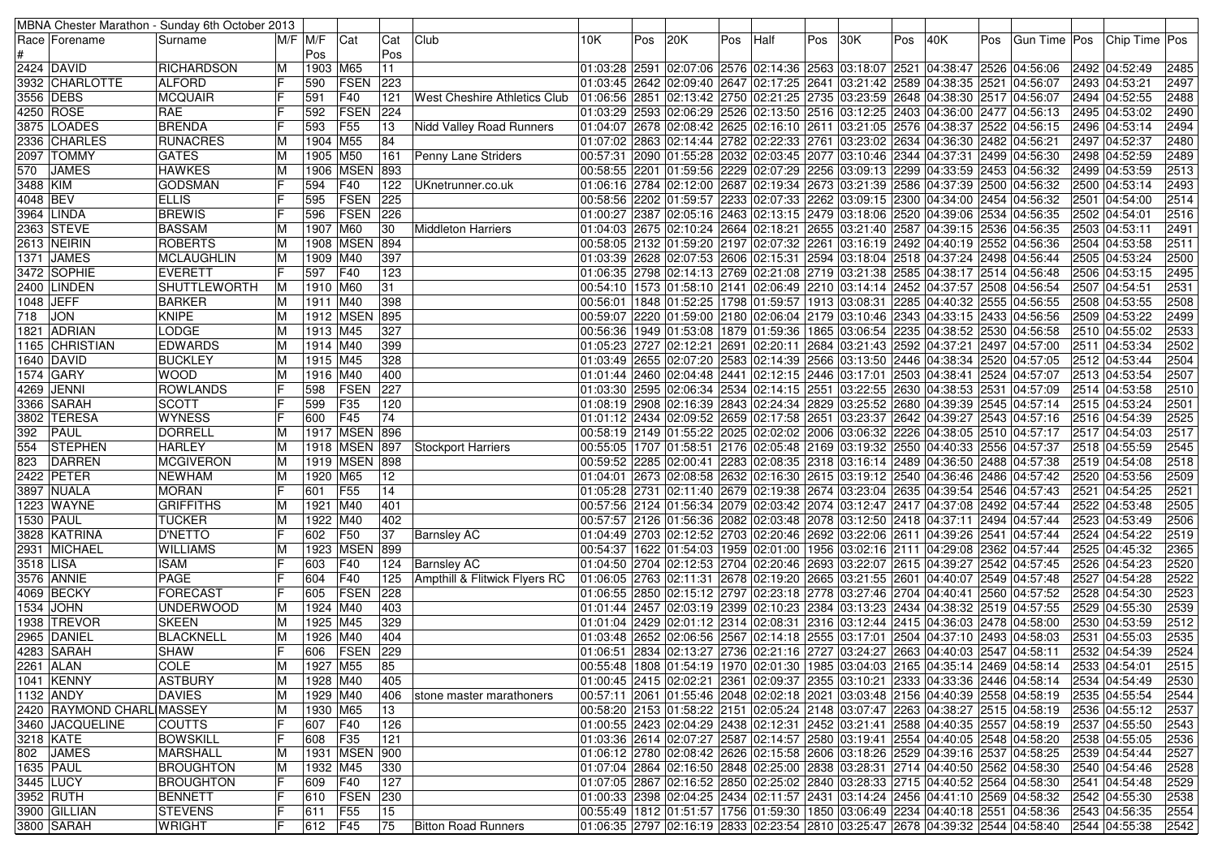| MBNA Chester Marathon - Sunday 6th October 2013 | | | | | | | | | | | | | | | | | | | | | | | |
|---|---|---|---|---|---|---|---|---|---|---|---|---|---|---|---|---|---|---|---|---|---|---|---|
| Race # | Forename | Surname | M/F | M/F Pos | Cat | Cat Pos | Club | 10K | Pos | 20K | Pos | Half | Pos | 30K | Pos | 40K | Pos | Gun Time | Pos | Chip Time | Pos |
| 2424 | DAVID | RICHARDSON | M | 1903 | M65 | 11 | | 01:03:28 | 2591 | 02:07:06 | 2576 | 02:14:36 | 2563 | 03:18:07 | 2521 | 04:38:47 | 2526 | 04:56:06 | 2492 | 04:52:49 | 2485 |
| 3932 | CHARLOTTE | ALFORD | F | 590 | FSEN | 223 | | 01:03:45 | 2642 | 02:09:40 | 2647 | 02:17:25 | 2641 | 03:21:42 | 2589 | 04:38:35 | 2521 | 04:56:07 | 2493 | 04:53:21 | 2497 |
| 3556 | DEBS | MCQUAIR | F | 591 | F40 | 121 | West Cheshire Athletics Club | 01:06:56 | 2851 | 02:13:42 | 2750 | 02:21:25 | 2735 | 03:23:59 | 2648 | 04:38:30 | 2517 | 04:56:07 | 2494 | 04:52:55 | 2488 |
| 4250 | ROSE | RAE | F | 592 | FSEN | 224 | | 01:03:29 | 2593 | 02:06:29 | 2526 | 02:13:50 | 2516 | 03:12:25 | 2403 | 04:36:00 | 2477 | 04:56:13 | 2495 | 04:53:02 | 2490 |
| 3875 | LOADES | BRENDA | F | 593 | F55 | 13 | Nidd Valley Road Runners | 01:04:07 | 2678 | 02:08:42 | 2625 | 02:16:10 | 2611 | 03:21:05 | 2576 | 04:38:37 | 2522 | 04:56:15 | 2496 | 04:53:14 | 2494 |
| 2336 | CHARLES | RUNACRES | M | 1904 | M55 | 84 | | 01:07:02 | 2863 | 02:14:44 | 2782 | 02:22:33 | 2761 | 03:23:02 | 2634 | 04:36:30 | 2482 | 04:56:21 | 2497 | 04:52:37 | 2480 |
| 2097 | TOMMY | GATES | M | 1905 | M50 | 161 | Penny Lane Striders | 00:57:31 | 2090 | 01:55:28 | 2032 | 02:03:45 | 2077 | 03:10:46 | 2344 | 04:37:31 | 2499 | 04:56:30 | 2498 | 04:52:59 | 2489 |
| 570 | JAMES | HAWKES | M | 1906 | MSEN | 893 | | 00:58:55 | 2201 | 01:59:56 | 2229 | 02:07:29 | 2256 | 03:09:13 | 2299 | 04:33:59 | 2453 | 04:56:32 | 2499 | 04:53:59 | 2513 |
| 3488 | KIM | GODSMAN | F | 594 | F40 | 122 | UKnetrunner.co.uk | 01:06:16 | 2784 | 02:12:00 | 2687 | 02:19:34 | 2673 | 03:21:39 | 2586 | 04:37:39 | 2500 | 04:56:32 | 2500 | 04:53:14 | 2493 |
| 4048 | BEV | ELLIS | F | 595 | FSEN | 225 | | 00:58:56 | 2202 | 01:59:57 | 2233 | 02:07:33 | 2262 | 03:09:15 | 2300 | 04:34:00 | 2454 | 04:56:32 | 2501 | 04:54:00 | 2514 |
| 3964 | LINDA | BREWIS | F | 596 | FSEN | 226 | | 01:00:27 | 2387 | 02:05:16 | 2463 | 02:13:15 | 2479 | 03:18:06 | 2520 | 04:39:06 | 2534 | 04:56:35 | 2502 | 04:54:01 | 2516 |
| 2363 | STEVE | BASSAM | M | 1907 | M60 | 30 | Middleton Harriers | 01:04:03 | 2675 | 02:10:24 | 2664 | 02:18:21 | 2655 | 03:21:40 | 2587 | 04:39:15 | 2536 | 04:56:35 | 2503 | 04:53:11 | 2491 |
| 2613 | NEIRIN | ROBERTS | M | 1908 | MSEN | 894 | | 00:58:05 | 2132 | 01:59:20 | 2197 | 02:07:32 | 2261 | 03:16:19 | 2492 | 04:40:19 | 2552 | 04:56:36 | 2504 | 04:53:58 | 2511 |
| 1371 | JAMES | MCLAUGHLIN | M | 1909 | M40 | 397 | | 01:03:39 | 2628 | 02:07:53 | 2606 | 02:15:31 | 2594 | 03:18:04 | 2518 | 04:37:24 | 2498 | 04:56:44 | 2505 | 04:53:24 | 2500 |
| 3472 | SOPHIE | EVERETT | F | 597 | F40 | 123 | | 01:06:35 | 2798 | 02:14:13 | 2769 | 02:21:08 | 2719 | 03:21:38 | 2585 | 04:38:17 | 2514 | 04:56:48 | 2506 | 04:53:15 | 2495 |
| 2400 | LINDEN | SHUTTLEWORTH | M | 1910 | M60 | 31 | | 00:54:10 | 1573 | 01:58:10 | 2141 | 02:06:49 | 2210 | 03:14:14 | 2452 | 04:37:57 | 2508 | 04:56:54 | 2507 | 04:54:51 | 2531 |
| 1048 | JEFF | BARKER | M | 1911 | M40 | 398 | | 00:56:01 | 1848 | 01:52:25 | 1798 | 01:59:57 | 1913 | 03:08:31 | 2285 | 04:40:32 | 2555 | 04:56:55 | 2508 | 04:53:55 | 2508 |
| 718 | JON | KNIPE | M | 1912 | MSEN | 895 | | 00:59:07 | 2220 | 01:59:00 | 2180 | 02:06:04 | 2179 | 03:10:46 | 2343 | 04:33:15 | 2433 | 04:56:56 | 2509 | 04:53:22 | 2499 |
| 1821 | ADRIAN | LODGE | M | 1913 | M45 | 327 | | 00:56:36 | 1949 | 01:53:08 | 1879 | 01:59:36 | 1865 | 03:06:54 | 2235 | 04:38:52 | 2530 | 04:56:58 | 2510 | 04:55:02 | 2533 |
| 1165 | CHRISTIAN | EDWARDS | M | 1914 | M40 | 399 | | 01:05:23 | 2727 | 02:12:21 | 2691 | 02:20:11 | 2684 | 03:21:43 | 2592 | 04:37:21 | 2497 | 04:57:00 | 2511 | 04:53:34 | 2502 |
| 1640 | DAVID | BUCKLEY | M | 1915 | M45 | 328 | | 01:03:49 | 2655 | 02:07:20 | 2583 | 02:14:39 | 2566 | 03:13:50 | 2446 | 04:38:34 | 2520 | 04:57:05 | 2512 | 04:53:44 | 2504 |
| 1574 | GARY | WOOD | M | 1916 | M40 | 400 | | 01:01:44 | 2460 | 02:04:48 | 2441 | 02:12:15 | 2446 | 03:17:01 | 2503 | 04:38:41 | 2524 | 04:57:07 | 2513 | 04:53:54 | 2507 |
| 4269 | JENNI | ROWLANDS | F | 598 | FSEN | 227 | | 01:03:30 | 2595 | 02:06:34 | 2534 | 02:14:15 | 2551 | 03:22:55 | 2630 | 04:38:53 | 2531 | 04:57:09 | 2514 | 04:53:58 | 2510 |
| 3366 | SARAH | SCOTT | F | 599 | F35 | 120 | | 01:08:19 | 2908 | 02:16:39 | 2843 | 02:24:34 | 2829 | 03:25:52 | 2680 | 04:39:39 | 2545 | 04:57:14 | 2515 | 04:53:24 | 2501 |
| 3802 | TERESA | WYNESS | F | 600 | F45 | 74 | | 01:01:12 | 2434 | 02:09:52 | 2659 | 02:17:58 | 2651 | 03:23:37 | 2642 | 04:39:27 | 2543 | 04:57:16 | 2516 | 04:54:39 | 2525 |
| 392 | PAUL | DORRELL | M | 1917 | MSEN | 896 | | 00:58:19 | 2149 | 01:55:22 | 2025 | 02:02:02 | 2006 | 03:06:32 | 2226 | 04:38:05 | 2510 | 04:57:17 | 2517 | 04:54:03 | 2517 |
| 554 | STEPHEN | HARLEY | M | 1918 | MSEN | 897 | Stockport Harriers | 00:55:05 | 1707 | 01:58:51 | 2176 | 02:05:48 | 2169 | 03:19:32 | 2550 | 04:40:33 | 2556 | 04:57:37 | 2518 | 04:55:59 | 2545 |
| 823 | DARREN | MCGIVERON | M | 1919 | MSEN | 898 | | 00:59:52 | 2285 | 02:00:41 | 2283 | 02:08:35 | 2318 | 03:16:14 | 2489 | 04:36:50 | 2488 | 04:57:38 | 2519 | 04:54:08 | 2518 |
| 2422 | PETER | NEWHAM | M | 1920 | M65 | 12 | | 01:04:01 | 2673 | 02:08:58 | 2632 | 02:16:30 | 2615 | 03:19:12 | 2540 | 04:36:46 | 2486 | 04:57:42 | 2520 | 04:53:56 | 2509 |
| 3897 | NUALA | MORAN | F | 601 | F55 | 14 | | 01:05:28 | 2731 | 02:11:40 | 2679 | 02:19:38 | 2674 | 03:23:04 | 2635 | 04:39:54 | 2546 | 04:57:43 | 2521 | 04:54:25 | 2521 |
| 1223 | WAYNE | GRIFFITHS | M | 1921 | M40 | 401 | | 00:57:56 | 2124 | 01:56:34 | 2079 | 02:03:42 | 2074 | 03:12:47 | 2417 | 04:37:08 | 2492 | 04:57:44 | 2522 | 04:53:48 | 2505 |
| 1530 | PAUL | TUCKER | M | 1922 | M40 | 402 | | 00:57:57 | 2126 | 01:56:36 | 2082 | 02:03:48 | 2078 | 03:12:50 | 2418 | 04:37:11 | 2494 | 04:57:44 | 2523 | 04:53:49 | 2506 |
| 3828 | KATRINA | D'NETTO | F | 602 | F50 | 37 | Barnsley AC | 01:04:49 | 2703 | 02:12:52 | 2703 | 02:20:46 | 2692 | 03:22:06 | 2611 | 04:39:26 | 2541 | 04:57:44 | 2524 | 04:54:22 | 2519 |
| 2931 | MICHAEL | WILLIAMS | M | 1923 | MSEN | 899 | | 00:54:37 | 1622 | 01:54:03 | 1959 | 02:01:00 | 1956 | 03:02:16 | 2111 | 04:29:08 | 2362 | 04:57:44 | 2525 | 04:45:32 | 2365 |
| 3518 | LISA | ISAM | F | 603 | F40 | 124 | Barnsley AC | 01:04:50 | 2704 | 02:12:53 | 2704 | 02:20:46 | 2693 | 03:22:07 | 2615 | 04:39:27 | 2542 | 04:57:45 | 2526 | 04:54:23 | 2520 |
| 3576 | ANNIE | PAGE | F | 604 | F40 | 125 | Ampthill & Flitwick Flyers RC | 01:06:05 | 2763 | 02:11:31 | 2678 | 02:19:20 | 2665 | 03:21:55 | 2601 | 04:40:07 | 2549 | 04:57:48 | 2527 | 04:54:28 | 2522 |
| 4069 | BECKY | FORECAST | F | 605 | FSEN | 228 | | 01:06:55 | 2850 | 02:15:12 | 2797 | 02:23:18 | 2778 | 03:27:46 | 2704 | 04:40:41 | 2560 | 04:57:52 | 2528 | 04:54:30 | 2523 |
| 1534 | JOHN | UNDERWOOD | M | 1924 | M40 | 403 | | 01:01:44 | 2457 | 02:03:19 | 2399 | 02:10:23 | 2384 | 03:13:23 | 2434 | 04:38:32 | 2519 | 04:57:55 | 2529 | 04:55:30 | 2539 |
| 1938 | TREVOR | SKEEN | M | 1925 | M45 | 329 | | 01:01:04 | 2429 | 02:01:12 | 2314 | 02:08:31 | 2316 | 03:12:44 | 2415 | 04:36:03 | 2478 | 04:58:00 | 2530 | 04:53:59 | 2512 |
| 2965 | DANIEL | BLACKNELL | M | 1926 | M40 | 404 | | 01:03:48 | 2652 | 02:06:56 | 2567 | 02:14:18 | 2555 | 03:17:01 | 2504 | 04:37:10 | 2493 | 04:58:03 | 2531 | 04:55:03 | 2535 |
| 4283 | SARAH | SHAW | F | 606 | FSEN | 229 | | 01:06:51 | 2834 | 02:13:27 | 2736 | 02:21:16 | 2727 | 03:24:27 | 2663 | 04:40:03 | 2547 | 04:58:11 | 2532 | 04:54:39 | 2524 |
| 2261 | ALAN | COLE | M | 1927 | M55 | 85 | | 00:55:48 | 1808 | 01:54:19 | 1970 | 02:01:30 | 1985 | 03:04:03 | 2165 | 04:35:14 | 2469 | 04:58:14 | 2533 | 04:54:01 | 2515 |
| 1041 | KENNY | ASTBURY | M | 1928 | M40 | 405 | | 01:00:45 | 2415 | 02:02:21 | 2361 | 02:09:37 | 2355 | 03:10:21 | 2333 | 04:33:36 | 2446 | 04:58:14 | 2534 | 04:54:49 | 2530 |
| 1132 | ANDY | DAVIES | M | 1929 | M40 | 406 | stone master marathoners | 00:57:11 | 2061 | 01:55:46 | 2048 | 02:02:18 | 2021 | 03:03:48 | 2156 | 04:40:39 | 2558 | 04:58:19 | 2535 | 04:55:54 | 2544 |
| 2420 | RAYMOND CHARL | MASSEY | M | 1930 | M65 | 13 | | 00:58:20 | 2153 | 01:58:22 | 2151 | 02:05:24 | 2148 | 03:07:47 | 2263 | 04:38:27 | 2515 | 04:58:19 | 2536 | 04:55:12 | 2537 |
| 3460 | JACQUELINE | COUTTS | F | 607 | F40 | 126 | | 01:00:55 | 2423 | 02:04:29 | 2438 | 02:12:31 | 2452 | 03:21:41 | 2588 | 04:40:35 | 2557 | 04:58:19 | 2537 | 04:55:50 | 2543 |
| 3218 | KATE | BOWSKILL | F | 608 | F35 | 121 | | 01:03:36 | 2614 | 02:07:27 | 2587 | 02:14:57 | 2580 | 03:19:41 | 2554 | 04:40:05 | 2548 | 04:58:20 | 2538 | 04:55:05 | 2536 |
| 802 | JAMES | MARSHALL | M | 1931 | MSEN | 900 | | 01:06:12 | 2780 | 02:08:42 | 2626 | 02:15:58 | 2606 | 03:18:26 | 2529 | 04:39:16 | 2537 | 04:58:25 | 2539 | 04:54:44 | 2527 |
| 1635 | PAUL | BROUGHTON | M | 1932 | M45 | 330 | | 01:07:04 | 2864 | 02:16:50 | 2848 | 02:25:00 | 2838 | 03:28:31 | 2714 | 04:40:50 | 2562 | 04:58:30 | 2540 | 04:54:46 | 2528 |
| 3445 | LUCY | BROUGHTON | F | 609 | F40 | 127 | | 01:07:05 | 2867 | 02:16:52 | 2850 | 02:25:02 | 2840 | 03:28:33 | 2715 | 04:40:52 | 2564 | 04:58:30 | 2541 | 04:54:48 | 2529 |
| 3952 | RUTH | BENNETT | F | 610 | FSEN | 230 | | 01:00:33 | 2398 | 02:04:25 | 2434 | 02:11:57 | 2431 | 03:14:24 | 2456 | 04:41:10 | 2569 | 04:58:32 | 2542 | 04:55:30 | 2538 |
| 3900 | GILLIAN | STEVENS | F | 611 | F55 | 15 | | 00:55:49 | 1812 | 01:51:57 | 1756 | 01:59:30 | 1850 | 03:06:49 | 2234 | 04:40:18 | 2551 | 04:58:36 | 2543 | 04:56:35 | 2554 |
| 3800 | SARAH | WRIGHT | F | 612 | F45 | 75 | Bitton Road Runners | 01:06:35 | 2797 | 02:16:19 | 2833 | 02:23:54 | 2810 | 03:25:47 | 2678 | 04:39:32 | 2544 | 04:58:40 | 2544 | 04:55:38 | 2542 |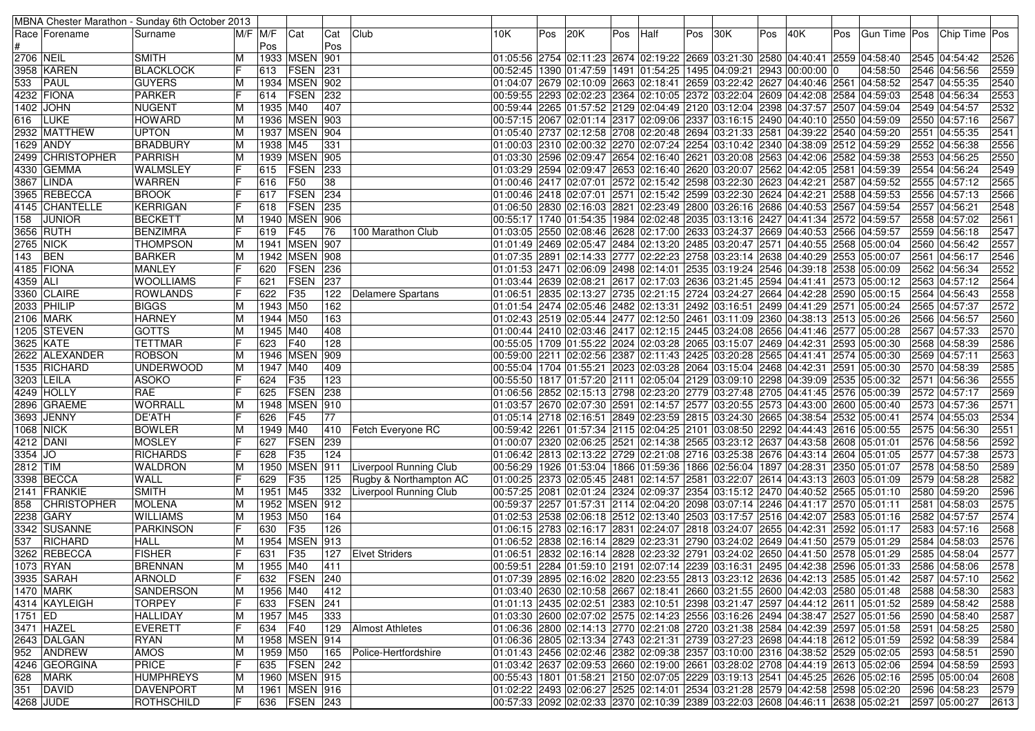MBNA Chester Marathon - Sunday 6th October 2013

| Race # | Forename | Surname | M/F | M/F Pos | Cat | Cat Pos | Club | 10K | Pos | 20K | Pos | Half | Pos | 30K | Pos | 40K | Pos | Gun Time | Pos | Chip Time | Pos |
|---|---|---|---|---|---|---|---|---|---|---|---|---|---|---|---|---|---|---|---|---|---|
| 2706 | NEIL | SMITH | M | 1933 | MSEN | 901 | | 01:05:56 | 2754 | 02:11:23 | 2674 | 02:19:22 | 2669 | 03:21:30 | 2580 | 04:40:41 | 2559 | 04:58:40 | 2545 | 04:54:42 | 2526 |
| 3958 | KAREN | BLACKLOCK | F | 613 | FSEN | 231 | | 00:52:45 | 1390 | 01:47:59 | 1491 | 01:54:25 | 1495 | 04:09:21 | 2943 | 00:00:00 | 0 | 04:58:50 | 2546 | 04:56:56 | 2559 |
| 533 | PAUL | GUYERS | M | 1934 | MSEN | 902 | | 01:04:07 | 2679 | 02:10:09 | 2663 | 02:18:41 | 2659 | 03:22:42 | 2627 | 04:40:46 | 2561 | 04:58:57 | 2547 | 04:55:35 | 2540 |
| 4232 | FIONA | PARKER | F | 614 | FSEN | 232 | | 00:59:55 | 2293 | 02:02:23 | 2364 | 02:10:05 | 2372 | 03:22:04 | 2609 | 04:42:08 | 2584 | 04:59:03 | 2548 | 04:56:34 | 2553 |
| 1402 | JOHN | NUGENT | M | 1935 | M40 | 407 | | 00:59:44 | 2265 | 01:57:52 | 2129 | 02:04:49 | 2120 | 03:12:04 | 2398 | 04:37:57 | 2507 | 04:59:04 | 2549 | 04:54:57 | 2532 |
| 616 | LUKE | HOWARD | M | 1936 | MSEN | 903 | | 00:57:15 | 2067 | 02:01:14 | 2317 | 02:09:06 | 2337 | 03:16:15 | 2490 | 04:40:10 | 2550 | 04:59:09 | 2550 | 04:57:16 | 2567 |
| 2932 | MATTHEW | UPTON | M | 1937 | MSEN | 904 | | 01:05:40 | 2737 | 02:12:58 | 2708 | 02:20:48 | 2694 | 03:21:33 | 2581 | 04:39:22 | 2540 | 04:59:20 | 2551 | 04:55:35 | 2541 |
| 1629 | ANDY | BRADBURY | M | 1938 | M45 | 331 | | 01:00:03 | 2310 | 02:00:32 | 2270 | 02:07:24 | 2254 | 03:10:42 | 2340 | 04:38:09 | 2512 | 04:59:29 | 2552 | 04:56:38 | 2556 |
| 2499 | CHRISTOPHER | PARRISH | M | 1939 | MSEN | 905 | | 01:03:30 | 2596 | 02:09:47 | 2654 | 02:16:40 | 2621 | 03:20:08 | 2563 | 04:42:06 | 2582 | 04:59:38 | 2553 | 04:56:25 | 2550 |
| 4330 | GEMMA | WALMSLEY | F | 615 | FSEN | 233 | | 01:03:29 | 2594 | 02:09:47 | 2653 | 02:16:40 | 2620 | 03:20:07 | 2562 | 04:42:05 | 2581 | 04:59:39 | 2554 | 04:56:24 | 2549 |
| 3867 | LINDA | WARREN | F | 616 | F50 | 38 | | 01:00:46 | 2417 | 02:07:01 | 2572 | 02:15:42 | 2598 | 03:22:30 | 2623 | 04:42:21 | 2587 | 04:59:52 | 2555 | 04:57:12 | 2565 |
| 3965 | REBECCA | BROOK | F | 617 | FSEN | 234 | | 01:00:46 | 2418 | 02:07:01 | 2571 | 02:15:42 | 2599 | 03:22:30 | 2624 | 04:42:21 | 2588 | 04:59:53 | 2556 | 04:57:13 | 2566 |
| 4145 | CHANTELLE | KERRIGAN | F | 618 | FSEN | 235 | | 01:06:50 | 2830 | 02:16:03 | 2821 | 02:23:49 | 2800 | 03:26:16 | 2686 | 04:40:53 | 2567 | 04:59:54 | 2557 | 04:56:21 | 2548 |
| 158 | JUNIOR | BECKETT | M | 1940 | MSEN | 906 | | 00:55:17 | 1740 | 01:54:35 | 1984 | 02:02:48 | 2035 | 03:13:16 | 2427 | 04:41:34 | 2572 | 04:59:57 | 2558 | 04:57:02 | 2561 |
| 3656 | RUTH | BENZIMRA | F | 619 | F45 | 76 | 100 Marathon Club | 01:03:05 | 2550 | 02:08:46 | 2628 | 02:17:00 | 2633 | 03:24:37 | 2669 | 04:40:53 | 2566 | 04:59:57 | 2559 | 04:56:18 | 2547 |
| 2765 | NICK | THOMPSON | M | 1941 | MSEN | 907 | | 01:01:49 | 2469 | 02:05:47 | 2484 | 02:13:20 | 2485 | 03:20:47 | 2571 | 04:40:55 | 2568 | 05:00:04 | 2560 | 04:56:42 | 2557 |
| 143 | BEN | BARKER | M | 1942 | MSEN | 908 | | 01:07:35 | 2891 | 02:14:33 | 2777 | 02:22:23 | 2758 | 03:23:14 | 2638 | 04:40:29 | 2553 | 05:00:07 | 2561 | 04:56:17 | 2546 |
| 4185 | FIONA | MANLEY | F | 620 | FSEN | 236 | | 01:01:53 | 2471 | 02:06:09 | 2498 | 02:14:01 | 2535 | 03:19:24 | 2546 | 04:39:18 | 2538 | 05:00:09 | 2562 | 04:56:34 | 2552 |
| 4359 | ALI | WOOLLIAMS | F | 621 | FSEN | 237 | | 01:03:44 | 2639 | 02:08:21 | 2617 | 02:17:03 | 2636 | 03:21:45 | 2594 | 04:41:41 | 2573 | 05:00:12 | 2563 | 04:57:12 | 2564 |
| 3360 | CLAIRE | ROWLANDS | F | 622 | F35 | 122 | Delamere Spartans | 01:06:51 | 2835 | 02:13:27 | 2735 | 02:21:15 | 2724 | 03:24:27 | 2664 | 04:42:28 | 2590 | 05:00:15 | 2564 | 04:56:43 | 2558 |
| 2033 | PHILIP | BIGGS | M | 1943 | M50 | 162 | | 01:01:54 | 2474 | 02:05:46 | 2482 | 02:13:31 | 2492 | 03:16:51 | 2499 | 04:41:29 | 2571 | 05:00:24 | 2565 | 04:57:37 | 2572 |
| 2106 | MARK | HARNEY | M | 1944 | M50 | 163 | | 01:02:43 | 2519 | 02:05:44 | 2477 | 02:12:50 | 2461 | 03:11:09 | 2360 | 04:38:13 | 2513 | 05:00:26 | 2566 | 04:56:57 | 2560 |
| 1205 | STEVEN | GOTTS | M | 1945 | M40 | 408 | | 01:00:44 | 2410 | 02:03:46 | 2417 | 02:12:15 | 2445 | 03:24:08 | 2656 | 04:41:46 | 2577 | 05:00:28 | 2567 | 04:57:33 | 2570 |
| 3625 | KATE | TETTMAR | F | 623 | F40 | 128 | | 00:55:05 | 1709 | 01:55:22 | 2024 | 02:03:28 | 2065 | 03:15:07 | 2469 | 04:42:31 | 2593 | 05:00:30 | 2568 | 04:58:39 | 2586 |
| 2622 | ALEXANDER | ROBSON | M | 1946 | MSEN | 909 | | 00:59:00 | 2211 | 02:02:56 | 2387 | 02:11:43 | 2425 | 03:20:28 | 2565 | 04:41:41 | 2574 | 05:00:30 | 2569 | 04:57:11 | 2563 |
| 1535 | RICHARD | UNDERWOOD | M | 1947 | M40 | 409 | | 00:55:04 | 1704 | 01:55:21 | 2023 | 02:03:28 | 2064 | 03:15:04 | 2468 | 04:42:31 | 2591 | 05:00:30 | 2570 | 04:58:39 | 2585 |
| 3203 | LEILA | ASOKO | F | 624 | F35 | 123 | | 00:55:50 | 1817 | 01:57:20 | 2111 | 02:05:04 | 2129 | 03:09:10 | 2298 | 04:39:09 | 2535 | 05:00:32 | 2571 | 04:56:36 | 2555 |
| 4249 | HOLLY | RAE | F | 625 | FSEN | 238 | | 01:06:56 | 2852 | 02:15:13 | 2798 | 02:23:20 | 2779 | 03:27:48 | 2705 | 04:41:45 | 2576 | 05:00:39 | 2572 | 04:57:17 | 2569 |
| 2896 | GRAEME | WORRALL | M | 1948 | MSEN | 910 | | 01:03:57 | 2670 | 02:07:30 | 2591 | 02:14:57 | 2577 | 03:20:55 | 2573 | 04:43:00 | 2600 | 05:00:40 | 2573 | 04:57:36 | 2571 |
| 3693 | JENNY | DE'ATH | F | 626 | F45 | 77 | | 01:05:14 | 2718 | 02:16:51 | 2849 | 02:23:59 | 2815 | 03:24:30 | 2665 | 04:38:54 | 2532 | 05:00:41 | 2574 | 04:55:03 | 2534 |
| 1068 | NICK | BOWLER | M | 1949 | M40 | 410 | Fetch Everyone RC | 00:59:42 | 2261 | 01:57:34 | 2115 | 02:04:25 | 2101 | 03:08:50 | 2292 | 04:44:43 | 2616 | 05:00:55 | 2575 | 04:56:30 | 2551 |
| 4212 | DANI | MOSLEY | F | 627 | FSEN | 239 | | 01:00:07 | 2320 | 02:06:25 | 2521 | 02:14:38 | 2565 | 03:23:12 | 2637 | 04:43:58 | 2608 | 05:01:01 | 2576 | 04:58:56 | 2592 |
| 3354 | JO | RICHARDS | F | 628 | F35 | 124 | | 01:06:42 | 2813 | 02:13:22 | 2729 | 02:21:08 | 2716 | 03:25:38 | 2676 | 04:43:14 | 2604 | 05:01:05 | 2577 | 04:57:38 | 2573 |
| 2812 | TIM | WALDRON | M | 1950 | MSEN | 911 | Liverpool Running Club | 00:56:29 | 1926 | 01:53:04 | 1866 | 01:59:36 | 1866 | 02:56:04 | 1897 | 04:28:31 | 2350 | 05:01:07 | 2578 | 04:58:50 | 2589 |
| 3398 | BECCA | WALL | F | 629 | F35 | 125 | Rugby & Northampton AC | 01:00:25 | 2373 | 02:05:45 | 2481 | 02:14:57 | 2581 | 03:22:07 | 2614 | 04:43:13 | 2603 | 05:01:09 | 2579 | 04:58:28 | 2582 |
| 2141 | FRANKIE | SMITH | M | 1951 | M45 | 332 | Liverpool Running Club | 00:57:25 | 2081 | 02:01:24 | 2324 | 02:09:37 | 2354 | 03:15:12 | 2470 | 04:40:52 | 2565 | 05:01:10 | 2580 | 04:59:20 | 2596 |
| 858 | CHRISTOPHER | MOLENA | M | 1952 | MSEN | 912 | | 00:59:37 | 2257 | 01:57:31 | 2114 | 02:04:20 | 2098 | 03:07:14 | 2246 | 04:41:17 | 2570 | 05:01:11 | 2581 | 04:58:03 | 2575 |
| 2238 | GARY | WILLIAMS | M | 1953 | M50 | 164 | | 01:02:53 | 2538 | 02:06:18 | 2512 | 02:13:40 | 2503 | 03:17:57 | 2516 | 04:42:07 | 2583 | 05:01:16 | 2582 | 04:57:57 | 2574 |
| 3342 | SUSANNE | PARKINSON | F | 630 | F35 | 126 | | 01:06:15 | 2783 | 02:16:17 | 2831 | 02:24:07 | 2818 | 03:24:07 | 2655 | 04:42:31 | 2592 | 05:01:17 | 2583 | 04:57:16 | 2568 |
| 537 | RICHARD | HALL | M | 1954 | MSEN | 913 | | 01:06:52 | 2838 | 02:16:14 | 2829 | 02:23:31 | 2790 | 03:24:02 | 2649 | 04:41:50 | 2579 | 05:01:29 | 2584 | 04:58:03 | 2576 |
| 3262 | REBECCA | FISHER | F | 631 | F35 | 127 | Elvet Striders | 01:06:51 | 2832 | 02:16:14 | 2828 | 02:23:32 | 2791 | 03:24:02 | 2650 | 04:41:50 | 2578 | 05:01:29 | 2585 | 04:58:04 | 2577 |
| 1073 | RYAN | BRENNAN | M | 1955 | M40 | 411 | | 00:59:51 | 2284 | 01:59:10 | 2191 | 02:07:14 | 2239 | 03:16:31 | 2495 | 04:42:38 | 2596 | 05:01:33 | 2586 | 04:58:06 | 2578 |
| 3935 | SARAH | ARNOLD | F | 632 | FSEN | 240 | | 01:07:39 | 2895 | 02:16:02 | 2820 | 02:23:55 | 2813 | 03:23:12 | 2636 | 04:42:13 | 2585 | 05:01:42 | 2587 | 04:57:10 | 2562 |
| 1470 | MARK | SANDERSON | M | 1956 | M40 | 412 | | 01:03:40 | 2630 | 02:10:58 | 2667 | 02:18:41 | 2660 | 03:21:55 | 2600 | 04:42:03 | 2580 | 05:01:48 | 2588 | 04:58:30 | 2583 |
| 4314 | KAYLEIGH | TORPEY | F | 633 | FSEN | 241 | | 01:01:13 | 2435 | 02:02:51 | 2383 | 02:10:51 | 2398 | 03:21:47 | 2597 | 04:44:12 | 2611 | 05:01:52 | 2589 | 04:58:42 | 2588 |
| 1751 | ED | HALLIDAY | M | 1957 | M45 | 333 | | 01:03:30 | 2600 | 02:07:02 | 2575 | 02:14:23 | 2556 | 03:16:26 | 2494 | 04:38:47 | 2527 | 05:01:56 | 2590 | 04:58:40 | 2587 |
| 3471 | HAZEL | EVERETT | F | 634 | F40 | 129 | Almost Athletes | 01:06:36 | 2800 | 02:14:13 | 2770 | 02:21:08 | 2720 | 03:21:38 | 2584 | 04:42:39 | 2597 | 05:01:58 | 2591 | 04:58:25 | 2580 |
| 2643 | DALGAN | RYAN | M | 1958 | MSEN | 914 | | 01:06:36 | 2805 | 02:13:34 | 2743 | 02:21:31 | 2739 | 03:27:23 | 2698 | 04:44:18 | 2612 | 05:01:59 | 2592 | 04:58:39 | 2584 |
| 952 | ANDREW | AMOS | M | 1959 | M50 | 165 | Police-Hertfordshire | 01:01:43 | 2456 | 02:02:46 | 2382 | 02:09:38 | 2357 | 03:10:00 | 2316 | 04:38:52 | 2529 | 05:02:05 | 2593 | 04:58:51 | 2590 |
| 4246 | GEORGINA | PRICE | F | 635 | FSEN | 242 | | 01:03:42 | 2637 | 02:09:53 | 2660 | 02:19:00 | 2661 | 03:28:02 | 2708 | 04:44:19 | 2613 | 05:02:06 | 2594 | 04:58:59 | 2593 |
| 628 | MARK | HUMPHREYS | M | 1960 | MSEN | 915 | | 00:55:43 | 1801 | 01:58:21 | 2150 | 02:07:05 | 2229 | 03:19:13 | 2541 | 04:45:25 | 2626 | 05:02:16 | 2595 | 05:00:04 | 2608 |
| 351 | DAVID | DAVENPORT | M | 1961 | MSEN | 916 | | 01:02:22 | 2493 | 02:06:27 | 2525 | 02:14:01 | 2534 | 03:21:28 | 2579 | 04:42:58 | 2598 | 05:02:20 | 2596 | 04:58:23 | 2579 |
| 4268 | JUDE | ROTHSCHILD | F | 636 | FSEN | 243 | | 00:57:33 | 2092 | 02:02:33 | 2370 | 02:10:39 | 2389 | 03:22:03 | 2608 | 04:46:11 | 2638 | 05:02:21 | 2597 | 05:00:27 | 2613 |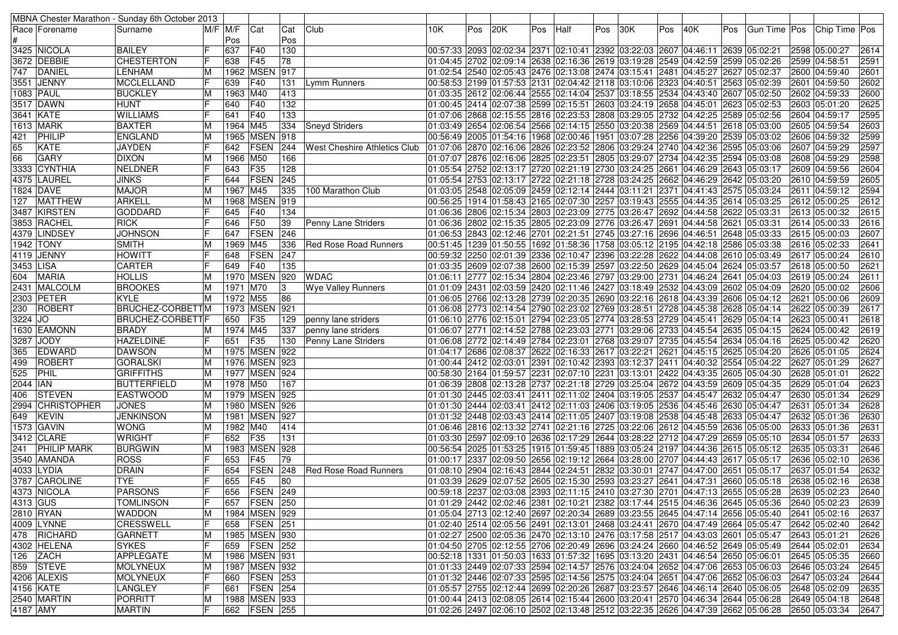| MBNA Chester Marathon - Sunday 6th October 2013 | | | | | | | | | | | | | | | | | | | | | | |
|---|---|---|---|---|---|---|---|---|---|---|---|---|---|---|---|---|---|---|---|---|---|---|
| Race # | Forename | Surname | M/F | M/F Pos | Cat | Cat Pos | Club | 10K | Pos | 20K | Pos | Half | Pos | 30K | Pos | 40K | Pos | Gun Time | Pos | Chip Time | Pos |
| 3425 | NICOLA | BAILEY | F | 637 | F40 | 130 | | 00:57:33 | 2093 | 02:02:34 | 2371 | 02:10:41 | 2392 | 03:22:03 | 2607 | 04:46:11 | 2639 | 05:02:21 | 2598 | 05:00:27 | 2614 |
| 3672 | DEBBIE | CHESTERTON | F | 638 | F45 | 78 | | 01:04:45 | 2702 | 02:09:14 | 2638 | 02:16:36 | 2619 | 03:19:28 | 2549 | 04:42:59 | 2599 | 05:02:26 | 2599 | 04:58:51 | 2591 |
| 747 | DANIEL | LENHAM | M | 1962 | MSEN | 917 | | 01:02:54 | 2540 | 02:05:43 | 2476 | 02:13:08 | 2474 | 03:15:41 | 2481 | 04:45:27 | 2627 | 05:02:37 | 2600 | 04:59:40 | 2601 |
| 3551 | JENNY | MCCLELLAND | F | 639 | F40 | 131 | Lymm Runners | 00:58:53 | 2199 | 01:57:53 | 2131 | 02:04:42 | 2118 | 03:10:06 | 2323 | 04:40:51 | 2563 | 05:02:39 | 2601 | 04:59:50 | 2602 |
| 1083 | PAUL | BUCKLEY | M | 1963 | M40 | 413 | | 01:03:35 | 2612 | 02:06:44 | 2555 | 02:14:04 | 2537 | 03:18:55 | 2534 | 04:43:40 | 2607 | 05:02:50 | 2602 | 04:59:33 | 2600 |
| 3517 | DAWN | HUNT | F | 640 | F40 | 132 | | 01:00:45 | 2414 | 02:07:38 | 2599 | 02:15:51 | 2603 | 03:24:19 | 2658 | 04:45:01 | 2623 | 05:02:53 | 2603 | 05:01:20 | 2625 |
| 3641 | KATE | WILLIAMS | F | 641 | F40 | 133 | | 01:07:06 | 2868 | 02:15:55 | 2816 | 02:23:53 | 2808 | 03:29:05 | 2732 | 04:42:25 | 2589 | 05:02:56 | 2604 | 04:59:17 | 2595 |
| 1613 | MARK | BAXTER | M | 1964 | M45 | 334 | Sneyd Striders | 01:03:49 | 2654 | 02:06:54 | 2566 | 02:14:15 | 2550 | 03:20:38 | 2569 | 04:44:51 | 2618 | 05:03:00 | 2605 | 04:59:54 | 2603 |
| 421 | PHILIP | ENGLAND | M | 1965 | MSEN | 918 | | 00:56:49 | 2005 | 01:54:16 | 1968 | 02:00:46 | 1951 | 03:07:28 | 2256 | 04:39:20 | 2539 | 05:03:02 | 2606 | 04:59:32 | 2599 |
| 65 | KATE | JAYDEN | F | 642 | FSEN | 244 | West Cheshire Athletics Club | 01:07:06 | 2870 | 02:16:06 | 2826 | 02:23:52 | 2806 | 03:29:24 | 2740 | 04:42:36 | 2595 | 05:03:06 | 2607 | 04:59:29 | 2597 |
| 66 | GARY | DIXON | M | 1966 | M50 | 166 | | 01:07:07 | 2876 | 02:16:06 | 2825 | 02:23:51 | 2805 | 03:29:07 | 2734 | 04:42:35 | 2594 | 05:03:08 | 2608 | 04:59:29 | 2598 |
| 3333 | CYNTHIA | NELDNER | F | 643 | F35 | 128 | | 01:05:54 | 2752 | 02:13:17 | 2720 | 02:21:19 | 2730 | 03:24:25 | 2661 | 04:46:29 | 2643 | 05:03:17 | 2609 | 04:59:56 | 2604 |
| 4375 | LAUREL | JINKS | F | 644 | FSEN | 245 | | 01:05:54 | 2753 | 02:13:17 | 2722 | 02:21:18 | 2728 | 03:24:25 | 2662 | 04:46:29 | 2642 | 05:03:20 | 2610 | 04:59:59 | 2605 |
| 1824 | DAVE | MAJOR | M | 1967 | M45 | 335 | 100 Marathon Club | 01:03:05 | 2548 | 02:05:09 | 2459 | 02:12:14 | 2444 | 03:11:21 | 2371 | 04:41:43 | 2575 | 05:03:24 | 2611 | 04:59:12 | 2594 |
| 127 | MATTHEW | ARKELL | M | 1968 | MSEN | 919 | | 00:56:25 | 1914 | 01:58:43 | 2165 | 02:07:30 | 2257 | 03:19:43 | 2555 | 04:44:35 | 2614 | 05:03:25 | 2612 | 05:00:25 | 2612 |
| 3487 | KIRSTEN | GODDARD | F | 645 | F40 | 134 | | 01:06:36 | 2806 | 02:15:34 | 2803 | 02:23:09 | 2775 | 03:26:47 | 2692 | 04:44:58 | 2622 | 05:03:31 | 2613 | 05:00:32 | 2615 |
| 3853 | RACHEL | RICK | F | 646 | F50 | 39 | Penny Lane Striders | 01:06:36 | 2802 | 02:15:35 | 2805 | 02:23:09 | 2776 | 03:26:47 | 2691 | 04:44:58 | 2621 | 05:03:31 | 2614 | 05:00:33 | 2616 |
| 4379 | LINDSEY | JOHNSON | F | 647 | FSEN | 246 | | 01:06:53 | 2843 | 02:12:46 | 2701 | 02:21:51 | 2745 | 03:27:16 | 2696 | 04:46:51 | 2648 | 05:03:33 | 2615 | 05:00:03 | 2607 |
| 1942 | TONY | SMITH | M | 1969 | M45 | 336 | Red Rose Road Runners | 00:51:45 | 1239 | 01:50:55 | 1692 | 01:58:36 | 1758 | 03:05:12 | 2195 | 04:42:18 | 2586 | 05:03:38 | 2616 | 05:02:33 | 2641 |
| 4119 | JENNY | HOWITT | F | 648 | FSEN | 247 | | 00:59:32 | 2250 | 02:01:39 | 2336 | 02:10:47 | 2396 | 03:22:28 | 2622 | 04:44:08 | 2610 | 05:03:49 | 2617 | 05:00:24 | 2610 |
| 3453 | LISA | CARTER | F | 649 | F40 | 135 | | 01:03:35 | 2609 | 02:07:38 | 2600 | 02:15:39 | 2597 | 03:22:50 | 2629 | 04:45:04 | 2624 | 05:03:57 | 2618 | 05:00:50 | 2621 |
| 604 | MARIA | HOLLIS | M | 1970 | MSEN | 920 | WDAC | 01:06:11 | 2777 | 02:15:34 | 2804 | 02:23:46 | 2797 | 03:29:00 | 2731 | 04:46:24 | 2641 | 05:04:03 | 2619 | 05:00:24 | 2611 |
| 2431 | MALCOLM | BROOKES | M | 1971 | M70 | 3 | Wye Valley Runners | 01:01:09 | 2431 | 02:03:59 | 2420 | 02:11:46 | 2427 | 03:18:49 | 2532 | 04:43:09 | 2602 | 05:04:09 | 2620 | 05:00:02 | 2606 |
| 2303 | PETER | KYLE | M | 1972 | M55 | 86 | | 01:06:05 | 2766 | 02:13:28 | 2739 | 02:20:35 | 2690 | 03:22:16 | 2618 | 04:43:39 | 2606 | 05:04:12 | 2621 | 05:00:06 | 2609 |
| 230 | ROBERT | BRUCHEZ-CORBETT | M | 1973 | MSEN | 921 | | 01:06:08 | 2773 | 02:14:54 | 2790 | 02:23:02 | 2769 | 03:28:51 | 2728 | 04:45:38 | 2628 | 05:04:14 | 2622 | 05:00:39 | 2617 |
| 3224 | JO | BRUCHEZ-CORBETT | F | 650 | F35 | 129 | penny lane striders | 01:06:10 | 2776 | 02:15:01 | 2794 | 02:23:05 | 2774 | 03:28:53 | 2729 | 04:45:41 | 2629 | 05:04:14 | 2623 | 05:00:41 | 2618 |
| 1630 | EAMONN | BRADY | M | 1974 | M45 | 337 | penny lane striders | 01:06:07 | 2771 | 02:14:52 | 2788 | 02:23:03 | 2771 | 03:29:06 | 2733 | 04:45:54 | 2635 | 05:04:15 | 2624 | 05:00:42 | 2619 |
| 3287 | JODY | HAZELDINE | F | 651 | F35 | 130 | Penny Lane Striders | 01:06:08 | 2772 | 02:14:49 | 2784 | 02:23:01 | 2768 | 03:29:07 | 2735 | 04:45:54 | 2634 | 05:04:16 | 2625 | 05:00:42 | 2620 |
| 365 | EDWARD | DAWSON | M | 1975 | MSEN | 922 | | 01:04:17 | 2686 | 02:08:37 | 2622 | 02:16:33 | 2617 | 03:22:21 | 2621 | 04:45:15 | 2625 | 05:04:20 | 2626 | 05:01:05 | 2624 |
| 499 | ROBERT | GORALSKI | M | 1976 | MSEN | 923 | | 01:00:44 | 2412 | 02:03:01 | 2391 | 02:10:42 | 2393 | 03:12:37 | 2411 | 04:40:32 | 2554 | 05:04:22 | 2627 | 05:01:29 | 2627 |
| 525 | PHIL | GRIFFITHS | M | 1977 | MSEN | 924 | | 00:58:30 | 2164 | 01:59:57 | 2231 | 02:07:10 | 2231 | 03:13:01 | 2422 | 04:43:35 | 2605 | 05:04:30 | 2628 | 05:01:01 | 2622 |
| 2044 | IAN | BUTTERFIELD | M | 1978 | M50 | 167 | | 01:06:39 | 2808 | 02:13:28 | 2737 | 02:21:18 | 2729 | 03:25:04 | 2672 | 04:43:59 | 2609 | 05:04:35 | 2629 | 05:01:04 | 2623 |
| 406 | STEVEN | EASTWOOD | M | 1979 | MSEN | 925 | | 01:01:30 | 2445 | 02:03:41 | 2411 | 02:11:02 | 2404 | 03:19:05 | 2537 | 04:45:47 | 2632 | 05:04:47 | 2630 | 05:01:34 | 2629 |
| 2994 | CHRISTOPHER | JONES | M | 1980 | MSEN | 926 | | 01:01:30 | 2444 | 02:03:41 | 2412 | 02:11:03 | 2406 | 03:19:05 | 2536 | 04:45:46 | 2630 | 05:04:47 | 2631 | 05:01:34 | 2628 |
| 649 | KEVIN | JENKINSON | M | 1981 | MSEN | 927 | | 01:01:32 | 2448 | 02:03:43 | 2414 | 02:11:05 | 2407 | 03:19:08 | 2538 | 04:45:48 | 2633 | 05:04:47 | 2632 | 05:01:36 | 2630 |
| 1573 | GAVIN | WONG | M | 1982 | M40 | 414 | | 01:06:46 | 2816 | 02:13:32 | 2741 | 02:21:16 | 2725 | 03:22:06 | 2612 | 04:45:59 | 2636 | 05:05:00 | 2633 | 05:01:36 | 2631 |
| 3412 | CLARE | WRIGHT | F | 652 | F35 | 131 | | 01:03:30 | 2597 | 02:09:10 | 2636 | 02:17:29 | 2644 | 03:28:22 | 2712 | 04:47:29 | 2659 | 05:05:10 | 2634 | 05:01:57 | 2633 |
| 241 | PHILIP MARK | BURGWIN | M | 1983 | MSEN | 928 | | 00:56:54 | 2025 | 01:53:25 | 1915 | 01:59:45 | 1889 | 03:05:24 | 2197 | 04:44:36 | 2615 | 05:05:12 | 2635 | 05:03:31 | 2646 |
| 3540 | AMANDA | ROSS | F | 653 | F45 | 79 | | 01:00:17 | 2337 | 02:09:50 | 2656 | 02:19:12 | 2664 | 03:28:00 | 2707 | 04:44:43 | 2617 | 05:05:17 | 2636 | 05:02:10 | 2636 |
| 4033 | LYDIA | DRAIN | F | 654 | FSEN | 248 | Red Rose Road Runners | 01:08:10 | 2904 | 02:16:43 | 2844 | 02:24:51 | 2832 | 03:30:01 | 2747 | 04:47:00 | 2651 | 05:05:17 | 2637 | 05:01:54 | 2632 |
| 3787 | CAROLINE | TYE | F | 655 | F45 | 80 | | 01:03:39 | 2629 | 02:07:52 | 2605 | 02:15:30 | 2593 | 03:23:27 | 2641 | 04:47:31 | 2660 | 05:05:18 | 2638 | 05:02:16 | 2638 |
| 4373 | NICOLA | PARSONS | F | 656 | FSEN | 249 | | 00:59:18 | 2237 | 02:03:08 | 2393 | 02:11:15 | 2410 | 03:27:30 | 2701 | 04:47:13 | 2655 | 05:05:28 | 2639 | 05:02:23 | 2640 |
| 4313 | GUS | TOMLINSON | F | 657 | FSEN | 250 | | 01:01:29 | 2442 | 02:02:46 | 2381 | 02:10:21 | 2382 | 03:17:44 | 2515 | 04:46:36 | 2645 | 05:05:36 | 2640 | 05:02:23 | 2639 |
| 2810 | RYAN | WADDON | M | 1984 | MSEN | 929 | | 01:05:04 | 2713 | 02:12:40 | 2697 | 02:20:34 | 2689 | 03:23:55 | 2645 | 04:47:14 | 2656 | 05:05:40 | 2641 | 05:02:16 | 2637 |
| 4009 | LYNNE | CRESSWELL | F | 658 | FSEN | 251 | | 01:02:40 | 2514 | 02:05:56 | 2491 | 02:13:01 | 2468 | 03:24:41 | 2670 | 04:47:49 | 2664 | 05:05:47 | 2642 | 05:02:40 | 2642 |
| 478 | RICHARD | GARNETT | M | 1985 | MSEN | 930 | | 01:02:27 | 2500 | 02:05:36 | 2470 | 02:13:10 | 2476 | 03:17:58 | 2517 | 04:43:03 | 2601 | 05:05:47 | 2643 | 05:01:21 | 2626 |
| 4302 | HELENA | SYKES | F | 659 | FSEN | 252 | | 01:04:50 | 2705 | 02:12:55 | 2706 | 02:20:49 | 2696 | 03:24:24 | 2660 | 04:46:52 | 2649 | 05:05:49 | 2644 | 05:02:01 | 2634 |
| 126 | ZACH | APPLEGATE | M | 1986 | MSEN | 931 | | 00:52:18 | 1331 | 01:50:03 | 1633 | 01:57:32 | 1695 | 03:13:20 | 2431 | 04:46:54 | 2650 | 05:06:01 | 2645 | 05:05:35 | 2660 |
| 859 | STEVE | MOLYNEUX | M | 1987 | MSEN | 932 | | 01:01:33 | 2449 | 02:07:33 | 2594 | 02:14:57 | 2576 | 03:24:04 | 2652 | 04:47:06 | 2653 | 05:06:03 | 2646 | 05:03:24 | 2645 |
| 4206 | ALEXIS | MOLYNEUX | F | 660 | FSEN | 253 | | 01:01:32 | 2446 | 02:07:33 | 2595 | 02:14:56 | 2575 | 03:24:04 | 2651 | 04:47:06 | 2652 | 05:06:03 | 2647 | 05:03:24 | 2644 |
| 4156 | KATE | LANGLEY | F | 661 | FSEN | 254 | | 01:05:57 | 2755 | 02:12:44 | 2699 | 02:20:26 | 2687 | 03:23:57 | 2646 | 04:46:14 | 2640 | 05:06:05 | 2648 | 05:02:09 | 2635 |
| 2540 | MARTIN | PORRITT | M | 1988 | MSEN | 933 | | 01:00:44 | 2413 | 02:08:05 | 2614 | 02:15:44 | 2600 | 03:20:41 | 2570 | 04:46:34 | 2644 | 05:06:28 | 2649 | 05:04:18 | 2648 |
| 4187 | AMY | MARTIN | F | 662 | FSEN | 255 | | 01:02:26 | 2497 | 02:06:10 | 2502 | 02:13:48 | 2512 | 03:22:35 | 2626 | 04:47:39 | 2662 | 05:06:28 | 2650 | 05:03:34 | 2647 |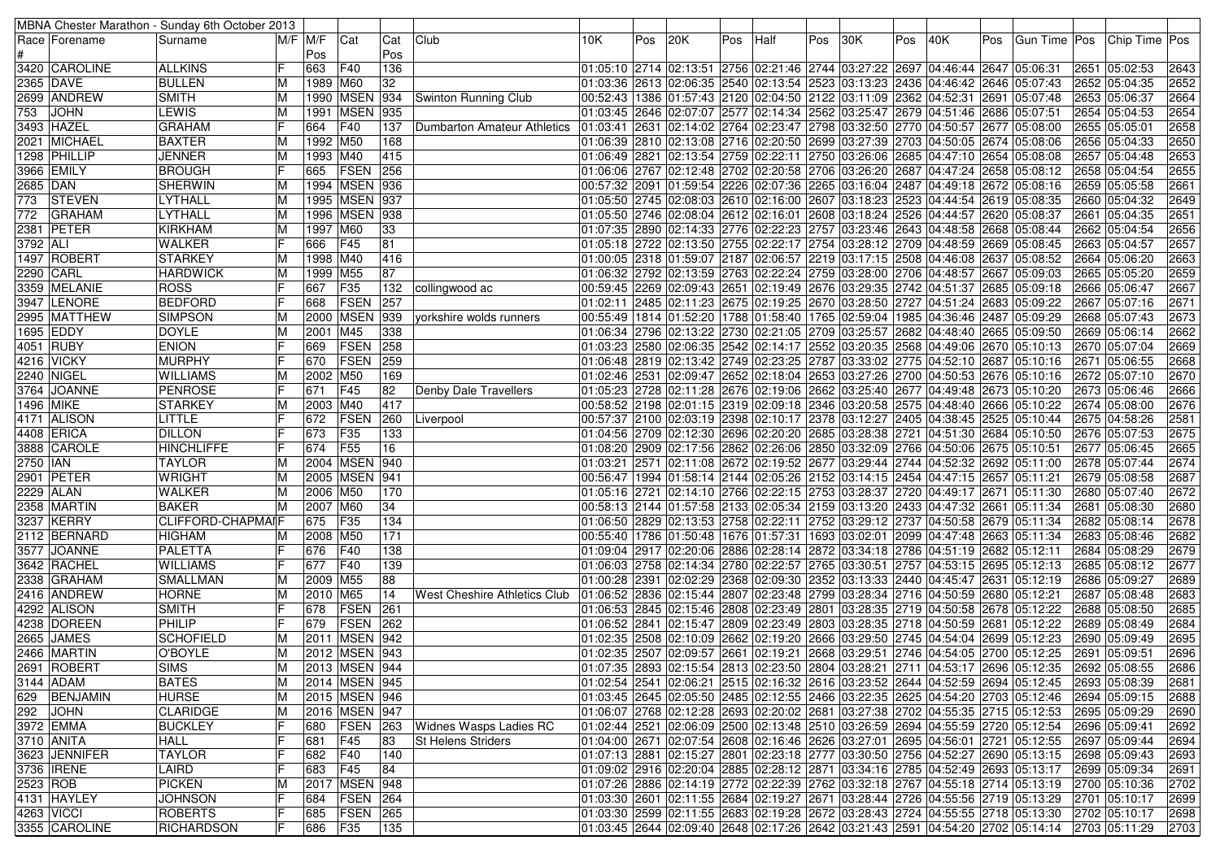| MBNA Chester Marathon - Sunday 6th October 2013 | | | | | | | | | | | | | | | | | | | | | | | |
|---|---|---|---|---|---|---|---|---|---|---|---|---|---|---|---|---|---|---|---|---|---|---|---|
| Race # | Forename | Surname | M/F | M/F Pos | Cat | Cat Pos | Club | 10K | Pos | 20K | Pos | Half | Pos | 30K | Pos | 40K | Pos | Gun Time | Pos | Chip Time | Pos |
| 3420 | CAROLINE | ALLKINS | F | 663 | F40 | 136 | | 01:05:10 | 2714 | 02:13:51 | 2756 | 02:21:46 | 2744 | 03:27:22 | 2697 | 04:46:44 | 2647 | 05:06:31 | 2651 | 05:02:53 | 2643 |
| 2365 | DAVE | BULLEN | M | 1989 | M60 | 32 | | 01:03:36 | 2613 | 02:06:35 | 2540 | 02:13:54 | 2523 | 03:13:23 | 2436 | 04:46:42 | 2646 | 05:07:43 | 2652 | 05:04:35 | 2652 |
| 2699 | ANDREW | SMITH | M | 1990 | MSEN | 934 | Swinton Running Club | 00:52:43 | 1386 | 01:57:43 | 2120 | 02:04:50 | 2122 | 03:11:09 | 2362 | 04:52:31 | 2691 | 05:07:48 | 2653 | 05:06:37 | 2664 |
| 753 | JOHN | LEWIS | M | 1991 | MSEN | 935 | | 01:03:45 | 2646 | 02:07:07 | 2577 | 02:14:34 | 2562 | 03:25:47 | 2679 | 04:51:46 | 2686 | 05:07:51 | 2654 | 05:04:53 | 2654 |
| 3493 | HAZEL | GRAHAM | F | 664 | F40 | 137 | Dumbarton Amateur Athletics | 01:03:41 | 2631 | 02:14:02 | 2764 | 02:23:47 | 2798 | 03:32:50 | 2770 | 04:50:57 | 2677 | 05:08:00 | 2655 | 05:05:01 | 2658 |
| 2021 | MICHAEL | BAXTER | M | 1992 | M50 | 168 | | 01:06:39 | 2810 | 02:13:08 | 2716 | 02:20:50 | 2699 | 03:27:39 | 2703 | 04:50:05 | 2674 | 05:08:06 | 2656 | 05:04:33 | 2650 |
| 1298 | PHILLIP | JENNER | M | 1993 | M40 | 415 | | 01:06:49 | 2821 | 02:13:54 | 2759 | 02:22:11 | 2750 | 03:26:06 | 2685 | 04:47:10 | 2654 | 05:08:08 | 2657 | 05:04:48 | 2653 |
| 3966 | EMILY | BROUGH | F | 665 | FSEN | 256 | | 01:06:06 | 2767 | 02:12:48 | 2702 | 02:20:58 | 2706 | 03:26:20 | 2687 | 04:47:24 | 2658 | 05:08:12 | 2658 | 05:04:54 | 2655 |
| 2685 | DAN | SHERWIN | M | 1994 | MSEN | 936 | | 00:57:32 | 2091 | 01:59:54 | 2226 | 02:07:36 | 2265 | 03:16:04 | 2487 | 04:49:18 | 2672 | 05:08:16 | 2659 | 05:05:58 | 2661 |
| 773 | STEVEN | LYTHALL | M | 1995 | MSEN | 937 | | 01:05:50 | 2745 | 02:08:03 | 2610 | 02:16:00 | 2607 | 03:18:23 | 2523 | 04:44:54 | 2619 | 05:08:35 | 2660 | 05:04:32 | 2649 |
| 772 | GRAHAM | LYTHALL | M | 1996 | MSEN | 938 | | 01:05:50 | 2746 | 02:08:04 | 2612 | 02:16:01 | 2608 | 03:18:24 | 2526 | 04:44:57 | 2620 | 05:08:37 | 2661 | 05:04:35 | 2651 |
| 2381 | PETER | KIRKHAM | M | 1997 | M60 | 33 | | 01:07:35 | 2890 | 02:14:33 | 2776 | 02:22:23 | 2757 | 03:23:46 | 2643 | 04:48:58 | 2668 | 05:08:44 | 2662 | 05:04:54 | 2656 |
| 3792 | ALI | WALKER | F | 666 | F45 | 81 | | 01:05:18 | 2722 | 02:13:50 | 2755 | 02:22:17 | 2754 | 03:28:12 | 2709 | 04:48:59 | 2669 | 05:08:45 | 2663 | 05:04:57 | 2657 |
| 1497 | ROBERT | STARKEY | M | 1998 | M40 | 416 | | 01:00:05 | 2318 | 01:59:07 | 2187 | 02:06:57 | 2219 | 03:17:15 | 2508 | 04:46:08 | 2637 | 05:08:52 | 2664 | 05:06:20 | 2663 |
| 2290 | CARL | HARDWICK | M | 1999 | M55 | 87 | | 01:06:32 | 2792 | 02:13:59 | 2763 | 02:22:24 | 2759 | 03:28:00 | 2706 | 04:48:57 | 2667 | 05:09:03 | 2665 | 05:05:20 | 2659 |
| 3359 | MELANIE | ROSS | F | 667 | F35 | 132 | collingwood ac | 00:59:45 | 2269 | 02:09:43 | 2651 | 02:19:49 | 2676 | 03:29:35 | 2742 | 04:51:37 | 2685 | 05:09:18 | 2666 | 05:06:47 | 2667 |
| 3947 | LENORE | BEDFORD | F | 668 | FSEN | 257 | | 01:02:11 | 2485 | 02:11:23 | 2675 | 02:19:25 | 2670 | 03:28:50 | 2727 | 04:51:24 | 2683 | 05:09:22 | 2667 | 05:07:16 | 2671 |
| 2995 | MATTHEW | SIMPSON | M | 2000 | MSEN | 939 | yorkshire wolds runners | 00:55:49 | 1814 | 01:52:20 | 1788 | 01:58:40 | 1765 | 02:59:04 | 1985 | 04:36:46 | 2487 | 05:09:29 | 2668 | 05:07:43 | 2673 |
| 1695 | EDDY | DOYLE | M | 2001 | M45 | 338 | | 01:06:34 | 2796 | 02:13:22 | 2730 | 02:21:05 | 2709 | 03:25:57 | 2682 | 04:48:40 | 2665 | 05:09:50 | 2669 | 05:06:14 | 2662 |
| 4051 | RUBY | ENION | F | 669 | FSEN | 258 | | 01:03:23 | 2580 | 02:06:35 | 2542 | 02:14:17 | 2552 | 03:20:35 | 2568 | 04:49:06 | 2670 | 05:10:13 | 2670 | 05:07:04 | 2669 |
| 4216 | VICKY | MURPHY | F | 670 | FSEN | 259 | | 01:06:48 | 2819 | 02:13:42 | 2749 | 02:23:25 | 2787 | 03:33:02 | 2775 | 04:52:10 | 2687 | 05:10:16 | 2671 | 05:06:55 | 2668 |
| 2240 | NIGEL | WILLIAMS | M | 2002 | M50 | 169 | | 01:02:46 | 2531 | 02:09:47 | 2652 | 02:18:04 | 2653 | 03:27:26 | 2700 | 04:50:53 | 2676 | 05:10:16 | 2672 | 05:07:10 | 2670 |
| 3764 | JOANNE | PENROSE | F | 671 | F45 | 82 | Denby Dale Travellers | 01:05:23 | 2728 | 02:11:28 | 2676 | 02:19:06 | 2662 | 03:25:40 | 2677 | 04:49:48 | 2673 | 05:10:20 | 2673 | 05:06:46 | 2666 |
| 1496 | MIKE | STARKEY | M | 2003 | M40 | 417 | | 00:58:52 | 2198 | 02:01:15 | 2319 | 02:09:18 | 2346 | 03:20:58 | 2575 | 04:48:40 | 2666 | 05:10:22 | 2674 | 05:08:00 | 2676 |
| 4171 | ALISON | LITTLE | F | 672 | FSEN | 260 | Liverpool | 00:57:37 | 2100 | 02:03:19 | 2398 | 02:10:17 | 2378 | 03:12:27 | 2405 | 04:38:45 | 2525 | 05:10:44 | 2675 | 04:58:26 | 2581 |
| 4408 | ERICA | DILLON | F | 673 | F35 | 133 | | 01:04:56 | 2709 | 02:12:30 | 2696 | 02:20:20 | 2685 | 03:28:38 | 2721 | 04:51:30 | 2684 | 05:10:50 | 2676 | 05:07:53 | 2675 |
| 3888 | CAROLE | HINCHLIFFE | F | 674 | F55 | 16 | | 01:08:20 | 2909 | 02:17:56 | 2862 | 02:26:06 | 2850 | 03:32:09 | 2766 | 04:50:06 | 2675 | 05:10:51 | 2677 | 05:06:45 | 2665 |
| 2750 | IAN | TAYLOR | M | 2004 | MSEN | 940 | | 01:03:21 | 2571 | 02:11:08 | 2672 | 02:19:52 | 2677 | 03:29:44 | 2744 | 04:52:32 | 2692 | 05:11:00 | 2678 | 05:07:44 | 2674 |
| 2901 | PETER | WRIGHT | M | 2005 | MSEN | 941 | | 00:56:47 | 1994 | 01:58:14 | 2144 | 02:05:26 | 2152 | 03:14:15 | 2454 | 04:47:15 | 2657 | 05:11:21 | 2679 | 05:08:58 | 2687 |
| 2229 | ALAN | WALKER | M | 2006 | M50 | 170 | | 01:05:16 | 2721 | 02:14:10 | 2766 | 02:22:15 | 2753 | 03:28:37 | 2720 | 04:49:17 | 2671 | 05:11:30 | 2680 | 05:07:40 | 2672 |
| 2358 | MARTIN | BAKER | M | 2007 | M60 | 34 | | 00:58:13 | 2144 | 01:57:58 | 2133 | 02:05:34 | 2159 | 03:13:20 | 2433 | 04:47:32 | 2661 | 05:11:34 | 2681 | 05:08:30 | 2680 |
| 3237 | KERRY | CLIFFORD-CHAPMAI | F | 675 | F35 | 134 | | 01:06:50 | 2829 | 02:13:53 | 2758 | 02:22:11 | 2752 | 03:29:12 | 2737 | 04:50:58 | 2679 | 05:11:34 | 2682 | 05:08:14 | 2678 |
| 2112 | BERNARD | HIGHAM | M | 2008 | M50 | 171 | | 00:55:40 | 1786 | 01:50:48 | 1676 | 01:57:31 | 1693 | 03:02:01 | 2099 | 04:47:48 | 2663 | 05:11:34 | 2683 | 05:08:46 | 2682 |
| 3577 | JOANNE | PALETTA | F | 676 | F40 | 138 | | 01:09:04 | 2917 | 02:20:06 | 2886 | 02:28:14 | 2872 | 03:34:18 | 2786 | 04:51:19 | 2682 | 05:12:11 | 2684 | 05:08:29 | 2679 |
| 3642 | RACHEL | WILLIAMS | F | 677 | F40 | 139 | | 01:06:03 | 2758 | 02:14:34 | 2780 | 02:22:57 | 2765 | 03:30:51 | 2757 | 04:53:15 | 2695 | 05:12:13 | 2685 | 05:08:12 | 2677 |
| 2338 | GRAHAM | SMALLMAN | M | 2009 | M55 | 88 | | 01:00:28 | 2391 | 02:02:29 | 2368 | 02:09:30 | 2352 | 03:13:33 | 2440 | 04:45:47 | 2631 | 05:12:19 | 2686 | 05:09:27 | 2689 |
| 2416 | ANDREW | HORNE | M | 2010 | M65 | 14 | West Cheshire Athletics Club | 01:06:52 | 2836 | 02:15:44 | 2807 | 02:23:48 | 2799 | 03:28:34 | 2716 | 04:50:59 | 2680 | 05:12:21 | 2687 | 05:08:48 | 2683 |
| 4292 | ALISON | SMITH | F | 678 | FSEN | 261 | | 01:06:53 | 2845 | 02:15:46 | 2808 | 02:23:49 | 2801 | 03:28:35 | 2719 | 04:50:58 | 2678 | 05:12:22 | 2688 | 05:08:50 | 2685 |
| 4238 | DOREEN | PHILIP | F | 679 | FSEN | 262 | | 01:06:52 | 2841 | 02:15:47 | 2809 | 02:23:49 | 2803 | 03:28:35 | 2718 | 04:50:59 | 2681 | 05:12:22 | 2689 | 05:08:49 | 2684 |
| 2665 | JAMES | SCHOFIELD | M | 2011 | MSEN | 942 | | 01:02:35 | 2508 | 02:10:09 | 2662 | 02:19:20 | 2666 | 03:29:50 | 2745 | 04:54:04 | 2699 | 05:12:23 | 2690 | 05:09:49 | 2695 |
| 2466 | MARTIN | O'BOYLE | M | 2012 | MSEN | 943 | | 01:02:35 | 2507 | 02:09:57 | 2661 | 02:19:21 | 2668 | 03:29:51 | 2746 | 04:54:05 | 2700 | 05:12:25 | 2691 | 05:09:51 | 2696 |
| 2691 | ROBERT | SIMS | M | 2013 | MSEN | 944 | | 01:07:35 | 2893 | 02:15:54 | 2813 | 02:23:50 | 2804 | 03:28:21 | 2711 | 04:53:17 | 2696 | 05:12:35 | 2692 | 05:08:55 | 2686 |
| 3144 | ADAM | BATES | M | 2014 | MSEN | 945 | | 01:02:54 | 2541 | 02:06:21 | 2515 | 02:16:32 | 2616 | 03:23:52 | 2644 | 04:52:59 | 2694 | 05:12:45 | 2693 | 05:08:39 | 2681 |
| 629 | BENJAMIN | HURSE | M | 2015 | MSEN | 946 | | 01:03:45 | 2645 | 02:05:50 | 2485 | 02:12:55 | 2466 | 03:22:35 | 2625 | 04:54:20 | 2703 | 05:12:46 | 2694 | 05:09:15 | 2688 |
| 292 | JOHN | CLARIDGE | M | 2016 | MSEN | 947 | | 01:06:07 | 2768 | 02:12:28 | 2693 | 02:20:02 | 2681 | 03:27:38 | 2702 | 04:55:35 | 2715 | 05:12:53 | 2695 | 05:09:29 | 2690 |
| 3972 | EMMA | BUCKLEY | F | 680 | FSEN | 263 | Widnes Wasps Ladies RC | 01:02:44 | 2521 | 02:06:09 | 2500 | 02:13:48 | 2510 | 03:26:59 | 2694 | 04:55:59 | 2720 | 05:12:54 | 2696 | 05:09:41 | 2692 |
| 3710 | ANITA | HALL | F | 681 | F45 | 83 | St Helens Striders | 01:04:00 | 2671 | 02:07:54 | 2608 | 02:16:46 | 2626 | 03:27:01 | 2695 | 04:56:01 | 2721 | 05:12:55 | 2697 | 05:09:44 | 2694 |
| 3623 | JENNIFER | TAYLOR | F | 682 | F40 | 140 | | 01:07:13 | 2881 | 02:15:27 | 2801 | 02:23:18 | 2777 | 03:30:50 | 2756 | 04:52:27 | 2690 | 05:13:15 | 2698 | 05:09:43 | 2693 |
| 3736 | IRENE | LAIRD | F | 683 | F45 | 84 | | 01:09:02 | 2916 | 02:20:04 | 2885 | 02:28:12 | 2871 | 03:34:16 | 2785 | 04:52:49 | 2693 | 05:13:17 | 2699 | 05:09:34 | 2691 |
| 2523 | ROB | PICKEN | M | 2017 | MSEN | 948 | | 01:07:26 | 2886 | 02:14:19 | 2772 | 02:22:39 | 2762 | 03:32:18 | 2767 | 04:55:18 | 2714 | 05:13:19 | 2700 | 05:10:36 | 2702 |
| 4131 | HAYLEY | JOHNSON | F | 684 | FSEN | 264 | | 01:03:30 | 2601 | 02:11:55 | 2684 | 02:19:27 | 2671 | 03:28:44 | 2726 | 04:55:56 | 2719 | 05:13:29 | 2701 | 05:10:17 | 2699 |
| 4263 | VICCI | ROBERTS | F | 685 | FSEN | 265 | | 01:03:30 | 2599 | 02:11:55 | 2683 | 02:19:28 | 2672 | 03:28:43 | 2724 | 04:55:55 | 2718 | 05:13:30 | 2702 | 05:10:17 | 2698 |
| 3355 | CAROLINE | RICHARDSON | F | 686 | F35 | 135 | | 01:03:45 | 2644 | 02:09:40 | 2648 | 02:17:26 | 2642 | 03:21:43 | 2591 | 04:54:20 | 2702 | 05:14:14 | 2703 | 05:11:29 | 2703 |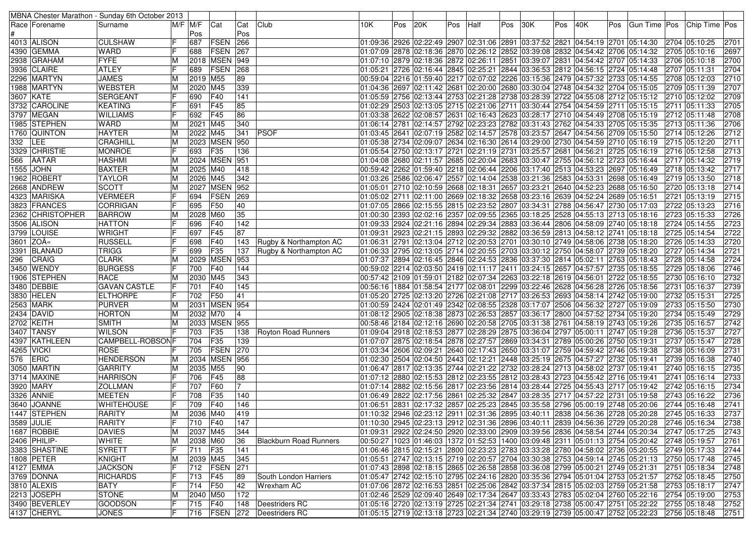| MBNA Chester Marathon - Sunday 6th October 2013 | | | | | | | | | | | | | | | | | | | | | | | | |
|---|---|---|---|---|---|---|---|---|---|---|---|---|---|---|---|---|---|---|---|---|---|---|---|---|
| Race # | Forename | Surname | M/F | M/F Pos | Cat | Cat Pos | Club | 10K | Pos | 20K | Pos | Half | Pos | 30K | Pos | 40K | Pos | Gun Time | Pos | Chip Time | Pos |
| 4013 | ALISON | CULSHAW | F | 687 | FSEN | 266 | | 01:09:36 | 2926 | 02:22:49 | 2907 | 02:31:06 | 2891 | 03:37:52 | 2821 | 04:54:19 | 2701 | 05:14:30 | 2704 | 05:10:25 | 2701 |
| 4390 | GEMMA | WARD | F | 688 | FSEN | 267 | | 01:07:09 | 2878 | 02:18:36 | 2870 | 02:26:12 | 2852 | 03:39:08 | 2832 | 04:54:42 | 2706 | 05:14:32 | 2705 | 05:10:16 | 2697 |
| 2938 | GRAHAM | FYFE | M | 2018 | MSEN | 949 | | 01:07:10 | 2879 | 02:18:36 | 2872 | 02:26:11 | 2851 | 03:39:07 | 2831 | 04:54:42 | 2707 | 05:14:33 | 2706 | 05:10:18 | 2700 |
| 3936 | CLAIRE | ATLEY | F | 689 | FSEN | 268 | | 01:05:21 | 2726 | 02:16:44 | 2845 | 02:25:21 | 2844 | 03:36:53 | 2812 | 04:56:15 | 2724 | 05:14:48 | 2707 | 05:11:31 | 2704 |
| 2296 | MARTYN | JAMES | M | 2019 | M55 | 89 | | 00:59:04 | 2216 | 01:59:40 | 2217 | 02:07:02 | 2226 | 03:15:36 | 2479 | 04:57:32 | 2733 | 05:14:55 | 2708 | 05:12:03 | 2710 |
| 1988 | MARTYN | WEBSTER | M | 2020 | M45 | 339 | | 01:04:36 | 2697 | 02:11:42 | 2681 | 02:20:00 | 2680 | 03:30:04 | 2748 | 04:54:32 | 2704 | 05:15:05 | 2709 | 05:11:39 | 2707 |
| 3607 | KATE | SERGEANT | F | 690 | F40 | 141 | | 01:05:59 | 2756 | 02:13:44 | 2753 | 02:21:28 | 2738 | 03:28:39 | 2722 | 04:55:08 | 2712 | 05:15:12 | 2710 | 05:12:02 | 2709 |
| 3732 | CAROLINE | KEATING | F | 691 | F45 | 85 | | 01:02:29 | 2503 | 02:13:05 | 2715 | 02:21:06 | 2711 | 03:30:44 | 2754 | 04:54:59 | 2711 | 05:15:15 | 2711 | 05:11:33 | 2705 |
| 3797 | MEGAN | WILLIAMS | F | 692 | F45 | 86 | | 01:03:38 | 2622 | 02:08:57 | 2631 | 02:16:43 | 2623 | 03:28:17 | 2710 | 04:54:49 | 2708 | 05:15:19 | 2712 | 05:11:48 | 2708 |
| 1985 | STEPHEN | WARD | M | 2021 | M45 | 340 | | 01:06:14 | 2781 | 02:14:57 | 2792 | 02:23:23 | 2782 | 03:31:43 | 2762 | 04:54:33 | 2705 | 05:15:35 | 2713 | 05:11:36 | 2706 |
| 1760 | QUINTON | HAYTER | M | 2022 | M45 | 341 | PSOF | 01:03:45 | 2641 | 02:07:19 | 2582 | 02:14:57 | 2578 | 03:23:57 | 2647 | 04:54:56 | 2709 | 05:15:50 | 2714 | 05:12:26 | 2712 |
| 332 | LEE | CRAGHILL | M | 2023 | MSEN | 950 | | 01:05:38 | 2734 | 02:09:07 | 2634 | 02:16:30 | 2614 | 03:29:00 | 2730 | 04:54:59 | 2710 | 05:16:19 | 2715 | 05:12:20 | 2711 |
| 3329 | CHRISTIE | MONROE | F | 693 | F35 | 136 | | 01:05:54 | 2750 | 02:13:17 | 2721 | 02:21:19 | 2731 | 03:25:57 | 2681 | 04:56:21 | 2725 | 05:16:19 | 2716 | 05:12:58 | 2713 |
| 566 | AATAR | HASHMI | M | 2024 | MSEN | 951 | | 01:04:08 | 2680 | 02:11:57 | 2685 | 02:20:04 | 2683 | 03:30:47 | 2755 | 04:56:12 | 2723 | 05:16:44 | 2717 | 05:14:32 | 2719 |
| 1555 | JOHN | BAXTER | M | 2025 | M40 | 418 | | 00:59:42 | 2262 | 01:59:40 | 2218 | 02:06:44 | 2206 | 03:17:40 | 2513 | 04:53:23 | 2697 | 05:16:49 | 2718 | 05:13:42 | 2717 |
| 1962 | ROBERT | TAYLOR | M | 2026 | M45 | 342 | | 01:03:26 | 2586 | 02:06:47 | 2557 | 02:14:04 | 2538 | 03:21:36 | 2583 | 04:53:31 | 2698 | 05:16:49 | 2719 | 05:13:50 | 2718 |
| 2668 | ANDREW | SCOTT | M | 2027 | MSEN | 952 | | 01:05:01 | 2710 | 02:10:59 | 2668 | 02:18:31 | 2657 | 03:23:21 | 2640 | 04:52:23 | 2688 | 05:16:50 | 2720 | 05:13:18 | 2714 |
| 4323 | MARISKA | VERMEER | F | 694 | FSEN | 269 | | 01:05:02 | 2711 | 02:11:00 | 2669 | 02:18:32 | 2658 | 03:23:16 | 2639 | 04:52:24 | 2689 | 05:16:51 | 2721 | 05:13:19 | 2715 |
| 3823 | FRANCES | CORRIGAN | F | 695 | F50 | 40 | | 01:07:05 | 2866 | 02:15:55 | 2815 | 02:23:52 | 2807 | 03:34:31 | 2788 | 04:56:47 | 2730 | 05:17:03 | 2722 | 05:13:23 | 2716 |
| 2362 | CHRISTOPHER | BARROW | M | 2028 | M60 | 35 | | 01:00:30 | 2393 | 02:02:16 | 2357 | 02:09:55 | 2365 | 03:18:25 | 2528 | 04:55:13 | 2713 | 05:18:16 | 2723 | 05:15:33 | 2726 |
| 3506 | ALISON | HATTON | F | 696 | F40 | 142 | | 01:09:33 | 2924 | 02:21:16 | 2894 | 02:29:34 | 2883 | 03:36:44 | 2806 | 04:58:09 | 2740 | 05:18:18 | 2724 | 05:14:55 | 2723 |
| 3799 | LOUISE | WRIGHT | F | 697 | F45 | 87 | | 01:09:31 | 2923 | 02:21:15 | 2893 | 02:29:32 | 2882 | 03:36:59 | 2813 | 04:58:12 | 2741 | 05:18:18 | 2725 | 05:14:54 | 2722 |
| 3601 | ZOÃ« | RUSSELL | F | 698 | F40 | 143 | Rugby & Northampton AC | 01:06:31 | 2791 | 02:13:04 | 2712 | 02:20:53 | 2701 | 03:30:10 | 2749 | 04:58:06 | 2738 | 05:18:20 | 2726 | 05:14:33 | 2720 |
| 3391 | BLANAID | TRIGG | F | 699 | F35 | 137 | Rugby & Northampton AC | 01:06:33 | 2795 | 02:13:05 | 2714 | 02:20:55 | 2703 | 03:30:12 | 2750 | 04:58:07 | 2739 | 05:18:20 | 2727 | 05:14:34 | 2721 |
| 296 | CRAIG | CLARK | M | 2029 | MSEN | 953 | | 01:07:37 | 2894 | 02:16:45 | 2846 | 02:24:53 | 2836 | 03:37:30 | 2814 | 05:02:11 | 2763 | 05:18:43 | 2728 | 05:14:58 | 2724 |
| 3450 | WENDY | BURGESS | F | 700 | F40 | 144 | | 00:59:02 | 2214 | 02:03:50 | 2419 | 02:11:17 | 2411 | 03:24:15 | 2657 | 04:57:57 | 2735 | 05:18:55 | 2729 | 05:18:06 | 2746 |
| 1906 | STEPHEN | RACE | M | 2030 | M45 | 343 | | 00:57:42 | 2109 | 01:59:01 | 2182 | 02:07:34 | 2263 | 03:22:18 | 2619 | 04:56:01 | 2722 | 05:18:55 | 2730 | 05:16:10 | 2732 |
| 3480 | DEBBIE | GAVAN CASTLE | F | 701 | F40 | 145 | | 00:56:16 | 1884 | 01:58:54 | 2177 | 02:08:01 | 2299 | 03:22:46 | 2628 | 04:56:28 | 2726 | 05:18:56 | 2731 | 05:16:37 | 2739 |
| 3830 | HELEN | ELTHORPE | F | 702 | F50 | 41 | | 01:05:20 | 2725 | 02:13:20 | 2726 | 02:21:08 | 2717 | 03:26:53 | 2693 | 04:58:14 | 2742 | 05:19:00 | 2732 | 05:15:31 | 2725 |
| 2563 | MARK | PURVER | M | 2031 | MSEN | 954 | | 01:00:59 | 2424 | 02:01:49 | 2342 | 02:08:55 | 2328 | 03:17:07 | 2506 | 04:56:32 | 2727 | 05:19:09 | 2733 | 05:15:50 | 2730 |
| 2434 | DAVID | HORTON | M | 2032 | M70 | 4 | | 01:08:12 | 2905 | 02:18:38 | 2873 | 02:26:53 | 2857 | 03:36:17 | 2800 | 04:57:52 | 2734 | 05:19:20 | 2734 | 05:15:49 | 2729 |
| 2702 | KEITH | SMITH | M | 2033 | MSEN | 955 | | 00:58:46 | 2184 | 02:12:16 | 2690 | 02:20:58 | 2705 | 03:31:38 | 2761 | 04:58:19 | 2743 | 05:19:26 | 2735 | 05:16:57 | 2742 |
| 3407 | TANSY | WILSON | F | 703 | F35 | 138 | Royton Road Runners | 01:09:04 | 2918 | 02:18:53 | 2877 | 02:28:29 | 2875 | 03:36:04 | 2797 | 05:00:11 | 2747 | 05:19:28 | 2736 | 05:15:37 | 2727 |
| 4397 | KATHLEEN | CAMPBELL-ROBSON | F | 704 | F35 | 139 | | 01:07:07 | 2875 | 02:18:54 | 2878 | 02:27:57 | 2869 | 03:34:31 | 2789 | 05:00:26 | 2750 | 05:19:31 | 2737 | 05:15:47 | 2728 |
| 4265 | VICKI | ROSE | F | 705 | FSEN | 270 | | 01:03:34 | 2606 | 02:09:21 | 2640 | 02:17:43 | 2650 | 03:31:07 | 2759 | 04:59:42 | 2746 | 05:19:38 | 2738 | 05:16:09 | 2731 |
| 576 | ERIC | HENDERSON | M | 2034 | MSEN | 956 | | 01:02:30 | 2504 | 02:04:50 | 2443 | 02:12:21 | 2448 | 03:25:19 | 2675 | 04:57:27 | 2732 | 05:19:41 | 2739 | 05:16:38 | 2740 |
| 3050 | MARTIN | GARRITY | M | 2035 | M55 | 90 | | 01:06:47 | 2817 | 02:13:35 | 2744 | 02:21:22 | 2732 | 03:28:24 | 2713 | 04:58:02 | 2737 | 05:19:41 | 2740 | 05:16:15 | 2735 |
| 3714 | MAXINE | HARRISON | F | 706 | F45 | 88 | | 01:07:12 | 2880 | 02:15:53 | 2812 | 02:23:55 | 2812 | 03:28:43 | 2723 | 04:55:42 | 2716 | 05:19:41 | 2741 | 05:16:14 | 2733 |
| 3920 | MARY | ZOLLMAN | F | 707 | F60 | 7 | | 01:07:14 | 2882 | 02:15:56 | 2817 | 02:23:56 | 2814 | 03:28:44 | 2725 | 04:55:43 | 2717 | 05:19:42 | 2742 | 05:16:15 | 2734 |
| 3326 | ANNIE | MEETEN | F | 708 | F35 | 140 | | 01:06:49 | 2822 | 02:17:56 | 2861 | 02:25:32 | 2847 | 03:28:35 | 2717 | 04:57:22 | 2731 | 05:19:58 | 2743 | 05:16:22 | 2736 |
| 3640 | JOANNE | WHITEHOUSE | F | 709 | F40 | 146 | | 01:06:51 | 2831 | 02:17:32 | 2857 | 02:25:23 | 2845 | 03:35:58 | 2796 | 05:00:19 | 2748 | 05:20:06 | 2744 | 05:16:48 | 2741 |
| 1447 | STEPHEN | RARITY | M | 2036 | M40 | 419 | | 01:10:32 | 2946 | 02:23:12 | 2911 | 02:31:36 | 2895 | 03:40:11 | 2838 | 04:56:36 | 2728 | 05:20:28 | 2745 | 05:16:33 | 2737 |
| 3589 | JULIE | RARITY | F | 710 | F40 | 147 | | 01:10:30 | 2945 | 02:23:13 | 2912 | 02:31:36 | 2896 | 03:40:11 | 2839 | 04:56:36 | 2729 | 05:20:28 | 2746 | 05:16:34 | 2738 |
| 1687 | ROBBIE | DAVIES | M | 2037 | M45 | 344 | | 01:09:31 | 2922 | 02:24:50 | 2920 | 02:33:00 | 2909 | 03:39:56 | 2836 | 04:58:54 | 2744 | 05:20:34 | 2747 | 05:17:25 | 2743 |
| 2406 | PHILIP- | WHITE | M | 2038 | M60 | 36 | Blackburn Road Runners | 00:50:27 | 1023 | 01:46:03 | 1372 | 01:52:53 | 1400 | 03:09:48 | 2311 | 05:01:13 | 2754 | 05:20:42 | 2748 | 05:19:57 | 2761 |
| 3383 | SHASTINE | SYRETT | F | 711 | F35 | 141 | | 01:06:46 | 2815 | 02:15:21 | 2800 | 02:23:23 | 2783 | 03:33:28 | 2780 | 04:58:02 | 2736 | 05:20:55 | 2749 | 05:17:33 | 2744 |
| 1808 | PETER | KNIGHT | M | 2039 | M45 | 345 | | 01:05:51 | 2747 | 02:13:15 | 2719 | 02:20:57 | 2704 | 03:30:38 | 2753 | 04:59:14 | 2745 | 05:21:13 | 2750 | 05:17:48 | 2745 |
| 4127 | EMMA | JACKSON | F | 712 | FSEN | 271 | | 01:07:43 | 2898 | 02:18:15 | 2865 | 02:26:58 | 2858 | 03:36:08 | 2799 | 05:00:21 | 2749 | 05:21:31 | 2751 | 05:18:34 | 2748 |
| 3769 | DONNA | RICHARDS | F | 713 | F45 | 89 | South London Harriers | 01:05:47 | 2742 | 02:15:10 | 2795 | 02:24:16 | 2820 | 03:35:36 | 2794 | 05:01:04 | 2753 | 05:21:57 | 2752 | 05:18:45 | 2750 |
| 3810 | ALEXIS | BATY | F | 714 | F50 | 42 | Wrexham AC | 01:07:06 | 2872 | 02:16:53 | 2851 | 02:25:06 | 2842 | 03:37:34 | 2815 | 05:02:03 | 2759 | 05:21:58 | 2753 | 05:18:17 | 2747 |
| 2213 | JOSEPH | STONE | M | 2040 | M50 | 172 | | 01:02:46 | 2529 | 02:09:40 | 2649 | 02:17:34 | 2647 | 03:33:43 | 2783 | 05:02:04 | 2760 | 05:22:16 | 2754 | 05:19:00 | 2753 |
| 3490 | BEVERLEY | GOODSON | F | 715 | F40 | 148 | Deestriders RC | 01:05:16 | 2720 | 02:13:19 | 2725 | 02:21:34 | 2741 | 03:29:18 | 2738 | 05:00:47 | 2751 | 05:22:22 | 2755 | 05:18:48 | 2752 |
| 4137 | CHERYL | JONES | F | 716 | FSEN | 272 | Deestriders RC | 01:05:15 | 2719 | 02:13:18 | 2723 | 02:21:34 | 2740 | 03:29:19 | 2739 | 05:00:47 | 2752 | 05:22:23 | 2756 | 05:18:48 | 2751 |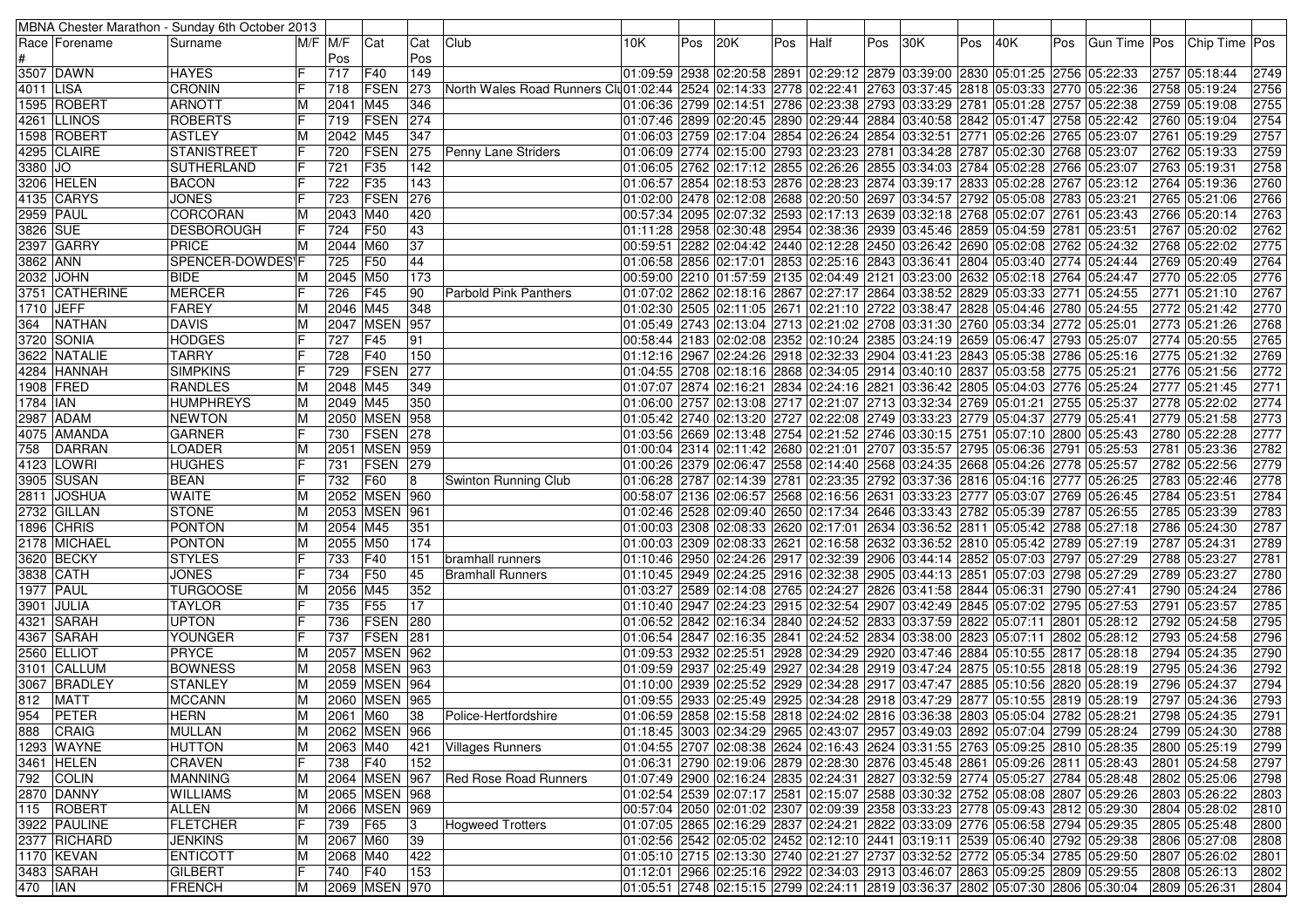| MBNA Chester Marathon - Sunday 6th October 2013 | | | | | | | | | | | | | | | | | | | | | | | |
|---|---|---|---|---|---|---|---|---|---|---|---|---|---|---|---|---|---|---|---|---|---|---|---|
| Race # | Forename | Surname | M/F | M/F Pos | Cat | Cat Pos | Club | 10K | Pos | 20K | Pos | Half | Pos | 30K | Pos | 40K | Pos | Gun Time | Pos | Chip Time | Pos |
| 3507 | DAWN | HAYES | F | 717 | F40 | 149 | | 01:09:59 | 2938 | 02:20:58 | 2891 | 02:29:12 | 2879 | 03:39:00 | 2830 | 05:01:25 | 2756 | 05:22:33 | 2757 | 05:18:44 | 2749 |
| 4011 | LISA | CRONIN | F | 718 | FSEN | 273 | North Wales Road Runners Clu | 01:02:44 | 2524 | 02:14:33 | 2778 | 02:22:41 | 2763 | 03:37:45 | 2818 | 05:03:33 | 2770 | 05:22:36 | 2758 | 05:19:24 | 2756 |
| 1595 | ROBERT | ARNOTT | M | 2041 | M45 | 346 | | 01:06:36 | 2799 | 02:14:51 | 2786 | 02:23:38 | 2793 | 03:33:29 | 2781 | 05:01:28 | 2757 | 05:22:38 | 2759 | 05:19:08 | 2755 |
| 4261 | LLINOS | ROBERTS | F | 719 | FSEN | 274 | | 01:07:46 | 2899 | 02:20:45 | 2890 | 02:29:44 | 2884 | 03:40:58 | 2842 | 05:01:47 | 2758 | 05:22:42 | 2760 | 05:19:04 | 2754 |
| 1598 | ROBERT | ASTLEY | M | 2042 | M45 | 347 | | 01:06:03 | 2759 | 02:17:04 | 2854 | 02:26:24 | 2854 | 03:32:51 | 2771 | 05:02:26 | 2765 | 05:23:07 | 2761 | 05:19:29 | 2757 |
| 4295 | CLAIRE | STANISTREET | F | 720 | FSEN | 275 | Penny Lane Striders | 01:06:09 | 2774 | 02:15:00 | 2793 | 02:23:23 | 2781 | 03:34:28 | 2787 | 05:02:30 | 2768 | 05:23:07 | 2762 | 05:19:33 | 2759 |
| 3380 | JO | SUTHERLAND | F | 721 | F35 | 142 | | 01:06:05 | 2762 | 02:17:12 | 2855 | 02:26:26 | 2855 | 03:34:03 | 2784 | 05:02:28 | 2766 | 05:23:07 | 2763 | 05:19:31 | 2758 |
| 3206 | HELEN | BACON | F | 722 | F35 | 143 | | 01:06:57 | 2854 | 02:18:53 | 2876 | 02:28:23 | 2874 | 03:39:17 | 2833 | 05:02:28 | 2767 | 05:23:12 | 2764 | 05:19:36 | 2760 |
| 4135 | CARYS | JONES | F | 723 | FSEN | 276 | | 01:02:00 | 2478 | 02:12:08 | 2688 | 02:20:50 | 2697 | 03:34:57 | 2792 | 05:05:08 | 2783 | 05:23:21 | 2765 | 05:21:06 | 2766 |
| 2959 | PAUL | CORCORAN | M | 2043 | M40 | 420 | | 00:57:34 | 2095 | 02:07:32 | 2593 | 02:17:13 | 2639 | 03:32:18 | 2768 | 05:02:07 | 2761 | 05:23:43 | 2766 | 05:20:14 | 2763 |
| 3826 | SUE | DESBOROUGH | F | 724 | F50 | 43 | | 01:11:28 | 2958 | 02:30:48 | 2954 | 02:38:36 | 2939 | 03:45:46 | 2859 | 05:04:59 | 2781 | 05:23:51 | 2767 | 05:20:02 | 2762 |
| 2397 | GARRY | PRICE | M | 2044 | M60 | 37 | | 00:59:51 | 2282 | 02:04:42 | 2440 | 02:12:28 | 2450 | 03:26:42 | 2690 | 05:02:08 | 2762 | 05:24:32 | 2768 | 05:22:02 | 2775 |
| 3862 | ANN | SPENCER-DOWDES'F | F | 725 | F50 | 44 | | 01:06:58 | 2856 | 02:17:01 | 2853 | 02:25:16 | 2843 | 03:36:41 | 2804 | 05:03:40 | 2774 | 05:24:44 | 2769 | 05:20:49 | 2764 |
| 2032 | JOHN | BIDE | M | 2045 | M50 | 173 | | 00:59:00 | 2210 | 01:57:59 | 2135 | 02:04:49 | 2121 | 03:23:00 | 2632 | 05:02:18 | 2764 | 05:24:47 | 2770 | 05:22:05 | 2776 |
| 3751 | CATHERINE | MERCER | F | 726 | F45 | 90 | Parbold Pink Panthers | 01:07:02 | 2862 | 02:18:16 | 2867 | 02:27:17 | 2864 | 03:38:52 | 2829 | 05:03:33 | 2771 | 05:24:55 | 2771 | 05:21:10 | 2767 |
| 1710 | JEFF | FAREY | M | 2046 | M45 | 348 | | 01:02:30 | 2505 | 02:11:05 | 2671 | 02:21:10 | 2722 | 03:38:47 | 2828 | 05:04:46 | 2780 | 05:24:55 | 2772 | 05:21:42 | 2770 |
| 364 | NATHAN | DAVIS | M | 2047 | MSEN | 957 | | 01:05:49 | 2743 | 02:13:04 | 2713 | 02:21:02 | 2708 | 03:31:30 | 2760 | 05:03:34 | 2772 | 05:25:01 | 2773 | 05:21:26 | 2768 |
| 3720 | SONIA | HODGES | F | 727 | F45 | 91 | | 00:58:44 | 2183 | 02:02:08 | 2352 | 02:10:24 | 2385 | 03:24:19 | 2659 | 05:06:47 | 2793 | 05:25:07 | 2774 | 05:20:55 | 2765 |
| 3622 | NATALIE | TARRY | F | 728 | F40 | 150 | | 01:12:16 | 2967 | 02:24:26 | 2918 | 02:32:33 | 2904 | 03:41:23 | 2843 | 05:05:38 | 2786 | 05:25:16 | 2775 | 05:21:32 | 2769 |
| 4284 | HANNAH | SIMPKINS | F | 729 | FSEN | 277 | | 01:04:55 | 2708 | 02:18:16 | 2868 | 02:34:05 | 2914 | 03:40:10 | 2837 | 05:03:58 | 2775 | 05:25:21 | 2776 | 05:21:56 | 2772 |
| 1908 | FRED | RANDLES | M | 2048 | M45 | 349 | | 01:07:07 | 2874 | 02:16:21 | 2834 | 02:24:16 | 2821 | 03:36:42 | 2805 | 05:04:03 | 2776 | 05:25:24 | 2777 | 05:21:45 | 2771 |
| 1784 | IAN | HUMPHREYS | M | 2049 | M45 | 350 | | 01:06:00 | 2757 | 02:13:08 | 2717 | 02:21:07 | 2713 | 03:32:34 | 2769 | 05:01:21 | 2755 | 05:25:37 | 2778 | 05:22:02 | 2774 |
| 2987 | ADAM | NEWTON | M | 2050 | MSEN | 958 | | 01:05:42 | 2740 | 02:13:20 | 2727 | 02:22:08 | 2749 | 03:33:23 | 2779 | 05:04:37 | 2779 | 05:25:41 | 2779 | 05:21:58 | 2773 |
| 4075 | AMANDA | GARNER | F | 730 | FSEN | 278 | | 01:03:56 | 2669 | 02:13:48 | 2754 | 02:21:52 | 2746 | 03:30:15 | 2751 | 05:07:10 | 2800 | 05:25:43 | 2780 | 05:22:28 | 2777 |
| 758 | DARRAN | LOADER | M | 2051 | MSEN | 959 | | 01:00:04 | 2314 | 02:11:42 | 2680 | 02:21:01 | 2707 | 03:35:57 | 2795 | 05:06:36 | 2791 | 05:25:53 | 2781 | 05:23:36 | 2782 |
| 4123 | LOWRI | HUGHES | F | 731 | FSEN | 279 | | 01:00:26 | 2379 | 02:06:47 | 2558 | 02:14:40 | 2568 | 03:24:35 | 2668 | 05:04:26 | 2778 | 05:25:57 | 2782 | 05:22:56 | 2779 |
| 3905 | SUSAN | BEAN | F | 732 | F60 | 8 | Swinton Running Club | 01:06:28 | 2787 | 02:14:39 | 2781 | 02:23:35 | 2792 | 03:37:36 | 2816 | 05:04:16 | 2777 | 05:26:25 | 2783 | 05:22:46 | 2778 |
| 2811 | JOSHUA | WAITE | M | 2052 | MSEN | 960 | | 00:58:07 | 2136 | 02:06:57 | 2568 | 02:16:56 | 2631 | 03:33:23 | 2777 | 05:03:07 | 2769 | 05:26:45 | 2784 | 05:23:51 | 2784 |
| 2732 | GILLAN | STONE | M | 2053 | MSEN | 961 | | 01:02:46 | 2528 | 02:09:40 | 2650 | 02:17:34 | 2646 | 03:33:43 | 2782 | 05:05:39 | 2787 | 05:26:55 | 2785 | 05:23:39 | 2783 |
| 1896 | CHRIS | PONTON | M | 2054 | M45 | 351 | | 01:00:03 | 2308 | 02:08:33 | 2620 | 02:17:01 | 2634 | 03:36:52 | 2811 | 05:05:42 | 2788 | 05:27:18 | 2786 | 05:24:30 | 2787 |
| 2178 | MICHAEL | PONTON | M | 2055 | M50 | 174 | | 01:00:03 | 2309 | 02:08:33 | 2621 | 02:16:58 | 2632 | 03:36:52 | 2810 | 05:05:42 | 2789 | 05:27:19 | 2787 | 05:24:31 | 2789 |
| 3620 | BECKY | STYLES | F | 733 | F40 | 151 | bramhall runners | 01:10:46 | 2950 | 02:24:26 | 2917 | 02:32:39 | 2906 | 03:44:14 | 2852 | 05:07:03 | 2797 | 05:27:29 | 2788 | 05:23:27 | 2781 |
| 3838 | CATH | JONES | F | 734 | F50 | 45 | Bramhall Runners | 01:10:45 | 2949 | 02:24:25 | 2916 | 02:32:38 | 2905 | 03:44:13 | 2851 | 05:07:03 | 2798 | 05:27:29 | 2789 | 05:23:27 | 2780 |
| 1977 | PAUL | TURGOOSE | M | 2056 | M45 | 352 | | 01:03:27 | 2589 | 02:14:08 | 2765 | 02:24:27 | 2826 | 03:41:58 | 2844 | 05:06:31 | 2790 | 05:27:41 | 2790 | 05:24:24 | 2786 |
| 3901 | JULIA | TAYLOR | F | 735 | F55 | 17 | | 01:10:40 | 2947 | 02:24:23 | 2915 | 02:32:54 | 2907 | 03:42:49 | 2845 | 05:07:02 | 2795 | 05:27:53 | 2791 | 05:23:57 | 2785 |
| 4321 | SARAH | UPTON | F | 736 | FSEN | 280 | | 01:06:52 | 2842 | 02:16:34 | 2840 | 02:24:52 | 2833 | 03:37:59 | 2822 | 05:07:11 | 2801 | 05:28:12 | 2792 | 05:24:58 | 2795 |
| 4367 | SARAH | YOUNGER | F | 737 | FSEN | 281 | | 01:06:54 | 2847 | 02:16:35 | 2841 | 02:24:52 | 2834 | 03:38:00 | 2823 | 05:07:11 | 2802 | 05:28:12 | 2793 | 05:24:58 | 2796 |
| 2560 | ELLIOT | PRYCE | M | 2057 | MSEN | 962 | | 01:09:53 | 2932 | 02:25:51 | 2928 | 02:34:29 | 2920 | 03:47:46 | 2884 | 05:10:55 | 2817 | 05:28:18 | 2794 | 05:24:35 | 2790 |
| 3101 | CALLUM | BOWNESS | M | 2058 | MSEN | 963 | | 01:09:59 | 2937 | 02:25:49 | 2927 | 02:34:28 | 2919 | 03:47:24 | 2875 | 05:10:55 | 2818 | 05:28:19 | 2795 | 05:24:36 | 2792 |
| 3067 | BRADLEY | STANLEY | M | 2059 | MSEN | 964 | | 01:10:00 | 2939 | 02:25:52 | 2929 | 02:34:28 | 2917 | 03:47:47 | 2885 | 05:10:56 | 2820 | 05:28:19 | 2796 | 05:24:37 | 2794 |
| 812 | MATT | MCCANN | M | 2060 | MSEN | 965 | | 01:09:55 | 2933 | 02:25:49 | 2925 | 02:34:28 | 2918 | 03:47:29 | 2877 | 05:10:55 | 2819 | 05:28:19 | 2797 | 05:24:36 | 2793 |
| 954 | PETER | HERN | M | 2061 | M60 | 38 | Police-Hertfordshire | 01:06:59 | 2858 | 02:15:58 | 2818 | 02:24:02 | 2816 | 03:36:38 | 2803 | 05:05:04 | 2782 | 05:28:21 | 2798 | 05:24:35 | 2791 |
| 888 | CRAIG | MULLAN | M | 2062 | MSEN | 966 | | 01:18:45 | 3003 | 02:34:29 | 2965 | 02:43:07 | 2957 | 03:49:03 | 2892 | 05:07:04 | 2799 | 05:28:24 | 2799 | 05:24:30 | 2788 |
| 1293 | WAYNE | HUTTON | M | 2063 | M40 | 421 | Villages Runners | 01:04:55 | 2707 | 02:08:38 | 2624 | 02:16:43 | 2624 | 03:31:55 | 2763 | 05:09:25 | 2810 | 05:28:35 | 2800 | 05:25:19 | 2799 |
| 3461 | HELEN | CRAVEN | F | 738 | F40 | 152 | | 01:06:31 | 2790 | 02:19:06 | 2879 | 02:28:30 | 2876 | 03:45:48 | 2861 | 05:09:26 | 2811 | 05:28:43 | 2801 | 05:24:58 | 2797 |
| 792 | COLIN | MANNING | M | 2064 | MSEN | 967 | Red Rose Road Runners | 01:07:49 | 2900 | 02:16:24 | 2835 | 02:24:31 | 2827 | 03:32:59 | 2774 | 05:05:27 | 2784 | 05:28:48 | 2802 | 05:25:06 | 2798 |
| 2870 | DANNY | WILLIAMS | M | 2065 | MSEN | 968 | | 01:02:54 | 2539 | 02:07:17 | 2581 | 02:15:07 | 2588 | 03:30:32 | 2752 | 05:08:08 | 2807 | 05:29:26 | 2803 | 05:26:22 | 2803 |
| 115 | ROBERT | ALLEN | M | 2066 | MSEN | 969 | | 00:57:04 | 2050 | 02:01:02 | 2307 | 02:09:39 | 2358 | 03:33:23 | 2778 | 05:09:43 | 2812 | 05:29:30 | 2804 | 05:28:02 | 2810 |
| 3922 | PAULINE | FLETCHER | F | 739 | F65 | 3 | Hogweed Trotters | 01:07:05 | 2865 | 02:16:29 | 2837 | 02:24:21 | 2822 | 03:33:09 | 2776 | 05:06:58 | 2794 | 05:29:35 | 2805 | 05:25:48 | 2800 |
| 2377 | RICHARD | JENKINS | M | 2067 | M60 | 39 | | 01:02:56 | 2542 | 02:05:02 | 2452 | 02:12:10 | 2441 | 03:19:11 | 2539 | 05:06:40 | 2792 | 05:29:38 | 2806 | 05:27:08 | 2808 |
| 1170 | KEVAN | ENTICOTT | M | 2068 | M40 | 422 | | 01:05:10 | 2715 | 02:13:30 | 2740 | 02:21:27 | 2737 | 03:32:52 | 2772 | 05:05:34 | 2785 | 05:29:50 | 2807 | 05:26:02 | 2801 |
| 3483 | SARAH | GILBERT | F | 740 | F40 | 153 | | 01:12:01 | 2966 | 02:25:16 | 2922 | 02:34:03 | 2913 | 03:46:07 | 2863 | 05:09:25 | 2809 | 05:29:55 | 2808 | 05:26:13 | 2802 |
| 470 | IAN | FRENCH | M | 2069 | MSEN | 970 | | 01:05:51 | 2748 | 02:15:15 | 2799 | 02:24:11 | 2819 | 03:36:37 | 2802 | 05:07:30 | 2806 | 05:30:04 | 2809 | 05:26:31 | 2804 |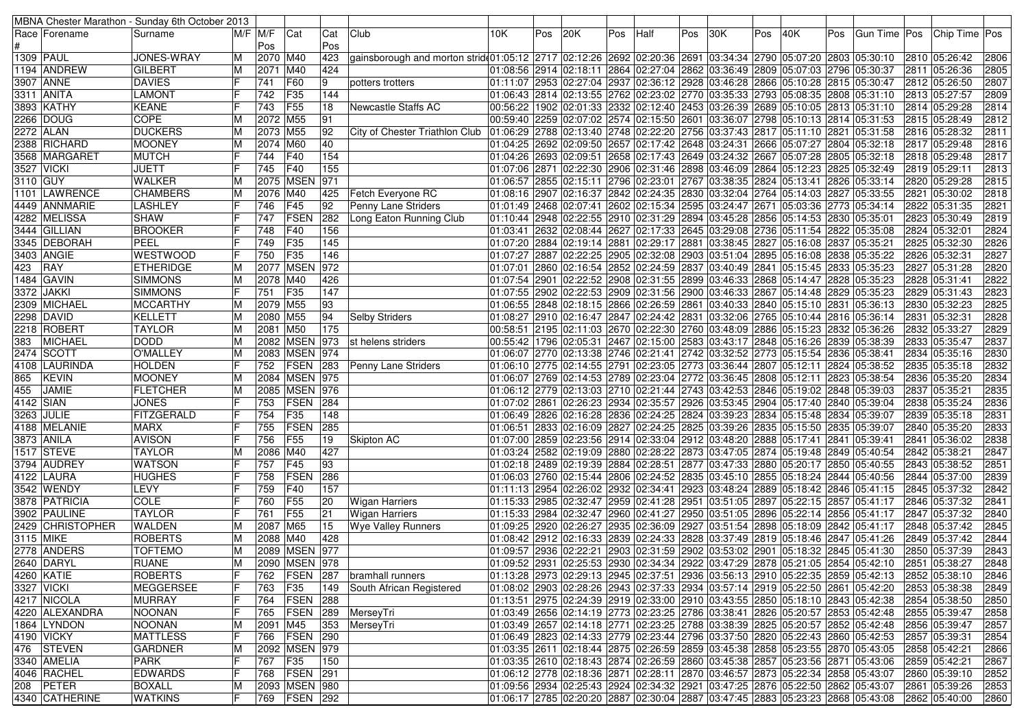| MBNA Chester Marathon - Sunday 6th October 2013 | | | | | | | | | | | | | | | | | | | | | | |
|---|---|---|---|---|---|---|---|---|---|---|---|---|---|---|---|---|---|---|---|---|---|---|
| Race # | Forename | Surname | M/F | M/F Pos | Cat | Cat Pos | Club | 10K | Pos | 20K | Pos | Half | Pos | 30K | Pos | 40K | Pos | Gun Time | Pos | Chip Time | Pos |
| 1309 | PAUL | JONES-WRAY | M | 2070 | M40 | 423 | gainsborough and morton strid | 01:05:12 | 2717 | 02:12:26 | 2692 | 02:20:36 | 2691 | 03:34:34 | 2790 | 05:07:20 | 2803 | 05:30:10 | 2810 | 05:26:42 | 2806 |
| 1194 | ANDREW | GILBERT | M | 2071 | M40 | 424 | | 01:08:56 | 2914 | 02:18:11 | 2864 | 02:27:04 | 2862 | 03:36:49 | 2809 | 05:07:03 | 2796 | 05:30:37 | 2811 | 05:26:36 | 2805 |
| 3907 | ANNE | DAVIES | F | 741 | F60 | 9 | potters trotters | 01:11:07 | 2953 | 02:27:04 | 2937 | 02:36:12 | 2928 | 03:46:28 | 2866 | 05:10:28 | 2815 | 05:30:47 | 2812 | 05:26:50 | 2807 |
| 3311 | ANITA | LAMONT | F | 742 | F35 | 144 | | 01:06:43 | 2814 | 02:13:55 | 2762 | 02:23:02 | 2770 | 03:35:33 | 2793 | 05:08:35 | 2808 | 05:31:10 | 2813 | 05:27:57 | 2809 |
| 3893 | KATHY | KEANE | F | 743 | F55 | 18 | Newcastle Staffs AC | 00:56:22 | 1902 | 02:01:33 | 2332 | 02:12:40 | 2453 | 03:26:39 | 2689 | 05:10:05 | 2813 | 05:31:10 | 2814 | 05:29:28 | 2814 |
| 2266 | DOUG | COPE | M | 2072 | M55 | 91 | | 00:59:40 | 2259 | 02:07:02 | 2574 | 02:15:50 | 2601 | 03:36:07 | 2798 | 05:10:13 | 2814 | 05:31:53 | 2815 | 05:28:49 | 2812 |
| 2272 | ALAN | DUCKERS | M | 2073 | M55 | 92 | City of Chester Triathlon Club | 01:06:29 | 2788 | 02:13:40 | 2748 | 02:22:20 | 2756 | 03:37:43 | 2817 | 05:11:10 | 2821 | 05:31:58 | 2816 | 05:28:32 | 2811 |
| 2388 | RICHARD | MOONEY | M | 2074 | M60 | 40 | | 01:04:25 | 2692 | 02:09:50 | 2657 | 02:17:42 | 2648 | 03:24:31 | 2666 | 05:07:27 | 2804 | 05:32:18 | 2817 | 05:29:48 | 2816 |
| 3568 | MARGARET | MUTCH | F | 744 | F40 | 154 | | 01:04:26 | 2693 | 02:09:51 | 2658 | 02:17:43 | 2649 | 03:24:32 | 2667 | 05:07:28 | 2805 | 05:32:18 | 2818 | 05:29:48 | 2817 |
| 3527 | VICKI | JUETT | F | 745 | F40 | 155 | | 01:07:06 | 2871 | 02:22:30 | 2906 | 02:31:46 | 2898 | 03:46:09 | 2864 | 05:12:23 | 2825 | 05:32:49 | 2819 | 05:29:11 | 2813 |
| 3110 | GUY | WALKER | M | 2075 | MSEN | 971 | | 01:06:57 | 2855 | 02:15:11 | 2796 | 02:23:01 | 2767 | 03:38:35 | 2824 | 05:13:41 | 2826 | 05:33:14 | 2820 | 05:29:28 | 2815 |
| 1101 | LAWRENCE | CHAMBERS | M | 2076 | M40 | 425 | Fetch Everyone RC | 01:08:16 | 2907 | 02:16:37 | 2842 | 02:24:35 | 2830 | 03:32:04 | 2764 | 05:14:03 | 2827 | 05:33:55 | 2821 | 05:30:02 | 2818 |
| 4449 | ANNMARIE | LASHLEY | F | 746 | F45 | 92 | Penny Lane Striders | 01:01:49 | 2468 | 02:07:41 | 2602 | 02:15:34 | 2595 | 03:24:47 | 2671 | 05:03:36 | 2773 | 05:34:14 | 2822 | 05:31:35 | 2821 |
| 4282 | MELISSA | SHAW | F | 747 | FSEN | 282 | Long Eaton Running Club | 01:10:44 | 2948 | 02:22:55 | 2910 | 02:31:29 | 2894 | 03:45:28 | 2856 | 05:14:53 | 2830 | 05:35:01 | 2823 | 05:30:49 | 2819 |
| 3444 | GILLIAN | BROOKER | F | 748 | F40 | 156 | | 01:03:41 | 2632 | 02:08:44 | 2627 | 02:17:33 | 2645 | 03:29:08 | 2736 | 05:11:54 | 2822 | 05:35:08 | 2824 | 05:32:01 | 2824 |
| 3345 | DEBORAH | PEEL | F | 749 | F35 | 145 | | 01:07:20 | 2884 | 02:19:14 | 2881 | 02:29:17 | 2881 | 03:38:45 | 2827 | 05:16:08 | 2837 | 05:35:21 | 2825 | 05:32:30 | 2826 |
| 3403 | ANGIE | WESTWOOD | F | 750 | F35 | 146 | | 01:07:27 | 2887 | 02:22:25 | 2905 | 02:32:08 | 2903 | 03:51:04 | 2895 | 05:16:08 | 2838 | 05:35:22 | 2826 | 05:32:31 | 2827 |
| 423 | RAY | ETHERIDGE | M | 2077 | MSEN | 972 | | 01:07:01 | 2860 | 02:16:54 | 2852 | 02:24:59 | 2837 | 03:40:49 | 2841 | 05:15:45 | 2833 | 05:35:23 | 2827 | 05:31:28 | 2820 |
| 1484 | GAVIN | SIMMONS | M | 2078 | M40 | 426 | | 01:07:54 | 2901 | 02:22:52 | 2908 | 02:31:55 | 2899 | 03:46:33 | 2868 | 05:14:47 | 2828 | 05:35:23 | 2828 | 05:31:41 | 2822 |
| 3372 | JAKKI | SIMMONS | F | 751 | F35 | 147 | | 01:07:55 | 2902 | 02:22:53 | 2909 | 02:31:56 | 2900 | 03:46:33 | 2867 | 05:14:48 | 2829 | 05:35:23 | 2829 | 05:31:43 | 2823 |
| 2309 | MICHAEL | MCCARTHY | M | 2079 | M55 | 93 | | 01:06:55 | 2848 | 02:18:15 | 2866 | 02:26:59 | 2861 | 03:40:33 | 2840 | 05:15:10 | 2831 | 05:36:13 | 2830 | 05:32:23 | 2825 |
| 2298 | DAVID | KELLETT | M | 2080 | M55 | 94 | Selby Striders | 01:08:27 | 2910 | 02:16:47 | 2847 | 02:24:42 | 2831 | 03:32:06 | 2765 | 05:10:44 | 2816 | 05:36:14 | 2831 | 05:32:31 | 2828 |
| 2218 | ROBERT | TAYLOR | M | 2081 | M50 | 175 | | 00:58:51 | 2195 | 02:11:03 | 2670 | 02:22:30 | 2760 | 03:48:09 | 2886 | 05:15:23 | 2832 | 05:36:26 | 2832 | 05:33:27 | 2829 |
| 383 | MICHAEL | DODD | M | 2082 | MSEN | 973 | st helens striders | 00:55:42 | 1796 | 02:05:31 | 2467 | 02:15:00 | 2583 | 03:43:17 | 2848 | 05:16:26 | 2839 | 05:38:39 | 2833 | 05:35:47 | 2837 |
| 2474 | SCOTT | O'MALLEY | M | 2083 | MSEN | 974 | | 01:06:07 | 2770 | 02:13:38 | 2746 | 02:21:41 | 2742 | 03:32:52 | 2773 | 05:15:54 | 2836 | 05:38:41 | 2834 | 05:35:16 | 2830 |
| 4108 | LAURINDA | HOLDEN | F | 752 | FSEN | 283 | Penny Lane Striders | 01:06:10 | 2775 | 02:14:55 | 2791 | 02:23:05 | 2773 | 03:36:44 | 2807 | 05:12:11 | 2824 | 05:38:52 | 2835 | 05:35:18 | 2832 |
| 865 | KEVIN | MOONEY | M | 2084 | MSEN | 975 | | 01:06:07 | 2769 | 02:14:53 | 2789 | 02:23:04 | 2772 | 03:36:45 | 2808 | 05:12:11 | 2823 | 05:38:54 | 2836 | 05:35:20 | 2834 |
| 455 | JAMIE | FLETCHER | M | 2085 | MSEN | 976 | | 01:06:12 | 2779 | 02:13:03 | 2710 | 02:21:44 | 2743 | 03:42:53 | 2846 | 05:19:02 | 2848 | 05:39:03 | 2837 | 05:35:21 | 2835 |
| 4142 | SIAN | JONES | F | 753 | FSEN | 284 | | 01:07:02 | 2861 | 02:26:23 | 2934 | 02:35:57 | 2926 | 03:53:45 | 2904 | 05:17:40 | 2840 | 05:39:04 | 2838 | 05:35:24 | 2836 |
| 3263 | JULIE | FITZGERALD | F | 754 | F35 | 148 | | 01:06:49 | 2826 | 02:16:28 | 2836 | 02:24:25 | 2824 | 03:39:23 | 2834 | 05:15:48 | 2834 | 05:39:07 | 2839 | 05:35:18 | 2831 |
| 4188 | MELANIE | MARX | F | 755 | FSEN | 285 | | 01:06:51 | 2833 | 02:16:09 | 2827 | 02:24:25 | 2825 | 03:39:26 | 2835 | 05:15:50 | 2835 | 05:39:07 | 2840 | 05:35:20 | 2833 |
| 3873 | ANILA | AVISON | F | 756 | F55 | 19 | Skipton AC | 01:07:00 | 2859 | 02:23:56 | 2914 | 02:33:04 | 2912 | 03:48:20 | 2888 | 05:17:41 | 2841 | 05:39:41 | 2841 | 05:36:02 | 2838 |
| 1517 | STEVE | TAYLOR | M | 2086 | M40 | 427 | | 01:03:24 | 2582 | 02:19:09 | 2880 | 02:28:22 | 2873 | 03:47:05 | 2874 | 05:19:48 | 2849 | 05:40:54 | 2842 | 05:38:21 | 2847 |
| 3794 | AUDREY | WATSON | F | 757 | F45 | 93 | | 01:02:18 | 2489 | 02:19:39 | 2884 | 02:28:51 | 2877 | 03:47:33 | 2880 | 05:20:17 | 2850 | 05:40:55 | 2843 | 05:38:52 | 2851 |
| 4122 | LAURA | HUGHES | F | 758 | FSEN | 286 | | 01:06:03 | 2760 | 02:15:44 | 2806 | 02:24:52 | 2835 | 03:45:10 | 2855 | 05:18:24 | 2844 | 05:40:56 | 2844 | 05:37:00 | 2839 |
| 3542 | WENDY | LEVY | F | 759 | F40 | 157 | | 01:11:13 | 2954 | 02:26:02 | 2932 | 02:34:41 | 2923 | 03:48:24 | 2889 | 05:18:42 | 2846 | 05:41:15 | 2845 | 05:37:32 | 2842 |
| 3878 | PATRICIA | COLE | F | 760 | F55 | 20 | Wigan Harriers | 01:15:33 | 2985 | 02:32:47 | 2959 | 02:41:28 | 2951 | 03:51:05 | 2897 | 05:22:15 | 2857 | 05:41:17 | 2846 | 05:37:32 | 2841 |
| 3902 | PAULINE | TAYLOR | F | 761 | F55 | 21 | Wigan Harriers | 01:15:33 | 2984 | 02:32:47 | 2960 | 02:41:27 | 2950 | 03:51:05 | 2896 | 05:22:14 | 2856 | 05:41:17 | 2847 | 05:37:32 | 2840 |
| 2429 | CHRISTOPHER | WALDEN | M | 2087 | M65 | 15 | Wye Valley Runners | 01:09:25 | 2920 | 02:26:27 | 2935 | 02:36:09 | 2927 | 03:51:54 | 2898 | 05:18:09 | 2842 | 05:41:17 | 2848 | 05:37:42 | 2845 |
| 3115 | MIKE | ROBERTS | M | 2088 | M40 | 428 | | 01:08:42 | 2912 | 02:16:33 | 2839 | 02:24:33 | 2828 | 03:37:49 | 2819 | 05:18:46 | 2847 | 05:41:26 | 2849 | 05:37:42 | 2844 |
| 2778 | ANDERS | TOFTEMO | M | 2089 | MSEN | 977 | | 01:09:57 | 2936 | 02:22:21 | 2903 | 02:31:59 | 2902 | 03:53:02 | 2901 | 05:18:32 | 2845 | 05:41:30 | 2850 | 05:37:39 | 2843 |
| 2640 | DARYL | RUANE | M | 2090 | MSEN | 978 | | 01:09:52 | 2931 | 02:25:53 | 2930 | 02:34:34 | 2922 | 03:47:29 | 2878 | 05:21:05 | 2854 | 05:42:10 | 2851 | 05:38:27 | 2848 |
| 4260 | KATIE | ROBERTS | F | 762 | FSEN | 287 | bramhall runners | 01:13:28 | 2973 | 02:29:13 | 2945 | 02:37:51 | 2936 | 03:56:13 | 2910 | 05:22:35 | 2859 | 05:42:13 | 2852 | 05:38:10 | 2846 |
| 3327 | VICKI | MEGGERSEE | F | 763 | F35 | 149 | South African Registered | 01:08:02 | 2903 | 02:28:26 | 2943 | 02:37:33 | 2934 | 03:57:14 | 2919 | 05:22:50 | 2861 | 05:42:20 | 2853 | 05:38:38 | 2849 |
| 4217 | NICOLA | MURRAY | F | 764 | FSEN | 288 | | 01:13:51 | 2975 | 02:24:39 | 2919 | 02:33:00 | 2910 | 03:43:55 | 2850 | 05:18:10 | 2843 | 05:42:38 | 2854 | 05:38:50 | 2850 |
| 4220 | ALEXANDRA | NOONAN | F | 765 | FSEN | 289 | MerseyTri | 01:03:49 | 2656 | 02:14:19 | 2773 | 02:23:25 | 2786 | 03:38:41 | 2826 | 05:20:57 | 2853 | 05:42:48 | 2855 | 05:39:47 | 2858 |
| 1864 | LYNDON | NOONAN | M | 2091 | M45 | 353 | MerseyTri | 01:03:49 | 2657 | 02:14:18 | 2771 | 02:23:25 | 2788 | 03:38:39 | 2825 | 05:20:57 | 2852 | 05:42:48 | 2856 | 05:39:47 | 2857 |
| 4190 | VICKY | MATTLESS | F | 766 | FSEN | 290 | | 01:06:49 | 2823 | 02:14:33 | 2779 | 02:23:44 | 2796 | 03:37:50 | 2820 | 05:22:43 | 2860 | 05:42:52 | 2857 | 05:39:31 | 2854 |
| 476 | STEVEN | GARDNER | M | 2092 | MSEN | 979 | | 01:03:35 | 2611 | 02:18:44 | 2875 | 02:26:59 | 2859 | 03:45:38 | 2858 | 05:23:55 | 2870 | 05:43:05 | 2858 | 05:42:21 | 2866 |
| 3340 | AMELIA | PARK | F | 767 | F35 | 150 | | 01:03:35 | 2610 | 02:18:43 | 2874 | 02:26:59 | 2860 | 03:45:38 | 2857 | 05:23:56 | 2871 | 05:43:06 | 2859 | 05:42:21 | 2867 |
| 4046 | RACHEL | EDWARDS | F | 768 | FSEN | 291 | | 01:06:12 | 2778 | 02:18:36 | 2871 | 02:28:11 | 2870 | 03:46:57 | 2873 | 05:22:34 | 2858 | 05:43:07 | 2860 | 05:39:10 | 2852 |
| 208 | PETER | BOXALL | M | 2093 | MSEN | 980 | | 01:09:56 | 2934 | 02:25:43 | 2924 | 02:34:32 | 2921 | 03:47:25 | 2876 | 05:22:50 | 2862 | 05:43:07 | 2861 | 05:39:26 | 2853 |
| 4340 | CATHERINE | WATKINS | F | 769 | FSEN | 292 | | 01:06:17 | 2785 | 02:20:20 | 2887 | 02:30:04 | 2887 | 03:47:45 | 2883 | 05:23:23 | 2868 | 05:43:08 | 2862 | 05:40:00 | 2860 |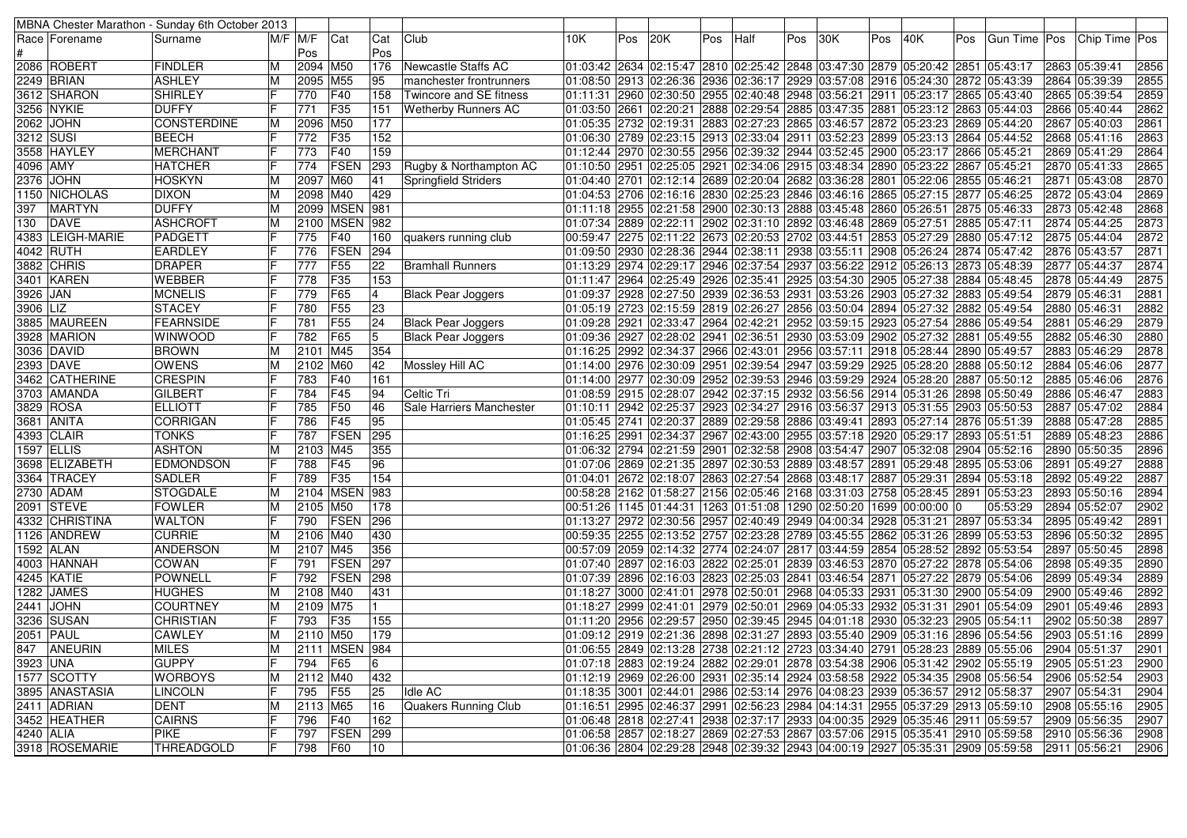| MBNA Chester Marathon - Sunday 6th October 2013 | | | | | | | | | | | | | | | | | | | | | | |
|---|---|---|---|---|---|---|---|---|---|---|---|---|---|---|---|---|---|---|---|---|---|---|
| Race # | Forename | Surname | M/F | M/F Pos | Cat | Cat Pos | Club | 10K | Pos | 20K | Pos | Half | Pos | 30K | Pos | 40K | Pos | Gun Time | Pos | Chip Time | Pos |
| 2086 | ROBERT | FINDLER | M | 2094 | M50 | 176 | Newcastle Staffs AC | 01:03:42 | 2634 | 02:15:47 | 2810 | 02:25:42 | 2848 | 03:47:30 | 2879 | 05:20:42 | 2851 | 05:43:17 | 2863 | 05:39:41 | 2856 |
| 2249 | BRIAN | ASHLEY | M | 2095 | M55 | 95 | manchester frontrunners | 01:08:50 | 2913 | 02:26:36 | 2936 | 02:36:17 | 2929 | 03:57:08 | 2916 | 05:24:30 | 2872 | 05:43:39 | 2864 | 05:39:39 | 2855 |
| 3612 | SHARON | SHIRLEY | F | 770 | F40 | 158 | Twincore and SE fitness | 01:11:31 | 2960 | 02:30:50 | 2955 | 02:40:48 | 2948 | 03:56:21 | 2911 | 05:23:17 | 2865 | 05:43:40 | 2865 | 05:39:54 | 2859 |
| 3256 | NYKIE | DUFFY | F | 771 | F35 | 151 | Wetherby Runners AC | 01:03:50 | 2661 | 02:20:21 | 2888 | 02:29:54 | 2885 | 03:47:35 | 2881 | 05:23:12 | 2863 | 05:44:03 | 2866 | 05:40:44 | 2862 |
| 2062 | JOHN | CONSTERDINE | M | 2096 | M50 | 177 | | 01:05:35 | 2732 | 02:19:31 | 2883 | 02:27:23 | 2865 | 03:46:57 | 2872 | 05:23:23 | 2869 | 05:44:20 | 2867 | 05:40:03 | 2861 |
| 3212 | SUSI | BEECH | F | 772 | F35 | 152 | | 01:06:30 | 2789 | 02:23:15 | 2913 | 02:33:04 | 2911 | 03:52:23 | 2899 | 05:23:13 | 2864 | 05:44:52 | 2868 | 05:41:16 | 2863 |
| 3558 | HAYLEY | MERCHANT | F | 773 | F40 | 159 | | 01:12:44 | 2970 | 02:30:55 | 2956 | 02:39:32 | 2944 | 03:52:45 | 2900 | 05:23:17 | 2866 | 05:45:21 | 2869 | 05:41:29 | 2864 |
| 4096 | AMY | HATCHER | F | 774 | FSEN | 293 | Rugby & Northampton AC | 01:10:50 | 2951 | 02:25:05 | 2921 | 02:34:06 | 2915 | 03:48:34 | 2890 | 05:23:22 | 2867 | 05:45:21 | 2870 | 05:41:33 | 2865 |
| 2376 | JOHN | HOSKYN | M | 2097 | M60 | 41 | Springfield Striders | 01:04:40 | 2701 | 02:12:14 | 2689 | 02:20:04 | 2682 | 03:36:28 | 2801 | 05:22:06 | 2855 | 05:46:21 | 2871 | 05:43:08 | 2870 |
| 1150 | NICHOLAS | DIXON | M | 2098 | M40 | 429 | | 01:04:53 | 2706 | 02:16:16 | 2830 | 02:25:23 | 2846 | 03:46:16 | 2865 | 05:27:15 | 2877 | 05:46:25 | 2872 | 05:43:04 | 2869 |
| 397 | MARTYN | DUFFY | M | 2099 | MSEN | 981 | | 01:11:18 | 2955 | 02:21:58 | 2900 | 02:30:13 | 2888 | 03:45:48 | 2860 | 05:26:51 | 2875 | 05:46:33 | 2873 | 05:42:48 | 2868 |
| 130 | DAVE | ASHCROFT | M | 2100 | MSEN | 982 | | 01:07:34 | 2889 | 02:22:11 | 2902 | 02:31:10 | 2892 | 03:46:48 | 2869 | 05:27:51 | 2885 | 05:47:11 | 2874 | 05:44:25 | 2873 |
| 4383 | LEIGH-MARIE | PADGETT | F | 775 | F40 | 160 | quakers running club | 00:59:47 | 2275 | 02:11:22 | 2673 | 02:20:53 | 2702 | 03:44:51 | 2853 | 05:27:29 | 2880 | 05:47:12 | 2875 | 05:44:04 | 2872 |
| 4042 | RUTH | EARDLEY | F | 776 | FSEN | 294 | | 01:09:50 | 2930 | 02:28:36 | 2944 | 02:38:11 | 2938 | 03:55:11 | 2908 | 05:26:24 | 2874 | 05:47:42 | 2876 | 05:43:57 | 2871 |
| 3882 | CHRIS | DRAPER | F | 777 | F55 | 22 | Bramhall Runners | 01:13:29 | 2974 | 02:29:17 | 2946 | 02:37:54 | 2937 | 03:56:22 | 2912 | 05:26:13 | 2873 | 05:48:39 | 2877 | 05:44:37 | 2874 |
| 3401 | KAREN | WEBBER | F | 778 | F35 | 153 | | 01:11:47 | 2964 | 02:25:49 | 2926 | 02:35:41 | 2925 | 03:54:30 | 2905 | 05:27:38 | 2884 | 05:48:45 | 2878 | 05:44:49 | 2875 |
| 3926 | JAN | MCNELIS | F | 779 | F65 | 4 | Black Pear Joggers | 01:09:37 | 2928 | 02:27:50 | 2939 | 02:36:53 | 2931 | 03:53:26 | 2903 | 05:27:32 | 2883 | 05:49:54 | 2879 | 05:46:31 | 2881 |
| 3906 | LIZ | STACEY | F | 780 | F55 | 23 | | 01:05:19 | 2723 | 02:15:59 | 2819 | 02:26:27 | 2856 | 03:50:04 | 2894 | 05:27:32 | 2882 | 05:49:54 | 2880 | 05:46:31 | 2882 |
| 3885 | MAUREEN | FEARNSIDE | F | 781 | F55 | 24 | Black Pear Joggers | 01:09:28 | 2921 | 02:33:47 | 2964 | 02:42:21 | 2952 | 03:59:15 | 2923 | 05:27:54 | 2886 | 05:49:54 | 2881 | 05:46:29 | 2879 |
| 3928 | MARION | WINWOOD | F | 782 | F65 | 5 | Black Pear Joggers | 01:09:36 | 2927 | 02:28:02 | 2941 | 02:36:51 | 2930 | 03:53:09 | 2902 | 05:27:32 | 2881 | 05:49:55 | 2882 | 05:46:30 | 2880 |
| 3036 | DAVID | BROWN | M | 2101 | M45 | 354 | | 01:16:25 | 2992 | 02:34:37 | 2966 | 02:43:01 | 2956 | 03:57:11 | 2918 | 05:28:44 | 2890 | 05:49:57 | 2883 | 05:46:29 | 2878 |
| 2393 | DAVE | OWENS | M | 2102 | M60 | 42 | Mossley Hill AC | 01:14:00 | 2976 | 02:30:09 | 2951 | 02:39:54 | 2947 | 03:59:29 | 2925 | 05:28:20 | 2888 | 05:50:12 | 2884 | 05:46:06 | 2877 |
| 3462 | CATHERINE | CRESPIN | F | 783 | F40 | 161 | | 01:14:00 | 2977 | 02:30:09 | 2952 | 02:39:53 | 2946 | 03:59:29 | 2924 | 05:28:20 | 2887 | 05:50:12 | 2885 | 05:46:06 | 2876 |
| 3703 | AMANDA | GILBERT | F | 784 | F45 | 94 | Celtic Tri | 01:08:59 | 2915 | 02:28:07 | 2942 | 02:37:15 | 2932 | 03:56:56 | 2914 | 05:31:26 | 2898 | 05:50:49 | 2886 | 05:46:47 | 2883 |
| 3829 | ROSA | ELLIOTT | F | 785 | F50 | 46 | Sale Harriers Manchester | 01:10:11 | 2942 | 02:25:37 | 2923 | 02:34:27 | 2916 | 03:56:37 | 2913 | 05:31:55 | 2903 | 05:50:53 | 2887 | 05:47:02 | 2884 |
| 3681 | ANITA | CORRIGAN | F | 786 | F45 | 95 | | 01:05:45 | 2741 | 02:20:37 | 2889 | 02:29:58 | 2886 | 03:49:41 | 2893 | 05:27:14 | 2876 | 05:51:39 | 2888 | 05:47:28 | 2885 |
| 4393 | CLAIR | TONKS | F | 787 | FSEN | 295 | | 01:16:25 | 2991 | 02:34:37 | 2967 | 02:43:00 | 2955 | 03:57:18 | 2920 | 05:29:17 | 2893 | 05:51:51 | 2889 | 05:48:23 | 2886 |
| 1597 | ELLIS | ASHTON | M | 2103 | M45 | 355 | | 01:06:32 | 2794 | 02:21:59 | 2901 | 02:32:58 | 2908 | 03:54:47 | 2907 | 05:32:08 | 2904 | 05:52:16 | 2890 | 05:50:35 | 2896 |
| 3698 | ELIZABETH | EDMONDSON | F | 788 | F45 | 96 | | 01:07:06 | 2869 | 02:21:35 | 2897 | 02:30:53 | 2889 | 03:48:57 | 2891 | 05:29:48 | 2895 | 05:53:06 | 2891 | 05:49:27 | 2888 |
| 3364 | TRACEY | SADLER | F | 789 | F35 | 154 | | 01:04:01 | 2672 | 02:18:07 | 2863 | 02:27:54 | 2868 | 03:48:17 | 2887 | 05:29:31 | 2894 | 05:53:18 | 2892 | 05:49:22 | 2887 |
| 2730 | ADAM | STOGDALE | M | 2104 | MSEN | 983 | | 00:58:28 | 2162 | 01:58:27 | 2156 | 02:05:46 | 2168 | 03:31:03 | 2758 | 05:28:45 | 2891 | 05:53:23 | 2893 | 05:50:16 | 2894 |
| 2091 | STEVE | FOWLER | M | 2105 | M50 | 178 | | 00:51:26 | 1145 | 01:44:31 | 1263 | 01:51:08 | 1290 | 02:50:20 | 1699 | 00:00:00 | 0 | 05:53:29 | 2894 | 05:52:07 | 2902 |
| 4332 | CHRISTINA | WALTON | F | 790 | FSEN | 296 | | 01:13:27 | 2972 | 02:30:56 | 2957 | 02:40:49 | 2949 | 04:00:34 | 2928 | 05:31:21 | 2897 | 05:53:34 | 2895 | 05:49:42 | 2891 |
| 1126 | ANDREW | CURRIE | M | 2106 | M40 | 430 | | 00:59:35 | 2255 | 02:13:52 | 2757 | 02:23:28 | 2789 | 03:45:55 | 2862 | 05:31:26 | 2899 | 05:53:53 | 2896 | 05:50:32 | 2895 |
| 1592 | ALAN | ANDERSON | M | 2107 | M45 | 356 | | 00:57:09 | 2059 | 02:14:32 | 2774 | 02:24:07 | 2817 | 03:44:59 | 2854 | 05:28:52 | 2892 | 05:53:54 | 2897 | 05:50:45 | 2898 |
| 4003 | HANNAH | COWAN | F | 791 | FSEN | 297 | | 01:07:40 | 2897 | 02:16:03 | 2822 | 02:25:01 | 2839 | 03:46:53 | 2870 | 05:27:22 | 2878 | 05:54:06 | 2898 | 05:49:35 | 2890 |
| 4245 | KATIE | POWNELL | F | 792 | FSEN | 298 | | 01:07:39 | 2896 | 02:16:03 | 2823 | 02:25:03 | 2841 | 03:46:54 | 2871 | 05:27:22 | 2879 | 05:54:06 | 2899 | 05:49:34 | 2889 |
| 1282 | JAMES | HUGHES | M | 2108 | M40 | 431 | | 01:18:27 | 3000 | 02:41:01 | 2978 | 02:50:01 | 2968 | 04:05:33 | 2931 | 05:31:30 | 2900 | 05:54:09 | 2900 | 05:49:46 | 2892 |
| 2441 | JOHN | COURTNEY | M | 2109 | M75 | 1 | | 01:18:27 | 2999 | 02:41:01 | 2979 | 02:50:01 | 2969 | 04:05:33 | 2932 | 05:31:31 | 2901 | 05:54:09 | 2901 | 05:49:46 | 2893 |
| 3236 | SUSAN | CHRISTIAN | F | 793 | F35 | 155 | | 01:11:20 | 2956 | 02:29:57 | 2950 | 02:39:45 | 2945 | 04:01:18 | 2930 | 05:32:23 | 2905 | 05:54:11 | 2902 | 05:50:38 | 2897 |
| 2051 | PAUL | CAWLEY | M | 2110 | M50 | 179 | | 01:09:12 | 2919 | 02:21:36 | 2898 | 02:31:27 | 2893 | 03:55:40 | 2909 | 05:31:16 | 2896 | 05:54:56 | 2903 | 05:51:16 | 2899 |
| 847 | ANEURIN | MILES | M | 2111 | MSEN | 984 | | 01:06:55 | 2849 | 02:13:28 | 2738 | 02:21:12 | 2723 | 03:34:40 | 2791 | 05:28:23 | 2889 | 05:55:06 | 2904 | 05:51:37 | 2901 |
| 3923 | UNA | GUPPY | F | 794 | F65 | 6 | | 01:07:18 | 2883 | 02:19:24 | 2882 | 02:29:01 | 2878 | 03:54:38 | 2906 | 05:31:42 | 2902 | 05:55:19 | 2905 | 05:51:23 | 2900 |
| 1577 | SCOTTY | WORBOYS | M | 2112 | M40 | 432 | | 01:12:19 | 2969 | 02:26:00 | 2931 | 02:35:14 | 2924 | 03:58:58 | 2922 | 05:34:35 | 2908 | 05:56:54 | 2906 | 05:52:54 | 2903 |
| 3895 | ANASTASIA | LINCOLN | F | 795 | F55 | 25 | Idle AC | 01:18:35 | 3001 | 02:44:01 | 2986 | 02:53:14 | 2976 | 04:08:23 | 2939 | 05:36:57 | 2912 | 05:58:37 | 2907 | 05:54:31 | 2904 |
| 2411 | ADRIAN | DENT | M | 2113 | M65 | 16 | Quakers Running Club | 01:16:51 | 2995 | 02:46:37 | 2991 | 02:56:23 | 2984 | 04:14:31 | 2955 | 05:37:29 | 2913 | 05:59:10 | 2908 | 05:55:16 | 2905 |
| 3452 | HEATHER | CAIRNS | F | 796 | F40 | 162 | | 01:06:48 | 2818 | 02:27:41 | 2938 | 02:37:17 | 2933 | 04:00:35 | 2929 | 05:35:46 | 2911 | 05:59:57 | 2909 | 05:56:35 | 2907 |
| 4240 | ALIA | PIKE | F | 797 | FSEN | 299 | | 01:06:58 | 2857 | 02:18:27 | 2869 | 02:27:53 | 2867 | 03:57:06 | 2915 | 05:35:41 | 2910 | 05:59:58 | 2910 | 05:56:36 | 2908 |
| 3918 | ROSEMARIE | THREADGOLD | F | 798 | F60 | 10 | | 01:06:36 | 2804 | 02:29:28 | 2948 | 02:39:32 | 2943 | 04:00:19 | 2927 | 05:35:31 | 2909 | 05:59:58 | 2911 | 05:56:21 | 2906 |